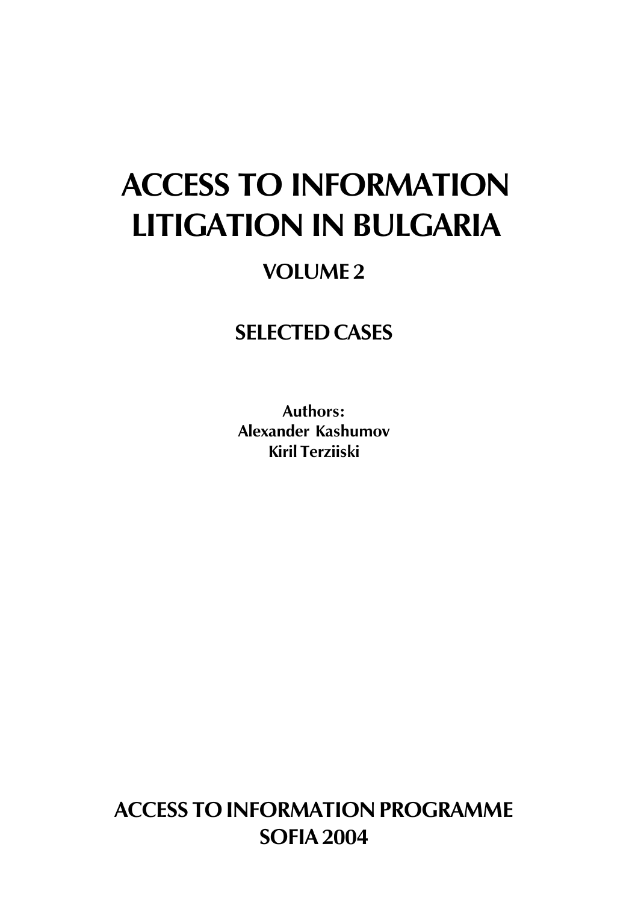# ACCESS TO INFORMATION LITIGATION IN BULGARIA

## VOLUME 2

## SELECTED CASES

**Authors:**
**Alexander Kashumov**
**Kiril Terziiski**

**ACCESS TO INFORMATION PROGRAMME**
**SOFIA 2004**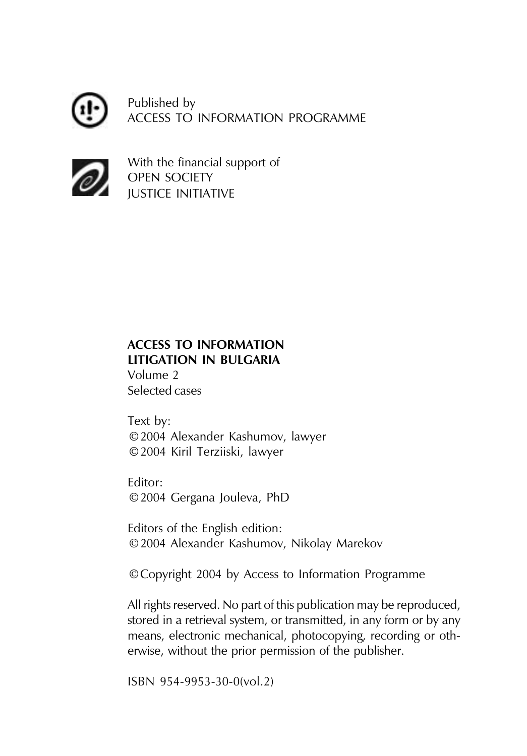Published by
ACCESS TO INFORMATION PROGRAMME

With the financial support of
OPEN SOCIETY
JUSTICE INITIATIVE

**ACCESS TO INFORMATION**
**LITIGATION IN BULGARIA**
Volume 2
Selected cases

Text by:
© 2004 Alexander Kashumov, lawyer
© 2004 Kiril Terziiski, lawyer

Editor:
© 2004 Gergana Jouleva, PhD

Editors of the English edition:
© 2004 Alexander Kashumov, Nikolay Marekov

© Copyright 2004 by Access to Information Programme

All rights reserved. No part of this publication may be reproduced, stored in a retrieval system, or transmitted, in any form or by any means, electronic mechanical, photocopying, recording or otherwise, without the prior permission of the publisher.

ISBN 954-9953-30-0(vol.2)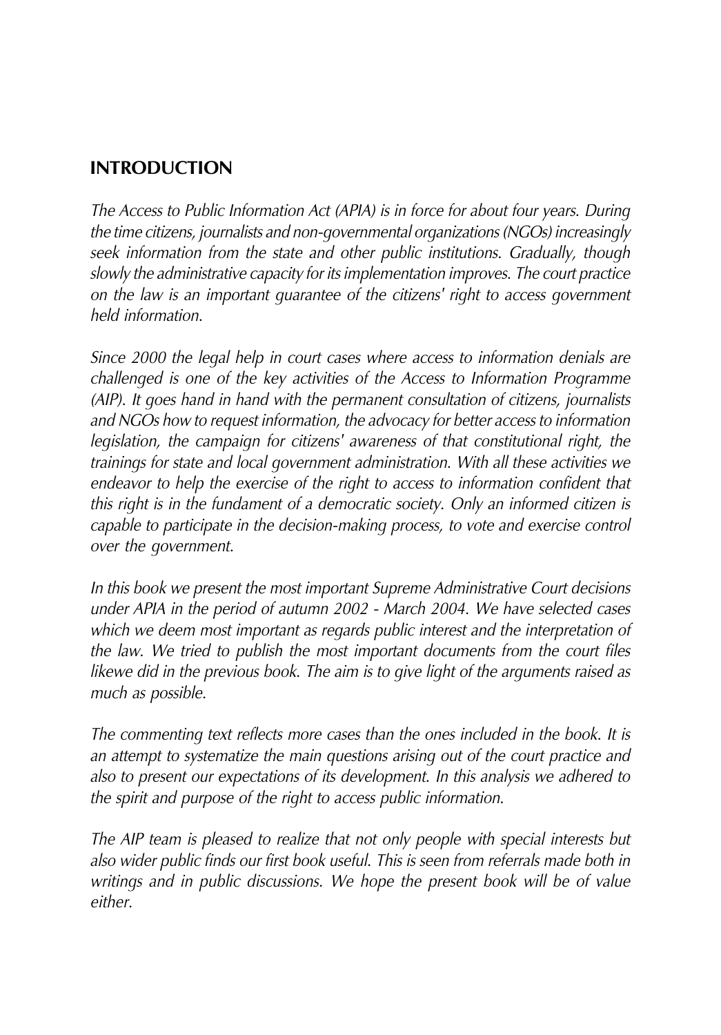## INTRODUCTION

*The Access to Public Information Act (APIA) is in force for about four years. During the time citizens, journalists and non-governmental organizations (NGOs) increasingly seek information from the state and other public institutions. Gradually, though slowly the administrative capacity for its implementation improves. The court practice on the law is an important guarantee of the citizens' right to access government held information.*

*Since 2000 the legal help in court cases where access to information denials are challenged is one of the key activities of the Access to Information Programme (AIP). It goes hand in hand with the permanent consultation of citizens, journalists and NGOs how to request information, the advocacy for better access to information legislation, the campaign for citizens' awareness of that constitutional right, the trainings for state and local government administration. With all these activities we endeavor to help the exercise of the right to access to information confident that this right is in the fundament of a democratic society. Only an informed citizen is capable to participate in the decision-making process, to vote and exercise control over the government.*

*In this book we present the most important Supreme Administrative Court decisions under APIA in the period of autumn 2002 - March 2004. We have selected cases which we deem most important as regards public interest and the interpretation of the law. We tried to publish the most important documents from the court files likewe did in the previous book. The aim is to give light of the arguments raised as much as possible.*

*The commenting text reflects more cases than the ones included in the book. It is an attempt to systematize the main questions arising out of the court practice and also to present our expectations of its development. In this analysis we adhered to the spirit and purpose of the right to access public information.*

*The AIP team is pleased to realize that not only people with special interests but also wider public finds our first book useful. This is seen from referrals made both in writings and in public discussions. We hope the present book will be of value either.*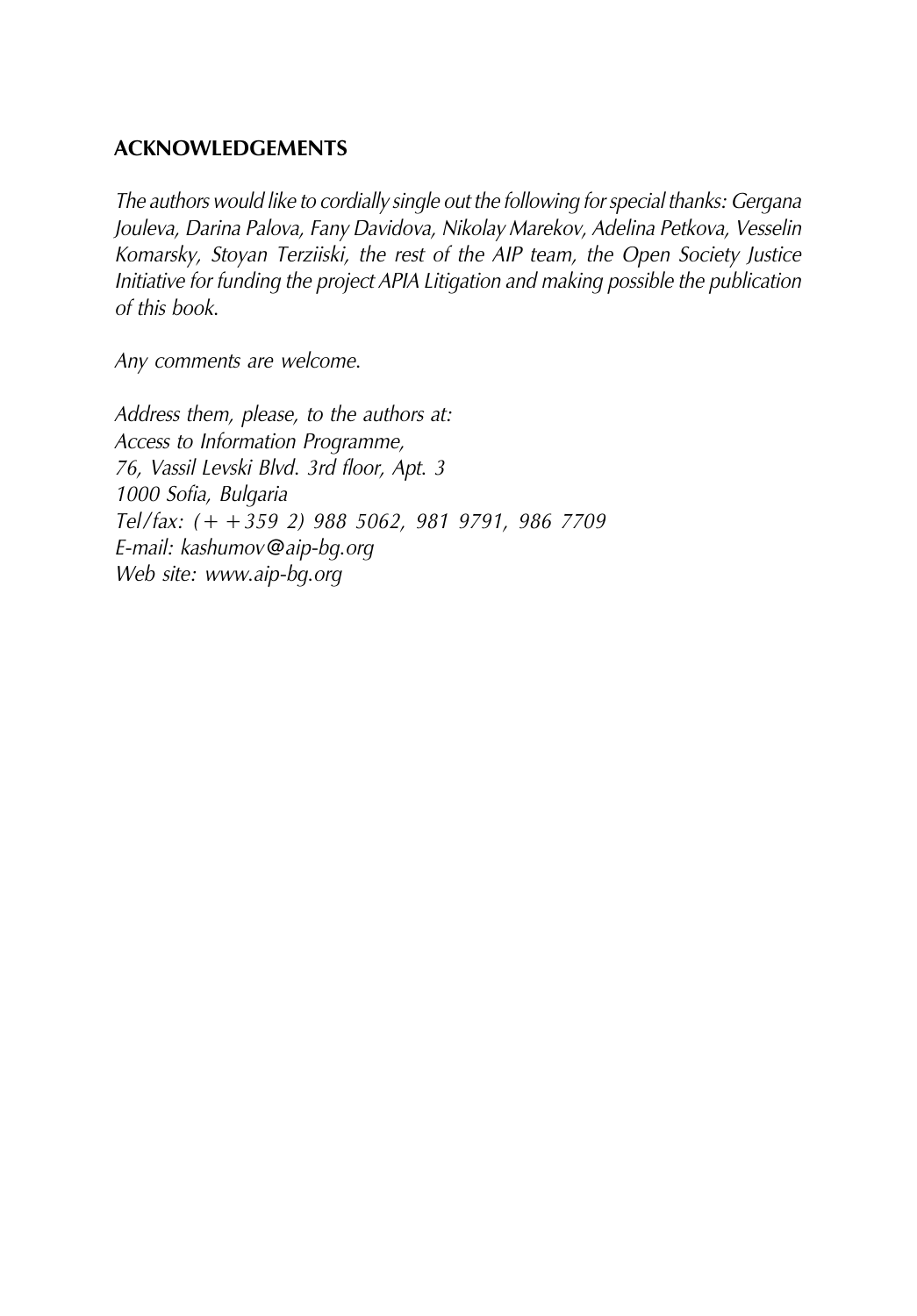## ACKNOWLEDGEMENTS

*The authors would like to cordially single out the following for special thanks: Gergana Jouleva, Darina Palova, Fany Davidova, Nikolay Marekov, Adelina Petkova, Vesselin Komarsky, Stoyan Terziiski, the rest of the AIP team, the Open Society Justice Initiative for funding the project APIA Litigation and making possible the publication of this book.*

*Any comments are welcome.*

*Address them, please, to the authors at:*
*Access to Information Programme,*
*76, Vassil Levski Blvd. 3rd floor, Apt. 3*
*1000 Sofia, Bulgaria*
*Tel/fax: (+ +359 2) 988 5062, 981 9791, 986 7709*
*E-mail: kashumov@aip-bg.org*
*Web site: www.aip-bg.org*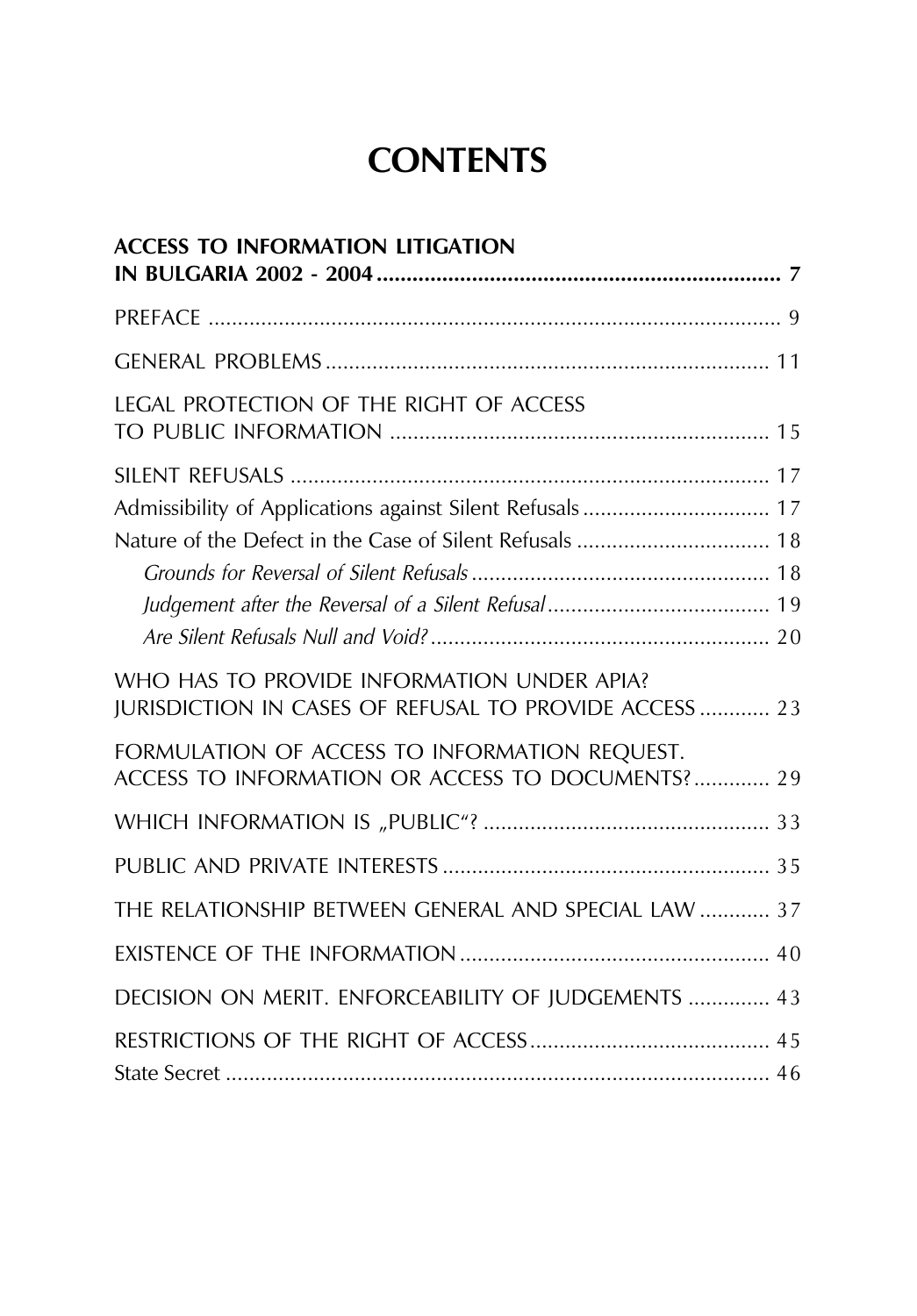# CONTENTS

**ACCESS TO INFORMATION LITIGATION IN BULGARIA 2002 - 2004 .................... 7**

PREFACE .................... 9

GENERAL PROBLEMS .................... 11

LEGAL PROTECTION OF THE RIGHT OF ACCESS TO PUBLIC INFORMATION .................... 15

SILENT REFUSALS .................... 17

Admissibility of Applications against Silent Refusals .................... 17

Nature of the Defect in the Case of Silent Refusals .................... 18

*Grounds for Reversal of Silent Refusals .................... 18*

*Judgement after the Reversal of a Silent Refusal .................... 19*

*Are Silent Refusals Null and Void? .................... 20*

WHO HAS TO PROVIDE INFORMATION UNDER APIA? JURISDICTION IN CASES OF REFUSAL TO PROVIDE ACCESS .................... 23

FORMULATION OF ACCESS TO INFORMATION REQUEST. ACCESS TO INFORMATION OR ACCESS TO DOCUMENTS? .................... 29

WHICH INFORMATION IS „PUBLIC"? .................... 33

PUBLIC AND PRIVATE INTERESTS .................... 35

THE RELATIONSHIP BETWEEN GENERAL AND SPECIAL LAW .................... 37

EXISTENCE OF THE INFORMATION .................... 40

DECISION ON MERIT. ENFORCEABILITY OF JUDGEMENTS .................... 43

RESTRICTIONS OF THE RIGHT OF ACCESS .................... 45

State Secret .................... 46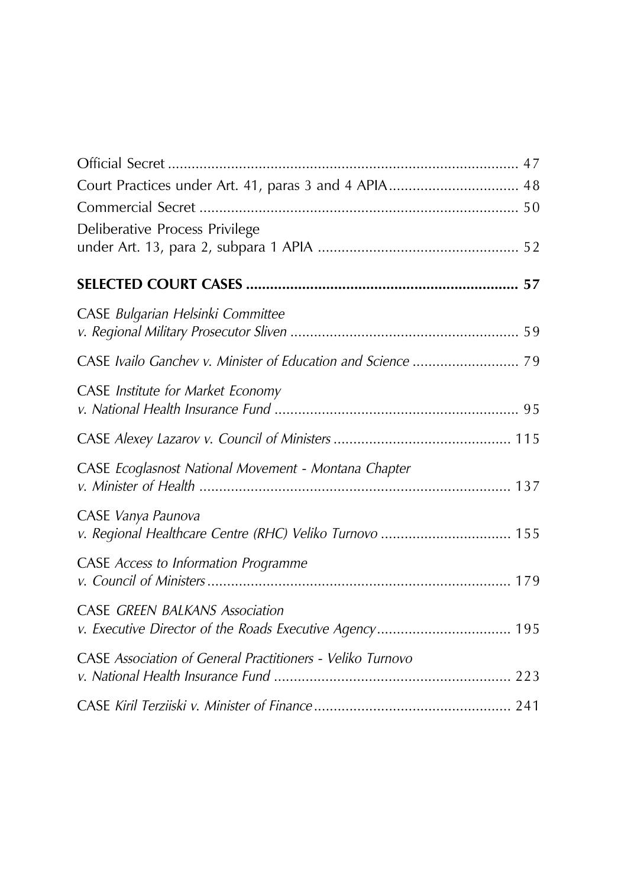Official Secret ........................................................................................ 47

Court Practices under Art. 41, paras 3 and 4 APIA................................. 48

Commercial Secret ................................................................................ 50

Deliberative Process Privilege
under Art. 13, para 2, subpara 1 APIA .................................................. 52

**SELECTED COURT CASES .................................................................... 57**

CASE *Bulgarian Helsinki Committee*
*v. Regional Military Prosecutor Sliven* ......................................................... 59

CASE *Ivailo Ganchev v. Minister of Education and Science* ........................... 79

CASE *Institute for Market Economy*
*v. National Health Insurance Fund* ............................................................. 95

CASE *Alexey Lazarov v. Council of Ministers* ............................................ 115

CASE *Ecoglasnost National Movement - Montana Chapter*
*v. Minister of Health* .............................................................................. 137

CASE *Vanya Paunova*
*v. Regional Healthcare Centre (RHC) Veliko Turnovo* ................................. 155

CASE *Access to Information Programme*
*v. Council of Ministers* ............................................................................ 179

CASE *GREEN BALKANS Association*
*v. Executive Director of the Roads Executive Agency*.................................. 195

CASE *Association of General Practitioners - Veliko Turnovo*
*v. National Health Insurance Fund* ............................................................ 223

CASE *Kiril Terziiski v. Minister of Finance* .................................................. 241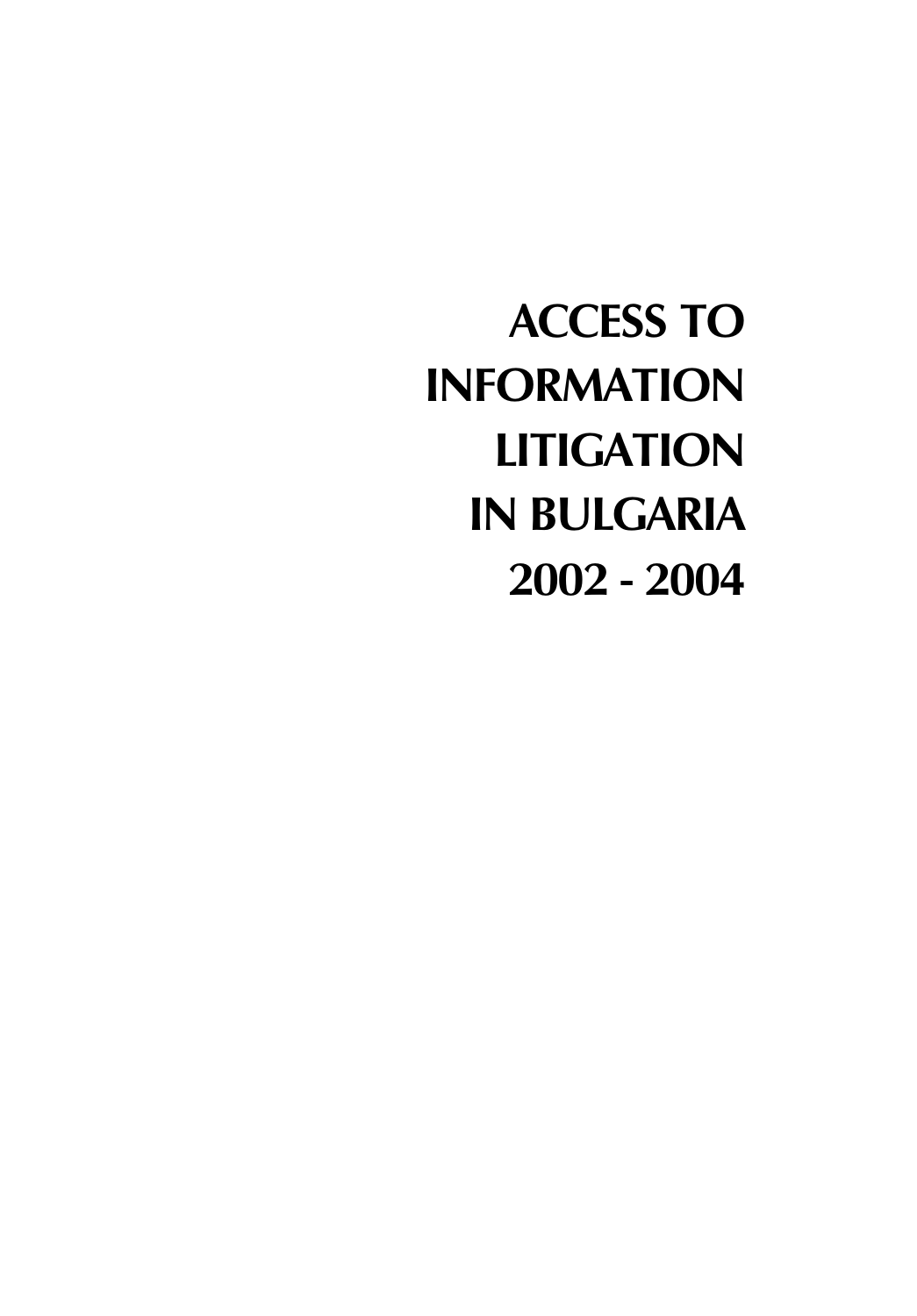# ACCESS TO INFORMATION LITIGATION IN BULGARIA 2002 - 2004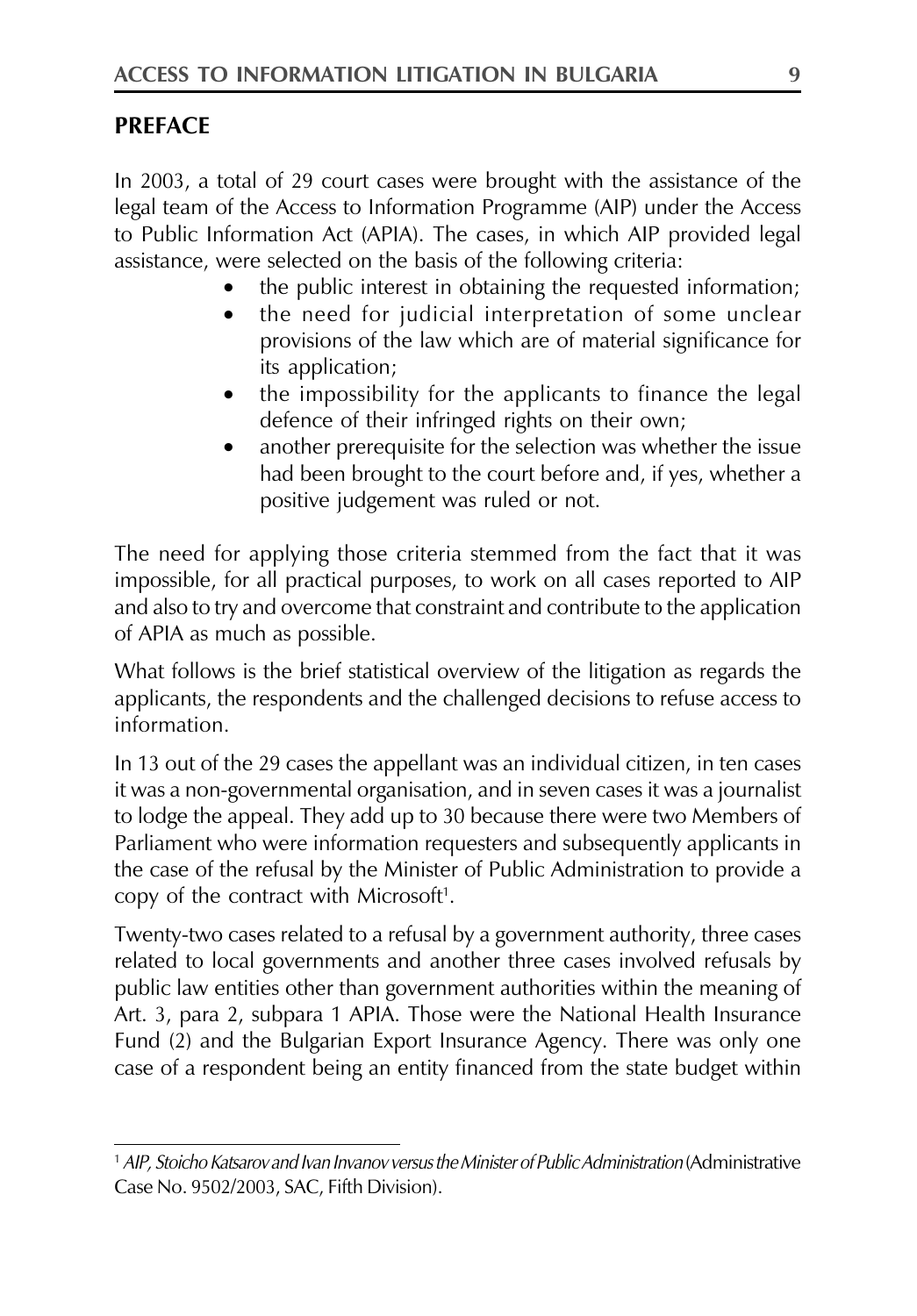## PREFACE

In 2003, a total of 29 court cases were brought with the assistance of the legal team of the Access to Information Programme (AIP) under the Access to Public Information Act (APIA). The cases, in which AIP provided legal assistance, were selected on the basis of the following criteria:

- the public interest in obtaining the requested information;
- the need for judicial interpretation of some unclear provisions of the law which are of material significance for its application;
- the impossibility for the applicants to finance the legal defence of their infringed rights on their own;
- another prerequisite for the selection was whether the issue had been brought to the court before and, if yes, whether a positive judgement was ruled or not.

The need for applying those criteria stemmed from the fact that it was impossible, for all practical purposes, to work on all cases reported to AIP and also to try and overcome that constraint and contribute to the application of APIA as much as possible.

What follows is the brief statistical overview of the litigation as regards the applicants, the respondents and the challenged decisions to refuse access to information.

In 13 out of the 29 cases the appellant was an individual citizen, in ten cases it was a non-governmental organisation, and in seven cases it was a journalist to lodge the appeal. They add up to 30 because there were two Members of Parliament who were information requesters and subsequently applicants in the case of the refusal by the Minister of Public Administration to provide a copy of the contract with Microsoft[1].

Twenty-two cases related to a refusal by a government authority, three cases related to local governments and another three cases involved refusals by public law entities other than government authorities within the meaning of Art. 3, para 2, subpara 1 APIA. Those were the National Health Insurance Fund (2) and the Bulgarian Export Insurance Agency. There was only one case of a respondent being an entity financed from the state budget within

[1] *AIP, Stoicho Katsarov and Ivan Invanov versus the Minister of Public Administration* (Administrative Case No. 9502/2003, SAC, Fifth Division).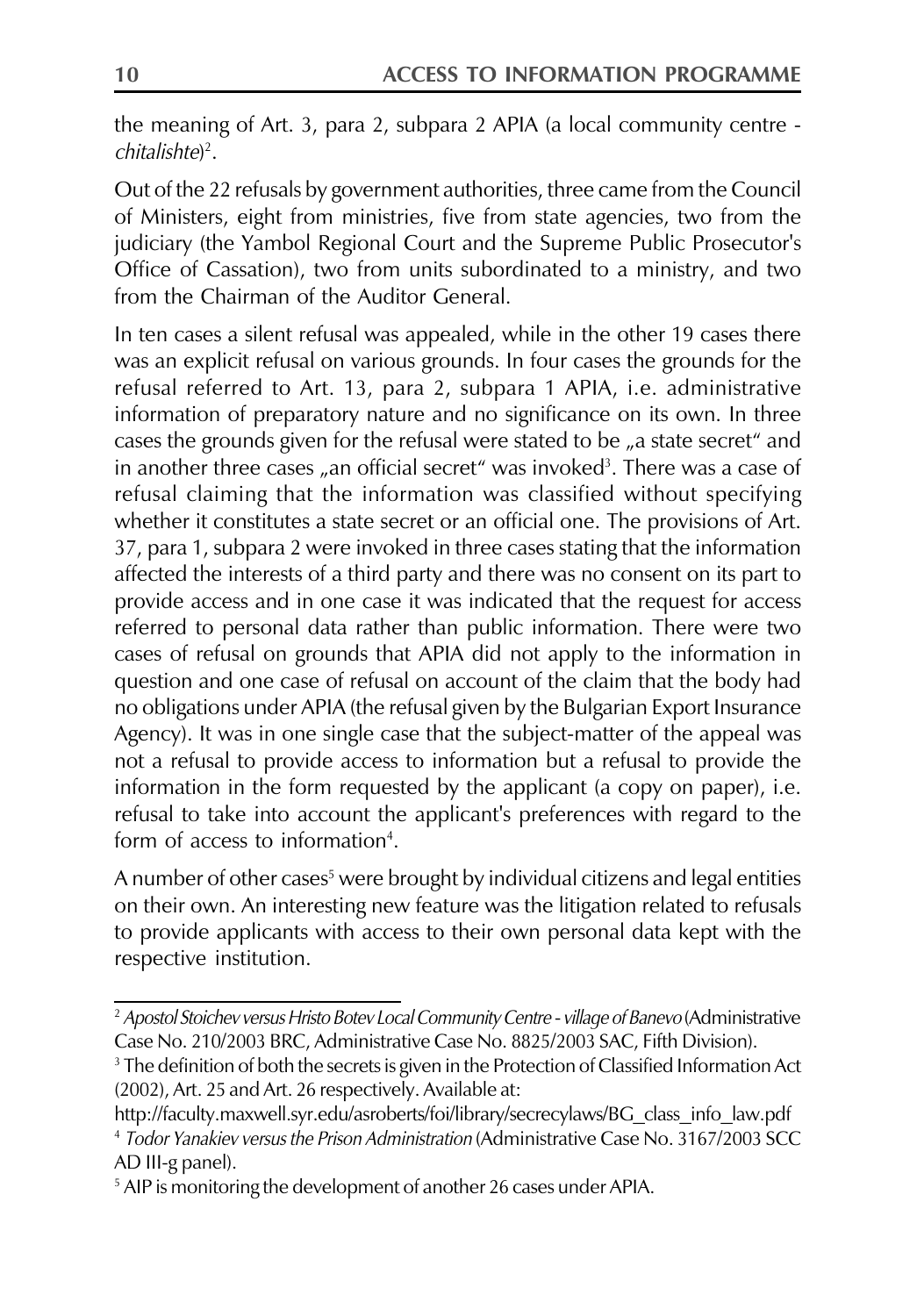the meaning of Art. 3, para 2, subpara 2 APIA (a local community centre - *chitalishte*)[2].

Out of the 22 refusals by government authorities, three came from the Council of Ministers, eight from ministries, five from state agencies, two from the judiciary (the Yambol Regional Court and the Supreme Public Prosecutor's Office of Cassation), two from units subordinated to a ministry, and two from the Chairman of the Auditor General.

In ten cases a silent refusal was appealed, while in the other 19 cases there was an explicit refusal on various grounds. In four cases the grounds for the refusal referred to Art. 13, para 2, subpara 1 APIA, i.e. administrative information of preparatory nature and no significance on its own. In three cases the grounds given for the refusal were stated to be „a state secret" and in another three cases „an official secret" was invoked[3]. There was a case of refusal claiming that the information was classified without specifying whether it constitutes a state secret or an official one. The provisions of Art. 37, para 1, subpara 2 were invoked in three cases stating that the information affected the interests of a third party and there was no consent on its part to provide access and in one case it was indicated that the request for access referred to personal data rather than public information. There were two cases of refusal on grounds that APIA did not apply to the information in question and one case of refusal on account of the claim that the body had no obligations under APIA (the refusal given by the Bulgarian Export Insurance Agency). It was in one single case that the subject-matter of the appeal was not a refusal to provide access to information but a refusal to provide the information in the form requested by the applicant (a copy on paper), i.e. refusal to take into account the applicant's preferences with regard to the form of access to information[4].

A number of other cases[5] were brought by individual citizens and legal entities on their own. An interesting new feature was the litigation related to refusals to provide applicants with access to their own personal data kept with the respective institution.

---

[2] *Apostol Stoichev versus Hristo Botev Local Community Centre - village of Banevo* (Administrative Case No. 210/2003 BRC, Administrative Case No. 8825/2003 SAC, Fifth Division).

[3] The definition of both the secrets is given in the Protection of Classified Information Act (2002), Art. 25 and Art. 26 respectively. Available at: http://faculty.maxwell.syr.edu/asroberts/foi/library/secrecylaws/BG_class_info_law.pdf

[4] *Todor Yanakiev versus the Prison Administration* (Administrative Case No. 3167/2003 SCC AD III-g panel).

[5] AIP is monitoring the development of another 26 cases under APIA.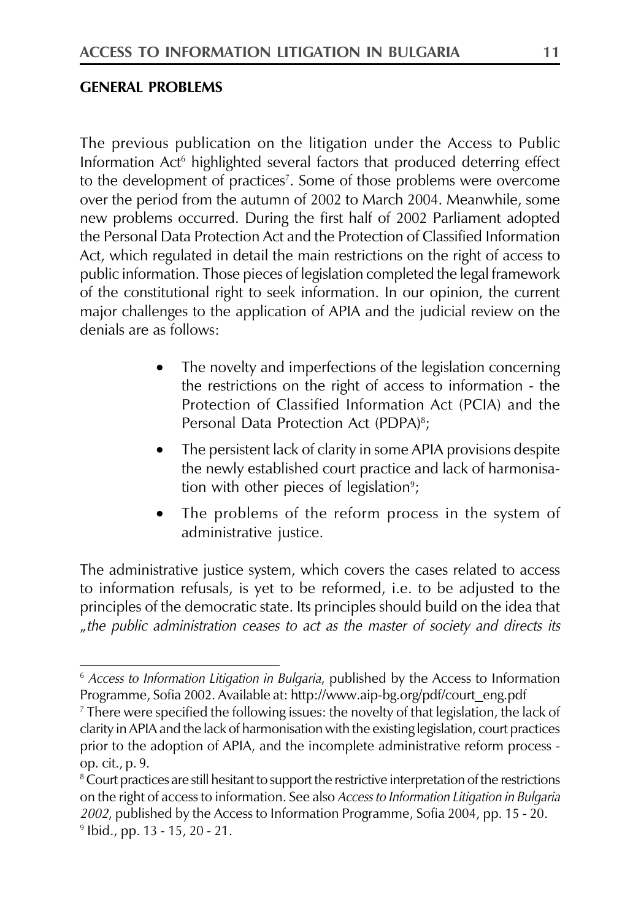## GENERAL PROBLEMS

The previous publication on the litigation under the Access to Public Information Act[6] highlighted several factors that produced deterring effect to the development of practices[7]. Some of those problems were overcome over the period from the autumn of 2002 to March 2004. Meanwhile, some new problems occurred. During the first half of 2002 Parliament adopted the Personal Data Protection Act and the Protection of Classified Information Act, which regulated in detail the main restrictions on the right of access to public information. Those pieces of legislation completed the legal framework of the constitutional right to seek information. In our opinion, the current major challenges to the application of APIA and the judicial review on the denials are as follows:

- The novelty and imperfections of the legislation concerning the restrictions on the right of access to information - the Protection of Classified Information Act (PCIA) and the Personal Data Protection Act (PDPA)[8];
- The persistent lack of clarity in some APIA provisions despite the newly established court practice and lack of harmonisation with other pieces of legislation[9];
- The problems of the reform process in the system of administrative justice.

The administrative justice system, which covers the cases related to access to information refusals, is yet to be reformed, i.e. to be adjusted to the principles of the democratic state. Its principles should build on the idea that *„the public administration ceases to act as the master of society and directs its*

---

[6] *Access to Information Litigation in Bulgaria*, published by the Access to Information Programme, Sofia 2002. Available at: http://www.aip-bg.org/pdf/court_eng.pdf

[7] There were specified the following issues: the novelty of that legislation, the lack of clarity in APIA and the lack of harmonisation with the existing legislation, court practices prior to the adoption of APIA, and the incomplete administrative reform process - op. cit., p. 9.

[8] Court practices are still hesitant to support the restrictive interpretation of the restrictions on the right of access to information. See also *Access to Information Litigation in Bulgaria 2002*, published by the Access to Information Programme, Sofia 2004, pp. 15 - 20.

[9] Ibid., pp. 13 - 15, 20 - 21.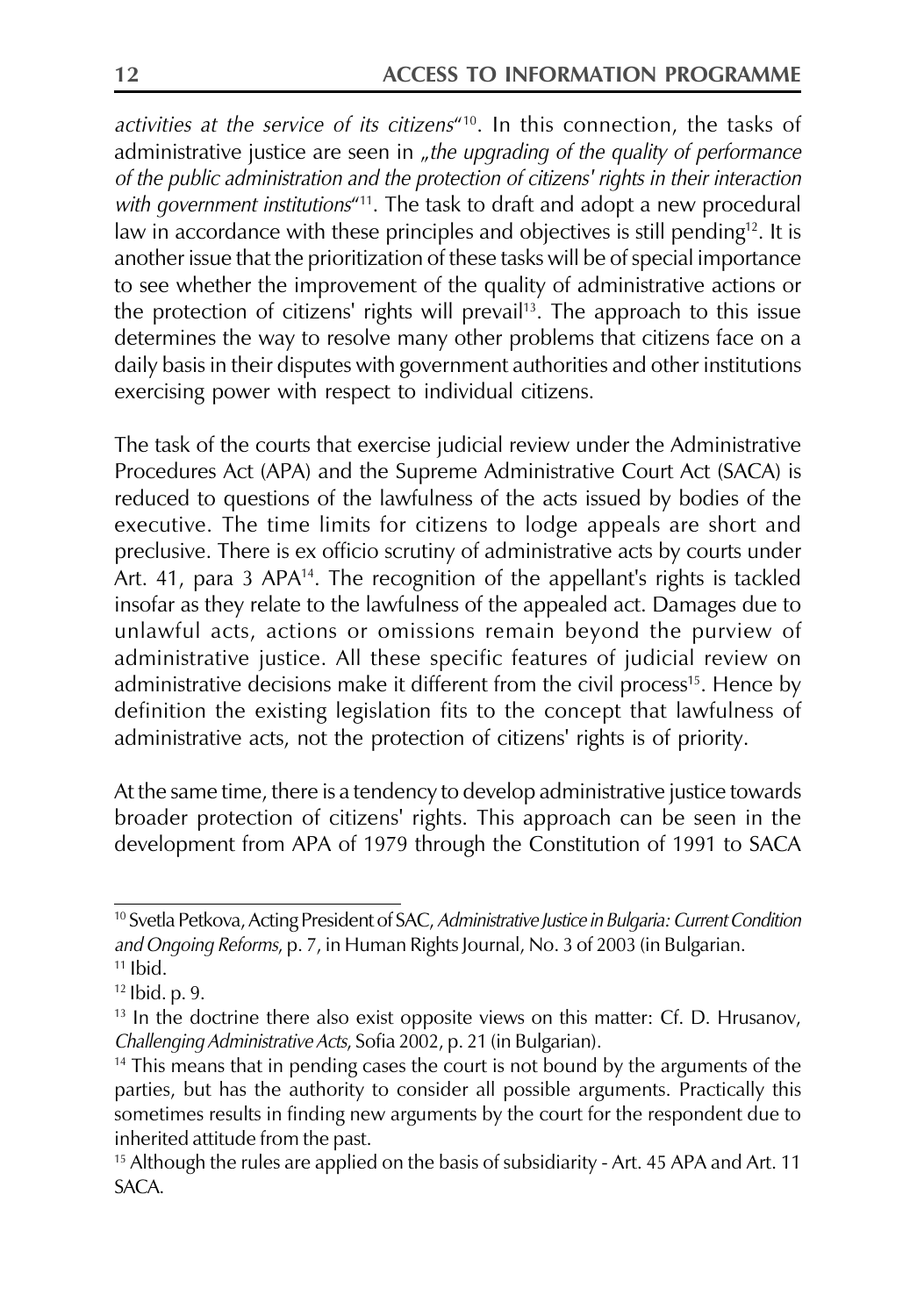*activities at the service of its citizens*"[10]. In this connection, the tasks of administrative justice are seen in „*the upgrading of the quality of performance of the public administration and the protection of citizens' rights in their interaction with government institutions*"[11]. The task to draft and adopt a new procedural law in accordance with these principles and objectives is still pending[12]. It is another issue that the prioritization of these tasks will be of special importance to see whether the improvement of the quality of administrative actions or the protection of citizens' rights will prevail[13]. The approach to this issue determines the way to resolve many other problems that citizens face on a daily basis in their disputes with government authorities and other institutions exercising power with respect to individual citizens.

The task of the courts that exercise judicial review under the Administrative Procedures Act (APA) and the Supreme Administrative Court Act (SACA) is reduced to questions of the lawfulness of the acts issued by bodies of the executive. The time limits for citizens to lodge appeals are short and preclusive. There is ex officio scrutiny of administrative acts by courts under Art. 41, para 3 APA[14]. The recognition of the appellant's rights is tackled insofar as they relate to the lawfulness of the appealed act. Damages due to unlawful acts, actions or omissions remain beyond the purview of administrative justice. All these specific features of judicial review on administrative decisions make it different from the civil process[15]. Hence by definition the existing legislation fits to the concept that lawfulness of administrative acts, not the protection of citizens' rights is of priority.

At the same time, there is a tendency to develop administrative justice towards broader protection of citizens' rights. This approach can be seen in the development from APA of 1979 through the Constitution of 1991 to SACA

---

[10] Svetla Petkova, Acting President of SAC, *Administrative Justice in Bulgaria: Current Condition and Ongoing Reforms*, p. 7, in Human Rights Journal, No. 3 of 2003 (in Bulgarian.

[11] Ibid.

[12] Ibid. p. 9.

[13] In the doctrine there also exist opposite views on this matter: Cf. D. Hrusanov, *Challenging Administrative Acts*, Sofia 2002, p. 21 (in Bulgarian).

[14] This means that in pending cases the court is not bound by the arguments of the parties, but has the authority to consider all possible arguments. Practically this sometimes results in finding new arguments by the court for the respondent due to inherited attitude from the past.

[15] Although the rules are applied on the basis of subsidiarity - Art. 45 APA and Art. 11 SACA.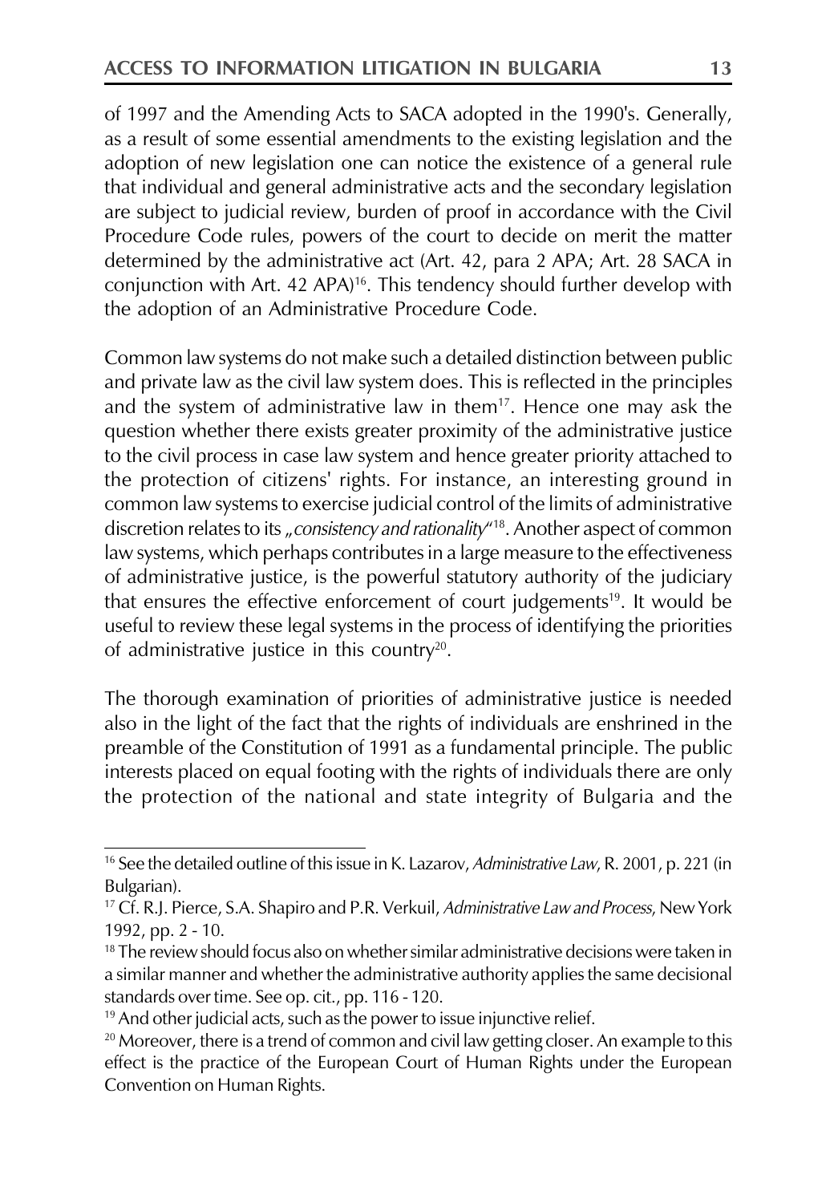of 1997 and the Amending Acts to SACA adopted in the 1990's. Generally, as a result of some essential amendments to the existing legislation and the adoption of new legislation one can notice the existence of a general rule that individual and general administrative acts and the secondary legislation are subject to judicial review, burden of proof in accordance with the Civil Procedure Code rules, powers of the court to decide on merit the matter determined by the administrative act (Art. 42, para 2 APA; Art. 28 SACA in conjunction with Art. 42 APA)[16]. This tendency should further develop with the adoption of an Administrative Procedure Code.

Common law systems do not make such a detailed distinction between public and private law as the civil law system does. This is reflected in the principles and the system of administrative law in them[17]. Hence one may ask the question whether there exists greater proximity of the administrative justice to the civil process in case law system and hence greater priority attached to the protection of citizens' rights. For instance, an interesting ground in common law systems to exercise judicial control of the limits of administrative discretion relates to its „*consistency and rationality*"[18]. Another aspect of common law systems, which perhaps contributes in a large measure to the effectiveness of administrative justice, is the powerful statutory authority of the judiciary that ensures the effective enforcement of court judgements[19]. It would be useful to review these legal systems in the process of identifying the priorities of administrative justice in this country[20].

The thorough examination of priorities of administrative justice is needed also in the light of the fact that the rights of individuals are enshrined in the preamble of the Constitution of 1991 as a fundamental principle. The public interests placed on equal footing with the rights of individuals there are only the protection of the national and state integrity of Bulgaria and the

---

[16] See the detailed outline of this issue in K. Lazarov, *Administrative Law*, R. 2001, p. 221 (in Bulgarian).

[17] Cf. R.J. Pierce, S.A. Shapiro and P.R. Verkuil, *Administrative Law and Process*, New York 1992, pp. 2 - 10.

[18] The review should focus also on whether similar administrative decisions were taken in a similar manner and whether the administrative authority applies the same decisional standards over time. See op. cit., pp. 116 - 120.

[19] And other judicial acts, such as the power to issue injunctive relief.

[20] Moreover, there is a trend of common and civil law getting closer. An example to this effect is the practice of the European Court of Human Rights under the European Convention on Human Rights.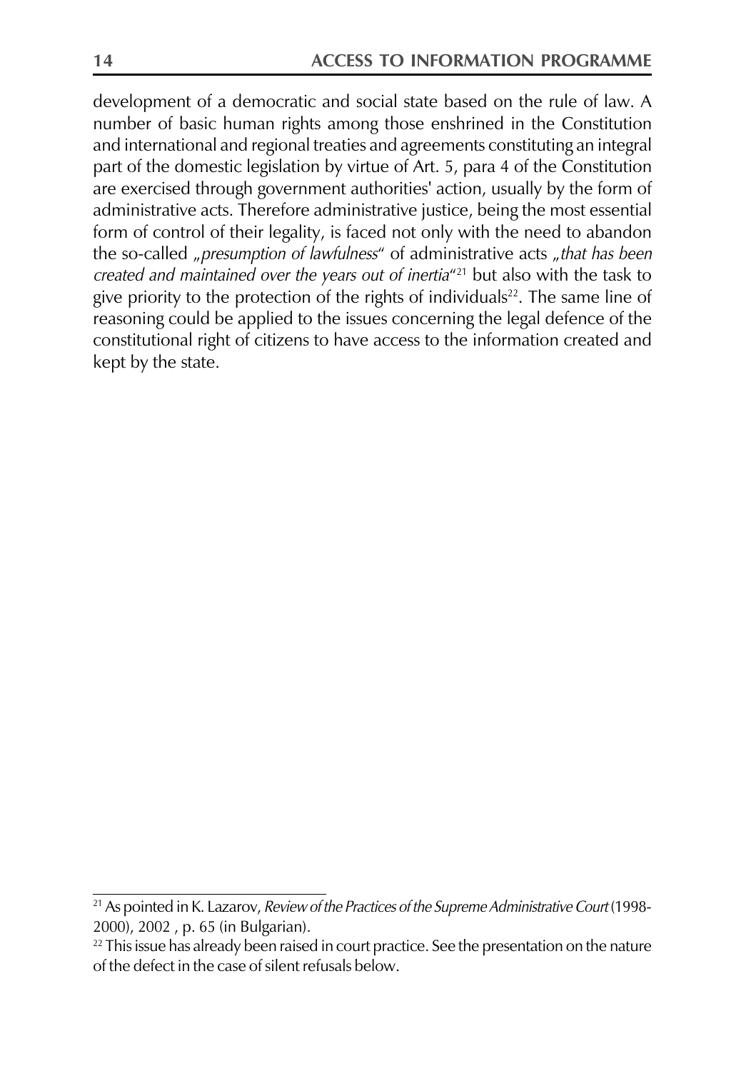development of a democratic and social state based on the rule of law. A number of basic human rights among those enshrined in the Constitution and international and regional treaties and agreements constituting an integral part of the domestic legislation by virtue of Art. 5, para 4 of the Constitution are exercised through government authorities' action, usually by the form of administrative acts. Therefore administrative justice, being the most essential form of control of their legality, is faced not only with the need to abandon the so-called „*presumption of lawfulness*" of administrative acts „*that has been created and maintained over the years out of inertia*"[21] but also with the task to give priority to the protection of the rights of individuals[22]. The same line of reasoning could be applied to the issues concerning the legal defence of the constitutional right of citizens to have access to the information created and kept by the state.

---

[21] As pointed in K. Lazarov, *Review of the Practices of the Supreme Administrative Court* (1998-2000), 2002 , p. 65 (in Bulgarian).

[22] This issue has already been raised in court practice. See the presentation on the nature of the defect in the case of silent refusals below.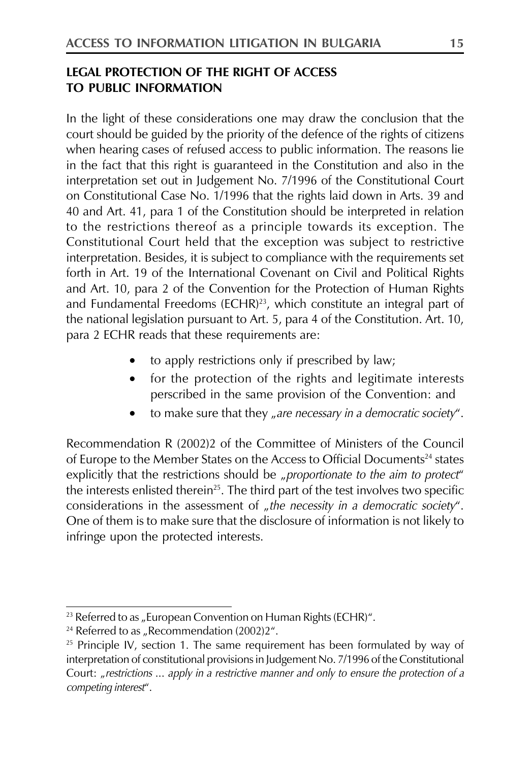## LEGAL PROTECTION OF THE RIGHT OF ACCESS TO PUBLIC INFORMATION

In the light of these considerations one may draw the conclusion that the court should be guided by the priority of the defence of the rights of citizens when hearing cases of refused access to public information. The reasons lie in the fact that this right is guaranteed in the Constitution and also in the interpretation set out in Judgement No. 7/1996 of the Constitutional Court on Constitutional Case No. 1/1996 that the rights laid down in Arts. 39 and 40 and Art. 41, para 1 of the Constitution should be interpreted in relation to the restrictions thereof as a principle towards its exception. The Constitutional Court held that the exception was subject to restrictive interpretation. Besides, it is subject to compliance with the requirements set forth in Art. 19 of the International Covenant on Civil and Political Rights and Art. 10, para 2 of the Convention for the Protection of Human Rights and Fundamental Freedoms (ECHR)[23], which constitute an integral part of the national legislation pursuant to Art. 5, para 4 of the Constitution. Art. 10, para 2 ECHR reads that these requirements are:

- to apply restrictions only if prescribed by law;
- for the protection of the rights and legitimate interests perscribed in the same provision of the Convention: and
- to make sure that they *„are necessary in a democratic society*".

Recommendation R (2002)2 of the Committee of Ministers of the Council of Europe to the Member States on the Access to Official Documents[24] states explicitly that the restrictions should be *„proportionate to the aim to protect*" the interests enlisted therein[25]. The third part of the test involves two specific considerations in the assessment of *„the necessity in a democratic society*". One of them is to make sure that the disclosure of information is not likely to infringe upon the protected interests.

---

[23] Referred to as „European Convention on Human Rights (ECHR)".

[24] Referred to as „Recommendation (2002)2".

[25] Principle IV, section 1. The same requirement has been formulated by way of interpretation of constitutional provisions in Judgement No. 7/1996 of the Constitutional Court: *„restrictions ... apply in a restrictive manner and only to ensure the protection of a competing interest*".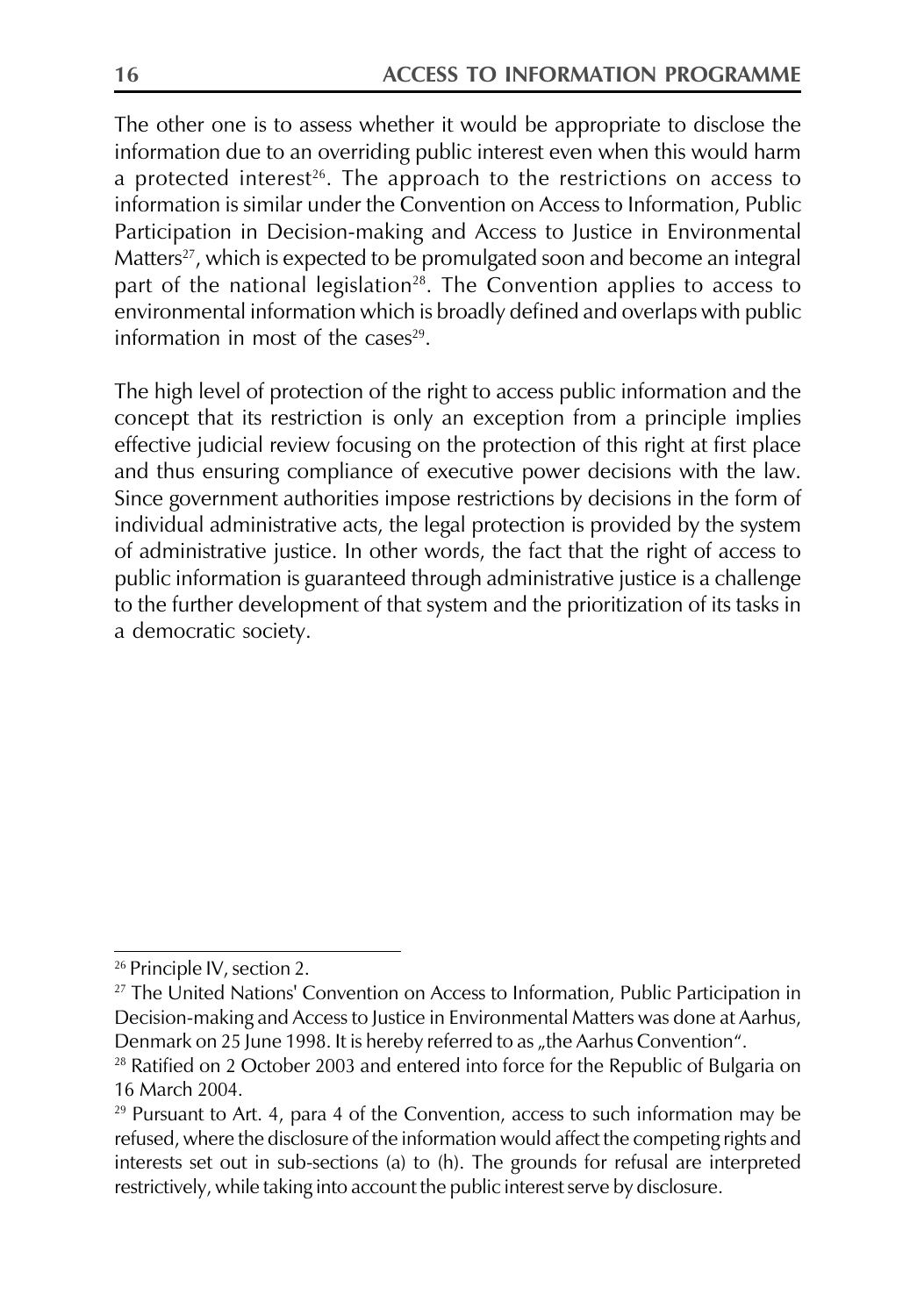The other one is to assess whether it would be appropriate to disclose the information due to an overriding public interest even when this would harm a protected interest[26]. The approach to the restrictions on access to information is similar under the Convention on Access to Information, Public Participation in Decision-making and Access to Justice in Environmental Matters[27], which is expected to be promulgated soon and become an integral part of the national legislation[28]. The Convention applies to access to environmental information which is broadly defined and overlaps with public information in most of the cases[29].

The high level of protection of the right to access public information and the concept that its restriction is only an exception from a principle implies effective judicial review focusing on the protection of this right at first place and thus ensuring compliance of executive power decisions with the law. Since government authorities impose restrictions by decisions in the form of individual administrative acts, the legal protection is provided by the system of administrative justice. In other words, the fact that the right of access to public information is guaranteed through administrative justice is a challenge to the further development of that system and the prioritization of its tasks in a democratic society.

---

[26] Principle IV, section 2.

[27] The United Nations' Convention on Access to Information, Public Participation in Decision-making and Access to Justice in Environmental Matters was done at Aarhus, Denmark on 25 June 1998. It is hereby referred to as „the Aarhus Convention".

[28] Ratified on 2 October 2003 and entered into force for the Republic of Bulgaria on 16 March 2004.

[29] Pursuant to Art. 4, para 4 of the Convention, access to such information may be refused, where the disclosure of the information would affect the competing rights and interests set out in sub-sections (a) to (h). The grounds for refusal are interpreted restrictively, while taking into account the public interest serve by disclosure.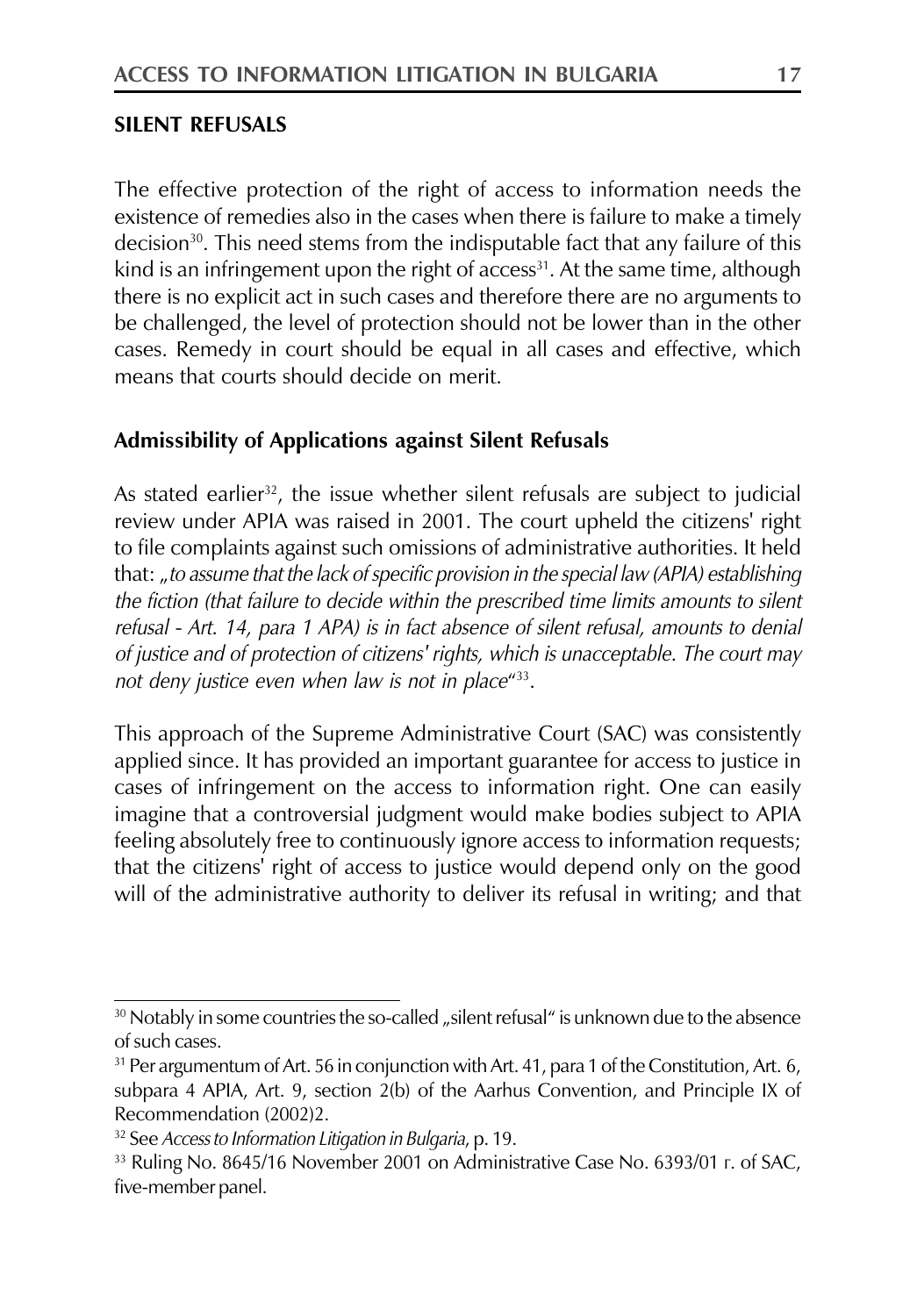## SILENT REFUSALS

The effective protection of the right of access to information needs the existence of remedies also in the cases when there is failure to make a timely decision[30]. This need stems from the indisputable fact that any failure of this kind is an infringement upon the right of access[31]. At the same time, although there is no explicit act in such cases and therefore there are no arguments to be challenged, the level of protection should not be lower than in the other cases. Remedy in court should be equal in all cases and effective, which means that courts should decide on merit.

### Admissibility of Applications against Silent Refusals

As stated earlier[32], the issue whether silent refusals are subject to judicial review under APIA was raised in 2001. The court upheld the citizens' right to file complaints against such omissions of administrative authorities. It held that: *„to assume that the lack of specific provision in the special law (APIA) establishing the fiction (that failure to decide within the prescribed time limits amounts to silent refusal - Art. 14, para 1 APA) is in fact absence of silent refusal, amounts to denial of justice and of protection of citizens' rights, which is unacceptable. The court may not deny justice even when law is not in place*"[33].

This approach of the Supreme Administrative Court (SAC) was consistently applied since. It has provided an important guarantee for access to justice in cases of infringement on the access to information right. One can easily imagine that a controversial judgment would make bodies subject to APIA feeling absolutely free to continuously ignore access to information requests; that the citizens' right of access to justice would depend only on the good will of the administrative authority to deliver its refusal in writing; and that

---

[30] Notably in some countries the so-called „silent refusal" is unknown due to the absence of such cases.

[31] Per argumentum of Art. 56 in conjunction with Art. 41, para 1 of the Constitution, Art. 6, subpara 4 APIA, Art. 9, section 2(b) of the Aarhus Convention, and Principle IX of Recommendation (2002)2.

[32] See *Access to Information Litigation in Bulgaria*, p. 19.

[33] Ruling No. 8645/16 November 2001 on Administrative Case No. 6393/01 г. of SAC, five-member panel.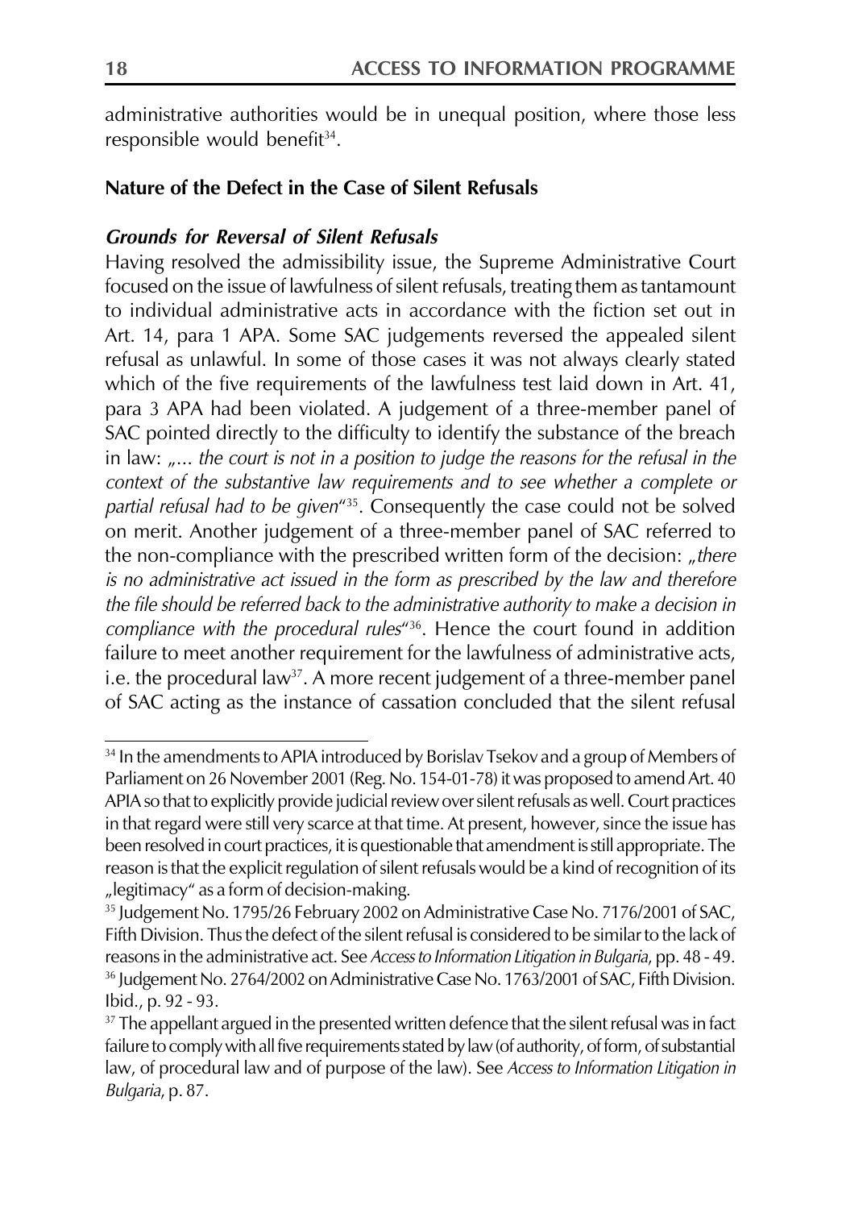administrative authorities would be in unequal position, where those less responsible would benefit[34].

**Nature of the Defect in the Case of Silent Refusals**

***Grounds for Reversal of Silent Refusals***

Having resolved the admissibility issue, the Supreme Administrative Court focused on the issue of lawfulness of silent refusals, treating them as tantamount to individual administrative acts in accordance with the fiction set out in Art. 14, para 1 APA. Some SAC judgements reversed the appealed silent refusal as unlawful. In some of those cases it was not always clearly stated which of the five requirements of the lawfulness test laid down in Art. 41, para 3 APA had been violated. A judgement of a three-member panel of SAC pointed directly to the difficulty to identify the substance of the breach in law: „*... the court is not in a position to judge the reasons for the refusal in the context of the substantive law requirements and to see whether a complete or partial refusal had to be given*"[35]. Consequently the case could not be solved on merit. Another judgement of a three-member panel of SAC referred to the non-compliance with the prescribed written form of the decision: „*there is no administrative act issued in the form as prescribed by the law and therefore the file should be referred back to the administrative authority to make a decision in compliance with the procedural rules*"[36]. Hence the court found in addition failure to meet another requirement for the lawfulness of administrative acts, i.e. the procedural law[37]. A more recent judgement of a three-member panel of SAC acting as the instance of cassation concluded that the silent refusal

---

[34] In the amendments to APIA introduced by Borislav Tsekov and a group of Members of Parliament on 26 November 2001 (Reg. No. 154-01-78) it was proposed to amend Art. 40 APIA so that to explicitly provide judicial review over silent refusals as well. Court practices in that regard were still very scarce at that time. At present, however, since the issue has been resolved in court practices, it is questionable that amendment is still appropriate. The reason is that the explicit regulation of silent refusals would be a kind of recognition of its „legitimacy" as a form of decision-making.

[35] Judgement No. 1795/26 February 2002 on Administrative Case No. 7176/2001 of SAC, Fifth Division. Thus the defect of the silent refusal is considered to be similar to the lack of reasons in the administrative act. See *Access to Information Litigation in Bulgaria*, pp. 48 - 49.

[36] Judgement No. 2764/2002 on Administrative Case No. 1763/2001 of SAC, Fifth Division. Ibid., p. 92 - 93.

[37] The appellant argued in the presented written defence that the silent refusal was in fact failure to comply with all five requirements stated by law (of authority, of form, of substantial law, of procedural law and of purpose of the law). See *Access to Information Litigation in Bulgaria*, p. 87.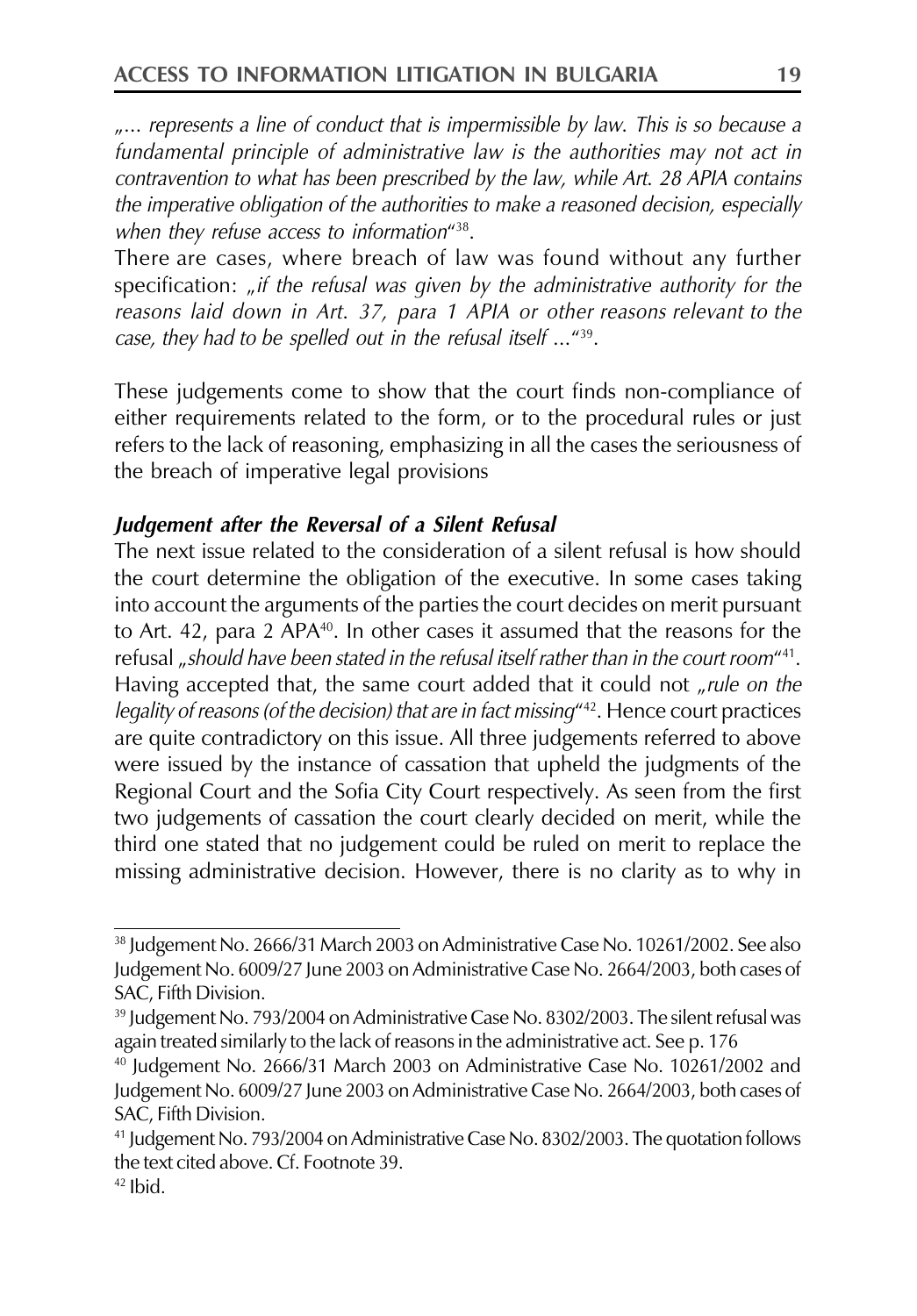„... *represents a line of conduct that is impermissible by law. This is so because a fundamental principle of administrative law is the authorities may not act in contravention to what has been prescribed by the law, while Art. 28 APIA contains the imperative obligation of the authorities to make a reasoned decision, especially when they refuse access to information*"[38].

There are cases, where breach of law was found without any further specification: „*if the refusal was given by the administrative authority for the reasons laid down in Art. 37, para 1 APIA or other reasons relevant to the case, they had to be spelled out in the refusal itself ...*"[39].

These judgements come to show that the court finds non-compliance of either requirements related to the form, or to the procedural rules or just refers to the lack of reasoning, emphasizing in all the cases the seriousness of the breach of imperative legal provisions

### *Judgement after the Reversal of a Silent Refusal*

The next issue related to the consideration of a silent refusal is how should the court determine the obligation of the executive. In some cases taking into account the arguments of the parties the court decides on merit pursuant to Art. 42, para 2 APA[40]. In other cases it assumed that the reasons for the refusal „*should have been stated in the refusal itself rather than in the court room*"[41]. Having accepted that, the same court added that it could not „*rule on the legality of reasons (of the decision) that are in fact missing*"[42]. Hence court practices are quite contradictory on this issue. All three judgements referred to above were issued by the instance of cassation that upheld the judgments of the Regional Court and the Sofia City Court respectively. As seen from the first two judgements of cassation the court clearly decided on merit, while the third one stated that no judgement could be ruled on merit to replace the missing administrative decision. However, there is no clarity as to why in

---

[38] Judgement No. 2666/31 March 2003 on Administrative Case No. 10261/2002. See also Judgement No. 6009/27 June 2003 on Administrative Case No. 2664/2003, both cases of SAC, Fifth Division.

[39] Judgement No. 793/2004 on Administrative Case No. 8302/2003. The silent refusal was again treated similarly to the lack of reasons in the administrative act. See p. 176

[40] Judgement No. 2666/31 March 2003 on Administrative Case No. 10261/2002 and Judgement No. 6009/27 June 2003 on Administrative Case No. 2664/2003, both cases of SAC, Fifth Division.

[41] Judgement No. 793/2004 on Administrative Case No. 8302/2003. The quotation follows the text cited above. Cf. Footnote 39.

[42] Ibid.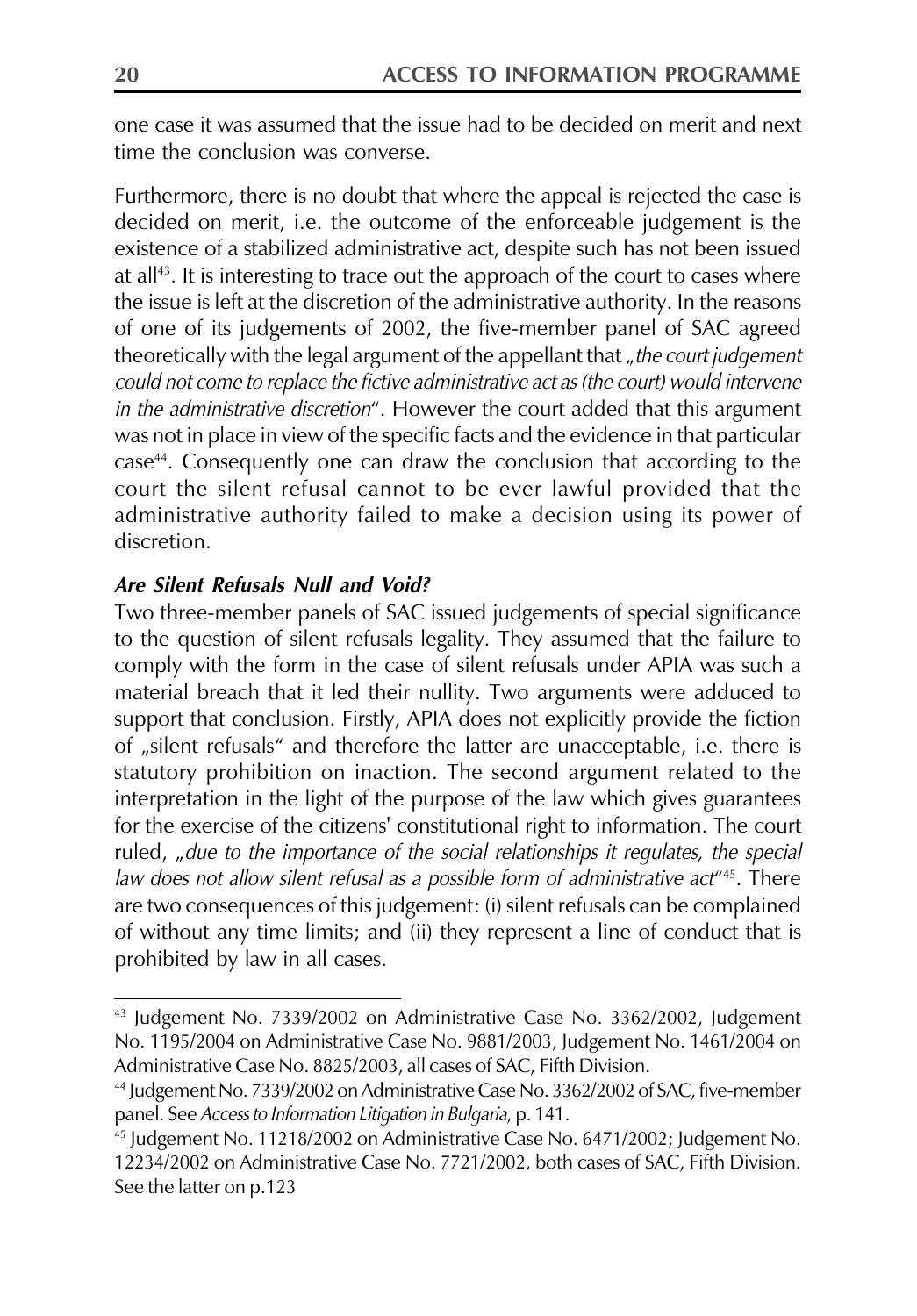one case it was assumed that the issue had to be decided on merit and next time the conclusion was converse.

Furthermore, there is no doubt that where the appeal is rejected the case is decided on merit, i.e. the outcome of the enforceable judgement is the existence of a stabilized administrative act, despite such has not been issued at all[43]. It is interesting to trace out the approach of the court to cases where the issue is left at the discretion of the administrative authority. In the reasons of one of its judgements of 2002, the five-member panel of SAC agreed theoretically with the legal argument of the appellant that *„the court judgement could not come to replace the fictive administrative act as (the court) would intervene in the administrative discretion*". However the court added that this argument was not in place in view of the specific facts and the evidence in that particular case[44]. Consequently one can draw the conclusion that according to the court the silent refusal cannot to be ever lawful provided that the administrative authority failed to make a decision using its power of discretion.

***Are Silent Refusals Null and Void?***

Two three-member panels of SAC issued judgements of special significance to the question of silent refusals legality. They assumed that the failure to comply with the form in the case of silent refusals under APIA was such a material breach that it led their nullity. Two arguments were adduced to support that conclusion. Firstly, APIA does not explicitly provide the fiction of „silent refusals" and therefore the latter are unacceptable, i.e. there is statutory prohibition on inaction. The second argument related to the interpretation in the light of the purpose of the law which gives guarantees for the exercise of the citizens' constitutional right to information. The court ruled, *„due to the importance of the social relationships it regulates, the special law does not allow silent refusal as a possible form of administrative act*"[45]. There are two consequences of this judgement: (i) silent refusals can be complained of without any time limits; and (ii) they represent a line of conduct that is prohibited by law in all cases.

---

[43] Judgement No. 7339/2002 on Administrative Case No. 3362/2002, Judgement No. 1195/2004 on Administrative Case No. 9881/2003, Judgement No. 1461/2004 on Administrative Case No. 8825/2003, all cases of SAC, Fifth Division.

[44] Judgement No. 7339/2002 on Administrative Case No. 3362/2002 of SAC, five-member panel. See *Access to Information Litigation in Bulgaria*, p. 141.

[45] Judgement No. 11218/2002 on Administrative Case No. 6471/2002; Judgement No. 12234/2002 on Administrative Case No. 7721/2002, both cases of SAC, Fifth Division. See the latter on p.123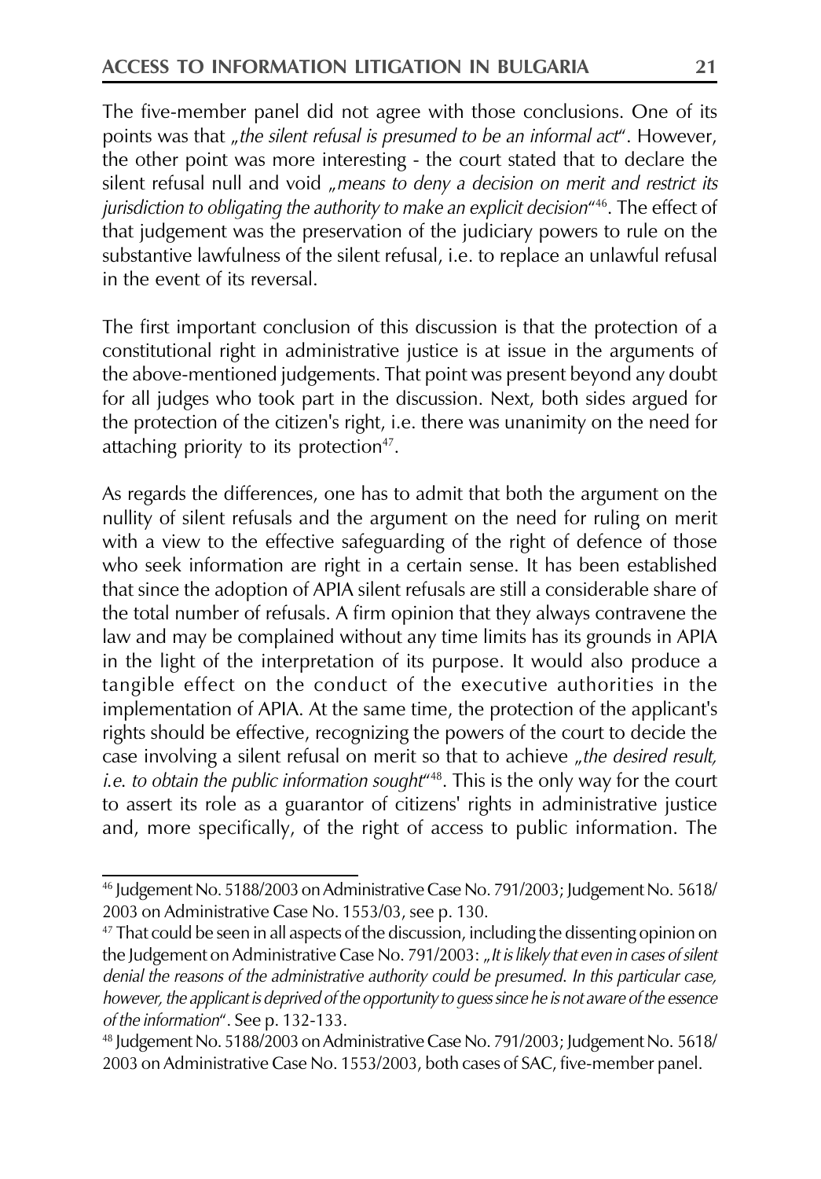The five-member panel did not agree with those conclusions. One of its points was that „*the silent refusal is presumed to be an informal act*". However, the other point was more interesting - the court stated that to declare the silent refusal null and void „*means to deny a decision on merit and restrict its jurisdiction to obligating the authority to make an explicit decision*"[46]. The effect of that judgement was the preservation of the judiciary powers to rule on the substantive lawfulness of the silent refusal, i.e. to replace an unlawful refusal in the event of its reversal.

The first important conclusion of this discussion is that the protection of a constitutional right in administrative justice is at issue in the arguments of the above-mentioned judgements. That point was present beyond any doubt for all judges who took part in the discussion. Next, both sides argued for the protection of the citizen's right, i.e. there was unanimity on the need for attaching priority to its protection[47].

As regards the differences, one has to admit that both the argument on the nullity of silent refusals and the argument on the need for ruling on merit with a view to the effective safeguarding of the right of defence of those who seek information are right in a certain sense. It has been established that since the adoption of APIA silent refusals are still a considerable share of the total number of refusals. A firm opinion that they always contravene the law and may be complained without any time limits has its grounds in APIA in the light of the interpretation of its purpose. It would also produce a tangible effect on the conduct of the executive authorities in the implementation of APIA. At the same time, the protection of the applicant's rights should be effective, recognizing the powers of the court to decide the case involving a silent refusal on merit so that to achieve „*the desired result, i.e. to obtain the public information sought*"[48]. This is the only way for the court to assert its role as a guarantor of citizens' rights in administrative justice and, more specifically, of the right of access to public information. The

---

[46] Judgement No. 5188/2003 on Administrative Case No. 791/2003; Judgement No. 5618/2003 on Administrative Case No. 1553/03, see p. 130.

[47] That could be seen in all aspects of the discussion, including the dissenting opinion on the Judgement on Administrative Case No. 791/2003: „*It is likely that even in cases of silent denial the reasons of the administrative authority could be presumed. In this particular case, however, the applicant is deprived of the opportunity to guess since he is not aware of the essence of the information*". See p. 132-133.

[48] Judgement No. 5188/2003 on Administrative Case No. 791/2003; Judgement No. 5618/2003 on Administrative Case No. 1553/2003, both cases of SAC, five-member panel.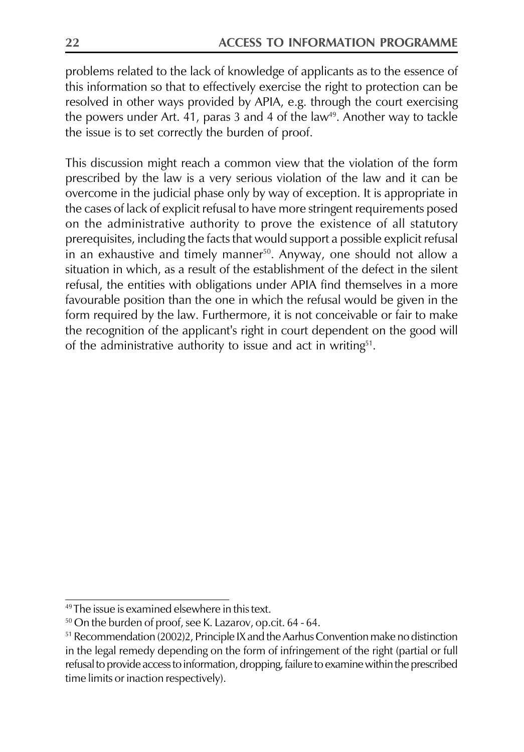problems related to the lack of knowledge of applicants as to the essence of this information so that to effectively exercise the right to protection can be resolved in other ways provided by APIA, e.g. through the court exercising the powers under Art. 41, paras 3 and 4 of the law[49]. Another way to tackle the issue is to set correctly the burden of proof.

This discussion might reach a common view that the violation of the form prescribed by the law is a very serious violation of the law and it can be overcome in the judicial phase only by way of exception. It is appropriate in the cases of lack of explicit refusal to have more stringent requirements posed on the administrative authority to prove the existence of all statutory prerequisites, including the facts that would support a possible explicit refusal in an exhaustive and timely manner[50]. Anyway, one should not allow a situation in which, as a result of the establishment of the defect in the silent refusal, the entities with obligations under APIA find themselves in a more favourable position than the one in which the refusal would be given in the form required by the law. Furthermore, it is not conceivable or fair to make the recognition of the applicant's right in court dependent on the good will of the administrative authority to issue and act in writing[51].

---

[49] The issue is examined elsewhere in this text.

[50] On the burden of proof, see K. Lazarov, op.cit. 64 - 64.

[51] Recommendation (2002)2, Principle IX and the Aarhus Convention make no distinction in the legal remedy depending on the form of infringement of the right (partial or full refusal to provide access to information, dropping, failure to examine within the prescribed time limits or inaction respectively).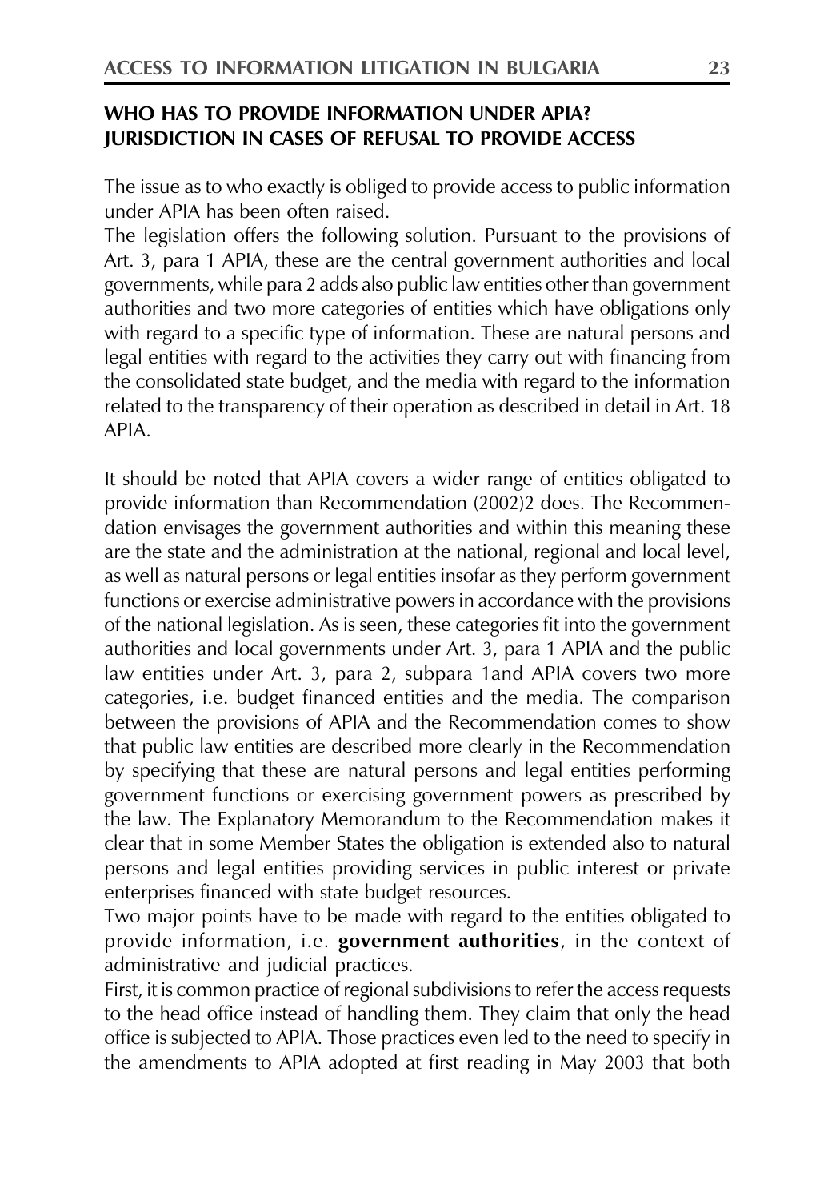## WHO HAS TO PROVIDE INFORMATION UNDER APIA? JURISDICTION IN CASES OF REFUSAL TO PROVIDE ACCESS

The issue as to who exactly is obliged to provide access to public information under APIA has been often raised.

The legislation offers the following solution. Pursuant to the provisions of Art. 3, para 1 APIA, these are the central government authorities and local governments, while para 2 adds also public law entities other than government authorities and two more categories of entities which have obligations only with regard to a specific type of information. These are natural persons and legal entities with regard to the activities they carry out with financing from the consolidated state budget, and the media with regard to the information related to the transparency of their operation as described in detail in Art. 18 APIA.

It should be noted that APIA covers a wider range of entities obligated to provide information than Recommendation (2002)2 does. The Recommendation envisages the government authorities and within this meaning these are the state and the administration at the national, regional and local level, as well as natural persons or legal entities insofar as they perform government functions or exercise administrative powers in accordance with the provisions of the national legislation. As is seen, these categories fit into the government authorities and local governments under Art. 3, para 1 APIA and the public law entities under Art. 3, para 2, subpara 1and APIA covers two more categories, i.e. budget financed entities and the media. The comparison between the provisions of APIA and the Recommendation comes to show that public law entities are described more clearly in the Recommendation by specifying that these are natural persons and legal entities performing government functions or exercising government powers as prescribed by the law. The Explanatory Memorandum to the Recommendation makes it clear that in some Member States the obligation is extended also to natural persons and legal entities providing services in public interest or private enterprises financed with state budget resources.

Two major points have to be made with regard to the entities obligated to provide information, i.e. **government authorities**, in the context of administrative and judicial practices.

First, it is common practice of regional subdivisions to refer the access requests to the head office instead of handling them. They claim that only the head office is subjected to APIA. Those practices even led to the need to specify in the amendments to APIA adopted at first reading in May 2003 that both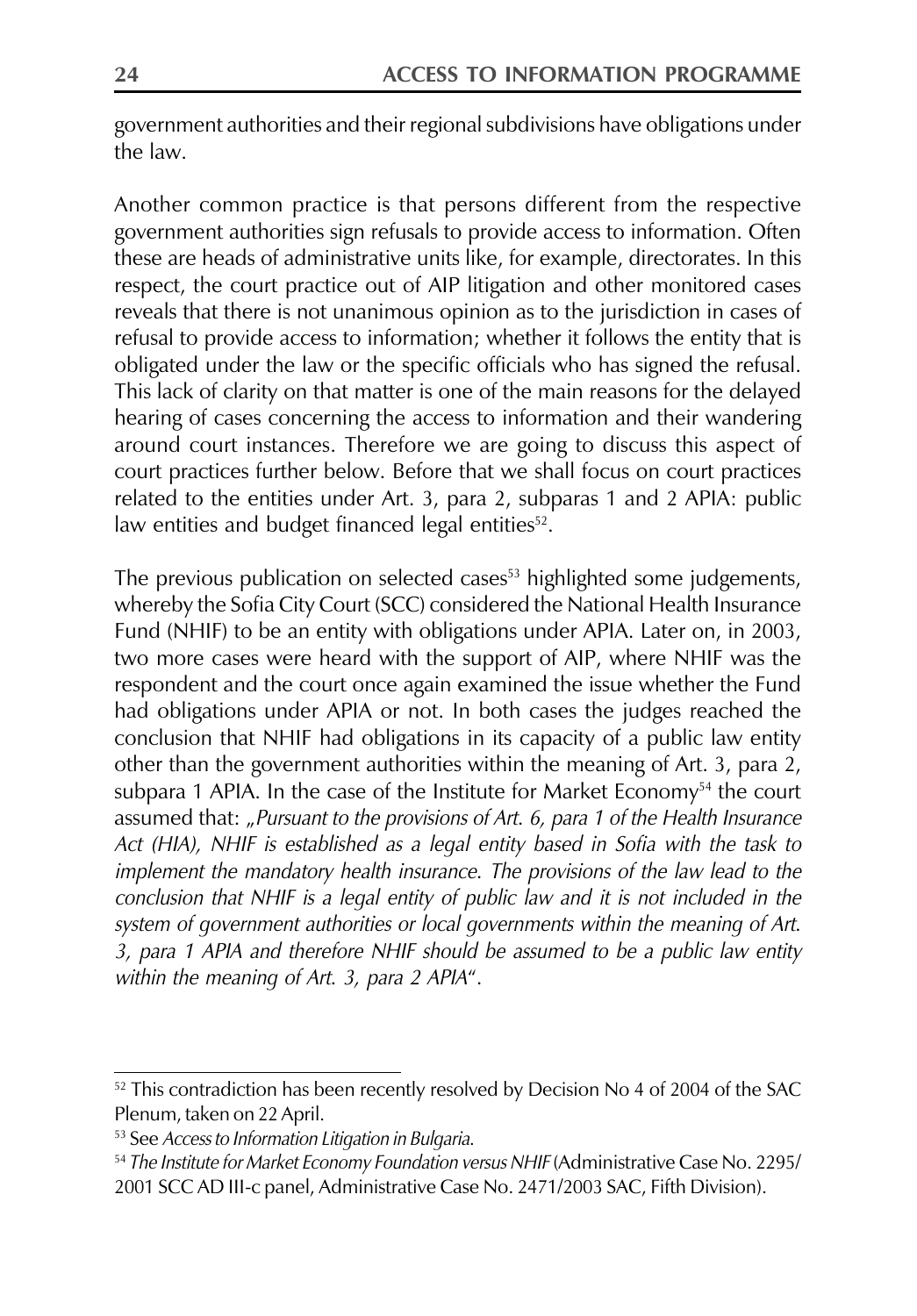government authorities and their regional subdivisions have obligations under the law.

Another common practice is that persons different from the respective government authorities sign refusals to provide access to information. Often these are heads of administrative units like, for example, directorates. In this respect, the court practice out of AIP litigation and other monitored cases reveals that there is not unanimous opinion as to the jurisdiction in cases of refusal to provide access to information; whether it follows the entity that is obligated under the law or the specific officials who has signed the refusal. This lack of clarity on that matter is one of the main reasons for the delayed hearing of cases concerning the access to information and their wandering around court instances. Therefore we are going to discuss this aspect of court practices further below. Before that we shall focus on court practices related to the entities under Art. 3, para 2, subparas 1 and 2 APIA: public law entities and budget financed legal entities[52].

The previous publication on selected cases[53] highlighted some judgements, whereby the Sofia City Court (SCC) considered the National Health Insurance Fund (NHIF) to be an entity with obligations under APIA. Later on, in 2003, two more cases were heard with the support of AIP, where NHIF was the respondent and the court once again examined the issue whether the Fund had obligations under APIA or not. In both cases the judges reached the conclusion that NHIF had obligations in its capacity of a public law entity other than the government authorities within the meaning of Art. 3, para 2, subpara 1 APIA. In the case of the Institute for Market Economy[54] the court assumed that: „*Pursuant to the provisions of Art. 6, para 1 of the Health Insurance Act (HIA), NHIF is established as a legal entity based in Sofia with the task to implement the mandatory health insurance. The provisions of the law lead to the conclusion that NHIF is a legal entity of public law and it is not included in the system of government authorities or local governments within the meaning of Art. 3, para 1 APIA and therefore NHIF should be assumed to be a public law entity within the meaning of Art. 3, para 2 APIA*".

---

[52] This contradiction has been recently resolved by Decision No 4 of 2004 of the SAC Plenum, taken on 22 April.

[53] See *Access to Information Litigation in Bulgaria*.

[54] *The Institute for Market Economy Foundation versus NHIF* (Administrative Case No. 2295/2001 SCC AD III-c panel, Administrative Case No. 2471/2003 SAC, Fifth Division).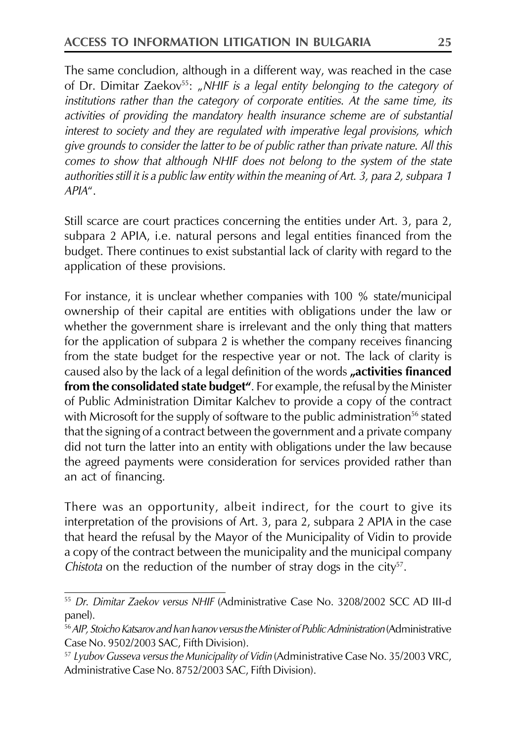The same concludion, although in a different way, was reached in the case of Dr. Dimitar Zaekov[55]: „*NHIF is a legal entity belonging to the category of institutions rather than the category of corporate entities. At the same time, its activities of providing the mandatory health insurance scheme are of substantial interest to society and they are regulated with imperative legal provisions, which give grounds to consider the latter to be of public rather than private nature. All this comes to show that although NHIF does not belong to the system of the state authorities still it is a public law entity within the meaning of Art. 3, para 2, subpara 1 APIA*".

Still scarce are court practices concerning the entities under Art. 3, para 2, subpara 2 APIA, i.e. natural persons and legal entities financed from the budget. There continues to exist substantial lack of clarity with regard to the application of these provisions.

For instance, it is unclear whether companies with 100 % state/municipal ownership of their capital are entities with obligations under the law or whether the government share is irrelevant and the only thing that matters for the application of subpara 2 is whether the company receives financing from the state budget for the respective year or not. The lack of clarity is caused also by the lack of a legal definition of the words **„activities financed from the consolidated state budget"**. For example, the refusal by the Minister of Public Administration Dimitar Kalchev to provide a copy of the contract with Microsoft for the supply of software to the public administration[56] stated that the signing of a contract between the government and a private company did not turn the latter into an entity with obligations under the law because the agreed payments were consideration for services provided rather than an act of financing.

There was an opportunity, albeit indirect, for the court to give its interpretation of the provisions of Art. 3, para 2, subpara 2 APIA in the case that heard the refusal by the Mayor of the Municipality of Vidin to provide a copy of the contract between the municipality and the municipal company *Chistota* on the reduction of the number of stray dogs in the city[57].

---

[55] *Dr. Dimitar Zaekov versus NHIF* (Administrative Case No. 3208/2002 SCC AD III-d panel).

[56] *AIP, Stoicho Katsarov and Ivan Ivanov versus the Minister of Public Administration* (Administrative Case No. 9502/2003 SAC, Fifth Division).

[57] *Lyubov Gusseva versus the Municipality of Vidin* (Administrative Case No. 35/2003 VRC, Administrative Case No. 8752/2003 SAC, Fifth Division).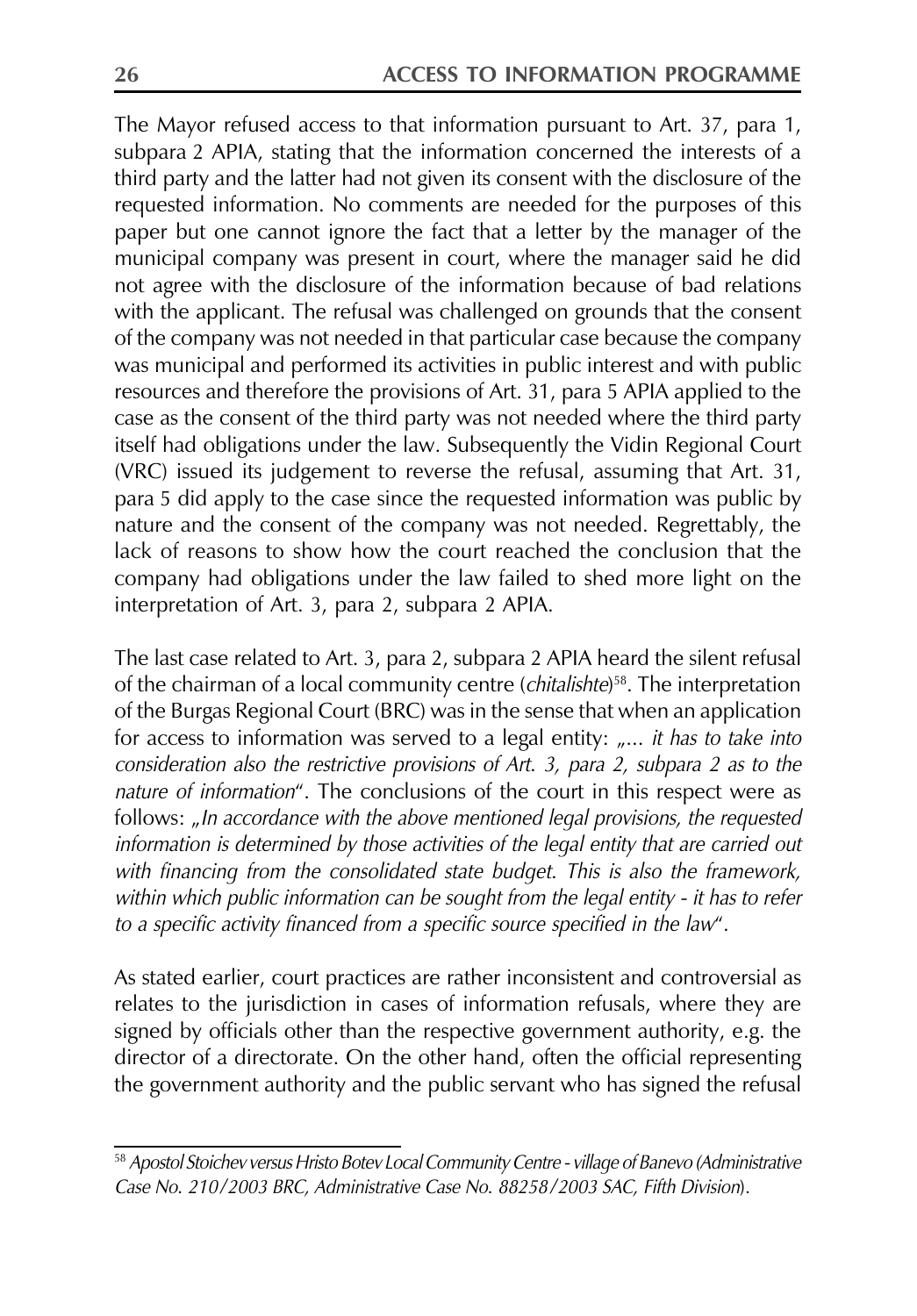The Mayor refused access to that information pursuant to Art. 37, para 1, subpara 2 APIA, stating that the information concerned the interests of a third party and the latter had not given its consent with the disclosure of the requested information. No comments are needed for the purposes of this paper but one cannot ignore the fact that a letter by the manager of the municipal company was present in court, where the manager said he did not agree with the disclosure of the information because of bad relations with the applicant. The refusal was challenged on grounds that the consent of the company was not needed in that particular case because the company was municipal and performed its activities in public interest and with public resources and therefore the provisions of Art. 31, para 5 APIA applied to the case as the consent of the third party was not needed where the third party itself had obligations under the law. Subsequently the Vidin Regional Court (VRC) issued its judgement to reverse the refusal, assuming that Art. 31, para 5 did apply to the case since the requested information was public by nature and the consent of the company was not needed. Regrettably, the lack of reasons to show how the court reached the conclusion that the company had obligations under the law failed to shed more light on the interpretation of Art. 3, para 2, subpara 2 APIA.

The last case related to Art. 3, para 2, subpara 2 APIA heard the silent refusal of the chairman of a local community centre (*chitalishte*)[58]. The interpretation of the Burgas Regional Court (BRC) was in the sense that when an application for access to information was served to a legal entity: „... *it has to take into consideration also the restrictive provisions of Art. 3, para 2, subpara 2 as to the nature of information*". The conclusions of the court in this respect were as follows: „*In accordance with the above mentioned legal provisions, the requested information is determined by those activities of the legal entity that are carried out with financing from the consolidated state budget. This is also the framework, within which public information can be sought from the legal entity - it has to refer to a specific activity financed from a specific source specified in the law*".

As stated earlier, court practices are rather inconsistent and controversial as relates to the jurisdiction in cases of information refusals, where they are signed by officials other than the respective government authority, e.g. the director of a directorate. On the other hand, often the official representing the government authority and the public servant who has signed the refusal

---

[58] *Apostol Stoichev versus Hristo Botev Local Community Centre - village of Banevo (Administrative Case No. 210/2003 BRC, Administrative Case No. 88258/2003 SAC, Fifth Division*).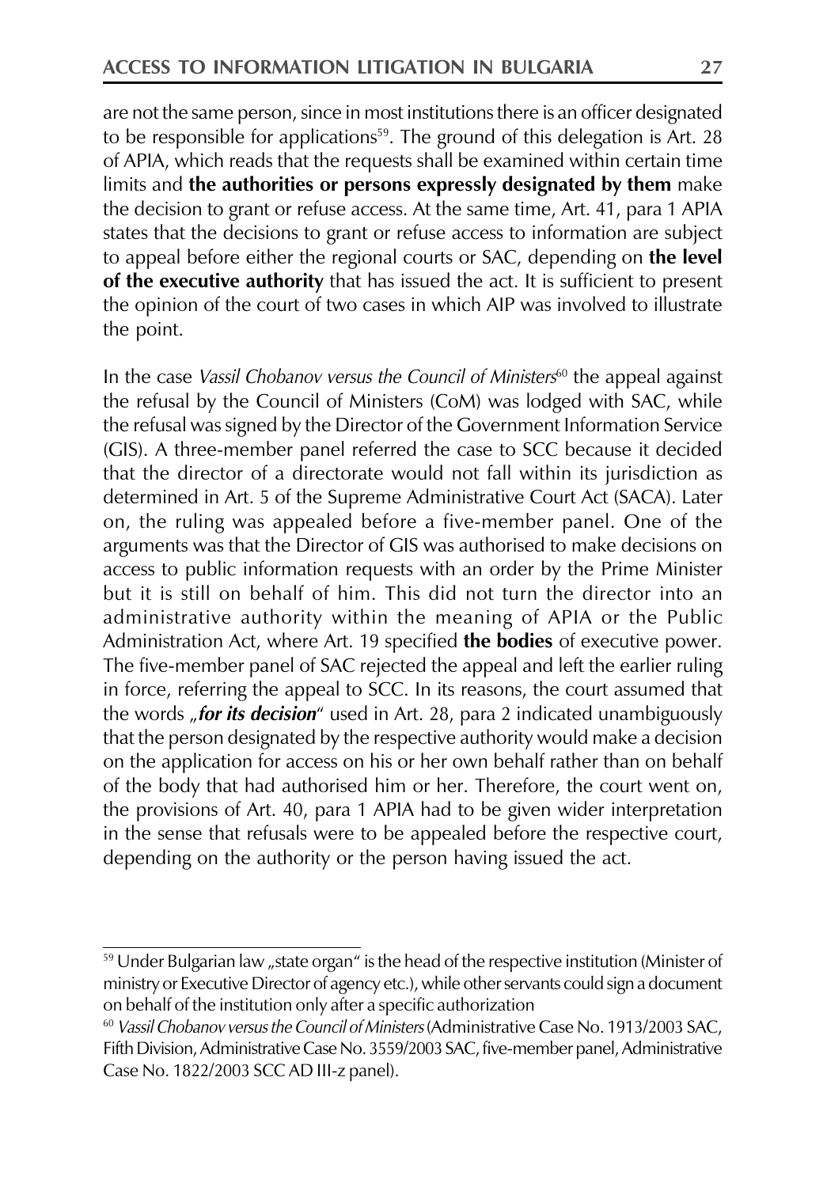are not the same person, since in most institutions there is an officer designated to be responsible for applications[59]. The ground of this delegation is Art. 28 of APIA, which reads that the requests shall be examined within certain time limits and **the authorities or persons expressly designated by them** make the decision to grant or refuse access. At the same time, Art. 41, para 1 APIA states that the decisions to grant or refuse access to information are subject to appeal before either the regional courts or SAC, depending on **the level of the executive authority** that has issued the act. It is sufficient to present the opinion of the court of two cases in which AIP was involved to illustrate the point.

In the case *Vassil Chobanov versus the Council of Ministers*[60] the appeal against the refusal by the Council of Ministers (CoM) was lodged with SAC, while the refusal was signed by the Director of the Government Information Service (GIS). A three-member panel referred the case to SCC because it decided that the director of a directorate would not fall within its jurisdiction as determined in Art. 5 of the Supreme Administrative Court Act (SACA). Later on, the ruling was appealed before a five-member panel. One of the arguments was that the Director of GIS was authorised to make decisions on access to public information requests with an order by the Prime Minister but it is still on behalf of him. This did not turn the director into an administrative authority within the meaning of APIA or the Public Administration Act, where Art. 19 specified **the bodies** of executive power. The five-member panel of SAC rejected the appeal and left the earlier ruling in force, referring the appeal to SCC. In its reasons, the court assumed that the words „***for its decision***" used in Art. 28, para 2 indicated unambiguously that the person designated by the respective authority would make a decision on the application for access on his or her own behalf rather than on behalf of the body that had authorised him or her. Therefore, the court went on, the provisions of Art. 40, para 1 APIA had to be given wider interpretation in the sense that refusals were to be appealed before the respective court, depending on the authority or the person having issued the act.

---

[59] Under Bulgarian law „state organ" is the head of the respective institution (Minister of ministry or Executive Director of agency etc.), while other servants could sign a document on behalf of the institution only after a specific authorization

[60] *Vassil Chobanov versus the Council of Ministers* (Administrative Case No. 1913/2003 SAC, Fifth Division, Administrative Case No. 3559/2003 SAC, five-member panel, Administrative Case No. 1822/2003 SCC AD III-z panel).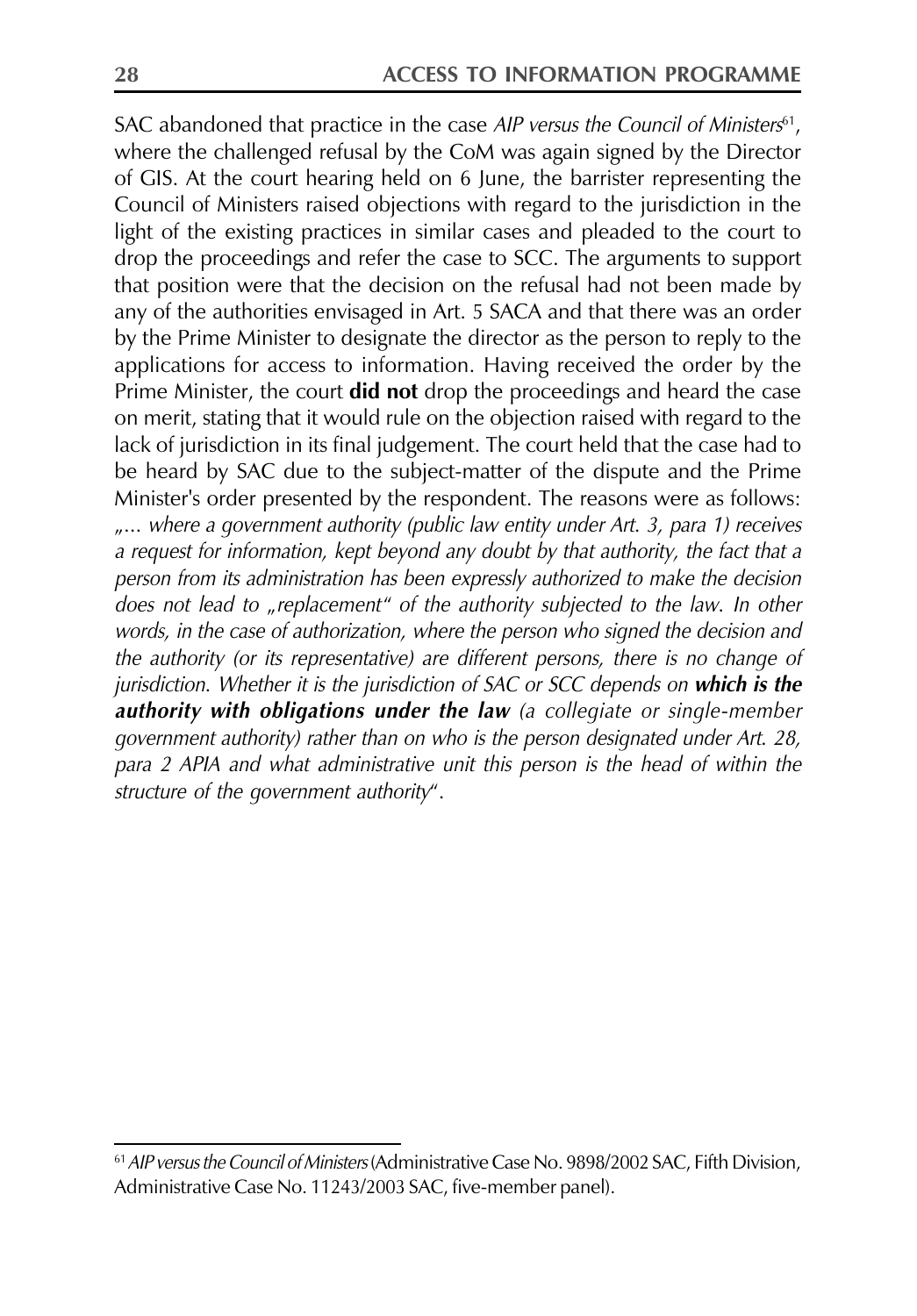SAC abandoned that practice in the case *AIP versus the Council of Ministers*[61], where the challenged refusal by the CoM was again signed by the Director of GIS. At the court hearing held on 6 June, the barrister representing the Council of Ministers raised objections with regard to the jurisdiction in the light of the existing practices in similar cases and pleaded to the court to drop the proceedings and refer the case to SCC. The arguments to support that position were that the decision on the refusal had not been made by any of the authorities envisaged in Art. 5 SACA and that there was an order by the Prime Minister to designate the director as the person to reply to the applications for access to information. Having received the order by the Prime Minister, the court **did not** drop the proceedings and heard the case on merit, stating that it would rule on the objection raised with regard to the lack of jurisdiction in its final judgement. The court held that the case had to be heard by SAC due to the subject-matter of the dispute and the Prime Minister's order presented by the respondent. The reasons were as follows: *„... where a government authority (public law entity under Art. 3, para 1) receives a request for information, kept beyond any doubt by that authority, the fact that a person from its administration has been expressly authorized to make the decision does not lead to „replacement" of the authority subjected to the law. In other words, in the case of authorization, where the person who signed the decision and the authority (or its representative) are different persons, there is no change of jurisdiction. Whether it is the jurisdiction of SAC or SCC depends on* ***which is the authority with obligations under the law*** *(a collegiate or single-member government authority) rather than on who is the person designated under Art. 28, para 2 APIA and what administrative unit this person is the head of within the structure of the government authority*".

---

[61] *AIP versus the Council of Ministers* (Administrative Case No. 9898/2002 SAC, Fifth Division, Administrative Case No. 11243/2003 SAC, five-member panel).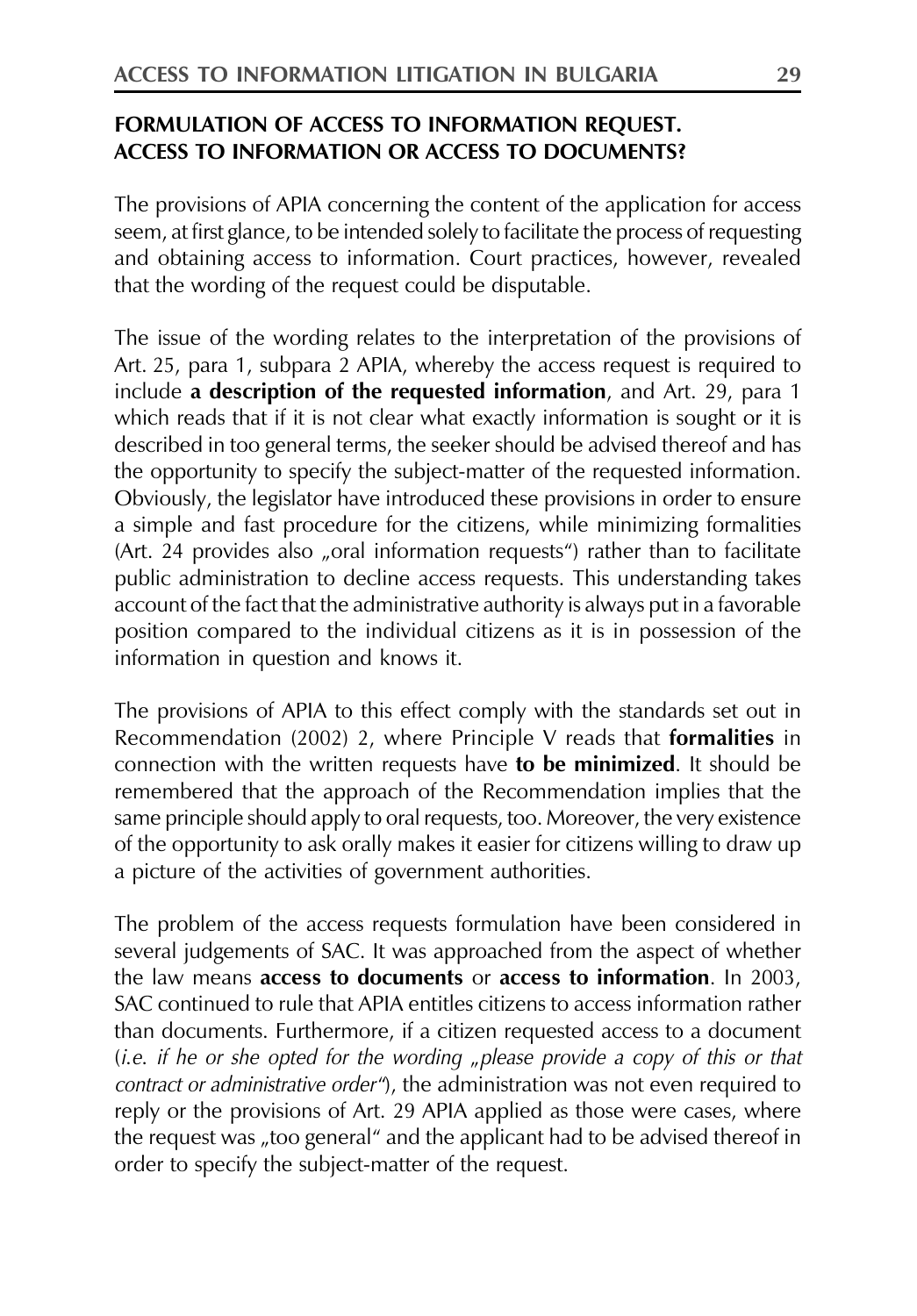## FORMULATION OF ACCESS TO INFORMATION REQUEST. ACCESS TO INFORMATION OR ACCESS TO DOCUMENTS?

The provisions of APIA concerning the content of the application for access seem, at first glance, to be intended solely to facilitate the process of requesting and obtaining access to information. Court practices, however, revealed that the wording of the request could be disputable.

The issue of the wording relates to the interpretation of the provisions of Art. 25, para 1, subpara 2 APIA, whereby the access request is required to include **a description of the requested information**, and Art. 29, para 1 which reads that if it is not clear what exactly information is sought or it is described in too general terms, the seeker should be advised thereof and has the opportunity to specify the subject-matter of the requested information. Obviously, the legislator have introduced these provisions in order to ensure a simple and fast procedure for the citizens, while minimizing formalities (Art. 24 provides also „oral information requests") rather than to facilitate public administration to decline access requests. This understanding takes account of the fact that the administrative authority is always put in a favorable position compared to the individual citizens as it is in possession of the information in question and knows it.

The provisions of APIA to this effect comply with the standards set out in Recommendation (2002) 2, where Principle V reads that **formalities** in connection with the written requests have **to be minimized**. It should be remembered that the approach of the Recommendation implies that the same principle should apply to oral requests, too. Moreover, the very existence of the opportunity to ask orally makes it easier for citizens willing to draw up a picture of the activities of government authorities.

The problem of the access requests formulation have been considered in several judgements of SAC. It was approached from the aspect of whether the law means **access to documents** or **access to information**. In 2003, SAC continued to rule that APIA entitles citizens to access information rather than documents. Furthermore, if a citizen requested access to a document (*i.e. if he or she opted for the wording „please provide a copy of this or that contract or administrative order"*), the administration was not even required to reply or the provisions of Art. 29 APIA applied as those were cases, where the request was „too general" and the applicant had to be advised thereof in order to specify the subject-matter of the request.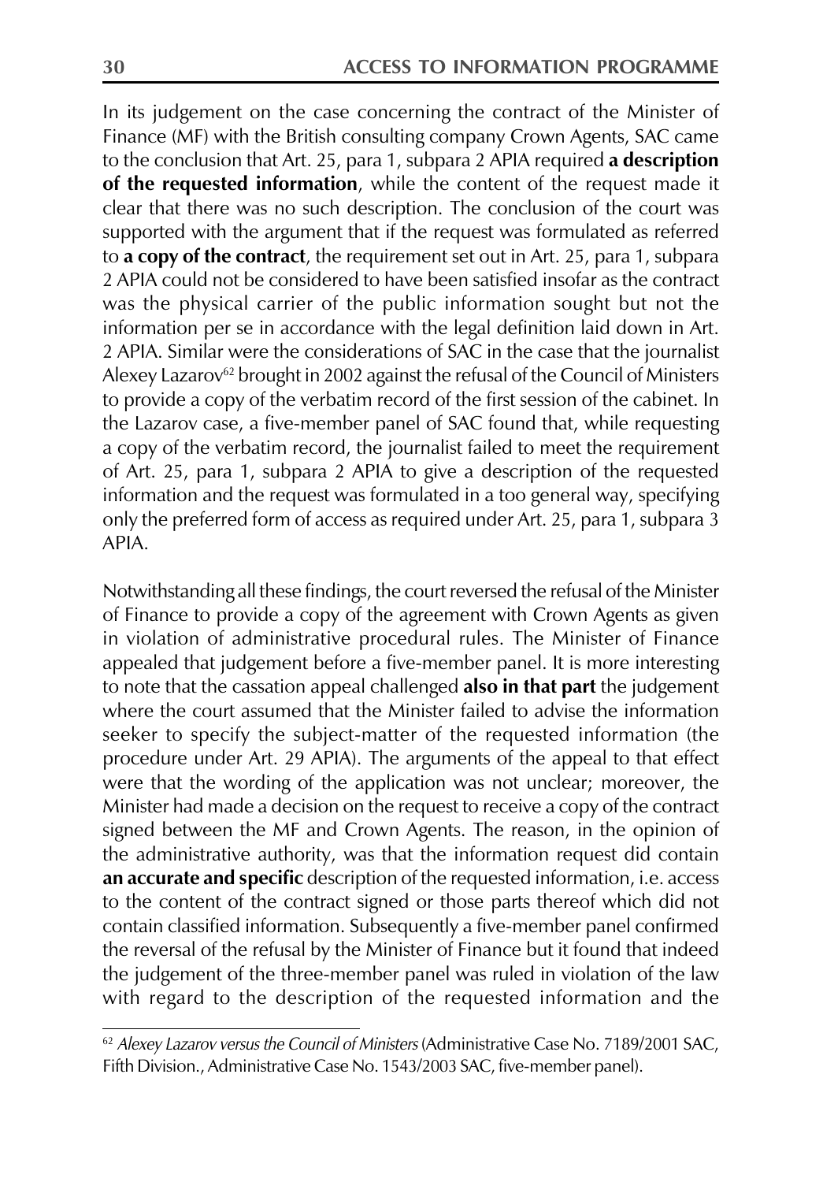In its judgement on the case concerning the contract of the Minister of Finance (MF) with the British consulting company Crown Agents, SAC came to the conclusion that Art. 25, para 1, subpara 2 APIA required **a description of the requested information**, while the content of the request made it clear that there was no such description. The conclusion of the court was supported with the argument that if the request was formulated as referred to **a copy of the contract**, the requirement set out in Art. 25, para 1, subpara 2 APIA could not be considered to have been satisfied insofar as the contract was the physical carrier of the public information sought but not the information per se in accordance with the legal definition laid down in Art. 2 APIA. Similar were the considerations of SAC in the case that the journalist Alexey Lazarov[62] brought in 2002 against the refusal of the Council of Ministers to provide a copy of the verbatim record of the first session of the cabinet. In the Lazarov case, a five-member panel of SAC found that, while requesting a copy of the verbatim record, the journalist failed to meet the requirement of Art. 25, para 1, subpara 2 APIA to give a description of the requested information and the request was formulated in a too general way, specifying only the preferred form of access as required under Art. 25, para 1, subpara 3 APIA.

Notwithstanding all these findings, the court reversed the refusal of the Minister of Finance to provide a copy of the agreement with Crown Agents as given in violation of administrative procedural rules. The Minister of Finance appealed that judgement before a five-member panel. It is more interesting to note that the cassation appeal challenged **also in that part** the judgement where the court assumed that the Minister failed to advise the information seeker to specify the subject-matter of the requested information (the procedure under Art. 29 APIA). The arguments of the appeal to that effect were that the wording of the application was not unclear; moreover, the Minister had made a decision on the request to receive a copy of the contract signed between the MF and Crown Agents. The reason, in the opinion of the administrative authority, was that the information request did contain **an accurate and specific** description of the requested information, i.e. access to the content of the contract signed or those parts thereof which did not contain classified information. Subsequently a five-member panel confirmed the reversal of the refusal by the Minister of Finance but it found that indeed the judgement of the three-member panel was ruled in violation of the law with regard to the description of the requested information and the

---

[62] *Alexey Lazarov versus the Council of Ministers* (Administrative Case No. 7189/2001 SAC, Fifth Division., Administrative Case No. 1543/2003 SAC, five-member panel).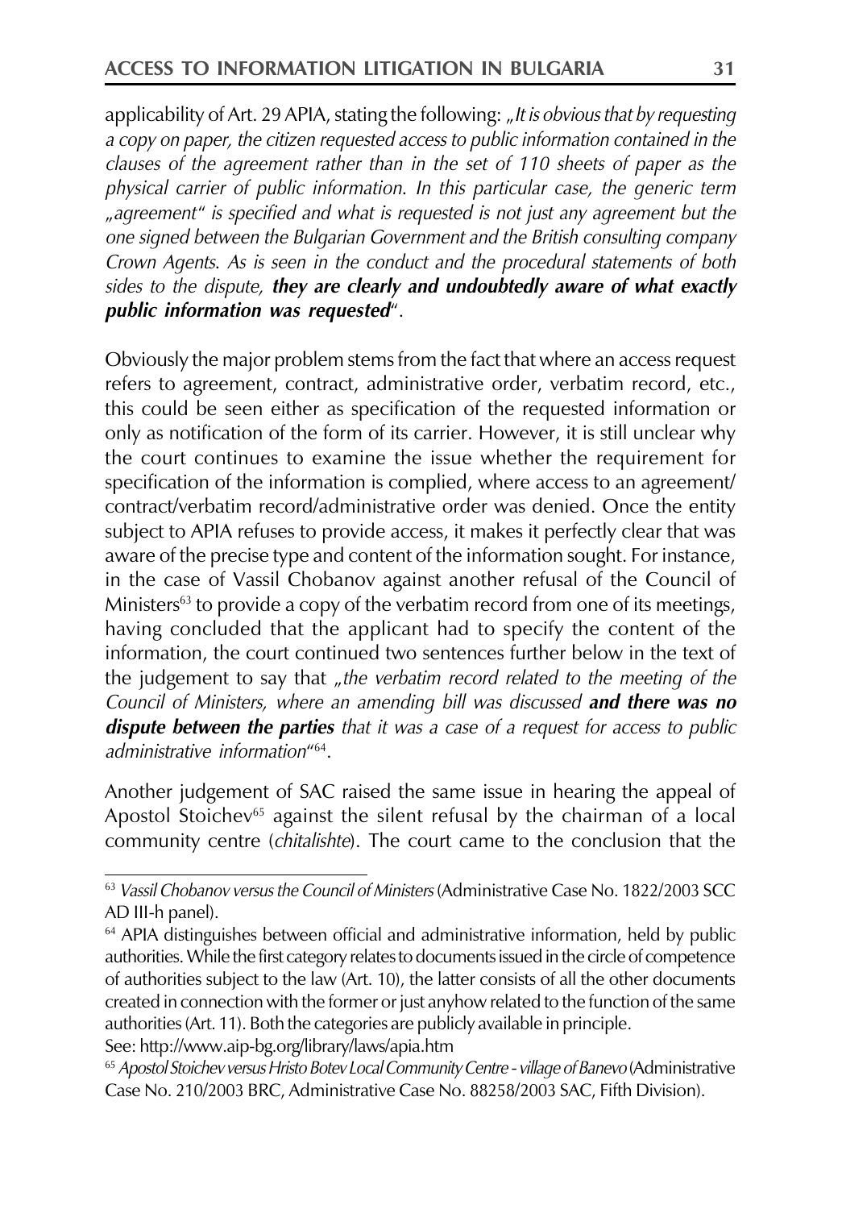applicability of Art. 29 APIA, stating the following: „*It is obvious that by requesting a copy on paper, the citizen requested access to public information contained in the clauses of the agreement rather than in the set of 110 sheets of paper as the physical carrier of public information. In this particular case, the generic term „agreement" is specified and what is requested is not just any agreement but the one signed between the Bulgarian Government and the British consulting company Crown Agents. As is seen in the conduct and the procedural statements of both sides to the dispute, **they are clearly and undoubtedly aware of what exactly public information was requested***".

Obviously the major problem stems from the fact that where an access request refers to agreement, contract, administrative order, verbatim record, etc., this could be seen either as specification of the requested information or only as notification of the form of its carrier. However, it is still unclear why the court continues to examine the issue whether the requirement for specification of the information is complied, where access to an agreement/ contract/verbatim record/administrative order was denied. Once the entity subject to APIA refuses to provide access, it makes it perfectly clear that was aware of the precise type and content of the information sought. For instance, in the case of Vassil Chobanov against another refusal of the Council of Ministers[63] to provide a copy of the verbatim record from one of its meetings, having concluded that the applicant had to specify the content of the information, the court continued two sentences further below in the text of the judgement to say that „*the verbatim record related to the meeting of the Council of Ministers, where an amending bill was discussed **and there was no dispute between the parties** that it was a case of a request for access to public administrative information*"[64].

Another judgement of SAC raised the same issue in hearing the appeal of Apostol Stoichev[65] against the silent refusal by the chairman of a local community centre (*chitalishte*). The court came to the conclusion that the

---

[63] *Vassil Chobanov versus the Council of Ministers* (Administrative Case No. 1822/2003 SCC AD III-h panel).

[64] APIA distinguishes between official and administrative information, held by public authorities. While the first category relates to documents issued in the circle of competence of authorities subject to the law (Art. 10), the latter consists of all the other documents created in connection with the former or just anyhow related to the function of the same authorities (Art. 11). Both the categories are publicly available in principle.
See: http://www.aip-bg.org/library/laws/apia.htm

[65] *Apostol Stoichev versus Hristo Botev Local Community Centre - village of Banevo* (Administrative Case No. 210/2003 BRC, Administrative Case No. 88258/2003 SAC, Fifth Division).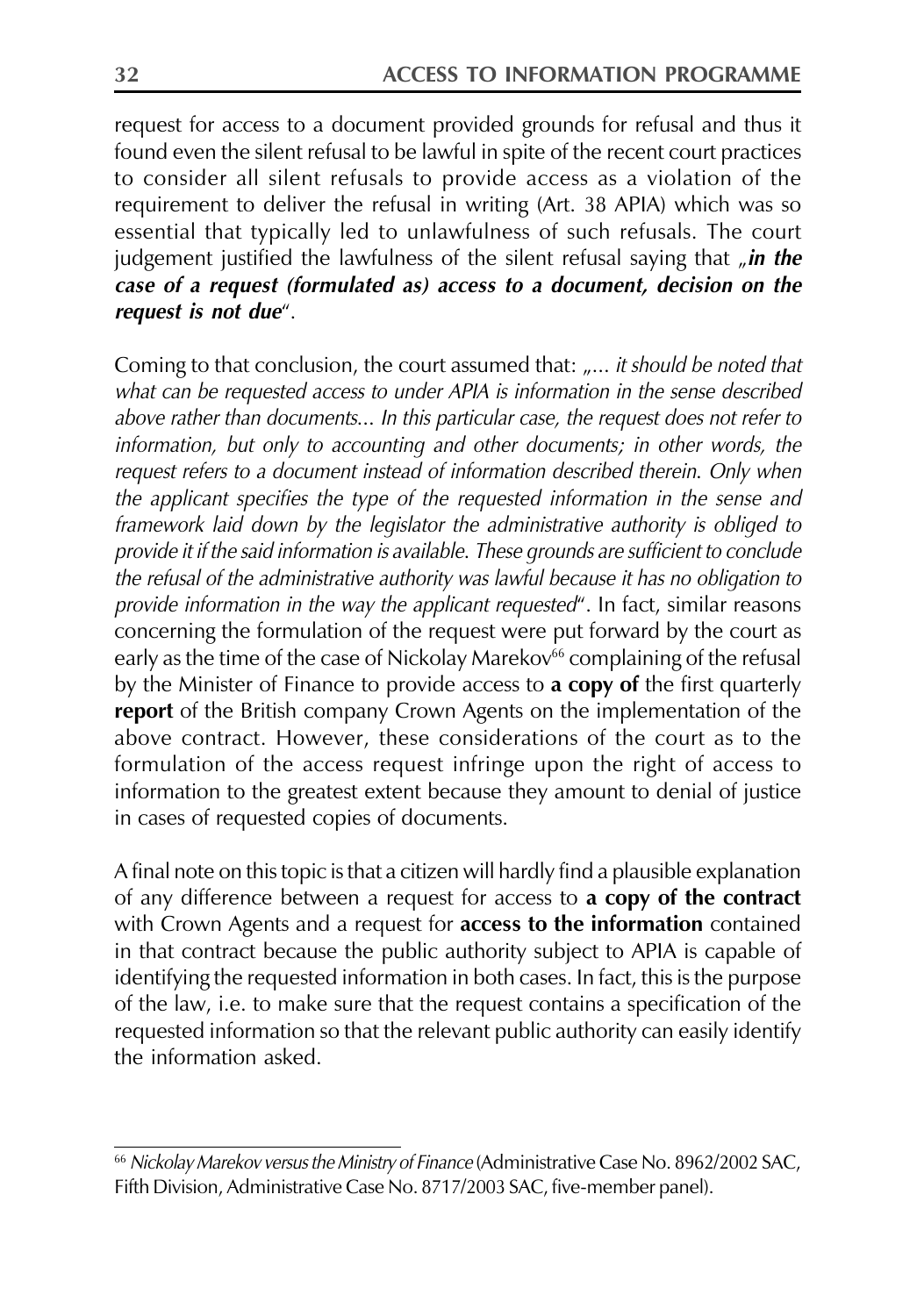request for access to a document provided grounds for refusal and thus it found even the silent refusal to be lawful in spite of the recent court practices to consider all silent refusals to provide access as a violation of the requirement to deliver the refusal in writing (Art. 38 APIA) which was so essential that typically led to unlawfulness of such refusals. The court judgement justified the lawfulness of the silent refusal saying that „***in the case of a request (formulated as) access to a document, decision on the request is not due***".

Coming to that conclusion, the court assumed that: „*... it should be noted that what can be requested access to under APIA is information in the sense described above rather than documents... In this particular case, the request does not refer to information, but only to accounting and other documents; in other words, the request refers to a document instead of information described therein. Only when the applicant specifies the type of the requested information in the sense and framework laid down by the legislator the administrative authority is obliged to provide it if the said information is available. These grounds are sufficient to conclude the refusal of the administrative authority was lawful because it has no obligation to provide information in the way the applicant requested*". In fact, similar reasons concerning the formulation of the request were put forward by the court as early as the time of the case of Nickolay Marekov[66] complaining of the refusal by the Minister of Finance to provide access to **a copy of** the first quarterly **report** of the British company Crown Agents on the implementation of the above contract. However, these considerations of the court as to the formulation of the access request infringe upon the right of access to information to the greatest extent because they amount to denial of justice in cases of requested copies of documents.

A final note on this topic is that a citizen will hardly find a plausible explanation of any difference between a request for access to **a copy of the contract** with Crown Agents and a request for **access to the information** contained in that contract because the public authority subject to APIA is capable of identifying the requested information in both cases. In fact, this is the purpose of the law, i.e. to make sure that the request contains a specification of the requested information so that the relevant public authority can easily identify the information asked.

---

[66] *Nickolay Marekov versus the Ministry of Finance* (Administrative Case No. 8962/2002 SAC, Fifth Division, Administrative Case No. 8717/2003 SAC, five-member panel).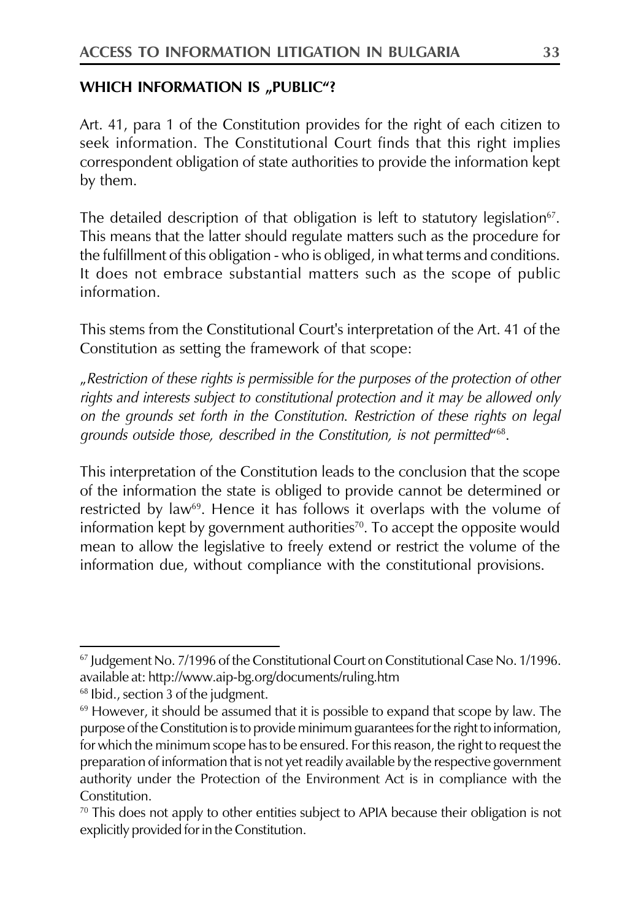## WHICH INFORMATION IS „PUBLIC"?

Art. 41, para 1 of the Constitution provides for the right of each citizen to seek information. The Constitutional Court finds that this right implies correspondent obligation of state authorities to provide the information kept by them.

The detailed description of that obligation is left to statutory legislation[67]. This means that the latter should regulate matters such as the procedure for the fulfillment of this obligation - who is obliged, in what terms and conditions. It does not embrace substantial matters such as the scope of public information.

This stems from the Constitutional Court's interpretation of the Art. 41 of the Constitution as setting the framework of that scope:

*„Restriction of these rights is permissible for the purposes of the protection of other rights and interests subject to constitutional protection and it may be allowed only on the grounds set forth in the Constitution. Restriction of these rights on legal grounds outside those, described in the Constitution, is not permitted"*[68].

This interpretation of the Constitution leads to the conclusion that the scope of the information the state is obliged to provide cannot be determined or restricted by law[69]. Hence it has follows it overlaps with the volume of information kept by government authorities[70]. To accept the opposite would mean to allow the legislative to freely extend or restrict the volume of the information due, without compliance with the constitutional provisions.

---

[67] Judgement No. 7/1996 of the Constitutional Court on Constitutional Case No. 1/1996. available at: http://www.aip-bg.org/documents/ruling.htm

[68] Ibid., section 3 of the judgment.

[69] However, it should be assumed that it is possible to expand that scope by law. The purpose of the Constitution is to provide minimum guarantees for the right to information, for which the minimum scope has to be ensured. For this reason, the right to request the preparation of information that is not yet readily available by the respective government authority under the Protection of the Environment Act is in compliance with the Constitution.

[70] This does not apply to other entities subject to APIA because their obligation is not explicitly provided for in the Constitution.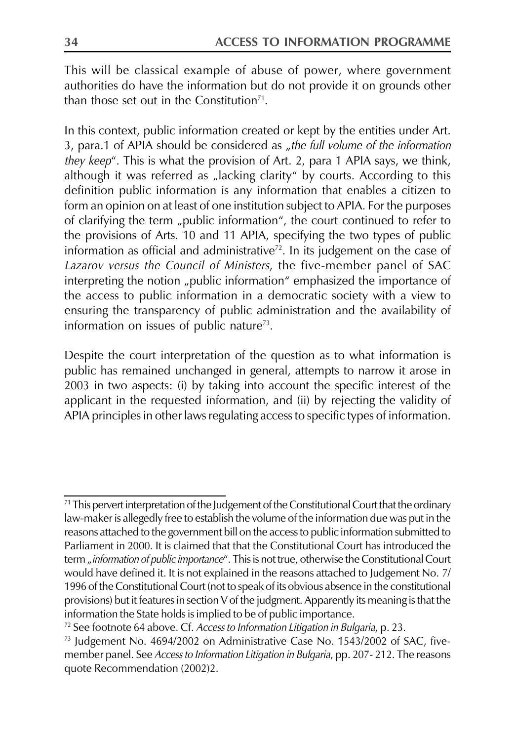This will be classical example of abuse of power, where government authorities do have the information but do not provide it on grounds other than those set out in the Constitution[71].

In this context, public information created or kept by the entities under Art. 3, para.1 of APIA should be considered as *„the full volume of the information they keep"*. This is what the provision of Art. 2, para 1 APIA says, we think, although it was referred as „lacking clarity" by courts. According to this definition public information is any information that enables a citizen to form an opinion on at least of one institution subject to APIA. For the purposes of clarifying the term „public information", the court continued to refer to the provisions of Arts. 10 and 11 APIA, specifying the two types of public information as official and administrative[72]. In its judgement on the case of *Lazarov versus the Council of Ministers*, the five-member panel of SAC interpreting the notion „public information" emphasized the importance of the access to public information in a democratic society with a view to ensuring the transparency of public administration and the availability of information on issues of public nature[73].

Despite the court interpretation of the question as to what information is public has remained unchanged in general, attempts to narrow it arose in 2003 in two aspects: (i) by taking into account the specific interest of the applicant in the requested information, and (ii) by rejecting the validity of APIA principles in other laws regulating access to specific types of information.

---

[71] This pervert interpretation of the Judgement of the Constitutional Court that the ordinary law-maker is allegedly free to establish the volume of the information due was put in the reasons attached to the government bill on the access to public information submitted to Parliament in 2000. It is claimed that that the Constitutional Court has introduced the term *„information of public importance"*. This is not true, otherwise the Constitutional Court would have defined it. It is not explained in the reasons attached to Judgement No. 7/ 1996 of the Constitutional Court (not to speak of its obvious absence in the constitutional provisions) but it features in section V of the judgment. Apparently its meaning is that the information the State holds is implied to be of public importance.

[72] See footnote 64 above. Cf. *Access to Information Litigation in Bulgaria*, p. 23.

[73] Judgement No. 4694/2002 on Administrative Case No. 1543/2002 of SAC, five-member panel. See *Access to Information Litigation in Bulgaria*, pp. 207- 212. The reasons quote Recommendation (2002)2.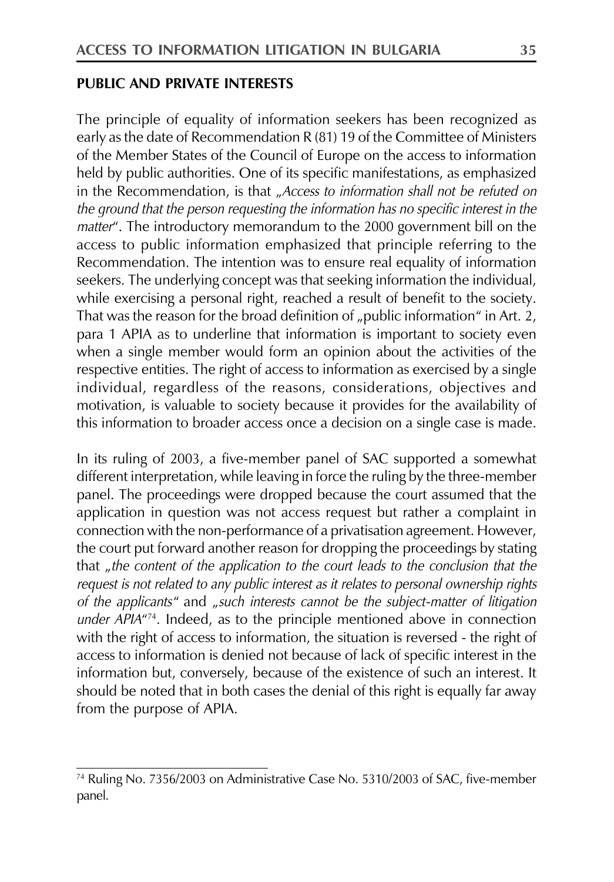## PUBLIC AND PRIVATE INTERESTS

The principle of equality of information seekers has been recognized as early as the date of Recommendation R (81) 19 of the Committee of Ministers of the Member States of the Council of Europe on the access to information held by public authorities. One of its specific manifestations, as emphasized in the Recommendation, is that *„Access to information shall not be refuted on the ground that the person requesting the information has no specific interest in the matter*". The introductory memorandum to the 2000 government bill on the access to public information emphasized that principle referring to the Recommendation. The intention was to ensure real equality of information seekers. The underlying concept was that seeking information the individual, while exercising a personal right, reached a result of benefit to the society. That was the reason for the broad definition of „public information" in Art. 2, para 1 APIA as to underline that information is important to society even when a single member would form an opinion about the activities of the respective entities. The right of access to information as exercised by a single individual, regardless of the reasons, considerations, objectives and motivation, is valuable to society because it provides for the availability of this information to broader access once a decision on a single case is made.

In its ruling of 2003, a five-member panel of SAC supported a somewhat different interpretation, while leaving in force the ruling by the three-member panel. The proceedings were dropped because the court assumed that the application in question was not access request but rather a complaint in connection with the non-performance of a privatisation agreement. However, the court put forward another reason for dropping the proceedings by stating that *„the content of the application to the court leads to the conclusion that the request is not related to any public interest as it relates to personal ownership rights of the applicants"* and *„such interests cannot be the subject-matter of litigation under APIA"*[74]. Indeed, as to the principle mentioned above in connection with the right of access to information, the situation is reversed - the right of access to information is denied not because of lack of specific interest in the information but, conversely, because of the existence of such an interest. It should be noted that in both cases the denial of this right is equally far away from the purpose of APIA.

---

[74] Ruling No. 7356/2003 on Administrative Case No. 5310/2003 of SAC, five-member panel.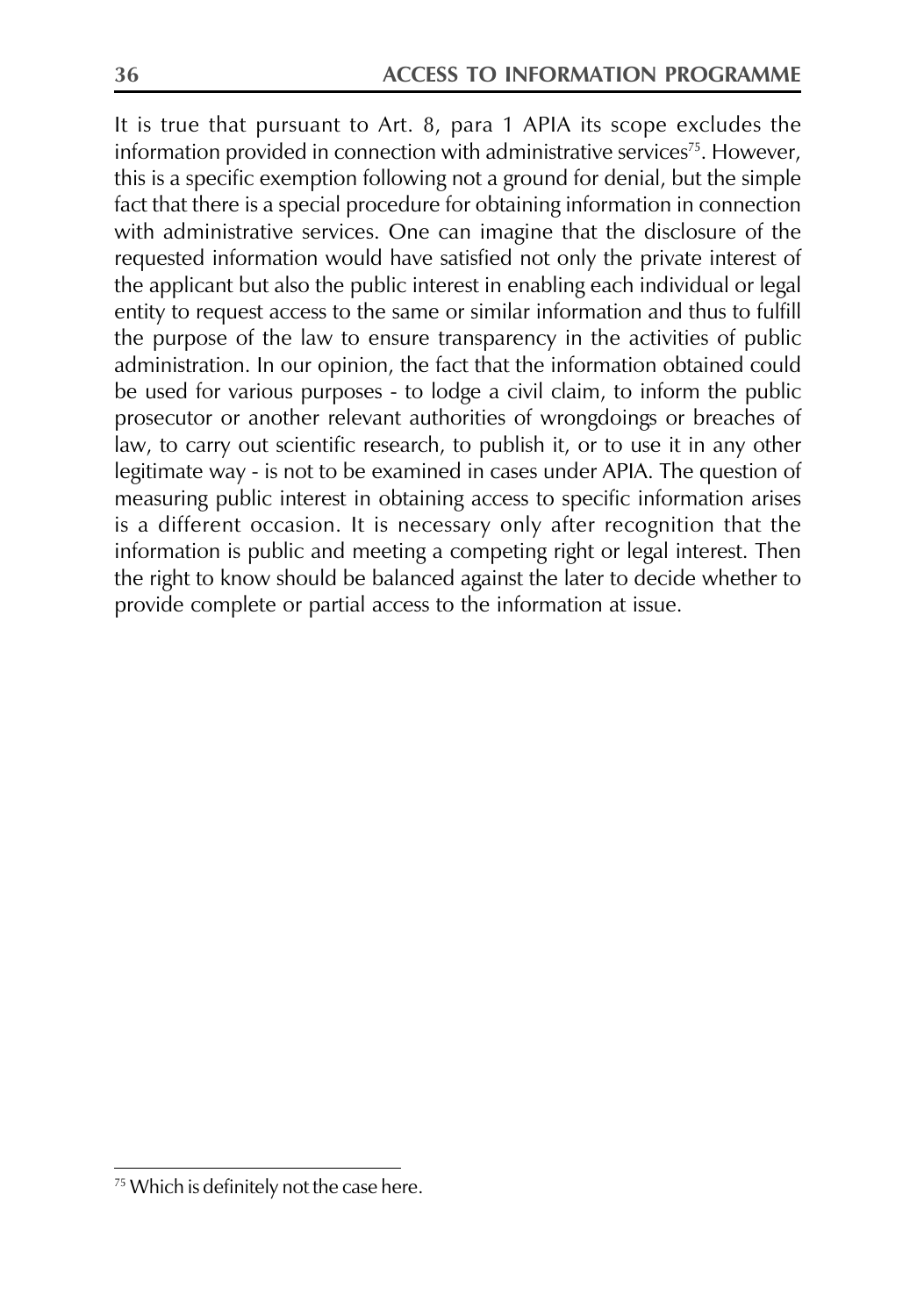It is true that pursuant to Art. 8, para 1 APIA its scope excludes the information provided in connection with administrative services[75]. However, this is a specific exemption following not a ground for denial, but the simple fact that there is a special procedure for obtaining information in connection with administrative services. One can imagine that the disclosure of the requested information would have satisfied not only the private interest of the applicant but also the public interest in enabling each individual or legal entity to request access to the same or similar information and thus to fulfill the purpose of the law to ensure transparency in the activities of public administration. In our opinion, the fact that the information obtained could be used for various purposes - to lodge a civil claim, to inform the public prosecutor or another relevant authorities of wrongdoings or breaches of law, to carry out scientific research, to publish it, or to use it in any other legitimate way - is not to be examined in cases under APIA. The question of measuring public interest in obtaining access to specific information arises is a different occasion. It is necessary only after recognition that the information is public and meeting a competing right or legal interest. Then the right to know should be balanced against the later to decide whether to provide complete or partial access to the information at issue.

[75] Which is definitely not the case here.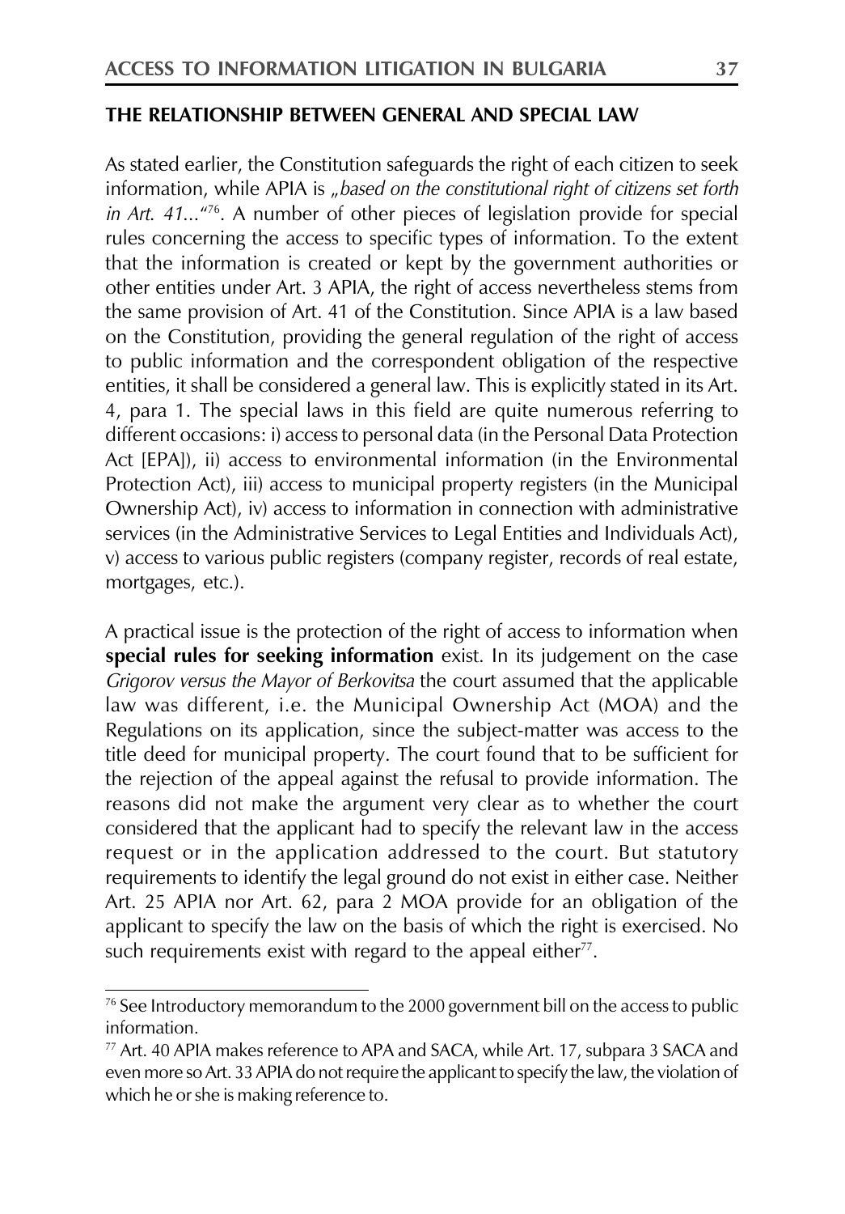## THE RELATIONSHIP BETWEEN GENERAL AND SPECIAL LAW

As stated earlier, the Constitution safeguards the right of each citizen to seek information, while APIA is *„based on the constitutional right of citizens set forth in Art. 41...“*[76]. A number of other pieces of legislation provide for special rules concerning the access to specific types of information. To the extent that the information is created or kept by the government authorities or other entities under Art. 3 APIA, the right of access nevertheless stems from the same provision of Art. 41 of the Constitution. Since APIA is a law based on the Constitution, providing the general regulation of the right of access to public information and the correspondent obligation of the respective entities, it shall be considered a general law. This is explicitly stated in its Art. 4, para 1. The special laws in this field are quite numerous referring to different occasions: i) access to personal data (in the Personal Data Protection Act [EPA]), ii) access to environmental information (in the Environmental Protection Act), iii) access to municipal property registers (in the Municipal Ownership Act), iv) access to information in connection with administrative services (in the Administrative Services to Legal Entities and Individuals Act), v) access to various public registers (company register, records of real estate, mortgages, etc.).

A practical issue is the protection of the right of access to information when **special rules for seeking information** exist. In its judgement on the case *Grigorov versus the Mayor of Berkovitsa* the court assumed that the applicable law was different, i.e. the Municipal Ownership Act (MOA) and the Regulations on its application, since the subject-matter was access to the title deed for municipal property. The court found that to be sufficient for the rejection of the appeal against the refusal to provide information. The reasons did not make the argument very clear as to whether the court considered that the applicant had to specify the relevant law in the access request or in the application addressed to the court. But statutory requirements to identify the legal ground do not exist in either case. Neither Art. 25 APIA nor Art. 62, para 2 MOA provide for an obligation of the applicant to specify the law on the basis of which the right is exercised. No such requirements exist with regard to the appeal either[77].

---

[76] See Introductory memorandum to the 2000 government bill on the access to public information.

[77] Art. 40 APIA makes reference to APA and SACA, while Art. 17, subpara 3 SACA and even more so Art. 33 APIA do not require the applicant to specify the law, the violation of which he or she is making reference to.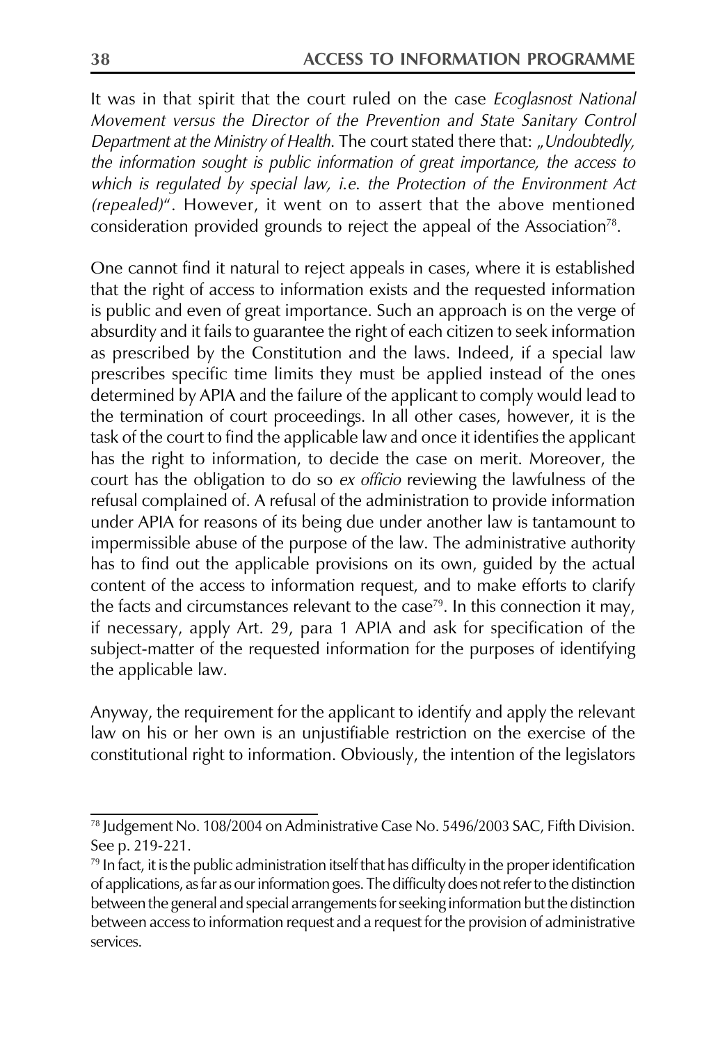It was in that spirit that the court ruled on the case *Ecoglasnost National Movement versus the Director of the Prevention and State Sanitary Control Department at the Ministry of Health*. The court stated there that: *„Undoubtedly, the information sought is public information of great importance, the access to which is regulated by special law, i.e. the Protection of the Environment Act (repealed)*". However, it went on to assert that the above mentioned consideration provided grounds to reject the appeal of the Association[78].

One cannot find it natural to reject appeals in cases, where it is established that the right of access to information exists and the requested information is public and even of great importance. Such an approach is on the verge of absurdity and it fails to guarantee the right of each citizen to seek information as prescribed by the Constitution and the laws. Indeed, if a special law prescribes specific time limits they must be applied instead of the ones determined by APIA and the failure of the applicant to comply would lead to the termination of court proceedings. In all other cases, however, it is the task of the court to find the applicable law and once it identifies the applicant has the right to information, to decide the case on merit. Moreover, the court has the obligation to do so *ex officio* reviewing the lawfulness of the refusal complained of. A refusal of the administration to provide information under APIA for reasons of its being due under another law is tantamount to impermissible abuse of the purpose of the law. The administrative authority has to find out the applicable provisions on its own, guided by the actual content of the access to information request, and to make efforts to clarify the facts and circumstances relevant to the case[79]. In this connection it may, if necessary, apply Art. 29, para 1 APIA and ask for specification of the subject-matter of the requested information for the purposes of identifying the applicable law.

Anyway, the requirement for the applicant to identify and apply the relevant law on his or her own is an unjustifiable restriction on the exercise of the constitutional right to information. Obviously, the intention of the legislators

---

[78] Judgement No. 108/2004 on Administrative Case No. 5496/2003 SAC, Fifth Division. See p. 219-221.

[79] In fact, it is the public administration itself that has difficulty in the proper identification of applications, as far as our information goes. The difficulty does not refer to the distinction between the general and special arrangements for seeking information but the distinction between access to information request and a request for the provision of administrative services.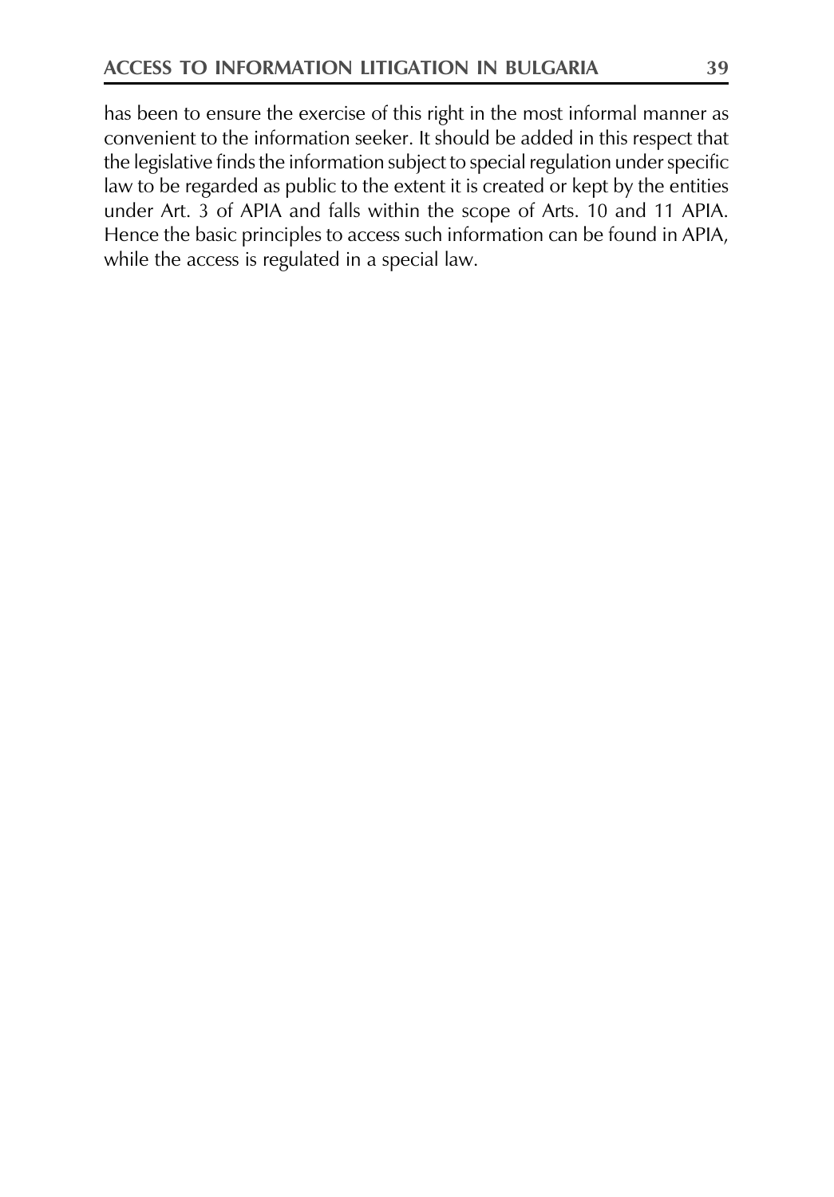has been to ensure the exercise of this right in the most informal manner as convenient to the information seeker. It should be added in this respect that the legislative finds the information subject to special regulation under specific law to be regarded as public to the extent it is created or kept by the entities under Art. 3 of APIA and falls within the scope of Arts. 10 and 11 APIA. Hence the basic principles to access such information can be found in APIA, while the access is regulated in a special law.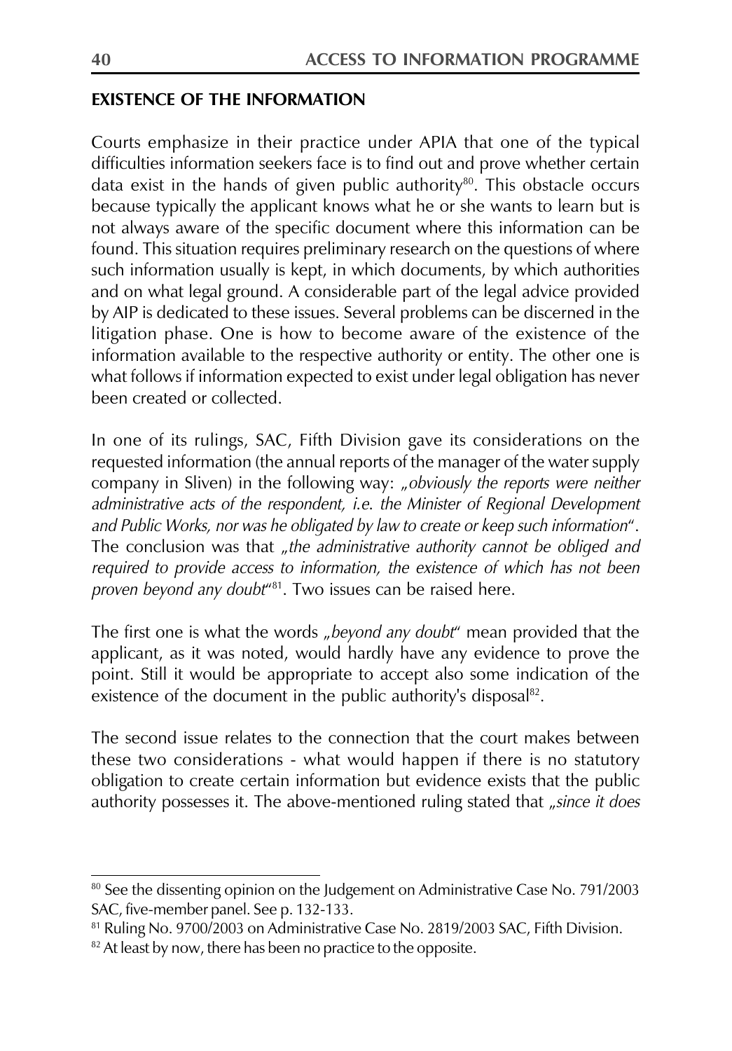## EXISTENCE OF THE INFORMATION

Courts emphasize in their practice under APIA that one of the typical difficulties information seekers face is to find out and prove whether certain data exist in the hands of given public authority[80]. This obstacle occurs because typically the applicant knows what he or she wants to learn but is not always aware of the specific document where this information can be found. This situation requires preliminary research on the questions of where such information usually is kept, in which documents, by which authorities and on what legal ground. A considerable part of the legal advice provided by AIP is dedicated to these issues. Several problems can be discerned in the litigation phase. One is how to become aware of the existence of the information available to the respective authority or entity. The other one is what follows if information expected to exist under legal obligation has never been created or collected.

In one of its rulings, SAC, Fifth Division gave its considerations on the requested information (the annual reports of the manager of the water supply company in Sliven) in the following way: „*obviously the reports were neither administrative acts of the respondent, i.e. the Minister of Regional Development and Public Works, nor was he obligated by law to create or keep such information*". The conclusion was that „*the administrative authority cannot be obliged and required to provide access to information, the existence of which has not been proven beyond any doubt*"[81]. Two issues can be raised here.

The first one is what the words „*beyond any doubt*" mean provided that the applicant, as it was noted, would hardly have any evidence to prove the point. Still it would be appropriate to accept also some indication of the existence of the document in the public authority's disposal[82].

The second issue relates to the connection that the court makes between these two considerations - what would happen if there is no statutory obligation to create certain information but evidence exists that the public authority possesses it. The above-mentioned ruling stated that „*since it does*

---

[80] See the dissenting opinion on the Judgement on Administrative Case No. 791/2003 SAC, five-member panel. See p. 132-133.

[81] Ruling No. 9700/2003 on Administrative Case No. 2819/2003 SAC, Fifth Division.

[82] At least by now, there has been no practice to the opposite.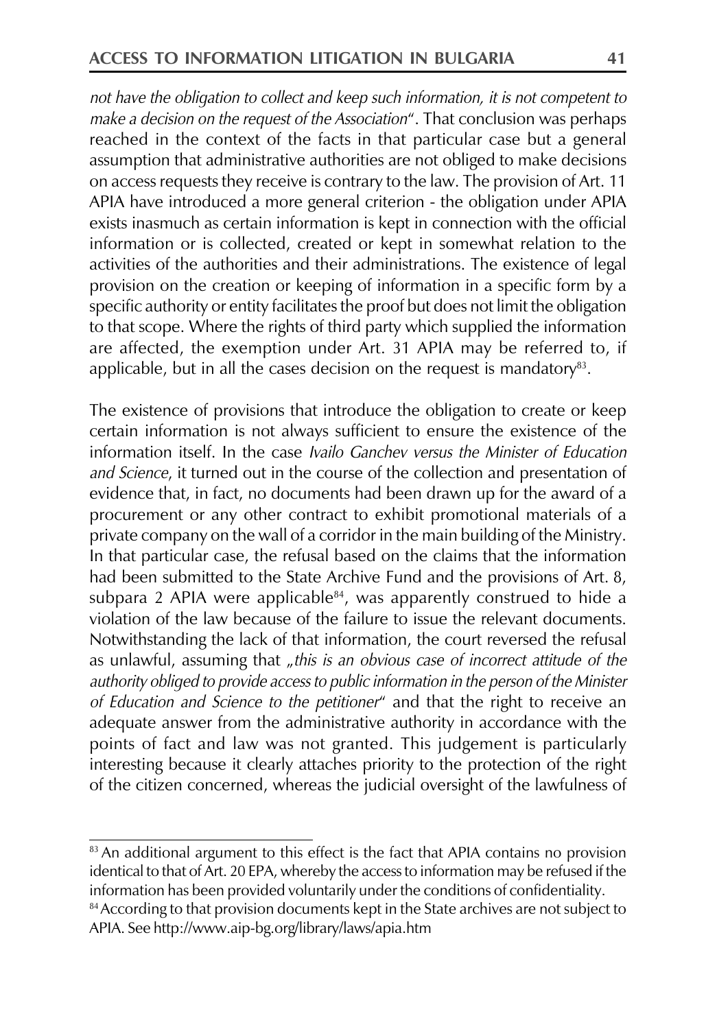*not have the obligation to collect and keep such information, it is not competent to make a decision on the request of the Association*". That conclusion was perhaps reached in the context of the facts in that particular case but a general assumption that administrative authorities are not obliged to make decisions on access requests they receive is contrary to the law. The provision of Art. 11 APIA have introduced a more general criterion - the obligation under APIA exists inasmuch as certain information is kept in connection with the official information or is collected, created or kept in somewhat relation to the activities of the authorities and their administrations. The existence of legal provision on the creation or keeping of information in a specific form by a specific authority or entity facilitates the proof but does not limit the obligation to that scope. Where the rights of third party which supplied the information are affected, the exemption under Art. 31 APIA may be referred to, if applicable, but in all the cases decision on the request is mandatory[83].

The existence of provisions that introduce the obligation to create or keep certain information is not always sufficient to ensure the existence of the information itself. In the case *Ivailo Ganchev versus the Minister of Education and Science*, it turned out in the course of the collection and presentation of evidence that, in fact, no documents had been drawn up for the award of a procurement or any other contract to exhibit promotional materials of a private company on the wall of a corridor in the main building of the Ministry. In that particular case, the refusal based on the claims that the information had been submitted to the State Archive Fund and the provisions of Art. 8, subpara 2 APIA were applicable[84], was apparently construed to hide a violation of the law because of the failure to issue the relevant documents. Notwithstanding the lack of that information, the court reversed the refusal as unlawful, assuming that „*this is an obvious case of incorrect attitude of the authority obliged to provide access to public information in the person of the Minister of Education and Science to the petitioner*" and that the right to receive an adequate answer from the administrative authority in accordance with the points of fact and law was not granted. This judgement is particularly interesting because it clearly attaches priority to the protection of the right of the citizen concerned, whereas the judicial oversight of the lawfulness of

---

[83] An additional argument to this effect is the fact that APIA contains no provision identical to that of Art. 20 EPA, whereby the access to information may be refused if the information has been provided voluntarily under the conditions of confidentiality.

[84] According to that provision documents kept in the State archives are not subject to APIA. See http://www.aip-bg.org/library/laws/apia.htm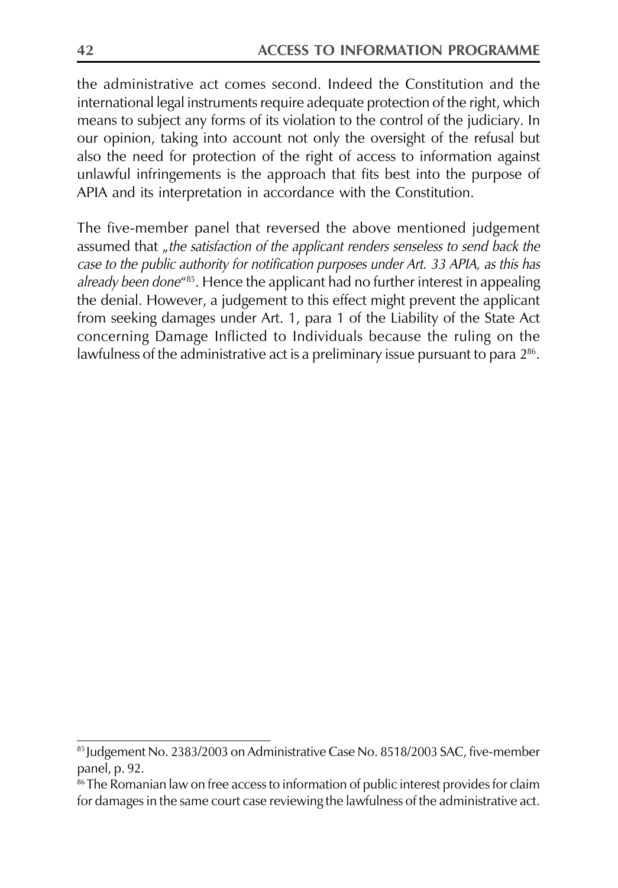the administrative act comes second. Indeed the Constitution and the international legal instruments require adequate protection of the right, which means to subject any forms of its violation to the control of the judiciary. In our opinion, taking into account not only the oversight of the refusal but also the need for protection of the right of access to information against unlawful infringements is the approach that fits best into the purpose of APIA and its interpretation in accordance with the Constitution.

The five-member panel that reversed the above mentioned judgement assumed that *„the satisfaction of the applicant renders senseless to send back the case to the public authority for notification purposes under Art. 33 APIA, as this has already been done"*[85]. Hence the applicant had no further interest in appealing the denial. However, a judgement to this effect might prevent the applicant from seeking damages under Art. 1, para 1 of the Liability of the State Act concerning Damage Inflicted to Individuals because the ruling on the lawfulness of the administrative act is a preliminary issue pursuant to para 2[86].

---

[85] Judgement No. 2383/2003 on Administrative Case No. 8518/2003 SAC, five-member panel, p. 92.

[86] The Romanian law on free access to information of public interest provides for claim for damages in the same court case reviewing the lawfulness of the administrative act.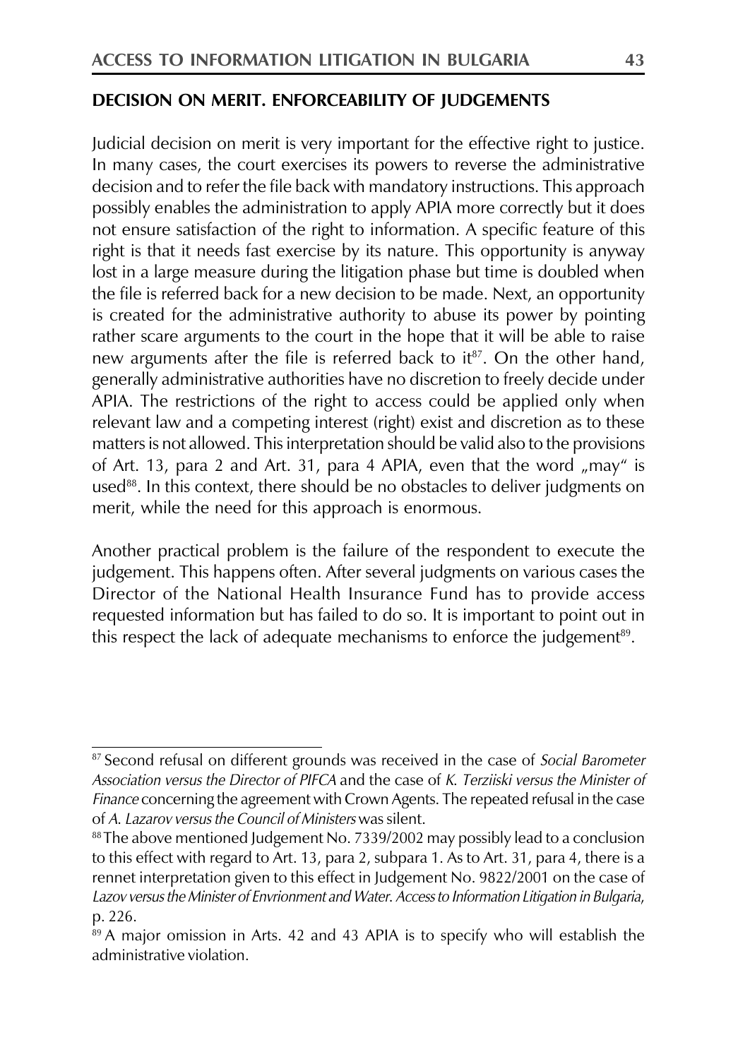## DECISION ON MERIT. ENFORCEABILITY OF JUDGEMENTS

Judicial decision on merit is very important for the effective right to justice. In many cases, the court exercises its powers to reverse the administrative decision and to refer the file back with mandatory instructions. This approach possibly enables the administration to apply APIA more correctly but it does not ensure satisfaction of the right to information. A specific feature of this right is that it needs fast exercise by its nature. This opportunity is anyway lost in a large measure during the litigation phase but time is doubled when the file is referred back for a new decision to be made. Next, an opportunity is created for the administrative authority to abuse its power by pointing rather scare arguments to the court in the hope that it will be able to raise new arguments after the file is referred back to it[87]. On the other hand, generally administrative authorities have no discretion to freely decide under APIA. The restrictions of the right to access could be applied only when relevant law and a competing interest (right) exist and discretion as to these matters is not allowed. This interpretation should be valid also to the provisions of Art. 13, para 2 and Art. 31, para 4 APIA, even that the word „may" is used[88]. In this context, there should be no obstacles to deliver judgments on merit, while the need for this approach is enormous.

Another practical problem is the failure of the respondent to execute the judgement. This happens often. After several judgments on various cases the Director of the National Health Insurance Fund has to provide access requested information but has failed to do so. It is important to point out in this respect the lack of adequate mechanisms to enforce the judgement[89].

---

[87] Second refusal on different grounds was received in the case of *Social Barometer Association versus the Director of PIFCA* and the case of *K. Terziiski versus the Minister of Finance* concerning the agreement with Crown Agents. The repeated refusal in the case of *A. Lazarov versus the Council of Ministers* was silent.

[88] The above mentioned Judgement No. 7339/2002 may possibly lead to a conclusion to this effect with regard to Art. 13, para 2, subpara 1. As to Art. 31, para 4, there is a rennet interpretation given to this effect in Judgement No. 9822/2001 on the case of *Lazov versus the Minister of Envrionment and Water. Access to Information Litigation in Bulgaria*, p. 226.

[89] A major omission in Arts. 42 and 43 APIA is to specify who will establish the administrative violation.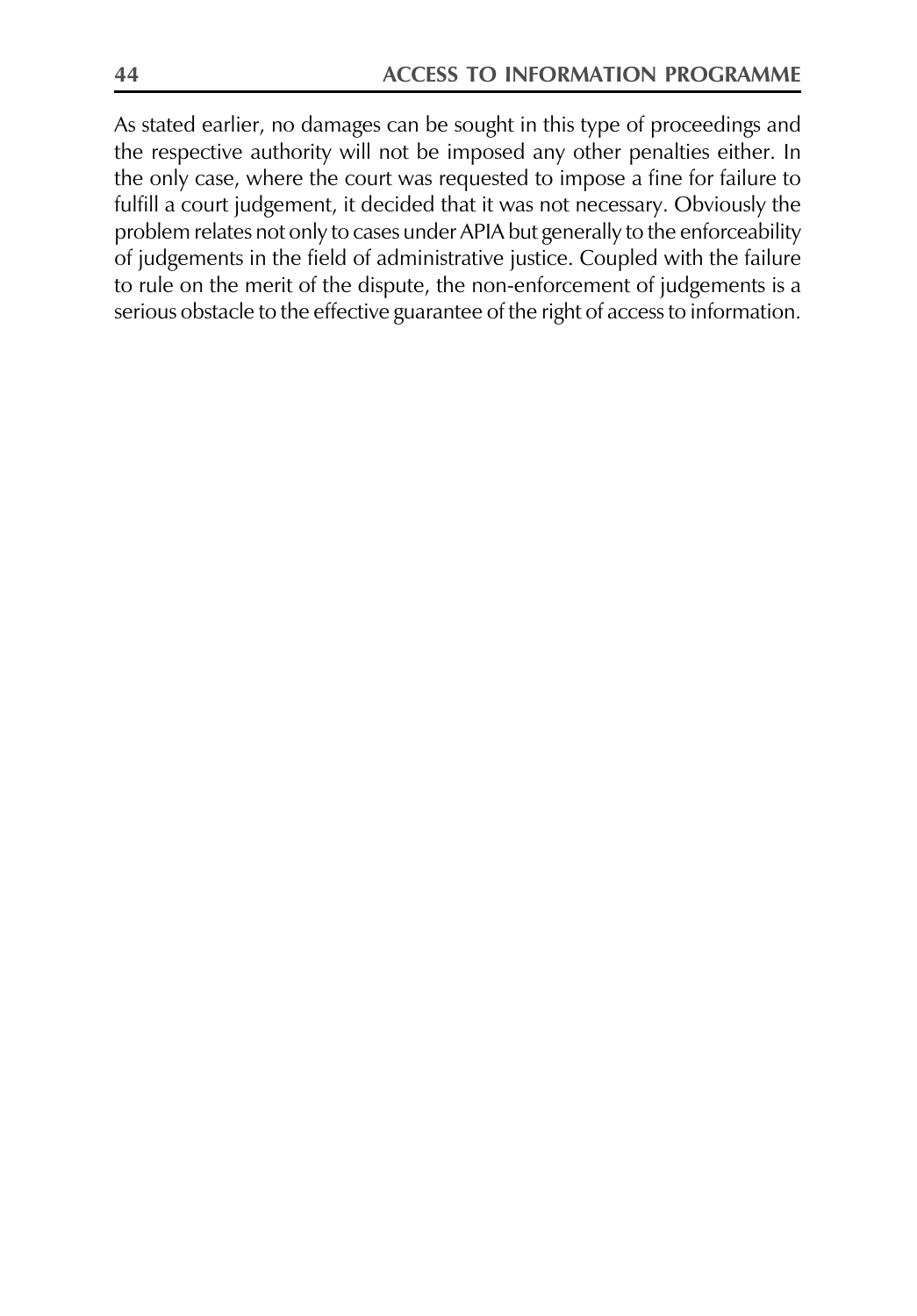As stated earlier, no damages can be sought in this type of proceedings and the respective authority will not be imposed any other penalties either. In the only case, where the court was requested to impose a fine for failure to fulfill a court judgement, it decided that it was not necessary. Obviously the problem relates not only to cases under APIA but generally to the enforceability of judgements in the field of administrative justice. Coupled with the failure to rule on the merit of the dispute, the non-enforcement of judgements is a serious obstacle to the effective guarantee of the right of access to information.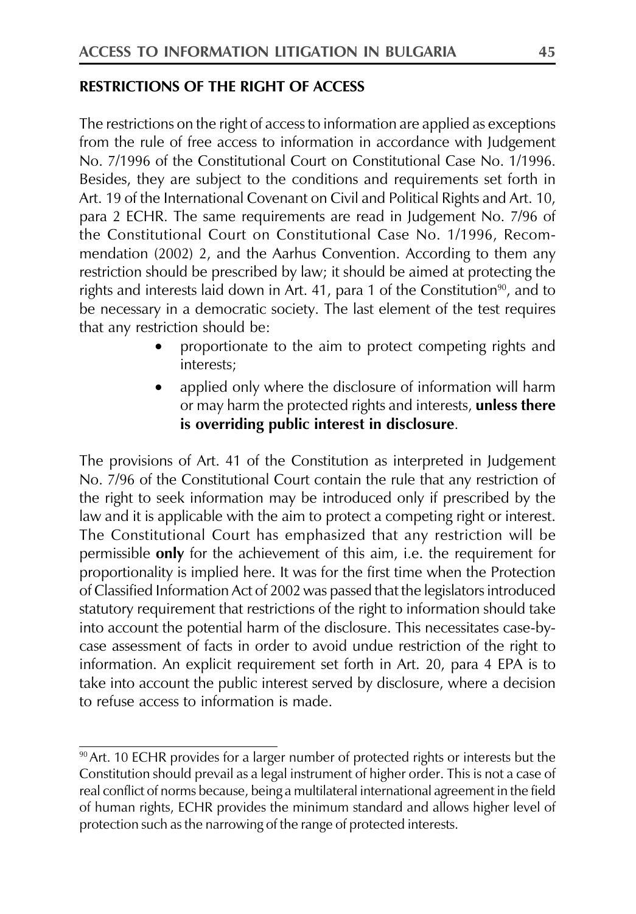**RESTRICTIONS OF THE RIGHT OF ACCESS**

The restrictions on the right of access to information are applied as exceptions from the rule of free access to information in accordance with Judgement No. 7/1996 of the Constitutional Court on Constitutional Case No. 1/1996. Besides, they are subject to the conditions and requirements set forth in Art. 19 of the International Covenant on Civil and Political Rights and Art. 10, para 2 ECHR. The same requirements are read in Judgement No. 7/96 of the Constitutional Court on Constitutional Case No. 1/1996, Recommendation (2002) 2, and the Aarhus Convention. According to them any restriction should be prescribed by law; it should be aimed at protecting the rights and interests laid down in Art. 41, para 1 of the Constitution[90], and to be necessary in a democratic society. The last element of the test requires that any restriction should be:

- proportionate to the aim to protect competing rights and interests;
- applied only where the disclosure of information will harm or may harm the protected rights and interests, **unless there is overriding public interest in disclosure**.

The provisions of Art. 41 of the Constitution as interpreted in Judgement No. 7/96 of the Constitutional Court contain the rule that any restriction of the right to seek information may be introduced only if prescribed by the law and it is applicable with the aim to protect a competing right or interest. The Constitutional Court has emphasized that any restriction will be permissible **only** for the achievement of this aim, i.e. the requirement for proportionality is implied here. It was for the first time when the Protection of Classified Information Act of 2002 was passed that the legislators introduced statutory requirement that restrictions of the right to information should take into account the potential harm of the disclosure. This necessitates case-by-case assessment of facts in order to avoid undue restriction of the right to information. An explicit requirement set forth in Art. 20, para 4 EPA is to take into account the public interest served by disclosure, where a decision to refuse access to information is made.

[90] Art. 10 ECHR provides for a larger number of protected rights or interests but the Constitution should prevail as a legal instrument of higher order. This is not a case of real conflict of norms because, being a multilateral international agreement in the field of human rights, ECHR provides the minimum standard and allows higher level of protection such as the narrowing of the range of protected interests.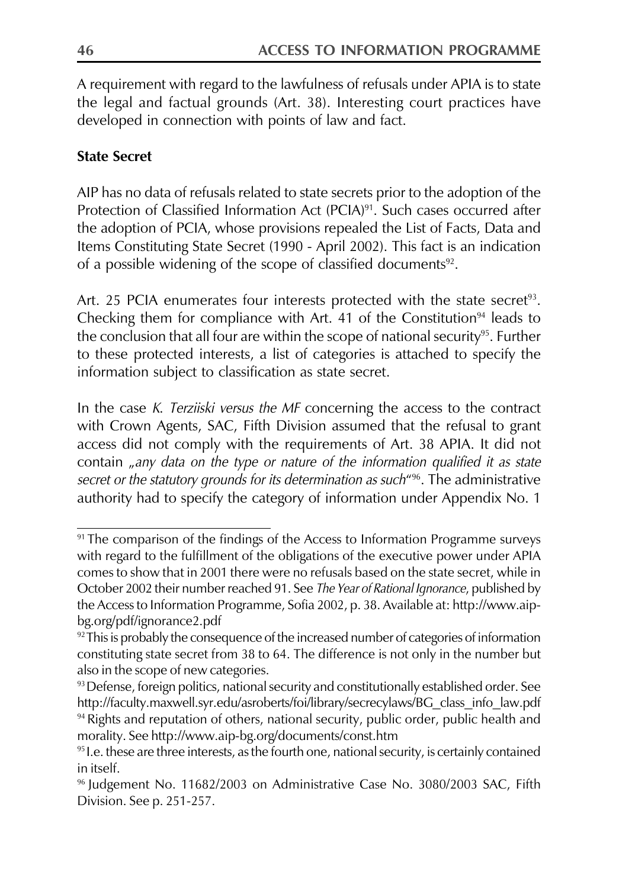A requirement with regard to the lawfulness of refusals under APIA is to state the legal and factual grounds (Art. 38). Interesting court practices have developed in connection with points of law and fact.

**State Secret**

AIP has no data of refusals related to state secrets prior to the adoption of the Protection of Classified Information Act (PCIA)[91]. Such cases occurred after the adoption of PCIA, whose provisions repealed the List of Facts, Data and Items Constituting State Secret (1990 - April 2002). This fact is an indication of a possible widening of the scope of classified documents[92].

Art. 25 PCIA enumerates four interests protected with the state secret[93]. Checking them for compliance with Art. 41 of the Constitution[94] leads to the conclusion that all four are within the scope of national security[95]. Further to these protected interests, a list of categories is attached to specify the information subject to classification as state secret.

In the case *K. Terziiski versus the MF* concerning the access to the contract with Crown Agents, SAC, Fifth Division assumed that the refusal to grant access did not comply with the requirements of Art. 38 APIA. It did not contain „*any data on the type or nature of the information qualified it as state secret or the statutory grounds for its determination as such*"[96]. The administrative authority had to specify the category of information under Appendix No. 1

---

[91] The comparison of the findings of the Access to Information Programme surveys with regard to the fulfillment of the obligations of the executive power under APIA comes to show that in 2001 there were no refusals based on the state secret, while in October 2002 their number reached 91. See *The Year of Rational Ignorance*, published by the Access to Information Programme, Sofia 2002, p. 38. Available at: http://www.aip-bg.org/pdf/ignorance2.pdf

[92] This is probably the consequence of the increased number of categories of information constituting state secret from 38 to 64. The difference is not only in the number but also in the scope of new categories.

[93] Defense, foreign politics, national security and constitutionally established order. See http://faculty.maxwell.syr.edu/asroberts/foi/library/secrecylaws/BG_class_info_law.pdf

[94] Rights and reputation of others, national security, public order, public health and morality. See http://www.aip-bg.org/documents/const.htm

[95] I.e. these are three interests, as the fourth one, national security, is certainly contained in itself.

[96] Judgement No. 11682/2003 on Administrative Case No. 3080/2003 SAC, Fifth Division. See p. 251-257.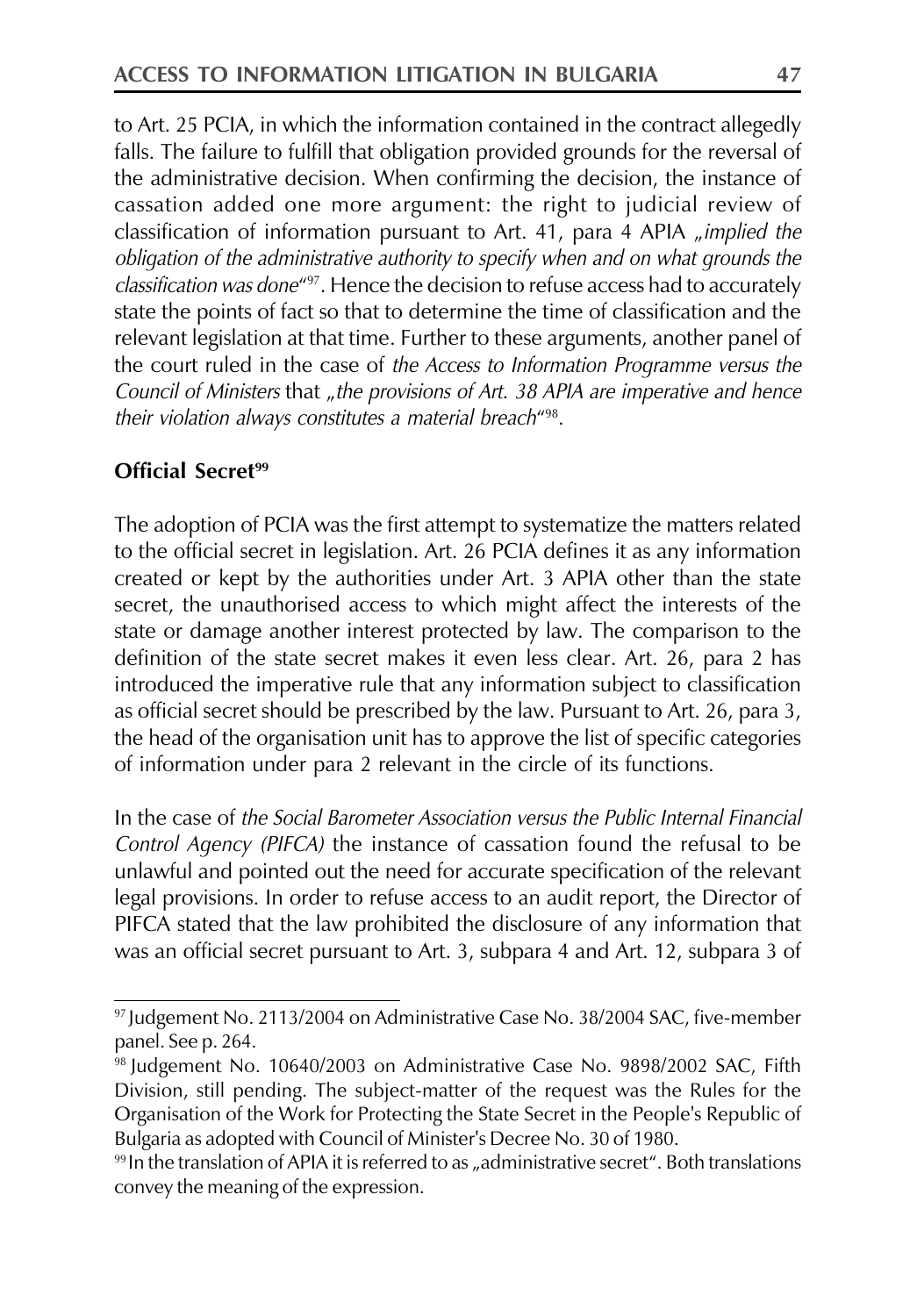to Art. 25 PCIA, in which the information contained in the contract allegedly falls. The failure to fulfill that obligation provided grounds for the reversal of the administrative decision. When confirming the decision, the instance of cassation added one more argument: the right to judicial review of classification of information pursuant to Art. 41, para 4 APIA „*implied the obligation of the administrative authority to specify when and on what grounds the classification was done*"[97]. Hence the decision to refuse access had to accurately state the points of fact so that to determine the time of classification and the relevant legislation at that time. Further to these arguments, another panel of the court ruled in the case of *the Access to Information Programme versus the Council of Ministers* that „*the provisions of Art. 38 APIA are imperative and hence their violation always constitutes a material breach*"[98].

**Official Secret[99]**

The adoption of PCIA was the first attempt to systematize the matters related to the official secret in legislation. Art. 26 PCIA defines it as any information created or kept by the authorities under Art. 3 APIA other than the state secret, the unauthorised access to which might affect the interests of the state or damage another interest protected by law. The comparison to the definition of the state secret makes it even less clear. Art. 26, para 2 has introduced the imperative rule that any information subject to classification as official secret should be prescribed by the law. Pursuant to Art. 26, para 3, the head of the organisation unit has to approve the list of specific categories of information under para 2 relevant in the circle of its functions.

In the case of *the Social Barometer Association versus the Public Internal Financial Control Agency (PIFCA)* the instance of cassation found the refusal to be unlawful and pointed out the need for accurate specification of the relevant legal provisions. In order to refuse access to an audit report, the Director of PIFCA stated that the law prohibited the disclosure of any information that was an official secret pursuant to Art. 3, subpara 4 and Art. 12, subpara 3 of

---

[97] Judgement No. 2113/2004 on Administrative Case No. 38/2004 SAC, five-member panel. See p. 264.

[98] Judgement No. 10640/2003 on Administrative Case No. 9898/2002 SAC, Fifth Division, still pending. The subject-matter of the request was the Rules for the Organisation of the Work for Protecting the State Secret in the People's Republic of Bulgaria as adopted with Council of Minister's Decree No. 30 of 1980.

[99] In the translation of APIA it is referred to as „administrative secret". Both translations convey the meaning of the expression.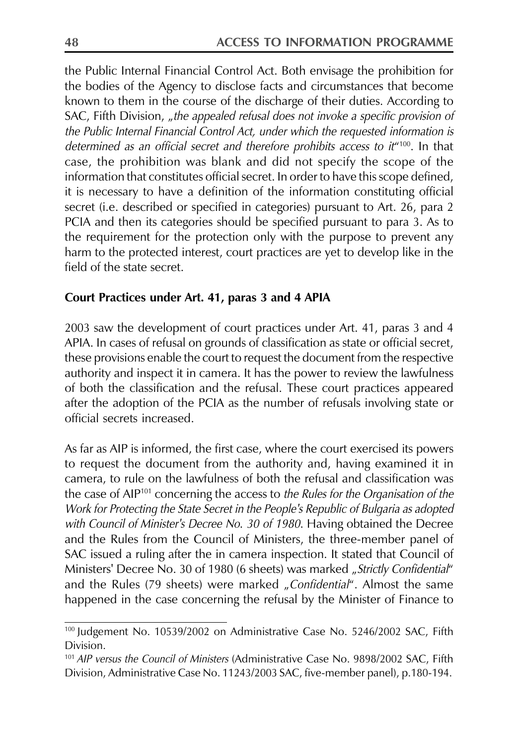the Public Internal Financial Control Act. Both envisage the prohibition for the bodies of the Agency to disclose facts and circumstances that become known to them in the course of the discharge of their duties. According to SAC, Fifth Division, *„the appealed refusal does not invoke a specific provision of the Public Internal Financial Control Act, under which the requested information is determined as an official secret and therefore prohibits access to it*"[100]. In that case, the prohibition was blank and did not specify the scope of the information that constitutes official secret. In order to have this scope defined, it is necessary to have a definition of the information constituting official secret (i.e. described or specified in categories) pursuant to Art. 26, para 2 PCIA and then its categories should be specified pursuant to para 3. As to the requirement for the protection only with the purpose to prevent any harm to the protected interest, court practices are yet to develop like in the field of the state secret.

**Court Practices under Art. 41, paras 3 and 4 APIA**

2003 saw the development of court practices under Art. 41, paras 3 and 4 APIA. In cases of refusal on grounds of classification as state or official secret, these provisions enable the court to request the document from the respective authority and inspect it in camera. It has the power to review the lawfulness of both the classification and the refusal. These court practices appeared after the adoption of the PCIA as the number of refusals involving state or official secrets increased.

As far as AIP is informed, the first case, where the court exercised its powers to request the document from the authority and, having examined it in camera, to rule on the lawfulness of both the refusal and classification was the case of AIP[101] concerning the access to *the Rules for the Organisation of the Work for Protecting the State Secret in the People's Republic of Bulgaria as adopted with Council of Minister's Decree No. 30 of 1980*. Having obtained the Decree and the Rules from the Council of Ministers, the three-member panel of SAC issued a ruling after the in camera inspection. It stated that Council of Ministers' Decree No. 30 of 1980 (6 sheets) was marked *„Strictly Confidential*" and the Rules (79 sheets) were marked *„Confidential*". Almost the same happened in the case concerning the refusal by the Minister of Finance to

[100] Judgement No. 10539/2002 on Administrative Case No. 5246/2002 SAC, Fifth Division.

[101] *AIP versus the Council of Ministers* (Administrative Case No. 9898/2002 SAC, Fifth Division, Administrative Case No. 11243/2003 SAC, five-member panel), p.180-194.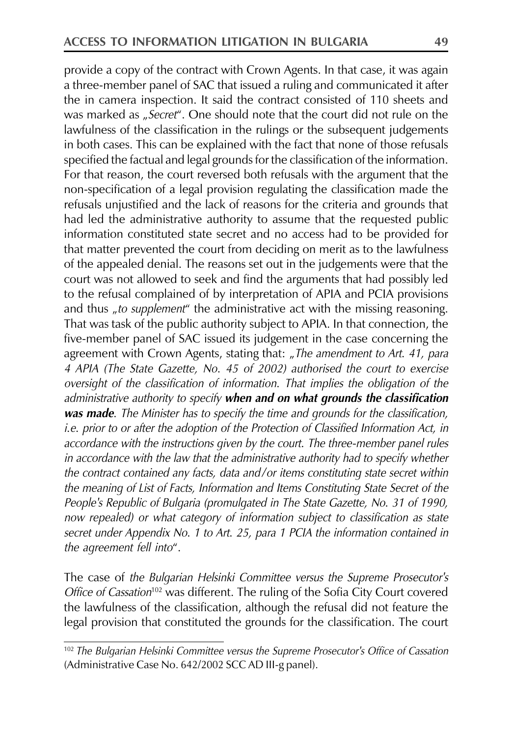provide a copy of the contract with Crown Agents. In that case, it was again a three-member panel of SAC that issued a ruling and communicated it after the in camera inspection. It said the contract consisted of 110 sheets and was marked as „*Secret*". One should note that the court did not rule on the lawfulness of the classification in the rulings or the subsequent judgements in both cases. This can be explained with the fact that none of those refusals specified the factual and legal grounds for the classification of the information. For that reason, the court reversed both refusals with the argument that the non-specification of a legal provision regulating the classification made the refusals unjustified and the lack of reasons for the criteria and grounds that had led the administrative authority to assume that the requested public information constituted state secret and no access had to be provided for that matter prevented the court from deciding on merit as to the lawfulness of the appealed denial. The reasons set out in the judgements were that the court was not allowed to seek and find the arguments that had possibly led to the refusal complained of by interpretation of APIA and PCIA provisions and thus „*to supplement*" the administrative act with the missing reasoning. That was task of the public authority subject to APIA. In that connection, the five-member panel of SAC issued its judgement in the case concerning the agreement with Crown Agents, stating that: „*The amendment to Art. 41, para 4 APIA (The State Gazette, No. 45 of 2002) authorised the court to exercise oversight of the classification of information. That implies the obligation of the administrative authority to specify* ***when and on what grounds the classification was made****. The Minister has to specify the time and grounds for the classification, i.e. prior to or after the adoption of the Protection of Classified Information Act, in accordance with the instructions given by the court. The three-member panel rules in accordance with the law that the administrative authority had to specify whether the contract contained any facts, data and/or items constituting state secret within the meaning of List of Facts, Information and Items Constituting State Secret of the People's Republic of Bulgaria (promulgated in The State Gazette, No. 31 of 1990, now repealed) or what category of information subject to classification as state secret under Appendix No. 1 to Art. 25, para 1 PCIA the information contained in the agreement fell into*".

The case of *the Bulgarian Helsinki Committee versus the Supreme Prosecutor's Office of Cassation*[102] was different. The ruling of the Sofia City Court covered the lawfulness of the classification, although the refusal did not feature the legal provision that constituted the grounds for the classification. The court

---

[102] *The Bulgarian Helsinki Committee versus the Supreme Prosecutor's Office of Cassation* (Administrative Case No. 642/2002 SCC AD III-g panel).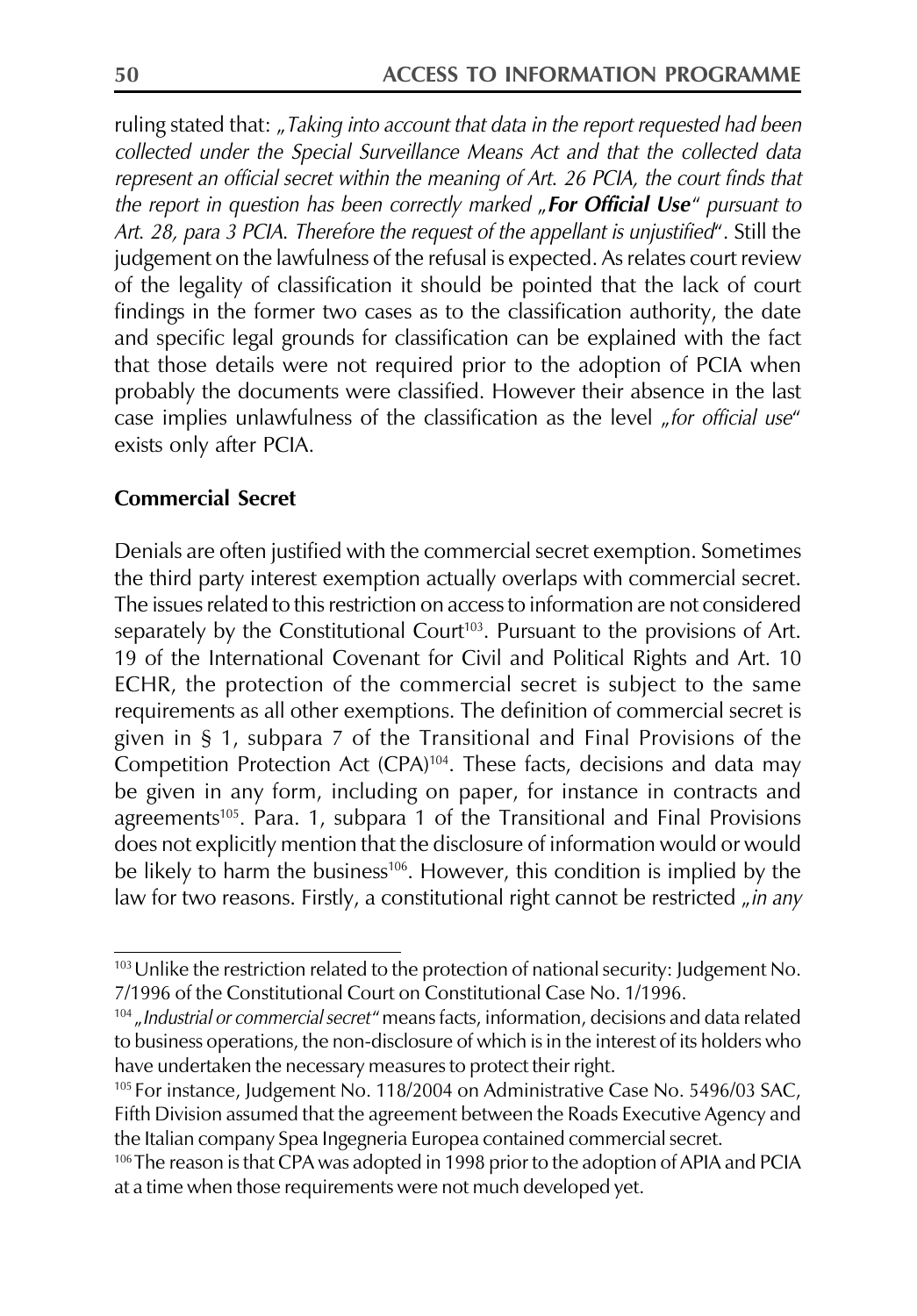ruling stated that: „*Taking into account that data in the report requested had been collected under the Special Surveillance Means Act and that the collected data represent an official secret within the meaning of Art. 26 PCIA, the court finds that the report in question has been correctly marked „**For Official Use**" pursuant to Art. 28, para 3 PCIA. Therefore the request of the appellant is unjustified*". Still the judgement on the lawfulness of the refusal is expected. As relates court review of the legality of classification it should be pointed that the lack of court findings in the former two cases as to the classification authority, the date and specific legal grounds for classification can be explained with the fact that those details were not required prior to the adoption of PCIA when probably the documents were classified. However their absence in the last case implies unlawfulness of the classification as the level „*for official use*" exists only after PCIA.

**Commercial Secret**

Denials are often justified with the commercial secret exemption. Sometimes the third party interest exemption actually overlaps with commercial secret. The issues related to this restriction on access to information are not considered separately by the Constitutional Court[103]. Pursuant to the provisions of Art. 19 of the International Covenant for Civil and Political Rights and Art. 10 ECHR, the protection of the commercial secret is subject to the same requirements as all other exemptions. The definition of commercial secret is given in § 1, subpara 7 of the Transitional and Final Provisions of the Competition Protection Act (CPA)[104]. These facts, decisions and data may be given in any form, including on paper, for instance in contracts and agreements[105]. Para. 1, subpara 1 of the Transitional and Final Provisions does not explicitly mention that the disclosure of information would or would be likely to harm the business[106]. However, this condition is implied by the law for two reasons. Firstly, a constitutional right cannot be restricted „*in any*

---

[103] Unlike the restriction related to the protection of national security: Judgement No. 7/1996 of the Constitutional Court on Constitutional Case No. 1/1996.

[104] „*Industrial or commercial secret*" means facts, information, decisions and data related to business operations, the non-disclosure of which is in the interest of its holders who have undertaken the necessary measures to protect their right.

[105] For instance, Judgement No. 118/2004 on Administrative Case No. 5496/03 SAC, Fifth Division assumed that the agreement between the Roads Executive Agency and the Italian company Spea Ingegneria Europea contained commercial secret.

[106] The reason is that CPA was adopted in 1998 prior to the adoption of APIA and PCIA at a time when those requirements were not much developed yet.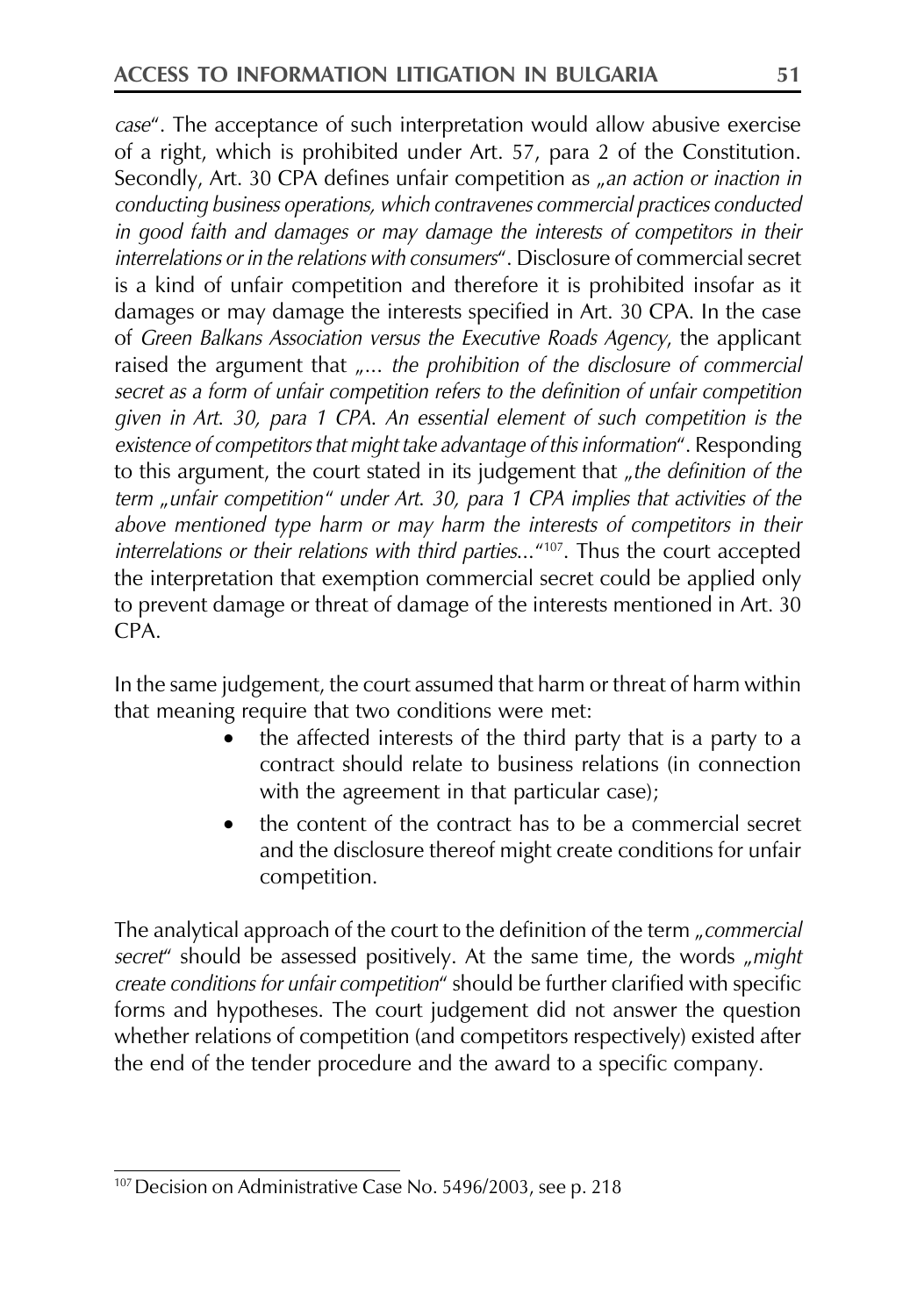*case*". The acceptance of such interpretation would allow abusive exercise of a right, which is prohibited under Art. 57, para 2 of the Constitution. Secondly, Art. 30 CPA defines unfair competition as „*an action or inaction in conducting business operations, which contravenes commercial practices conducted in good faith and damages or may damage the interests of competitors in their interrelations or in the relations with consumers*". Disclosure of commercial secret is a kind of unfair competition and therefore it is prohibited insofar as it damages or may damage the interests specified in Art. 30 CPA. In the case of *Green Balkans Association versus the Executive Roads Agency*, the applicant raised the argument that „*... the prohibition of the disclosure of commercial secret as a form of unfair competition refers to the definition of unfair competition given in Art. 30, para 1 CPA. An essential element of such competition is the existence of competitors that might take advantage of this information*". Responding to this argument, the court stated in its judgement that „*the definition of the term „unfair competition" under Art. 30, para 1 CPA implies that activities of the above mentioned type harm or may harm the interests of competitors in their interrelations or their relations with third parties...*"[107]. Thus the court accepted the interpretation that exemption commercial secret could be applied only to prevent damage or threat of damage of the interests mentioned in Art. 30 CPA.

In the same judgement, the court assumed that harm or threat of harm within that meaning require that two conditions were met:

- the affected interests of the third party that is a party to a contract should relate to business relations (in connection with the agreement in that particular case);
- the content of the contract has to be a commercial secret and the disclosure thereof might create conditions for unfair competition.

The analytical approach of the court to the definition of the term „*commercial secret*" should be assessed positively. At the same time, the words „*might create conditions for unfair competition*" should be further clarified with specific forms and hypotheses. The court judgement did not answer the question whether relations of competition (and competitors respectively) existed after the end of the tender procedure and the award to a specific company.

---

[107] Decision on Administrative Case No. 5496/2003, see p. 218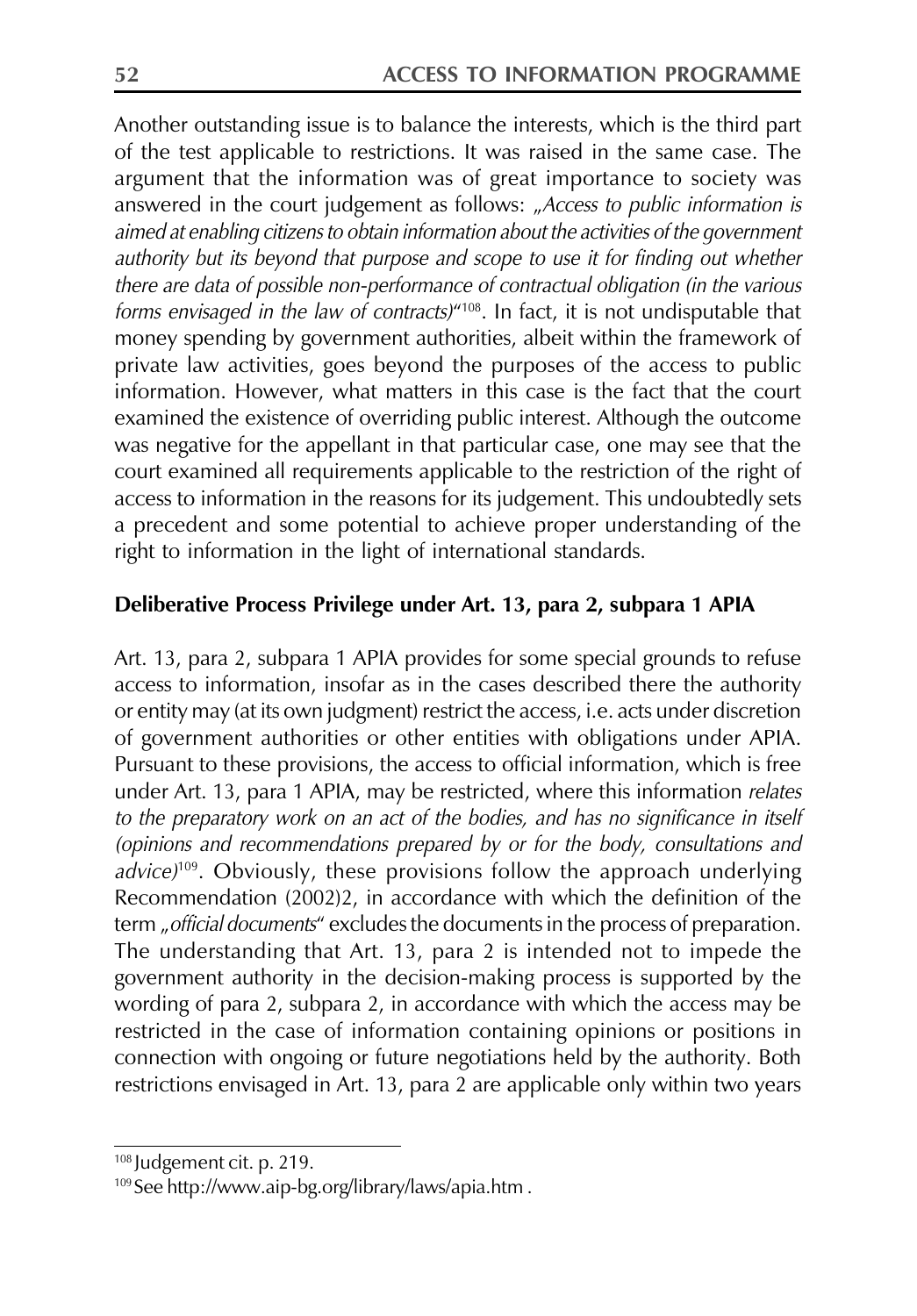Another outstanding issue is to balance the interests, which is the third part of the test applicable to restrictions. It was raised in the same case. The argument that the information was of great importance to society was answered in the court judgement as follows: „*Access to public information is aimed at enabling citizens to obtain information about the activities of the government authority but its beyond that purpose and scope to use it for finding out whether there are data of possible non-performance of contractual obligation (in the various forms envisaged in the law of contracts)*"[108]. In fact, it is not undisputable that money spending by government authorities, albeit within the framework of private law activities, goes beyond the purposes of the access to public information. However, what matters in this case is the fact that the court examined the existence of overriding public interest. Although the outcome was negative for the appellant in that particular case, one may see that the court examined all requirements applicable to the restriction of the right of access to information in the reasons for its judgement. This undoubtedly sets a precedent and some potential to achieve proper understanding of the right to information in the light of international standards.

**Deliberative Process Privilege under Art. 13, para 2, subpara 1 APIA**

Art. 13, para 2, subpara 1 APIA provides for some special grounds to refuse access to information, insofar as in the cases described there the authority or entity may (at its own judgment) restrict the access, i.e. acts under discretion of government authorities or other entities with obligations under APIA. Pursuant to these provisions, the access to official information, which is free under Art. 13, para 1 APIA, may be restricted, where this information *relates to the preparatory work on an act of the bodies, and has no significance in itself (opinions and recommendations prepared by or for the body, consultations and advice)*[109]. Obviously, these provisions follow the approach underlying Recommendation (2002)2, in accordance with which the definition of the term „*official documents*" excludes the documents in the process of preparation. The understanding that Art. 13, para 2 is intended not to impede the government authority in the decision-making process is supported by the wording of para 2, subpara 2, in accordance with which the access may be restricted in the case of information containing opinions or positions in connection with ongoing or future negotiations held by the authority. Both restrictions envisaged in Art. 13, para 2 are applicable only within two years

[108] Judgement cit. p. 219.

[109] See http://www.aip-bg.org/library/laws/apia.htm .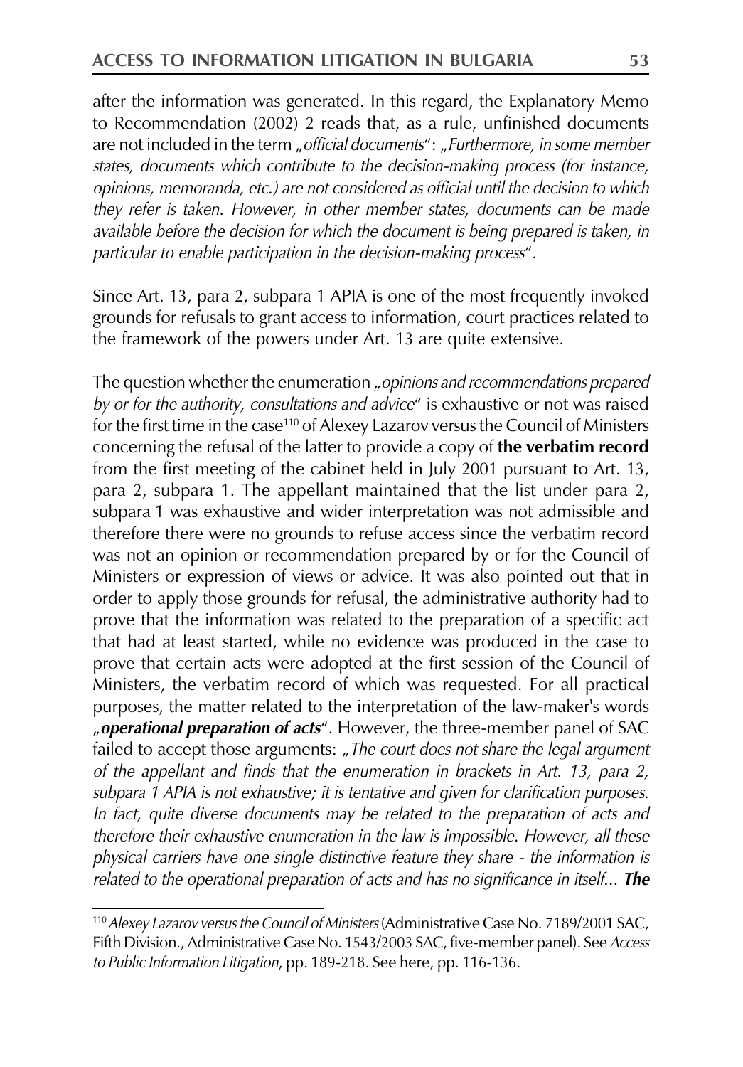after the information was generated. In this regard, the Explanatory Memo to Recommendation (2002) 2 reads that, as a rule, unfinished documents are not included in the term „*official documents*": „*Furthermore, in some member states, documents which contribute to the decision-making process (for instance, opinions, memoranda, etc.) are not considered as official until the decision to which they refer is taken. However, in other member states, documents can be made available before the decision for which the document is being prepared is taken, in particular to enable participation in the decision-making process*".

Since Art. 13, para 2, subpara 1 APIA is one of the most frequently invoked grounds for refusals to grant access to information, court practices related to the framework of the powers under Art. 13 are quite extensive.

The question whether the enumeration „*opinions and recommendations prepared by or for the authority, consultations and advice*" is exhaustive or not was raised for the first time in the case[110] of Alexey Lazarov versus the Council of Ministers concerning the refusal of the latter to provide a copy of **the verbatim record** from the first meeting of the cabinet held in July 2001 pursuant to Art. 13, para 2, subpara 1. The appellant maintained that the list under para 2, subpara 1 was exhaustive and wider interpretation was not admissible and therefore there were no grounds to refuse access since the verbatim record was not an opinion or recommendation prepared by or for the Council of Ministers or expression of views or advice. It was also pointed out that in order to apply those grounds for refusal, the administrative authority had to prove that the information was related to the preparation of a specific act that had at least started, while no evidence was produced in the case to prove that certain acts were adopted at the first session of the Council of Ministers, the verbatim record of which was requested. For all practical purposes, the matter related to the interpretation of the law-maker's words „***operational preparation of acts***". However, the three-member panel of SAC failed to accept those arguments: „*The court does not share the legal argument of the appellant and finds that the enumeration in brackets in Art. 13, para 2, subpara 1 APIA is not exhaustive; it is tentative and given for clarification purposes. In fact, quite diverse documents may be related to the preparation of acts and therefore their exhaustive enumeration in the law is impossible. However, all these physical carriers have one single distinctive feature they share - the information is related to the operational preparation of acts and has no significance in itself...* ***The***

[110] *Alexey Lazarov versus the Council of Ministers* (Administrative Case No. 7189/2001 SAC, Fifth Division., Administrative Case No. 1543/2003 SAC, five-member panel). See *Access to Public Information Litigation*, pp. 189-218. See here, pp. 116-136.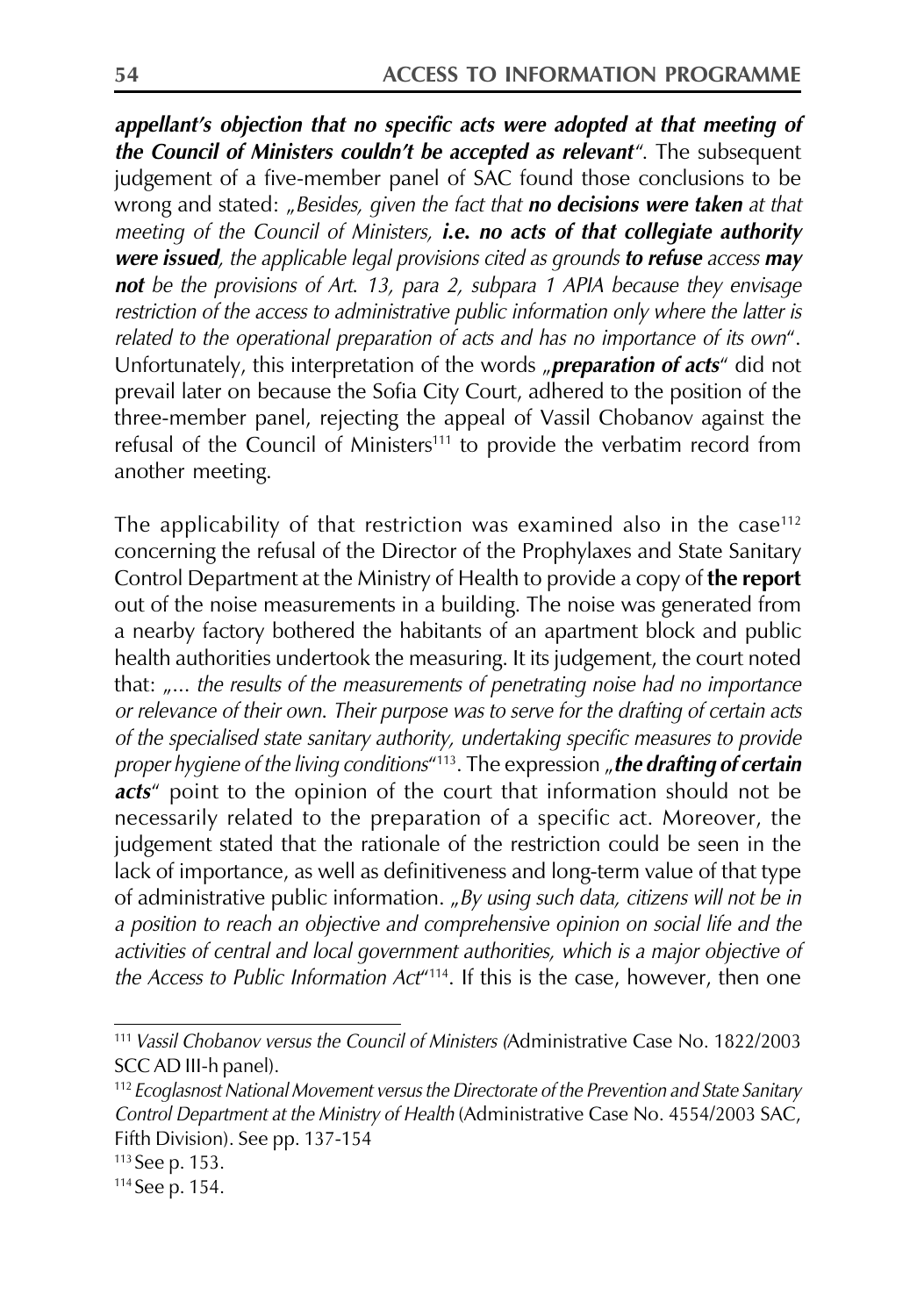***appellant's objection that no specific acts were adopted at that meeting of the Council of Ministers couldn't be accepted as relevant***". The subsequent judgement of a five-member panel of SAC found those conclusions to be wrong and stated: „*Besides, given the fact that **no decisions were taken** at that meeting of the Council of Ministers, **i.e. no acts of that collegiate authority were issued**, the applicable legal provisions cited as grounds **to refuse** access **may not** be the provisions of Art. 13, para 2, subpara 1 APIA because they envisage restriction of the access to administrative public information only where the latter is related to the operational preparation of acts and has no importance of its own*". Unfortunately, this interpretation of the words „***preparation of acts***" did not prevail later on because the Sofia City Court, adhered to the position of the three-member panel, rejecting the appeal of Vassil Chobanov against the refusal of the Council of Ministers[111] to provide the verbatim record from another meeting.

The applicability of that restriction was examined also in the case[112] concerning the refusal of the Director of the Prophylaxes and State Sanitary Control Department at the Ministry of Health to provide a copy of **the report** out of the noise measurements in a building. The noise was generated from a nearby factory bothered the habitants of an apartment block and public health authorities undertook the measuring. It its judgement, the court noted that: „*... the results of the measurements of penetrating noise had no importance or relevance of their own. Their purpose was to serve for the drafting of certain acts of the specialised state sanitary authority, undertaking specific measures to provide proper hygiene of the living conditions*"[113]. The expression „***the drafting of certain acts***" point to the opinion of the court that information should not be necessarily related to the preparation of a specific act. Moreover, the judgement stated that the rationale of the restriction could be seen in the lack of importance, as well as definitiveness and long-term value of that type of administrative public information. „*By using such data, citizens will not be in a position to reach an objective and comprehensive opinion on social life and the activities of central and local government authorities, which is a major objective of the Access to Public Information Act*"[114]. If this is the case, however, then one

---

[111] *Vassil Chobanov versus the Council of Ministers (*Administrative Case No. 1822/2003 SCC AD III-h panel).

[112] *Ecoglasnost National Movement versus the Directorate of the Prevention and State Sanitary Control Department at the Ministry of Health* (Administrative Case No. 4554/2003 SAC, Fifth Division). See pp. 137-154

[113] See p. 153.

[114] See p. 154.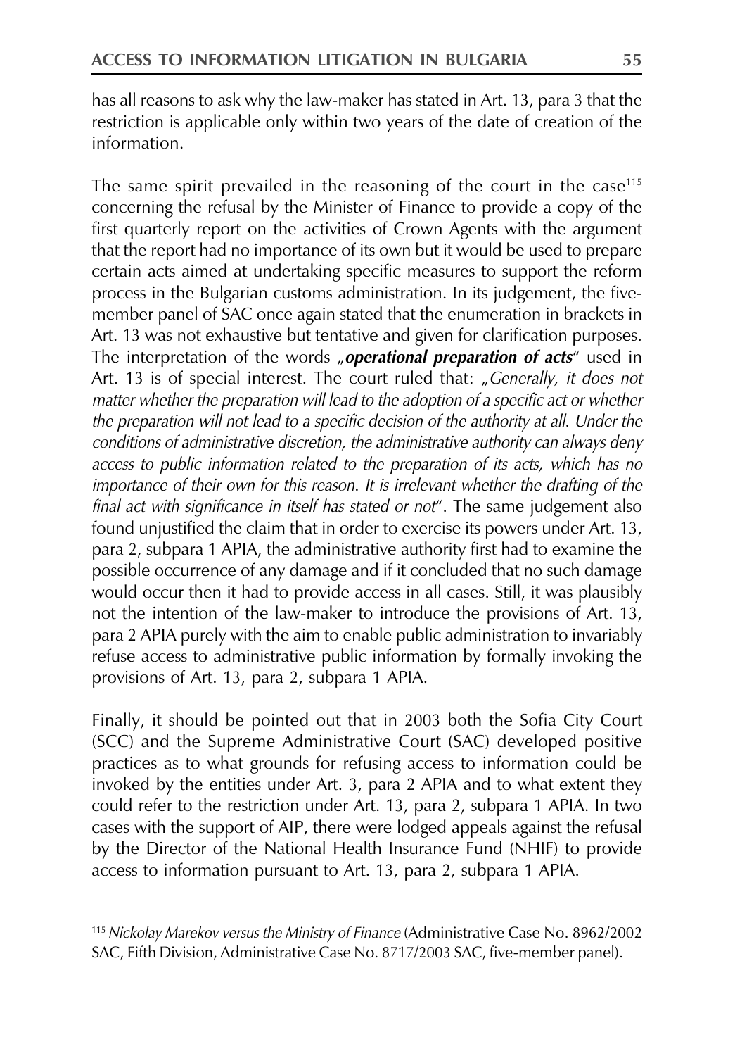has all reasons to ask why the law-maker has stated in Art. 13, para 3 that the restriction is applicable only within two years of the date of creation of the information.

The same spirit prevailed in the reasoning of the court in the case[115] concerning the refusal by the Minister of Finance to provide a copy of the first quarterly report on the activities of Crown Agents with the argument that the report had no importance of its own but it would be used to prepare certain acts aimed at undertaking specific measures to support the reform process in the Bulgarian customs administration. In its judgement, the five-member panel of SAC once again stated that the enumeration in brackets in Art. 13 was not exhaustive but tentative and given for clarification purposes. The interpretation of the words „***operational preparation of acts***" used in Art. 13 is of special interest. The court ruled that: „*Generally, it does not matter whether the preparation will lead to the adoption of a specific act or whether the preparation will not lead to a specific decision of the authority at all. Under the conditions of administrative discretion, the administrative authority can always deny access to public information related to the preparation of its acts, which has no importance of their own for this reason. It is irrelevant whether the drafting of the final act with significance in itself has stated or not*". The same judgement also found unjustified the claim that in order to exercise its powers under Art. 13, para 2, subpara 1 APIA, the administrative authority first had to examine the possible occurrence of any damage and if it concluded that no such damage would occur then it had to provide access in all cases. Still, it was plausibly not the intention of the law-maker to introduce the provisions of Art. 13, para 2 APIA purely with the aim to enable public administration to invariably refuse access to administrative public information by formally invoking the provisions of Art. 13, para 2, subpara 1 APIA.

Finally, it should be pointed out that in 2003 both the Sofia City Court (SCC) and the Supreme Administrative Court (SAC) developed positive practices as to what grounds for refusing access to information could be invoked by the entities under Art. 3, para 2 APIA and to what extent they could refer to the restriction under Art. 13, para 2, subpara 1 APIA. In two cases with the support of AIP, there were lodged appeals against the refusal by the Director of the National Health Insurance Fund (NHIF) to provide access to information pursuant to Art. 13, para 2, subpara 1 APIA.

---

[115] *Nickolay Marekov versus the Ministry of Finance* (Administrative Case No. 8962/2002 SAC, Fifth Division, Administrative Case No. 8717/2003 SAC, five-member panel).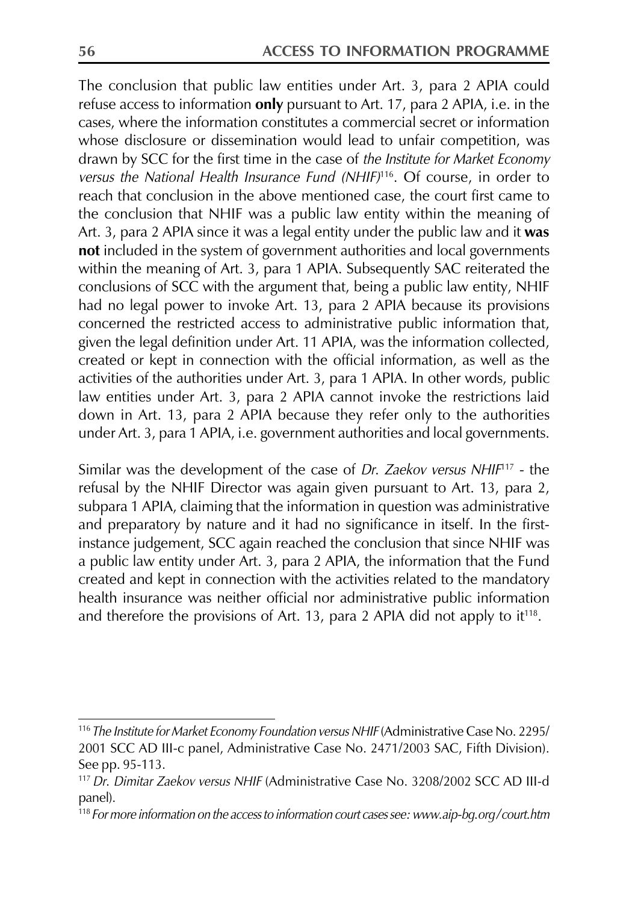The conclusion that public law entities under Art. 3, para 2 APIA could refuse access to information **only** pursuant to Art. 17, para 2 APIA, i.e. in the cases, where the information constitutes a commercial secret or information whose disclosure or dissemination would lead to unfair competition, was drawn by SCC for the first time in the case of *the Institute for Market Economy versus the National Health Insurance Fund (NHIF)*[116]. Of course, in order to reach that conclusion in the above mentioned case, the court first came to the conclusion that NHIF was a public law entity within the meaning of Art. 3, para 2 APIA since it was a legal entity under the public law and it **was not** included in the system of government authorities and local governments within the meaning of Art. 3, para 1 APIA. Subsequently SAC reiterated the conclusions of SCC with the argument that, being a public law entity, NHIF had no legal power to invoke Art. 13, para 2 APIA because its provisions concerned the restricted access to administrative public information that, given the legal definition under Art. 11 APIA, was the information collected, created or kept in connection with the official information, as well as the activities of the authorities under Art. 3, para 1 APIA. In other words, public law entities under Art. 3, para 2 APIA cannot invoke the restrictions laid down in Art. 13, para 2 APIA because they refer only to the authorities under Art. 3, para 1 APIA, i.e. government authorities and local governments.

Similar was the development of the case of *Dr. Zaekov versus NHIF*[117] - the refusal by the NHIF Director was again given pursuant to Art. 13, para 2, subpara 1 APIA, claiming that the information in question was administrative and preparatory by nature and it had no significance in itself. In the first-instance judgement, SCC again reached the conclusion that since NHIF was a public law entity under Art. 3, para 2 APIA, the information that the Fund created and kept in connection with the activities related to the mandatory health insurance was neither official nor administrative public information and therefore the provisions of Art. 13, para 2 APIA did not apply to it[118].

---

[116] *The Institute for Market Economy Foundation versus NHIF* (Administrative Case No. 2295/2001 SCC AD III-c panel, Administrative Case No. 2471/2003 SAC, Fifth Division). See pp. 95-113.

[117] *Dr. Dimitar Zaekov versus NHIF* (Administrative Case No. 3208/2002 SCC AD III-d panel).

[118] *For more information on the access to information court cases see: www.aip-bg.org/court.htm*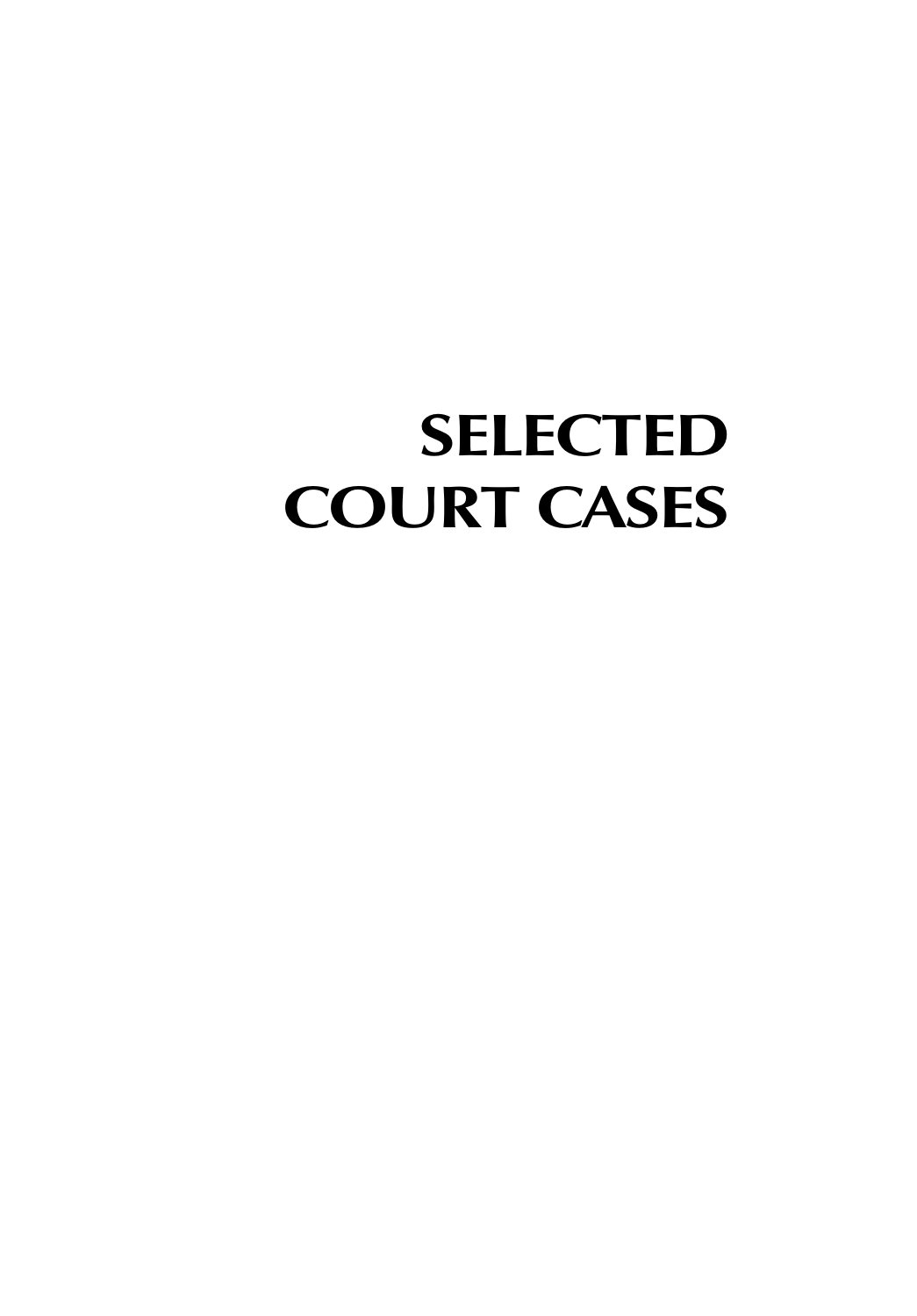# SELECTED COURT CASES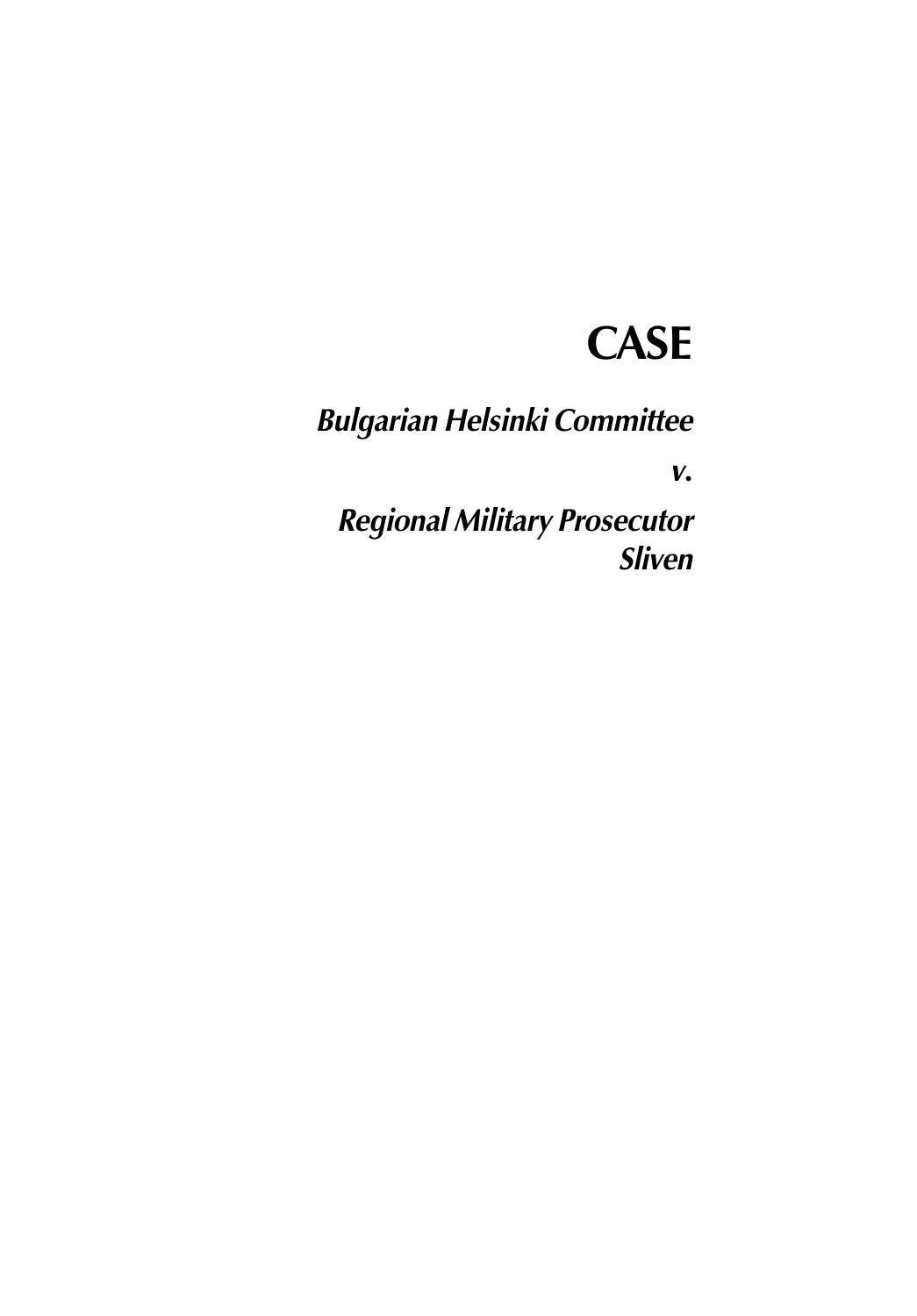# CASE

## *Bulgarian Helsinki Committee*

## *v.*

## *Regional Military Prosecutor Sliven*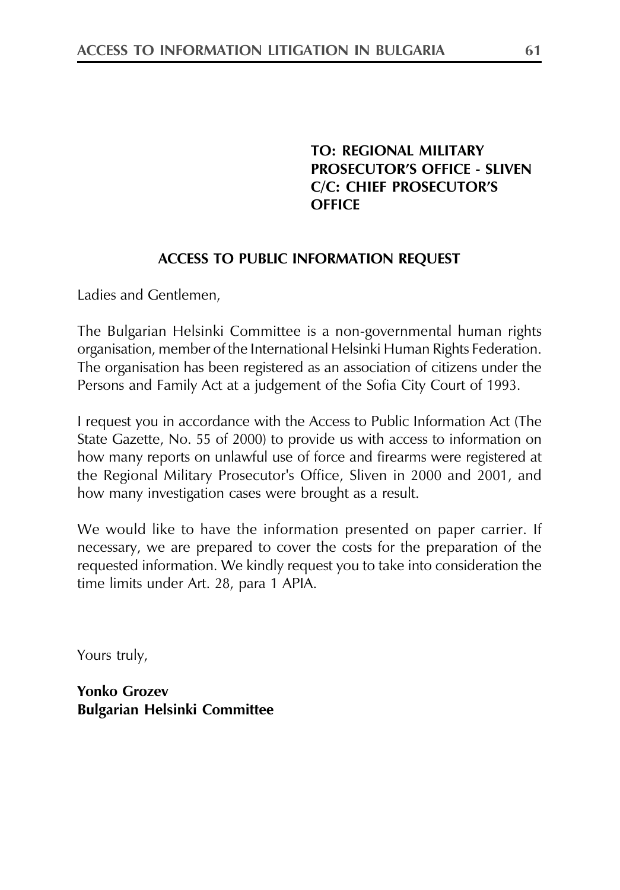**TO: REGIONAL MILITARY PROSECUTOR'S OFFICE - SLIVEN**
**C/C: CHIEF PROSECUTOR'S OFFICE**

**ACCESS TO PUBLIC INFORMATION REQUEST**

Ladies and Gentlemen,

The Bulgarian Helsinki Committee is a non-governmental human rights organisation, member of the International Helsinki Human Rights Federation. The organisation has been registered as an association of citizens under the Persons and Family Act at a judgement of the Sofia City Court of 1993.

I request you in accordance with the Access to Public Information Act (The State Gazette, No. 55 of 2000) to provide us with access to information on how many reports on unlawful use of force and firearms were registered at the Regional Military Prosecutor's Office, Sliven in 2000 and 2001, and how many investigation cases were brought as a result.

We would like to have the information presented on paper carrier. If necessary, we are prepared to cover the costs for the preparation of the requested information. We kindly request you to take into consideration the time limits under Art. 28, para 1 APIA.

Yours truly,

**Yonko Grozev**
**Bulgarian Helsinki Committee**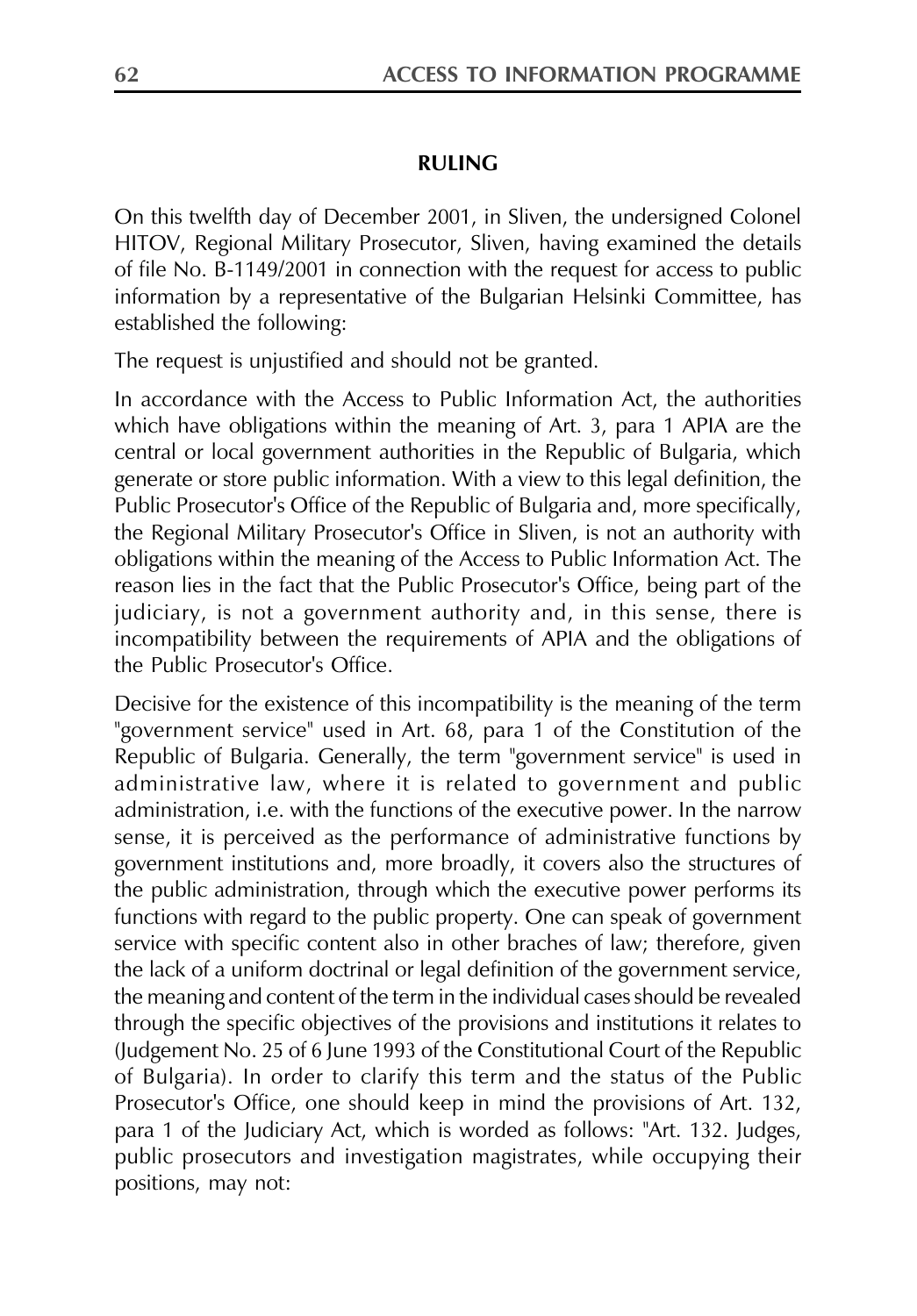**RULING**

On this twelfth day of December 2001, in Sliven, the undersigned Colonel HITOV, Regional Military Prosecutor, Sliven, having examined the details of file No. B-1149/2001 in connection with the request for access to public information by a representative of the Bulgarian Helsinki Committee, has established the following:

The request is unjustified and should not be granted.

In accordance with the Access to Public Information Act, the authorities which have obligations within the meaning of Art. 3, para 1 APIA are the central or local government authorities in the Republic of Bulgaria, which generate or store public information. With a view to this legal definition, the Public Prosecutor's Office of the Republic of Bulgaria and, more specifically, the Regional Military Prosecutor's Office in Sliven, is not an authority with obligations within the meaning of the Access to Public Information Act. The reason lies in the fact that the Public Prosecutor's Office, being part of the judiciary, is not a government authority and, in this sense, there is incompatibility between the requirements of APIA and the obligations of the Public Prosecutor's Office.

Decisive for the existence of this incompatibility is the meaning of the term "government service" used in Art. 68, para 1 of the Constitution of the Republic of Bulgaria. Generally, the term "government service" is used in administrative law, where it is related to government and public administration, i.e. with the functions of the executive power. In the narrow sense, it is perceived as the performance of administrative functions by government institutions and, more broadly, it covers also the structures of the public administration, through which the executive power performs its functions with regard to the public property. One can speak of government service with specific content also in other braches of law; therefore, given the lack of a uniform doctrinal or legal definition of the government service, the meaning and content of the term in the individual cases should be revealed through the specific objectives of the provisions and institutions it relates to (Judgement No. 25 of 6 June 1993 of the Constitutional Court of the Republic of Bulgaria). In order to clarify this term and the status of the Public Prosecutor's Office, one should keep in mind the provisions of Art. 132, para 1 of the Judiciary Act, which is worded as follows: "Art. 132. Judges, public prosecutors and investigation magistrates, while occupying their positions, may not: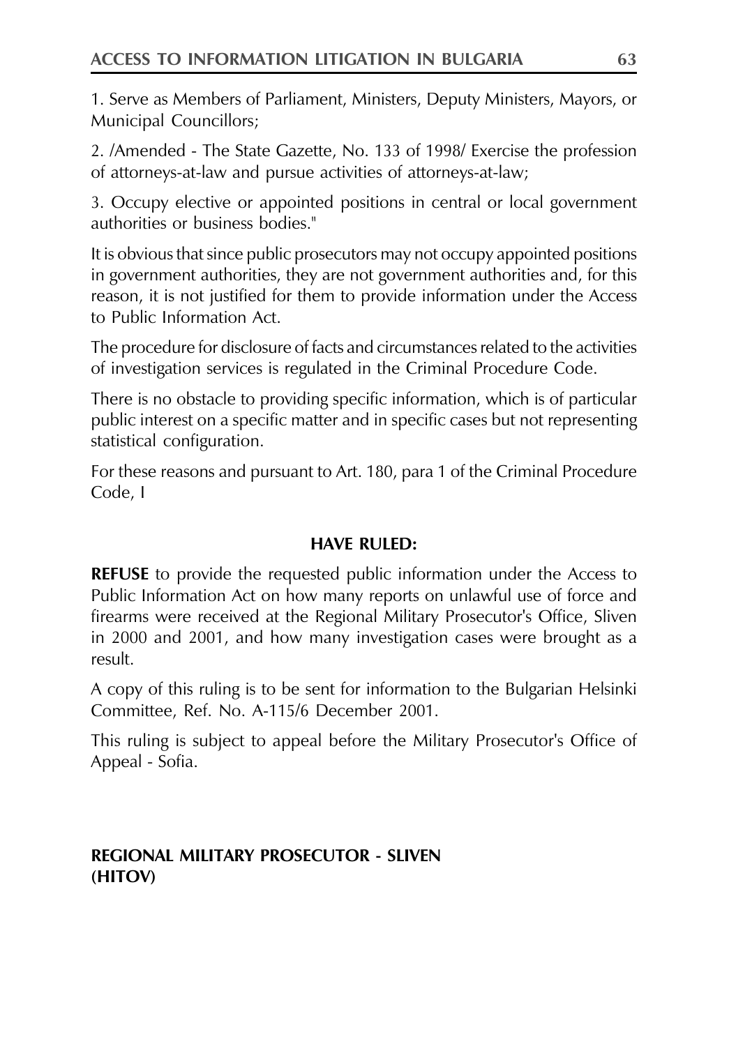1. Serve as Members of Parliament, Ministers, Deputy Ministers, Mayors, or Municipal Councillors;

2. /Amended - The State Gazette, No. 133 of 1998/ Exercise the profession of attorneys-at-law and pursue activities of attorneys-at-law;

3. Occupy elective or appointed positions in central or local government authorities or business bodies."

It is obvious that since public prosecutors may not occupy appointed positions in government authorities, they are not government authorities and, for this reason, it is not justified for them to provide information under the Access to Public Information Act.

The procedure for disclosure of facts and circumstances related to the activities of investigation services is regulated in the Criminal Procedure Code.

There is no obstacle to providing specific information, which is of particular public interest on a specific matter and in specific cases but not representing statistical configuration.

For these reasons and pursuant to Art. 180, para 1 of the Criminal Procedure Code, I

**HAVE RULED:**

**REFUSE** to provide the requested public information under the Access to Public Information Act on how many reports on unlawful use of force and firearms were received at the Regional Military Prosecutor's Office, Sliven in 2000 and 2001, and how many investigation cases were brought as a result.

A copy of this ruling is to be sent for information to the Bulgarian Helsinki Committee, Ref. No. A-115/6 December 2001.

This ruling is subject to appeal before the Military Prosecutor's Office of Appeal - Sofia.

**REGIONAL MILITARY PROSECUTOR - SLIVEN**
**(HITOV)**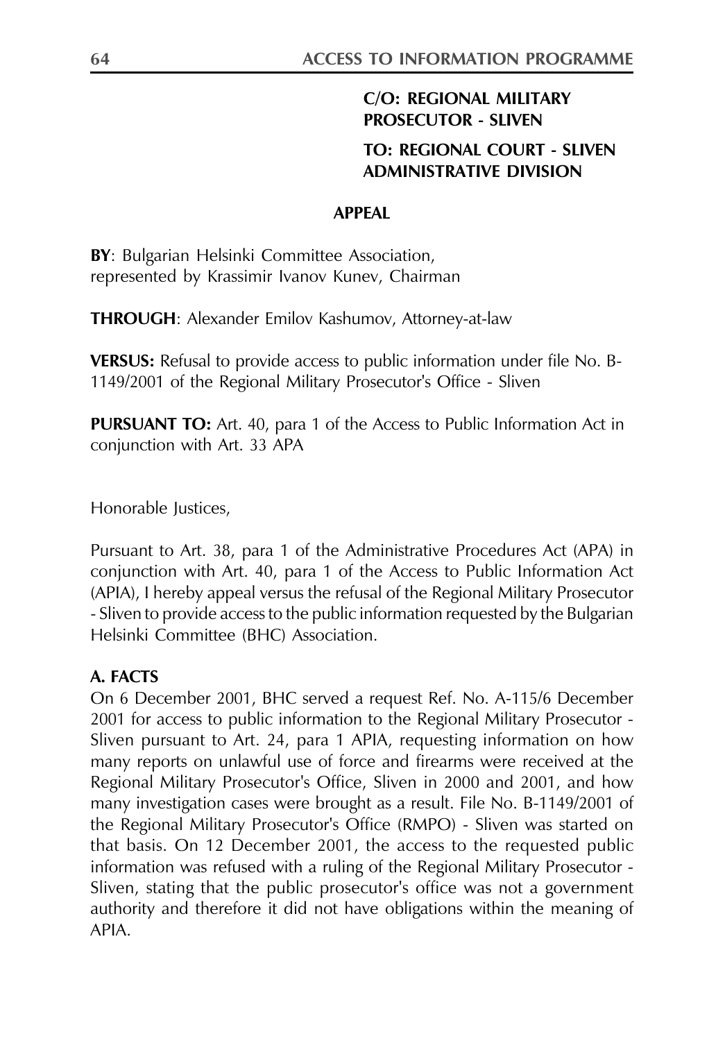**C/O: REGIONAL MILITARY PROSECUTOR - SLIVEN**

**TO: REGIONAL COURT - SLIVEN ADMINISTRATIVE DIVISION**

**APPEAL**

**BY**: Bulgarian Helsinki Committee Association, represented by Krassimir Ivanov Kunev, Chairman

**THROUGH**: Alexander Emilov Kashumov, Attorney-at-law

**VERSUS:** Refusal to provide access to public information under file No. B-1149/2001 of the Regional Military Prosecutor's Office - Sliven

**PURSUANT TO:** Art. 40, para 1 of the Access to Public Information Act in conjunction with Art. 33 APA

Honorable Justices,

Pursuant to Art. 38, para 1 of the Administrative Procedures Act (APA) in conjunction with Art. 40, para 1 of the Access to Public Information Act (APIA), I hereby appeal versus the refusal of the Regional Military Prosecutor - Sliven to provide access to the public information requested by the Bulgarian Helsinki Committee (BHC) Association.

**A. FACTS**

On 6 December 2001, BHC served a request Ref. No. A-115/6 December 2001 for access to public information to the Regional Military Prosecutor - Sliven pursuant to Art. 24, para 1 APIA, requesting information on how many reports on unlawful use of force and firearms were received at the Regional Military Prosecutor's Office, Sliven in 2000 and 2001, and how many investigation cases were brought as a result. File No. B-1149/2001 of the Regional Military Prosecutor's Office (RMPO) - Sliven was started on that basis. On 12 December 2001, the access to the requested public information was refused with a ruling of the Regional Military Prosecutor - Sliven, stating that the public prosecutor's office was not a government authority and therefore it did not have obligations within the meaning of APIA.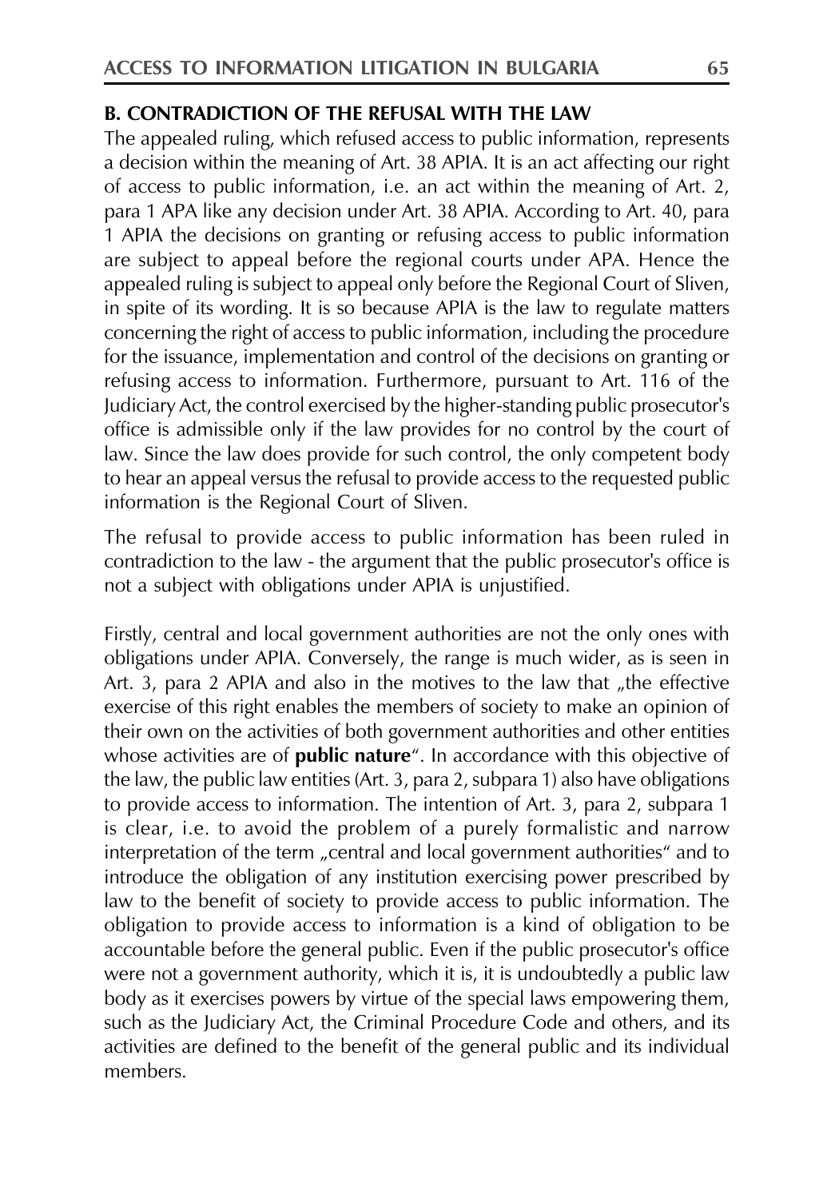**B. CONTRADICTION OF THE REFUSAL WITH THE LAW**

The appealed ruling, which refused access to public information, represents a decision within the meaning of Art. 38 APIA. It is an act affecting our right of access to public information, i.e. an act within the meaning of Art. 2, para 1 APA like any decision under Art. 38 APIA. According to Art. 40, para 1 APIA the decisions on granting or refusing access to public information are subject to appeal before the regional courts under APA. Hence the appealed ruling is subject to appeal only before the Regional Court of Sliven, in spite of its wording. It is so because APIA is the law to regulate matters concerning the right of access to public information, including the procedure for the issuance, implementation and control of the decisions on granting or refusing access to information. Furthermore, pursuant to Art. 116 of the Judiciary Act, the control exercised by the higher-standing public prosecutor's office is admissible only if the law provides for no control by the court of law. Since the law does provide for such control, the only competent body to hear an appeal versus the refusal to provide access to the requested public information is the Regional Court of Sliven.

The refusal to provide access to public information has been ruled in contradiction to the law - the argument that the public prosecutor's office is not a subject with obligations under APIA is unjustified.

Firstly, central and local government authorities are not the only ones with obligations under APIA. Conversely, the range is much wider, as is seen in Art. 3, para 2 APIA and also in the motives to the law that „the effective exercise of this right enables the members of society to make an opinion of their own on the activities of both government authorities and other entities whose activities are of **public nature**". In accordance with this objective of the law, the public law entities (Art. 3, para 2, subpara 1) also have obligations to provide access to information. The intention of Art. 3, para 2, subpara 1 is clear, i.e. to avoid the problem of a purely formalistic and narrow interpretation of the term „central and local government authorities" and to introduce the obligation of any institution exercising power prescribed by law to the benefit of society to provide access to public information. The obligation to provide access to information is a kind of obligation to be accountable before the general public. Even if the public prosecutor's office were not a government authority, which it is, it is undoubtedly a public law body as it exercises powers by virtue of the special laws empowering them, such as the Judiciary Act, the Criminal Procedure Code and others, and its activities are defined to the benefit of the general public and its individual members.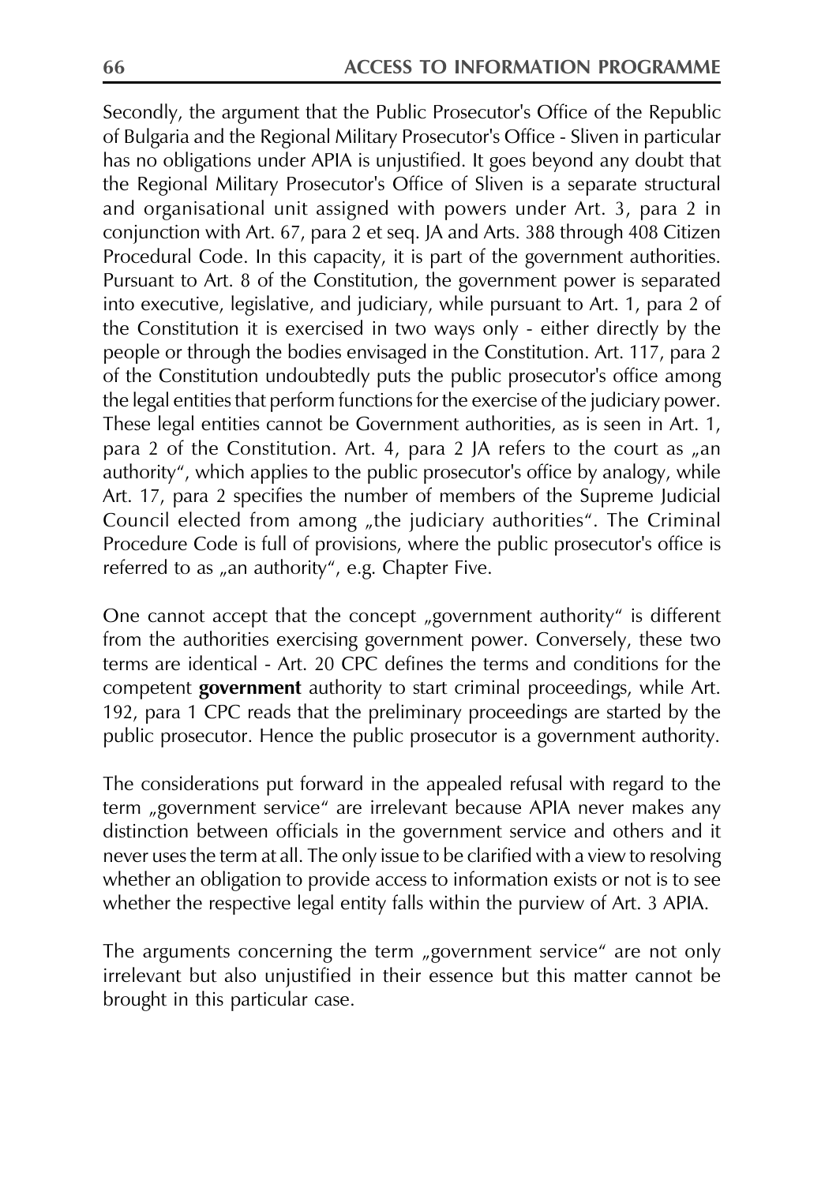Secondly, the argument that the Public Prosecutor's Office of the Republic of Bulgaria and the Regional Military Prosecutor's Office - Sliven in particular has no obligations under APIA is unjustified. It goes beyond any doubt that the Regional Military Prosecutor's Office of Sliven is a separate structural and organisational unit assigned with powers under Art. 3, para 2 in conjunction with Art. 67, para 2 et seq. JA and Arts. 388 through 408 Citizen Procedural Code. In this capacity, it is part of the government authorities. Pursuant to Art. 8 of the Constitution, the government power is separated into executive, legislative, and judiciary, while pursuant to Art. 1, para 2 of the Constitution it is exercised in two ways only - either directly by the people or through the bodies envisaged in the Constitution. Art. 117, para 2 of the Constitution undoubtedly puts the public prosecutor's office among the legal entities that perform functions for the exercise of the judiciary power. These legal entities cannot be Government authorities, as is seen in Art. 1, para 2 of the Constitution. Art. 4, para 2 JA refers to the court as „an authority", which applies to the public prosecutor's office by analogy, while Art. 17, para 2 specifies the number of members of the Supreme Judicial Council elected from among „the judiciary authorities". The Criminal Procedure Code is full of provisions, where the public prosecutor's office is referred to as „an authority", e.g. Chapter Five.

One cannot accept that the concept „government authority" is different from the authorities exercising government power. Conversely, these two terms are identical - Art. 20 CPC defines the terms and conditions for the competent **government** authority to start criminal proceedings, while Art. 192, para 1 CPC reads that the preliminary proceedings are started by the public prosecutor. Hence the public prosecutor is a government authority.

The considerations put forward in the appealed refusal with regard to the term „government service" are irrelevant because APIA never makes any distinction between officials in the government service and others and it never uses the term at all. The only issue to be clarified with a view to resolving whether an obligation to provide access to information exists or not is to see whether the respective legal entity falls within the purview of Art. 3 APIA.

The arguments concerning the term „government service" are not only irrelevant but also unjustified in their essence but this matter cannot be brought in this particular case.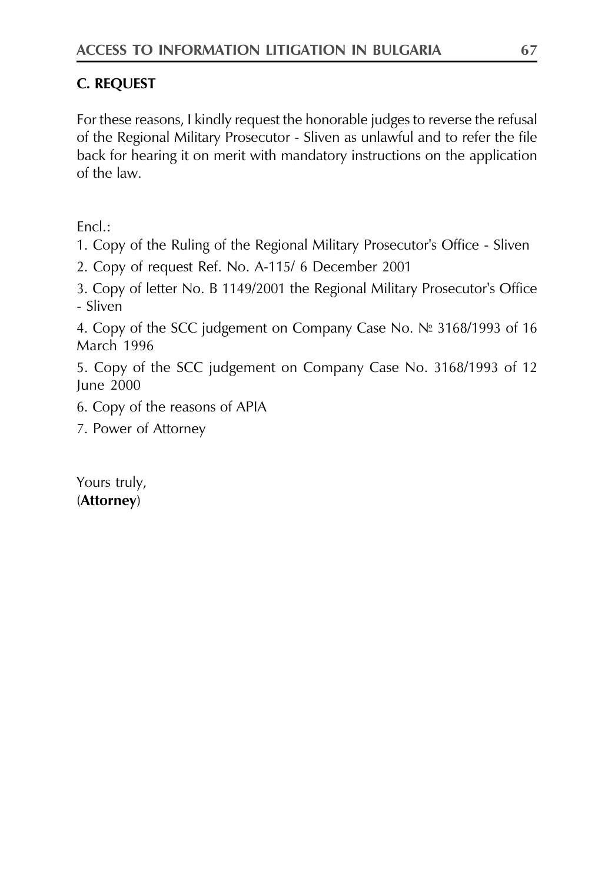**C. REQUEST**

For these reasons, I kindly request the honorable judges to reverse the refusal of the Regional Military Prosecutor - Sliven as unlawful and to refer the file back for hearing it on merit with mandatory instructions on the application of the law.

Encl.:

1. Copy of the Ruling of the Regional Military Prosecutor's Office - Sliven
2. Copy of request Ref. No. A-115/ 6 December 2001
3. Copy of letter No. B 1149/2001 the Regional Military Prosecutor's Office - Sliven
4. Copy of the SCC judgement on Company Case No. № 3168/1993 of 16 March 1996
5. Copy of the SCC judgement on Company Case No. 3168/1993 of 12 June 2000
6. Copy of the reasons of APIA
7. Power of Attorney

Yours truly,
(**Attorney**)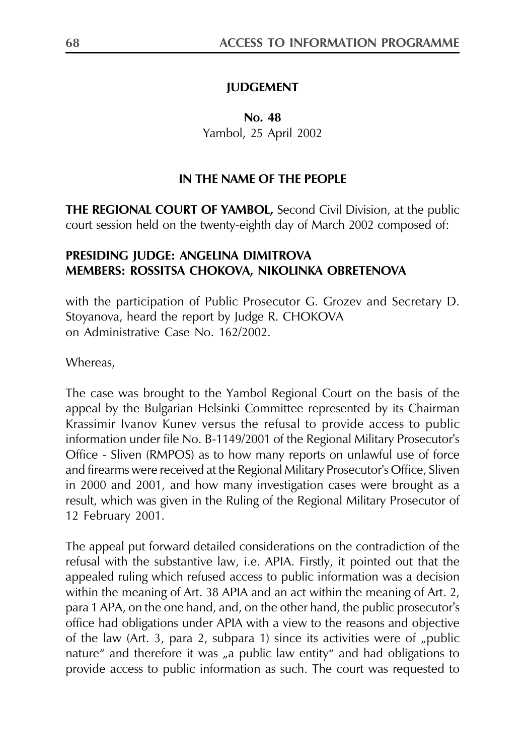**JUDGEMENT**

**No. 48**
Yambol, 25 April 2002

**IN THE NAME OF THE PEOPLE**

**THE REGIONAL COURT OF YAMBOL,** Second Civil Division, at the public court session held on the twenty-eighth day of March 2002 composed of:

**PRESIDING JUDGE: ANGELINA DIMITROVA**
**MEMBERS: ROSSITSA CHOKOVA, NIKOLINKA OBRETENOVA**

with the participation of Public Prosecutor G. Grozev and Secretary D. Stoyanova, heard the report by Judge R. CHOKOVA on Administrative Case No. 162/2002.

Whereas,

The case was brought to the Yambol Regional Court on the basis of the appeal by the Bulgarian Helsinki Committee represented by its Chairman Krassimir Ivanov Kunev versus the refusal to provide access to public information under file No. B-1149/2001 of the Regional Military Prosecutor's Office - Sliven (RMPOS) as to how many reports on unlawful use of force and firearms were received at the Regional Military Prosecutor's Office, Sliven in 2000 and 2001, and how many investigation cases were brought as a result, which was given in the Ruling of the Regional Military Prosecutor of 12 February 2001.

The appeal put forward detailed considerations on the contradiction of the refusal with the substantive law, i.e. APIA. Firstly, it pointed out that the appealed ruling which refused access to public information was a decision within the meaning of Art. 38 APIA and an act within the meaning of Art. 2, para 1 APA, on the one hand, and, on the other hand, the public prosecutor's office had obligations under APIA with a view to the reasons and objective of the law (Art. 3, para 2, subpara 1) since its activities were of „public nature" and therefore it was „a public law entity" and had obligations to provide access to public information as such. The court was requested to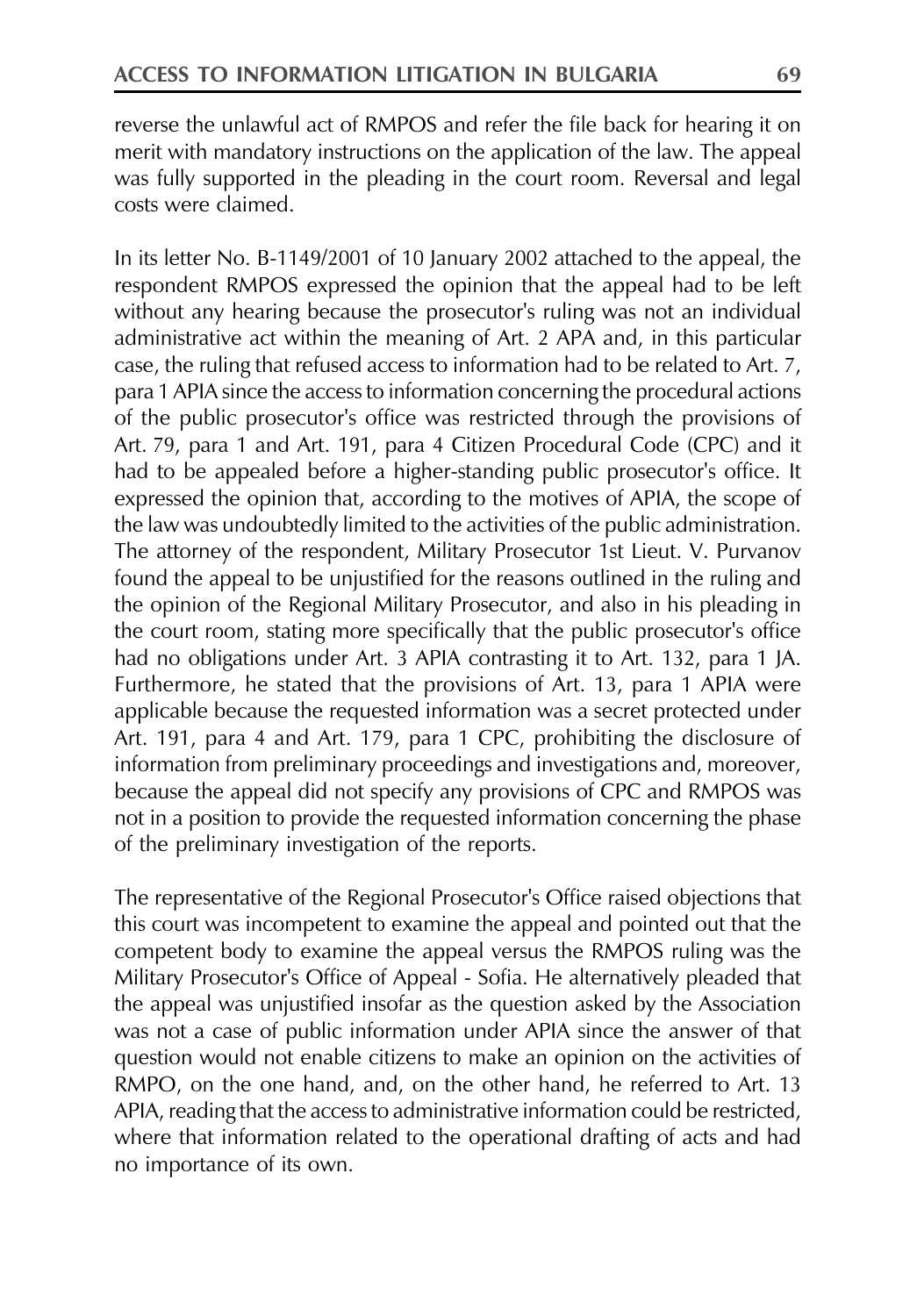reverse the unlawful act of RMPOS and refer the file back for hearing it on merit with mandatory instructions on the application of the law. The appeal was fully supported in the pleading in the court room. Reversal and legal costs were claimed.

In its letter No. B-1149/2001 of 10 January 2002 attached to the appeal, the respondent RMPOS expressed the opinion that the appeal had to be left without any hearing because the prosecutor's ruling was not an individual administrative act within the meaning of Art. 2 APA and, in this particular case, the ruling that refused access to information had to be related to Art. 7, para 1 APIA since the access to information concerning the procedural actions of the public prosecutor's office was restricted through the provisions of Art. 79, para 1 and Art. 191, para 4 Citizen Procedural Code (CPC) and it had to be appealed before a higher-standing public prosecutor's office. It expressed the opinion that, according to the motives of APIA, the scope of the law was undoubtedly limited to the activities of the public administration. The attorney of the respondent, Military Prosecutor 1st Lieut. V. Purvanov found the appeal to be unjustified for the reasons outlined in the ruling and the opinion of the Regional Military Prosecutor, and also in his pleading in the court room, stating more specifically that the public prosecutor's office had no obligations under Art. 3 APIA contrasting it to Art. 132, para 1 JA. Furthermore, he stated that the provisions of Art. 13, para 1 APIA were applicable because the requested information was a secret protected under Art. 191, para 4 and Art. 179, para 1 CPC, prohibiting the disclosure of information from preliminary proceedings and investigations and, moreover, because the appeal did not specify any provisions of CPC and RMPOS was not in a position to provide the requested information concerning the phase of the preliminary investigation of the reports.

The representative of the Regional Prosecutor's Office raised objections that this court was incompetent to examine the appeal and pointed out that the competent body to examine the appeal versus the RMPOS ruling was the Military Prosecutor's Office of Appeal - Sofia. He alternatively pleaded that the appeal was unjustified insofar as the question asked by the Association was not a case of public information under APIA since the answer of that question would not enable citizens to make an opinion on the activities of RMPO, on the one hand, and, on the other hand, he referred to Art. 13 APIA, reading that the access to administrative information could be restricted, where that information related to the operational drafting of acts and had no importance of its own.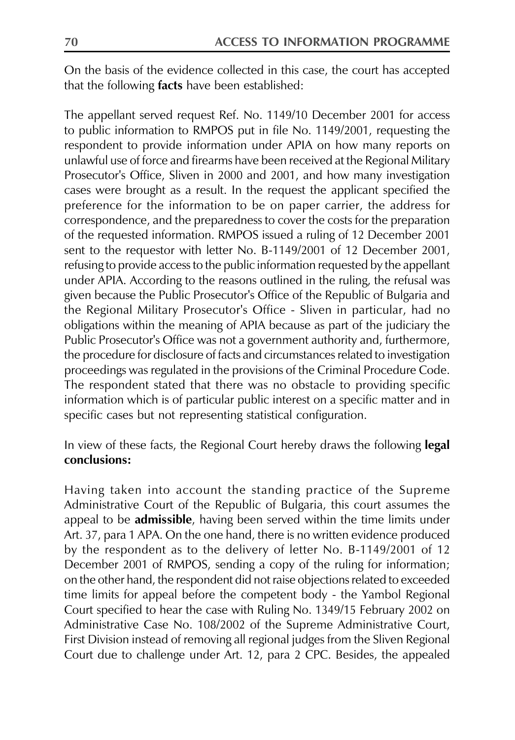On the basis of the evidence collected in this case, the court has accepted that the following **facts** have been established:

The appellant served request Ref. No. 1149/10 December 2001 for access to public information to RMPOS put in file No. 1149/2001, requesting the respondent to provide information under APIA on how many reports on unlawful use of force and firearms have been received at the Regional Military Prosecutor's Office, Sliven in 2000 and 2001, and how many investigation cases were brought as a result. In the request the applicant specified the preference for the information to be on paper carrier, the address for correspondence, and the preparedness to cover the costs for the preparation of the requested information. RMPOS issued a ruling of 12 December 2001 sent to the requestor with letter No. B-1149/2001 of 12 December 2001, refusing to provide access to the public information requested by the appellant under APIA. According to the reasons outlined in the ruling, the refusal was given because the Public Prosecutor's Office of the Republic of Bulgaria and the Regional Military Prosecutor's Office - Sliven in particular, had no obligations within the meaning of APIA because as part of the judiciary the Public Prosecutor's Office was not a government authority and, furthermore, the procedure for disclosure of facts and circumstances related to investigation proceedings was regulated in the provisions of the Criminal Procedure Code. The respondent stated that there was no obstacle to providing specific information which is of particular public interest on a specific matter and in specific cases but not representing statistical configuration.

In view of these facts, the Regional Court hereby draws the following **legal conclusions:**

Having taken into account the standing practice of the Supreme Administrative Court of the Republic of Bulgaria, this court assumes the appeal to be **admissible**, having been served within the time limits under Art. 37, para 1 APA. On the one hand, there is no written evidence produced by the respondent as to the delivery of letter No. B-1149/2001 of 12 December 2001 of RMPOS, sending a copy of the ruling for information; on the other hand, the respondent did not raise objections related to exceeded time limits for appeal before the competent body - the Yambol Regional Court specified to hear the case with Ruling No. 1349/15 February 2002 on Administrative Case No. 108/2002 of the Supreme Administrative Court, First Division instead of removing all regional judges from the Sliven Regional Court due to challenge under Art. 12, para 2 CPC. Besides, the appealed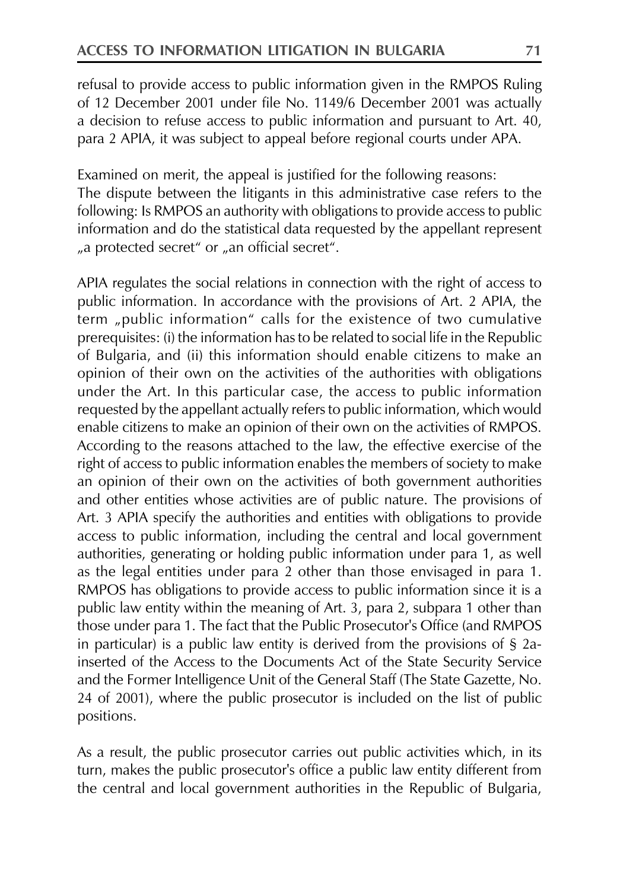refusal to provide access to public information given in the RMPOS Ruling of 12 December 2001 under file No. 1149/6 December 2001 was actually a decision to refuse access to public information and pursuant to Art. 40, para 2 APIA, it was subject to appeal before regional courts under APA.

Examined on merit, the appeal is justified for the following reasons:
The dispute between the litigants in this administrative case refers to the following: Is RMPOS an authority with obligations to provide access to public information and do the statistical data requested by the appellant represent „a protected secret" or „an official secret".

APIA regulates the social relations in connection with the right of access to public information. In accordance with the provisions of Art. 2 APIA, the term „public information" calls for the existence of two cumulative prerequisites: (i) the information has to be related to social life in the Republic of Bulgaria, and (ii) this information should enable citizens to make an opinion of their own on the activities of the authorities with obligations under the Art. In this particular case, the access to public information requested by the appellant actually refers to public information, which would enable citizens to make an opinion of their own on the activities of RMPOS. According to the reasons attached to the law, the effective exercise of the right of access to public information enables the members of society to make an opinion of their own on the activities of both government authorities and other entities whose activities are of public nature. The provisions of Art. 3 APIA specify the authorities and entities with obligations to provide access to public information, including the central and local government authorities, generating or holding public information under para 1, as well as the legal entities under para 2 other than those envisaged in para 1. RMPOS has obligations to provide access to public information since it is a public law entity within the meaning of Art. 3, para 2, subpara 1 other than those under para 1. The fact that the Public Prosecutor's Office (and RMPOS in particular) is a public law entity is derived from the provisions of § 2a-inserted of the Access to the Documents Act of the State Security Service and the Former Intelligence Unit of the General Staff (The State Gazette, No. 24 of 2001), where the public prosecutor is included on the list of public positions.

As a result, the public prosecutor carries out public activities which, in its turn, makes the public prosecutor's office a public law entity different from the central and local government authorities in the Republic of Bulgaria,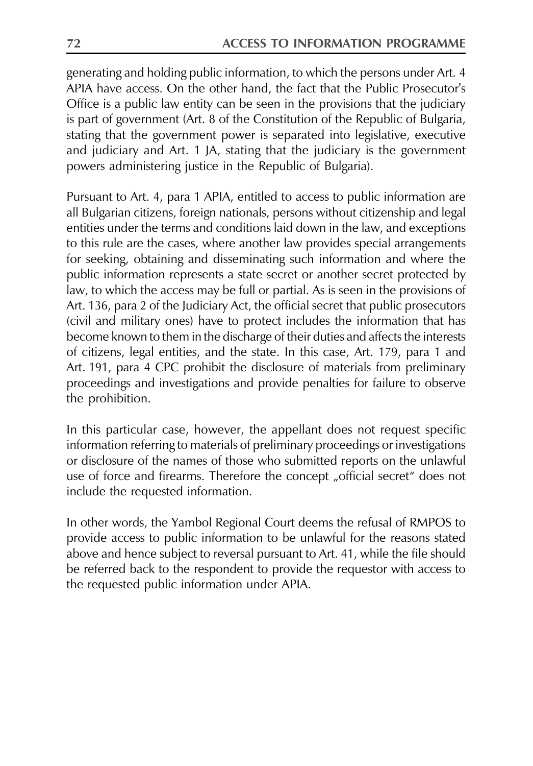generating and holding public information, to which the persons under Art. 4 APIA have access. On the other hand, the fact that the Public Prosecutor's Office is a public law entity can be seen in the provisions that the judiciary is part of government (Art. 8 of the Constitution of the Republic of Bulgaria, stating that the government power is separated into legislative, executive and judiciary and Art. 1 JA, stating that the judiciary is the government powers administering justice in the Republic of Bulgaria).

Pursuant to Art. 4, para 1 APIA, entitled to access to public information are all Bulgarian citizens, foreign nationals, persons without citizenship and legal entities under the terms and conditions laid down in the law, and exceptions to this rule are the cases, where another law provides special arrangements for seeking, obtaining and disseminating such information and where the public information represents a state secret or another secret protected by law, to which the access may be full or partial. As is seen in the provisions of Art. 136, para 2 of the Judiciary Act, the official secret that public prosecutors (civil and military ones) have to protect includes the information that has become known to them in the discharge of their duties and affects the interests of citizens, legal entities, and the state. In this case, Art. 179, para 1 and Art. 191, para 4 CPC prohibit the disclosure of materials from preliminary proceedings and investigations and provide penalties for failure to observe the prohibition.

In this particular case, however, the appellant does not request specific information referring to materials of preliminary proceedings or investigations or disclosure of the names of those who submitted reports on the unlawful use of force and firearms. Therefore the concept „official secret" does not include the requested information.

In other words, the Yambol Regional Court deems the refusal of RMPOS to provide access to public information to be unlawful for the reasons stated above and hence subject to reversal pursuant to Art. 41, while the file should be referred back to the respondent to provide the requestor with access to the requested public information under APIA.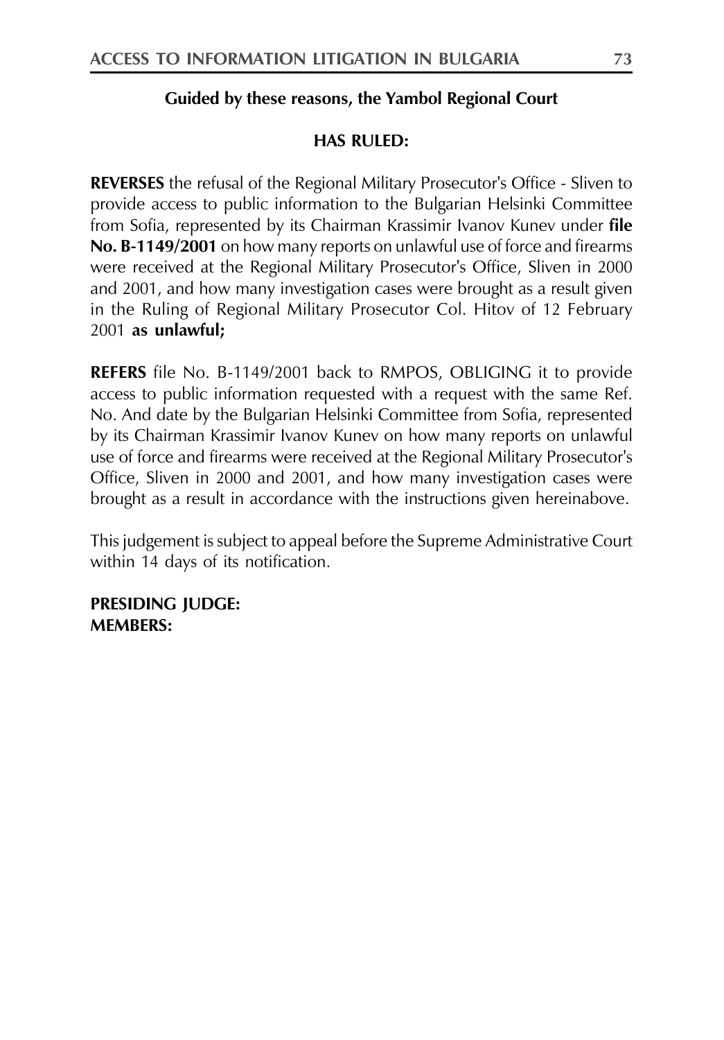**Guided by these reasons, the Yambol Regional Court**

**HAS RULED:**

**REVERSES** the refusal of the Regional Military Prosecutor's Office - Sliven to provide access to public information to the Bulgarian Helsinki Committee from Sofia, represented by its Chairman Krassimir Ivanov Kunev under **file No. B-1149/2001** on how many reports on unlawful use of force and firearms were received at the Regional Military Prosecutor's Office, Sliven in 2000 and 2001, and how many investigation cases were brought as a result given in the Ruling of Regional Military Prosecutor Col. Hitov of 12 February 2001 **as unlawful;**

**REFERS** file No. B-1149/2001 back to RMPOS, OBLIGING it to provide access to public information requested with a request with the same Ref. No. And date by the Bulgarian Helsinki Committee from Sofia, represented by its Chairman Krassimir Ivanov Kunev on how many reports on unlawful use of force and firearms were received at the Regional Military Prosecutor's Office, Sliven in 2000 and 2001, and how many investigation cases were brought as a result in accordance with the instructions given hereinabove.

This judgement is subject to appeal before the Supreme Administrative Court within 14 days of its notification.

**PRESIDING JUDGE:**
**MEMBERS:**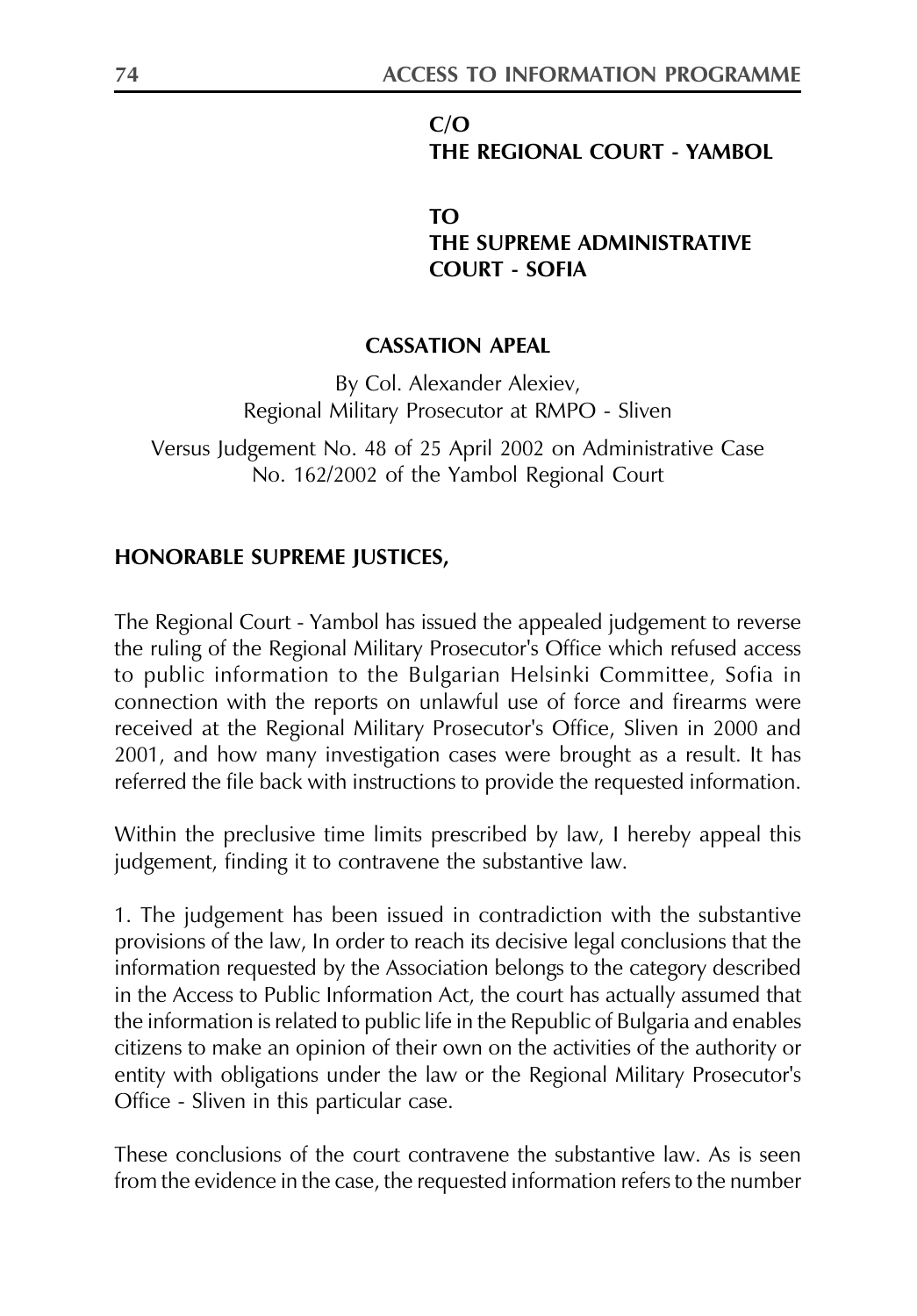**C/O**
**THE REGIONAL COURT - YAMBOL**

**TO**
**THE SUPREME ADMINISTRATIVE COURT - SOFIA**

## CASSATION APEAL

By Col. Alexander Alexiev,
Regional Military Prosecutor at RMPO - Sliven

Versus Judgement No. 48 of 25 April 2002 on Administrative Case No. 162/2002 of the Yambol Regional Court

**HONORABLE SUPREME JUSTICES,**

The Regional Court - Yambol has issued the appealed judgement to reverse the ruling of the Regional Military Prosecutor's Office which refused access to public information to the Bulgarian Helsinki Committee, Sofia in connection with the reports on unlawful use of force and firearms were received at the Regional Military Prosecutor's Office, Sliven in 2000 and 2001, and how many investigation cases were brought as a result. It has referred the file back with instructions to provide the requested information.

Within the preclusive time limits prescribed by law, I hereby appeal this judgement, finding it to contravene the substantive law.

1. The judgement has been issued in contradiction with the substantive provisions of the law, In order to reach its decisive legal conclusions that the information requested by the Association belongs to the category described in the Access to Public Information Act, the court has actually assumed that the information is related to public life in the Republic of Bulgaria and enables citizens to make an opinion of their own on the activities of the authority or entity with obligations under the law or the Regional Military Prosecutor's Office - Sliven in this particular case.

These conclusions of the court contravene the substantive law. As is seen from the evidence in the case, the requested information refers to the number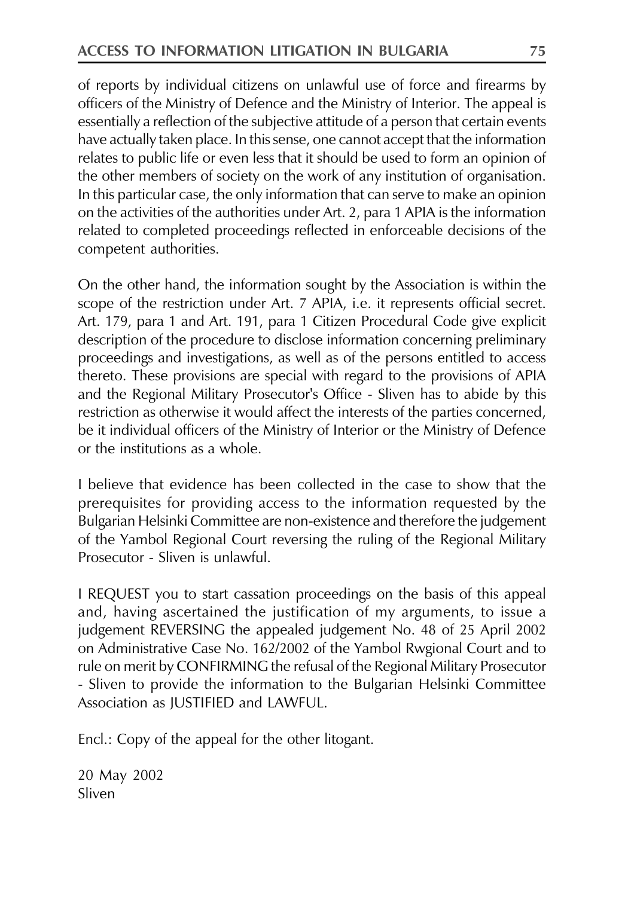of reports by individual citizens on unlawful use of force and firearms by officers of the Ministry of Defence and the Ministry of Interior. The appeal is essentially a reflection of the subjective attitude of a person that certain events have actually taken place. In this sense, one cannot accept that the information relates to public life or even less that it should be used to form an opinion of the other members of society on the work of any institution of organisation. In this particular case, the only information that can serve to make an opinion on the activities of the authorities under Art. 2, para 1 APIA is the information related to completed proceedings reflected in enforceable decisions of the competent authorities.

On the other hand, the information sought by the Association is within the scope of the restriction under Art. 7 APIA, i.e. it represents official secret. Art. 179, para 1 and Art. 191, para 1 Citizen Procedural Code give explicit description of the procedure to disclose information concerning preliminary proceedings and investigations, as well as of the persons entitled to access thereto. These provisions are special with regard to the provisions of APIA and the Regional Military Prosecutor's Office - Sliven has to abide by this restriction as otherwise it would affect the interests of the parties concerned, be it individual officers of the Ministry of Interior or the Ministry of Defence or the institutions as a whole.

I believe that evidence has been collected in the case to show that the prerequisites for providing access to the information requested by the Bulgarian Helsinki Committee are non-existence and therefore the judgement of the Yambol Regional Court reversing the ruling of the Regional Military Prosecutor - Sliven is unlawful.

I REQUEST you to start cassation proceedings on the basis of this appeal and, having ascertained the justification of my arguments, to issue a judgement REVERSING the appealed judgement No. 48 of 25 April 2002 on Administrative Case No. 162/2002 of the Yambol Rwgional Court and to rule on merit by CONFIRMING the refusal of the Regional Military Prosecutor - Sliven to provide the information to the Bulgarian Helsinki Committee Association as JUSTIFIED and LAWFUL.

Encl.: Copy of the appeal for the other litogant.

20 May 2002  
Sliven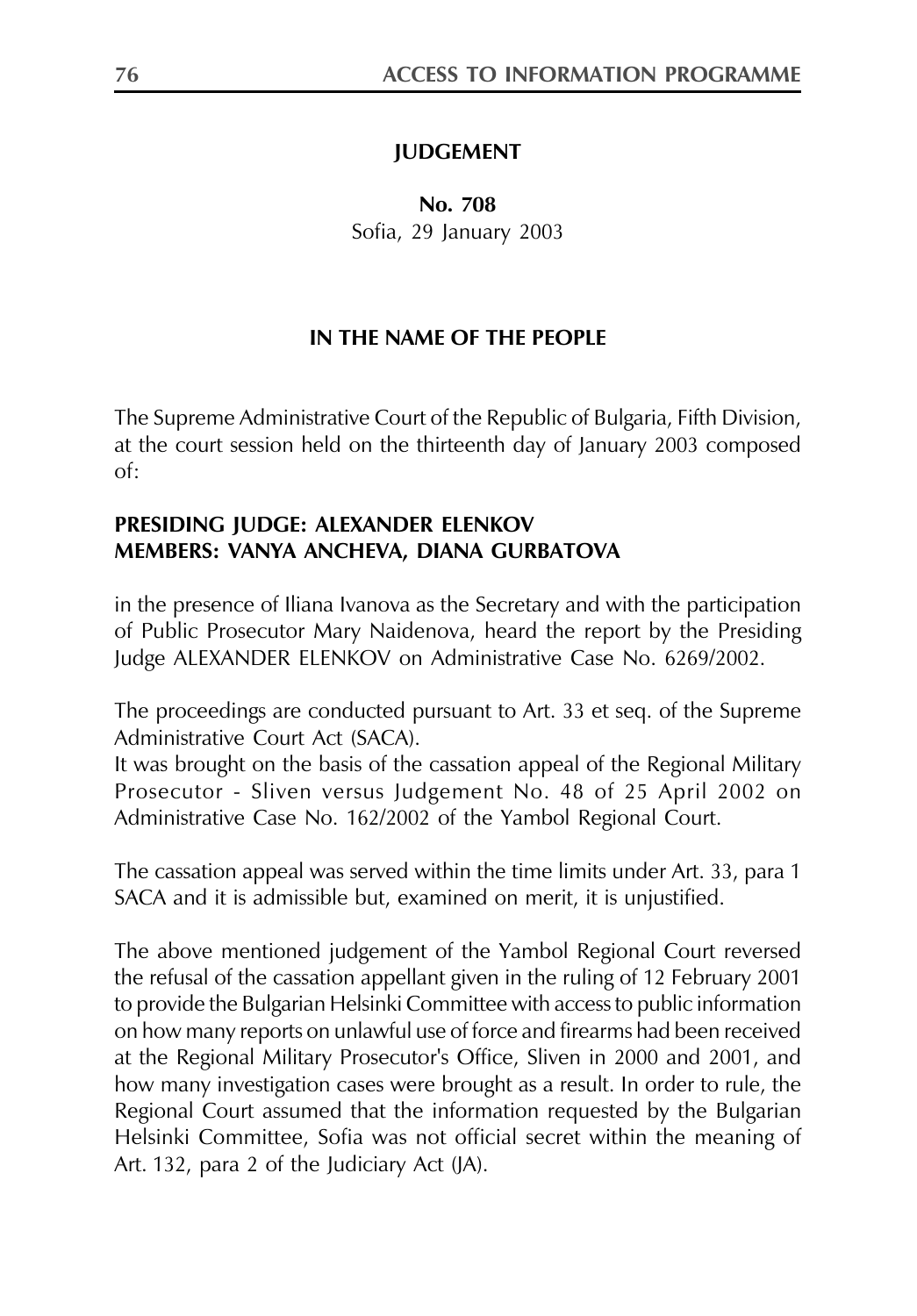## JUDGEMENT

**No. 708**
Sofia, 29 January 2003

### IN THE NAME OF THE PEOPLE

The Supreme Administrative Court of the Republic of Bulgaria, Fifth Division, at the court session held on the thirteenth day of January 2003 composed of:

**PRESIDING JUDGE: ALEXANDER ELENKOV**
**MEMBERS: VANYA ANCHEVA, DIANA GURBATOVA**

in the presence of Iliana Ivanova as the Secretary and with the participation of Public Prosecutor Mary Naidenova, heard the report by the Presiding Judge ALEXANDER ELENKOV on Administrative Case No. 6269/2002.

The proceedings are conducted pursuant to Art. 33 et seq. of the Supreme Administrative Court Act (SACA).
It was brought on the basis of the cassation appeal of the Regional Military Prosecutor - Sliven versus Judgement No. 48 of 25 April 2002 on Administrative Case No. 162/2002 of the Yambol Regional Court.

The cassation appeal was served within the time limits under Art. 33, para 1 SACA and it is admissible but, examined on merit, it is unjustified.

The above mentioned judgement of the Yambol Regional Court reversed the refusal of the cassation appellant given in the ruling of 12 February 2001 to provide the Bulgarian Helsinki Committee with access to public information on how many reports on unlawful use of force and firearms had been received at the Regional Military Prosecutor's Office, Sliven in 2000 and 2001, and how many investigation cases were brought as a result. In order to rule, the Regional Court assumed that the information requested by the Bulgarian Helsinki Committee, Sofia was not official secret within the meaning of Art. 132, para 2 of the Judiciary Act (JA).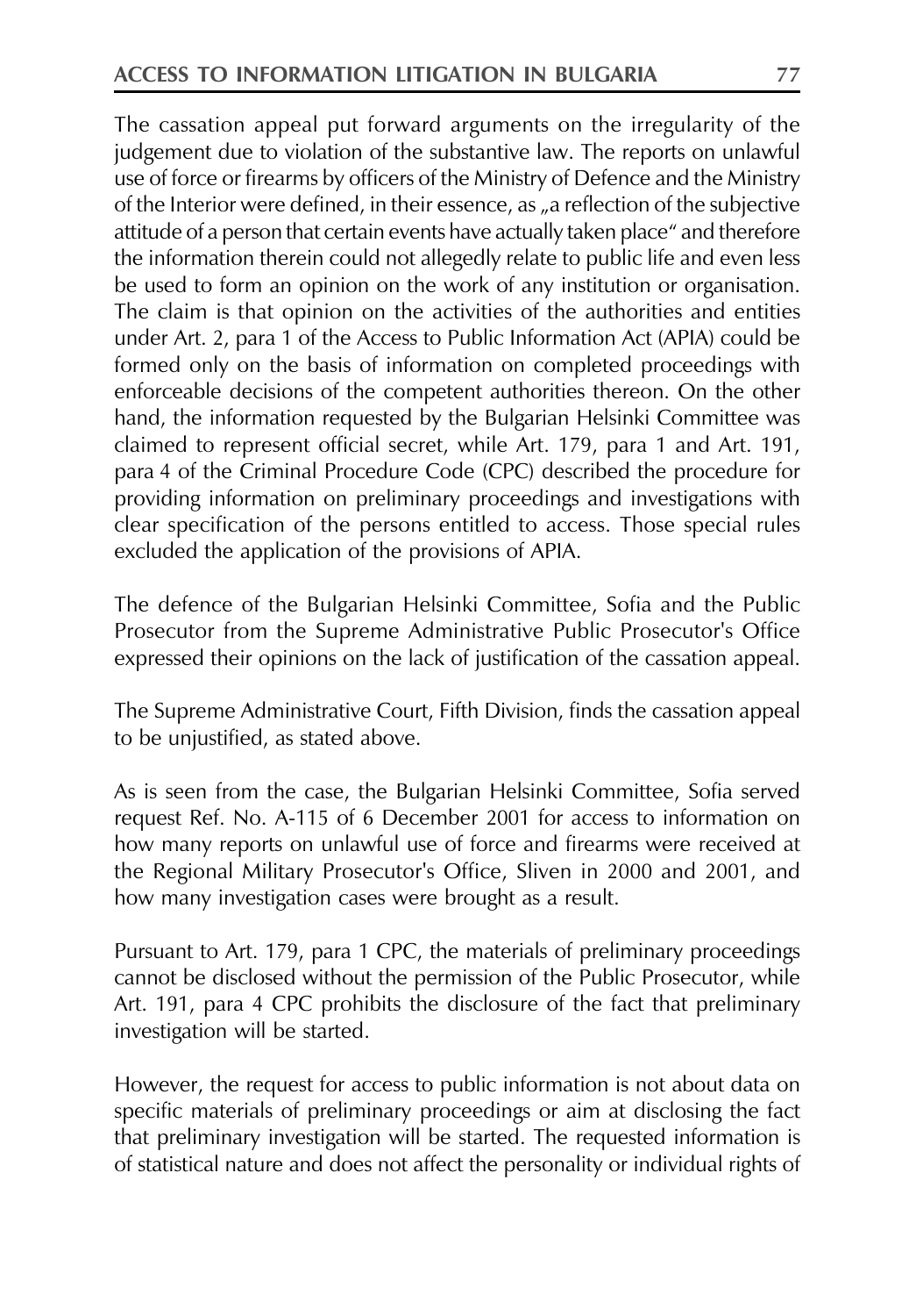The cassation appeal put forward arguments on the irregularity of the judgement due to violation of the substantive law. The reports on unlawful use of force or firearms by officers of the Ministry of Defence and the Ministry of the Interior were defined, in their essence, as „a reflection of the subjective attitude of a person that certain events have actually taken place" and therefore the information therein could not allegedly relate to public life and even less be used to form an opinion on the work of any institution or organisation. The claim is that opinion on the activities of the authorities and entities under Art. 2, para 1 of the Access to Public Information Act (APIA) could be formed only on the basis of information on completed proceedings with enforceable decisions of the competent authorities thereon. On the other hand, the information requested by the Bulgarian Helsinki Committee was claimed to represent official secret, while Art. 179, para 1 and Art. 191, para 4 of the Criminal Procedure Code (CPC) described the procedure for providing information on preliminary proceedings and investigations with clear specification of the persons entitled to access. Those special rules excluded the application of the provisions of APIA.

The defence of the Bulgarian Helsinki Committee, Sofia and the Public Prosecutor from the Supreme Administrative Public Prosecutor's Office expressed their opinions on the lack of justification of the cassation appeal.

The Supreme Administrative Court, Fifth Division, finds the cassation appeal to be unjustified, as stated above.

As is seen from the case, the Bulgarian Helsinki Committee, Sofia served request Ref. No. A-115 of 6 December 2001 for access to information on how many reports on unlawful use of force and firearms were received at the Regional Military Prosecutor's Office, Sliven in 2000 and 2001, and how many investigation cases were brought as a result.

Pursuant to Art. 179, para 1 CPC, the materials of preliminary proceedings cannot be disclosed without the permission of the Public Prosecutor, while Art. 191, para 4 CPC prohibits the disclosure of the fact that preliminary investigation will be started.

However, the request for access to public information is not about data on specific materials of preliminary proceedings or aim at disclosing the fact that preliminary investigation will be started. The requested information is of statistical nature and does not affect the personality or individual rights of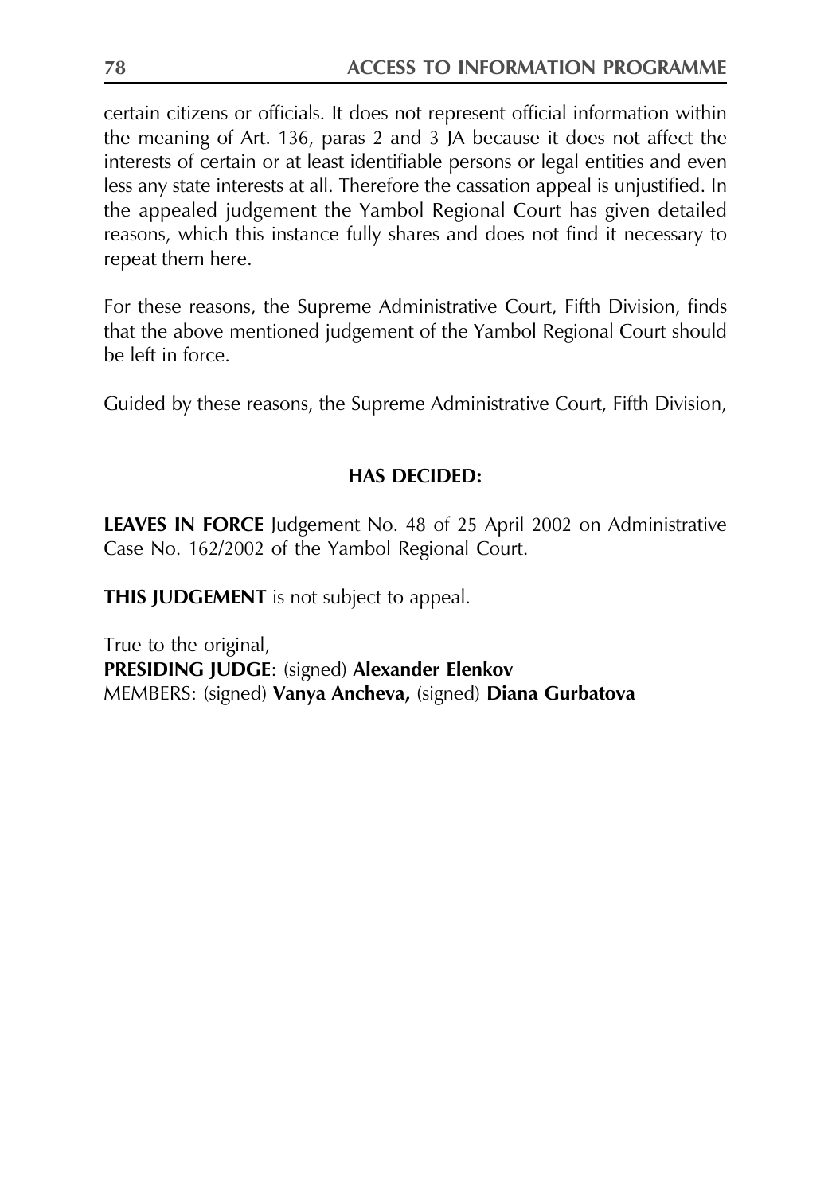certain citizens or officials. It does not represent official information within the meaning of Art. 136, paras 2 and 3 JA because it does not affect the interests of certain or at least identifiable persons or legal entities and even less any state interests at all. Therefore the cassation appeal is unjustified. In the appealed judgement the Yambol Regional Court has given detailed reasons, which this instance fully shares and does not find it necessary to repeat them here.

For these reasons, the Supreme Administrative Court, Fifth Division, finds that the above mentioned judgement of the Yambol Regional Court should be left in force.

Guided by these reasons, the Supreme Administrative Court, Fifth Division,

**HAS DECIDED:**

**LEAVES IN FORCE** Judgement No. 48 of 25 April 2002 on Administrative Case No. 162/2002 of the Yambol Regional Court.

**THIS JUDGEMENT** is not subject to appeal.

True to the original,
**PRESIDING JUDGE**: (signed) **Alexander Elenkov**
MEMBERS: (signed) **Vanya Ancheva,** (signed) **Diana Gurbatova**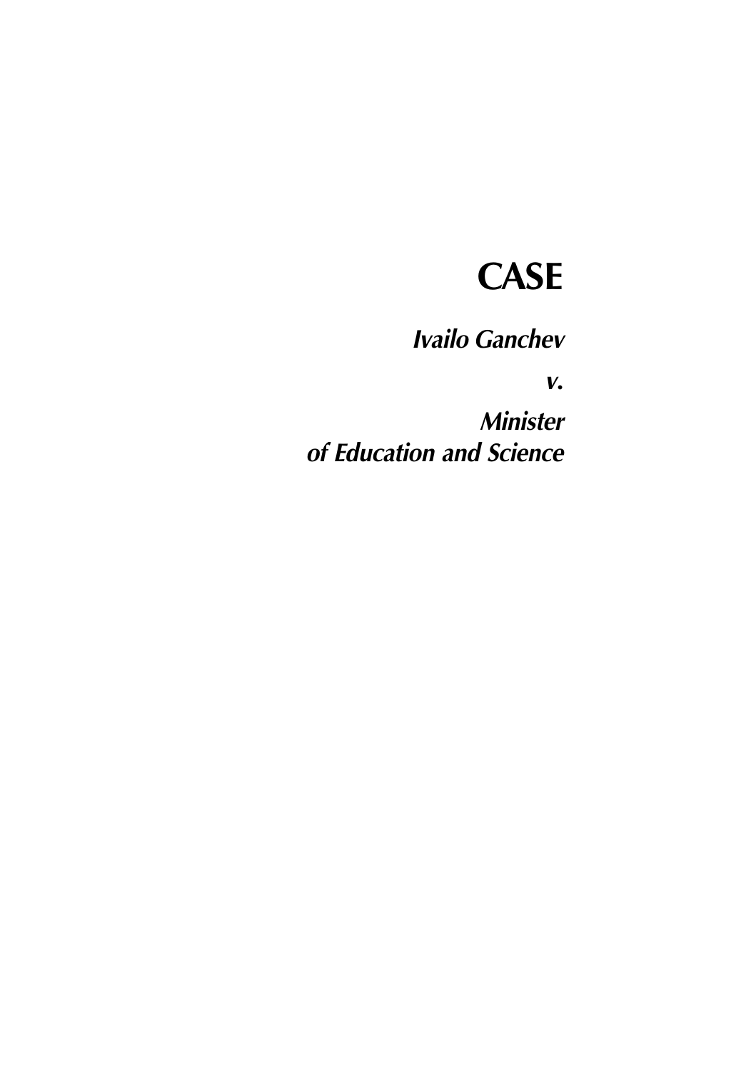# CASE

***Ivailo Ganchev***

***v.***

***Minister of Education and Science***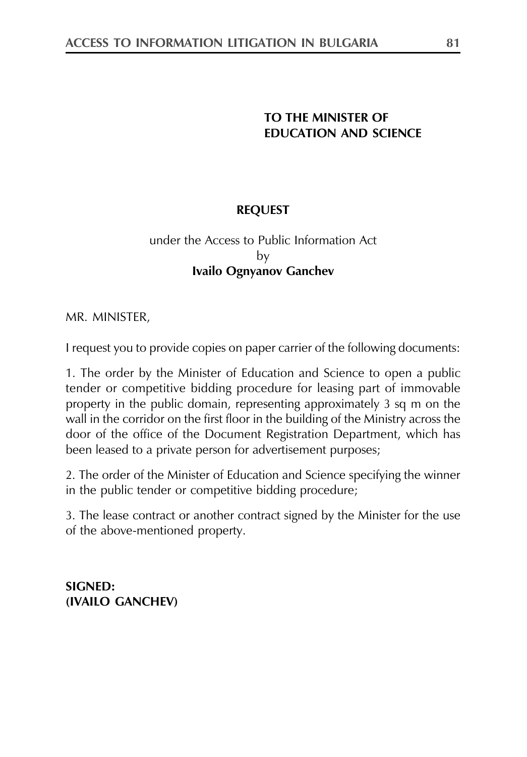**TO THE MINISTER OF**
**EDUCATION AND SCIENCE**

**REQUEST**

under the Access to Public Information Act
by
**Ivailo Ognyanov Ganchev**

MR. MINISTER,

I request you to provide copies on paper carrier of the following documents:

1. The order by the Minister of Education and Science to open a public tender or competitive bidding procedure for leasing part of immovable property in the public domain, representing approximately 3 sq m on the wall in the corridor on the first floor in the building of the Ministry across the door of the office of the Document Registration Department, which has been leased to a private person for advertisement purposes;

2. The order of the Minister of Education and Science specifying the winner in the public tender or competitive bidding procedure;

3. The lease contract or another contract signed by the Minister for the use of the above-mentioned property.

**SIGNED:**
**(IVAILO GANCHEV)**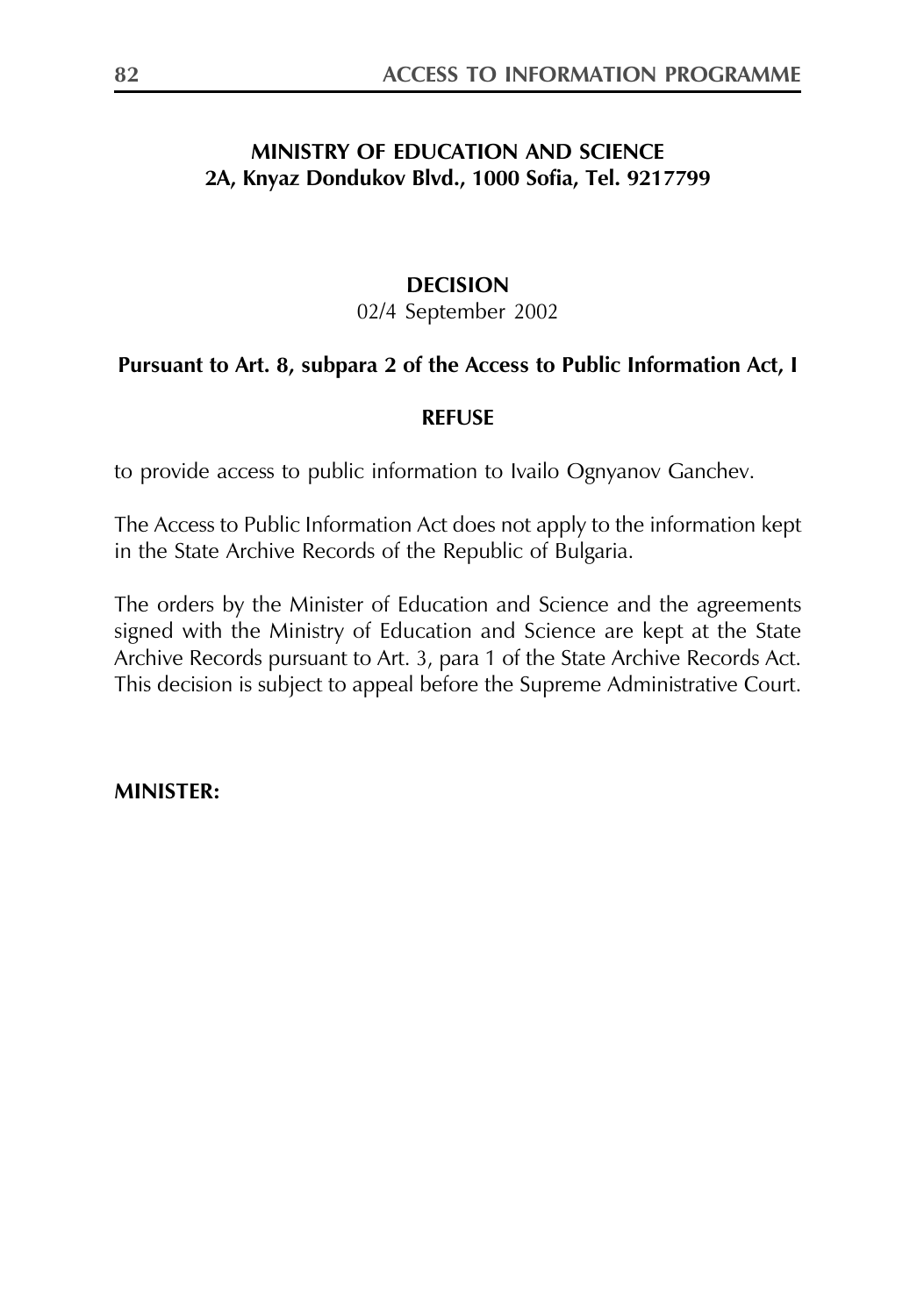**MINISTRY OF EDUCATION AND SCIENCE**
**2A, Knyaz Dondukov Blvd., 1000 Sofia, Tel. 9217799**

**DECISION**

02/4 September 2002

**Pursuant to Art. 8, subpara 2 of the Access to Public Information Act, I**

**REFUSE**

to provide access to public information to Ivailo Ognyanov Ganchev.

The Access to Public Information Act does not apply to the information kept in the State Archive Records of the Republic of Bulgaria.

The orders by the Minister of Education and Science and the agreements signed with the Ministry of Education and Science are kept at the State Archive Records pursuant to Art. 3, para 1 of the State Archive Records Act. This decision is subject to appeal before the Supreme Administrative Court.

**MINISTER:**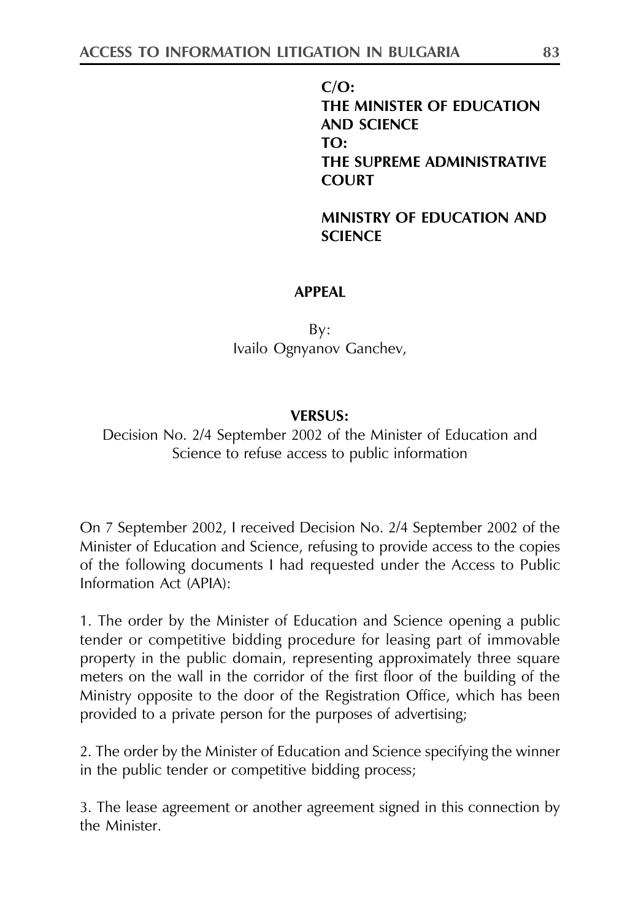**C/O:**
**THE MINISTER OF EDUCATION AND SCIENCE**
**TO:**
**THE SUPREME ADMINISTRATIVE COURT**

**MINISTRY OF EDUCATION AND SCIENCE**

**APPEAL**

By:
Ivailo Ognyanov Ganchev,

**VERSUS:**

Decision No. 2/4 September 2002 of the Minister of Education and Science to refuse access to public information

On 7 September 2002, I received Decision No. 2/4 September 2002 of the Minister of Education and Science, refusing to provide access to the copies of the following documents I had requested under the Access to Public Information Act (APIA):

1. The order by the Minister of Education and Science opening a public tender or competitive bidding procedure for leasing part of immovable property in the public domain, representing approximately three square meters on the wall in the corridor of the first floor of the building of the Ministry opposite to the door of the Registration Office, which has been provided to a private person for the purposes of advertising;

2. The order by the Minister of Education and Science specifying the winner in the public tender or competitive bidding process;

3. The lease agreement or another agreement signed in this connection by the Minister.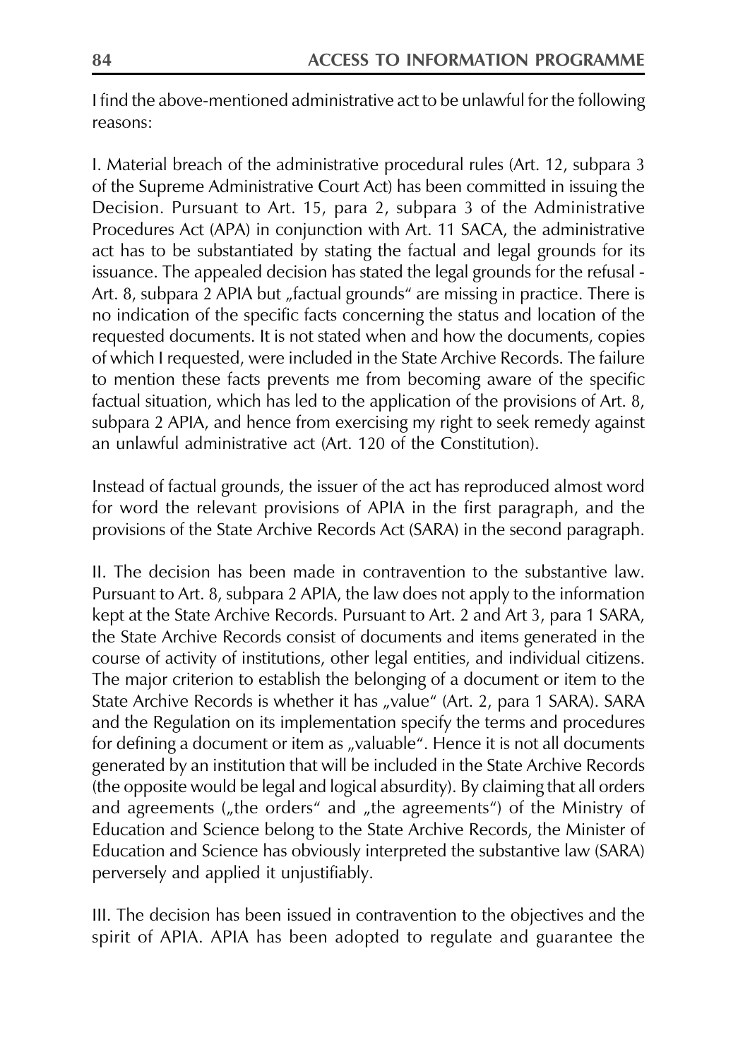I find the above-mentioned administrative act to be unlawful for the following reasons:

I. Material breach of the administrative procedural rules (Art. 12, subpara 3 of the Supreme Administrative Court Act) has been committed in issuing the Decision. Pursuant to Art. 15, para 2, subpara 3 of the Administrative Procedures Act (APA) in conjunction with Art. 11 SACA, the administrative act has to be substantiated by stating the factual and legal grounds for its issuance. The appealed decision has stated the legal grounds for the refusal - Art. 8, subpara 2 APIA but „factual grounds" are missing in practice. There is no indication of the specific facts concerning the status and location of the requested documents. It is not stated when and how the documents, copies of which I requested, were included in the State Archive Records. The failure to mention these facts prevents me from becoming aware of the specific factual situation, which has led to the application of the provisions of Art. 8, subpara 2 APIA, and hence from exercising my right to seek remedy against an unlawful administrative act (Art. 120 of the Constitution).

Instead of factual grounds, the issuer of the act has reproduced almost word for word the relevant provisions of APIA in the first paragraph, and the provisions of the State Archive Records Act (SARA) in the second paragraph.

II. The decision has been made in contravention to the substantive law. Pursuant to Art. 8, subpara 2 APIA, the law does not apply to the information kept at the State Archive Records. Pursuant to Art. 2 and Art 3, para 1 SARA, the State Archive Records consist of documents and items generated in the course of activity of institutions, other legal entities, and individual citizens. The major criterion to establish the belonging of a document or item to the State Archive Records is whether it has „value" (Art. 2, para 1 SARA). SARA and the Regulation on its implementation specify the terms and procedures for defining a document or item as „valuable". Hence it is not all documents generated by an institution that will be included in the State Archive Records (the opposite would be legal and logical absurdity). By claiming that all orders and agreements („the orders" and „the agreements") of the Ministry of Education and Science belong to the State Archive Records, the Minister of Education and Science has obviously interpreted the substantive law (SARA) perversely and applied it unjustifiably.

III. The decision has been issued in contravention to the objectives and the spirit of APIA. APIA has been adopted to regulate and guarantee the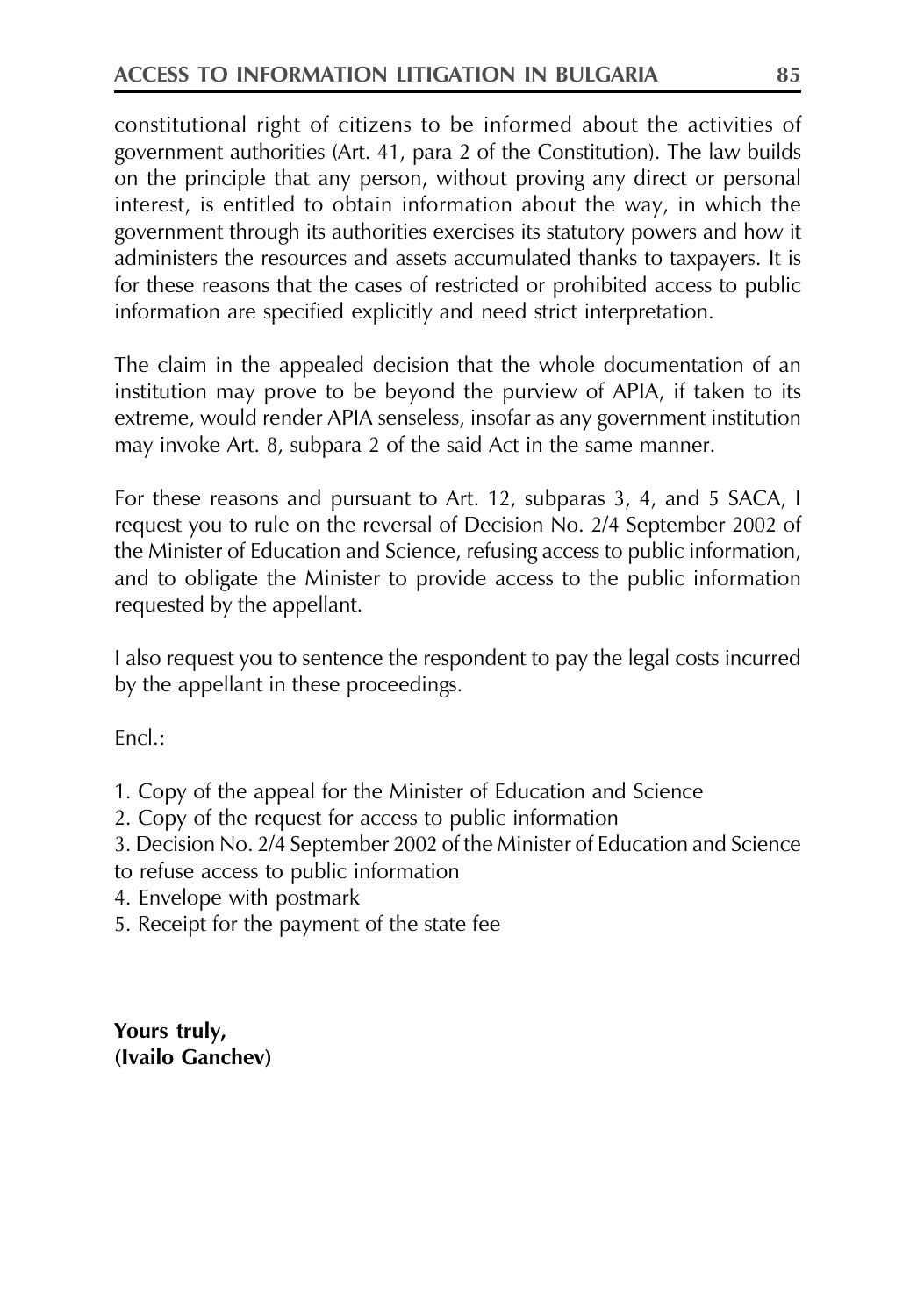constitutional right of citizens to be informed about the activities of government authorities (Art. 41, para 2 of the Constitution). The law builds on the principle that any person, without proving any direct or personal interest, is entitled to obtain information about the way, in which the government through its authorities exercises its statutory powers and how it administers the resources and assets accumulated thanks to taxpayers. It is for these reasons that the cases of restricted or prohibited access to public information are specified explicitly and need strict interpretation.

The claim in the appealed decision that the whole documentation of an institution may prove to be beyond the purview of APIA, if taken to its extreme, would render APIA senseless, insofar as any government institution may invoke Art. 8, subpara 2 of the said Act in the same manner.

For these reasons and pursuant to Art. 12, subparas 3, 4, and 5 SACA, I request you to rule on the reversal of Decision No. 2/4 September 2002 of the Minister of Education and Science, refusing access to public information, and to obligate the Minister to provide access to the public information requested by the appellant.

I also request you to sentence the respondent to pay the legal costs incurred by the appellant in these proceedings.

Encl.:

1. Copy of the appeal for the Minister of Education and Science
2. Copy of the request for access to public information
3. Decision No. 2/4 September 2002 of the Minister of Education and Science to refuse access to public information
4. Envelope with postmark
5. Receipt for the payment of the state fee

**Yours truly,**
**(Ivailo Ganchev)**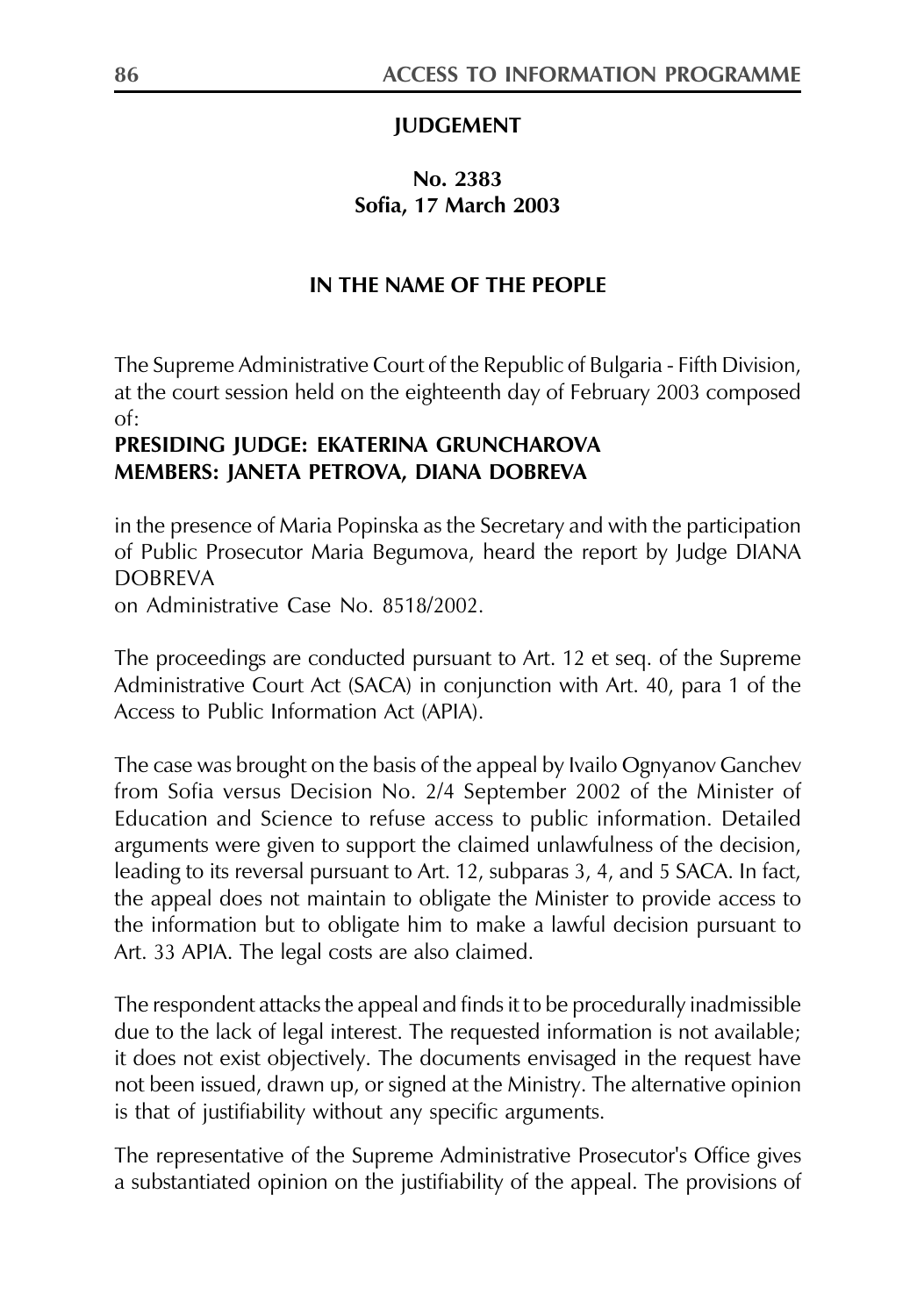**JUDGEMENT**

**No. 2383**
**Sofia, 17 March 2003**

**IN THE NAME OF THE PEOPLE**

The Supreme Administrative Court of the Republic of Bulgaria - Fifth Division, at the court session held on the eighteenth day of February 2003 composed of:

**PRESIDING JUDGE: EKATERINA GRUNCHAROVA**
**MEMBERS: JANETA PETROVA, DIANA DOBREVA**

in the presence of Maria Popinska as the Secretary and with the participation of Public Prosecutor Maria Begumova, heard the report by Judge DIANA DOBREVA
on Administrative Case No. 8518/2002.

The proceedings are conducted pursuant to Art. 12 et seq. of the Supreme Administrative Court Act (SACA) in conjunction with Art. 40, para 1 of the Access to Public Information Act (APIA).

The case was brought on the basis of the appeal by Ivailo Ognyanov Ganchev from Sofia versus Decision No. 2/4 September 2002 of the Minister of Education and Science to refuse access to public information. Detailed arguments were given to support the claimed unlawfulness of the decision, leading to its reversal pursuant to Art. 12, subparas 3, 4, and 5 SACA. In fact, the appeal does not maintain to obligate the Minister to provide access to the information but to obligate him to make a lawful decision pursuant to Art. 33 APIA. The legal costs are also claimed.

The respondent attacks the appeal and finds it to be procedurally inadmissible due to the lack of legal interest. The requested information is not available; it does not exist objectively. The documents envisaged in the request have not been issued, drawn up, or signed at the Ministry. The alternative opinion is that of justifiability without any specific arguments.

The representative of the Supreme Administrative Prosecutor's Office gives a substantiated opinion on the justifiability of the appeal. The provisions of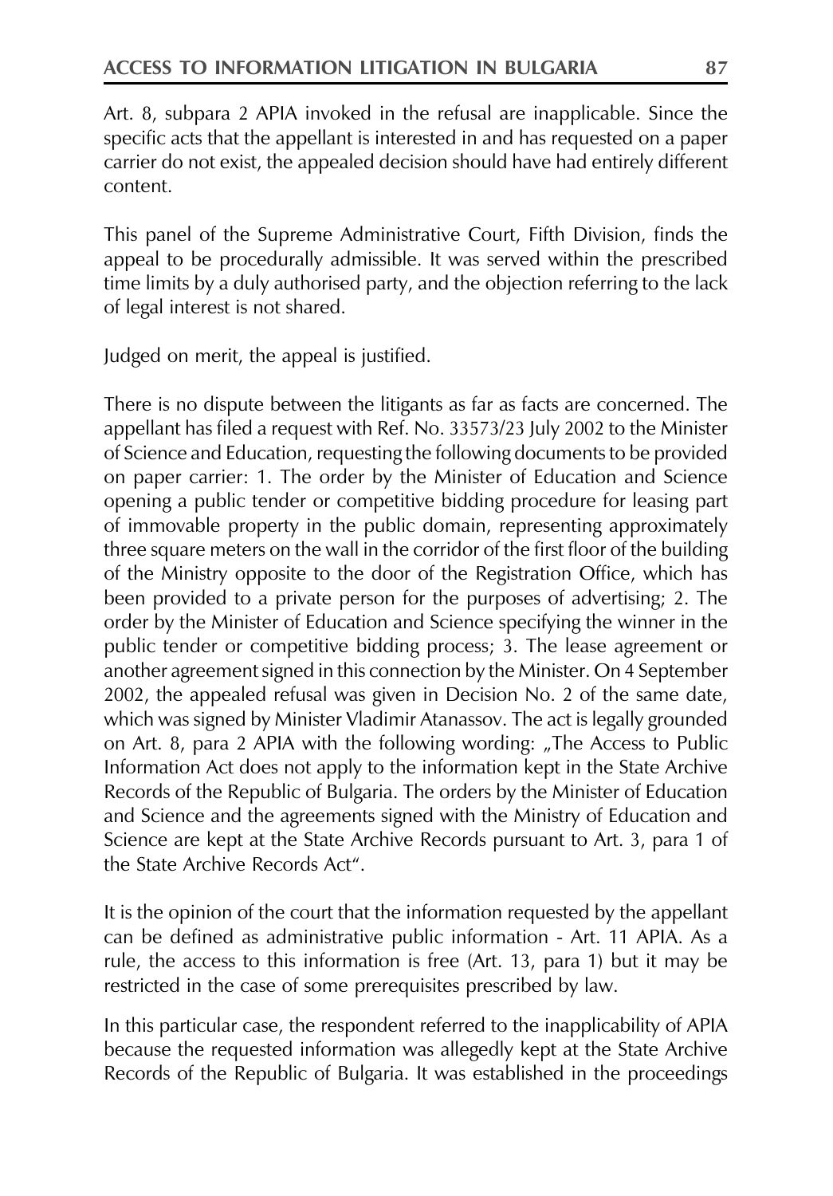Art. 8, subpara 2 APIA invoked in the refusal are inapplicable. Since the specific acts that the appellant is interested in and has requested on a paper carrier do not exist, the appealed decision should have had entirely different content.

This panel of the Supreme Administrative Court, Fifth Division, finds the appeal to be procedurally admissible. It was served within the prescribed time limits by a duly authorised party, and the objection referring to the lack of legal interest is not shared.

Judged on merit, the appeal is justified.

There is no dispute between the litigants as far as facts are concerned. The appellant has filed a request with Ref. No. 33573/23 July 2002 to the Minister of Science and Education, requesting the following documents to be provided on paper carrier: 1. The order by the Minister of Education and Science opening a public tender or competitive bidding procedure for leasing part of immovable property in the public domain, representing approximately three square meters on the wall in the corridor of the first floor of the building of the Ministry opposite to the door of the Registration Office, which has been provided to a private person for the purposes of advertising; 2. The order by the Minister of Education and Science specifying the winner in the public tender or competitive bidding process; 3. The lease agreement or another agreement signed in this connection by the Minister. On 4 September 2002, the appealed refusal was given in Decision No. 2 of the same date, which was signed by Minister Vladimir Atanassov. The act is legally grounded on Art. 8, para 2 APIA with the following wording: „The Access to Public Information Act does not apply to the information kept in the State Archive Records of the Republic of Bulgaria. The orders by the Minister of Education and Science and the agreements signed with the Ministry of Education and Science are kept at the State Archive Records pursuant to Art. 3, para 1 of the State Archive Records Act".

It is the opinion of the court that the information requested by the appellant can be defined as administrative public information - Art. 11 APIA. As a rule, the access to this information is free (Art. 13, para 1) but it may be restricted in the case of some prerequisites prescribed by law.

In this particular case, the respondent referred to the inapplicability of APIA because the requested information was allegedly kept at the State Archive Records of the Republic of Bulgaria. It was established in the proceedings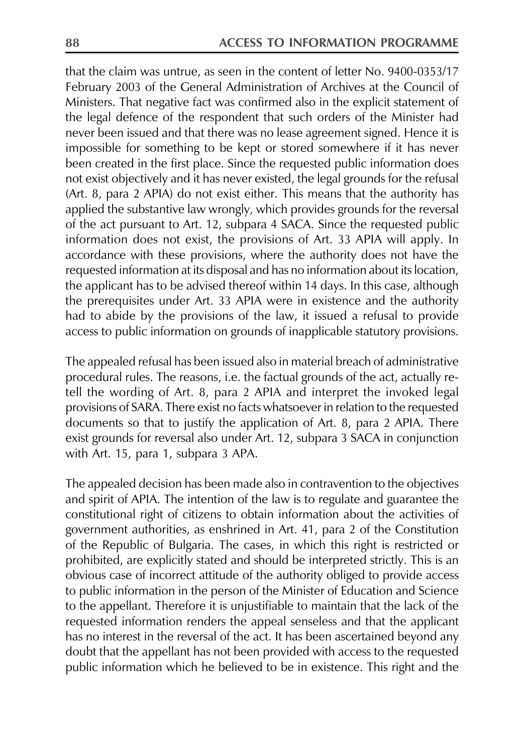that the claim was untrue, as seen in the content of letter No. 9400-0353/17 February 2003 of the General Administration of Archives at the Council of Ministers. That negative fact was confirmed also in the explicit statement of the legal defence of the respondent that such orders of the Minister had never been issued and that there was no lease agreement signed. Hence it is impossible for something to be kept or stored somewhere if it has never been created in the first place. Since the requested public information does not exist objectively and it has never existed, the legal grounds for the refusal (Art. 8, para 2 APIA) do not exist either. This means that the authority has applied the substantive law wrongly, which provides grounds for the reversal of the act pursuant to Art. 12, subpara 4 SACA. Since the requested public information does not exist, the provisions of Art. 33 APIA will apply. In accordance with these provisions, where the authority does not have the requested information at its disposal and has no information about its location, the applicant has to be advised thereof within 14 days. In this case, although the prerequisites under Art. 33 APIA were in existence and the authority had to abide by the provisions of the law, it issued a refusal to provide access to public information on grounds of inapplicable statutory provisions.

The appealed refusal has been issued also in material breach of administrative procedural rules. The reasons, i.e. the factual grounds of the act, actually retell the wording of Art. 8, para 2 APIA and interpret the invoked legal provisions of SARA. There exist no facts whatsoever in relation to the requested documents so that to justify the application of Art. 8, para 2 APIA. There exist grounds for reversal also under Art. 12, subpara 3 SACA in conjunction with Art. 15, para 1, subpara 3 APA.

The appealed decision has been made also in contravention to the objectives and spirit of APIA. The intention of the law is to regulate and guarantee the constitutional right of citizens to obtain information about the activities of government authorities, as enshrined in Art. 41, para 2 of the Constitution of the Republic of Bulgaria. The cases, in which this right is restricted or prohibited, are explicitly stated and should be interpreted strictly. This is an obvious case of incorrect attitude of the authority obliged to provide access to public information in the person of the Minister of Education and Science to the appellant. Therefore it is unjustifiable to maintain that the lack of the requested information renders the appeal senseless and that the applicant has no interest in the reversal of the act. It has been ascertained beyond any doubt that the appellant has not been provided with access to the requested public information which he believed to be in existence. This right and the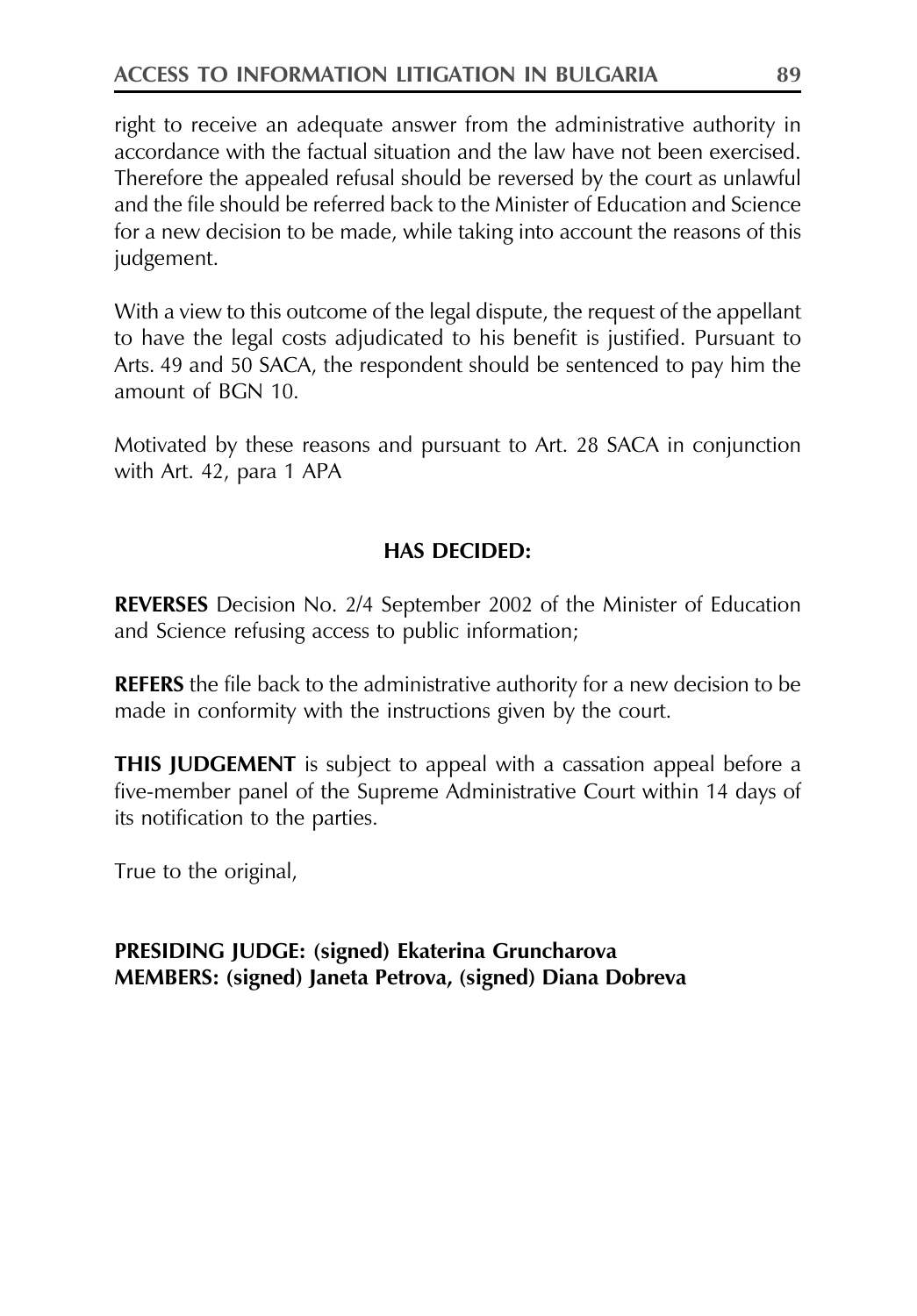right to receive an adequate answer from the administrative authority in accordance with the factual situation and the law have not been exercised. Therefore the appealed refusal should be reversed by the court as unlawful and the file should be referred back to the Minister of Education and Science for a new decision to be made, while taking into account the reasons of this judgement.

With a view to this outcome of the legal dispute, the request of the appellant to have the legal costs adjudicated to his benefit is justified. Pursuant to Arts. 49 and 50 SACA, the respondent should be sentenced to pay him the amount of BGN 10.

Motivated by these reasons and pursuant to Art. 28 SACA in conjunction with Art. 42, para 1 APA

**HAS DECIDED:**

**REVERSES** Decision No. 2/4 September 2002 of the Minister of Education and Science refusing access to public information;

**REFERS** the file back to the administrative authority for a new decision to be made in conformity with the instructions given by the court.

**THIS JUDGEMENT** is subject to appeal with a cassation appeal before a five-member panel of the Supreme Administrative Court within 14 days of its notification to the parties.

True to the original,

**PRESIDING JUDGE: (signed) Ekaterina Gruncharova**
**MEMBERS: (signed) Janeta Petrova, (signed) Diana Dobreva**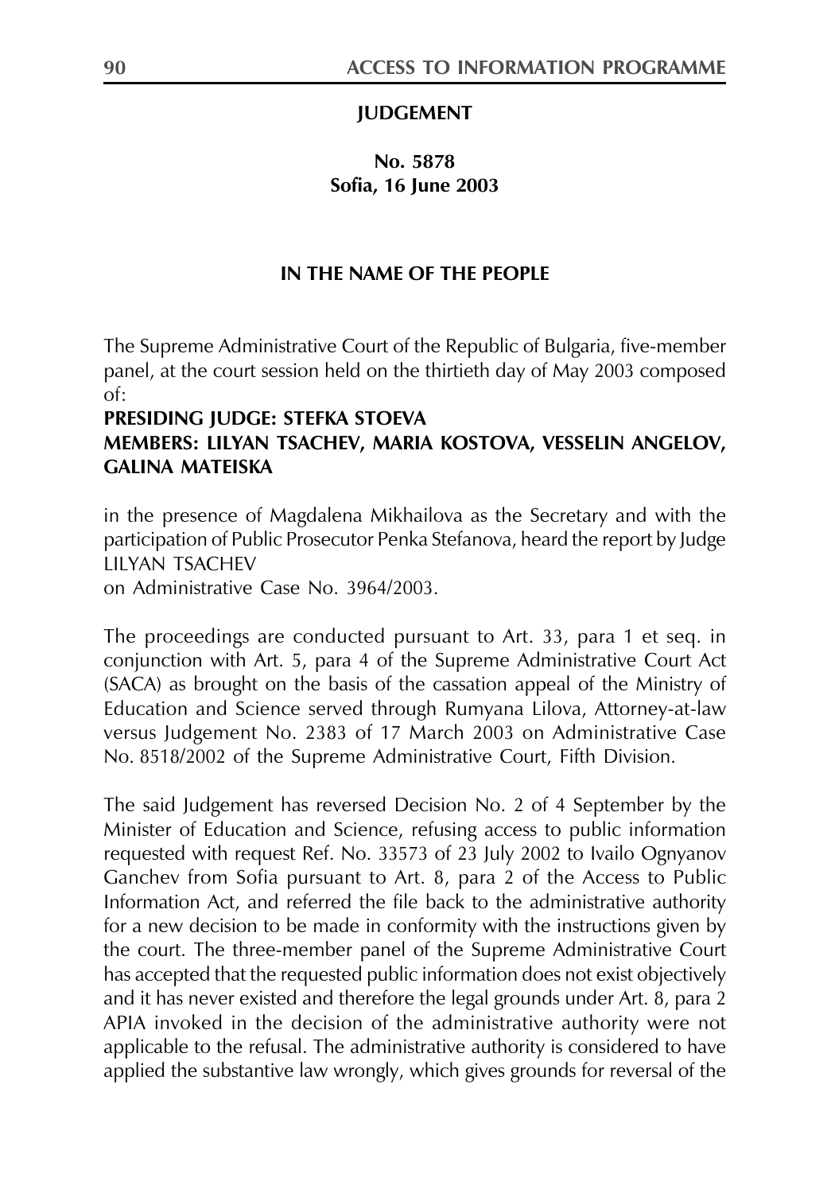**JUDGEMENT**

**No. 5878**
**Sofia, 16 June 2003**

**IN THE NAME OF THE PEOPLE**

The Supreme Administrative Court of the Republic of Bulgaria, five-member panel, at the court session held on the thirtieth day of May 2003 composed of:

**PRESIDING JUDGE: STEFKA STOEVA**
**MEMBERS: LILYAN TSACHEV, MARIA KOSTOVA, VESSELIN ANGELOV, GALINA MATEISKA**

in the presence of Magdalena Mikhailova as the Secretary and with the participation of Public Prosecutor Penka Stefanova, heard the report by Judge LILYAN TSACHEV
on Administrative Case No. 3964/2003.

The proceedings are conducted pursuant to Art. 33, para 1 et seq. in conjunction with Art. 5, para 4 of the Supreme Administrative Court Act (SACA) as brought on the basis of the cassation appeal of the Ministry of Education and Science served through Rumyana Lilova, Attorney-at-law versus Judgement No. 2383 of 17 March 2003 on Administrative Case No. 8518/2002 of the Supreme Administrative Court, Fifth Division.

The said Judgement has reversed Decision No. 2 of 4 September by the Minister of Education and Science, refusing access to public information requested with request Ref. No. 33573 of 23 July 2002 to Ivailo Ognyanov Ganchev from Sofia pursuant to Art. 8, para 2 of the Access to Public Information Act, and referred the file back to the administrative authority for a new decision to be made in conformity with the instructions given by the court. The three-member panel of the Supreme Administrative Court has accepted that the requested public information does not exist objectively and it has never existed and therefore the legal grounds under Art. 8, para 2 APIA invoked in the decision of the administrative authority were not applicable to the refusal. The administrative authority is considered to have applied the substantive law wrongly, which gives grounds for reversal of the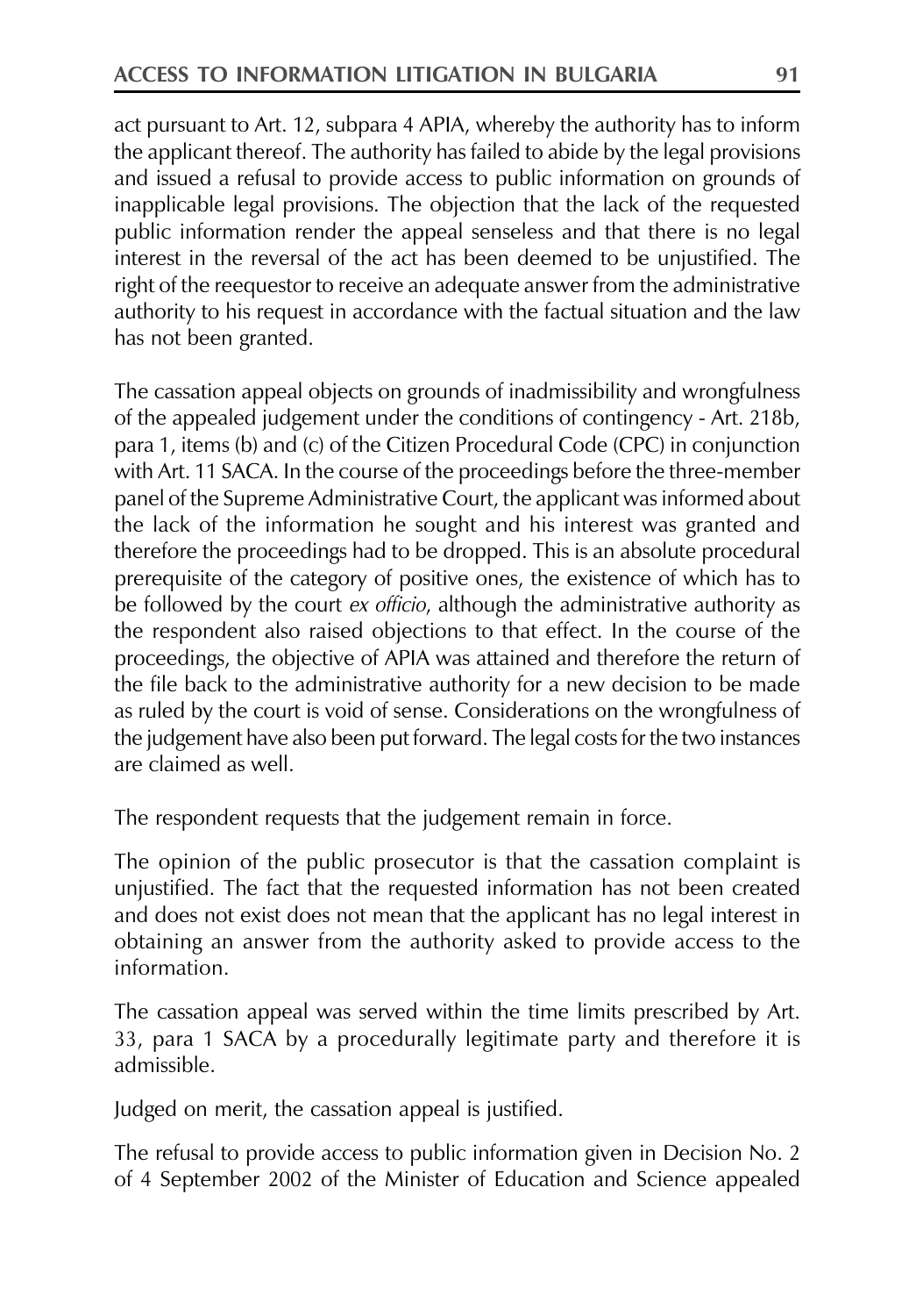act pursuant to Art. 12, subpara 4 APIA, whereby the authority has to inform the applicant thereof. The authority has failed to abide by the legal provisions and issued a refusal to provide access to public information on grounds of inapplicable legal provisions. The objection that the lack of the requested public information render the appeal senseless and that there is no legal interest in the reversal of the act has been deemed to be unjustified. The right of the reequestor to receive an adequate answer from the administrative authority to his request in accordance with the factual situation and the law has not been granted.

The cassation appeal objects on grounds of inadmissibility and wrongfulness of the appealed judgement under the conditions of contingency - Art. 218b, para 1, items (b) and (c) of the Citizen Procedural Code (CPC) in conjunction with Art. 11 SACA. In the course of the proceedings before the three-member panel of the Supreme Administrative Court, the applicant was informed about the lack of the information he sought and his interest was granted and therefore the proceedings had to be dropped. This is an absolute procedural prerequisite of the category of positive ones, the existence of which has to be followed by the court *ex officio*, although the administrative authority as the respondent also raised objections to that effect. In the course of the proceedings, the objective of APIA was attained and therefore the return of the file back to the administrative authority for a new decision to be made as ruled by the court is void of sense. Considerations on the wrongfulness of the judgement have also been put forward. The legal costs for the two instances are claimed as well.

The respondent requests that the judgement remain in force.

The opinion of the public prosecutor is that the cassation complaint is unjustified. The fact that the requested information has not been created and does not exist does not mean that the applicant has no legal interest in obtaining an answer from the authority asked to provide access to the information.

The cassation appeal was served within the time limits prescribed by Art. 33, para 1 SACA by a procedurally legitimate party and therefore it is admissible.

Judged on merit, the cassation appeal is justified.

The refusal to provide access to public information given in Decision No. 2 of 4 September 2002 of the Minister of Education and Science appealed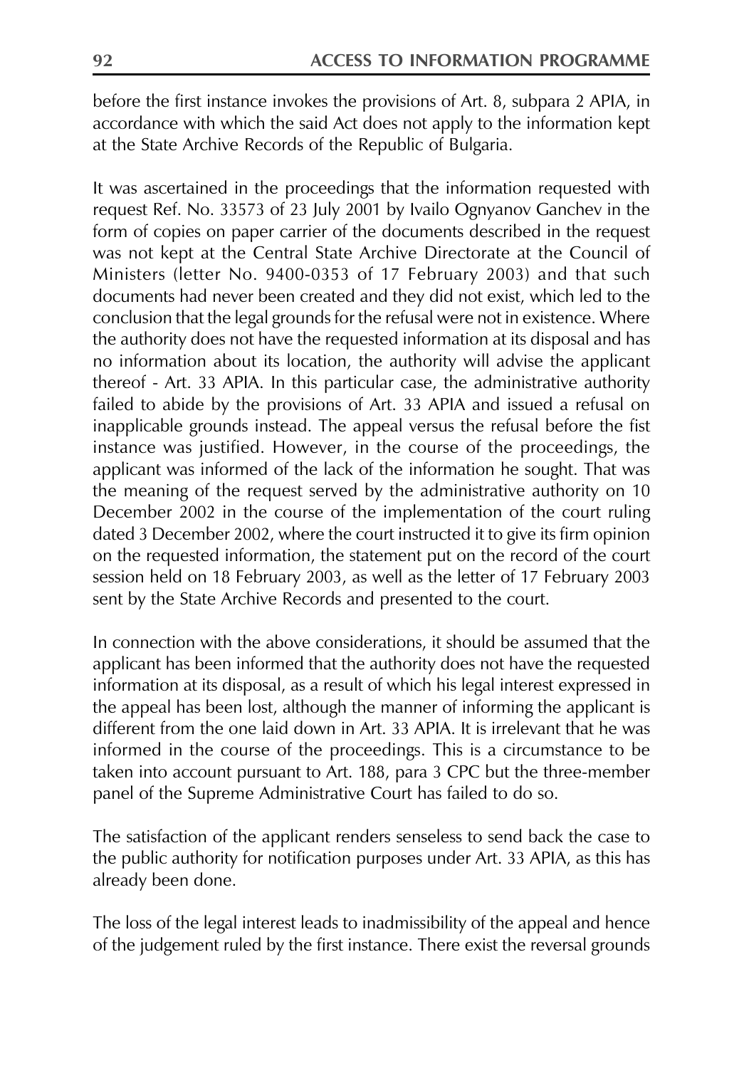before the first instance invokes the provisions of Art. 8, subpara 2 APIA, in accordance with which the said Act does not apply to the information kept at the State Archive Records of the Republic of Bulgaria.

It was ascertained in the proceedings that the information requested with request Ref. No. 33573 of 23 July 2001 by Ivailo Ognyanov Ganchev in the form of copies on paper carrier of the documents described in the request was not kept at the Central State Archive Directorate at the Council of Ministers (letter No. 9400-0353 of 17 February 2003) and that such documents had never been created and they did not exist, which led to the conclusion that the legal grounds for the refusal were not in existence. Where the authority does not have the requested information at its disposal and has no information about its location, the authority will advise the applicant thereof - Art. 33 APIA. In this particular case, the administrative authority failed to abide by the provisions of Art. 33 APIA and issued a refusal on inapplicable grounds instead. The appeal versus the refusal before the fist instance was justified. However, in the course of the proceedings, the applicant was informed of the lack of the information he sought. That was the meaning of the request served by the administrative authority on 10 December 2002 in the course of the implementation of the court ruling dated 3 December 2002, where the court instructed it to give its firm opinion on the requested information, the statement put on the record of the court session held on 18 February 2003, as well as the letter of 17 February 2003 sent by the State Archive Records and presented to the court.

In connection with the above considerations, it should be assumed that the applicant has been informed that the authority does not have the requested information at its disposal, as a result of which his legal interest expressed in the appeal has been lost, although the manner of informing the applicant is different from the one laid down in Art. 33 APIA. It is irrelevant that he was informed in the course of the proceedings. This is a circumstance to be taken into account pursuant to Art. 188, para 3 CPC but the three-member panel of the Supreme Administrative Court has failed to do so.

The satisfaction of the applicant renders senseless to send back the case to the public authority for notification purposes under Art. 33 APIA, as this has already been done.

The loss of the legal interest leads to inadmissibility of the appeal and hence of the judgement ruled by the first instance. There exist the reversal grounds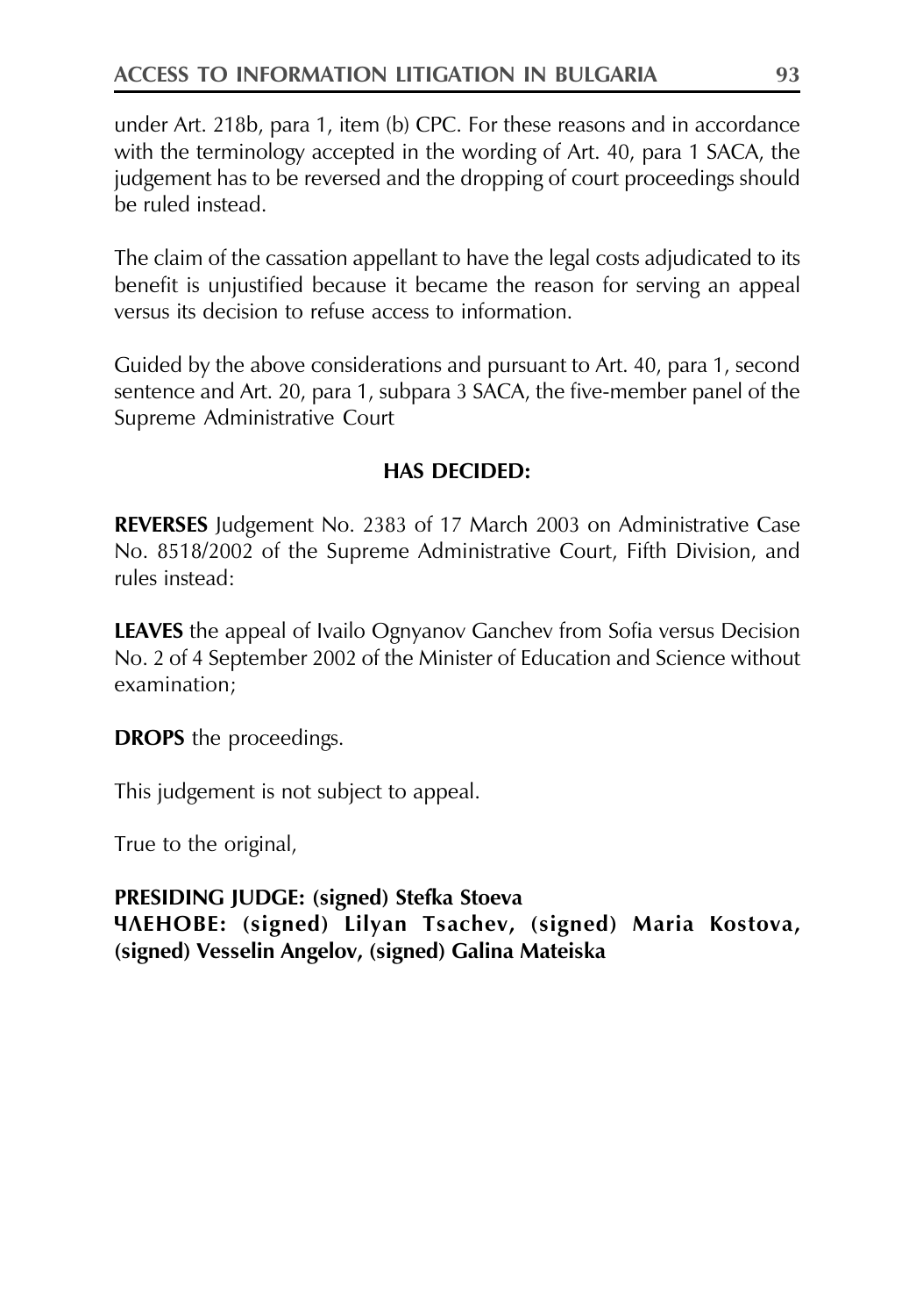under Art. 218b, para 1, item (b) CPC. For these reasons and in accordance with the terminology accepted in the wording of Art. 40, para 1 SACA, the judgement has to be reversed and the dropping of court proceedings should be ruled instead.

The claim of the cassation appellant to have the legal costs adjudicated to its benefit is unjustified because it became the reason for serving an appeal versus its decision to refuse access to information.

Guided by the above considerations and pursuant to Art. 40, para 1, second sentence and Art. 20, para 1, subpara 3 SACA, the five-member panel of the Supreme Administrative Court

**HAS DECIDED:**

**REVERSES** Judgement No. 2383 of 17 March 2003 on Administrative Case No. 8518/2002 of the Supreme Administrative Court, Fifth Division, and rules instead:

**LEAVES** the appeal of Ivailo Ognyanov Ganchev from Sofia versus Decision No. 2 of 4 September 2002 of the Minister of Education and Science without examination;

**DROPS** the proceedings.

This judgement is not subject to appeal.

True to the original,

**PRESIDING JUDGE: (signed) Stefka Stoeva**
**ЧЛЕНОВЕ: (signed) Lilyan Tsachev, (signed) Maria Kostova, (signed) Vesselin Angelov, (signed) Galina Mateiska**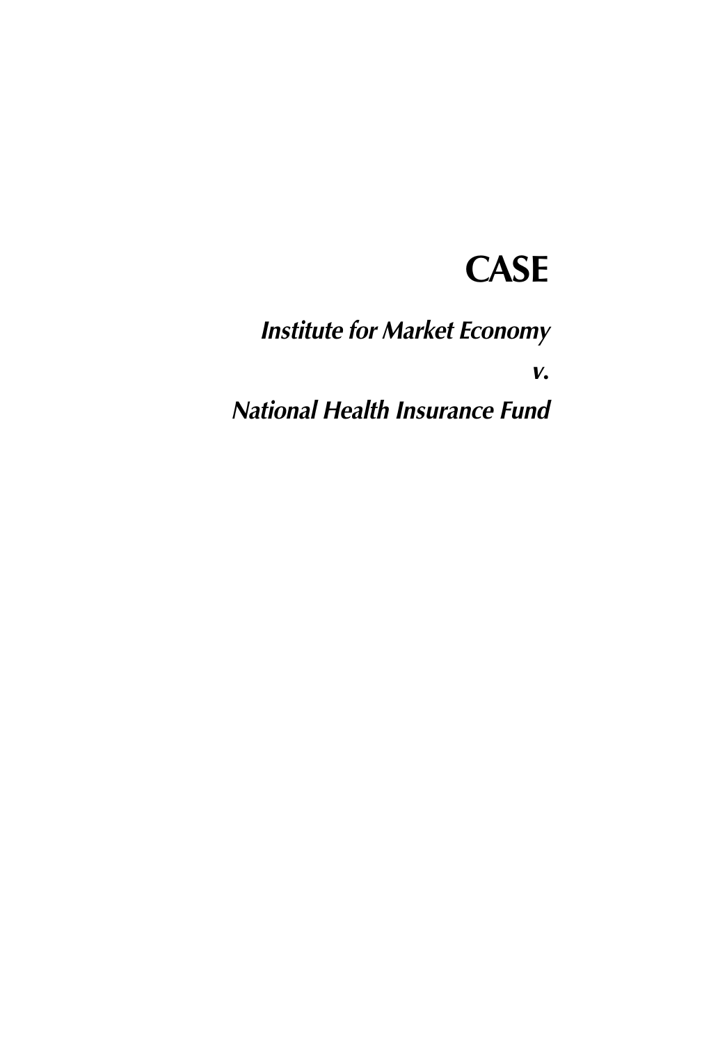# CASE

***Institute for Market Economy***

***v.***

***National Health Insurance Fund***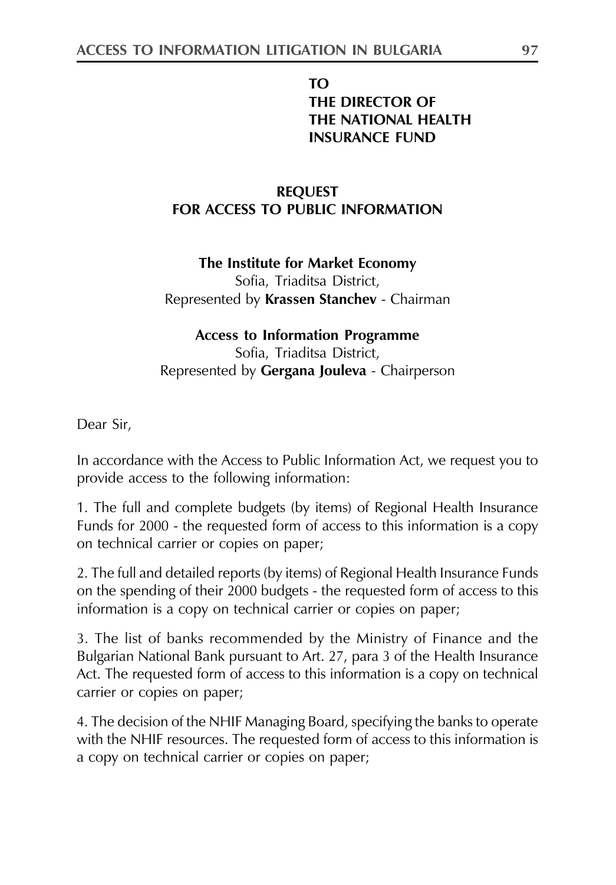**TO**
**THE DIRECTOR OF**
**THE NATIONAL HEALTH**
**INSURANCE FUND**

**REQUEST**
**FOR ACCESS TO PUBLIC INFORMATION**

**The Institute for Market Economy**
Sofia, Triaditsa District,
Represented by **Krassen Stanchev** - Chairman

**Access to Information Programme**
Sofia, Triaditsa District,
Represented by **Gergana Jouleva** - Chairperson

Dear Sir,

In accordance with the Access to Public Information Act, we request you to provide access to the following information:

1. The full and complete budgets (by items) of Regional Health Insurance Funds for 2000 - the requested form of access to this information is a copy on technical carrier or copies on paper;

2. The full and detailed reports (by items) of Regional Health Insurance Funds on the spending of their 2000 budgets - the requested form of access to this information is a copy on technical carrier or copies on paper;

3. The list of banks recommended by the Ministry of Finance and the Bulgarian National Bank pursuant to Art. 27, para 3 of the Health Insurance Act. The requested form of access to this information is a copy on technical carrier or copies on paper;

4. The decision of the NHIF Managing Board, specifying the banks to operate with the NHIF resources. The requested form of access to this information is a copy on technical carrier or copies on paper;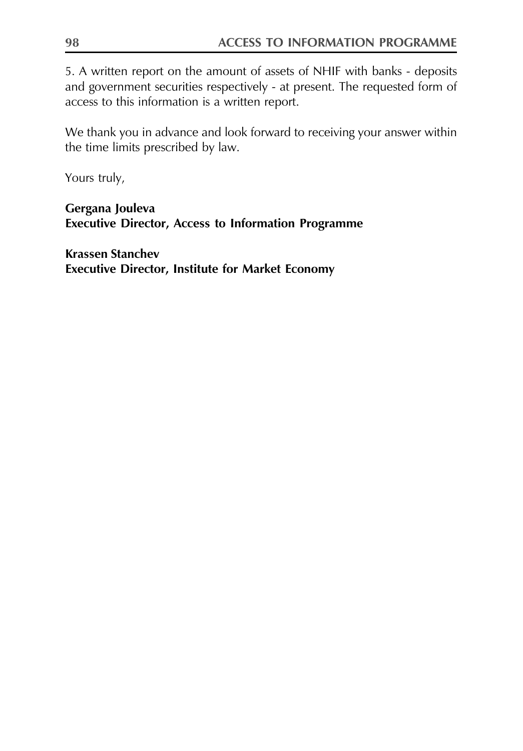5. A written report on the amount of assets of NHIF with banks - deposits and government securities respectively - at present. The requested form of access to this information is a written report.

We thank you in advance and look forward to receiving your answer within the time limits prescribed by law.

Yours truly,

**Gergana Jouleva**
**Executive Director, Access to Information Programme**

**Krassen Stanchev**
**Executive Director, Institute for Market Economy**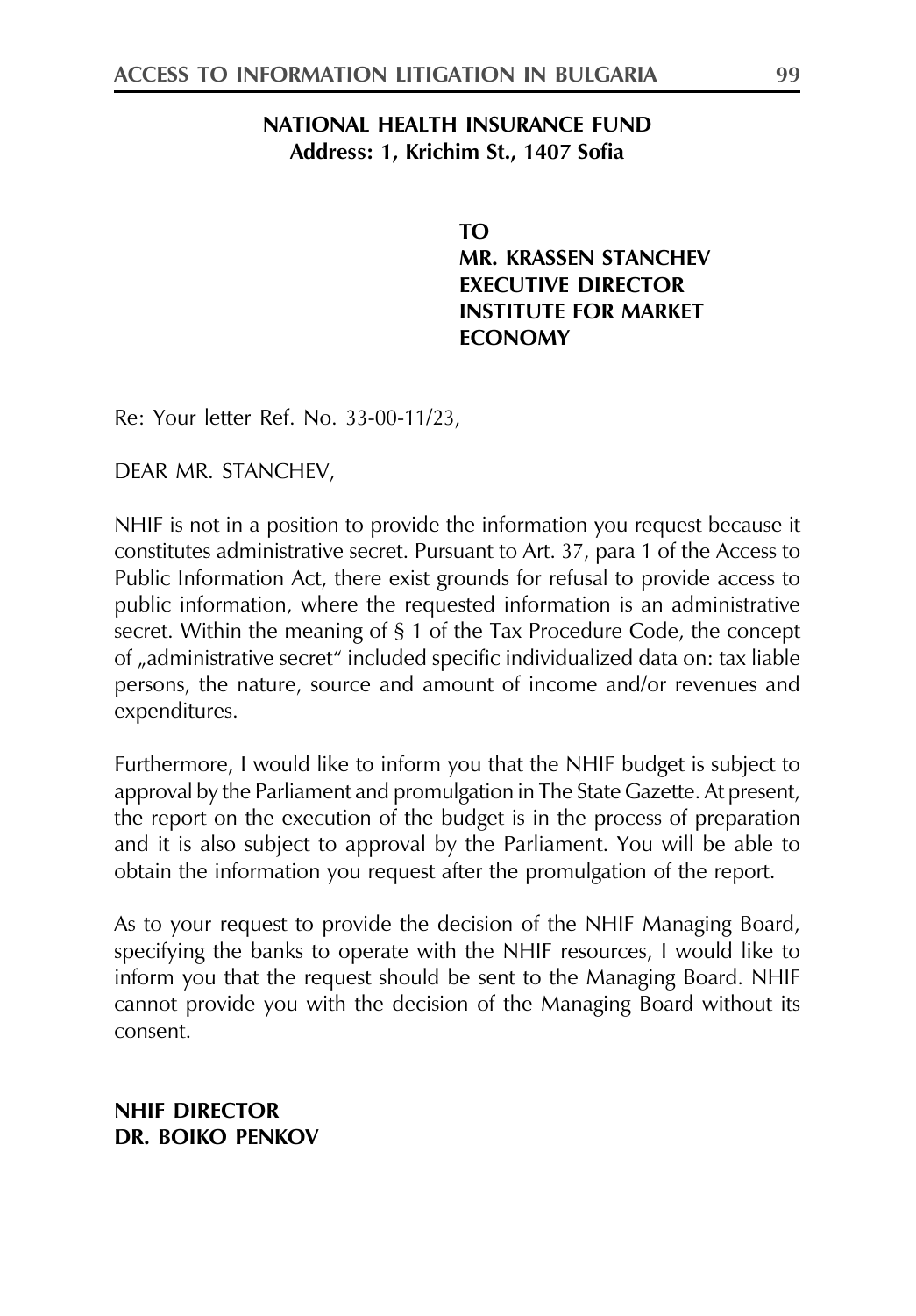**NATIONAL HEALTH INSURANCE FUND**
**Address: 1, Krichim St., 1407 Sofia**

**TO**
**MR. KRASSEN STANCHEV**
**EXECUTIVE DIRECTOR**
**INSTITUTE FOR MARKET ECONOMY**

Re: Your letter Ref. No. 33-00-11/23,

DEAR MR. STANCHEV,

NHIF is not in a position to provide the information you request because it constitutes administrative secret. Pursuant to Art. 37, para 1 of the Access to Public Information Act, there exist grounds for refusal to provide access to public information, where the requested information is an administrative secret. Within the meaning of § 1 of the Tax Procedure Code, the concept of „administrative secret" included specific individualized data on: tax liable persons, the nature, source and amount of income and/or revenues and expenditures.

Furthermore, I would like to inform you that the NHIF budget is subject to approval by the Parliament and promulgation in The State Gazette. At present, the report on the execution of the budget is in the process of preparation and it is also subject to approval by the Parliament. You will be able to obtain the information you request after the promulgation of the report.

As to your request to provide the decision of the NHIF Managing Board, specifying the banks to operate with the NHIF resources, I would like to inform you that the request should be sent to the Managing Board. NHIF cannot provide you with the decision of the Managing Board without its consent.

**NHIF DIRECTOR**
**DR. BOIKO PENKOV**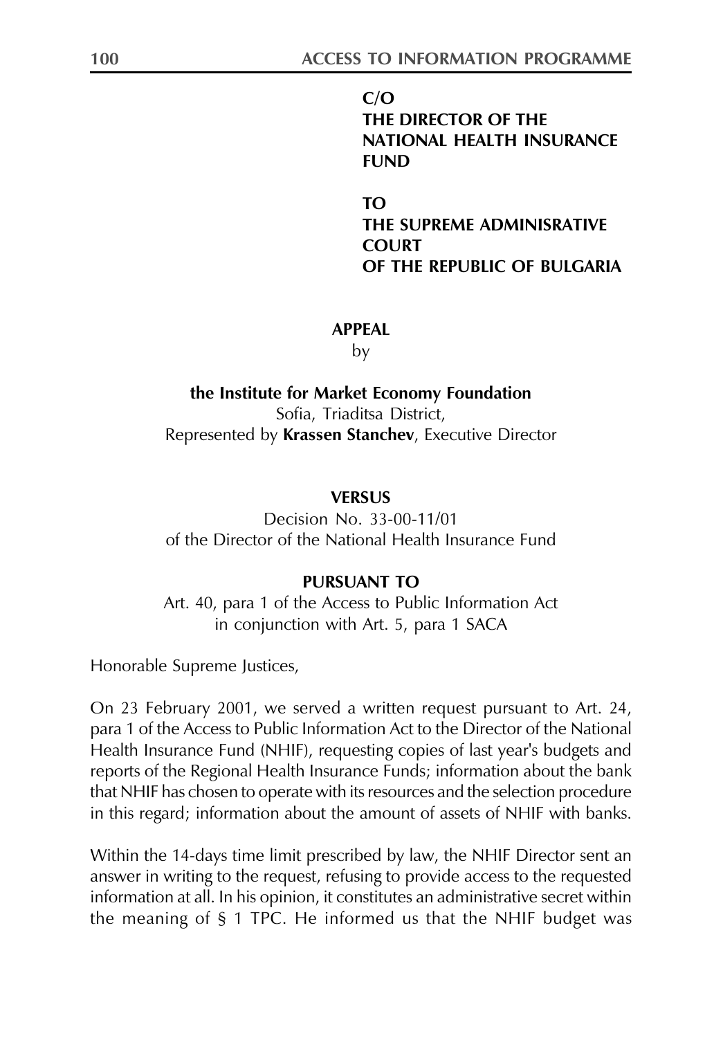**C/O**
**THE DIRECTOR OF THE NATIONAL HEALTH INSURANCE FUND**

**TO**
**THE SUPREME ADMINISRATIVE COURT OF THE REPUBLIC OF BULGARIA**

**APPEAL**

by

**the Institute for Market Economy Foundation**
Sofia, Triaditsa District,
Represented by **Krassen Stanchev**, Executive Director

**VERSUS**

Decision No. 33-00-11/01
of the Director of the National Health Insurance Fund

**PURSUANT TO**

Art. 40, para 1 of the Access to Public Information Act
in conjunction with Art. 5, para 1 SACA

Honorable Supreme Justices,

On 23 February 2001, we served a written request pursuant to Art. 24, para 1 of the Access to Public Information Act to the Director of the National Health Insurance Fund (NHIF), requesting copies of last year's budgets and reports of the Regional Health Insurance Funds; information about the bank that NHIF has chosen to operate with its resources and the selection procedure in this regard; information about the amount of assets of NHIF with banks.

Within the 14-days time limit prescribed by law, the NHIF Director sent an answer in writing to the request, refusing to provide access to the requested information at all. In his opinion, it constitutes an administrative secret within the meaning of § 1 TPC. He informed us that the NHIF budget was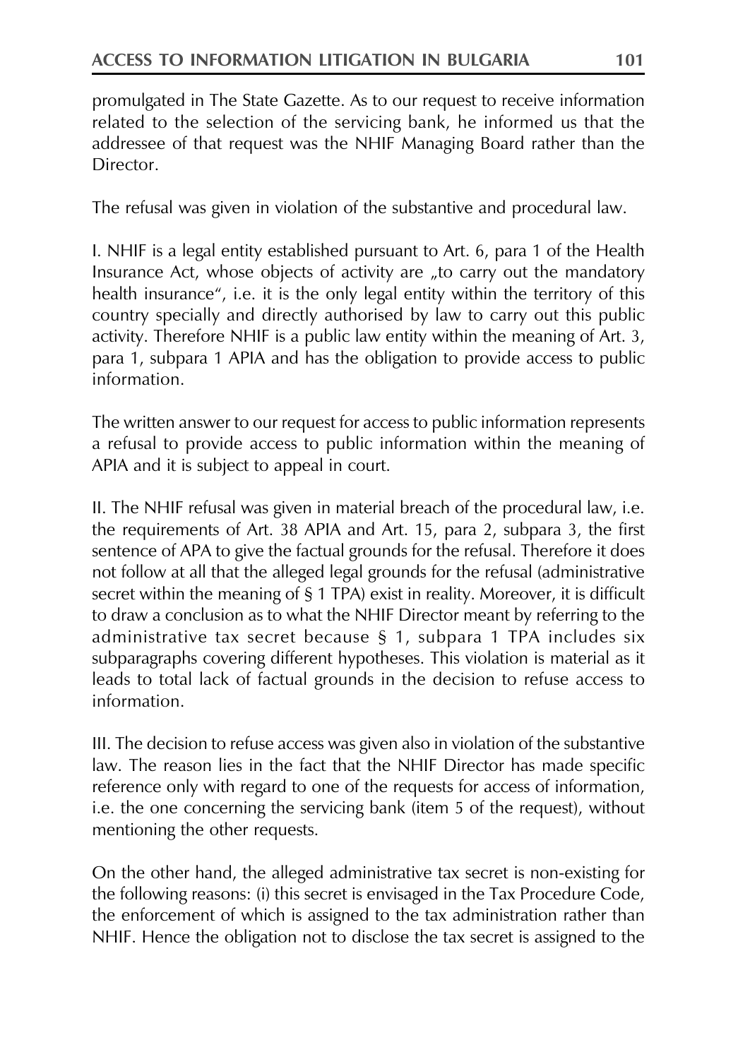promulgated in The State Gazette. As to our request to receive information related to the selection of the servicing bank, he informed us that the addressee of that request was the NHIF Managing Board rather than the Director.

The refusal was given in violation of the substantive and procedural law.

I. NHIF is a legal entity established pursuant to Art. 6, para 1 of the Health Insurance Act, whose objects of activity are „to carry out the mandatory health insurance", i.e. it is the only legal entity within the territory of this country specially and directly authorised by law to carry out this public activity. Therefore NHIF is a public law entity within the meaning of Art. 3, para 1, subpara 1 APIA and has the obligation to provide access to public information.

The written answer to our request for access to public information represents a refusal to provide access to public information within the meaning of APIA and it is subject to appeal in court.

II. The NHIF refusal was given in material breach of the procedural law, i.e. the requirements of Art. 38 APIA and Art. 15, para 2, subpara 3, the first sentence of APA to give the factual grounds for the refusal. Therefore it does not follow at all that the alleged legal grounds for the refusal (administrative secret within the meaning of § 1 TPA) exist in reality. Moreover, it is difficult to draw a conclusion as to what the NHIF Director meant by referring to the administrative tax secret because § 1, subpara 1 TPA includes six subparagraphs covering different hypotheses. This violation is material as it leads to total lack of factual grounds in the decision to refuse access to information.

III. The decision to refuse access was given also in violation of the substantive law. The reason lies in the fact that the NHIF Director has made specific reference only with regard to one of the requests for access of information, i.e. the one concerning the servicing bank (item 5 of the request), without mentioning the other requests.

On the other hand, the alleged administrative tax secret is non-existing for the following reasons: (i) this secret is envisaged in the Tax Procedure Code, the enforcement of which is assigned to the tax administration rather than NHIF. Hence the obligation not to disclose the tax secret is assigned to the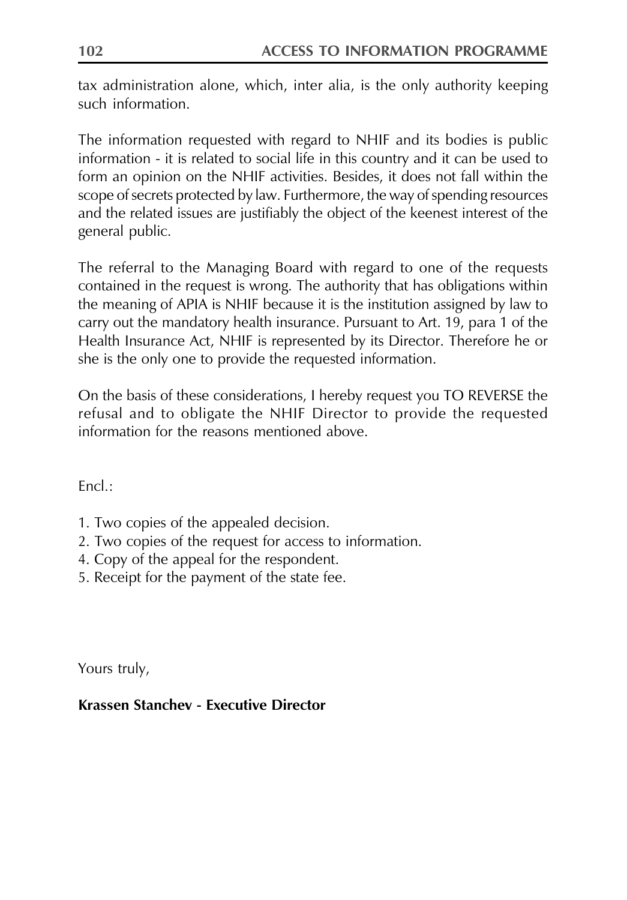tax administration alone, which, inter alia, is the only authority keeping such information.

The information requested with regard to NHIF and its bodies is public information - it is related to social life in this country and it can be used to form an opinion on the NHIF activities. Besides, it does not fall within the scope of secrets protected by law. Furthermore, the way of spending resources and the related issues are justifiably the object of the keenest interest of the general public.

The referral to the Managing Board with regard to one of the requests contained in the request is wrong. The authority that has obligations within the meaning of APIA is NHIF because it is the institution assigned by law to carry out the mandatory health insurance. Pursuant to Art. 19, para 1 of the Health Insurance Act, NHIF is represented by its Director. Therefore he or she is the only one to provide the requested information.

On the basis of these considerations, I hereby request you TO REVERSE the refusal and to obligate the NHIF Director to provide the requested information for the reasons mentioned above.

Encl.:

1. Two copies of the appealed decision.
2. Two copies of the request for access to information.
4. Copy of the appeal for the respondent.
5. Receipt for the payment of the state fee.

Yours truly,

**Krassen Stanchev - Executive Director**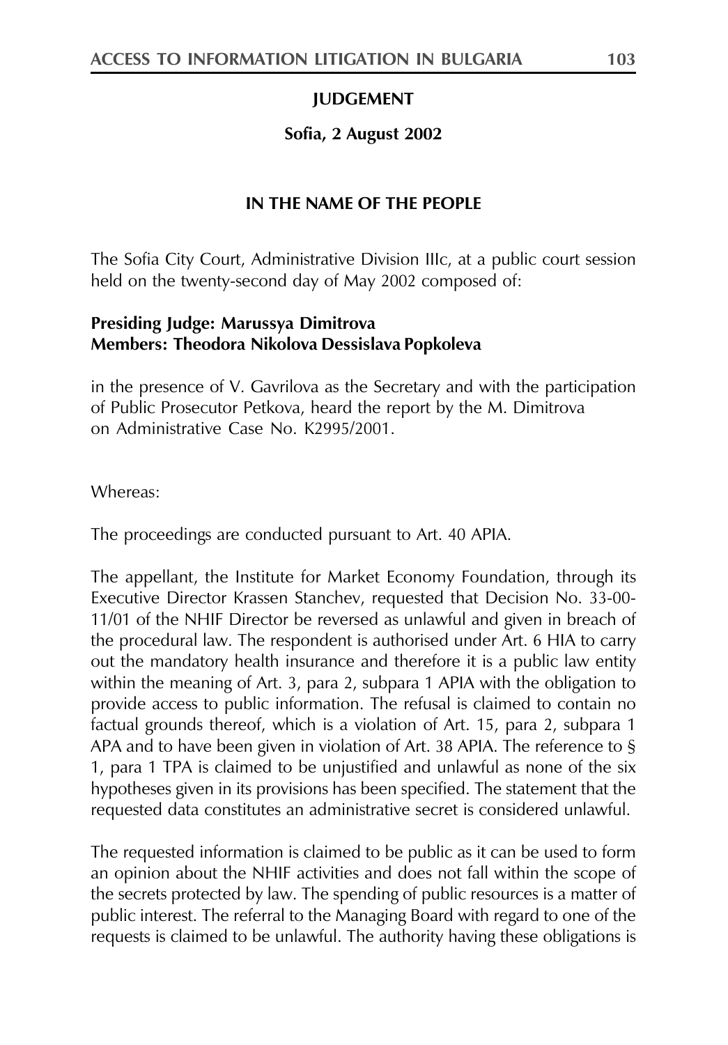**JUDGEMENT**

**Sofia, 2 August 2002**

**IN THE NAME OF THE PEOPLE**

The Sofia City Court, Administrative Division IIIc, at a public court session held on the twenty-second day of May 2002 composed of:

**Presiding Judge: Marussya Dimitrova**
**Members: Theodora Nikolova Dessislava Popkoleva**

in the presence of V. Gavrilova as the Secretary and with the participation of Public Prosecutor Petkova, heard the report by the M. Dimitrova on Administrative Case No. K2995/2001.

Whereas:

The proceedings are conducted pursuant to Art. 40 APIA.

The appellant, the Institute for Market Economy Foundation, through its Executive Director Krassen Stanchev, requested that Decision No. 33-00-11/01 of the NHIF Director be reversed as unlawful and given in breach of the procedural law. The respondent is authorised under Art. 6 HIA to carry out the mandatory health insurance and therefore it is a public law entity within the meaning of Art. 3, para 2, subpara 1 APIA with the obligation to provide access to public information. The refusal is claimed to contain no factual grounds thereof, which is a violation of Art. 15, para 2, subpara 1 APA and to have been given in violation of Art. 38 APIA. The reference to § 1, para 1 TPA is claimed to be unjustified and unlawful as none of the six hypotheses given in its provisions has been specified. The statement that the requested data constitutes an administrative secret is considered unlawful.

The requested information is claimed to be public as it can be used to form an opinion about the NHIF activities and does not fall within the scope of the secrets protected by law. The spending of public resources is a matter of public interest. The referral to the Managing Board with regard to one of the requests is claimed to be unlawful. The authority having these obligations is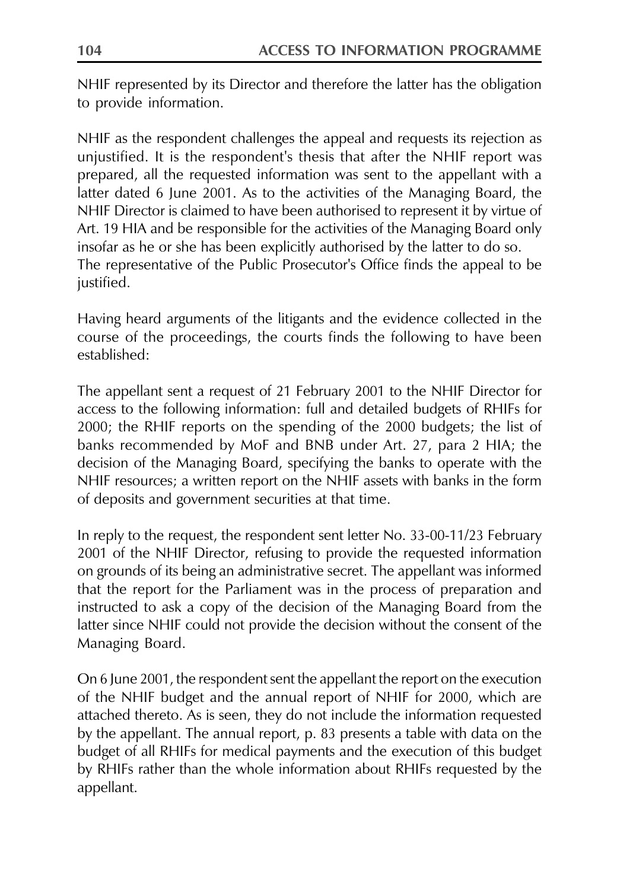NHIF represented by its Director and therefore the latter has the obligation to provide information.

NHIF as the respondent challenges the appeal and requests its rejection as unjustified. It is the respondent's thesis that after the NHIF report was prepared, all the requested information was sent to the appellant with a latter dated 6 June 2001. As to the activities of the Managing Board, the NHIF Director is claimed to have been authorised to represent it by virtue of Art. 19 HIA and be responsible for the activities of the Managing Board only insofar as he or she has been explicitly authorised by the latter to do so. The representative of the Public Prosecutor's Office finds the appeal to be justified.

Having heard arguments of the litigants and the evidence collected in the course of the proceedings, the courts finds the following to have been established:

The appellant sent a request of 21 February 2001 to the NHIF Director for access to the following information: full and detailed budgets of RHIFs for 2000; the RHIF reports on the spending of the 2000 budgets; the list of banks recommended by MoF and BNB under Art. 27, para 2 HIA; the decision of the Managing Board, specifying the banks to operate with the NHIF resources; a written report on the NHIF assets with banks in the form of deposits and government securities at that time.

In reply to the request, the respondent sent letter No. 33-00-11/23 February 2001 of the NHIF Director, refusing to provide the requested information on grounds of its being an administrative secret. The appellant was informed that the report for the Parliament was in the process of preparation and instructed to ask a copy of the decision of the Managing Board from the latter since NHIF could not provide the decision without the consent of the Managing Board.

On 6 June 2001, the respondent sent the appellant the report on the execution of the NHIF budget and the annual report of NHIF for 2000, which are attached thereto. As is seen, they do not include the information requested by the appellant. The annual report, p. 83 presents a table with data on the budget of all RHIFs for medical payments and the execution of this budget by RHIFs rather than the whole information about RHIFs requested by the appellant.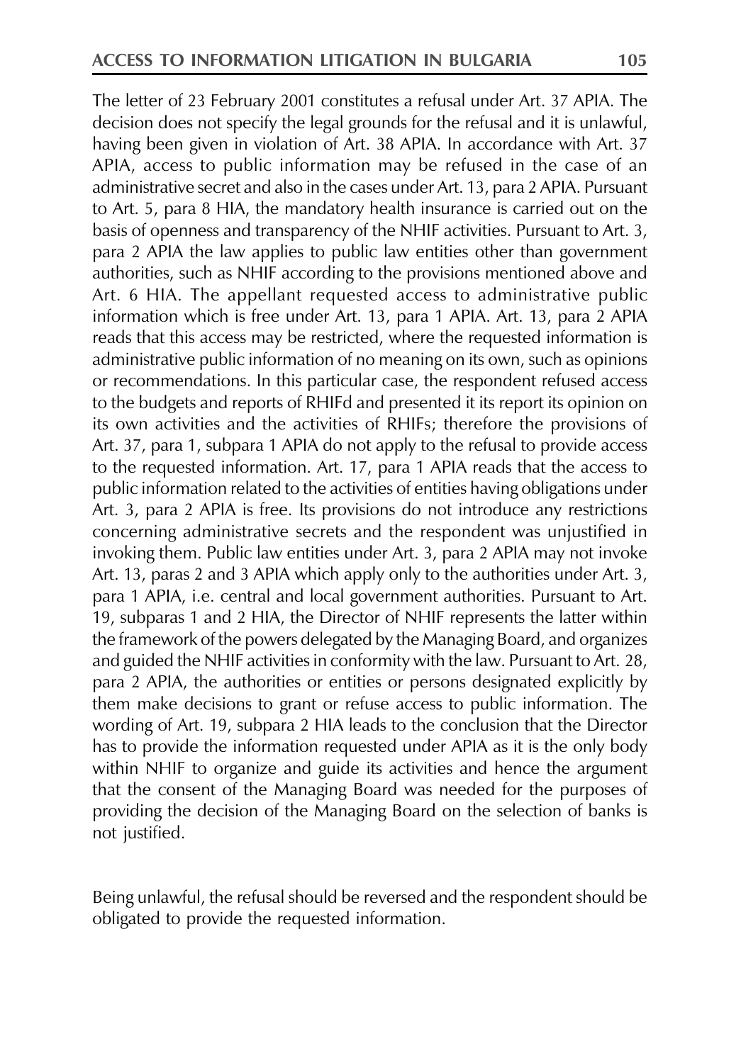The letter of 23 February 2001 constitutes a refusal under Art. 37 APIA. The decision does not specify the legal grounds for the refusal and it is unlawful, having been given in violation of Art. 38 APIA. In accordance with Art. 37 APIA, access to public information may be refused in the case of an administrative secret and also in the cases under Art. 13, para 2 APIA. Pursuant to Art. 5, para 8 HIA, the mandatory health insurance is carried out on the basis of openness and transparency of the NHIF activities. Pursuant to Art. 3, para 2 APIA the law applies to public law entities other than government authorities, such as NHIF according to the provisions mentioned above and Art. 6 HIA. The appellant requested access to administrative public information which is free under Art. 13, para 1 APIA. Art. 13, para 2 APIA reads that this access may be restricted, where the requested information is administrative public information of no meaning on its own, such as opinions or recommendations. In this particular case, the respondent refused access to the budgets and reports of RHIFd and presented it its report its opinion on its own activities and the activities of RHIFs; therefore the provisions of Art. 37, para 1, subpara 1 APIA do not apply to the refusal to provide access to the requested information. Art. 17, para 1 APIA reads that the access to public information related to the activities of entities having obligations under Art. 3, para 2 APIA is free. Its provisions do not introduce any restrictions concerning administrative secrets and the respondent was unjustified in invoking them. Public law entities under Art. 3, para 2 APIA may not invoke Art. 13, paras 2 and 3 APIA which apply only to the authorities under Art. 3, para 1 APIA, i.e. central and local government authorities. Pursuant to Art. 19, subparas 1 and 2 HIA, the Director of NHIF represents the latter within the framework of the powers delegated by the Managing Board, and organizes and guided the NHIF activities in conformity with the law. Pursuant to Art. 28, para 2 APIA, the authorities or entities or persons designated explicitly by them make decisions to grant or refuse access to public information. The wording of Art. 19, subpara 2 HIA leads to the conclusion that the Director has to provide the information requested under APIA as it is the only body within NHIF to organize and guide its activities and hence the argument that the consent of the Managing Board was needed for the purposes of providing the decision of the Managing Board on the selection of banks is not justified.

Being unlawful, the refusal should be reversed and the respondent should be obligated to provide the requested information.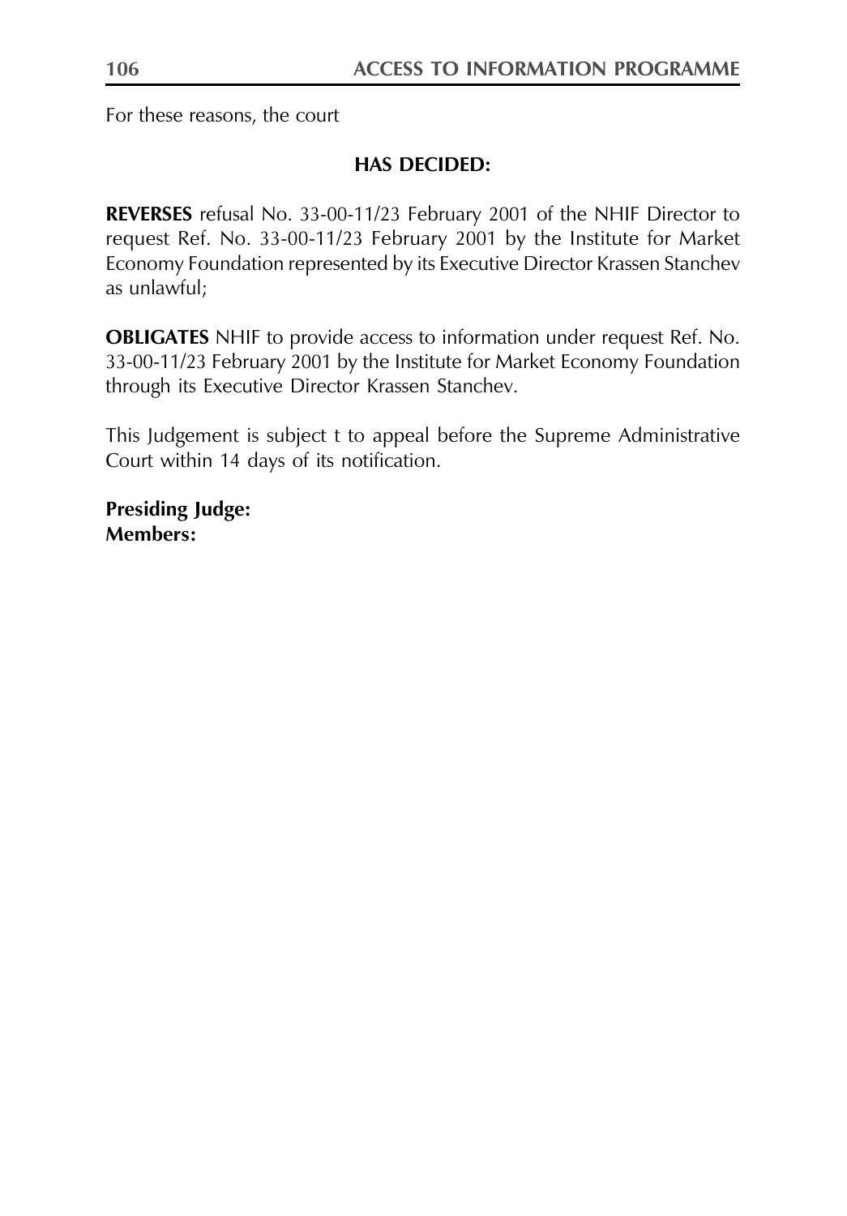For these reasons, the court

**HAS DECIDED:**

**REVERSES** refusal No. 33-00-11/23 February 2001 of the NHIF Director to request Ref. No. 33-00-11/23 February 2001 by the Institute for Market Economy Foundation represented by its Executive Director Krassen Stanchev as unlawful;

**OBLIGATES** NHIF to provide access to information under request Ref. No. 33-00-11/23 February 2001 by the Institute for Market Economy Foundation through its Executive Director Krassen Stanchev.

This Judgement is subject t to appeal before the Supreme Administrative Court within 14 days of its notification.

**Presiding Judge:**
**Members:**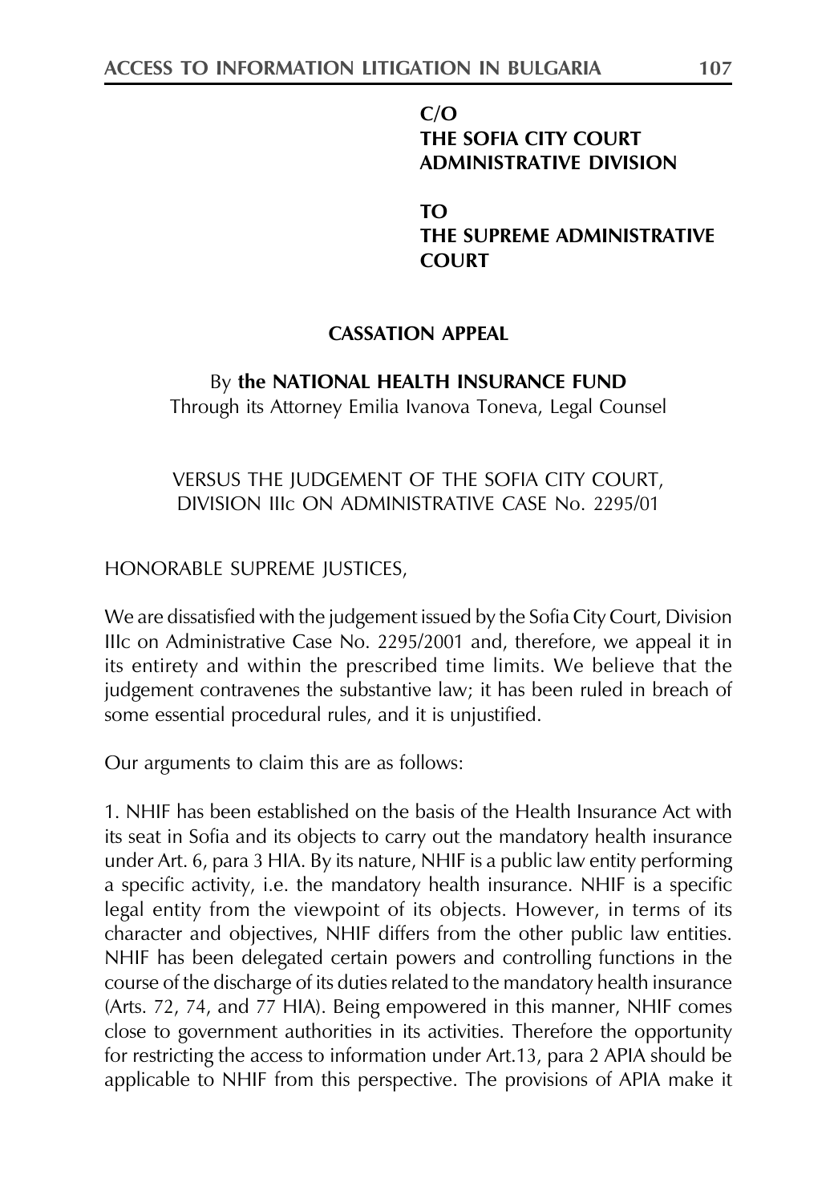**C/O**
**THE SOFIA CITY COURT**
**ADMINISTRATIVE DIVISION**

**TO**
**THE SUPREME ADMINISTRATIVE COURT**

**CASSATION APPEAL**

By **the NATIONAL HEALTH INSURANCE FUND**
Through its Attorney Emilia Ivanova Toneva, Legal Counsel

VERSUS THE JUDGEMENT OF THE SOFIA CITY COURT, DIVISION IIIc ON ADMINISTRATIVE CASE No. 2295/01

HONORABLE SUPREME JUSTICES,

We are dissatisfied with the judgement issued by the Sofia City Court, Division IIIc on Administrative Case No. 2295/2001 and, therefore, we appeal it in its entirety and within the prescribed time limits. We believe that the judgement contravenes the substantive law; it has been ruled in breach of some essential procedural rules, and it is unjustified.

Our arguments to claim this are as follows:

1. NHIF has been established on the basis of the Health Insurance Act with its seat in Sofia and its objects to carry out the mandatory health insurance under Art. 6, para 3 HIA. By its nature, NHIF is a public law entity performing a specific activity, i.e. the mandatory health insurance. NHIF is a specific legal entity from the viewpoint of its objects. However, in terms of its character and objectives, NHIF differs from the other public law entities. NHIF has been delegated certain powers and controlling functions in the course of the discharge of its duties related to the mandatory health insurance (Arts. 72, 74, and 77 HIA). Being empowered in this manner, NHIF comes close to government authorities in its activities. Therefore the opportunity for restricting the access to information under Art.13, para 2 APIA should be applicable to NHIF from this perspective. The provisions of APIA make it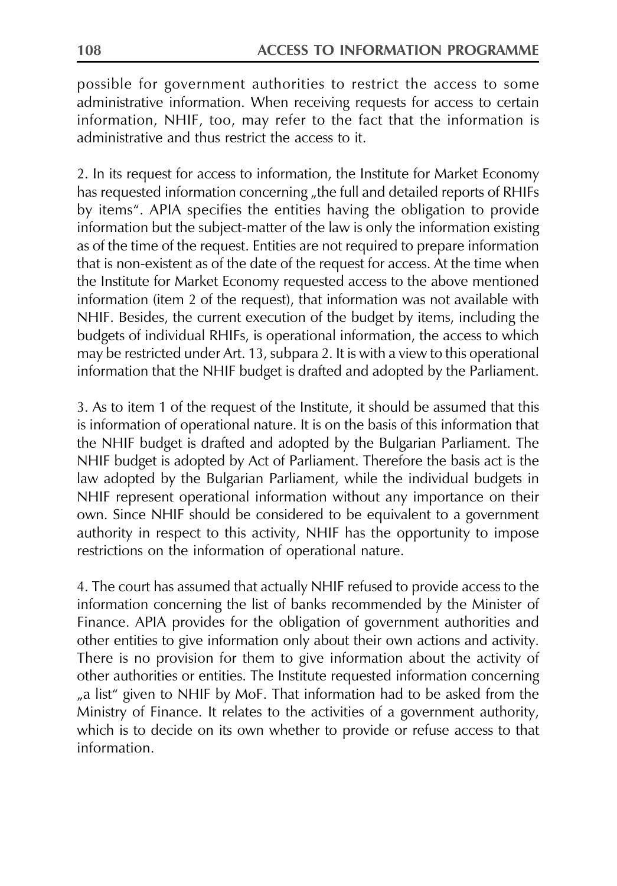possible for government authorities to restrict the access to some administrative information. When receiving requests for access to certain information, NHIF, too, may refer to the fact that the information is administrative and thus restrict the access to it.

2. In its request for access to information, the Institute for Market Economy has requested information concerning „the full and detailed reports of RHIFs by items". APIA specifies the entities having the obligation to provide information but the subject-matter of the law is only the information existing as of the time of the request. Entities are not required to prepare information that is non-existent as of the date of the request for access. At the time when the Institute for Market Economy requested access to the above mentioned information (item 2 of the request), that information was not available with NHIF. Besides, the current execution of the budget by items, including the budgets of individual RHIFs, is operational information, the access to which may be restricted under Art. 13, subpara 2. It is with a view to this operational information that the NHIF budget is drafted and adopted by the Parliament.

3. As to item 1 of the request of the Institute, it should be assumed that this is information of operational nature. It is on the basis of this information that the NHIF budget is drafted and adopted by the Bulgarian Parliament. The NHIF budget is adopted by Act of Parliament. Therefore the basis act is the law adopted by the Bulgarian Parliament, while the individual budgets in NHIF represent operational information without any importance on their own. Since NHIF should be considered to be equivalent to a government authority in respect to this activity, NHIF has the opportunity to impose restrictions on the information of operational nature.

4. The court has assumed that actually NHIF refused to provide access to the information concerning the list of banks recommended by the Minister of Finance. APIA provides for the obligation of government authorities and other entities to give information only about their own actions and activity. There is no provision for them to give information about the activity of other authorities or entities. The Institute requested information concerning „a list" given to NHIF by MoF. That information had to be asked from the Ministry of Finance. It relates to the activities of a government authority, which is to decide on its own whether to provide or refuse access to that information.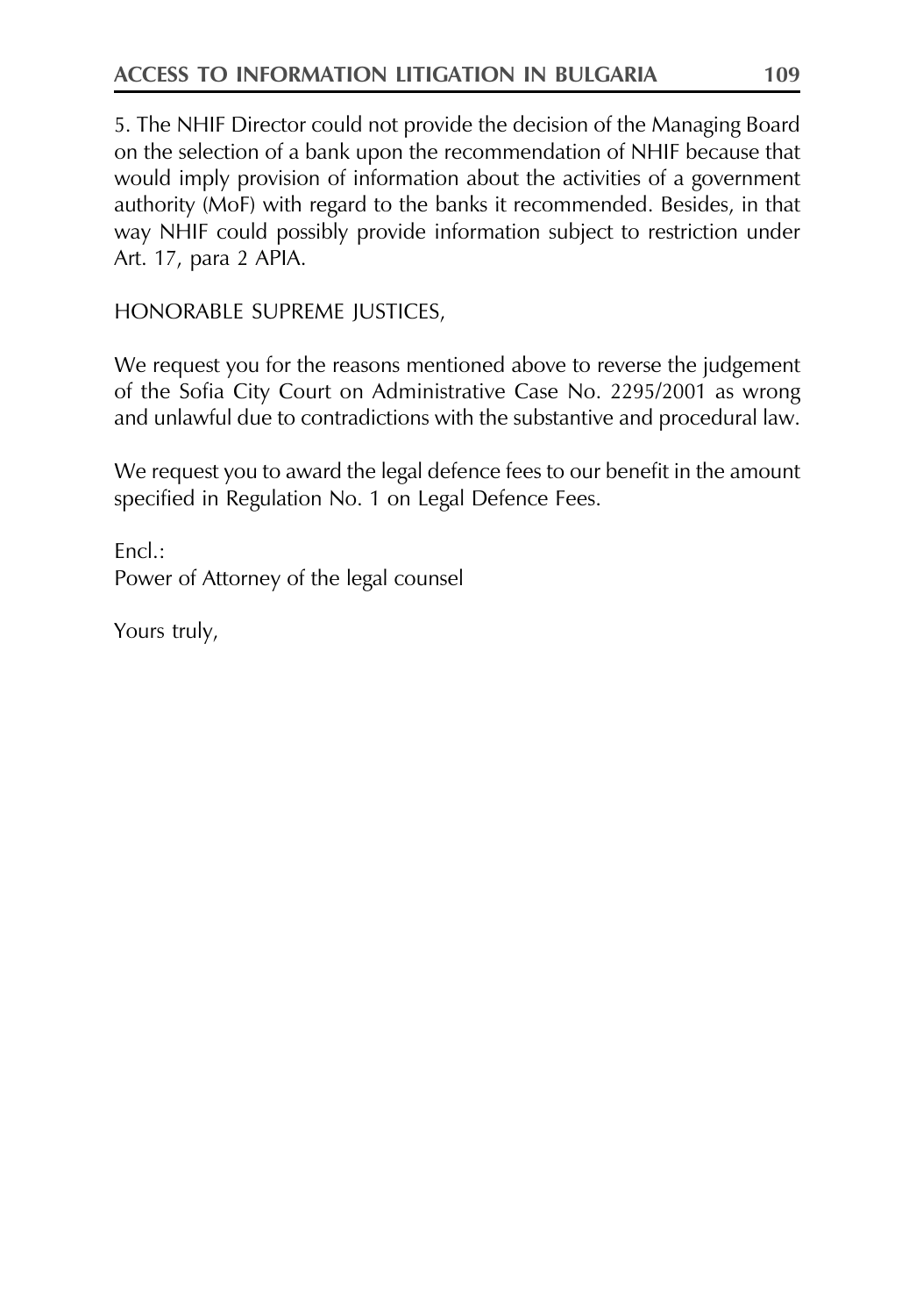5. The NHIF Director could not provide the decision of the Managing Board on the selection of a bank upon the recommendation of NHIF because that would imply provision of information about the activities of a government authority (MoF) with regard to the banks it recommended. Besides, in that way NHIF could possibly provide information subject to restriction under Art. 17, para 2 APIA.

HONORABLE SUPREME JUSTICES,

We request you for the reasons mentioned above to reverse the judgement of the Sofia City Court on Administrative Case No. 2295/2001 as wrong and unlawful due to contradictions with the substantive and procedural law.

We request you to award the legal defence fees to our benefit in the amount specified in Regulation No. 1 on Legal Defence Fees.

Encl.:
Power of Attorney of the legal counsel

Yours truly,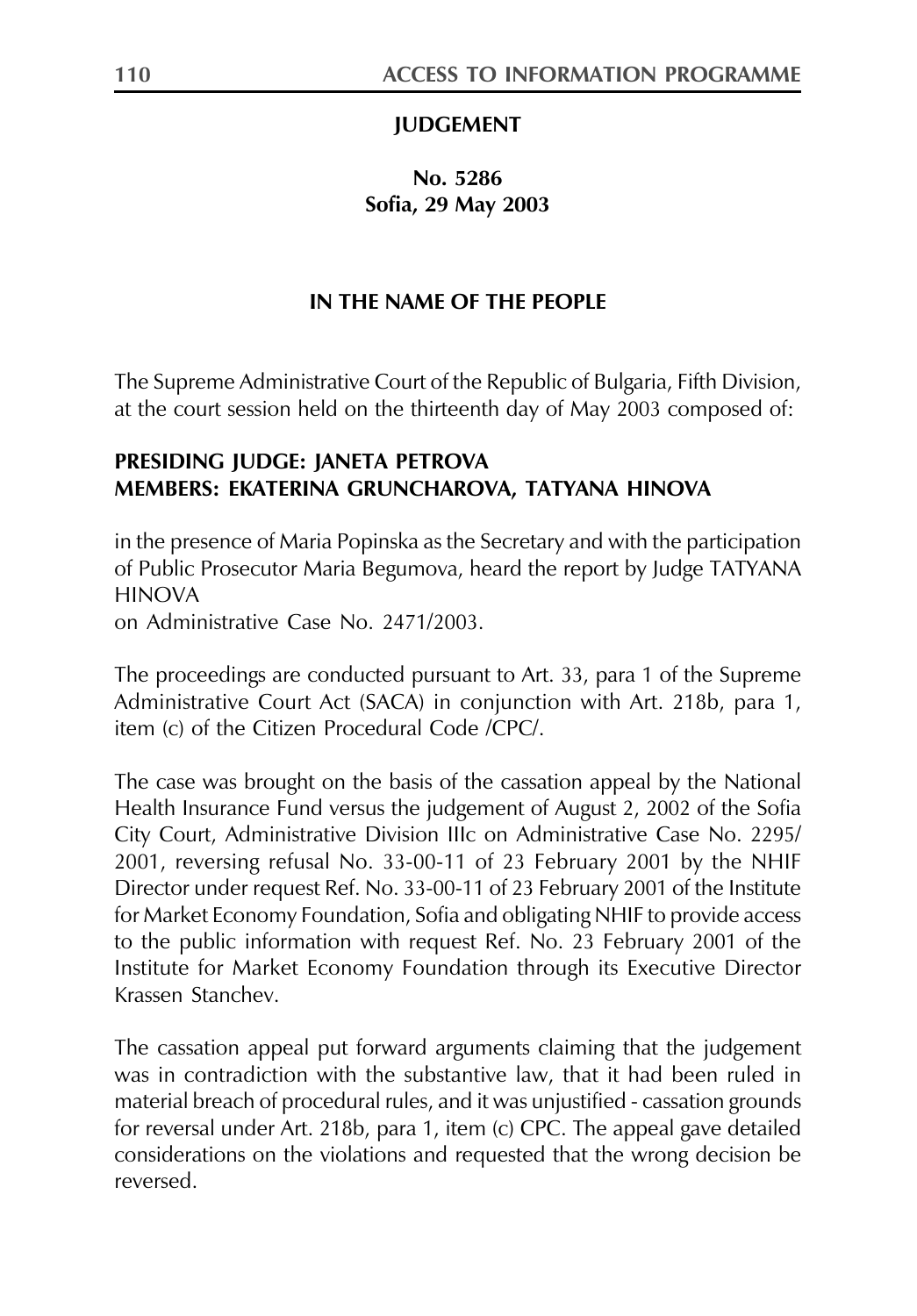**JUDGEMENT**

**No. 5286**
**Sofia, 29 May 2003**

**IN THE NAME OF THE PEOPLE**

The Supreme Administrative Court of the Republic of Bulgaria, Fifth Division, at the court session held on the thirteenth day of May 2003 composed of:

**PRESIDING JUDGE: JANETA PETROVA**
**MEMBERS: EKATERINA GRUNCHAROVA, TATYANA HINOVA**

in the presence of Maria Popinska as the Secretary and with the participation of Public Prosecutor Maria Begumova, heard the report by Judge TATYANA HINOVA
on Administrative Case No. 2471/2003.

The proceedings are conducted pursuant to Art. 33, para 1 of the Supreme Administrative Court Act (SACA) in conjunction with Art. 218b, para 1, item (c) of the Citizen Procedural Code /CPC/.

The case was brought on the basis of the cassation appeal by the National Health Insurance Fund versus the judgement of August 2, 2002 of the Sofia City Court, Administrative Division IIIc on Administrative Case No. 2295/2001, reversing refusal No. 33-00-11 of 23 February 2001 by the NHIF Director under request Ref. No. 33-00-11 of 23 February 2001 of the Institute for Market Economy Foundation, Sofia and obligating NHIF to provide access to the public information with request Ref. No. 23 February 2001 of the Institute for Market Economy Foundation through its Executive Director Krassen Stanchev.

The cassation appeal put forward arguments claiming that the judgement was in contradiction with the substantive law, that it had been ruled in material breach of procedural rules, and it was unjustified - cassation grounds for reversal under Art. 218b, para 1, item (c) CPC. The appeal gave detailed considerations on the violations and requested that the wrong decision be reversed.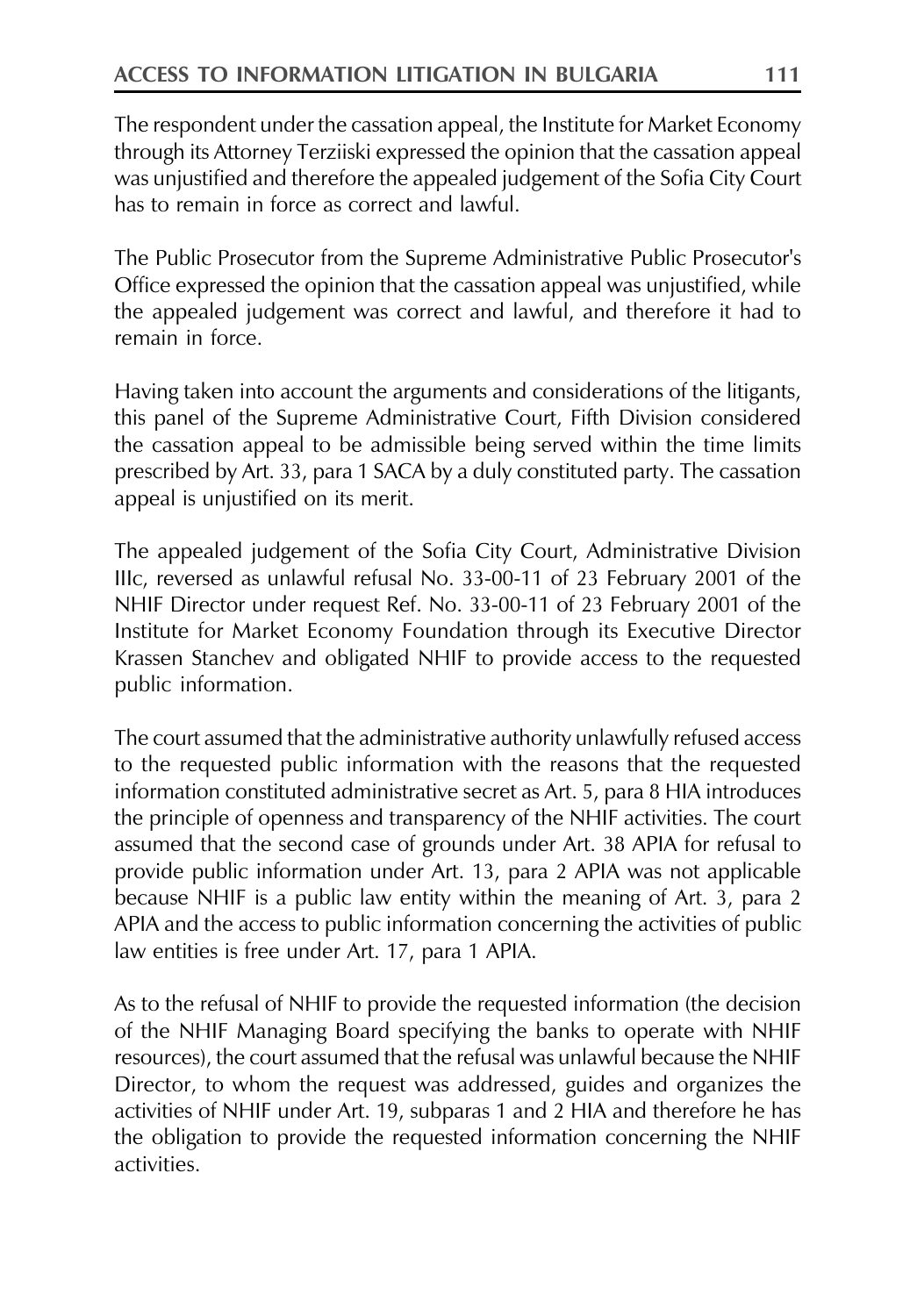The respondent under the cassation appeal, the Institute for Market Economy through its Attorney Terziiski expressed the opinion that the cassation appeal was unjustified and therefore the appealed judgement of the Sofia City Court has to remain in force as correct and lawful.

The Public Prosecutor from the Supreme Administrative Public Prosecutor's Office expressed the opinion that the cassation appeal was unjustified, while the appealed judgement was correct and lawful, and therefore it had to remain in force.

Having taken into account the arguments and considerations of the litigants, this panel of the Supreme Administrative Court, Fifth Division considered the cassation appeal to be admissible being served within the time limits prescribed by Art. 33, para 1 SACA by a duly constituted party. The cassation appeal is unjustified on its merit.

The appealed judgement of the Sofia City Court, Administrative Division IIIc, reversed as unlawful refusal No. 33-00-11 of 23 February 2001 of the NHIF Director under request Ref. No. 33-00-11 of 23 February 2001 of the Institute for Market Economy Foundation through its Executive Director Krassen Stanchev and obligated NHIF to provide access to the requested public information.

The court assumed that the administrative authority unlawfully refused access to the requested public information with the reasons that the requested information constituted administrative secret as Art. 5, para 8 HIA introduces the principle of openness and transparency of the NHIF activities. The court assumed that the second case of grounds under Art. 38 APIA for refusal to provide public information under Art. 13, para 2 APIA was not applicable because NHIF is a public law entity within the meaning of Art. 3, para 2 APIA and the access to public information concerning the activities of public law entities is free under Art. 17, para 1 APIA.

As to the refusal of NHIF to provide the requested information (the decision of the NHIF Managing Board specifying the banks to operate with NHIF resources), the court assumed that the refusal was unlawful because the NHIF Director, to whom the request was addressed, guides and organizes the activities of NHIF under Art. 19, subparas 1 and 2 HIA and therefore he has the obligation to provide the requested information concerning the NHIF activities.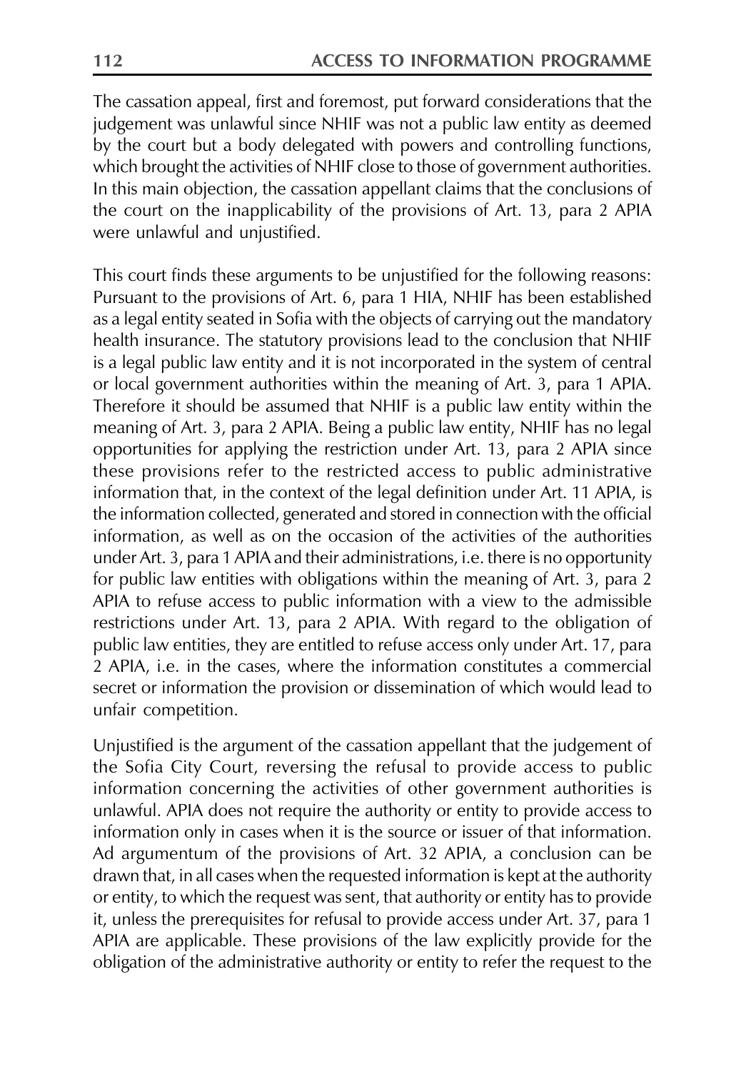The cassation appeal, first and foremost, put forward considerations that the judgement was unlawful since NHIF was not a public law entity as deemed by the court but a body delegated with powers and controlling functions, which brought the activities of NHIF close to those of government authorities. In this main objection, the cassation appellant claims that the conclusions of the court on the inapplicability of the provisions of Art. 13, para 2 APIA were unlawful and unjustified.

This court finds these arguments to be unjustified for the following reasons: Pursuant to the provisions of Art. 6, para 1 HIA, NHIF has been established as a legal entity seated in Sofia with the objects of carrying out the mandatory health insurance. The statutory provisions lead to the conclusion that NHIF is a legal public law entity and it is not incorporated in the system of central or local government authorities within the meaning of Art. 3, para 1 APIA. Therefore it should be assumed that NHIF is a public law entity within the meaning of Art. 3, para 2 APIA. Being a public law entity, NHIF has no legal opportunities for applying the restriction under Art. 13, para 2 APIA since these provisions refer to the restricted access to public administrative information that, in the context of the legal definition under Art. 11 APIA, is the information collected, generated and stored in connection with the official information, as well as on the occasion of the activities of the authorities under Art. 3, para 1 APIA and their administrations, i.e. there is no opportunity for public law entities with obligations within the meaning of Art. 3, para 2 APIA to refuse access to public information with a view to the admissible restrictions under Art. 13, para 2 APIA. With regard to the obligation of public law entities, they are entitled to refuse access only under Art. 17, para 2 APIA, i.e. in the cases, where the information constitutes a commercial secret or information the provision or dissemination of which would lead to unfair competition.

Unjustified is the argument of the cassation appellant that the judgement of the Sofia City Court, reversing the refusal to provide access to public information concerning the activities of other government authorities is unlawful. APIA does not require the authority or entity to provide access to information only in cases when it is the source or issuer of that information. Ad argumentum of the provisions of Art. 32 APIA, a conclusion can be drawn that, in all cases when the requested information is kept at the authority or entity, to which the request was sent, that authority or entity has to provide it, unless the prerequisites for refusal to provide access under Art. 37, para 1 APIA are applicable. These provisions of the law explicitly provide for the obligation of the administrative authority or entity to refer the request to the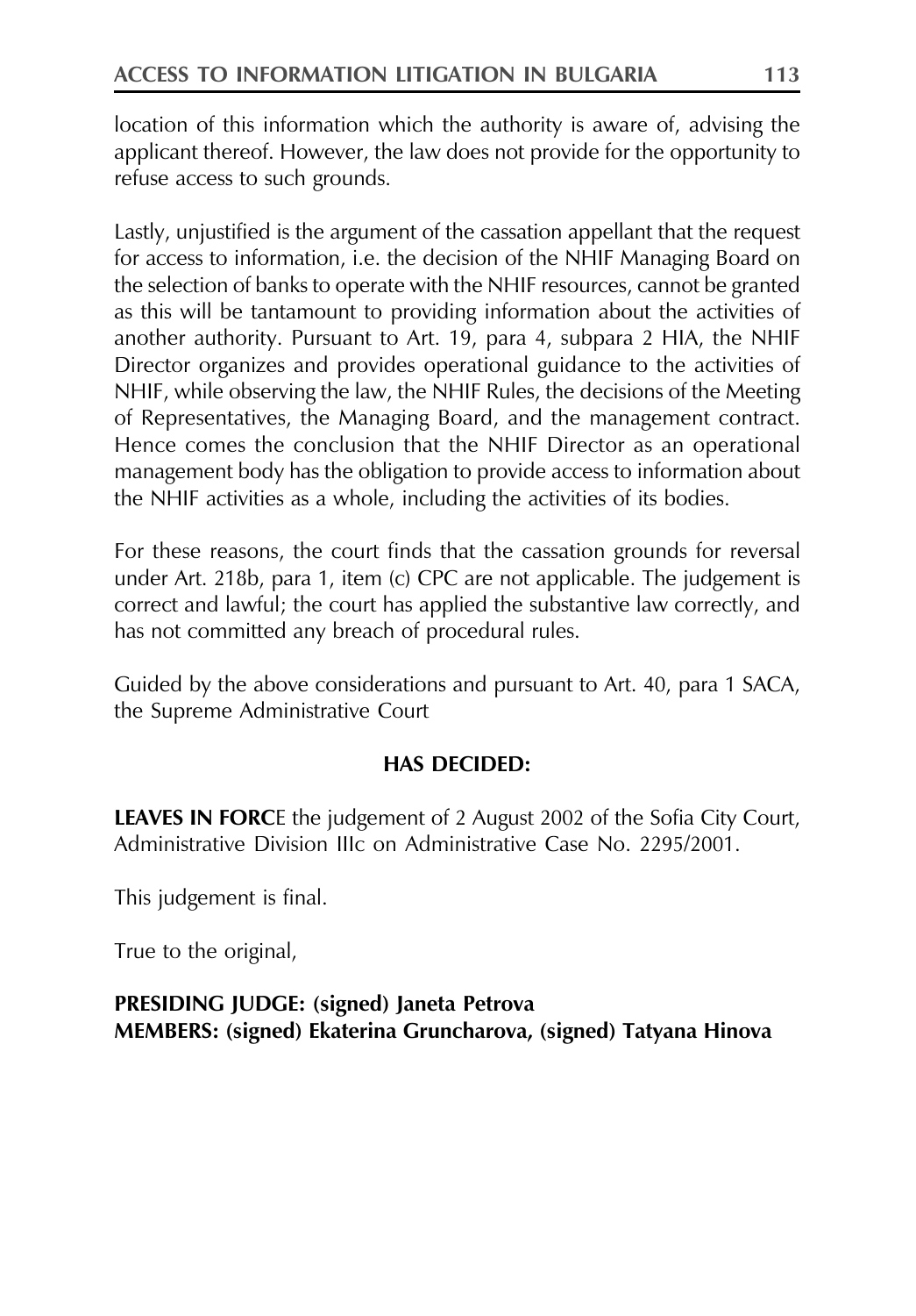location of this information which the authority is aware of, advising the applicant thereof. However, the law does not provide for the opportunity to refuse access to such grounds.

Lastly, unjustified is the argument of the cassation appellant that the request for access to information, i.e. the decision of the NHIF Managing Board on the selection of banks to operate with the NHIF resources, cannot be granted as this will be tantamount to providing information about the activities of another authority. Pursuant to Art. 19, para 4, subpara 2 HIA, the NHIF Director organizes and provides operational guidance to the activities of NHIF, while observing the law, the NHIF Rules, the decisions of the Meeting of Representatives, the Managing Board, and the management contract. Hence comes the conclusion that the NHIF Director as an operational management body has the obligation to provide access to information about the NHIF activities as a whole, including the activities of its bodies.

For these reasons, the court finds that the cassation grounds for reversal under Art. 218b, para 1, item (c) CPC are not applicable. The judgement is correct and lawful; the court has applied the substantive law correctly, and has not committed any breach of procedural rules.

Guided by the above considerations and pursuant to Art. 40, para 1 SACA, the Supreme Administrative Court

**HAS DECIDED:**

**LEAVES IN FORC**E the judgement of 2 August 2002 of the Sofia City Court, Administrative Division IIIc on Administrative Case No. 2295/2001.

This judgement is final.

True to the original,

**PRESIDING JUDGE: (signed) Janeta Petrova**
**MEMBERS: (signed) Ekaterina Gruncharova, (signed) Tatyana Hinova**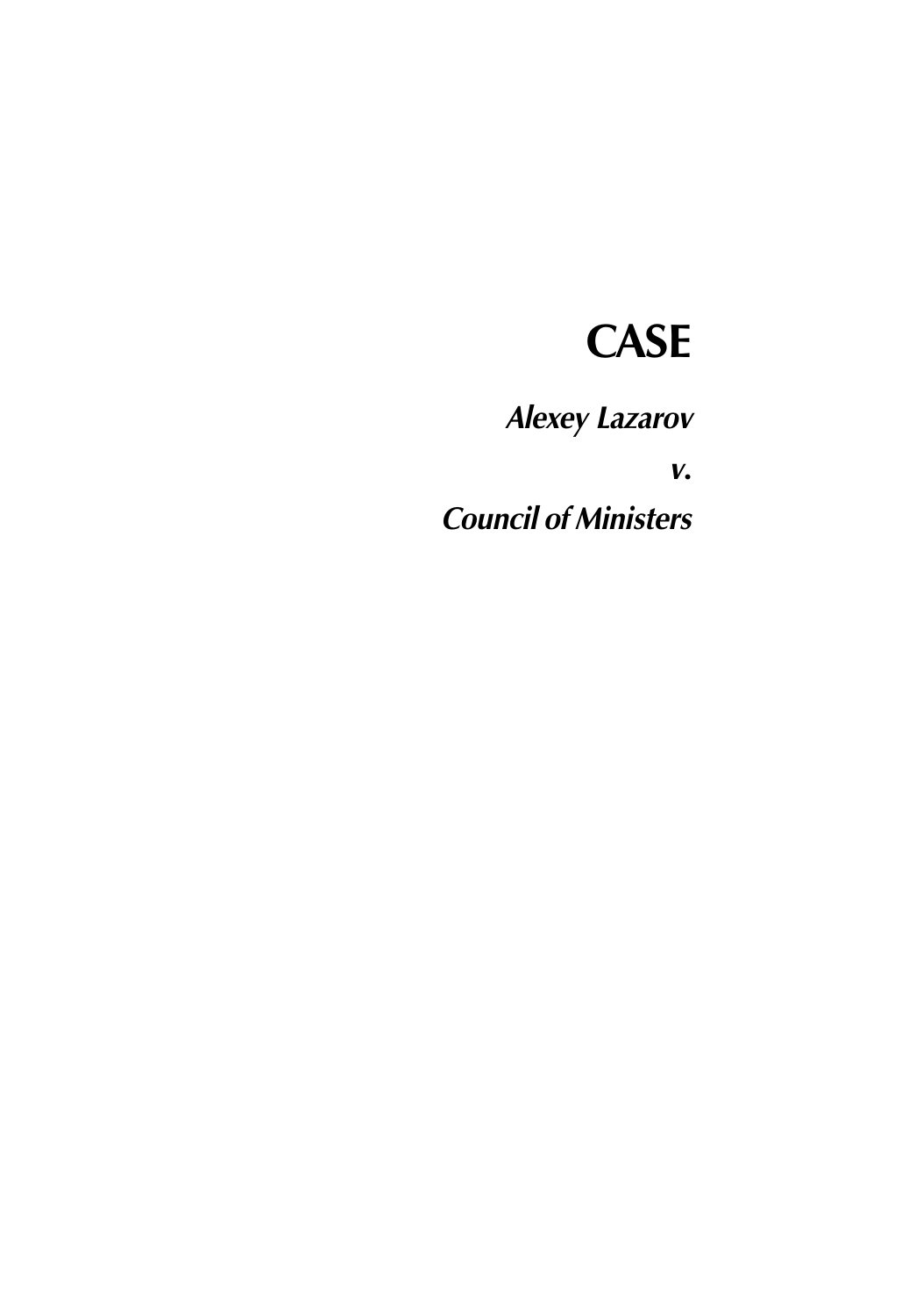# CASE

***Alexey Lazarov***

***v.***

***Council of Ministers***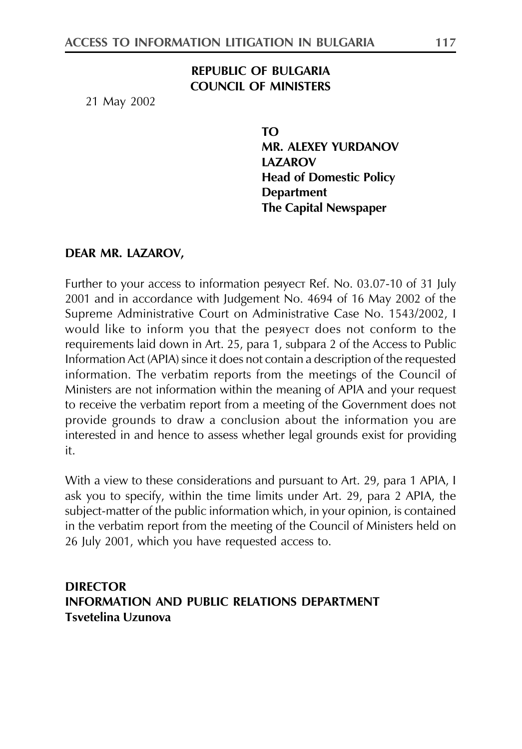**REPUBLIC OF BULGARIA**
**COUNCIL OF MINISTERS**

21 May 2002

**TO**
**MR. ALEXEY YURDANOV LAZAROV**
**Head of Domestic Policy Department**
**The Capital Newspaper**

**DEAR MR. LAZAROV,**

Further to your access to information реяуест Ref. No. 03.07-10 of 31 July 2001 and in accordance with Judgement No. 4694 of 16 May 2002 of the Supreme Administrative Court on Administrative Case No. 1543/2002, I would like to inform you that the реяуест does not conform to the requirements laid down in Art. 25, para 1, subpara 2 of the Access to Public Information Act (APIA) since it does not contain a description of the requested information. The verbatim reports from the meetings of the Council of Ministers are not information within the meaning of APIA and your request to receive the verbatim report from a meeting of the Government does not provide grounds to draw a conclusion about the information you are interested in and hence to assess whether legal grounds exist for providing it.

With a view to these considerations and pursuant to Art. 29, para 1 APIA, I ask you to specify, within the time limits under Art. 29, para 2 APIA, the subject-matter of the public information which, in your opinion, is contained in the verbatim report from the meeting of the Council of Ministers held on 26 July 2001, which you have requested access to.

**DIRECTOR**
**INFORMATION AND PUBLIC RELATIONS DEPARTMENT**
**Tsvetelina Uzunova**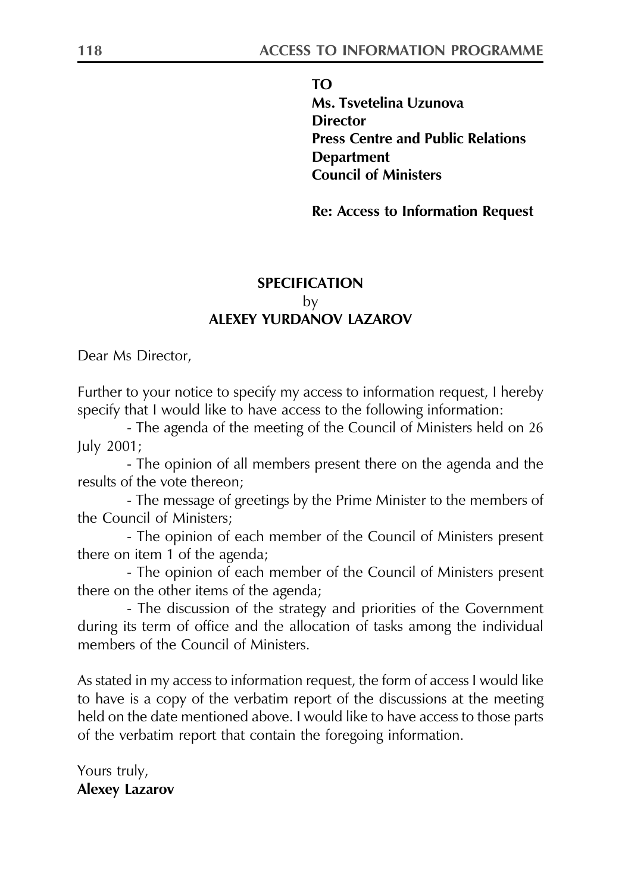**TO**
**Ms. Tsvetelina Uzunova**
**Director**
**Press Centre and Public Relations Department**
**Council of Ministers**

**Re: Access to Information Request**

**SPECIFICATION**
by
**ALEXEY YURDANOV LAZAROV**

Dear Ms Director,

Further to your notice to specify my access to information request, I hereby specify that I would like to have access to the following information:

- The agenda of the meeting of the Council of Ministers held on 26 July 2001;
- The opinion of all members present there on the agenda and the results of the vote thereon;
- The message of greetings by the Prime Minister to the members of the Council of Ministers;
- The opinion of each member of the Council of Ministers present there on item 1 of the agenda;
- The opinion of each member of the Council of Ministers present there on the other items of the agenda;
- The discussion of the strategy and priorities of the Government during its term of office and the allocation of tasks among the individual members of the Council of Ministers.

As stated in my access to information request, the form of access I would like to have is a copy of the verbatim report of the discussions at the meeting held on the date mentioned above. I would like to have access to those parts of the verbatim report that contain the foregoing information.

Yours truly,
**Alexey Lazarov**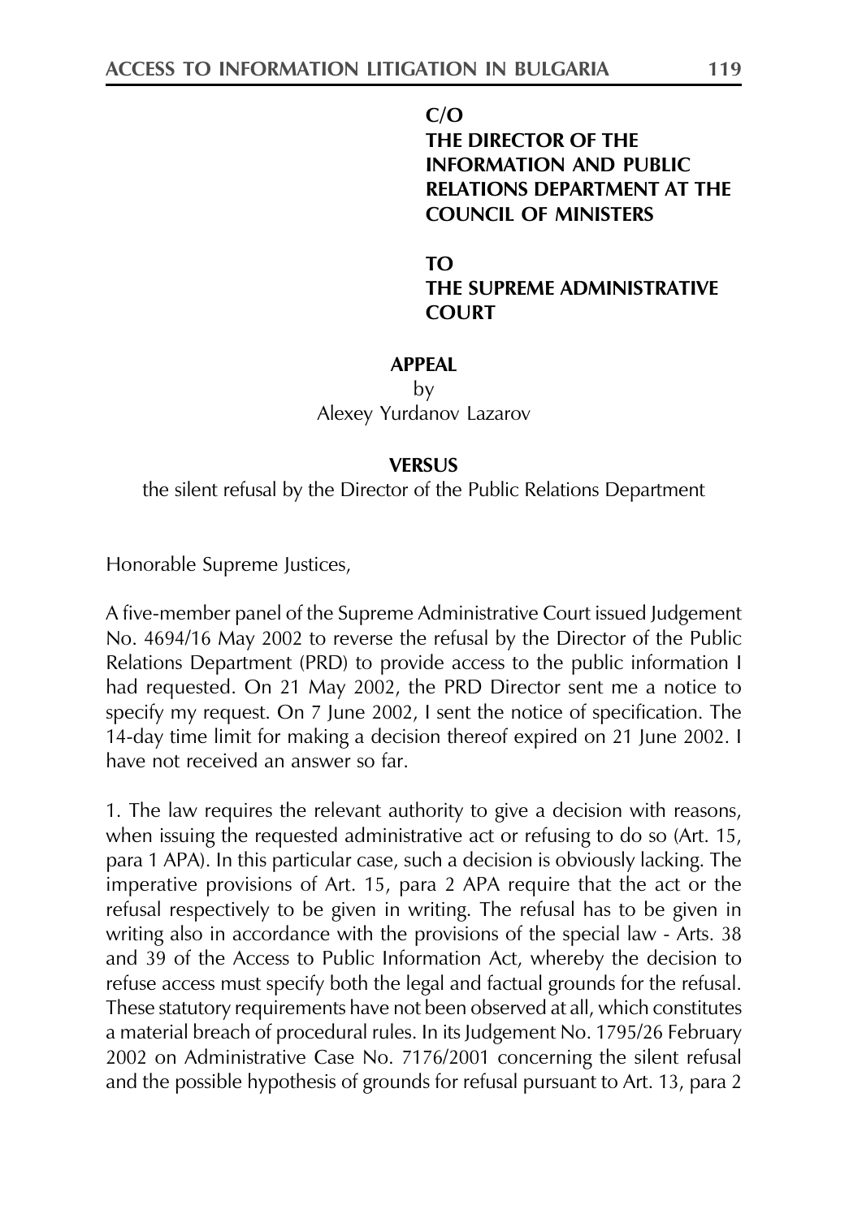**C/O**
**THE DIRECTOR OF THE INFORMATION AND PUBLIC RELATIONS DEPARTMENT AT THE COUNCIL OF MINISTERS**

**TO**
**THE SUPREME ADMINISTRATIVE COURT**

**APPEAL**

by

Alexey Yurdanov Lazarov

**VERSUS**

the silent refusal by the Director of the Public Relations Department

Honorable Supreme Justices,

A five-member panel of the Supreme Administrative Court issued Judgement No. 4694/16 May 2002 to reverse the refusal by the Director of the Public Relations Department (PRD) to provide access to the public information I had requested. On 21 May 2002, the PRD Director sent me a notice to specify my request. On 7 June 2002, I sent the notice of specification. The 14-day time limit for making a decision thereof expired on 21 June 2002. I have not received an answer so far.

1. The law requires the relevant authority to give a decision with reasons, when issuing the requested administrative act or refusing to do so (Art. 15, para 1 APA). In this particular case, such a decision is obviously lacking. The imperative provisions of Art. 15, para 2 APA require that the act or the refusal respectively to be given in writing. The refusal has to be given in writing also in accordance with the provisions of the special law - Arts. 38 and 39 of the Access to Public Information Act, whereby the decision to refuse access must specify both the legal and factual grounds for the refusal. These statutory requirements have not been observed at all, which constitutes a material breach of procedural rules. In its Judgement No. 1795/26 February 2002 on Administrative Case No. 7176/2001 concerning the silent refusal and the possible hypothesis of grounds for refusal pursuant to Art. 13, para 2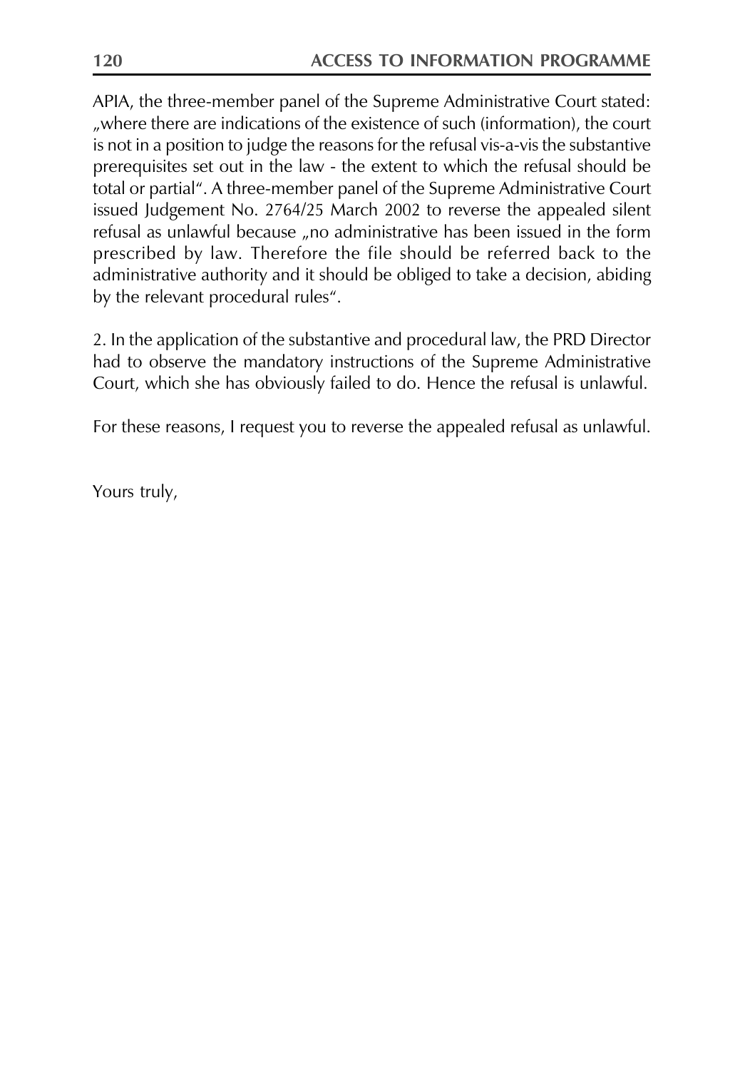APIA, the three-member panel of the Supreme Administrative Court stated: „where there are indications of the existence of such (information), the court is not in a position to judge the reasons for the refusal vis-a-vis the substantive prerequisites set out in the law - the extent to which the refusal should be total or partial". A three-member panel of the Supreme Administrative Court issued Judgement No. 2764/25 March 2002 to reverse the appealed silent refusal as unlawful because „no administrative has been issued in the form prescribed by law. Therefore the file should be referred back to the administrative authority and it should be obliged to take a decision, abiding by the relevant procedural rules".

2. In the application of the substantive and procedural law, the PRD Director had to observe the mandatory instructions of the Supreme Administrative Court, which she has obviously failed to do. Hence the refusal is unlawful.

For these reasons, I request you to reverse the appealed refusal as unlawful.

Yours truly,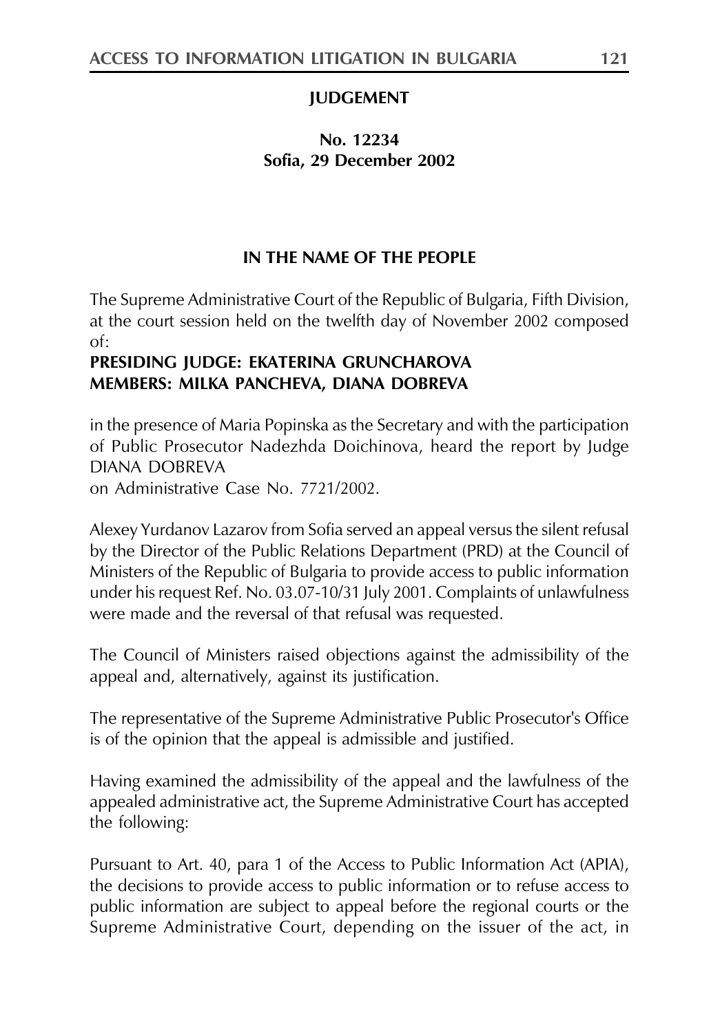## JUDGEMENT

**No. 12234**
**Sofia, 29 December 2002**

**IN THE NAME OF THE PEOPLE**

The Supreme Administrative Court of the Republic of Bulgaria, Fifth Division, at the court session held on the twelfth day of November 2002 composed of:

**PRESIDING JUDGE: EKATERINA GRUNCHAROVA**
**MEMBERS: MILKA PANCHEVA, DIANA DOBREVA**

in the presence of Maria Popinska as the Secretary and with the participation of Public Prosecutor Nadezhda Doichinova, heard the report by Judge DIANA DOBREVA
on Administrative Case No. 7721/2002.

Alexey Yurdanov Lazarov from Sofia served an appeal versus the silent refusal by the Director of the Public Relations Department (PRD) at the Council of Ministers of the Republic of Bulgaria to provide access to public information under his request Ref. No. 03.07-10/31 July 2001. Complaints of unlawfulness were made and the reversal of that refusal was requested.

The Council of Ministers raised objections against the admissibility of the appeal and, alternatively, against its justification.

The representative of the Supreme Administrative Public Prosecutor's Office is of the opinion that the appeal is admissible and justified.

Having examined the admissibility of the appeal and the lawfulness of the appealed administrative act, the Supreme Administrative Court has accepted the following:

Pursuant to Art. 40, para 1 of the Access to Public Information Act (APIA), the decisions to provide access to public information or to refuse access to public information are subject to appeal before the regional courts or the Supreme Administrative Court, depending on the issuer of the act, in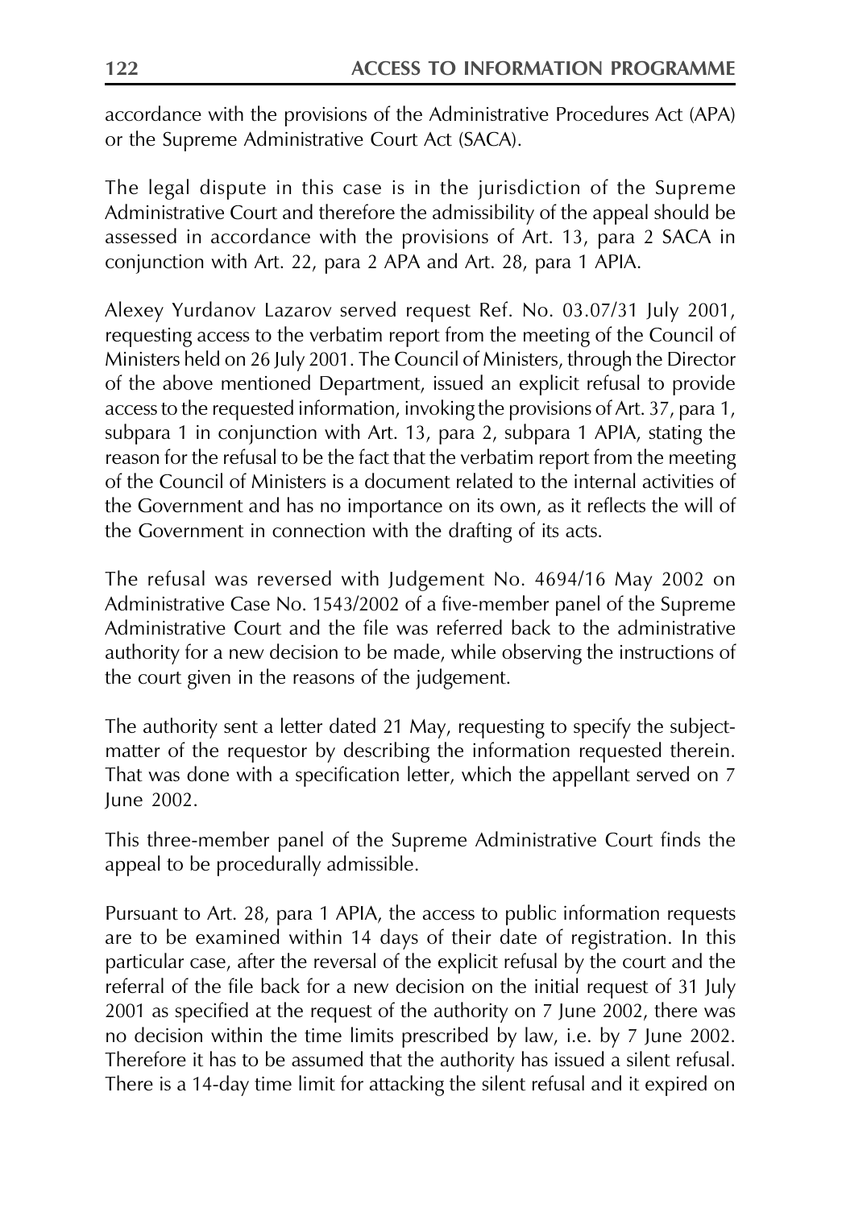accordance with the provisions of the Administrative Procedures Act (APA) or the Supreme Administrative Court Act (SACA).

The legal dispute in this case is in the jurisdiction of the Supreme Administrative Court and therefore the admissibility of the appeal should be assessed in accordance with the provisions of Art. 13, para 2 SACA in conjunction with Art. 22, para 2 APA and Art. 28, para 1 APIA.

Alexey Yurdanov Lazarov served request Ref. No. 03.07/31 July 2001, requesting access to the verbatim report from the meeting of the Council of Ministers held on 26 July 2001. The Council of Ministers, through the Director of the above mentioned Department, issued an explicit refusal to provide access to the requested information, invoking the provisions of Art. 37, para 1, subpara 1 in conjunction with Art. 13, para 2, subpara 1 APIA, stating the reason for the refusal to be the fact that the verbatim report from the meeting of the Council of Ministers is a document related to the internal activities of the Government and has no importance on its own, as it reflects the will of the Government in connection with the drafting of its acts.

The refusal was reversed with Judgement No. 4694/16 May 2002 on Administrative Case No. 1543/2002 of a five-member panel of the Supreme Administrative Court and the file was referred back to the administrative authority for a new decision to be made, while observing the instructions of the court given in the reasons of the judgement.

The authority sent a letter dated 21 May, requesting to specify the subject-matter of the requestor by describing the information requested therein. That was done with a specification letter, which the appellant served on 7 June 2002.

This three-member panel of the Supreme Administrative Court finds the appeal to be procedurally admissible.

Pursuant to Art. 28, para 1 APIA, the access to public information requests are to be examined within 14 days of their date of registration. In this particular case, after the reversal of the explicit refusal by the court and the referral of the file back for a new decision on the initial request of 31 July 2001 as specified at the request of the authority on 7 June 2002, there was no decision within the time limits prescribed by law, i.e. by 7 June 2002. Therefore it has to be assumed that the authority has issued a silent refusal. There is a 14-day time limit for attacking the silent refusal and it expired on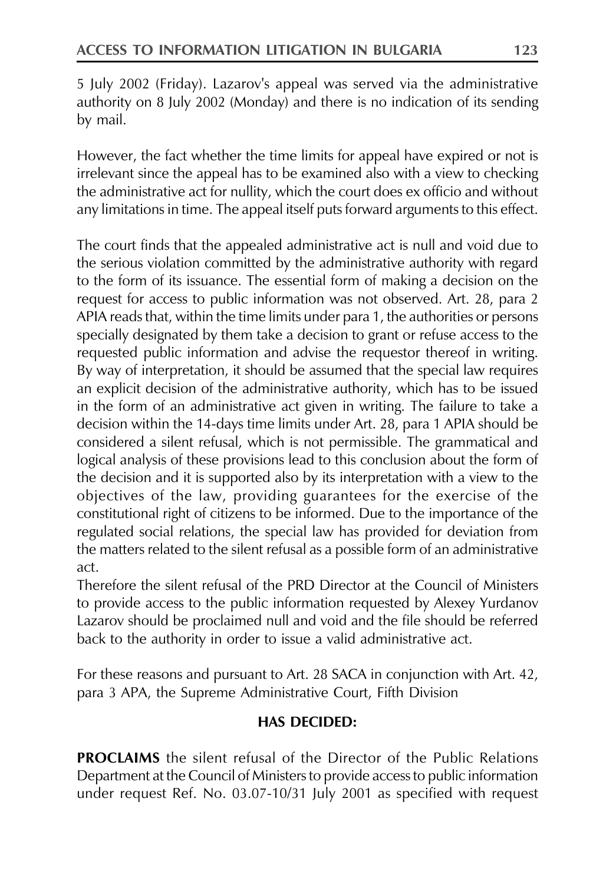5 July 2002 (Friday). Lazarov's appeal was served via the administrative authority on 8 July 2002 (Monday) and there is no indication of its sending by mail.

However, the fact whether the time limits for appeal have expired or not is irrelevant since the appeal has to be examined also with a view to checking the administrative act for nullity, which the court does ex officio and without any limitations in time. The appeal itself puts forward arguments to this effect.

The court finds that the appealed administrative act is null and void due to the serious violation committed by the administrative authority with regard to the form of its issuance. The essential form of making a decision on the request for access to public information was not observed. Art. 28, para 2 APIA reads that, within the time limits under para 1, the authorities or persons specially designated by them take a decision to grant or refuse access to the requested public information and advise the requestor thereof in writing. By way of interpretation, it should be assumed that the special law requires an explicit decision of the administrative authority, which has to be issued in the form of an administrative act given in writing. The failure to take a decision within the 14-days time limits under Art. 28, para 1 APIA should be considered a silent refusal, which is not permissible. The grammatical and logical analysis of these provisions lead to this conclusion about the form of the decision and it is supported also by its interpretation with a view to the objectives of the law, providing guarantees for the exercise of the constitutional right of citizens to be informed. Due to the importance of the regulated social relations, the special law has provided for deviation from the matters related to the silent refusal as a possible form of an administrative act.

Therefore the silent refusal of the PRD Director at the Council of Ministers to provide access to the public information requested by Alexey Yurdanov Lazarov should be proclaimed null and void and the file should be referred back to the authority in order to issue a valid administrative act.

For these reasons and pursuant to Art. 28 SACA in conjunction with Art. 42, para 3 APA, the Supreme Administrative Court, Fifth Division

**HAS DECIDED:**

**PROCLAIMS** the silent refusal of the Director of the Public Relations Department at the Council of Ministers to provide access to public information under request Ref. No. 03.07-10/31 July 2001 as specified with request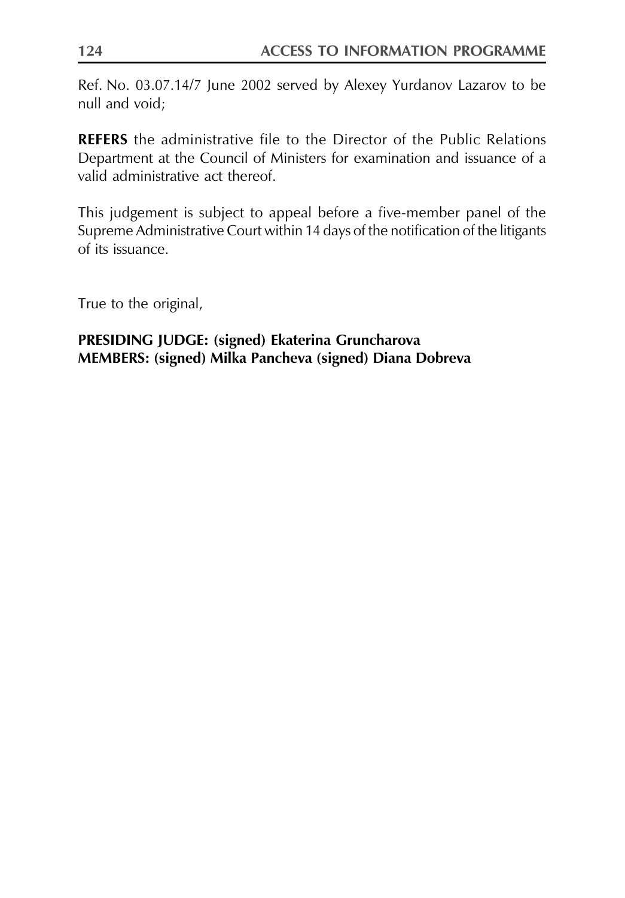Ref. No. 03.07.14/7 June 2002 served by Alexey Yurdanov Lazarov to be null and void;

**REFERS** the administrative file to the Director of the Public Relations Department at the Council of Ministers for examination and issuance of a valid administrative act thereof.

This judgement is subject to appeal before a five-member panel of the Supreme Administrative Court within 14 days of the notification of the litigants of its issuance.

True to the original,

**PRESIDING JUDGE: (signed) Ekaterina Gruncharova**
**MEMBERS: (signed) Milka Pancheva (signed) Diana Dobreva**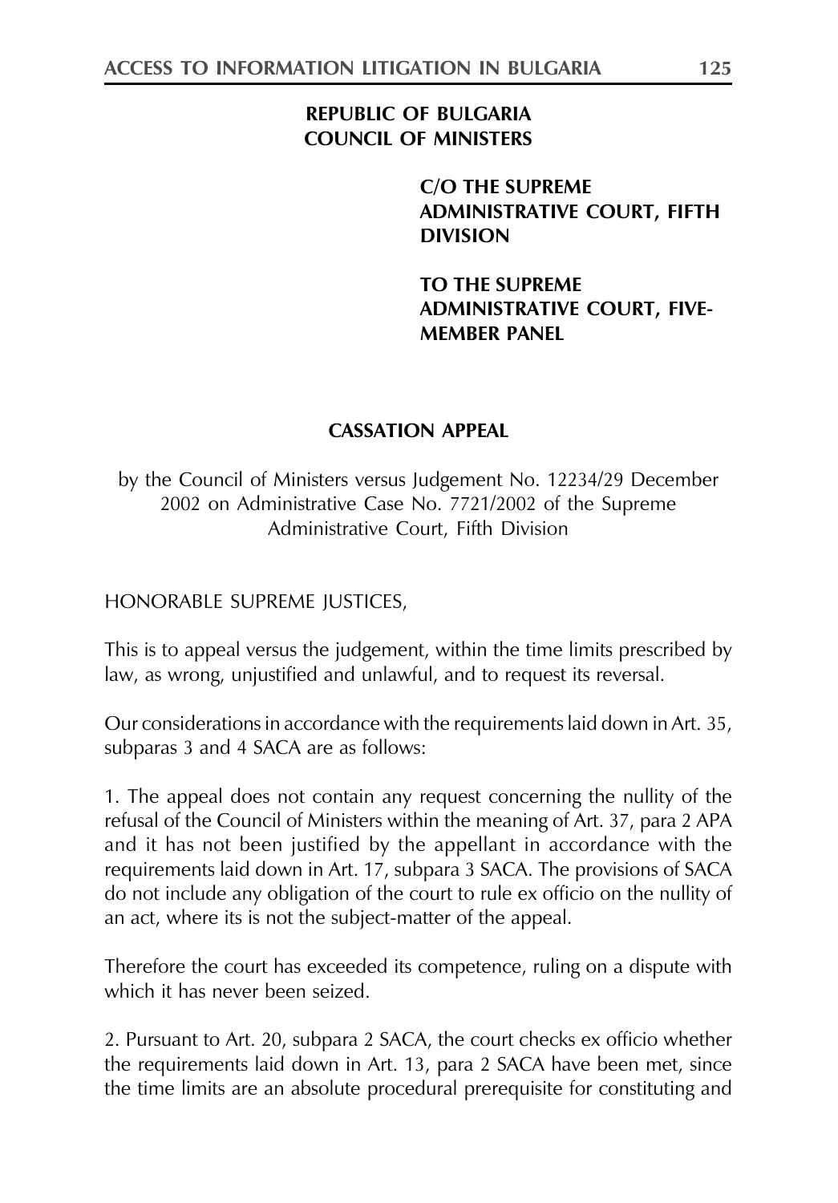**REPUBLIC OF BULGARIA**
**COUNCIL OF MINISTERS**

**C/O THE SUPREME ADMINISTRATIVE COURT, FIFTH DIVISION**

**TO THE SUPREME ADMINISTRATIVE COURT, FIVE-MEMBER PANEL**

**CASSATION APPEAL**

by the Council of Ministers versus Judgement No. 12234/29 December 2002 on Administrative Case No. 7721/2002 of the Supreme Administrative Court, Fifth Division

HONORABLE SUPREME JUSTICES,

This is to appeal versus the judgement, within the time limits prescribed by law, as wrong, unjustified and unlawful, and to request its reversal.

Our considerations in accordance with the requirements laid down in Art. 35, subparas 3 and 4 SACA are as follows:

1. The appeal does not contain any request concerning the nullity of the refusal of the Council of Ministers within the meaning of Art. 37, para 2 APA and it has not been justified by the appellant in accordance with the requirements laid down in Art. 17, subpara 3 SACA. The provisions of SACA do not include any obligation of the court to rule ex officio on the nullity of an act, where its is not the subject-matter of the appeal.

Therefore the court has exceeded its competence, ruling on a dispute with which it has never been seized.

2. Pursuant to Art. 20, subpara 2 SACA, the court checks ex officio whether the requirements laid down in Art. 13, para 2 SACA have been met, since the time limits are an absolute procedural prerequisite for constituting and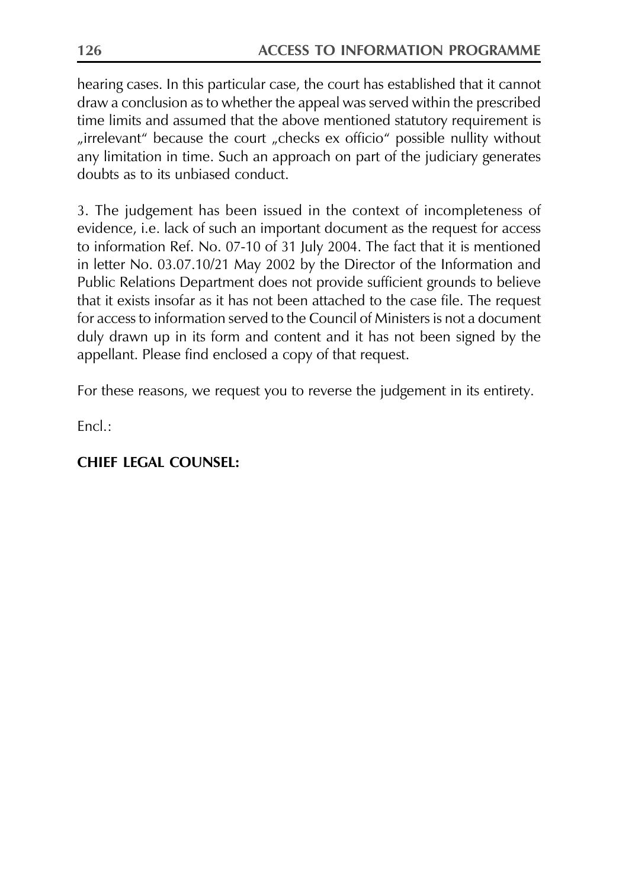hearing cases. In this particular case, the court has established that it cannot draw a conclusion as to whether the appeal was served within the prescribed time limits and assumed that the above mentioned statutory requirement is „irrelevant" because the court „checks ex officio" possible nullity without any limitation in time. Such an approach on part of the judiciary generates doubts as to its unbiased conduct.

3. The judgement has been issued in the context of incompleteness of evidence, i.e. lack of such an important document as the request for access to information Ref. No. 07-10 of 31 July 2004. The fact that it is mentioned in letter No. 03.07.10/21 May 2002 by the Director of the Information and Public Relations Department does not provide sufficient grounds to believe that it exists insofar as it has not been attached to the case file. The request for access to information served to the Council of Ministers is not a document duly drawn up in its form and content and it has not been signed by the appellant. Please find enclosed a copy of that request.

For these reasons, we request you to reverse the judgement in its entirety.

Encl.:

**CHIEF LEGAL COUNSEL:**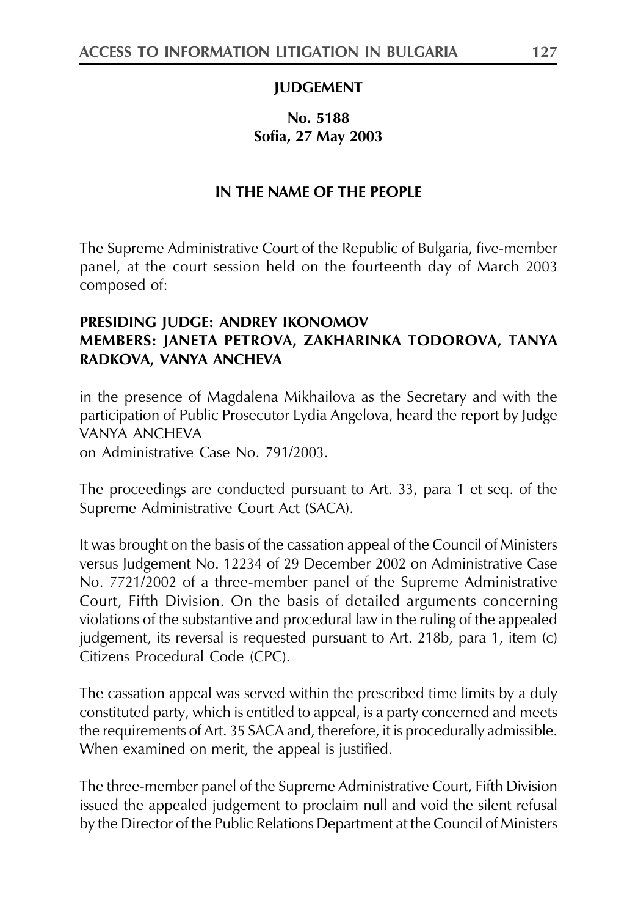**JUDGEMENT**

**No. 5188**
**Sofia, 27 May 2003**

**IN THE NAME OF THE PEOPLE**

The Supreme Administrative Court of the Republic of Bulgaria, five-member panel, at the court session held on the fourteenth day of March 2003 composed of:

**PRESIDING JUDGE: ANDREY IKONOMOV**
**MEMBERS: JANETA PETROVA, ZAKHARINKA TODOROVA, TANYA RADKOVA, VANYA ANCHEVA**

in the presence of Magdalena Mikhailova as the Secretary and with the participation of Public Prosecutor Lydia Angelova, heard the report by Judge VANYA ANCHEVA
on Administrative Case No. 791/2003.

The proceedings are conducted pursuant to Art. 33, para 1 et seq. of the Supreme Administrative Court Act (SACA).

It was brought on the basis of the cassation appeal of the Council of Ministers versus Judgement No. 12234 of 29 December 2002 on Administrative Case No. 7721/2002 of a three-member panel of the Supreme Administrative Court, Fifth Division. On the basis of detailed arguments concerning violations of the substantive and procedural law in the ruling of the appealed judgement, its reversal is requested pursuant to Art. 218b, para 1, item (c) Citizens Procedural Code (CPC).

The cassation appeal was served within the prescribed time limits by a duly constituted party, which is entitled to appeal, is a party concerned and meets the requirements of Art. 35 SACA and, therefore, it is procedurally admissible. When examined on merit, the appeal is justified.

The three-member panel of the Supreme Administrative Court, Fifth Division issued the appealed judgement to proclaim null and void the silent refusal by the Director of the Public Relations Department at the Council of Ministers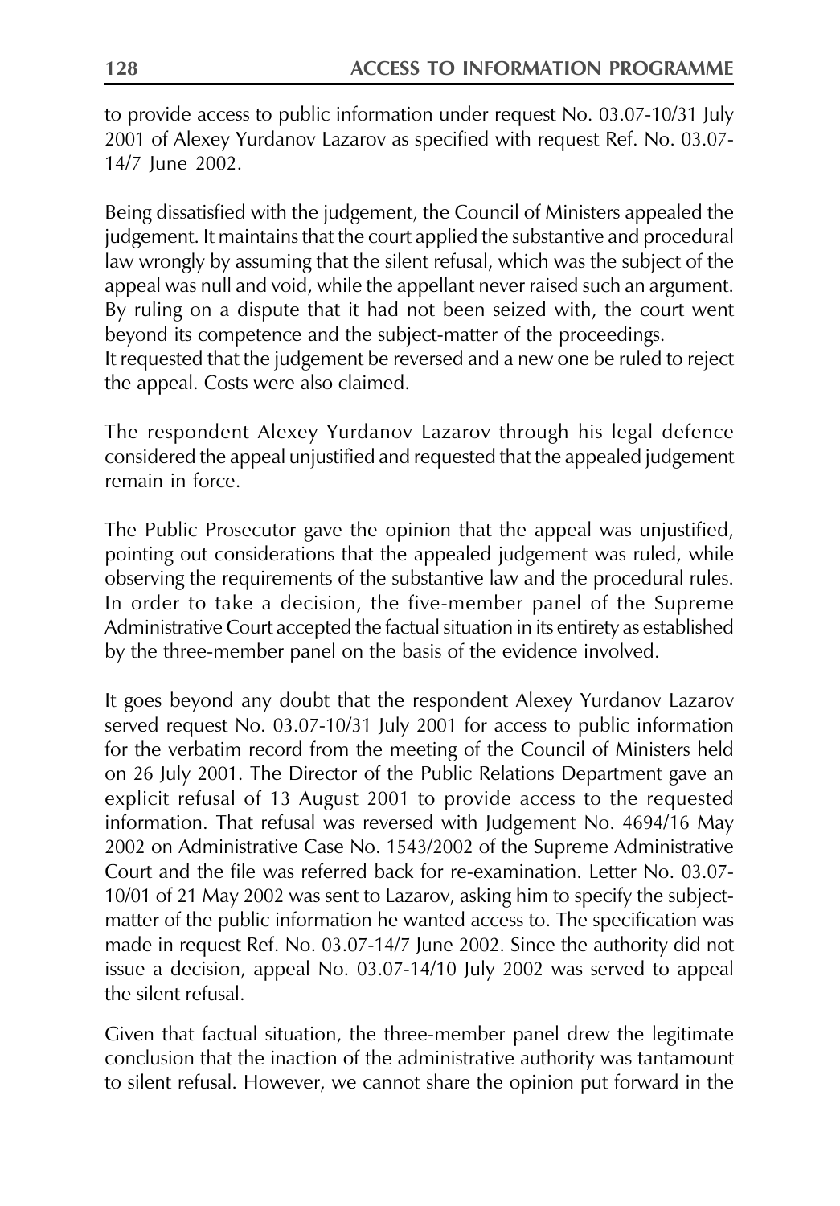to provide access to public information under request No. 03.07-10/31 July 2001 of Alexey Yurdanov Lazarov as specified with request Ref. No. 03.07-14/7 June 2002.

Being dissatisfied with the judgement, the Council of Ministers appealed the judgement. It maintains that the court applied the substantive and procedural law wrongly by assuming that the silent refusal, which was the subject of the appeal was null and void, while the appellant never raised such an argument. By ruling on a dispute that it had not been seized with, the court went beyond its competence and the subject-matter of the proceedings.
It requested that the judgement be reversed and a new one be ruled to reject the appeal. Costs were also claimed.

The respondent Alexey Yurdanov Lazarov through his legal defence considered the appeal unjustified and requested that the appealed judgement remain in force.

The Public Prosecutor gave the opinion that the appeal was unjustified, pointing out considerations that the appealed judgement was ruled, while observing the requirements of the substantive law and the procedural rules.
In order to take a decision, the five-member panel of the Supreme Administrative Court accepted the factual situation in its entirety as established by the three-member panel on the basis of the evidence involved.

It goes beyond any doubt that the respondent Alexey Yurdanov Lazarov served request No. 03.07-10/31 July 2001 for access to public information for the verbatim record from the meeting of the Council of Ministers held on 26 July 2001. The Director of the Public Relations Department gave an explicit refusal of 13 August 2001 to provide access to the requested information. That refusal was reversed with Judgement No. 4694/16 May 2002 on Administrative Case No. 1543/2002 of the Supreme Administrative Court and the file was referred back for re-examination. Letter No. 03.07-10/01 of 21 May 2002 was sent to Lazarov, asking him to specify the subject-matter of the public information he wanted access to. The specification was made in request Ref. No. 03.07-14/7 June 2002. Since the authority did not issue a decision, appeal No. 03.07-14/10 July 2002 was served to appeal the silent refusal.

Given that factual situation, the three-member panel drew the legitimate conclusion that the inaction of the administrative authority was tantamount to silent refusal. However, we cannot share the opinion put forward in the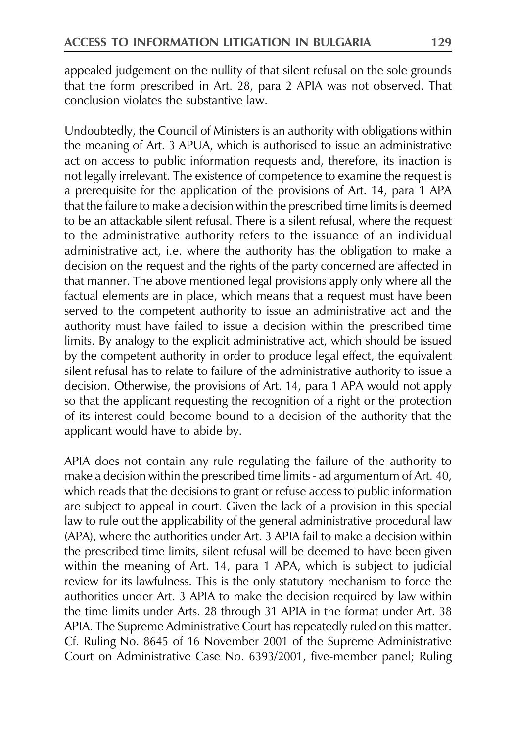appealed judgement on the nullity of that silent refusal on the sole grounds that the form prescribed in Art. 28, para 2 APIA was not observed. That conclusion violates the substantive law.

Undoubtedly, the Council of Ministers is an authority with obligations within the meaning of Art. 3 APUA, which is authorised to issue an administrative act on access to public information requests and, therefore, its inaction is not legally irrelevant. The existence of competence to examine the request is a prerequisite for the application of the provisions of Art. 14, para 1 APA that the failure to make a decision within the prescribed time limits is deemed to be an attackable silent refusal. There is a silent refusal, where the request to the administrative authority refers to the issuance of an individual administrative act, i.e. where the authority has the obligation to make a decision on the request and the rights of the party concerned are affected in that manner. The above mentioned legal provisions apply only where all the factual elements are in place, which means that a request must have been served to the competent authority to issue an administrative act and the authority must have failed to issue a decision within the prescribed time limits. By analogy to the explicit administrative act, which should be issued by the competent authority in order to produce legal effect, the equivalent silent refusal has to relate to failure of the administrative authority to issue a decision. Otherwise, the provisions of Art. 14, para 1 APA would not apply so that the applicant requesting the recognition of a right or the protection of its interest could become bound to a decision of the authority that the applicant would have to abide by.

APIA does not contain any rule regulating the failure of the authority to make a decision within the prescribed time limits - ad argumentum of Art. 40, which reads that the decisions to grant or refuse access to public information are subject to appeal in court. Given the lack of a provision in this special law to rule out the applicability of the general administrative procedural law (APA), where the authorities under Art. 3 APIA fail to make a decision within the prescribed time limits, silent refusal will be deemed to have been given within the meaning of Art. 14, para 1 APA, which is subject to judicial review for its lawfulness. This is the only statutory mechanism to force the authorities under Art. 3 APIA to make the decision required by law within the time limits under Arts. 28 through 31 APIA in the format under Art. 38 APIA. The Supreme Administrative Court has repeatedly ruled on this matter. Cf. Ruling No. 8645 of 16 November 2001 of the Supreme Administrative Court on Administrative Case No. 6393/2001, five-member panel; Ruling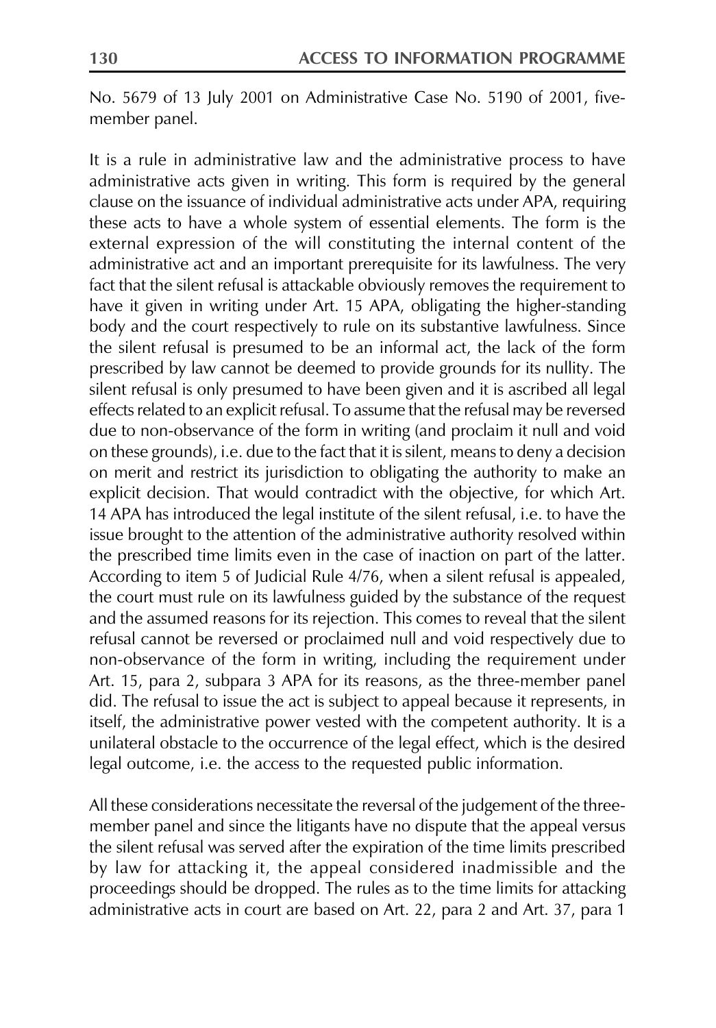No. 5679 of 13 July 2001 on Administrative Case No. 5190 of 2001, five-member panel.

It is a rule in administrative law and the administrative process to have administrative acts given in writing. This form is required by the general clause on the issuance of individual administrative acts under APA, requiring these acts to have a whole system of essential elements. The form is the external expression of the will constituting the internal content of the administrative act and an important prerequisite for its lawfulness. The very fact that the silent refusal is attackable obviously removes the requirement to have it given in writing under Art. 15 APA, obligating the higher-standing body and the court respectively to rule on its substantive lawfulness. Since the silent refusal is presumed to be an informal act, the lack of the form prescribed by law cannot be deemed to provide grounds for its nullity. The silent refusal is only presumed to have been given and it is ascribed all legal effects related to an explicit refusal. To assume that the refusal may be reversed due to non-observance of the form in writing (and proclaim it null and void on these grounds), i.e. due to the fact that it is silent, means to deny a decision on merit and restrict its jurisdiction to obligating the authority to make an explicit decision. That would contradict with the objective, for which Art. 14 APA has introduced the legal institute of the silent refusal, i.e. to have the issue brought to the attention of the administrative authority resolved within the prescribed time limits even in the case of inaction on part of the latter. According to item 5 of Judicial Rule 4/76, when a silent refusal is appealed, the court must rule on its lawfulness guided by the substance of the request and the assumed reasons for its rejection. This comes to reveal that the silent refusal cannot be reversed or proclaimed null and void respectively due to non-observance of the form in writing, including the requirement under Art. 15, para 2, subpara 3 APA for its reasons, as the three-member panel did. The refusal to issue the act is subject to appeal because it represents, in itself, the administrative power vested with the competent authority. It is a unilateral obstacle to the occurrence of the legal effect, which is the desired legal outcome, i.e. the access to the requested public information.

All these considerations necessitate the reversal of the judgement of the three-member panel and since the litigants have no dispute that the appeal versus the silent refusal was served after the expiration of the time limits prescribed by law for attacking it, the appeal considered inadmissible and the proceedings should be dropped. The rules as to the time limits for attacking administrative acts in court are based on Art. 22, para 2 and Art. 37, para 1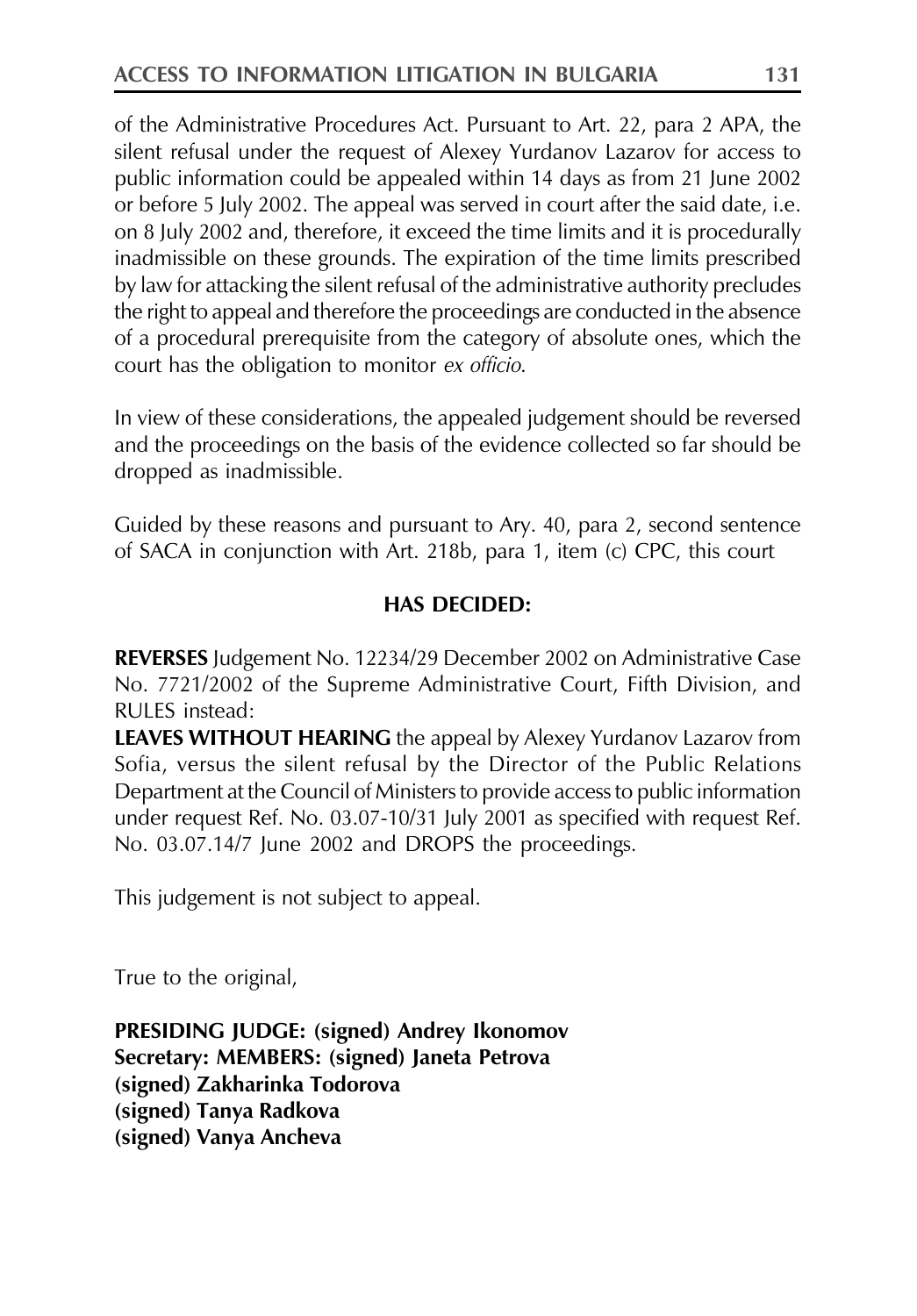of the Administrative Procedures Act. Pursuant to Art. 22, para 2 APA, the silent refusal under the request of Alexey Yurdanov Lazarov for access to public information could be appealed within 14 days as from 21 June 2002 or before 5 July 2002. The appeal was served in court after the said date, i.e. on 8 July 2002 and, therefore, it exceed the time limits and it is procedurally inadmissible on these grounds. The expiration of the time limits prescribed by law for attacking the silent refusal of the administrative authority precludes the right to appeal and therefore the proceedings are conducted in the absence of a procedural prerequisite from the category of absolute ones, which the court has the obligation to monitor *ex officio*.

In view of these considerations, the appealed judgement should be reversed and the proceedings on the basis of the evidence collected so far should be dropped as inadmissible.

Guided by these reasons and pursuant to Ary. 40, para 2, second sentence of SACA in conjunction with Art. 218b, para 1, item (c) CPC, this court

**HAS DECIDED:**

**REVERSES** Judgement No. 12234/29 December 2002 on Administrative Case No. 7721/2002 of the Supreme Administrative Court, Fifth Division, and RULES instead:

**LEAVES WITHOUT HEARING** the appeal by Alexey Yurdanov Lazarov from Sofia, versus the silent refusal by the Director of the Public Relations Department at the Council of Ministers to provide access to public information under request Ref. No. 03.07-10/31 July 2001 as specified with request Ref. No. 03.07.14/7 June 2002 and DROPS the proceedings.

This judgement is not subject to appeal.

True to the original,

**PRESIDING JUDGE: (signed) Andrey Ikonomov**
**Secretary: MEMBERS: (signed) Janeta Petrova**
**(signed) Zakharinka Todorova**
**(signed) Tanya Radkova**
**(signed) Vanya Ancheva**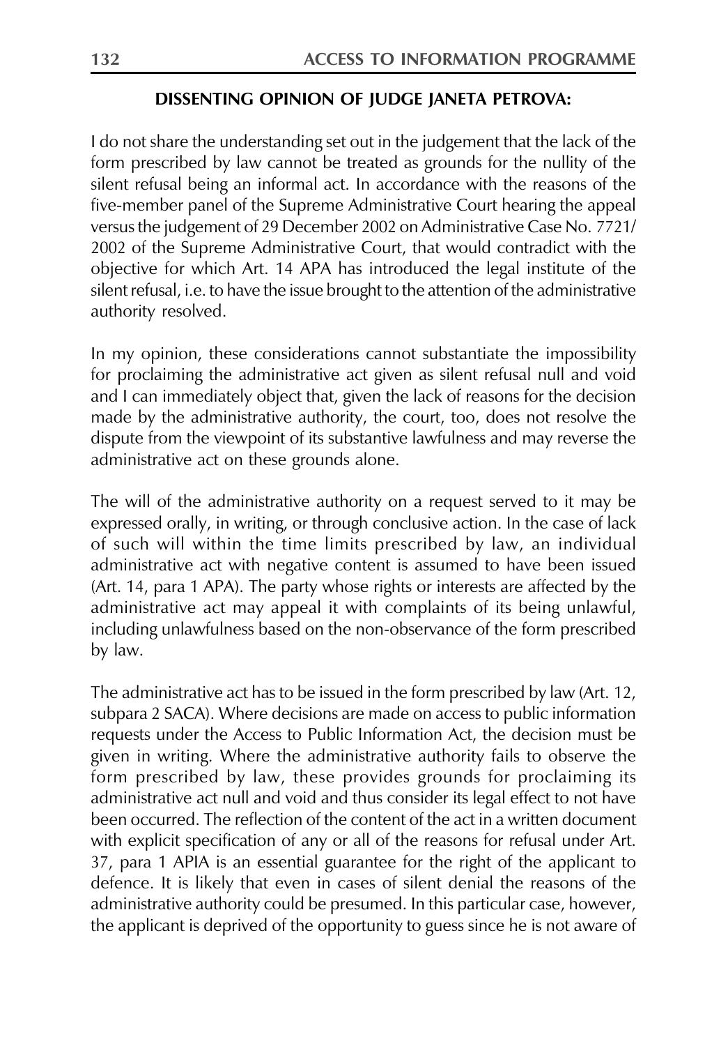**DISSENTING OPINION OF JUDGE JANETA PETROVA:**

I do not share the understanding set out in the judgement that the lack of the form prescribed by law cannot be treated as grounds for the nullity of the silent refusal being an informal act. In accordance with the reasons of the five-member panel of the Supreme Administrative Court hearing the appeal versus the judgement of 29 December 2002 on Administrative Case No. 7721/2002 of the Supreme Administrative Court, that would contradict with the objective for which Art. 14 APA has introduced the legal institute of the silent refusal, i.e. to have the issue brought to the attention of the administrative authority resolved.

In my opinion, these considerations cannot substantiate the impossibility for proclaiming the administrative act given as silent refusal null and void and I can immediately object that, given the lack of reasons for the decision made by the administrative authority, the court, too, does not resolve the dispute from the viewpoint of its substantive lawfulness and may reverse the administrative act on these grounds alone.

The will of the administrative authority on a request served to it may be expressed orally, in writing, or through conclusive action. In the case of lack of such will within the time limits prescribed by law, an individual administrative act with negative content is assumed to have been issued (Art. 14, para 1 APA). The party whose rights or interests are affected by the administrative act may appeal it with complaints of its being unlawful, including unlawfulness based on the non-observance of the form prescribed by law.

The administrative act has to be issued in the form prescribed by law (Art. 12, subpara 2 SACA). Where decisions are made on access to public information requests under the Access to Public Information Act, the decision must be given in writing. Where the administrative authority fails to observe the form prescribed by law, these provides grounds for proclaiming its administrative act null and void and thus consider its legal effect to not have been occurred. The reflection of the content of the act in a written document with explicit specification of any or all of the reasons for refusal under Art. 37, para 1 APIA is an essential guarantee for the right of the applicant to defence. It is likely that even in cases of silent denial the reasons of the administrative authority could be presumed. In this particular case, however, the applicant is deprived of the opportunity to guess since he is not aware of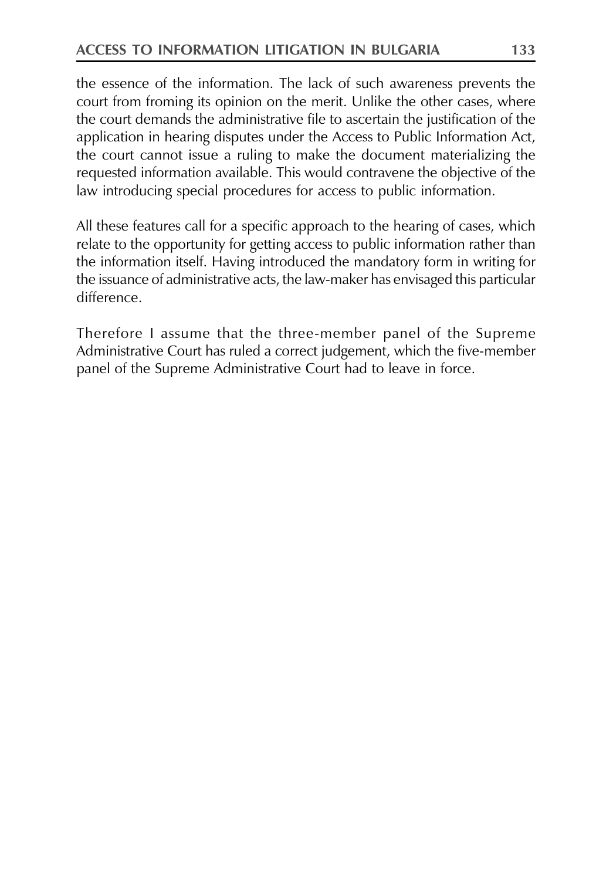the essence of the information. The lack of such awareness prevents the court from froming its opinion on the merit. Unlike the other cases, where the court demands the administrative file to ascertain the justification of the application in hearing disputes under the Access to Public Information Act, the court cannot issue a ruling to make the document materializing the requested information available. This would contravene the objective of the law introducing special procedures for access to public information.

All these features call for a specific approach to the hearing of cases, which relate to the opportunity for getting access to public information rather than the information itself. Having introduced the mandatory form in writing for the issuance of administrative acts, the law-maker has envisaged this particular difference.

Therefore I assume that the three-member panel of the Supreme Administrative Court has ruled a correct judgement, which the five-member panel of the Supreme Administrative Court had to leave in force.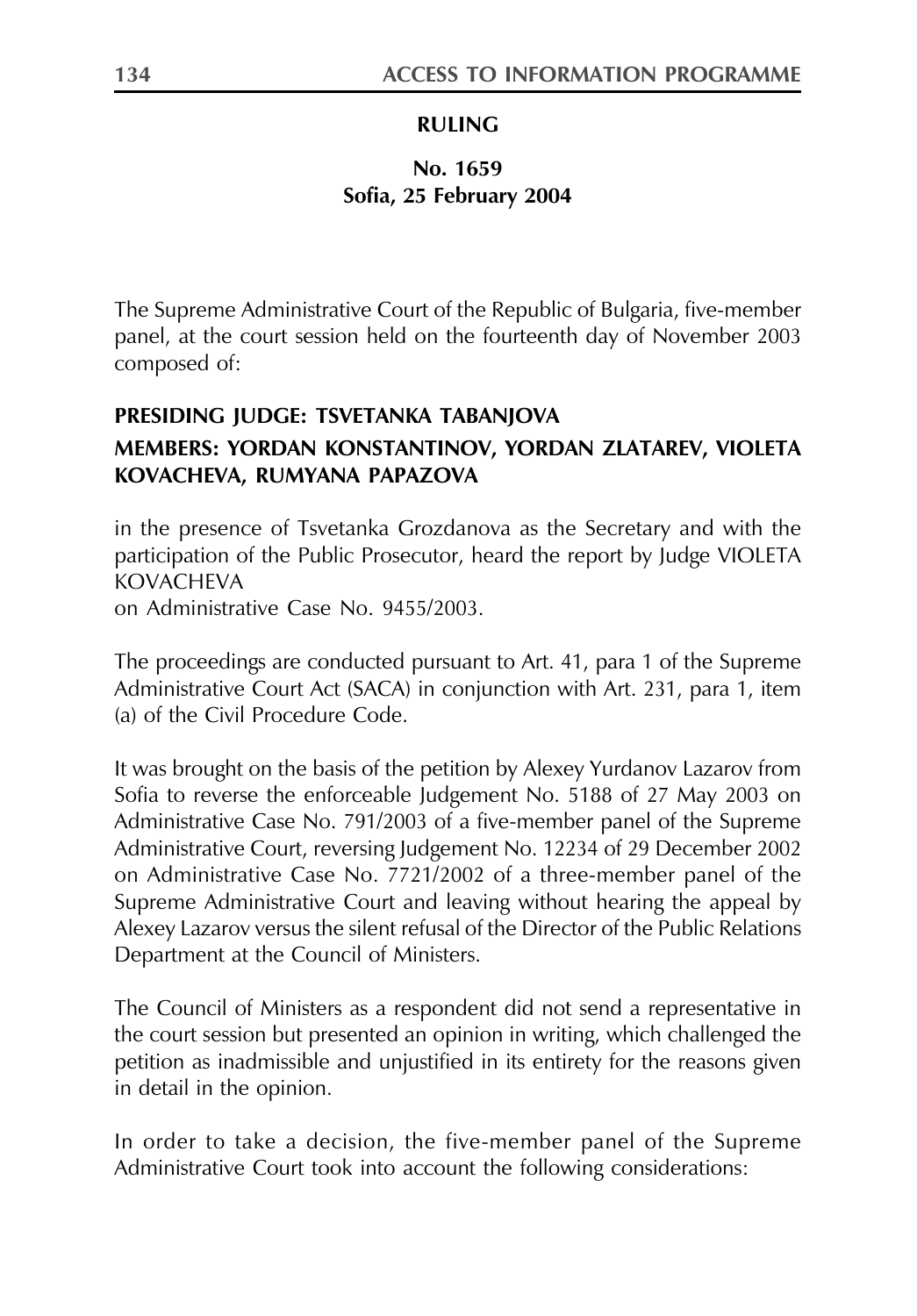## RULING

### No. 1659
### Sofia, 25 February 2004

The Supreme Administrative Court of the Republic of Bulgaria, five-member panel, at the court session held on the fourteenth day of November 2003 composed of:

**PRESIDING JUDGE: TSVETANKA TABANJOVA**

**MEMBERS: YORDAN KONSTANTINOV, YORDAN ZLATAREV, VIOLETA KOVACHEVA, RUMYANA PAPAZOVA**

in the presence of Tsvetanka Grozdanova as the Secretary and with the participation of the Public Prosecutor, heard the report by Judge VIOLETA KOVACHEVA
on Administrative Case No. 9455/2003.

The proceedings are conducted pursuant to Art. 41, para 1 of the Supreme Administrative Court Act (SACA) in conjunction with Art. 231, para 1, item (a) of the Civil Procedure Code.

It was brought on the basis of the petition by Alexey Yurdanov Lazarov from Sofia to reverse the enforceable Judgement No. 5188 of 27 May 2003 on Administrative Case No. 791/2003 of a five-member panel of the Supreme Administrative Court, reversing Judgement No. 12234 of 29 December 2002 on Administrative Case No. 7721/2002 of a three-member panel of the Supreme Administrative Court and leaving without hearing the appeal by Alexey Lazarov versus the silent refusal of the Director of the Public Relations Department at the Council of Ministers.

The Council of Ministers as a respondent did not send a representative in the court session but presented an opinion in writing, which challenged the petition as inadmissible and unjustified in its entirety for the reasons given in detail in the opinion.

In order to take a decision, the five-member panel of the Supreme Administrative Court took into account the following considerations: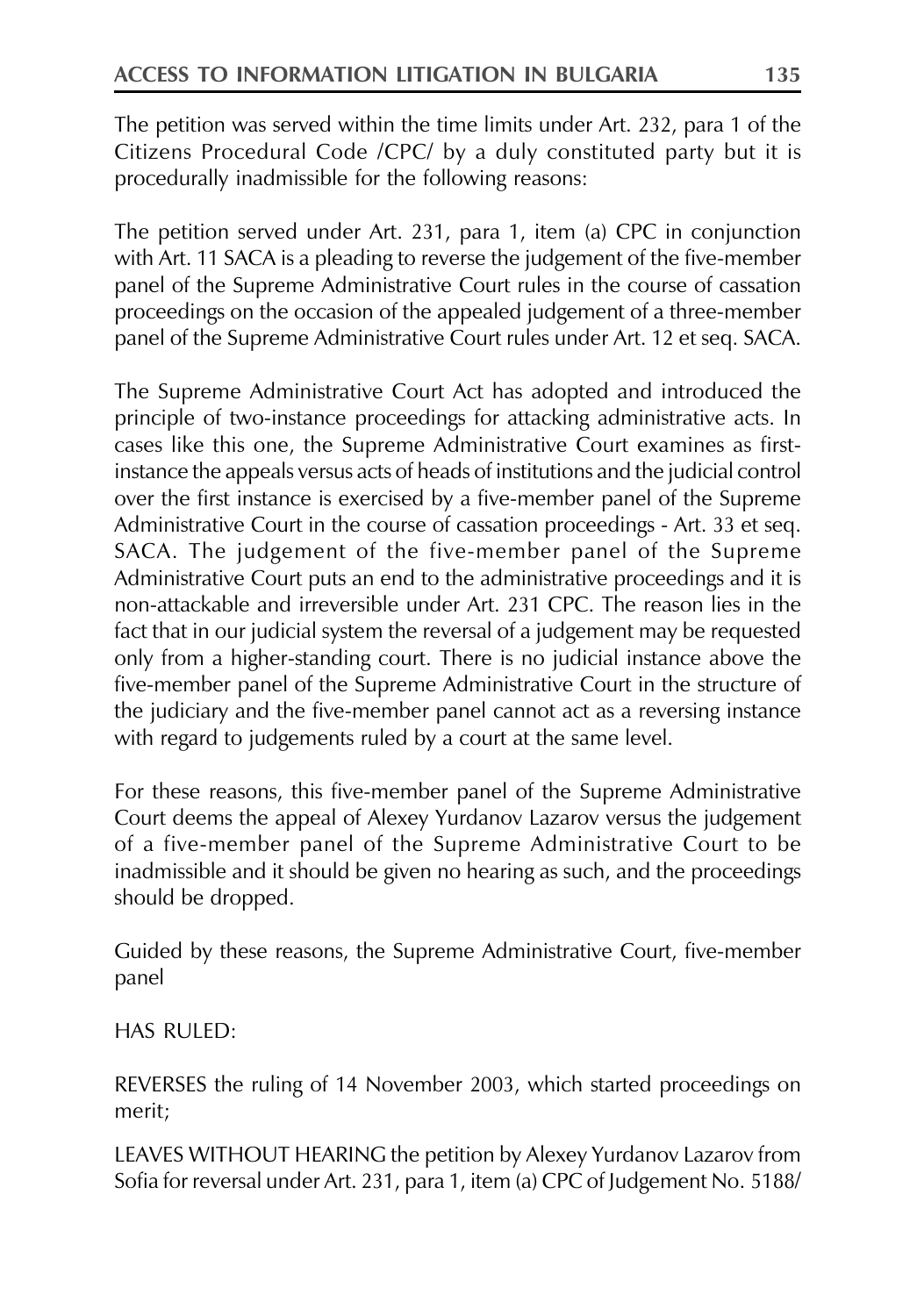The petition was served within the time limits under Art. 232, para 1 of the Citizens Procedural Code /CPC/ by a duly constituted party but it is procedurally inadmissible for the following reasons:

The petition served under Art. 231, para 1, item (a) CPC in conjunction with Art. 11 SACA is a pleading to reverse the judgement of the five-member panel of the Supreme Administrative Court rules in the course of cassation proceedings on the occasion of the appealed judgement of a three-member panel of the Supreme Administrative Court rules under Art. 12 et seq. SACA.

The Supreme Administrative Court Act has adopted and introduced the principle of two-instance proceedings for attacking administrative acts. In cases like this one, the Supreme Administrative Court examines as first-instance the appeals versus acts of heads of institutions and the judicial control over the first instance is exercised by a five-member panel of the Supreme Administrative Court in the course of cassation proceedings - Art. 33 et seq. SACA. The judgement of the five-member panel of the Supreme Administrative Court puts an end to the administrative proceedings and it is non-attackable and irreversible under Art. 231 CPC. The reason lies in the fact that in our judicial system the reversal of a judgement may be requested only from a higher-standing court. There is no judicial instance above the five-member panel of the Supreme Administrative Court in the structure of the judiciary and the five-member panel cannot act as a reversing instance with regard to judgements ruled by a court at the same level.

For these reasons, this five-member panel of the Supreme Administrative Court deems the appeal of Alexey Yurdanov Lazarov versus the judgement of a five-member panel of the Supreme Administrative Court to be inadmissible and it should be given no hearing as such, and the proceedings should be dropped.

Guided by these reasons, the Supreme Administrative Court, five-member panel

HAS RULED:

REVERSES the ruling of 14 November 2003, which started proceedings on merit;

LEAVES WITHOUT HEARING the petition by Alexey Yurdanov Lazarov from Sofia for reversal under Art. 231, para 1, item (a) CPC of Judgement No. 5188/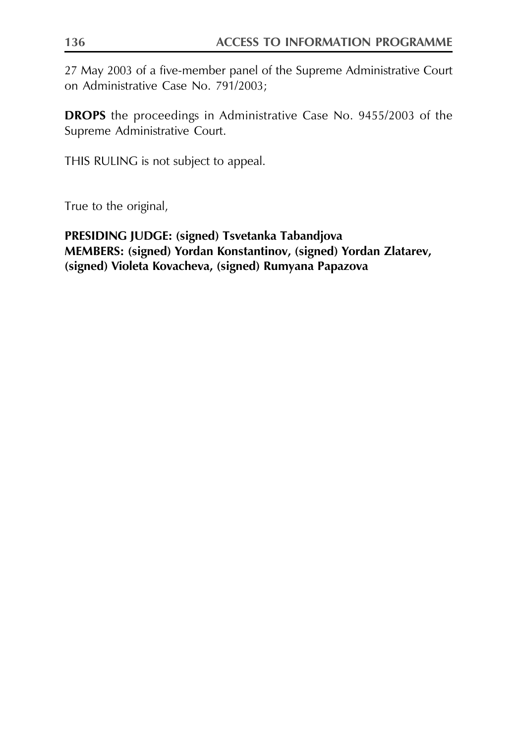27 May 2003 of a five-member panel of the Supreme Administrative Court on Administrative Case No. 791/2003;

**DROPS** the proceedings in Administrative Case No. 9455/2003 of the Supreme Administrative Court.

THIS RULING is not subject to appeal.

True to the original,

**PRESIDING JUDGE: (signed) Tsvetanka Tabandjova**
**MEMBERS: (signed) Yordan Konstantinov, (signed) Yordan Zlatarev, (signed) Violeta Kovacheva, (signed) Rumyana Papazova**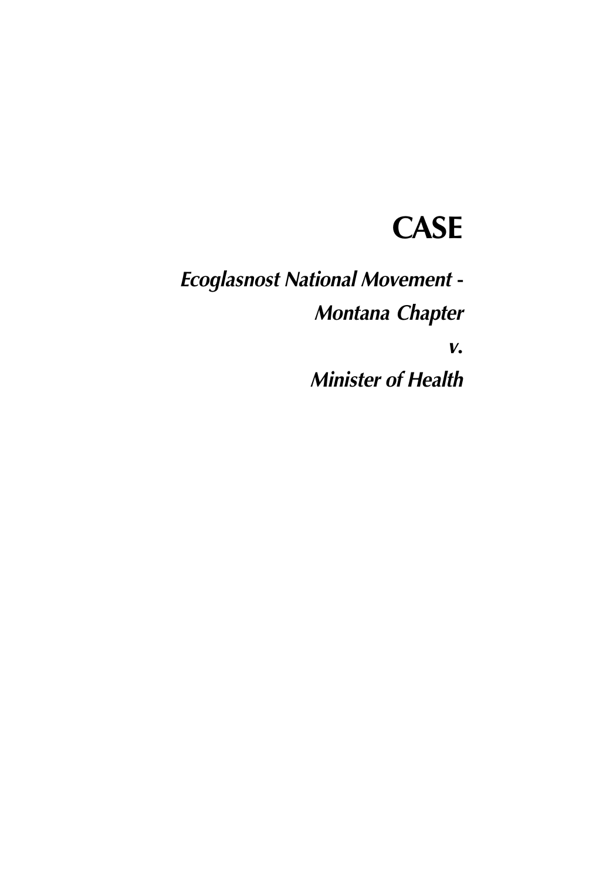# CASE

## *Ecoglasnost National Movement - Montana Chapter v. Minister of Health*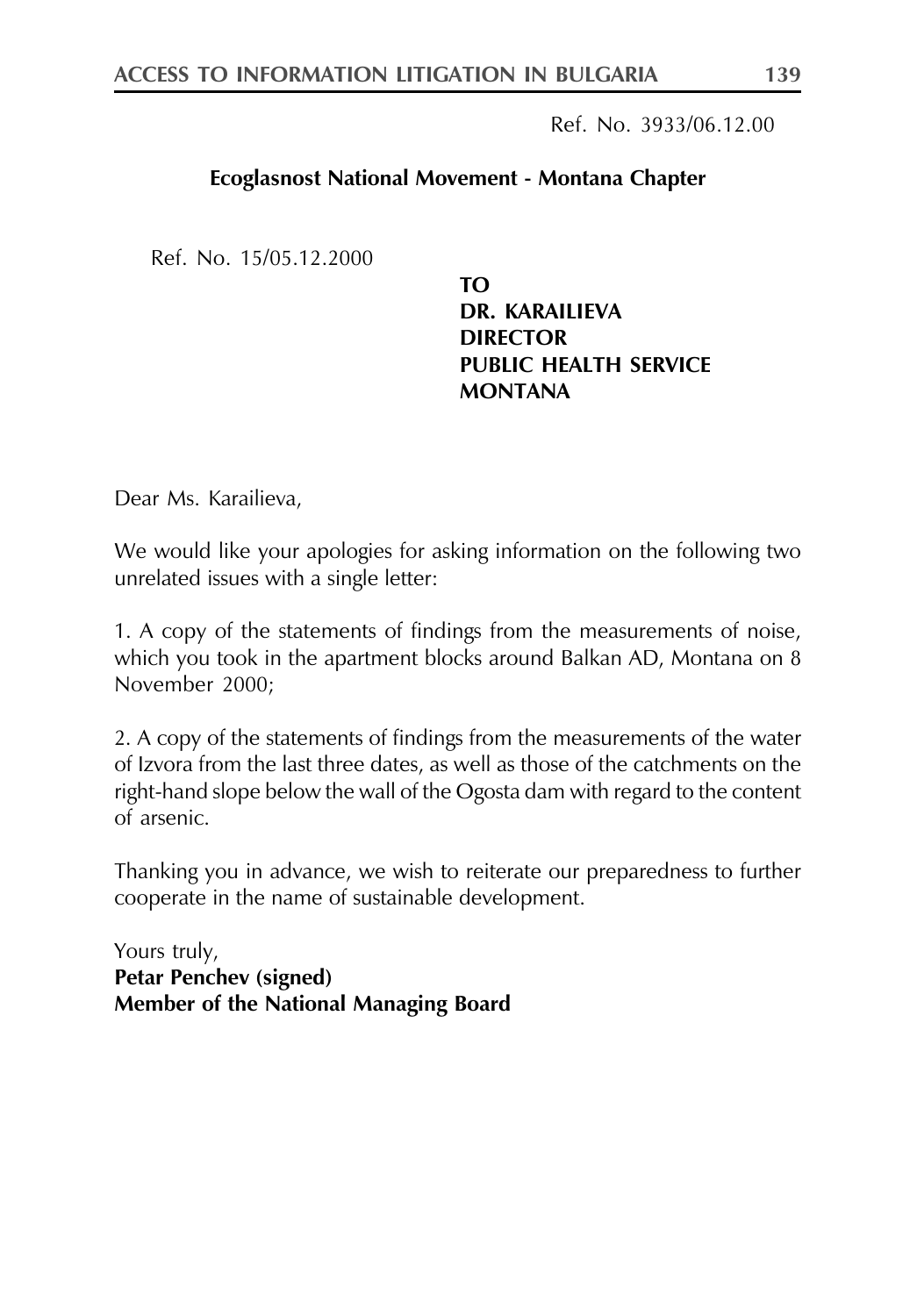Ref. No. 3933/06.12.00

**Ecoglasnost National Movement - Montana Chapter**

Ref. No. 15/05.12.2000

**TO**
**DR. KARAILIEVA**
**DIRECTOR**
**PUBLIC HEALTH SERVICE**
**MONTANA**

Dear Ms. Karailieva,

We would like your apologies for asking information on the following two unrelated issues with a single letter:

1. A copy of the statements of findings from the measurements of noise, which you took in the apartment blocks around Balkan AD, Montana on 8 November 2000;

2. A copy of the statements of findings from the measurements of the water of Izvora from the last three dates, as well as those of the catchments on the right-hand slope below the wall of the Ogosta dam with regard to the content of arsenic.

Thanking you in advance, we wish to reiterate our preparedness to further cooperate in the name of sustainable development.

Yours truly,
**Petar Penchev (signed)**
**Member of the National Managing Board**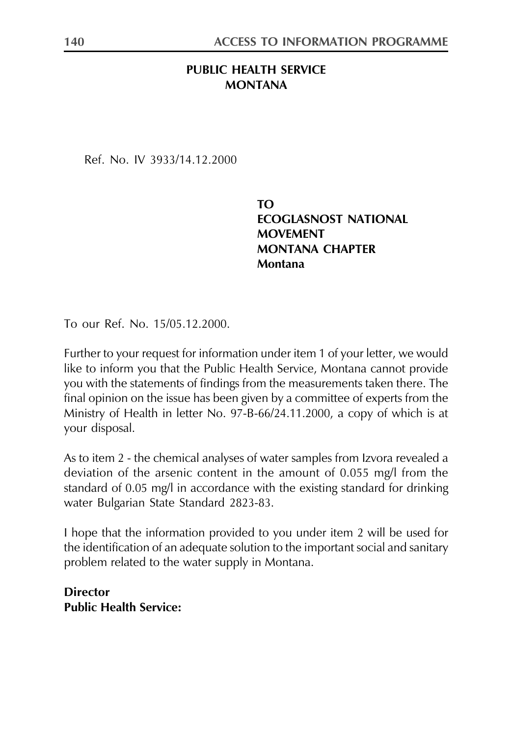**PUBLIC HEALTH SERVICE MONTANA**

Ref. No. IV 3933/14.12.2000

**TO**
**ECOGLASNOST NATIONAL MOVEMENT**
**MONTANA CHAPTER**
**Montana**

To our Ref. No. 15/05.12.2000.

Further to your request for information under item 1 of your letter, we would like to inform you that the Public Health Service, Montana cannot provide you with the statements of findings from the measurements taken there. The final opinion on the issue has been given by a committee of experts from the Ministry of Health in letter No. 97-B-66/24.11.2000, a copy of which is at your disposal.

As to item 2 - the chemical analyses of water samples from Izvora revealed a deviation of the arsenic content in the amount of 0.055 mg/l from the standard of 0.05 mg/l in accordance with the existing standard for drinking water Bulgarian State Standard 2823-83.

I hope that the information provided to you under item 2 will be used for the identification of an adequate solution to the important social and sanitary problem related to the water supply in Montana.

**Director**
**Public Health Service:**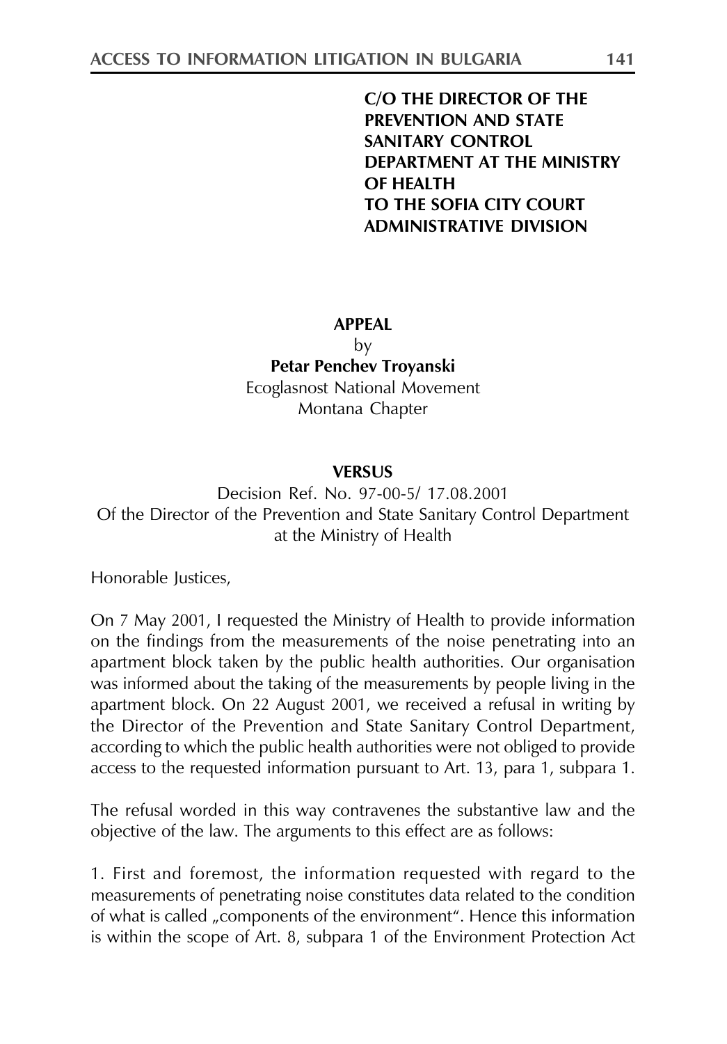**C/O THE DIRECTOR OF THE PREVENTION AND STATE SANITARY CONTROL DEPARTMENT AT THE MINISTRY OF HEALTH**
**TO THE SOFIA CITY COURT ADMINISTRATIVE DIVISION**

**APPEAL**

by

**Petar Penchev Troyanski**

Ecoglasnost National Movement

Montana Chapter

**VERSUS**

Decision Ref. No. 97-00-5/ 17.08.2001
Of the Director of the Prevention and State Sanitary Control Department at the Ministry of Health

Honorable Justices,

On 7 May 2001, I requested the Ministry of Health to provide information on the findings from the measurements of the noise penetrating into an apartment block taken by the public health authorities. Our organisation was informed about the taking of the measurements by people living in the apartment block. On 22 August 2001, we received a refusal in writing by the Director of the Prevention and State Sanitary Control Department, according to which the public health authorities were not obliged to provide access to the requested information pursuant to Art. 13, para 1, subpara 1.

The refusal worded in this way contravenes the substantive law and the objective of the law. The arguments to this effect are as follows:

1. First and foremost, the information requested with regard to the measurements of penetrating noise constitutes data related to the condition of what is called „components of the environment". Hence this information is within the scope of Art. 8, subpara 1 of the Environment Protection Act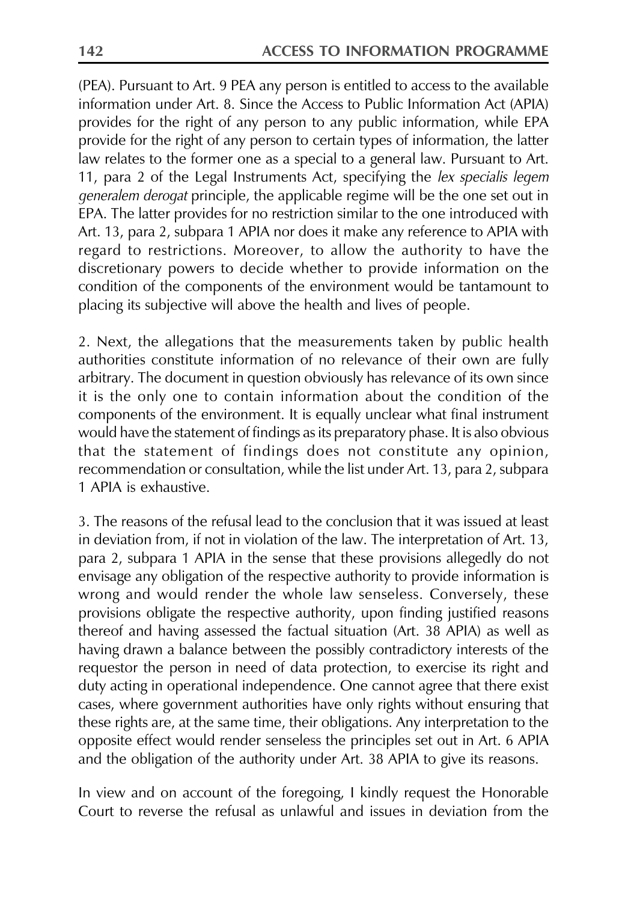(PEA). Pursuant to Art. 9 PEA any person is entitled to access to the available information under Art. 8. Since the Access to Public Information Act (APIA) provides for the right of any person to any public information, while EPA provide for the right of any person to certain types of information, the latter law relates to the former one as a special to a general law. Pursuant to Art. 11, para 2 of the Legal Instruments Act, specifying the *lex specialis legem generalem derogat* principle, the applicable regime will be the one set out in EPA. The latter provides for no restriction similar to the one introduced with Art. 13, para 2, subpara 1 APIA nor does it make any reference to APIA with regard to restrictions. Moreover, to allow the authority to have the discretionary powers to decide whether to provide information on the condition of the components of the environment would be tantamount to placing its subjective will above the health and lives of people.

2. Next, the allegations that the measurements taken by public health authorities constitute information of no relevance of their own are fully arbitrary. The document in question obviously has relevance of its own since it is the only one to contain information about the condition of the components of the environment. It is equally unclear what final instrument would have the statement of findings as its preparatory phase. It is also obvious that the statement of findings does not constitute any opinion, recommendation or consultation, while the list under Art. 13, para 2, subpara 1 APIA is exhaustive.

3. The reasons of the refusal lead to the conclusion that it was issued at least in deviation from, if not in violation of the law. The interpretation of Art. 13, para 2, subpara 1 APIA in the sense that these provisions allegedly do not envisage any obligation of the respective authority to provide information is wrong and would render the whole law senseless. Conversely, these provisions obligate the respective authority, upon finding justified reasons thereof and having assessed the factual situation (Art. 38 APIA) as well as having drawn a balance between the possibly contradictory interests of the requestor the person in need of data protection, to exercise its right and duty acting in operational independence. One cannot agree that there exist cases, where government authorities have only rights without ensuring that these rights are, at the same time, their obligations. Any interpretation to the opposite effect would render senseless the principles set out in Art. 6 APIA and the obligation of the authority under Art. 38 APIA to give its reasons.

In view and on account of the foregoing, I kindly request the Honorable Court to reverse the refusal as unlawful and issues in deviation from the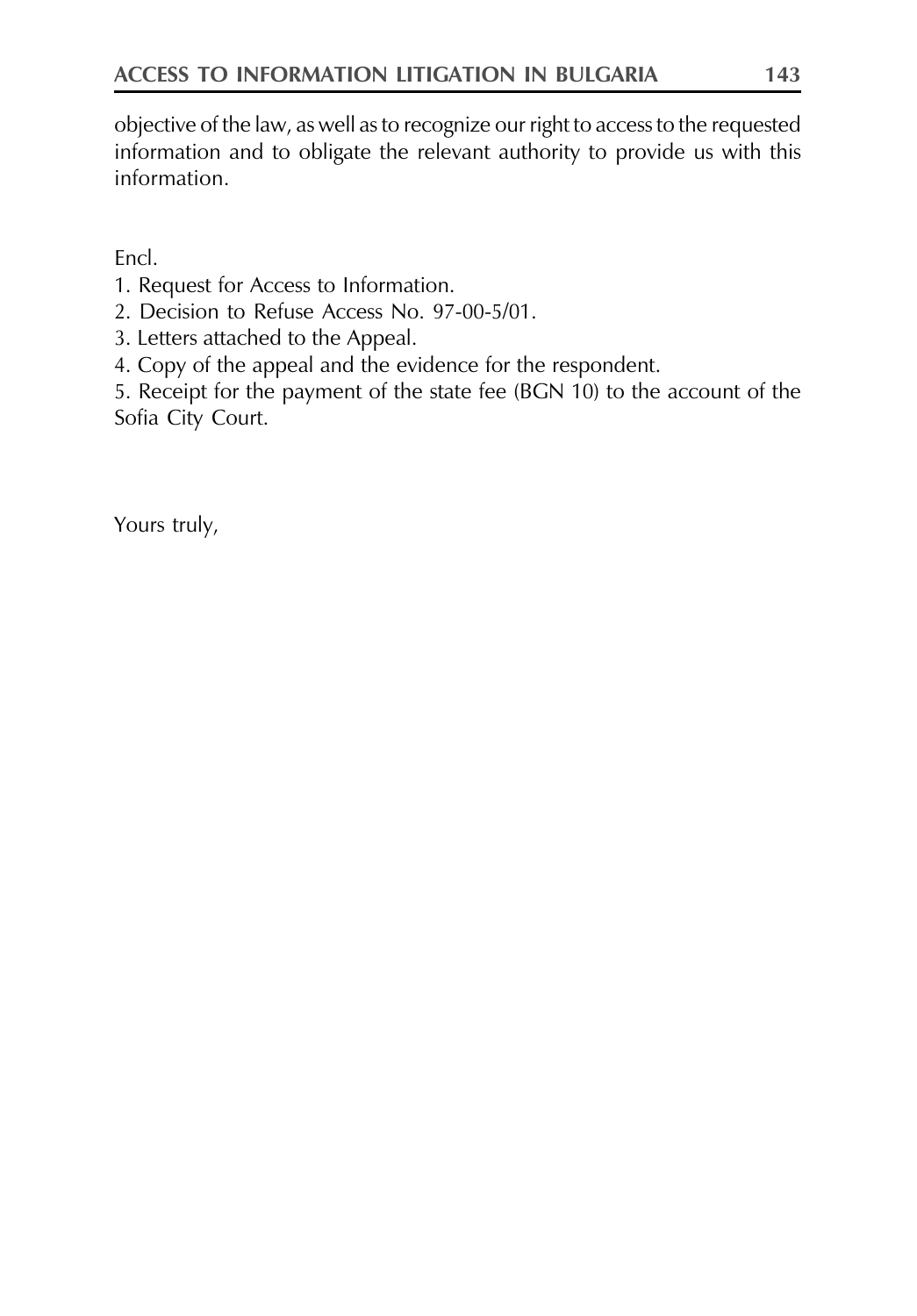objective of the law, as well as to recognize our right to access to the requested information and to obligate the relevant authority to provide us with this information.

Encl.

1. Request for Access to Information.
2. Decision to Refuse Access No. 97-00-5/01.
3. Letters attached to the Appeal.
4. Copy of the appeal and the evidence for the respondent.
5. Receipt for the payment of the state fee (BGN 10) to the account of the Sofia City Court.

Yours truly,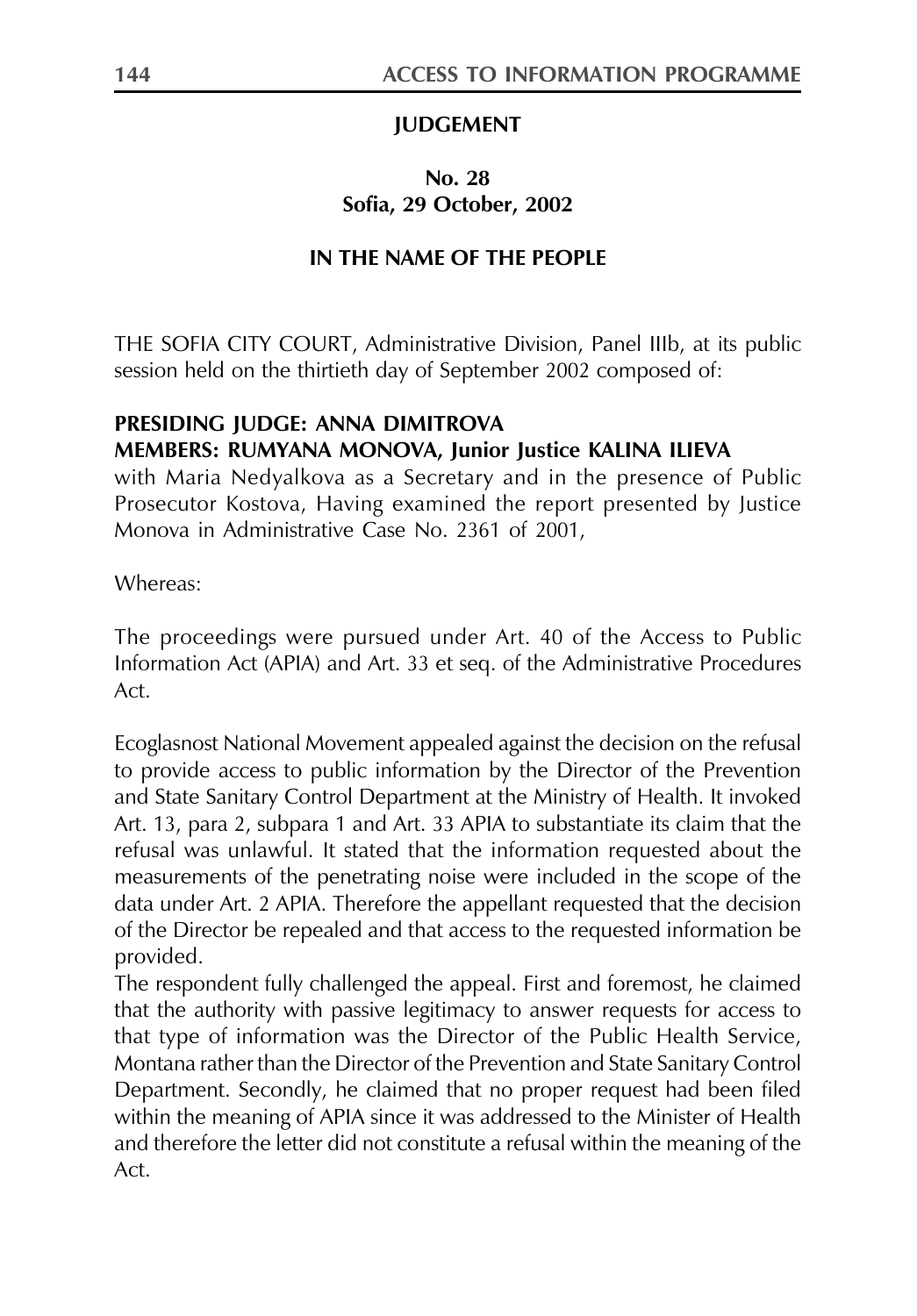**JUDGEMENT**

**No. 28**
**Sofia, 29 October, 2002**

**IN THE NAME OF THE PEOPLE**

THE SOFIA CITY COURT, Administrative Division, Panel IIIb, at its public session held on the thirtieth day of September 2002 composed of:

**PRESIDING JUDGE: ANNA DIMITROVA**
**MEMBERS: RUMYANA MONOVA, Junior Justice KALINA ILIEVA**
with Maria Nedyalkova as a Secretary and in the presence of Public Prosecutor Kostova, Having examined the report presented by Justice Monova in Administrative Case No. 2361 of 2001,

Whereas:

The proceedings were pursued under Art. 40 of the Access to Public Information Act (APIA) and Art. 33 et seq. of the Administrative Procedures Act.

Ecoglasnost National Movement appealed against the decision on the refusal to provide access to public information by the Director of the Prevention and State Sanitary Control Department at the Ministry of Health. It invoked Art. 13, para 2, subpara 1 and Art. 33 APIA to substantiate its claim that the refusal was unlawful. It stated that the information requested about the measurements of the penetrating noise were included in the scope of the data under Art. 2 APIA. Therefore the appellant requested that the decision of the Director be repealed and that access to the requested information be provided.

The respondent fully challenged the appeal. First and foremost, he claimed that the authority with passive legitimacy to answer requests for access to that type of information was the Director of the Public Health Service, Montana rather than the Director of the Prevention and State Sanitary Control Department. Secondly, he claimed that no proper request had been filed within the meaning of APIA since it was addressed to the Minister of Health and therefore the letter did not constitute a refusal within the meaning of the Act.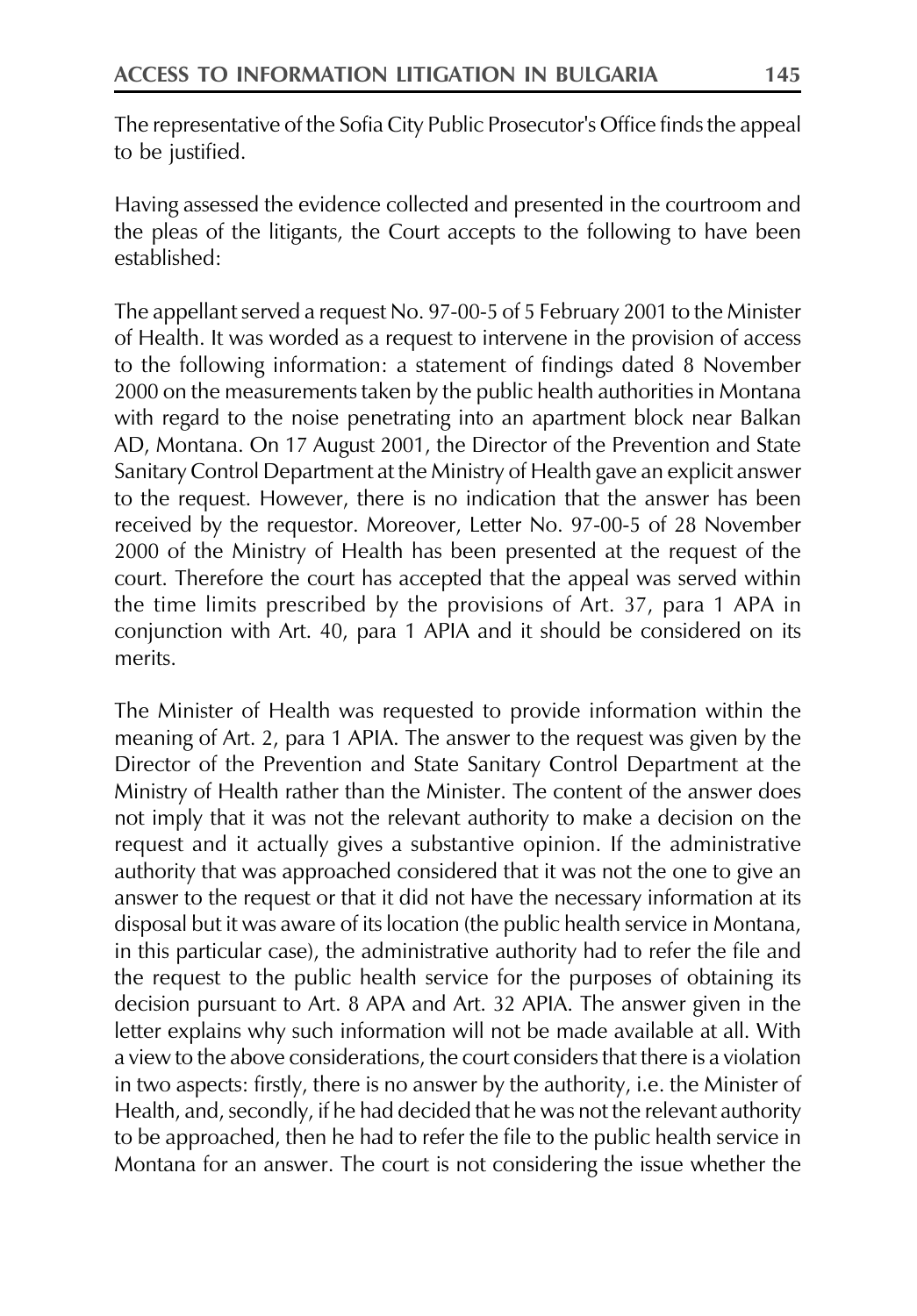The representative of the Sofia City Public Prosecutor's Office finds the appeal to be justified.

Having assessed the evidence collected and presented in the courtroom and the pleas of the litigants, the Court accepts to the following to have been established:

The appellant served a request No. 97-00-5 of 5 February 2001 to the Minister of Health. It was worded as a request to intervene in the provision of access to the following information: a statement of findings dated 8 November 2000 on the measurements taken by the public health authorities in Montana with regard to the noise penetrating into an apartment block near Balkan AD, Montana. On 17 August 2001, the Director of the Prevention and State Sanitary Control Department at the Ministry of Health gave an explicit answer to the request. However, there is no indication that the answer has been received by the requestor. Moreover, Letter No. 97-00-5 of 28 November 2000 of the Ministry of Health has been presented at the request of the court. Therefore the court has accepted that the appeal was served within the time limits prescribed by the provisions of Art. 37, para 1 APA in conjunction with Art. 40, para 1 APIA and it should be considered on its merits.

The Minister of Health was requested to provide information within the meaning of Art. 2, para 1 APIA. The answer to the request was given by the Director of the Prevention and State Sanitary Control Department at the Ministry of Health rather than the Minister. The content of the answer does not imply that it was not the relevant authority to make a decision on the request and it actually gives a substantive opinion. If the administrative authority that was approached considered that it was not the one to give an answer to the request or that it did not have the necessary information at its disposal but it was aware of its location (the public health service in Montana, in this particular case), the administrative authority had to refer the file and the request to the public health service for the purposes of obtaining its decision pursuant to Art. 8 APA and Art. 32 APIA. The answer given in the letter explains why such information will not be made available at all. With a view to the above considerations, the court considers that there is a violation in two aspects: firstly, there is no answer by the authority, i.e. the Minister of Health, and, secondly, if he had decided that he was not the relevant authority to be approached, then he had to refer the file to the public health service in Montana for an answer. The court is not considering the issue whether the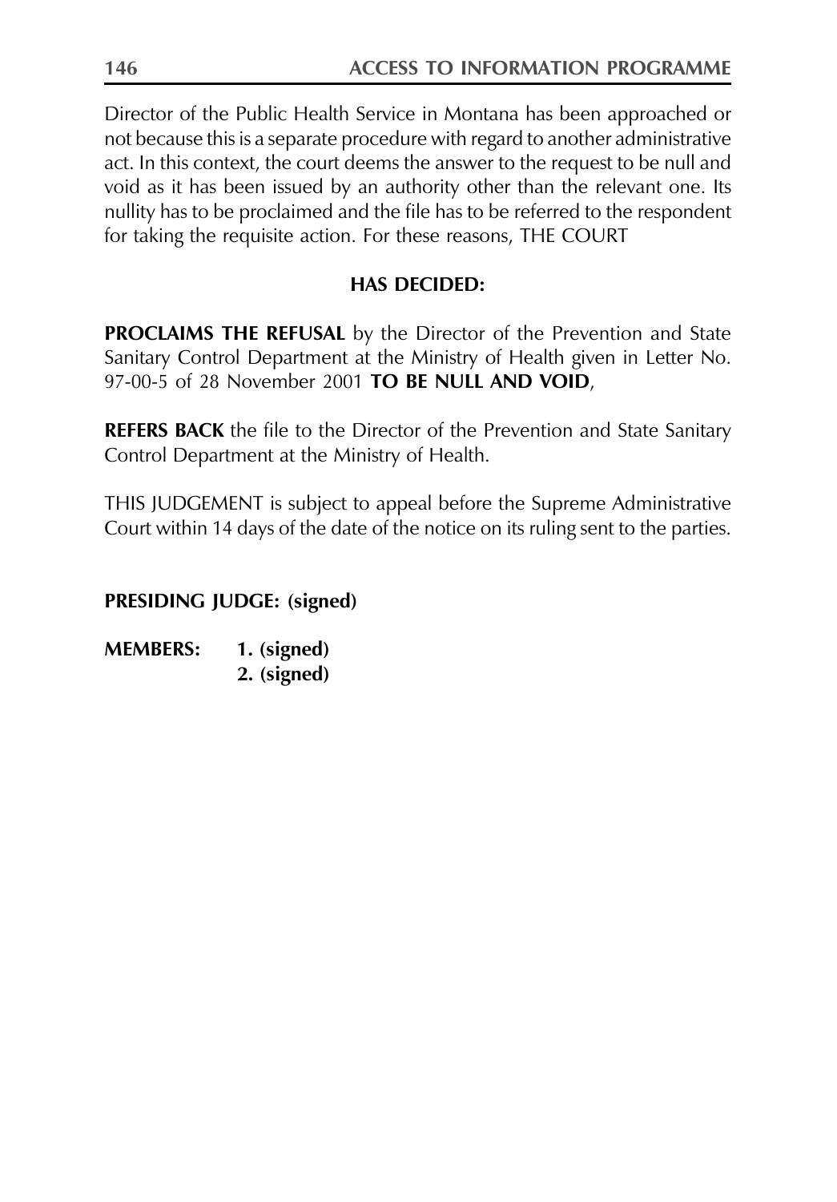Director of the Public Health Service in Montana has been approached or not because this is a separate procedure with regard to another administrative act. In this context, the court deems the answer to the request to be null and void as it has been issued by an authority other than the relevant one. Its nullity has to be proclaimed and the file has to be referred to the respondent for taking the requisite action. For these reasons, THE COURT

**HAS DECIDED:**

**PROCLAIMS THE REFUSAL** by the Director of the Prevention and State Sanitary Control Department at the Ministry of Health given in Letter No. 97-00-5 of 28 November 2001 **TO BE NULL AND VOID**,

**REFERS BACK** the file to the Director of the Prevention and State Sanitary Control Department at the Ministry of Health.

THIS JUDGEMENT is subject to appeal before the Supreme Administrative Court within 14 days of the date of the notice on its ruling sent to the parties.

**PRESIDING JUDGE: (signed)**

**MEMBERS: 1. (signed)**
**2. (signed)**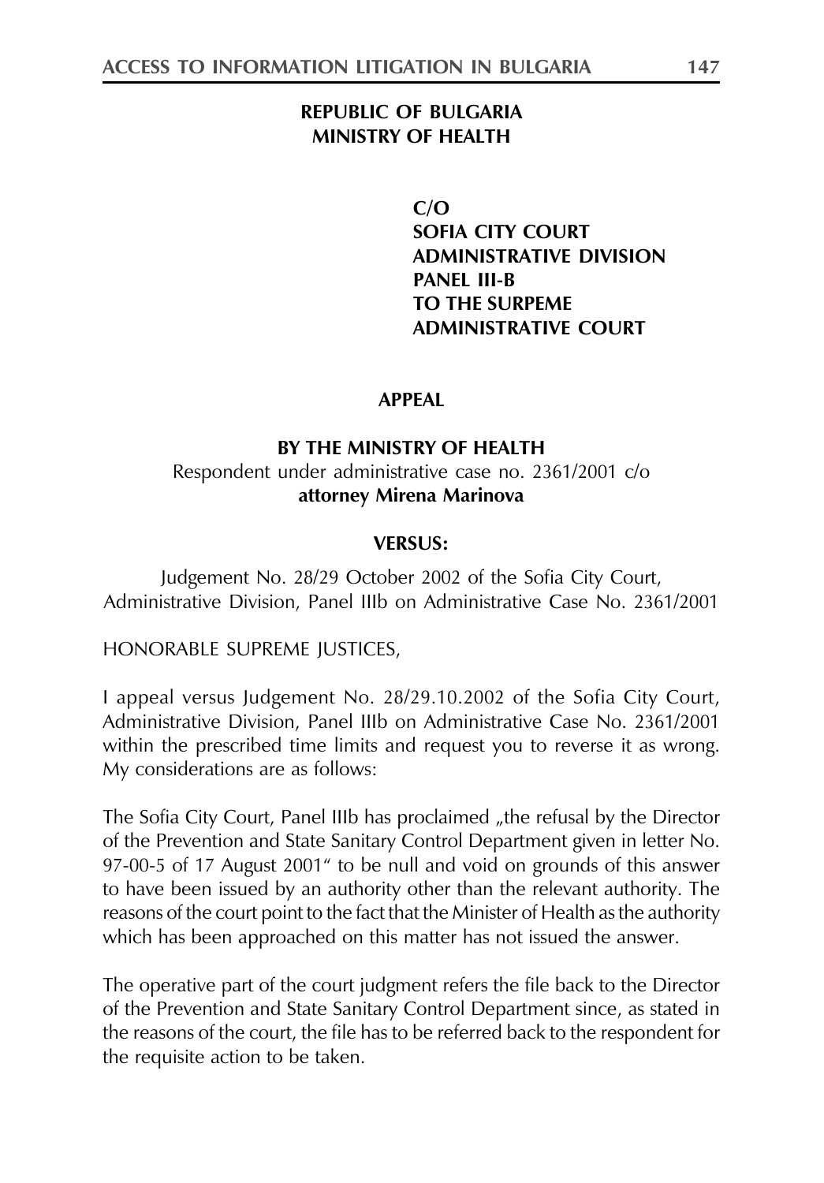**REPUBLIC OF BULGARIA**
**MINISTRY OF HEALTH**

**C/O**
**SOFIA CITY COURT**
**ADMINISTRATIVE DIVISION**
**PANEL III-B**
**TO THE SURPEME**
**ADMINISTRATIVE COURT**

**APPEAL**

**BY THE MINISTRY OF HEALTH**
Respondent under administrative case no. 2361/2001 c/o
**attorney Mirena Marinova**

**VERSUS:**

Judgement No. 28/29 October 2002 of the Sofia City Court, Administrative Division, Panel IIIb on Administrative Case No. 2361/2001

HONORABLE SUPREME JUSTICES,

I appeal versus Judgement No. 28/29.10.2002 of the Sofia City Court, Administrative Division, Panel IIIb on Administrative Case No. 2361/2001 within the prescribed time limits and request you to reverse it as wrong. My considerations are as follows:

The Sofia City Court, Panel IIIb has proclaimed „the refusal by the Director of the Prevention and State Sanitary Control Department given in letter No. 97-00-5 of 17 August 2001" to be null and void on grounds of this answer to have been issued by an authority other than the relevant authority. The reasons of the court point to the fact that the Minister of Health as the authority which has been approached on this matter has not issued the answer.

The operative part of the court judgment refers the file back to the Director of the Prevention and State Sanitary Control Department since, as stated in the reasons of the court, the file has to be referred back to the respondent for the requisite action to be taken.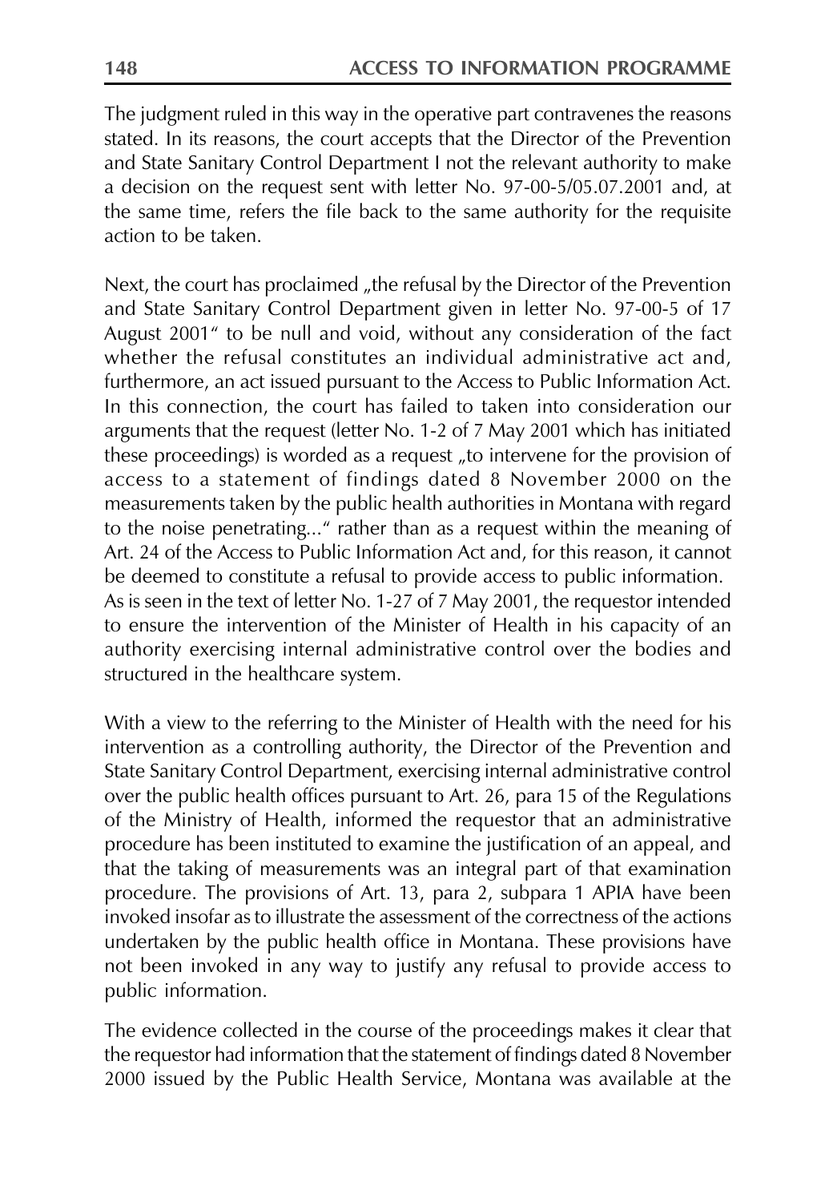The judgment ruled in this way in the operative part contravenes the reasons stated. In its reasons, the court accepts that the Director of the Prevention and State Sanitary Control Department I not the relevant authority to make a decision on the request sent with letter No. 97-00-5/05.07.2001 and, at the same time, refers the file back to the same authority for the requisite action to be taken.

Next, the court has proclaimed „the refusal by the Director of the Prevention and State Sanitary Control Department given in letter No. 97-00-5 of 17 August 2001" to be null and void, without any consideration of the fact whether the refusal constitutes an individual administrative act and, furthermore, an act issued pursuant to the Access to Public Information Act. In this connection, the court has failed to taken into consideration our arguments that the request (letter No. 1-2 of 7 May 2001 which has initiated these proceedings) is worded as a request „to intervene for the provision of access to a statement of findings dated 8 November 2000 on the measurements taken by the public health authorities in Montana with regard to the noise penetrating..." rather than as a request within the meaning of Art. 24 of the Access to Public Information Act and, for this reason, it cannot be deemed to constitute a refusal to provide access to public information. As is seen in the text of letter No. 1-27 of 7 May 2001, the requestor intended to ensure the intervention of the Minister of Health in his capacity of an authority exercising internal administrative control over the bodies and structured in the healthcare system.

With a view to the referring to the Minister of Health with the need for his intervention as a controlling authority, the Director of the Prevention and State Sanitary Control Department, exercising internal administrative control over the public health offices pursuant to Art. 26, para 15 of the Regulations of the Ministry of Health, informed the requestor that an administrative procedure has been instituted to examine the justification of an appeal, and that the taking of measurements was an integral part of that examination procedure. The provisions of Art. 13, para 2, subpara 1 APIA have been invoked insofar as to illustrate the assessment of the correctness of the actions undertaken by the public health office in Montana. These provisions have not been invoked in any way to justify any refusal to provide access to public information.

The evidence collected in the course of the proceedings makes it clear that the requestor had information that the statement of findings dated 8 November 2000 issued by the Public Health Service, Montana was available at the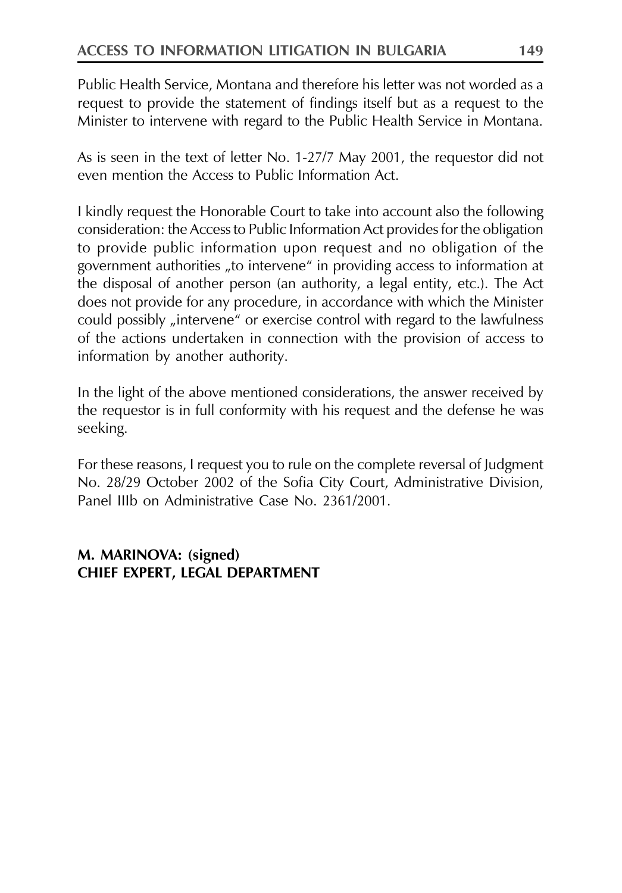Public Health Service, Montana and therefore his letter was not worded as a request to provide the statement of findings itself but as a request to the Minister to intervene with regard to the Public Health Service in Montana.

As is seen in the text of letter No. 1-27/7 May 2001, the requestor did not even mention the Access to Public Information Act.

I kindly request the Honorable Court to take into account also the following consideration: the Access to Public Information Act provides for the obligation to provide public information upon request and no obligation of the government authorities „to intervene" in providing access to information at the disposal of another person (an authority, a legal entity, etc.). The Act does not provide for any procedure, in accordance with which the Minister could possibly „intervene" or exercise control with regard to the lawfulness of the actions undertaken in connection with the provision of access to information by another authority.

In the light of the above mentioned considerations, the answer received by the requestor is in full conformity with his request and the defense he was seeking.

For these reasons, I request you to rule on the complete reversal of Judgment No. 28/29 October 2002 of the Sofia City Court, Administrative Division, Panel IIIb on Administrative Case No. 2361/2001.

**M. MARINOVA: (signed)**
**CHIEF EXPERT, LEGAL DEPARTMENT**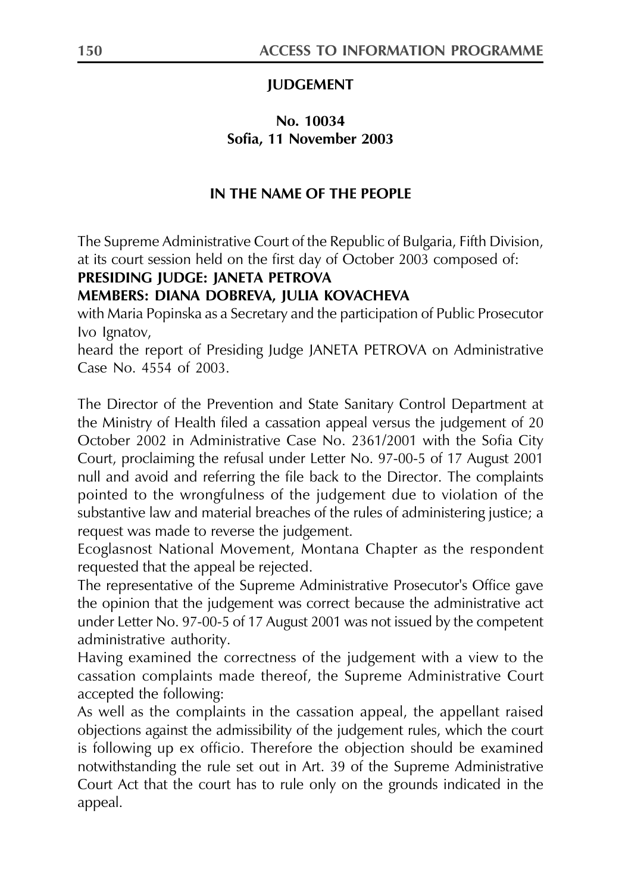**JUDGEMENT**

**No. 10034**
**Sofia, 11 November 2003**

**IN THE NAME OF THE PEOPLE**

The Supreme Administrative Court of the Republic of Bulgaria, Fifth Division, at its court session held on the first day of October 2003 composed of:
**PRESIDING JUDGE: JANETA PETROVA**
**MEMBERS: DIANA DOBREVA, JULIA KOVACHEVA**
with Maria Popinska as a Secretary and the participation of Public Prosecutor Ivo Ignatov,
heard the report of Presiding Judge JANETA PETROVA on Administrative Case No. 4554 of 2003.

The Director of the Prevention and State Sanitary Control Department at the Ministry of Health filed a cassation appeal versus the judgement of 20 October 2002 in Administrative Case No. 2361/2001 with the Sofia City Court, proclaiming the refusal under Letter No. 97-00-5 of 17 August 2001 null and avoid and referring the file back to the Director. The complaints pointed to the wrongfulness of the judgement due to violation of the substantive law and material breaches of the rules of administering justice; a request was made to reverse the judgement.
Ecoglasnost National Movement, Montana Chapter as the respondent requested that the appeal be rejected.
The representative of the Supreme Administrative Prosecutor's Office gave the opinion that the judgement was correct because the administrative act under Letter No. 97-00-5 of 17 August 2001 was not issued by the competent administrative authority.
Having examined the correctness of the judgement with a view to the cassation complaints made thereof, the Supreme Administrative Court accepted the following:
As well as the complaints in the cassation appeal, the appellant raised objections against the admissibility of the judgement rules, which the court is following up ex officio. Therefore the objection should be examined notwithstanding the rule set out in Art. 39 of the Supreme Administrative Court Act that the court has to rule only on the grounds indicated in the appeal.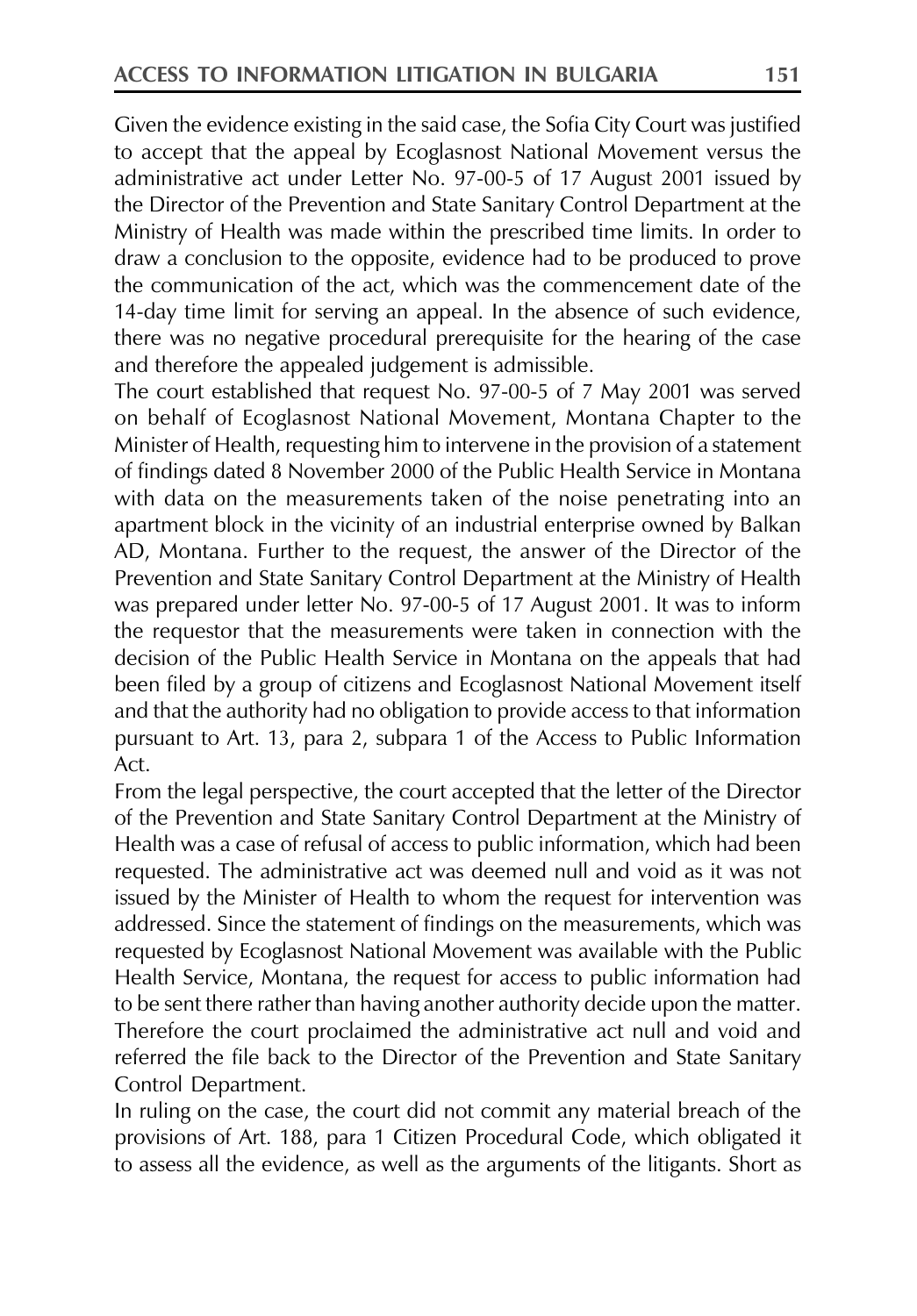Given the evidence existing in the said case, the Sofia City Court was justified to accept that the appeal by Ecoglasnost National Movement versus the administrative act under Letter No. 97-00-5 of 17 August 2001 issued by the Director of the Prevention and State Sanitary Control Department at the Ministry of Health was made within the prescribed time limits. In order to draw a conclusion to the opposite, evidence had to be produced to prove the communication of the act, which was the commencement date of the 14-day time limit for serving an appeal. In the absence of such evidence, there was no negative procedural prerequisite for the hearing of the case and therefore the appealed judgement is admissible.

The court established that request No. 97-00-5 of 7 May 2001 was served on behalf of Ecoglasnost National Movement, Montana Chapter to the Minister of Health, requesting him to intervene in the provision of a statement of findings dated 8 November 2000 of the Public Health Service in Montana with data on the measurements taken of the noise penetrating into an apartment block in the vicinity of an industrial enterprise owned by Balkan AD, Montana. Further to the request, the answer of the Director of the Prevention and State Sanitary Control Department at the Ministry of Health was prepared under letter No. 97-00-5 of 17 August 2001. It was to inform the requestor that the measurements were taken in connection with the decision of the Public Health Service in Montana on the appeals that had been filed by a group of citizens and Ecoglasnost National Movement itself and that the authority had no obligation to provide access to that information pursuant to Art. 13, para 2, subpara 1 of the Access to Public Information Act.

From the legal perspective, the court accepted that the letter of the Director of the Prevention and State Sanitary Control Department at the Ministry of Health was a case of refusal of access to public information, which had been requested. The administrative act was deemed null and void as it was not issued by the Minister of Health to whom the request for intervention was addressed. Since the statement of findings on the measurements, which was requested by Ecoglasnost National Movement was available with the Public Health Service, Montana, the request for access to public information had to be sent there rather than having another authority decide upon the matter. Therefore the court proclaimed the administrative act null and void and referred the file back to the Director of the Prevention and State Sanitary Control Department.

In ruling on the case, the court did not commit any material breach of the provisions of Art. 188, para 1 Citizen Procedural Code, which obligated it to assess all the evidence, as well as the arguments of the litigants. Short as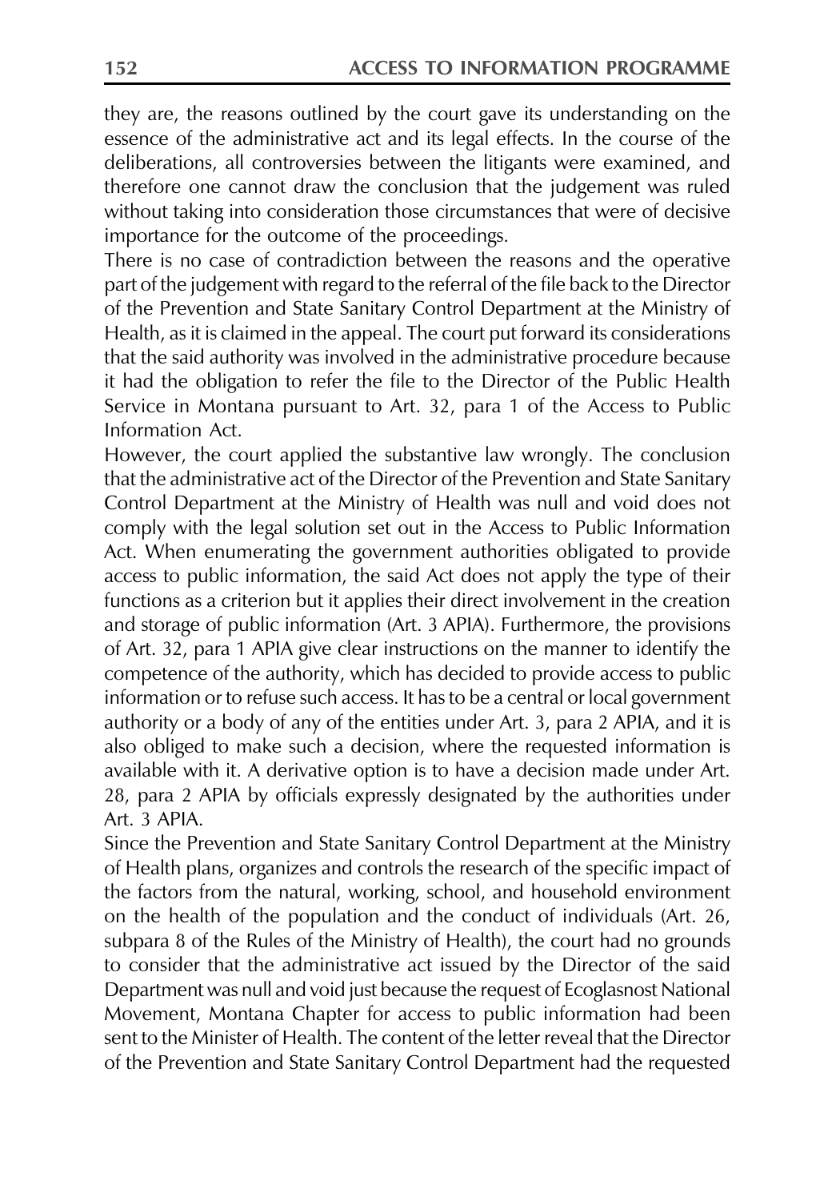they are, the reasons outlined by the court gave its understanding on the essence of the administrative act and its legal effects. In the course of the deliberations, all controversies between the litigants were examined, and therefore one cannot draw the conclusion that the judgement was ruled without taking into consideration those circumstances that were of decisive importance for the outcome of the proceedings.

There is no case of contradiction between the reasons and the operative part of the judgement with regard to the referral of the file back to the Director of the Prevention and State Sanitary Control Department at the Ministry of Health, as it is claimed in the appeal. The court put forward its considerations that the said authority was involved in the administrative procedure because it had the obligation to refer the file to the Director of the Public Health Service in Montana pursuant to Art. 32, para 1 of the Access to Public Information Act.

However, the court applied the substantive law wrongly. The conclusion that the administrative act of the Director of the Prevention and State Sanitary Control Department at the Ministry of Health was null and void does not comply with the legal solution set out in the Access to Public Information Act. When enumerating the government authorities obligated to provide access to public information, the said Act does not apply the type of their functions as a criterion but it applies their direct involvement in the creation and storage of public information (Art. 3 APIA). Furthermore, the provisions of Art. 32, para 1 APIA give clear instructions on the manner to identify the competence of the authority, which has decided to provide access to public information or to refuse such access. It has to be a central or local government authority or a body of any of the entities under Art. 3, para 2 APIA, and it is also obliged to make such a decision, where the requested information is available with it. A derivative option is to have a decision made under Art. 28, para 2 APIA by officials expressly designated by the authorities under Art. 3 APIA.

Since the Prevention and State Sanitary Control Department at the Ministry of Health plans, organizes and controls the research of the specific impact of the factors from the natural, working, school, and household environment on the health of the population and the conduct of individuals (Art. 26, subpara 8 of the Rules of the Ministry of Health), the court had no grounds to consider that the administrative act issued by the Director of the said Department was null and void just because the request of Ecoglasnost National Movement, Montana Chapter for access to public information had been sent to the Minister of Health. The content of the letter reveal that the Director of the Prevention and State Sanitary Control Department had the requested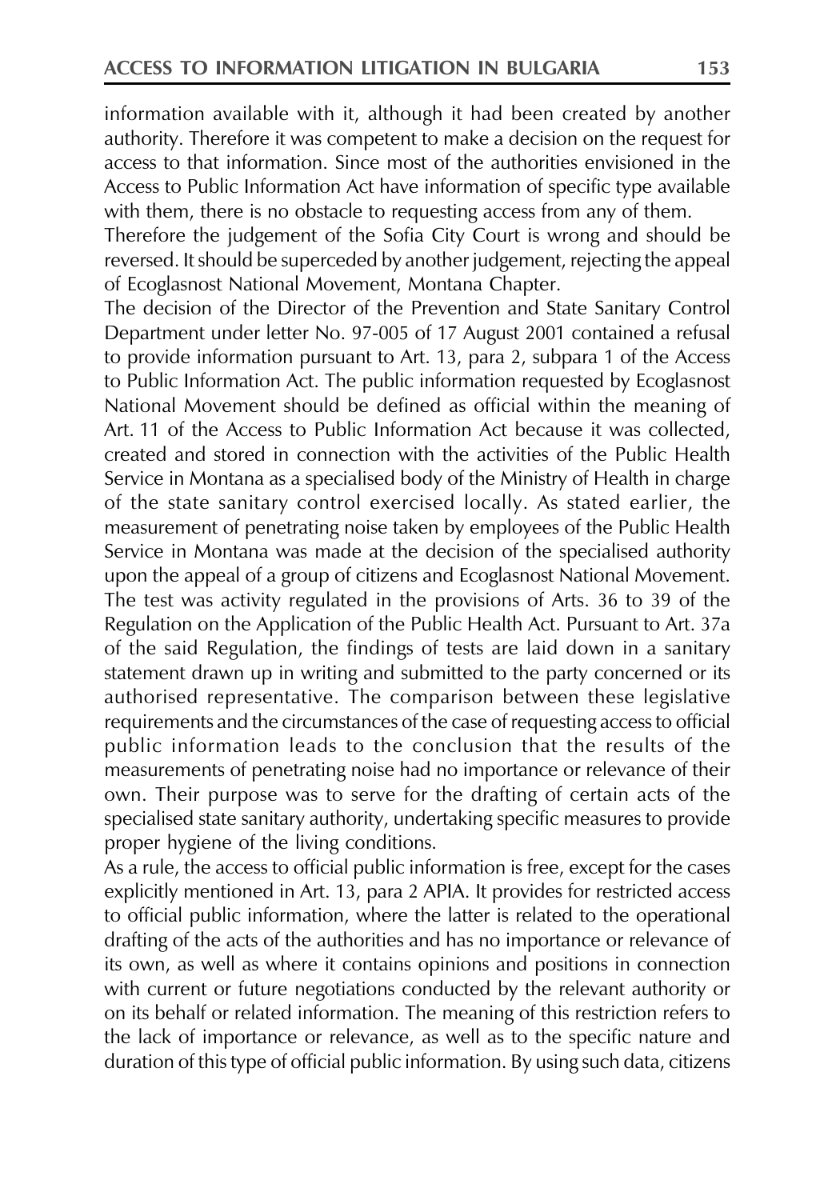information available with it, although it had been created by another authority. Therefore it was competent to make a decision on the request for access to that information. Since most of the authorities envisioned in the Access to Public Information Act have information of specific type available with them, there is no obstacle to requesting access from any of them.

Therefore the judgement of the Sofia City Court is wrong and should be reversed. It should be superceded by another judgement, rejecting the appeal of Ecoglasnost National Movement, Montana Chapter.

The decision of the Director of the Prevention and State Sanitary Control Department under letter No. 97-005 of 17 August 2001 contained a refusal to provide information pursuant to Art. 13, para 2, subpara 1 of the Access to Public Information Act. The public information requested by Ecoglasnost National Movement should be defined as official within the meaning of Art. 11 of the Access to Public Information Act because it was collected, created and stored in connection with the activities of the Public Health Service in Montana as a specialised body of the Ministry of Health in charge of the state sanitary control exercised locally. As stated earlier, the measurement of penetrating noise taken by employees of the Public Health Service in Montana was made at the decision of the specialised authority upon the appeal of a group of citizens and Ecoglasnost National Movement. The test was activity regulated in the provisions of Arts. 36 to 39 of the Regulation on the Application of the Public Health Act. Pursuant to Art. 37a of the said Regulation, the findings of tests are laid down in a sanitary statement drawn up in writing and submitted to the party concerned or its authorised representative. The comparison between these legislative requirements and the circumstances of the case of requesting access to official public information leads to the conclusion that the results of the measurements of penetrating noise had no importance or relevance of their own. Their purpose was to serve for the drafting of certain acts of the specialised state sanitary authority, undertaking specific measures to provide proper hygiene of the living conditions.

As a rule, the access to official public information is free, except for the cases explicitly mentioned in Art. 13, para 2 APIA. It provides for restricted access to official public information, where the latter is related to the operational drafting of the acts of the authorities and has no importance or relevance of its own, as well as where it contains opinions and positions in connection with current or future negotiations conducted by the relevant authority or on its behalf or related information. The meaning of this restriction refers to the lack of importance or relevance, as well as to the specific nature and duration of this type of official public information. By using such data, citizens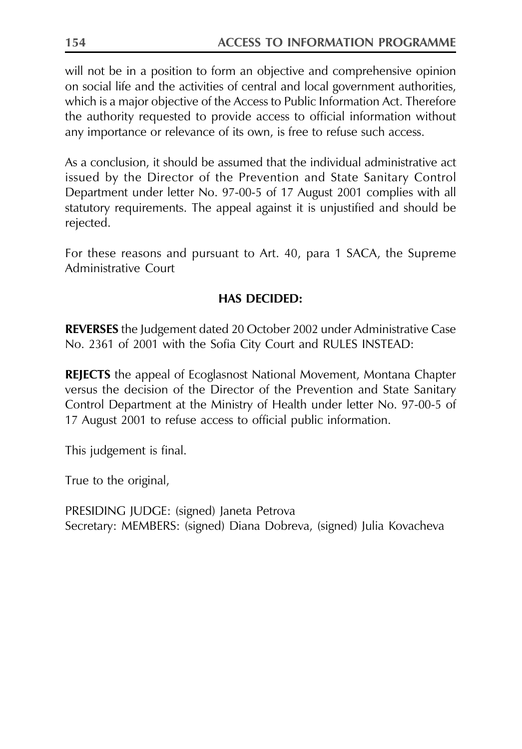will not be in a position to form an objective and comprehensive opinion on social life and the activities of central and local government authorities, which is a major objective of the Access to Public Information Act. Therefore the authority requested to provide access to official information without any importance or relevance of its own, is free to refuse such access.

As a conclusion, it should be assumed that the individual administrative act issued by the Director of the Prevention and State Sanitary Control Department under letter No. 97-00-5 of 17 August 2001 complies with all statutory requirements. The appeal against it is unjustified and should be rejected.

For these reasons and pursuant to Art. 40, para 1 SACA, the Supreme Administrative Court

**HAS DECIDED:**

**REVERSES** the Judgement dated 20 October 2002 under Administrative Case No. 2361 of 2001 with the Sofia City Court and RULES INSTEAD:

**REJECTS** the appeal of Ecoglasnost National Movement, Montana Chapter versus the decision of the Director of the Prevention and State Sanitary Control Department at the Ministry of Health under letter No. 97-00-5 of 17 August 2001 to refuse access to official public information.

This judgement is final.

True to the original,

PRESIDING JUDGE: (signed) Janeta Petrova
Secretary: MEMBERS: (signed) Diana Dobreva, (signed) Julia Kovacheva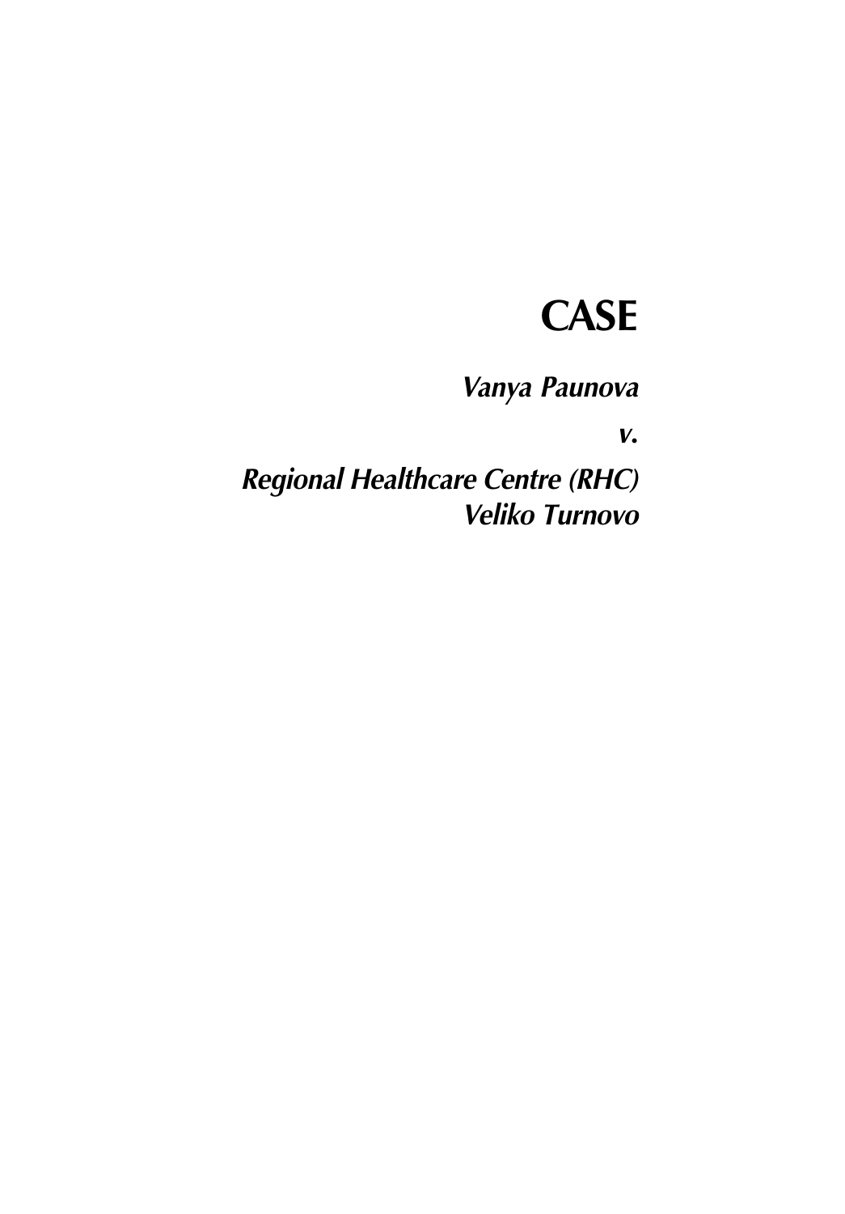# CASE

***Vanya Paunova***

***v.***

***Regional Healthcare Centre (RHC) Veliko Turnovo***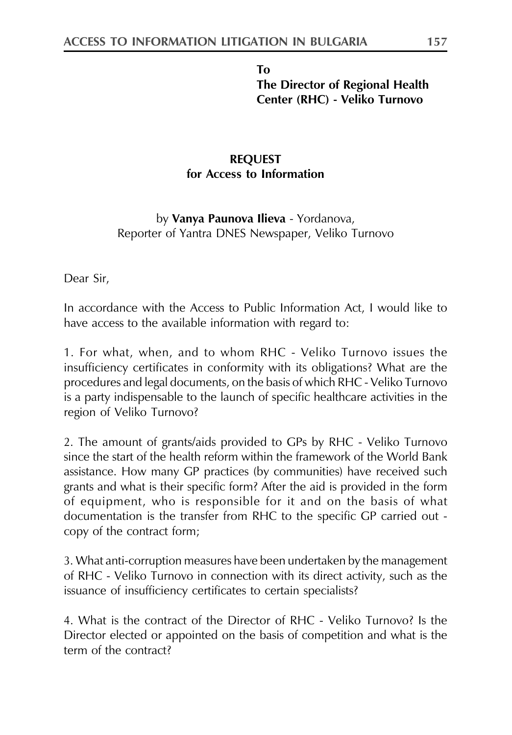**To**
**The Director of Regional Health Center (RHC) - Veliko Turnovo**

**REQUEST**
**for Access to Information**

by **Vanya Paunova Ilieva** - Yordanova,
Reporter of Yantra DNES Newspaper, Veliko Turnovo

Dear Sir,

In accordance with the Access to Public Information Act, I would like to have access to the available information with regard to:

1. For what, when, and to whom RHC - Veliko Turnovo issues the insufficiency certificates in conformity with its obligations? What are the procedures and legal documents, on the basis of which RHC - Veliko Turnovo is a party indispensable to the launch of specific healthcare activities in the region of Veliko Turnovo?

2. The amount of grants/aids provided to GPs by RHC - Veliko Turnovo since the start of the health reform within the framework of the World Bank assistance. How many GP practices (by communities) have received such grants and what is their specific form? After the aid is provided in the form of equipment, who is responsible for it and on the basis of what documentation is the transfer from RHC to the specific GP carried out - copy of the contract form;

3. What anti-corruption measures have been undertaken by the management of RHC - Veliko Turnovo in connection with its direct activity, such as the issuance of insufficiency certificates to certain specialists?

4. What is the contract of the Director of RHC - Veliko Turnovo? Is the Director elected or appointed on the basis of competition and what is the term of the contract?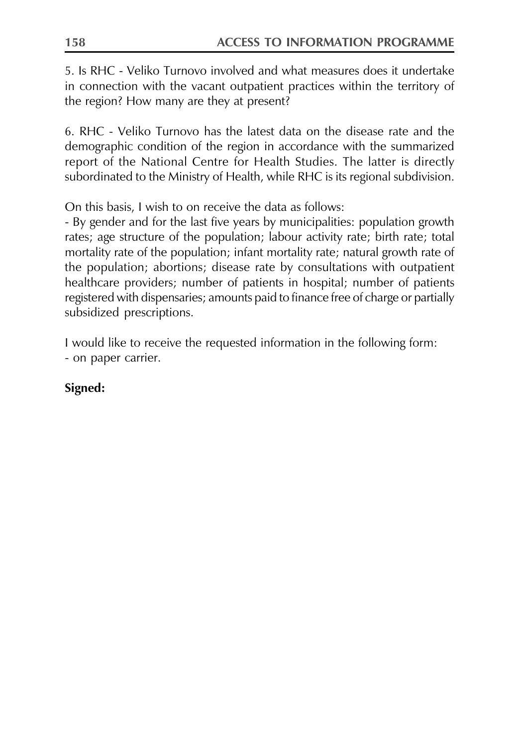5. Is RHC - Veliko Turnovo involved and what measures does it undertake in connection with the vacant outpatient practices within the territory of the region? How many are they at present?

6. RHC - Veliko Turnovo has the latest data on the disease rate and the demographic condition of the region in accordance with the summarized report of the National Centre for Health Studies. The latter is directly subordinated to the Ministry of Health, while RHC is its regional subdivision.

On this basis, I wish to on receive the data as follows:
- By gender and for the last five years by municipalities: population growth rates; age structure of the population; labour activity rate; birth rate; total mortality rate of the population; infant mortality rate; natural growth rate of the population; abortions; disease rate by consultations with outpatient healthcare providers; number of patients in hospital; number of patients registered with dispensaries; amounts paid to finance free of charge or partially subsidized prescriptions.

I would like to receive the requested information in the following form:
- on paper carrier.

**Signed:**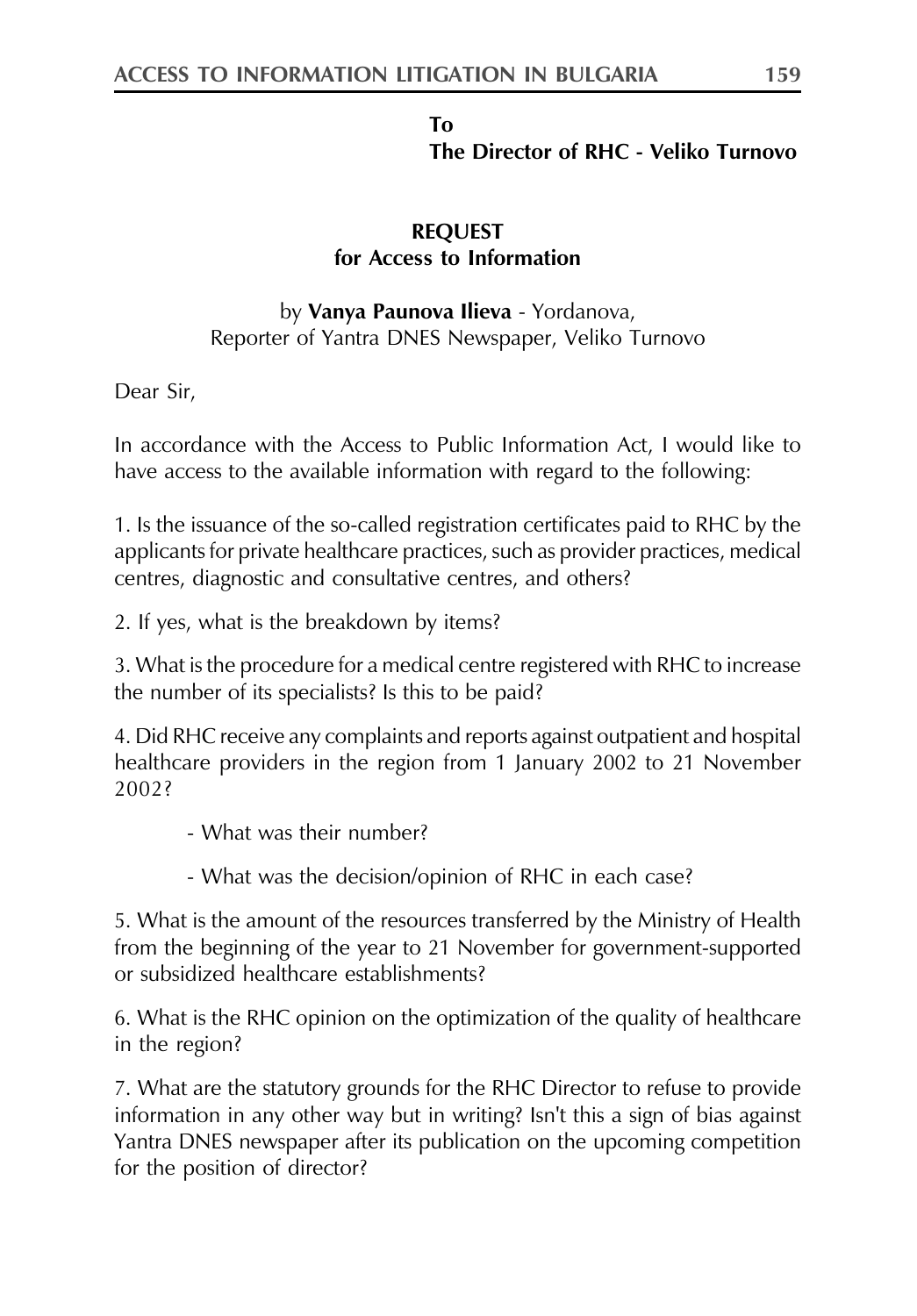**To**
**The Director of RHC - Veliko Turnovo**

**REQUEST**
**for Access to Information**

by **Vanya Paunova Ilieva** - Yordanova,
Reporter of Yantra DNES Newspaper, Veliko Turnovo

Dear Sir,

In accordance with the Access to Public Information Act, I would like to have access to the available information with regard to the following:

1. Is the issuance of the so-called registration certificates paid to RHC by the applicants for private healthcare practices, such as provider practices, medical centres, diagnostic and consultative centres, and others?

2. If yes, what is the breakdown by items?

3. What is the procedure for a medical centre registered with RHC to increase the number of its specialists? Is this to be paid?

4. Did RHC receive any complaints and reports against outpatient and hospital healthcare providers in the region from 1 January 2002 to 21 November 2002?

   - What was their number?

   - What was the decision/opinion of RHC in each case?

5. What is the amount of the resources transferred by the Ministry of Health from the beginning of the year to 21 November for government-supported or subsidized healthcare establishments?

6. What is the RHC opinion on the optimization of the quality of healthcare in the region?

7. What are the statutory grounds for the RHC Director to refuse to provide information in any other way but in writing? Isn't this a sign of bias against Yantra DNES newspaper after its publication on the upcoming competition for the position of director?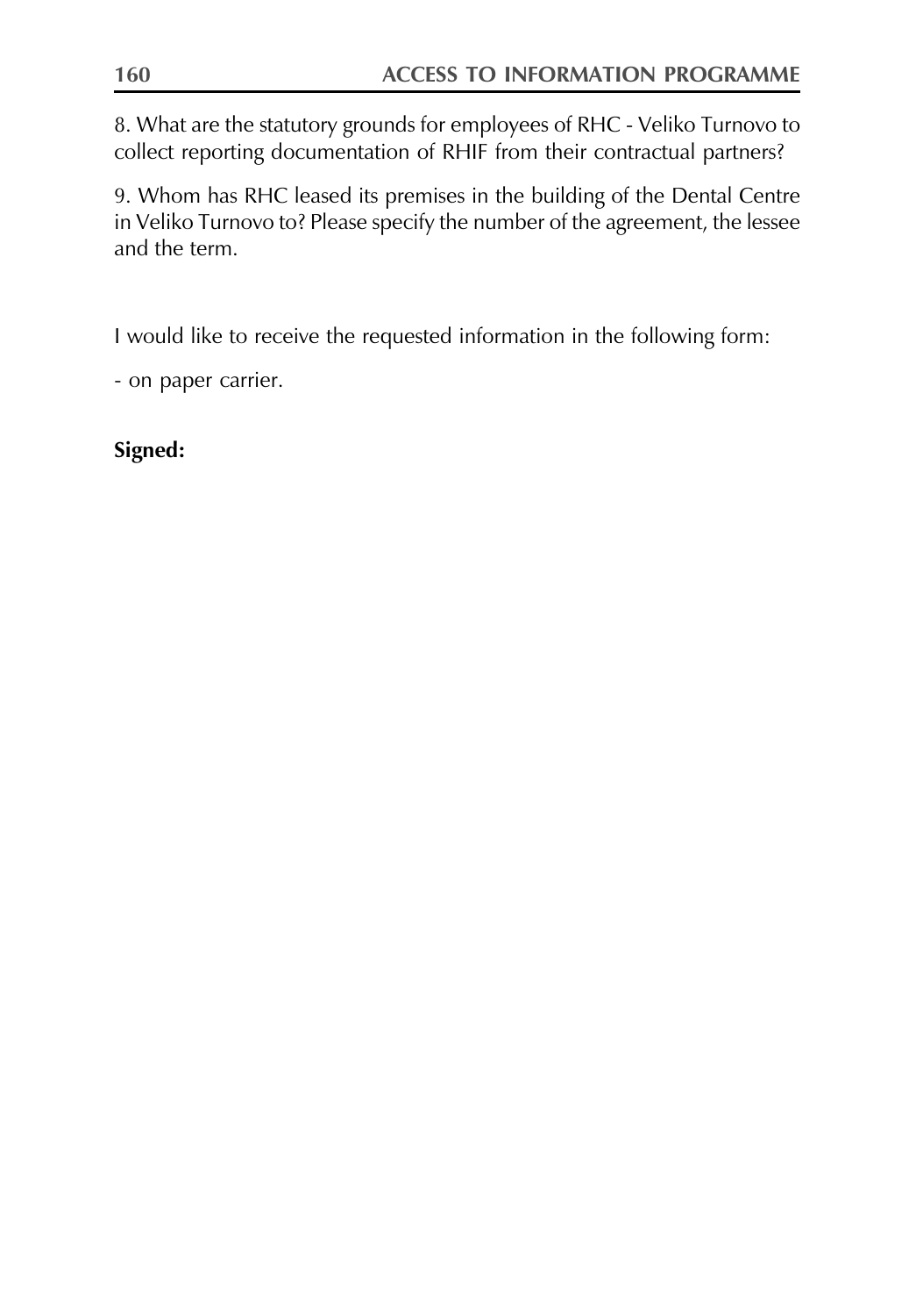8. What are the statutory grounds for employees of RHC - Veliko Turnovo to collect reporting documentation of RHIF from their contractual partners?

9. Whom has RHC leased its premises in the building of the Dental Centre in Veliko Turnovo to? Please specify the number of the agreement, the lessee and the term.

I would like to receive the requested information in the following form:

- on paper carrier.

**Signed:**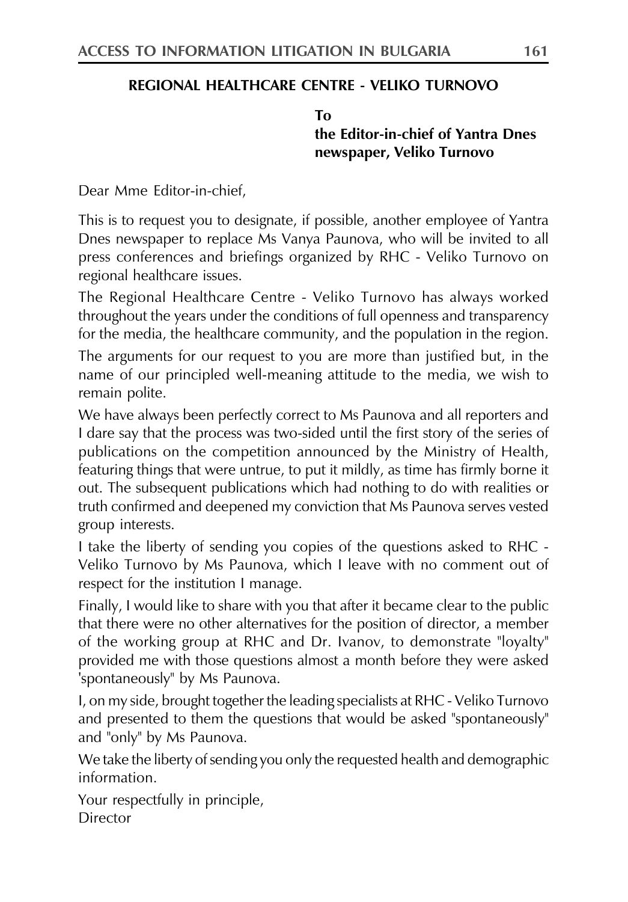**REGIONAL HEALTHCARE CENTRE - VELIKO TURNOVO**

**To**
**the Editor-in-chief of Yantra Dnes newspaper, Veliko Turnovo**

Dear Mme Editor-in-chief,

This is to request you to designate, if possible, another employee of Yantra Dnes newspaper to replace Ms Vanya Paunova, who will be invited to all press conferences and briefings organized by RHC - Veliko Turnovo on regional healthcare issues.

The Regional Healthcare Centre - Veliko Turnovo has always worked throughout the years under the conditions of full openness and transparency for the media, the healthcare community, and the population in the region.

The arguments for our request to you are more than justified but, in the name of our principled well-meaning attitude to the media, we wish to remain polite.

We have always been perfectly correct to Ms Paunova and all reporters and I dare say that the process was two-sided until the first story of the series of publications on the competition announced by the Ministry of Health, featuring things that were untrue, to put it mildly, as time has firmly borne it out. The subsequent publications which had nothing to do with realities or truth confirmed and deepened my conviction that Ms Paunova serves vested group interests.

I take the liberty of sending you copies of the questions asked to RHC - Veliko Turnovo by Ms Paunova, which I leave with no comment out of respect for the institution I manage.

Finally, I would like to share with you that after it became clear to the public that there were no other alternatives for the position of director, a member of the working group at RHC and Dr. Ivanov, to demonstrate "loyalty" provided me with those questions almost a month before they were asked 'spontaneously" by Ms Paunova.

I, on my side, brought together the leading specialists at RHC - Veliko Turnovo and presented to them the questions that would be asked "spontaneously" and "only" by Ms Paunova.

We take the liberty of sending you only the requested health and demographic information.

Your respectfully in principle,
Director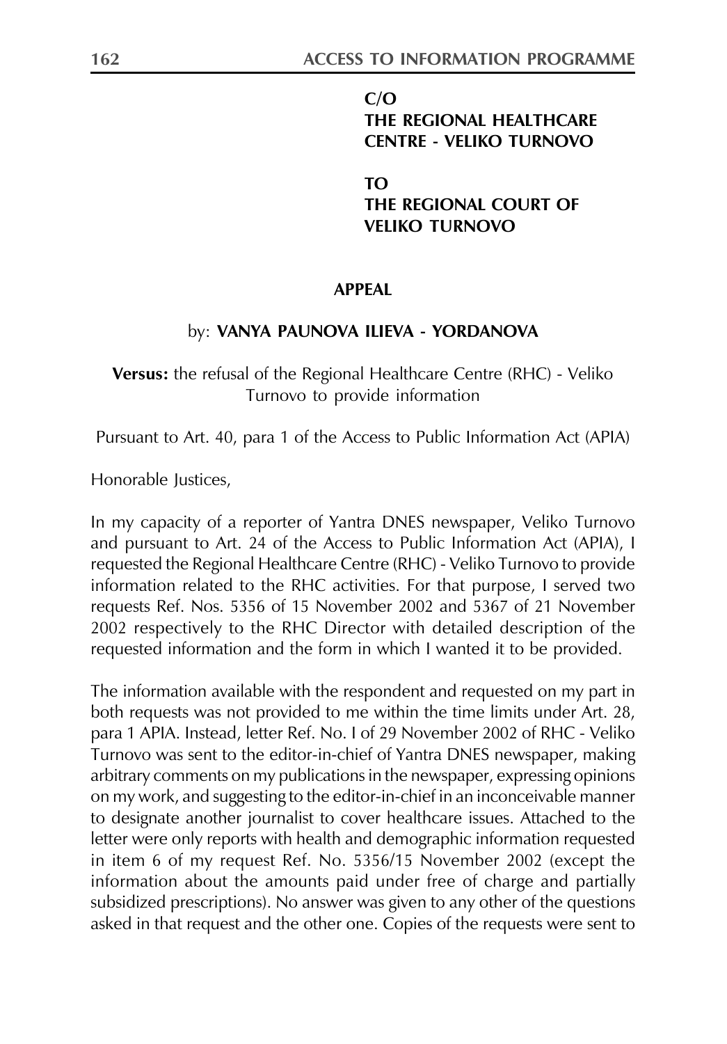**C/O**
**THE REGIONAL HEALTHCARE CENTRE - VELIKO TURNOVO**

**TO**
**THE REGIONAL COURT OF VELIKO TURNOVO**

**APPEAL**

by: **VANYA PAUNOVA ILIEVA - YORDANOVA**

**Versus:** the refusal of the Regional Healthcare Centre (RHC) - Veliko Turnovo to provide information

Pursuant to Art. 40, para 1 of the Access to Public Information Act (APIA)

Honorable Justices,

In my capacity of a reporter of Yantra DNES newspaper, Veliko Turnovo and pursuant to Art. 24 of the Access to Public Information Act (APIA), I requested the Regional Healthcare Centre (RHC) - Veliko Turnovo to provide information related to the RHC activities. For that purpose, I served two requests Ref. Nos. 5356 of 15 November 2002 and 5367 of 21 November 2002 respectively to the RHC Director with detailed description of the requested information and the form in which I wanted it to be provided.

The information available with the respondent and requested on my part in both requests was not provided to me within the time limits under Art. 28, para 1 APIA. Instead, letter Ref. No. I of 29 November 2002 of RHC - Veliko Turnovo was sent to the editor-in-chief of Yantra DNES newspaper, making arbitrary comments on my publications in the newspaper, expressing opinions on my work, and suggesting to the editor-in-chief in an inconceivable manner to designate another journalist to cover healthcare issues. Attached to the letter were only reports with health and demographic information requested in item 6 of my request Ref. No. 5356/15 November 2002 (except the information about the amounts paid under free of charge and partially subsidized prescriptions). No answer was given to any other of the questions asked in that request and the other one. Copies of the requests were sent to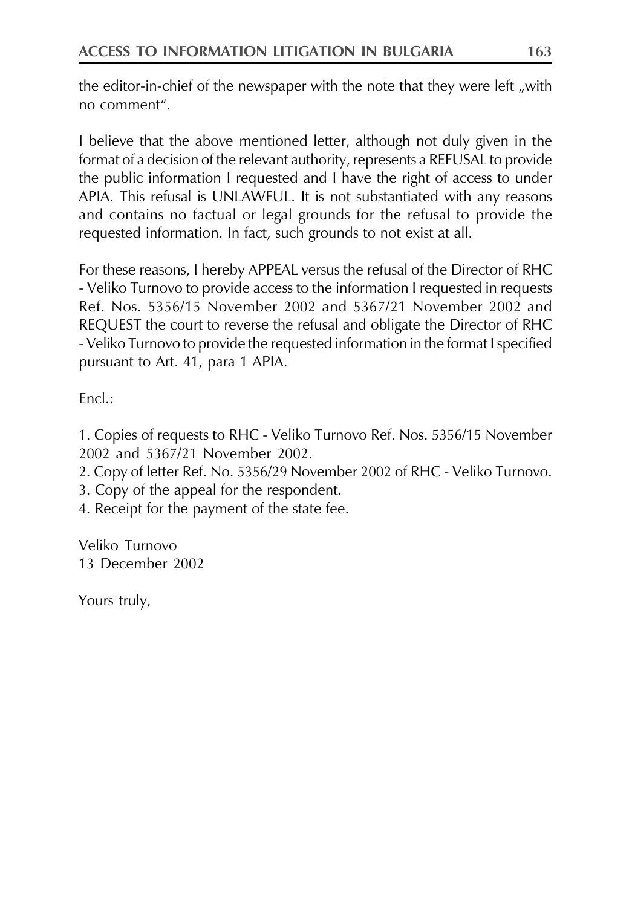the editor-in-chief of the newspaper with the note that they were left „with no comment".

I believe that the above mentioned letter, although not duly given in the format of a decision of the relevant authority, represents a REFUSAL to provide the public information I requested and I have the right of access to under APIA. This refusal is UNLAWFUL. It is not substantiated with any reasons and contains no factual or legal grounds for the refusal to provide the requested information. In fact, such grounds to not exist at all.

For these reasons, I hereby APPEAL versus the refusal of the Director of RHC - Veliko Turnovo to provide access to the information I requested in requests Ref. Nos. 5356/15 November 2002 and 5367/21 November 2002 and REQUEST the court to reverse the refusal and obligate the Director of RHC - Veliko Turnovo to provide the requested information in the format I specified pursuant to Art. 41, para 1 APIA.

Encl.:

1. Copies of requests to RHC - Veliko Turnovo Ref. Nos. 5356/15 November 2002 and 5367/21 November 2002.
2. Copy of letter Ref. No. 5356/29 November 2002 of RHC - Veliko Turnovo.
3. Copy of the appeal for the respondent.
4. Receipt for the payment of the state fee.

Veliko Turnovo
13 December 2002

Yours truly,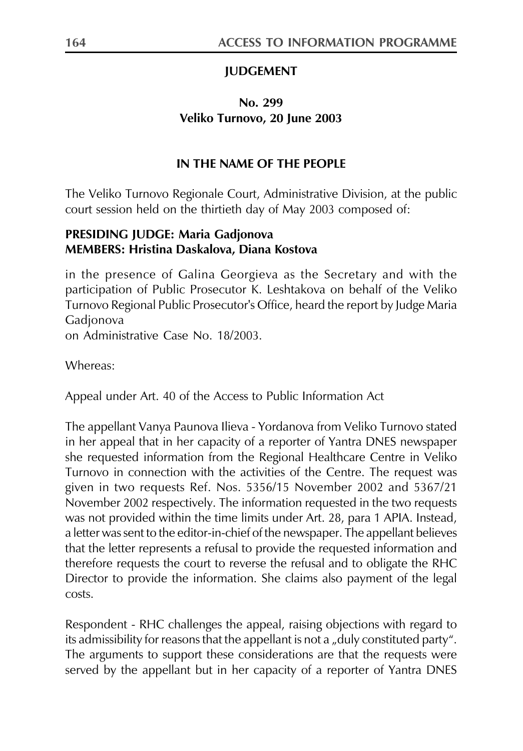**JUDGEMENT**

**No. 299**
**Veliko Turnovo, 20 June 2003**

**IN THE NAME OF THE PEOPLE**

The Veliko Turnovo Regionale Court, Administrative Division, at the public court session held on the thirtieth day of May 2003 composed of:

**PRESIDING JUDGE: Maria Gadjonova**
**MEMBERS: Hristina Daskalova, Diana Kostova**

in the presence of Galina Georgieva as the Secretary and with the participation of Public Prosecutor K. Leshtakova on behalf of the Veliko Turnovo Regional Public Prosecutor's Office, heard the report by Judge Maria Gadjonova
on Administrative Case No. 18/2003.

Whereas:

Appeal under Art. 40 of the Access to Public Information Act

The appellant Vanya Paunova Ilieva - Yordanova from Veliko Turnovo stated in her appeal that in her capacity of a reporter of Yantra DNES newspaper she requested information from the Regional Healthcare Centre in Veliko Turnovo in connection with the activities of the Centre. The request was given in two requests Ref. Nos. 5356/15 November 2002 and 5367/21 November 2002 respectively. The information requested in the two requests was not provided within the time limits under Art. 28, para 1 APIA. Instead, a letter was sent to the editor-in-chief of the newspaper. The appellant believes that the letter represents a refusal to provide the requested information and therefore requests the court to reverse the refusal and to obligate the RHC Director to provide the information. She claims also payment of the legal costs.

Respondent - RHC challenges the appeal, raising objections with regard to its admissibility for reasons that the appellant is not a „duly constituted party". The arguments to support these considerations are that the requests were served by the appellant but in her capacity of a reporter of Yantra DNES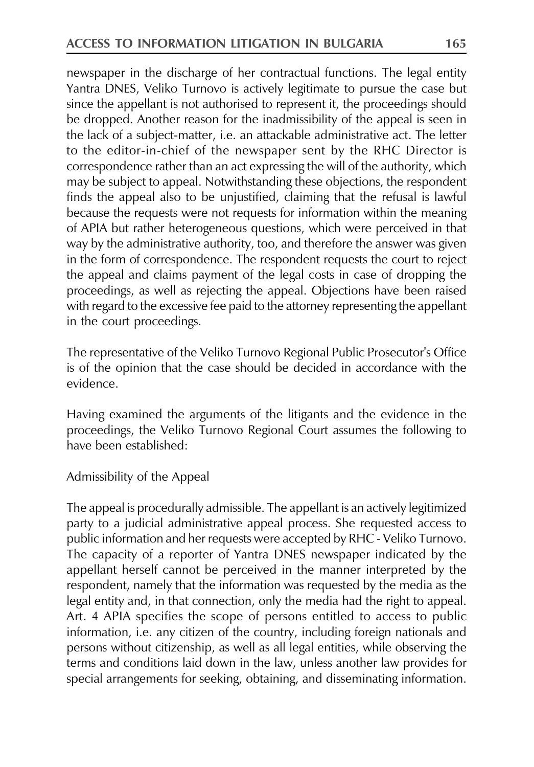newspaper in the discharge of her contractual functions. The legal entity Yantra DNES, Veliko Turnovo is actively legitimate to pursue the case but since the appellant is not authorised to represent it, the proceedings should be dropped. Another reason for the inadmissibility of the appeal is seen in the lack of a subject-matter, i.e. an attackable administrative act. The letter to the editor-in-chief of the newspaper sent by the RHC Director is correspondence rather than an act expressing the will of the authority, which may be subject to appeal. Notwithstanding these objections, the respondent finds the appeal also to be unjustified, claiming that the refusal is lawful because the requests were not requests for information within the meaning of APIA but rather heterogeneous questions, which were perceived in that way by the administrative authority, too, and therefore the answer was given in the form of correspondence. The respondent requests the court to reject the appeal and claims payment of the legal costs in case of dropping the proceedings, as well as rejecting the appeal. Objections have been raised with regard to the excessive fee paid to the attorney representing the appellant in the court proceedings.

The representative of the Veliko Turnovo Regional Public Prosecutor's Office is of the opinion that the case should be decided in accordance with the evidence.

Having examined the arguments of the litigants and the evidence in the proceedings, the Veliko Turnovo Regional Court assumes the following to have been established:

Admissibility of the Appeal

The appeal is procedurally admissible. The appellant is an actively legitimized party to a judicial administrative appeal process. She requested access to public information and her requests were accepted by RHC - Veliko Turnovo. The capacity of a reporter of Yantra DNES newspaper indicated by the appellant herself cannot be perceived in the manner interpreted by the respondent, namely that the information was requested by the media as the legal entity and, in that connection, only the media had the right to appeal. Art. 4 APIA specifies the scope of persons entitled to access to public information, i.e. any citizen of the country, including foreign nationals and persons without citizenship, as well as all legal entities, while observing the terms and conditions laid down in the law, unless another law provides for special arrangements for seeking, obtaining, and disseminating information.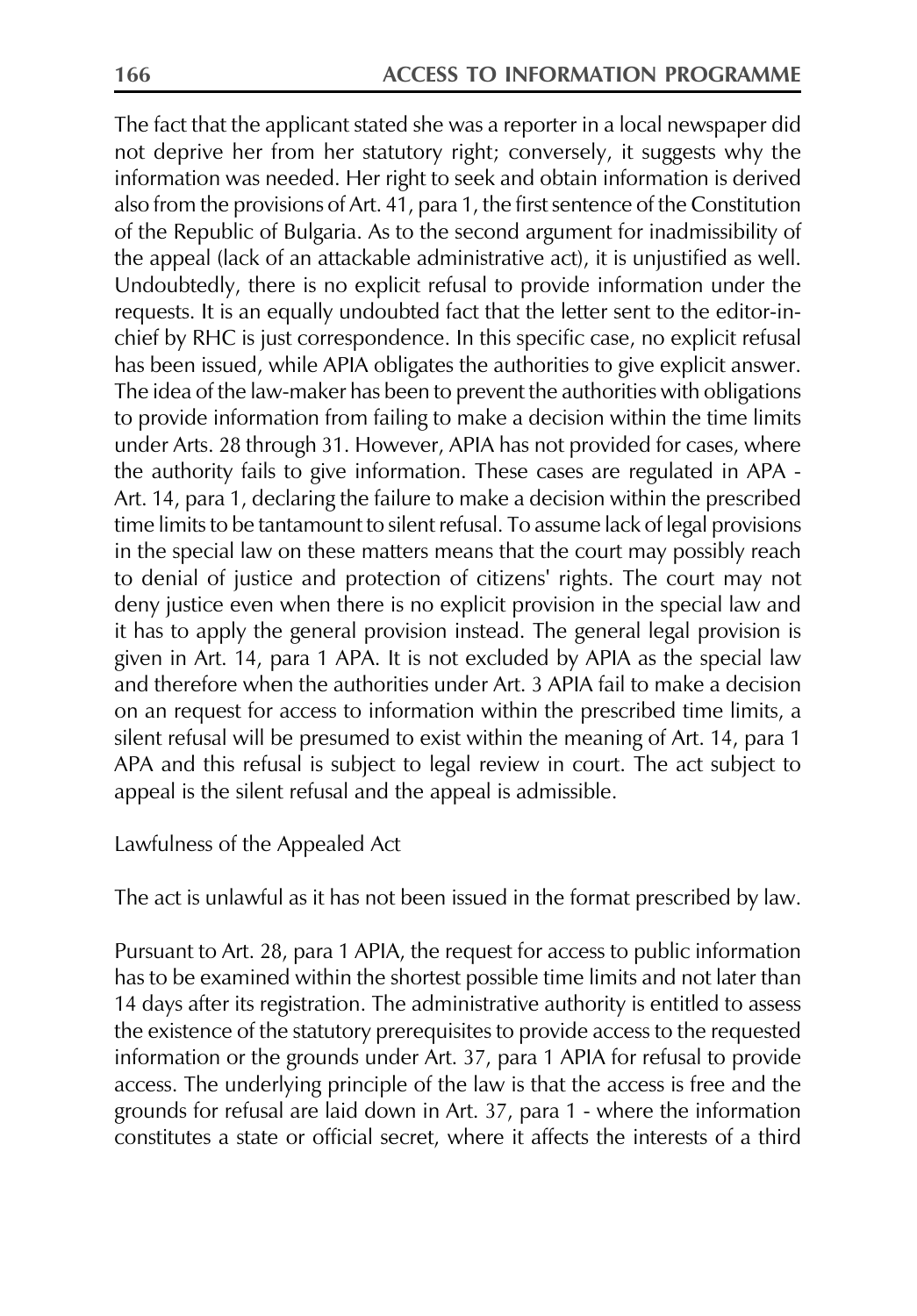The fact that the applicant stated she was a reporter in a local newspaper did not deprive her from her statutory right; conversely, it suggests why the information was needed. Her right to seek and obtain information is derived also from the provisions of Art. 41, para 1, the first sentence of the Constitution of the Republic of Bulgaria. As to the second argument for inadmissibility of the appeal (lack of an attackable administrative act), it is unjustified as well. Undoubtedly, there is no explicit refusal to provide information under the requests. It is an equally undoubted fact that the letter sent to the editor-in-chief by RHC is just correspondence. In this specific case, no explicit refusal has been issued, while APIA obligates the authorities to give explicit answer. The idea of the law-maker has been to prevent the authorities with obligations to provide information from failing to make a decision within the time limits under Arts. 28 through 31. However, APIA has not provided for cases, where the authority fails to give information. These cases are regulated in APA - Art. 14, para 1, declaring the failure to make a decision within the prescribed time limits to be tantamount to silent refusal. To assume lack of legal provisions in the special law on these matters means that the court may possibly reach to denial of justice and protection of citizens' rights. The court may not deny justice even when there is no explicit provision in the special law and it has to apply the general provision instead. The general legal provision is given in Art. 14, para 1 APA. It is not excluded by APIA as the special law and therefore when the authorities under Art. 3 APIA fail to make a decision on an request for access to information within the prescribed time limits, a silent refusal will be presumed to exist within the meaning of Art. 14, para 1 APA and this refusal is subject to legal review in court. The act subject to appeal is the silent refusal and the appeal is admissible.

Lawfulness of the Appealed Act

The act is unlawful as it has not been issued in the format prescribed by law.

Pursuant to Art. 28, para 1 APIA, the request for access to public information has to be examined within the shortest possible time limits and not later than 14 days after its registration. The administrative authority is entitled to assess the existence of the statutory prerequisites to provide access to the requested information or the grounds under Art. 37, para 1 APIA for refusal to provide access. The underlying principle of the law is that the access is free and the grounds for refusal are laid down in Art. 37, para 1 - where the information constitutes a state or official secret, where it affects the interests of a third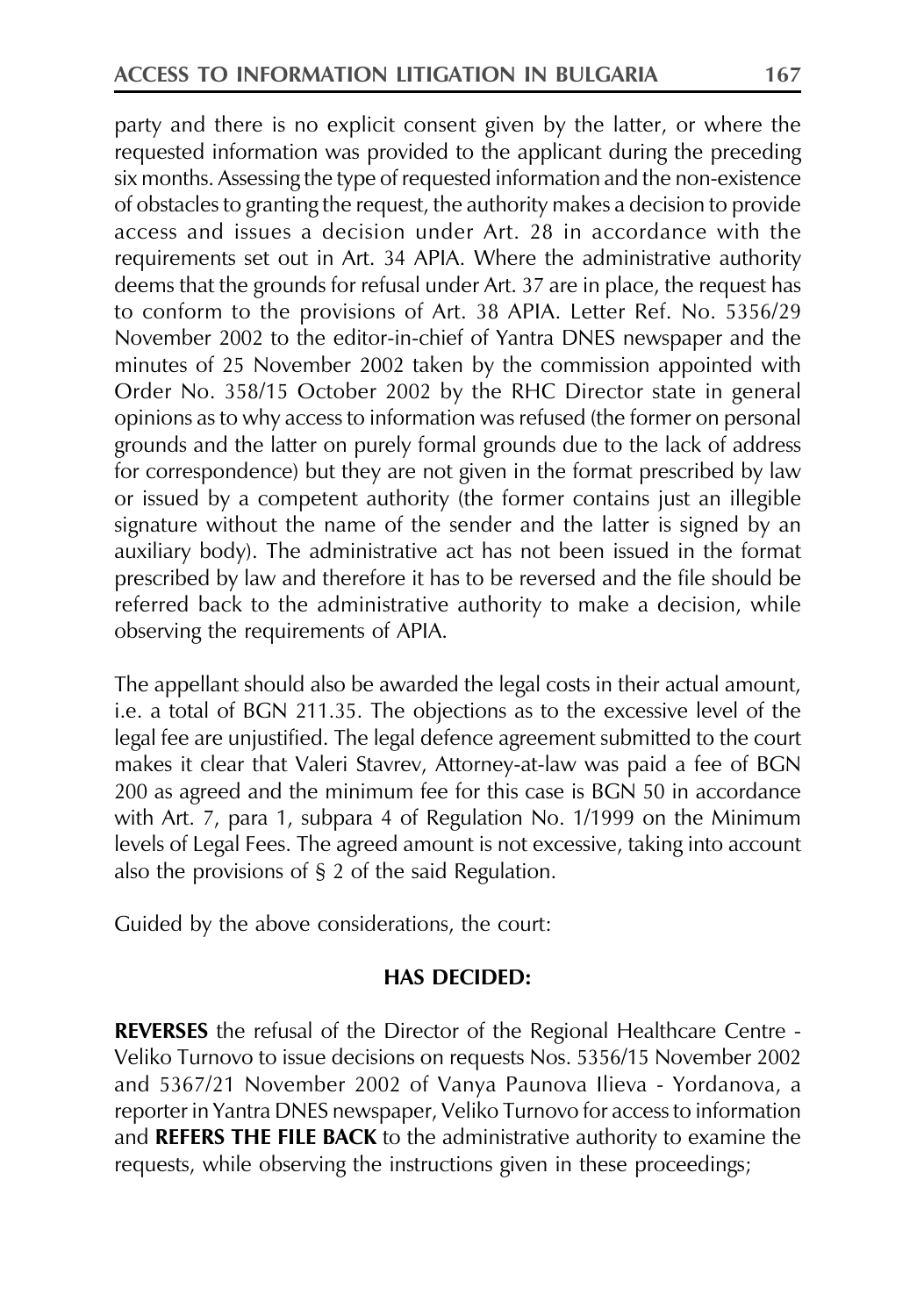party and there is no explicit consent given by the latter, or where the requested information was provided to the applicant during the preceding six months. Assessing the type of requested information and the non-existence of obstacles to granting the request, the authority makes a decision to provide access and issues a decision under Art. 28 in accordance with the requirements set out in Art. 34 APIA. Where the administrative authority deems that the grounds for refusal under Art. 37 are in place, the request has to conform to the provisions of Art. 38 APIA. Letter Ref. No. 5356/29 November 2002 to the editor-in-chief of Yantra DNES newspaper and the minutes of 25 November 2002 taken by the commission appointed with Order No. 358/15 October 2002 by the RHC Director state in general opinions as to why access to information was refused (the former on personal grounds and the latter on purely formal grounds due to the lack of address for correspondence) but they are not given in the format prescribed by law or issued by a competent authority (the former contains just an illegible signature without the name of the sender and the latter is signed by an auxiliary body). The administrative act has not been issued in the format prescribed by law and therefore it has to be reversed and the file should be referred back to the administrative authority to make a decision, while observing the requirements of APIA.

The appellant should also be awarded the legal costs in their actual amount, i.e. a total of BGN 211.35. The objections as to the excessive level of the legal fee are unjustified. The legal defence agreement submitted to the court makes it clear that Valeri Stavrev, Attorney-at-law was paid a fee of BGN 200 as agreed and the minimum fee for this case is BGN 50 in accordance with Art. 7, para 1, subpara 4 of Regulation No. 1/1999 on the Minimum levels of Legal Fees. The agreed amount is not excessive, taking into account also the provisions of § 2 of the said Regulation.

Guided by the above considerations, the court:

**HAS DECIDED:**

**REVERSES** the refusal of the Director of the Regional Healthcare Centre - Veliko Turnovo to issue decisions on requests Nos. 5356/15 November 2002 and 5367/21 November 2002 of Vanya Paunova Ilieva - Yordanova, a reporter in Yantra DNES newspaper, Veliko Turnovo for access to information and **REFERS THE FILE BACK** to the administrative authority to examine the requests, while observing the instructions given in these proceedings;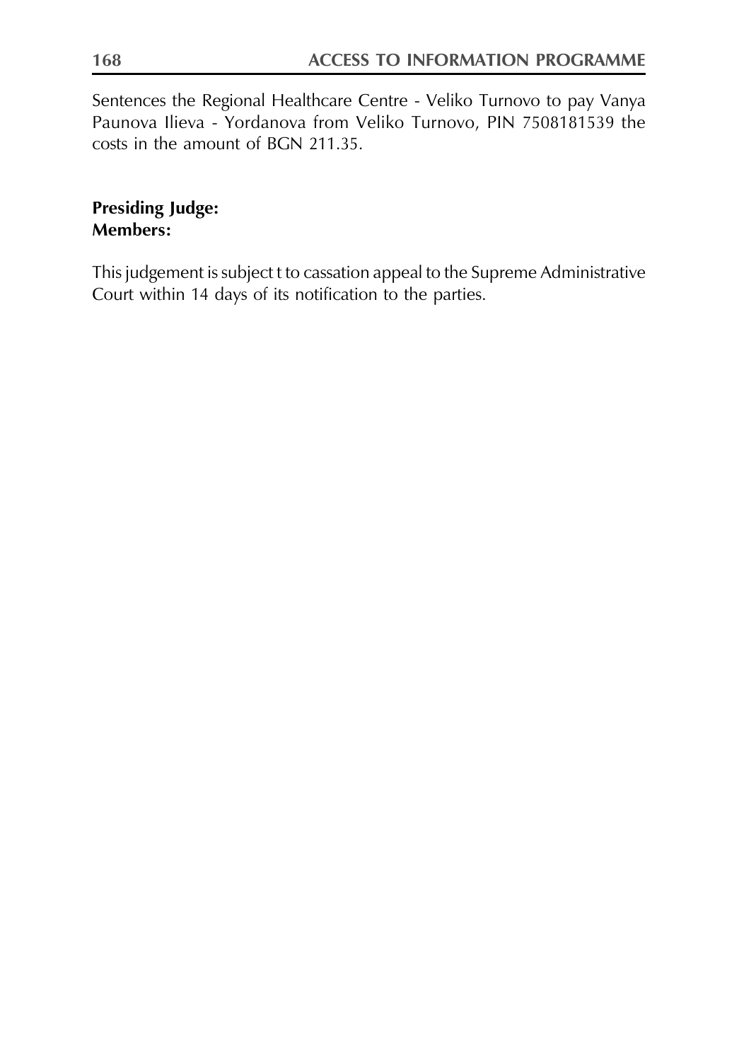Sentences the Regional Healthcare Centre - Veliko Turnovo to pay Vanya Paunova Ilieva - Yordanova from Veliko Turnovo, PIN 7508181539 the costs in the amount of BGN 211.35.

**Presiding Judge:**
**Members:**

This judgement is subject t to cassation appeal to the Supreme Administrative Court within 14 days of its notification to the parties.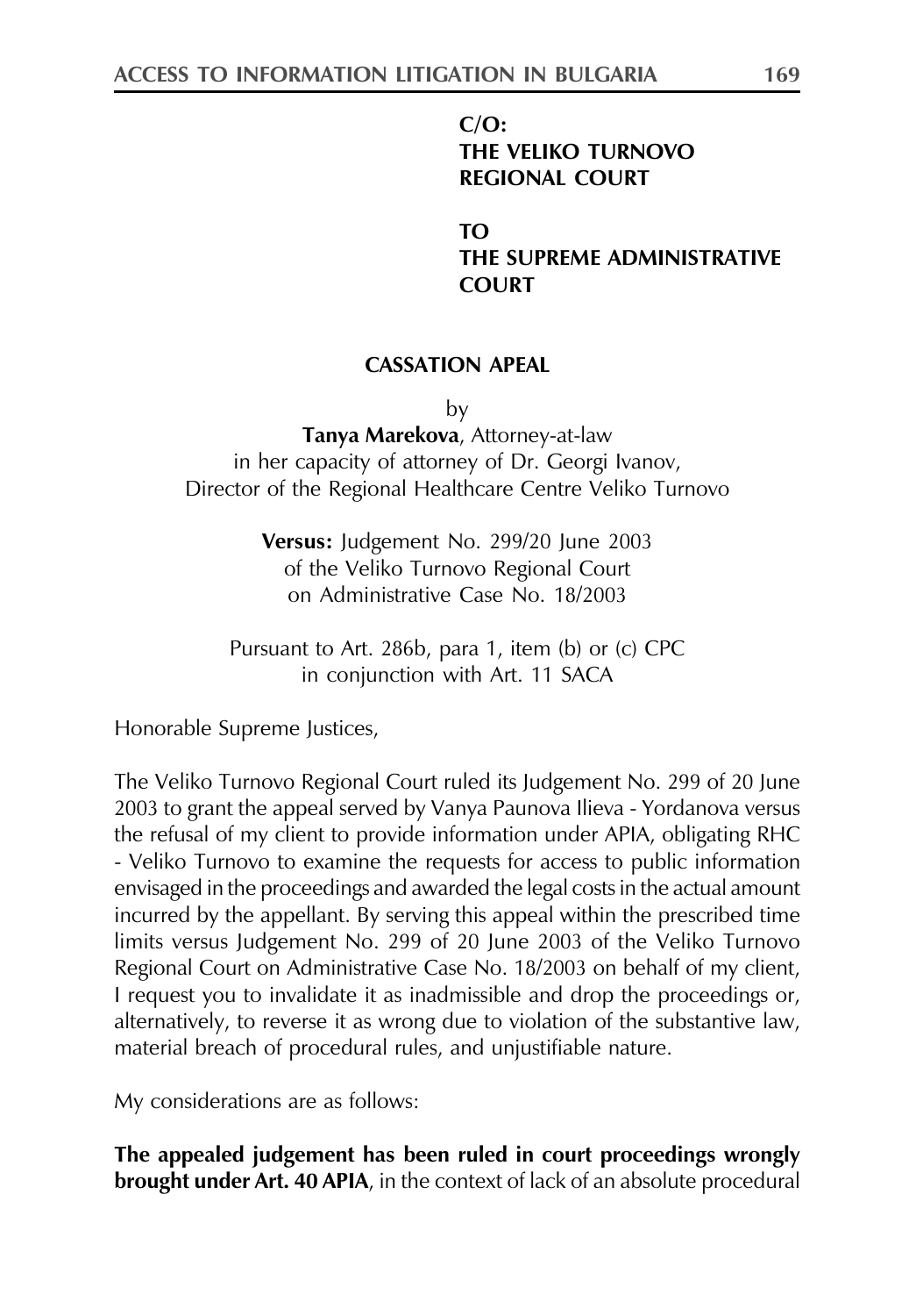**C/O:**
**THE VELIKO TURNOVO REGIONAL COURT**

**TO**
**THE SUPREME ADMINISTRATIVE COURT**

**CASSATION APEAL**

by

**Tanya Marekova**, Attorney-at-law
in her capacity of attorney of Dr. Georgi Ivanov,
Director of the Regional Healthcare Centre Veliko Turnovo

**Versus:** Judgement No. 299/20 June 2003
of the Veliko Turnovo Regional Court
on Administrative Case No. 18/2003

Pursuant to Art. 286b, para 1, item (b) or (c) CPC
in conjunction with Art. 11 SACA

Honorable Supreme Justices,

The Veliko Turnovo Regional Court ruled its Judgement No. 299 of 20 June 2003 to grant the appeal served by Vanya Paunova Ilieva - Yordanova versus the refusal of my client to provide information under APIA, obligating RHC - Veliko Turnovo to examine the requests for access to public information envisaged in the proceedings and awarded the legal costs in the actual amount incurred by the appellant. By serving this appeal within the prescribed time limits versus Judgement No. 299 of 20 June 2003 of the Veliko Turnovo Regional Court on Administrative Case No. 18/2003 on behalf of my client, I request you to invalidate it as inadmissible and drop the proceedings or, alternatively, to reverse it as wrong due to violation of the substantive law, material breach of procedural rules, and unjustifiable nature.

My considerations are as follows:

**The appealed judgement has been ruled in court proceedings wrongly brought under Art. 40 APIA**, in the context of lack of an absolute procedural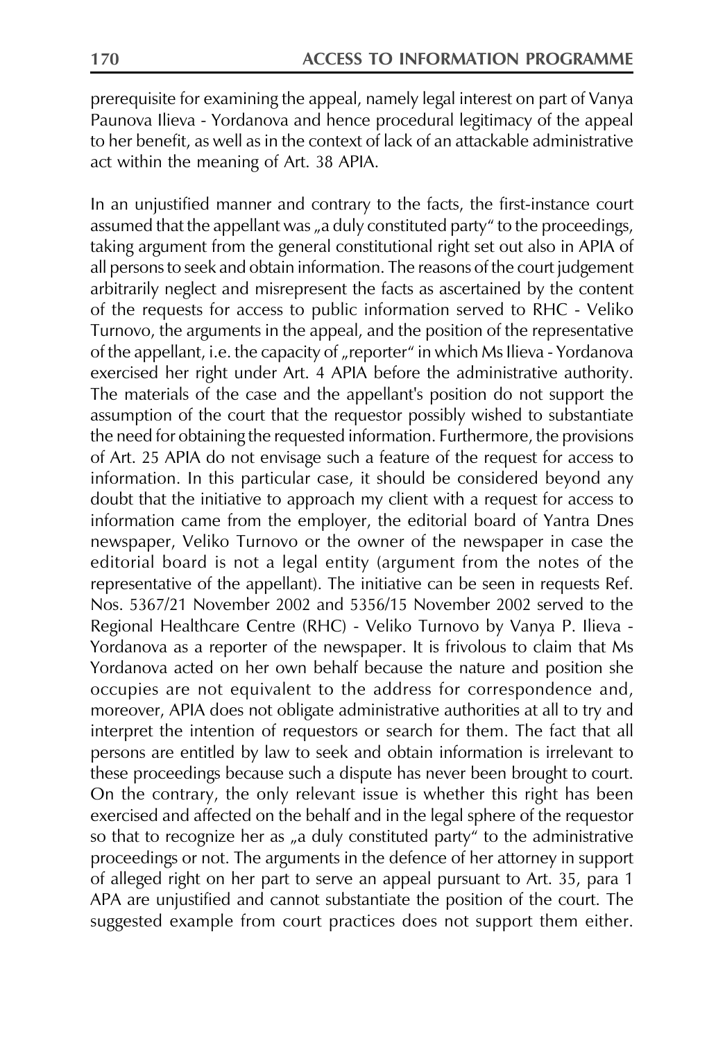prerequisite for examining the appeal, namely legal interest on part of Vanya Paunova Ilieva - Yordanova and hence procedural legitimacy of the appeal to her benefit, as well as in the context of lack of an attackable administrative act within the meaning of Art. 38 APIA.

In an unjustified manner and contrary to the facts, the first-instance court assumed that the appellant was „a duly constituted party" to the proceedings, taking argument from the general constitutional right set out also in APIA of all persons to seek and obtain information. The reasons of the court judgement arbitrarily neglect and misrepresent the facts as ascertained by the content of the requests for access to public information served to RHC - Veliko Turnovo, the arguments in the appeal, and the position of the representative of the appellant, i.e. the capacity of „reporter" in which Ms Ilieva - Yordanova exercised her right under Art. 4 APIA before the administrative authority. The materials of the case and the appellant's position do not support the assumption of the court that the requestor possibly wished to substantiate the need for obtaining the requested information. Furthermore, the provisions of Art. 25 APIA do not envisage such a feature of the request for access to information. In this particular case, it should be considered beyond any doubt that the initiative to approach my client with a request for access to information came from the employer, the editorial board of Yantra Dnes newspaper, Veliko Turnovo or the owner of the newspaper in case the editorial board is not a legal entity (argument from the notes of the representative of the appellant). The initiative can be seen in requests Ref. Nos. 5367/21 November 2002 and 5356/15 November 2002 served to the Regional Healthcare Centre (RHC) - Veliko Turnovo by Vanya P. Ilieva - Yordanova as a reporter of the newspaper. It is frivolous to claim that Ms Yordanova acted on her own behalf because the nature and position she occupies are not equivalent to the address for correspondence and, moreover, APIA does not obligate administrative authorities at all to try and interpret the intention of requestors or search for them. The fact that all persons are entitled by law to seek and obtain information is irrelevant to these proceedings because such a dispute has never been brought to court. On the contrary, the only relevant issue is whether this right has been exercised and affected on the behalf and in the legal sphere of the requestor so that to recognize her as „a duly constituted party" to the administrative proceedings or not. The arguments in the defence of her attorney in support of alleged right on her part to serve an appeal pursuant to Art. 35, para 1 APA are unjustified and cannot substantiate the position of the court. The suggested example from court practices does not support them either.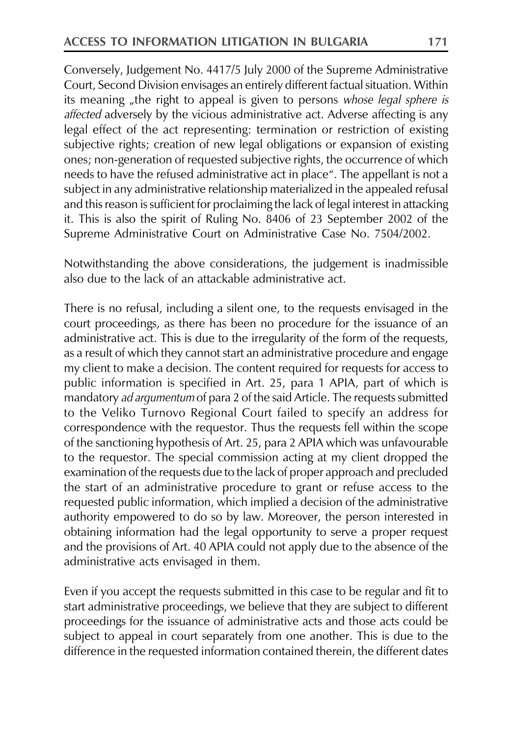Conversely, Judgement No. 4417/5 July 2000 of the Supreme Administrative Court, Second Division envisages an entirely different factual situation. Within its meaning „the right to appeal is given to persons *whose legal sphere is affected* adversely by the vicious administrative act. Adverse affecting is any legal effect of the act representing: termination or restriction of existing subjective rights; creation of new legal obligations or expansion of existing ones; non-generation of requested subjective rights, the occurrence of which needs to have the refused administrative act in place". The appellant is not a subject in any administrative relationship materialized in the appealed refusal and this reason is sufficient for proclaiming the lack of legal interest in attacking it. This is also the spirit of Ruling No. 8406 of 23 September 2002 of the Supreme Administrative Court on Administrative Case No. 7504/2002.

Notwithstanding the above considerations, the judgement is inadmissible also due to the lack of an attackable administrative act.

There is no refusal, including a silent one, to the requests envisaged in the court proceedings, as there has been no procedure for the issuance of an administrative act. This is due to the irregularity of the form of the requests, as a result of which they cannot start an administrative procedure and engage my client to make a decision. The content required for requests for access to public information is specified in Art. 25, para 1 APIA, part of which is mandatory *ad argumentum* of para 2 of the said Article. The requests submitted to the Veliko Turnovo Regional Court failed to specify an address for correspondence with the requestor. Thus the requests fell within the scope of the sanctioning hypothesis of Art. 25, para 2 APIA which was unfavourable to the requestor. The special commission acting at my client dropped the examination of the requests due to the lack of proper approach and precluded the start of an administrative procedure to grant or refuse access to the requested public information, which implied a decision of the administrative authority empowered to do so by law. Moreover, the person interested in obtaining information had the legal opportunity to serve a proper request and the provisions of Art. 40 APIA could not apply due to the absence of the administrative acts envisaged in them.

Even if you accept the requests submitted in this case to be regular and fit to start administrative proceedings, we believe that they are subject to different proceedings for the issuance of administrative acts and those acts could be subject to appeal in court separately from one another. This is due to the difference in the requested information contained therein, the different dates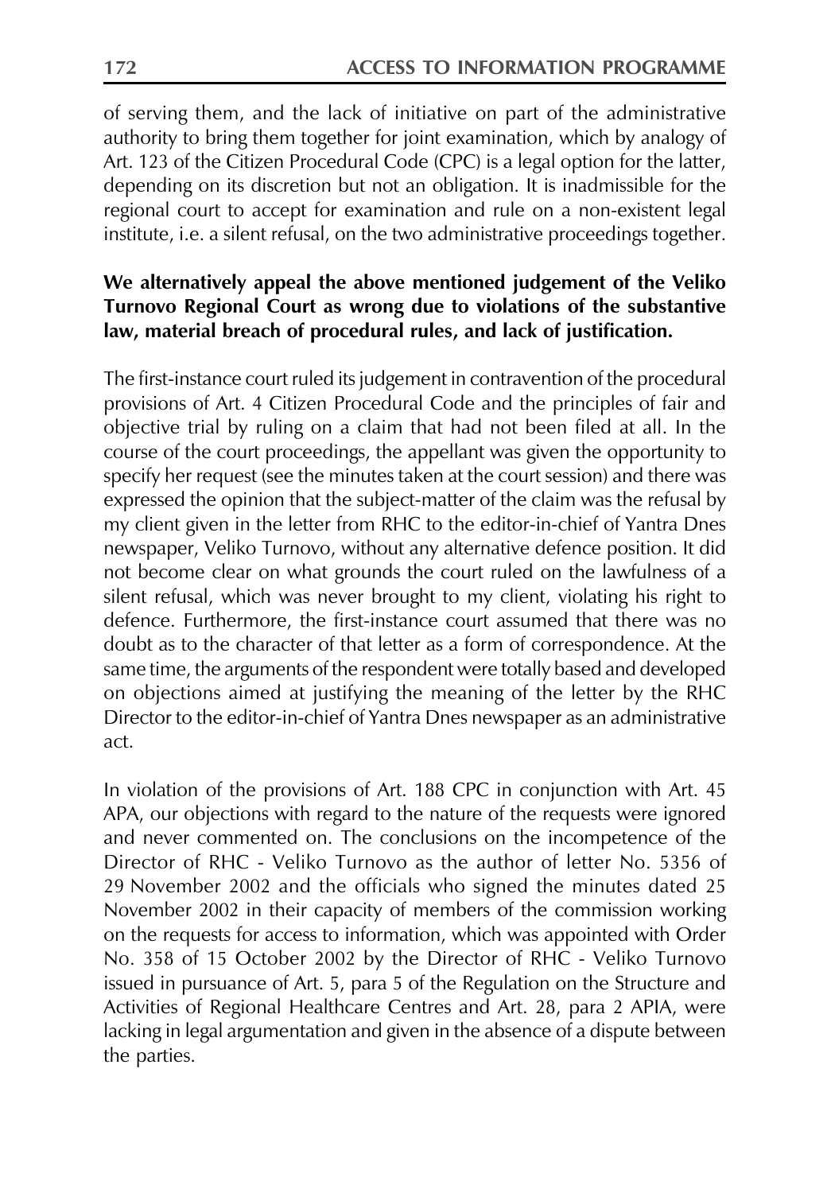of serving them, and the lack of initiative on part of the administrative authority to bring them together for joint examination, which by analogy of Art. 123 of the Citizen Procedural Code (CPC) is a legal option for the latter, depending on its discretion but not an obligation. It is inadmissible for the regional court to accept for examination and rule on a non-existent legal institute, i.e. a silent refusal, on the two administrative proceedings together.

**We alternatively appeal the above mentioned judgement of the Veliko Turnovo Regional Court as wrong due to violations of the substantive law, material breach of procedural rules, and lack of justification.**

The first-instance court ruled its judgement in contravention of the procedural provisions of Art. 4 Citizen Procedural Code and the principles of fair and objective trial by ruling on a claim that had not been filed at all. In the course of the court proceedings, the appellant was given the opportunity to specify her request (see the minutes taken at the court session) and there was expressed the opinion that the subject-matter of the claim was the refusal by my client given in the letter from RHC to the editor-in-chief of Yantra Dnes newspaper, Veliko Turnovo, without any alternative defence position. It did not become clear on what grounds the court ruled on the lawfulness of a silent refusal, which was never brought to my client, violating his right to defence. Furthermore, the first-instance court assumed that there was no doubt as to the character of that letter as a form of correspondence. At the same time, the arguments of the respondent were totally based and developed on objections aimed at justifying the meaning of the letter by the RHC Director to the editor-in-chief of Yantra Dnes newspaper as an administrative act.

In violation of the provisions of Art. 188 CPC in conjunction with Art. 45 APA, our objections with regard to the nature of the requests were ignored and never commented on. The conclusions on the incompetence of the Director of RHC - Veliko Turnovo as the author of letter No. 5356 of 29 November 2002 and the officials who signed the minutes dated 25 November 2002 in their capacity of members of the commission working on the requests for access to information, which was appointed with Order No. 358 of 15 October 2002 by the Director of RHC - Veliko Turnovo issued in pursuance of Art. 5, para 5 of the Regulation on the Structure and Activities of Regional Healthcare Centres and Art. 28, para 2 APIA, were lacking in legal argumentation and given in the absence of a dispute between the parties.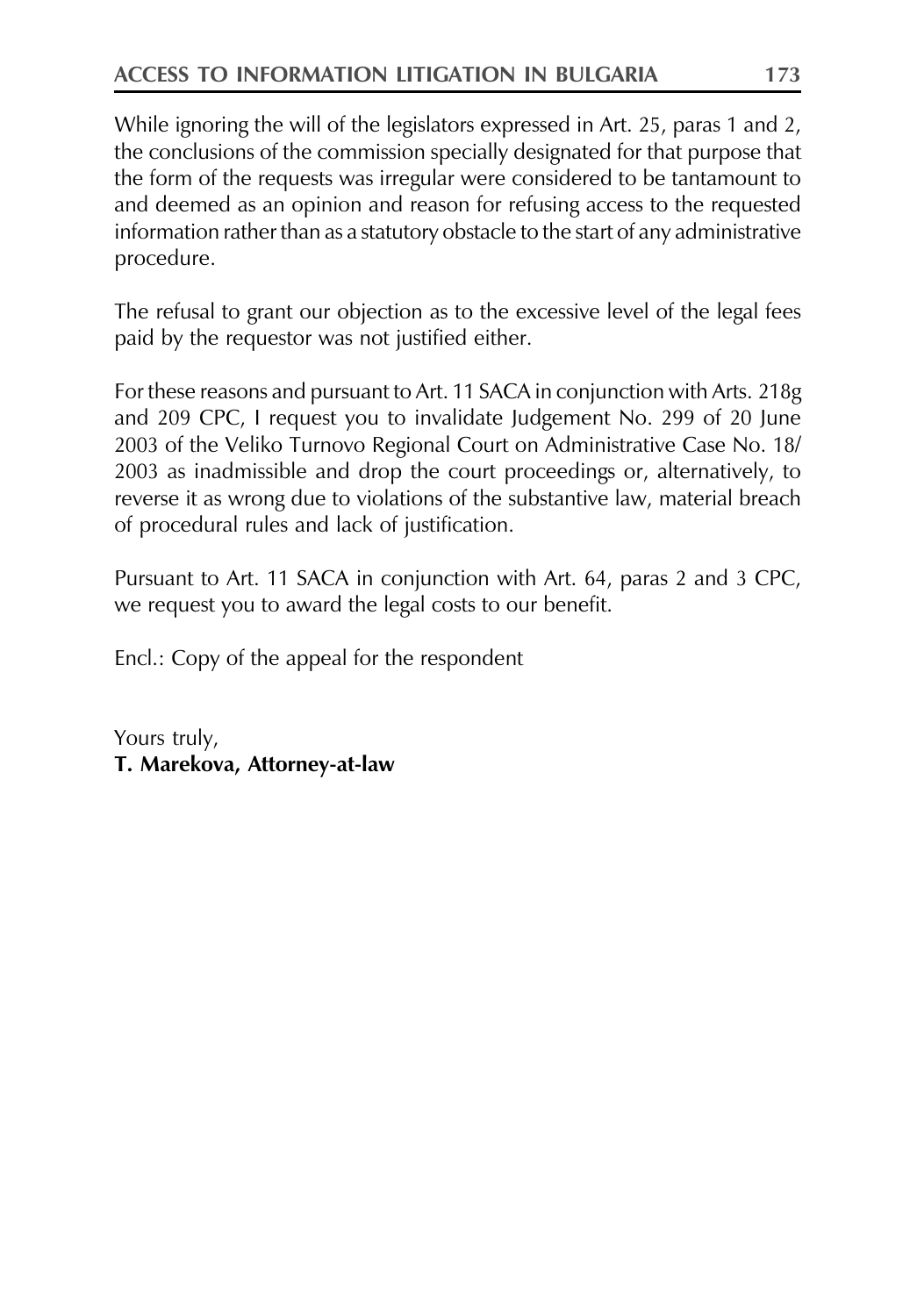While ignoring the will of the legislators expressed in Art. 25, paras 1 and 2, the conclusions of the commission specially designated for that purpose that the form of the requests was irregular were considered to be tantamount to and deemed as an opinion and reason for refusing access to the requested information rather than as a statutory obstacle to the start of any administrative procedure.

The refusal to grant our objection as to the excessive level of the legal fees paid by the requestor was not justified either.

For these reasons and pursuant to Art. 11 SACA in conjunction with Arts. 218g and 209 CPC, I request you to invalidate Judgement No. 299 of 20 June 2003 of the Veliko Turnovo Regional Court on Administrative Case No. 18/2003 as inadmissible and drop the court proceedings or, alternatively, to reverse it as wrong due to violations of the substantive law, material breach of procedural rules and lack of justification.

Pursuant to Art. 11 SACA in conjunction with Art. 64, paras 2 and 3 CPC, we request you to award the legal costs to our benefit.

Encl.: Copy of the appeal for the respondent

Yours truly,
**T. Marekova, Attorney-at-law**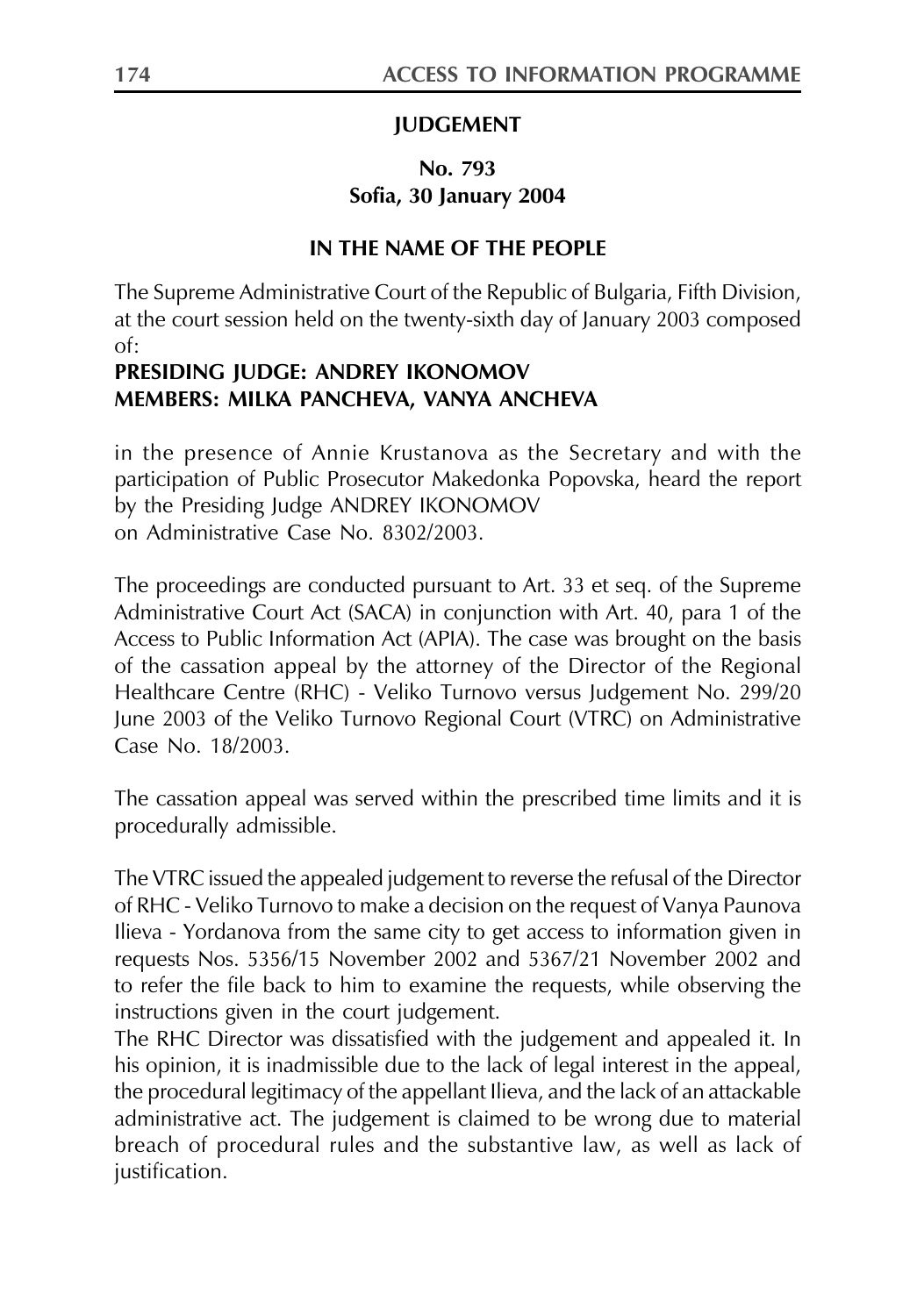**JUDGEMENT**

**No. 793**
**Sofia, 30 January 2004**

**IN THE NAME OF THE PEOPLE**

The Supreme Administrative Court of the Republic of Bulgaria, Fifth Division, at the court session held on the twenty-sixth day of January 2003 composed of:

**PRESIDING JUDGE: ANDREY IKONOMOV**
**MEMBERS: MILKA PANCHEVA, VANYA ANCHEVA**

in the presence of Annie Krustanova as the Secretary and with the participation of Public Prosecutor Makedonka Popovska, heard the report by the Presiding Judge ANDREY IKONOMOV on Administrative Case No. 8302/2003.

The proceedings are conducted pursuant to Art. 33 et seq. of the Supreme Administrative Court Act (SACA) in conjunction with Art. 40, para 1 of the Access to Public Information Act (APIA). The case was brought on the basis of the cassation appeal by the attorney of the Director of the Regional Healthcare Centre (RHC) - Veliko Turnovo versus Judgement No. 299/20 June 2003 of the Veliko Turnovo Regional Court (VTRC) on Administrative Case No. 18/2003.

The cassation appeal was served within the prescribed time limits and it is procedurally admissible.

The VTRC issued the appealed judgement to reverse the refusal of the Director of RHC - Veliko Turnovo to make a decision on the request of Vanya Paunova Ilieva - Yordanova from the same city to get access to information given in requests Nos. 5356/15 November 2002 and 5367/21 November 2002 and to refer the file back to him to examine the requests, while observing the instructions given in the court judgement.

The RHC Director was dissatisfied with the judgement and appealed it. In his opinion, it is inadmissible due to the lack of legal interest in the appeal, the procedural legitimacy of the appellant Ilieva, and the lack of an attackable administrative act. The judgement is claimed to be wrong due to material breach of procedural rules and the substantive law, as well as lack of justification.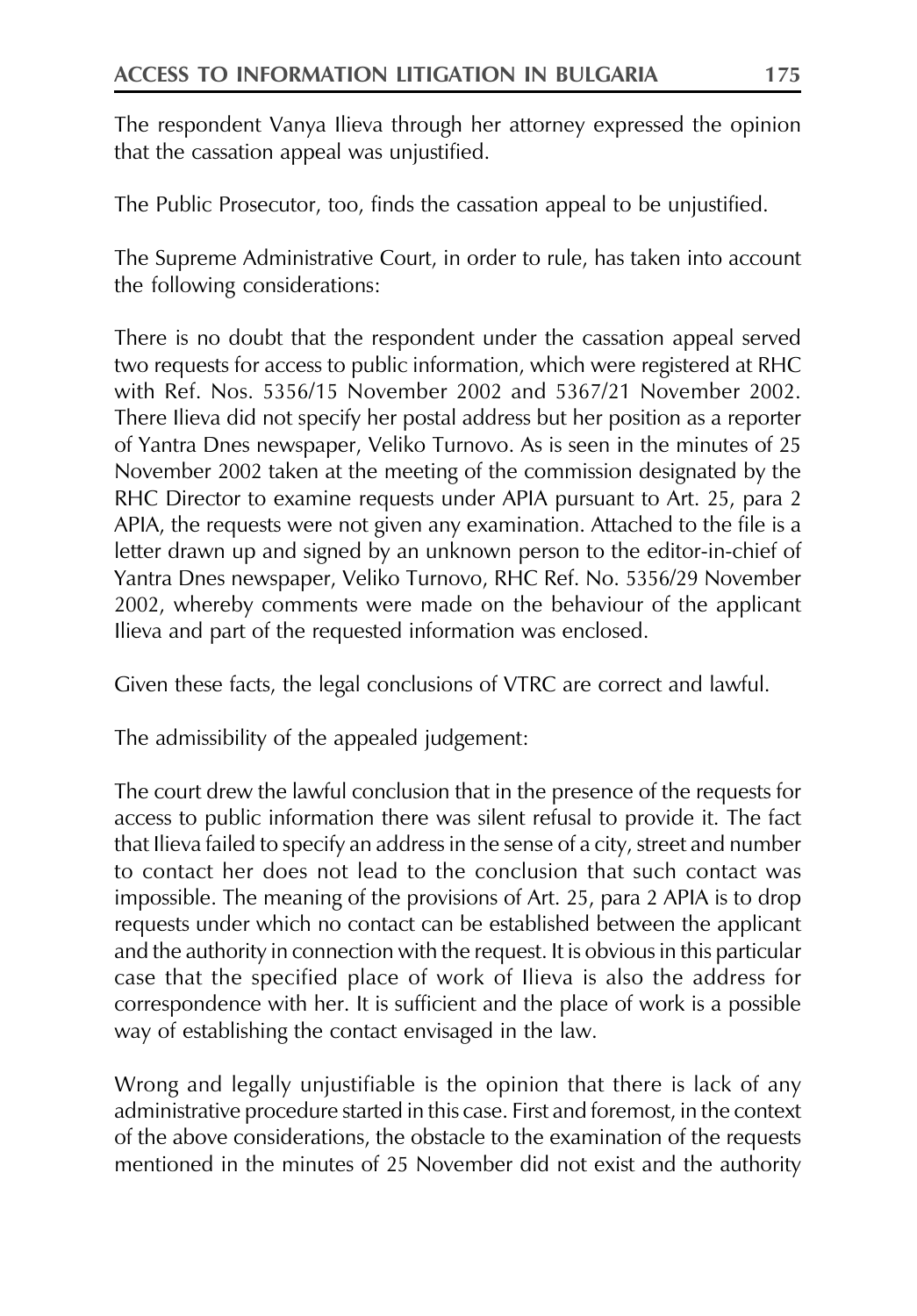The respondent Vanya Ilieva through her attorney expressed the opinion that the cassation appeal was unjustified.

The Public Prosecutor, too, finds the cassation appeal to be unjustified.

The Supreme Administrative Court, in order to rule, has taken into account the following considerations:

There is no doubt that the respondent under the cassation appeal served two requests for access to public information, which were registered at RHC with Ref. Nos. 5356/15 November 2002 and 5367/21 November 2002. There Ilieva did not specify her postal address but her position as a reporter of Yantra Dnes newspaper, Veliko Turnovo. As is seen in the minutes of 25 November 2002 taken at the meeting of the commission designated by the RHC Director to examine requests under APIA pursuant to Art. 25, para 2 APIA, the requests were not given any examination. Attached to the file is a letter drawn up and signed by an unknown person to the editor-in-chief of Yantra Dnes newspaper, Veliko Turnovo, RHC Ref. No. 5356/29 November 2002, whereby comments were made on the behaviour of the applicant Ilieva and part of the requested information was enclosed.

Given these facts, the legal conclusions of VTRC are correct and lawful.

The admissibility of the appealed judgement:

The court drew the lawful conclusion that in the presence of the requests for access to public information there was silent refusal to provide it. The fact that Ilieva failed to specify an address in the sense of a city, street and number to contact her does not lead to the conclusion that such contact was impossible. The meaning of the provisions of Art. 25, para 2 APIA is to drop requests under which no contact can be established between the applicant and the authority in connection with the request. It is obvious in this particular case that the specified place of work of Ilieva is also the address for correspondence with her. It is sufficient and the place of work is a possible way of establishing the contact envisaged in the law.

Wrong and legally unjustifiable is the opinion that there is lack of any administrative procedure started in this case. First and foremost, in the context of the above considerations, the obstacle to the examination of the requests mentioned in the minutes of 25 November did not exist and the authority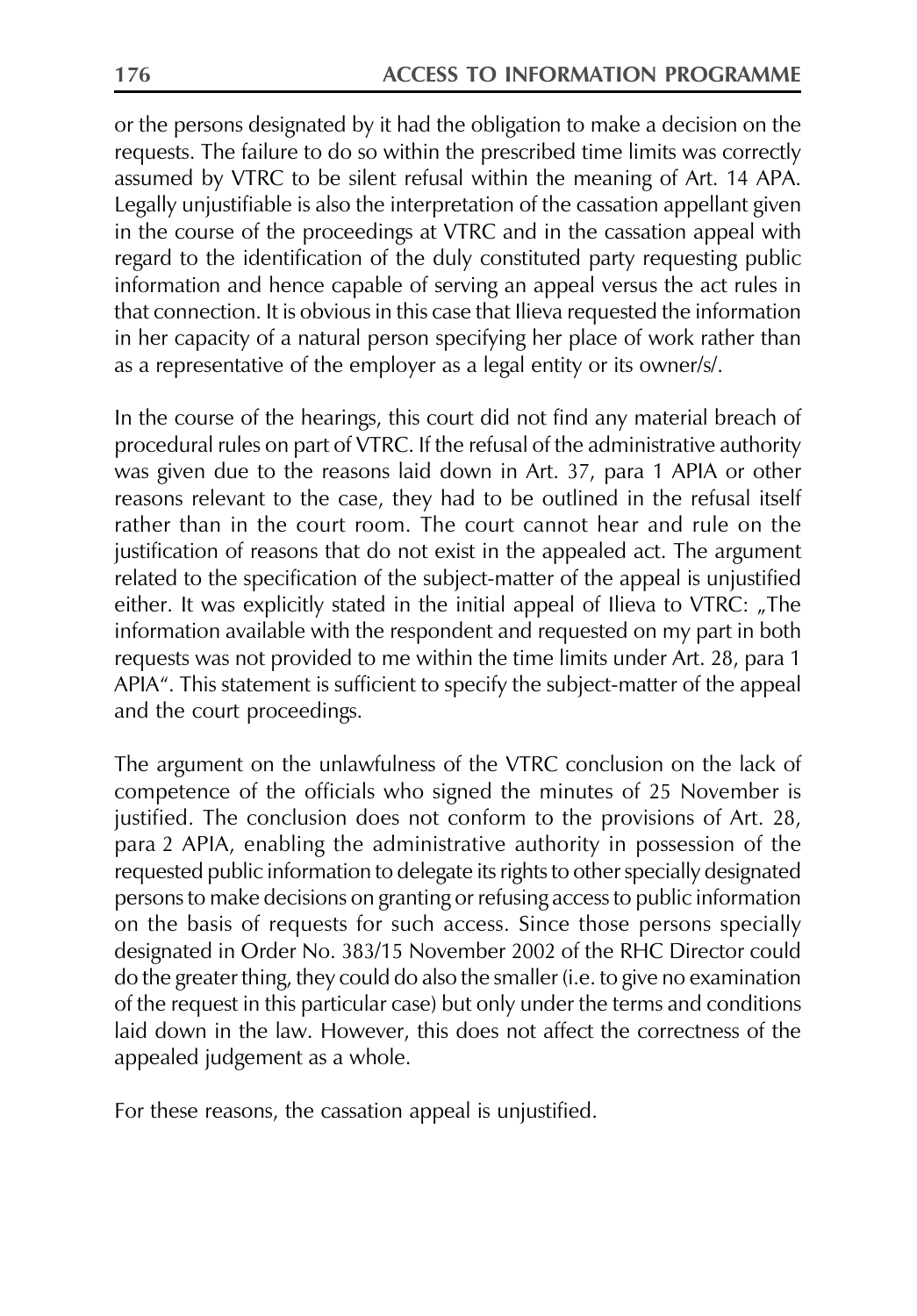or the persons designated by it had the obligation to make a decision on the requests. The failure to do so within the prescribed time limits was correctly assumed by VTRC to be silent refusal within the meaning of Art. 14 APA. Legally unjustifiable is also the interpretation of the cassation appellant given in the course of the proceedings at VTRC and in the cassation appeal with regard to the identification of the duly constituted party requesting public information and hence capable of serving an appeal versus the act rules in that connection. It is obvious in this case that Ilieva requested the information in her capacity of a natural person specifying her place of work rather than as a representative of the employer as a legal entity or its owner/s/.

In the course of the hearings, this court did not find any material breach of procedural rules on part of VTRC. If the refusal of the administrative authority was given due to the reasons laid down in Art. 37, para 1 APIA or other reasons relevant to the case, they had to be outlined in the refusal itself rather than in the court room. The court cannot hear and rule on the justification of reasons that do not exist in the appealed act. The argument related to the specification of the subject-matter of the appeal is unjustified either. It was explicitly stated in the initial appeal of Ilieva to VTRC: „The information available with the respondent and requested on my part in both requests was not provided to me within the time limits under Art. 28, para 1 APIA". This statement is sufficient to specify the subject-matter of the appeal and the court proceedings.

The argument on the unlawfulness of the VTRC conclusion on the lack of competence of the officials who signed the minutes of 25 November is justified. The conclusion does not conform to the provisions of Art. 28, para 2 APIA, enabling the administrative authority in possession of the requested public information to delegate its rights to other specially designated persons to make decisions on granting or refusing access to public information on the basis of requests for such access. Since those persons specially designated in Order No. 383/15 November 2002 of the RHC Director could do the greater thing, they could do also the smaller (i.e. to give no examination of the request in this particular case) but only under the terms and conditions laid down in the law. However, this does not affect the correctness of the appealed judgement as a whole.

For these reasons, the cassation appeal is unjustified.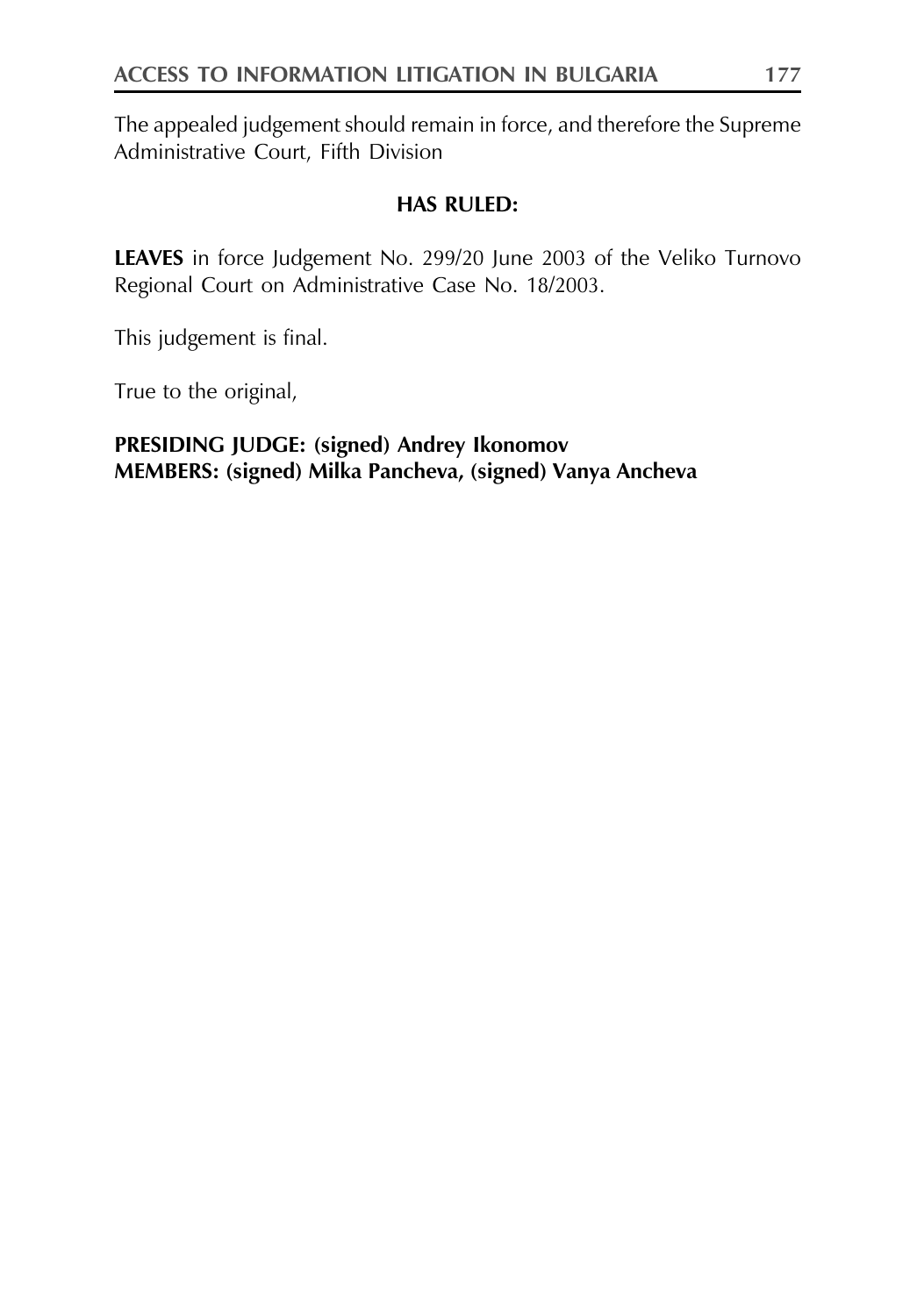The appealed judgement should remain in force, and therefore the Supreme Administrative Court, Fifth Division

**HAS RULED:**

**LEAVES** in force Judgement No. 299/20 June 2003 of the Veliko Turnovo Regional Court on Administrative Case No. 18/2003.

This judgement is final.

True to the original,

**PRESIDING JUDGE: (signed) Andrey Ikonomov**
**MEMBERS: (signed) Milka Pancheva, (signed) Vanya Ancheva**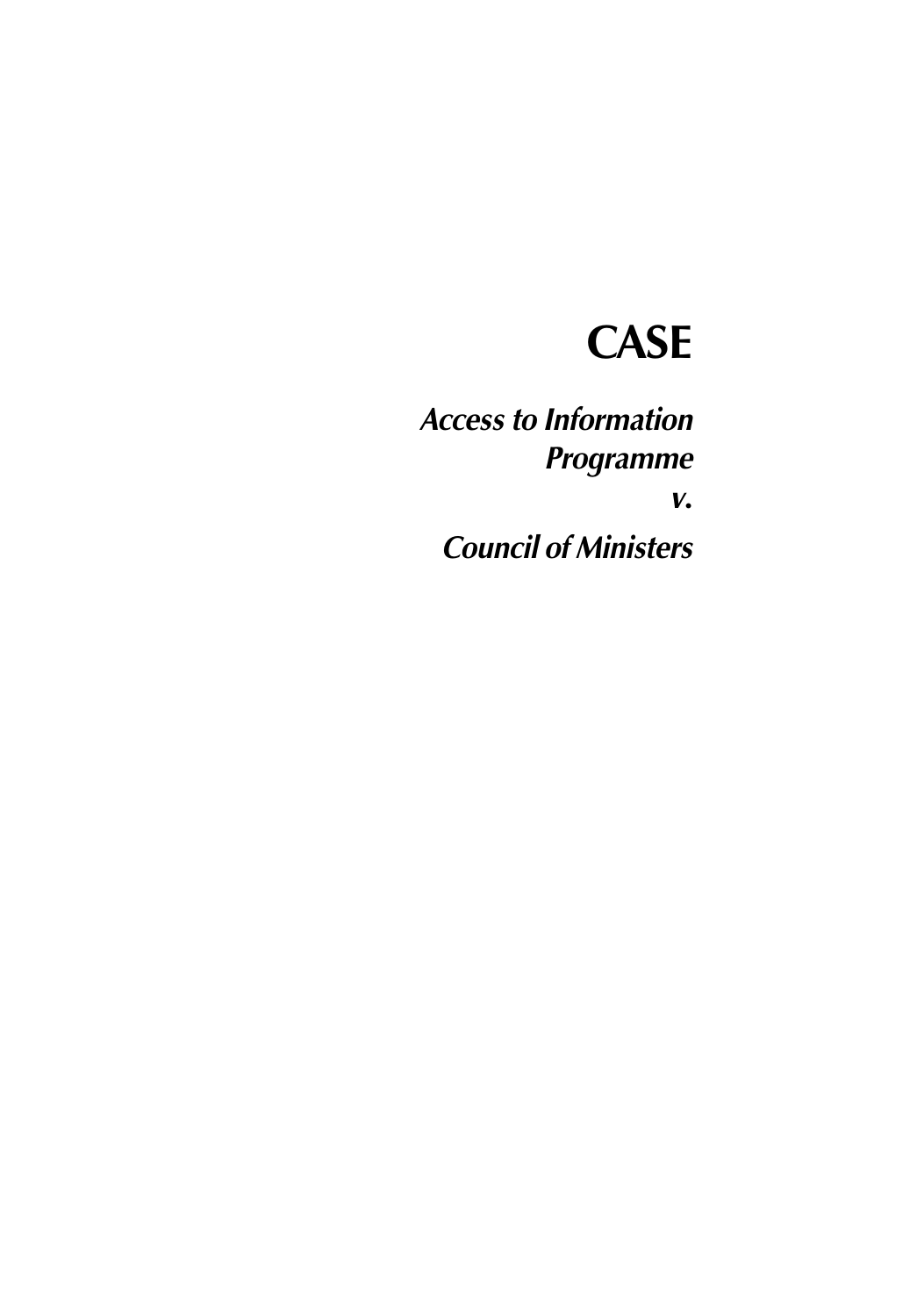# CASE

***Access to Information Programme***

***v.***

***Council of Ministers***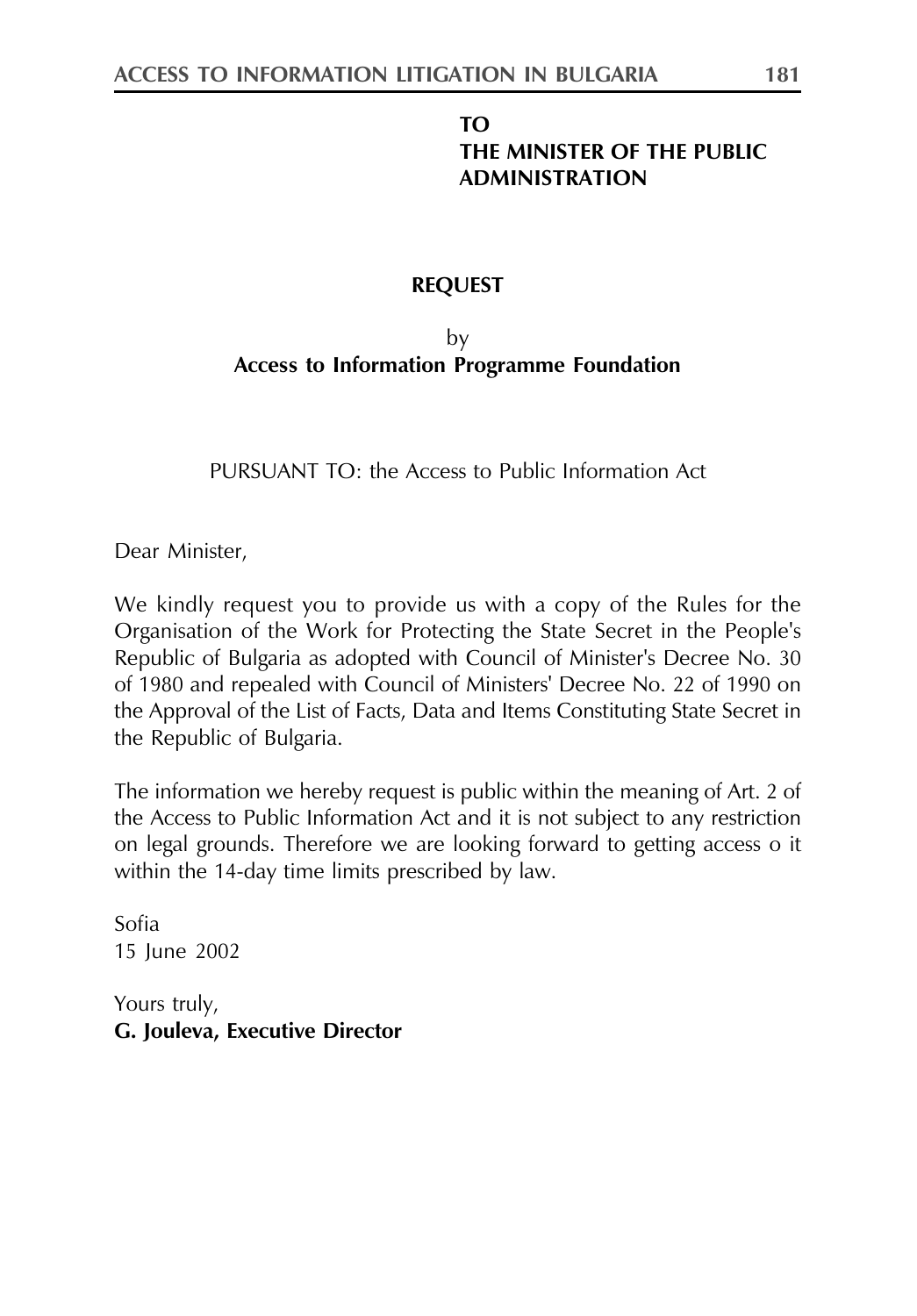**TO**
**THE MINISTER OF THE PUBLIC ADMINISTRATION**

**REQUEST**

by
**Access to Information Programme Foundation**

PURSUANT TO: the Access to Public Information Act

Dear Minister,

We kindly request you to provide us with a copy of the Rules for the Organisation of the Work for Protecting the State Secret in the People's Republic of Bulgaria as adopted with Council of Minister's Decree No. 30 of 1980 and repealed with Council of Ministers' Decree No. 22 of 1990 on the Approval of the List of Facts, Data and Items Constituting State Secret in the Republic of Bulgaria.

The information we hereby request is public within the meaning of Art. 2 of the Access to Public Information Act and it is not subject to any restriction on legal grounds. Therefore we are looking forward to getting access o it within the 14-day time limits prescribed by law.

Sofia
15 June 2002

Yours truly,
**G. Jouleva, Executive Director**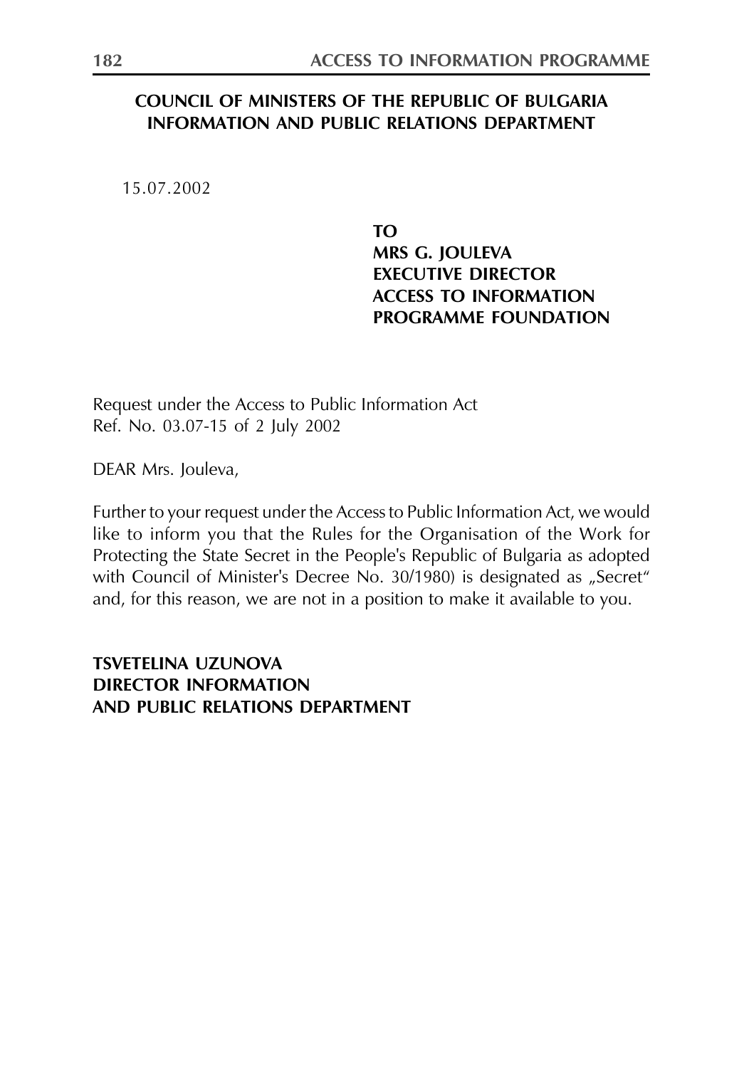**COUNCIL OF MINISTERS OF THE REPUBLIC OF BULGARIA**
**INFORMATION AND PUBLIC RELATIONS DEPARTMENT**

15.07.2002

**TO**
**MRS G. JOULEVA**
**EXECUTIVE DIRECTOR**
**ACCESS TO INFORMATION**
**PROGRAMME FOUNDATION**

Request under the Access to Public Information Act
Ref. No. 03.07-15 of 2 July 2002

DEAR Mrs. Jouleva,

Further to your request under the Access to Public Information Act, we would like to inform you that the Rules for the Organisation of the Work for Protecting the State Secret in the People's Republic of Bulgaria as adopted with Council of Minister's Decree No. 30/1980) is designated as „Secret" and, for this reason, we are not in a position to make it available to you.

**TSVETELINA UZUNOVA**
**DIRECTOR INFORMATION**
**AND PUBLIC RELATIONS DEPARTMENT**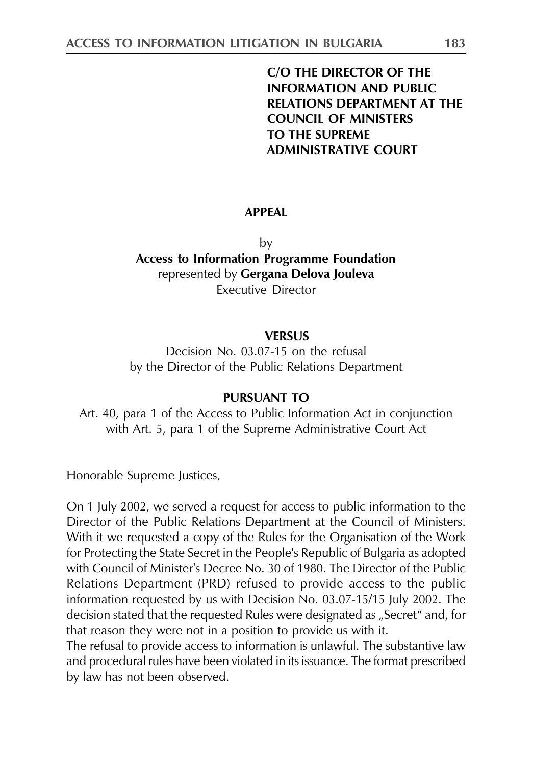**C/O THE DIRECTOR OF THE INFORMATION AND PUBLIC RELATIONS DEPARTMENT AT THE COUNCIL OF MINISTERS**
**TO THE SUPREME ADMINISTRATIVE COURT**

**APPEAL**

by
**Access to Information Programme Foundation**
represented by **Gergana Delova Jouleva**
Executive Director

**VERSUS**

Decision No. 03.07-15 on the refusal
by the Director of the Public Relations Department

**PURSUANT TO**

Art. 40, para 1 of the Access to Public Information Act in conjunction with Art. 5, para 1 of the Supreme Administrative Court Act

Honorable Supreme Justices,

On 1 July 2002, we served a request for access to public information to the Director of the Public Relations Department at the Council of Ministers. With it we requested a copy of the Rules for the Organisation of the Work for Protecting the State Secret in the People's Republic of Bulgaria as adopted with Council of Minister's Decree No. 30 of 1980. The Director of the Public Relations Department (PRD) refused to provide access to the public information requested by us with Decision No. 03.07-15/15 July 2002. The decision stated that the requested Rules were designated as „Secret" and, for that reason they were not in a position to provide us with it.

The refusal to provide access to information is unlawful. The substantive law and procedural rules have been violated in its issuance. The format prescribed by law has not been observed.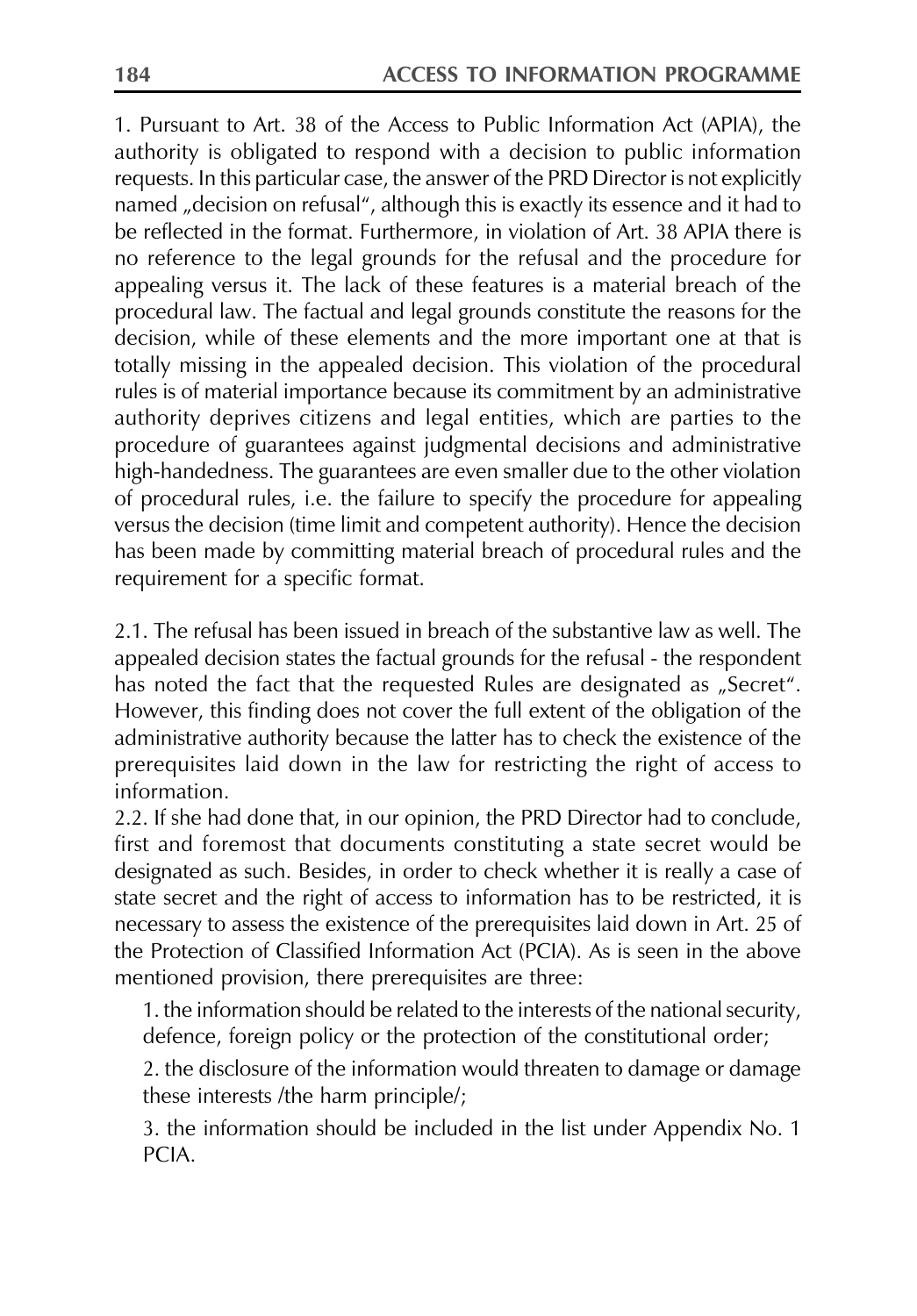1. Pursuant to Art. 38 of the Access to Public Information Act (APIA), the authority is obligated to respond with a decision to public information requests. In this particular case, the answer of the PRD Director is not explicitly named „decision on refusal", although this is exactly its essence and it had to be reflected in the format. Furthermore, in violation of Art. 38 APIA there is no reference to the legal grounds for the refusal and the procedure for appealing versus it. The lack of these features is a material breach of the procedural law. The factual and legal grounds constitute the reasons for the decision, while of these elements and the more important one at that is totally missing in the appealed decision. This violation of the procedural rules is of material importance because its commitment by an administrative authority deprives citizens and legal entities, which are parties to the procedure of guarantees against judgmental decisions and administrative high-handedness. The guarantees are even smaller due to the other violation of procedural rules, i.e. the failure to specify the procedure for appealing versus the decision (time limit and competent authority). Hence the decision has been made by committing material breach of procedural rules and the requirement for a specific format.

2.1. The refusal has been issued in breach of the substantive law as well. The appealed decision states the factual grounds for the refusal - the respondent has noted the fact that the requested Rules are designated as „Secret". However, this finding does not cover the full extent of the obligation of the administrative authority because the latter has to check the existence of the prerequisites laid down in the law for restricting the right of access to information.

2.2. If she had done that, in our opinion, the PRD Director had to conclude, first and foremost that documents constituting a state secret would be designated as such. Besides, in order to check whether it is really a case of state secret and the right of access to information has to be restricted, it is necessary to assess the existence of the prerequisites laid down in Art. 25 of the Protection of Classified Information Act (PCIA). As is seen in the above mentioned provision, there prerequisites are three:

1. the information should be related to the interests of the national security, defence, foreign policy or the protection of the constitutional order;

2. the disclosure of the information would threaten to damage or damage these interests /the harm principle/;

3. the information should be included in the list under Appendix No. 1 PCIA.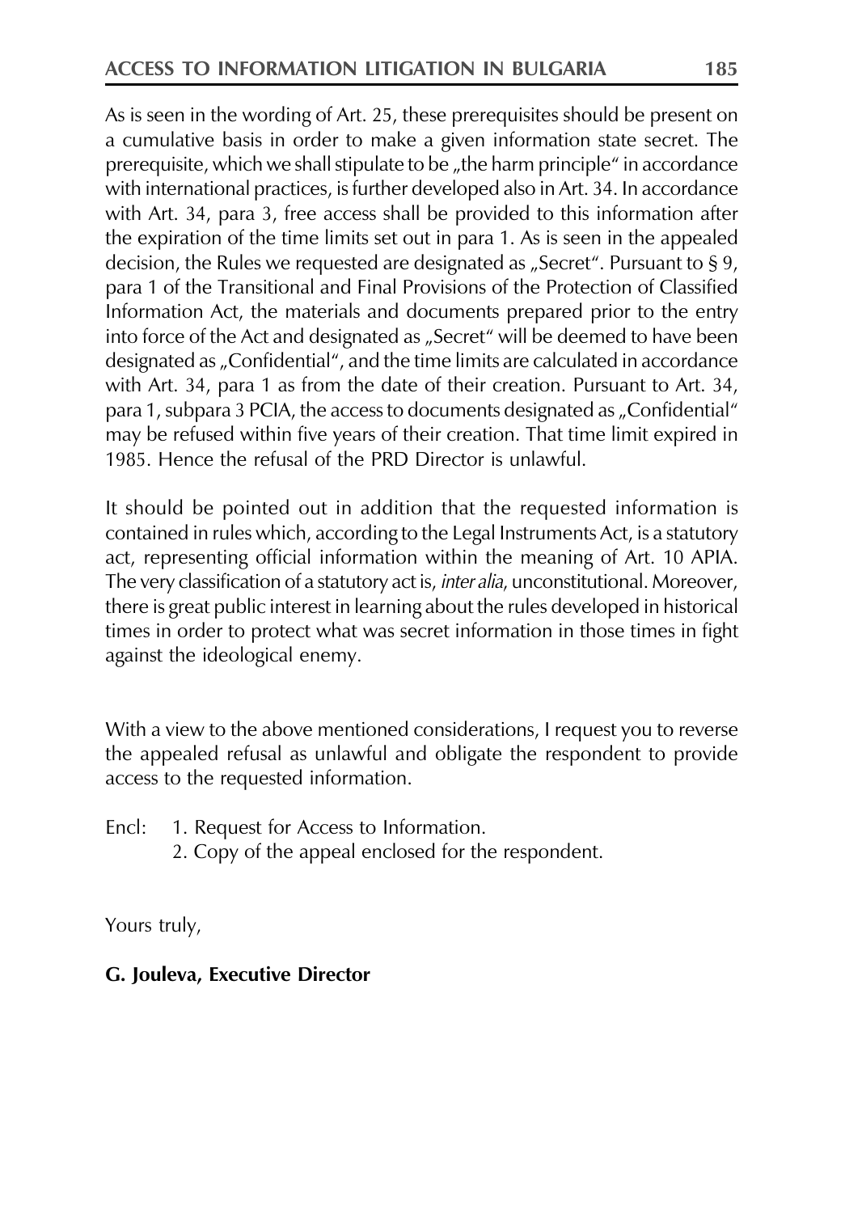As is seen in the wording of Art. 25, these prerequisites should be present on a cumulative basis in order to make a given information state secret. The prerequisite, which we shall stipulate to be „the harm principle" in accordance with international practices, is further developed also in Art. 34. In accordance with Art. 34, para 3, free access shall be provided to this information after the expiration of the time limits set out in para 1. As is seen in the appealed decision, the Rules we requested are designated as „Secret". Pursuant to § 9, para 1 of the Transitional and Final Provisions of the Protection of Classified Information Act, the materials and documents prepared prior to the entry into force of the Act and designated as „Secret" will be deemed to have been designated as „Confidential", and the time limits are calculated in accordance with Art. 34, para 1 as from the date of their creation. Pursuant to Art. 34, para 1, subpara 3 PCIA, the access to documents designated as „Confidential" may be refused within five years of their creation. That time limit expired in 1985. Hence the refusal of the PRD Director is unlawful.

It should be pointed out in addition that the requested information is contained in rules which, according to the Legal Instruments Act, is a statutory act, representing official information within the meaning of Art. 10 APIA. The very classification of a statutory act is, *inter alia*, unconstitutional. Moreover, there is great public interest in learning about the rules developed in historical times in order to protect what was secret information in those times in fight against the ideological enemy.

With a view to the above mentioned considerations, I request you to reverse the appealed refusal as unlawful and obligate the respondent to provide access to the requested information.

Encl: 1. Request for Access to Information.
2. Copy of the appeal enclosed for the respondent.

Yours truly,

**G. Jouleva, Executive Director**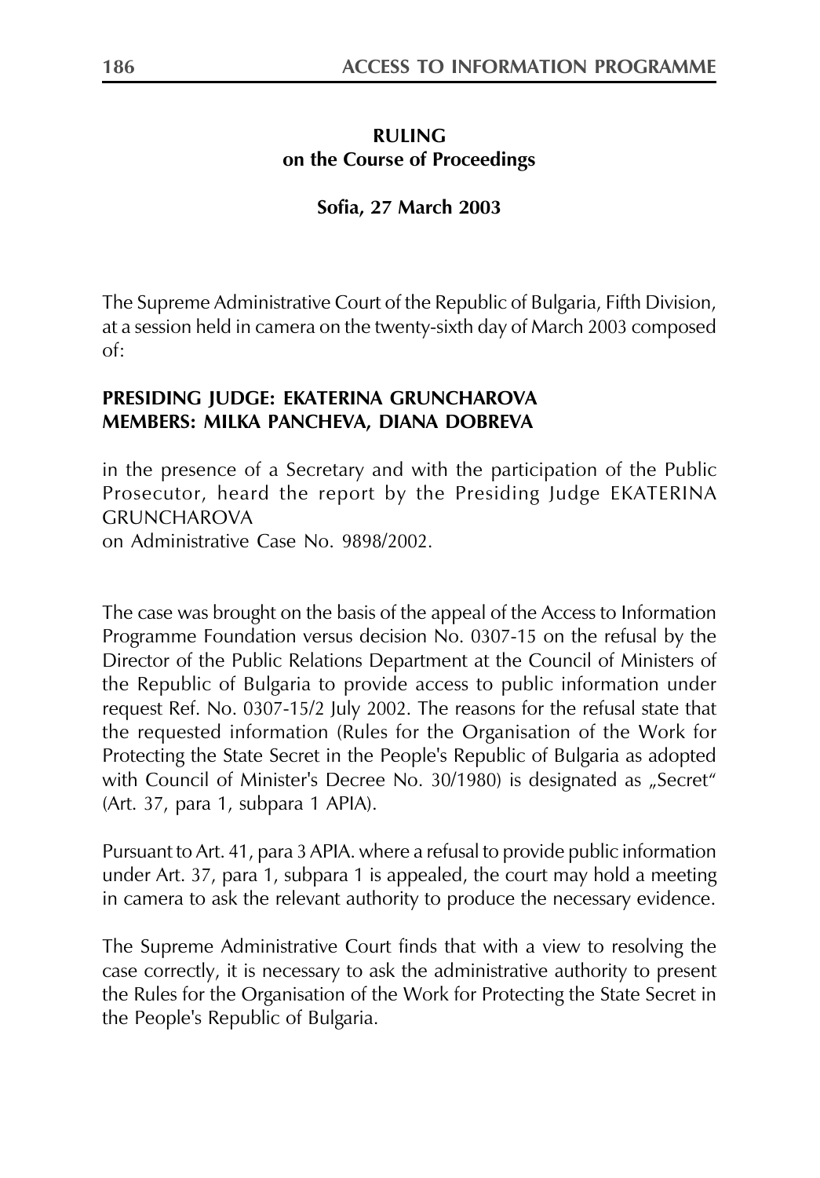## RULING
## on the Course of Proceedings

**Sofia, 27 March 2003**

The Supreme Administrative Court of the Republic of Bulgaria, Fifth Division, at a session held in camera on the twenty-sixth day of March 2003 composed of:

**PRESIDING JUDGE: EKATERINA GRUNCHAROVA**
**MEMBERS: MILKA PANCHEVA, DIANA DOBREVA**

in the presence of a Secretary and with the participation of the Public Prosecutor, heard the report by the Presiding Judge EKATERINA GRUNCHAROVA
on Administrative Case No. 9898/2002.

The case was brought on the basis of the appeal of the Access to Information Programme Foundation versus decision No. 0307-15 on the refusal by the Director of the Public Relations Department at the Council of Ministers of the Republic of Bulgaria to provide access to public information under request Ref. No. 0307-15/2 July 2002. The reasons for the refusal state that the requested information (Rules for the Organisation of the Work for Protecting the State Secret in the People's Republic of Bulgaria as adopted with Council of Minister's Decree No. 30/1980) is designated as „Secret" (Art. 37, para 1, subpara 1 APIA).

Pursuant to Art. 41, para 3 APIA. where a refusal to provide public information under Art. 37, para 1, subpara 1 is appealed, the court may hold a meeting in camera to ask the relevant authority to produce the necessary evidence.

The Supreme Administrative Court finds that with a view to resolving the case correctly, it is necessary to ask the administrative authority to present the Rules for the Organisation of the Work for Protecting the State Secret in the People's Republic of Bulgaria.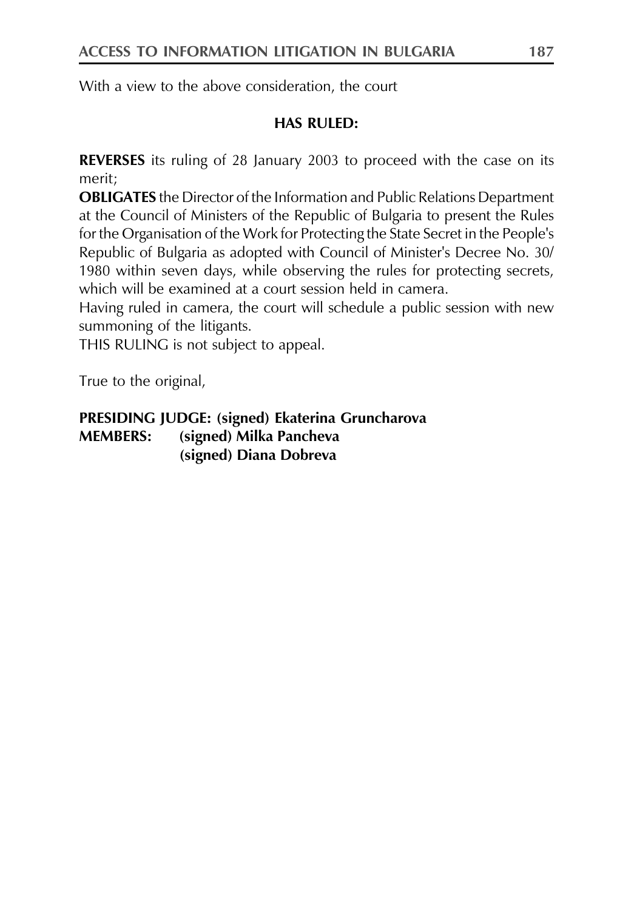With a view to the above consideration, the court

**HAS RULED:**

**REVERSES** its ruling of 28 January 2003 to proceed with the case on its merit;

**OBLIGATES** the Director of the Information and Public Relations Department at the Council of Ministers of the Republic of Bulgaria to present the Rules for the Organisation of the Work for Protecting the State Secret in the People's Republic of Bulgaria as adopted with Council of Minister's Decree No. 30/ 1980 within seven days, while observing the rules for protecting secrets, which will be examined at a court session held in camera.

Having ruled in camera, the court will schedule a public session with new summoning of the litigants.

THIS RULING is not subject to appeal.

True to the original,

**PRESIDING JUDGE: (signed) Ekaterina Gruncharova**
**MEMBERS: (signed) Milka Pancheva**
**(signed) Diana Dobreva**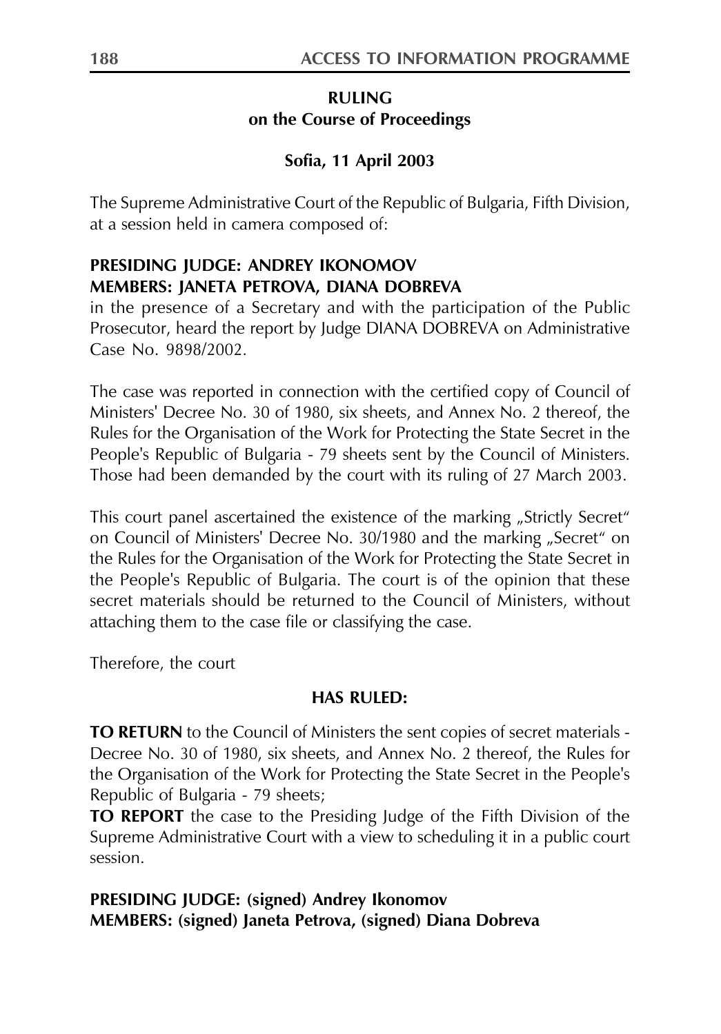**RULING**
**on the Course of Proceedings**

**Sofia, 11 April 2003**

The Supreme Administrative Court of the Republic of Bulgaria, Fifth Division, at a session held in camera composed of:

**PRESIDING JUDGE: ANDREY IKONOMOV**
**MEMBERS: JANETA PETROVA, DIANA DOBREVA**
in the presence of a Secretary and with the participation of the Public Prosecutor, heard the report by Judge DIANA DOBREVA on Administrative Case No. 9898/2002.

The case was reported in connection with the certified copy of Council of Ministers' Decree No. 30 of 1980, six sheets, and Annex No. 2 thereof, the Rules for the Organisation of the Work for Protecting the State Secret in the People's Republic of Bulgaria - 79 sheets sent by the Council of Ministers. Those had been demanded by the court with its ruling of 27 March 2003.

This court panel ascertained the existence of the marking „Strictly Secret" on Council of Ministers' Decree No. 30/1980 and the marking „Secret" on the Rules for the Organisation of the Work for Protecting the State Secret in the People's Republic of Bulgaria. The court is of the opinion that these secret materials should be returned to the Council of Ministers, without attaching them to the case file or classifying the case.

Therefore, the court

**HAS RULED:**

**TO RETURN** to the Council of Ministers the sent copies of secret materials - Decree No. 30 of 1980, six sheets, and Annex No. 2 thereof, the Rules for the Organisation of the Work for Protecting the State Secret in the People's Republic of Bulgaria - 79 sheets;
**TO REPORT** the case to the Presiding Judge of the Fifth Division of the Supreme Administrative Court with a view to scheduling it in a public court session.

**PRESIDING JUDGE: (signed) Andrey Ikonomov**
**MEMBERS: (signed) Janeta Petrova, (signed) Diana Dobreva**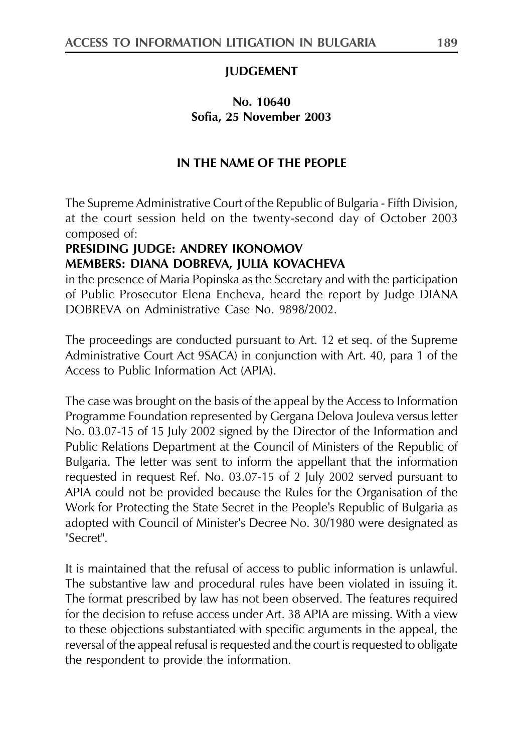**JUDGEMENT**

**No. 10640**
**Sofia, 25 November 2003**

**IN THE NAME OF THE PEOPLE**

The Supreme Administrative Court of the Republic of Bulgaria - Fifth Division, at the court session held on the twenty-second day of October 2003 composed of:
**PRESIDING JUDGE: ANDREY IKONOMOV**
**MEMBERS: DIANA DOBREVA, JULIA KOVACHEVA**
in the presence of Maria Popinska as the Secretary and with the participation of Public Prosecutor Elena Encheva, heard the report by Judge DIANA DOBREVA on Administrative Case No. 9898/2002.

The proceedings are conducted pursuant to Art. 12 et seq. of the Supreme Administrative Court Act 9SACA) in conjunction with Art. 40, para 1 of the Access to Public Information Act (APIA).

The case was brought on the basis of the appeal by the Access to Information Programme Foundation represented by Gergana Delova Jouleva versus letter No. 03.07-15 of 15 July 2002 signed by the Director of the Information and Public Relations Department at the Council of Ministers of the Republic of Bulgaria. The letter was sent to inform the appellant that the information requested in request Ref. No. 03.07-15 of 2 July 2002 served pursuant to APIA could not be provided because the Rules for the Organisation of the Work for Protecting the State Secret in the People's Republic of Bulgaria as adopted with Council of Minister's Decree No. 30/1980 were designated as "Secret".

It is maintained that the refusal of access to public information is unlawful. The substantive law and procedural rules have been violated in issuing it. The format prescribed by law has not been observed. The features required for the decision to refuse access under Art. 38 APIA are missing. With a view to these objections substantiated with specific arguments in the appeal, the reversal of the appeal refusal is requested and the court is requested to obligate the respondent to provide the information.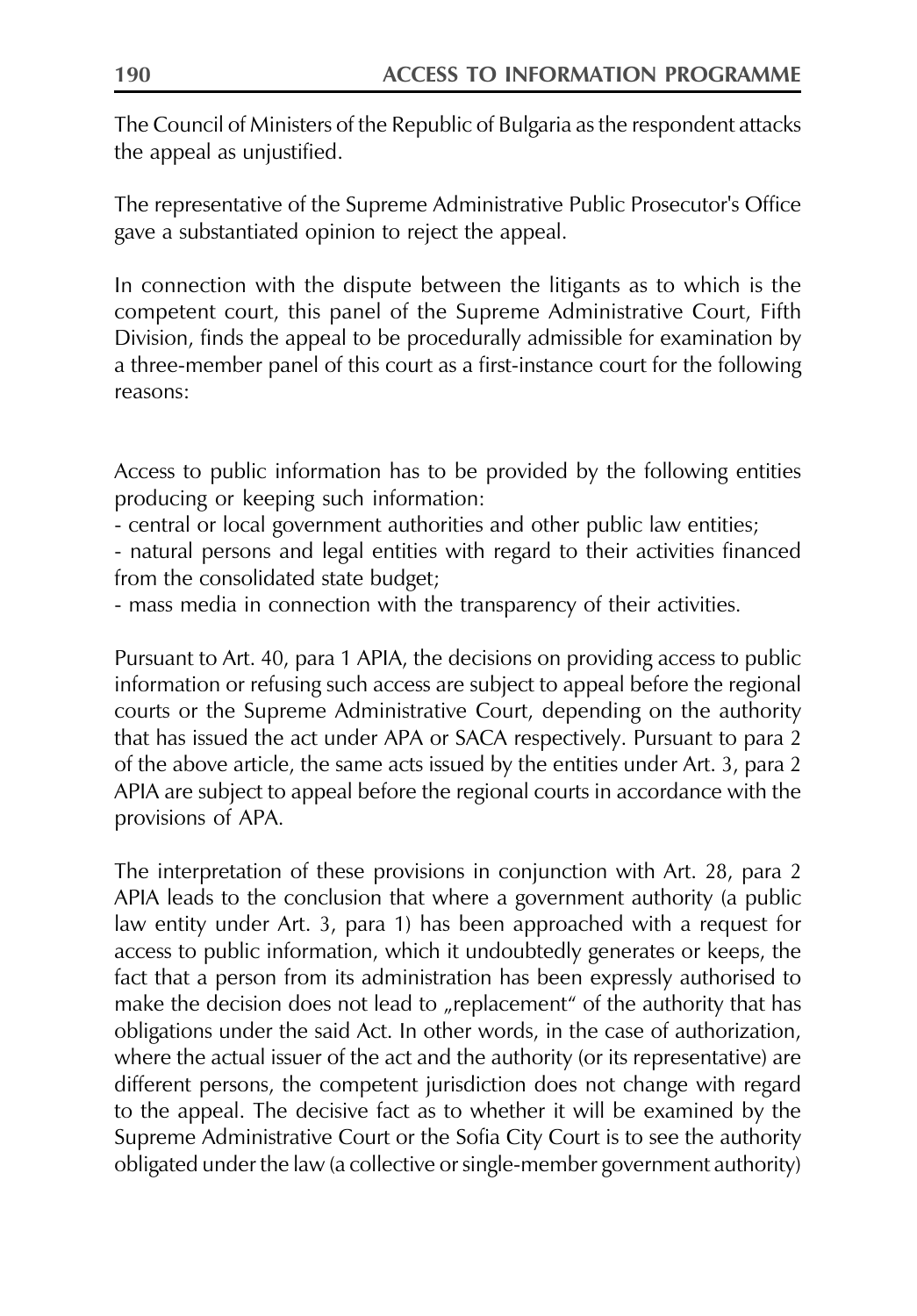The Council of Ministers of the Republic of Bulgaria as the respondent attacks the appeal as unjustified.

The representative of the Supreme Administrative Public Prosecutor's Office gave a substantiated opinion to reject the appeal.

In connection with the dispute between the litigants as to which is the competent court, this panel of the Supreme Administrative Court, Fifth Division, finds the appeal to be procedurally admissible for examination by a three-member panel of this court as a first-instance court for the following reasons:

Access to public information has to be provided by the following entities producing or keeping such information:

- central or local government authorities and other public law entities;
- natural persons and legal entities with regard to their activities financed from the consolidated state budget;
- mass media in connection with the transparency of their activities.

Pursuant to Art. 40, para 1 APIA, the decisions on providing access to public information or refusing such access are subject to appeal before the regional courts or the Supreme Administrative Court, depending on the authority that has issued the act under APA or SACA respectively. Pursuant to para 2 of the above article, the same acts issued by the entities under Art. 3, para 2 APIA are subject to appeal before the regional courts in accordance with the provisions of APA.

The interpretation of these provisions in conjunction with Art. 28, para 2 APIA leads to the conclusion that where a government authority (a public law entity under Art. 3, para 1) has been approached with a request for access to public information, which it undoubtedly generates or keeps, the fact that a person from its administration has been expressly authorised to make the decision does not lead to „replacement" of the authority that has obligations under the said Act. In other words, in the case of authorization, where the actual issuer of the act and the authority (or its representative) are different persons, the competent jurisdiction does not change with regard to the appeal. The decisive fact as to whether it will be examined by the Supreme Administrative Court or the Sofia City Court is to see the authority obligated under the law (a collective or single-member government authority)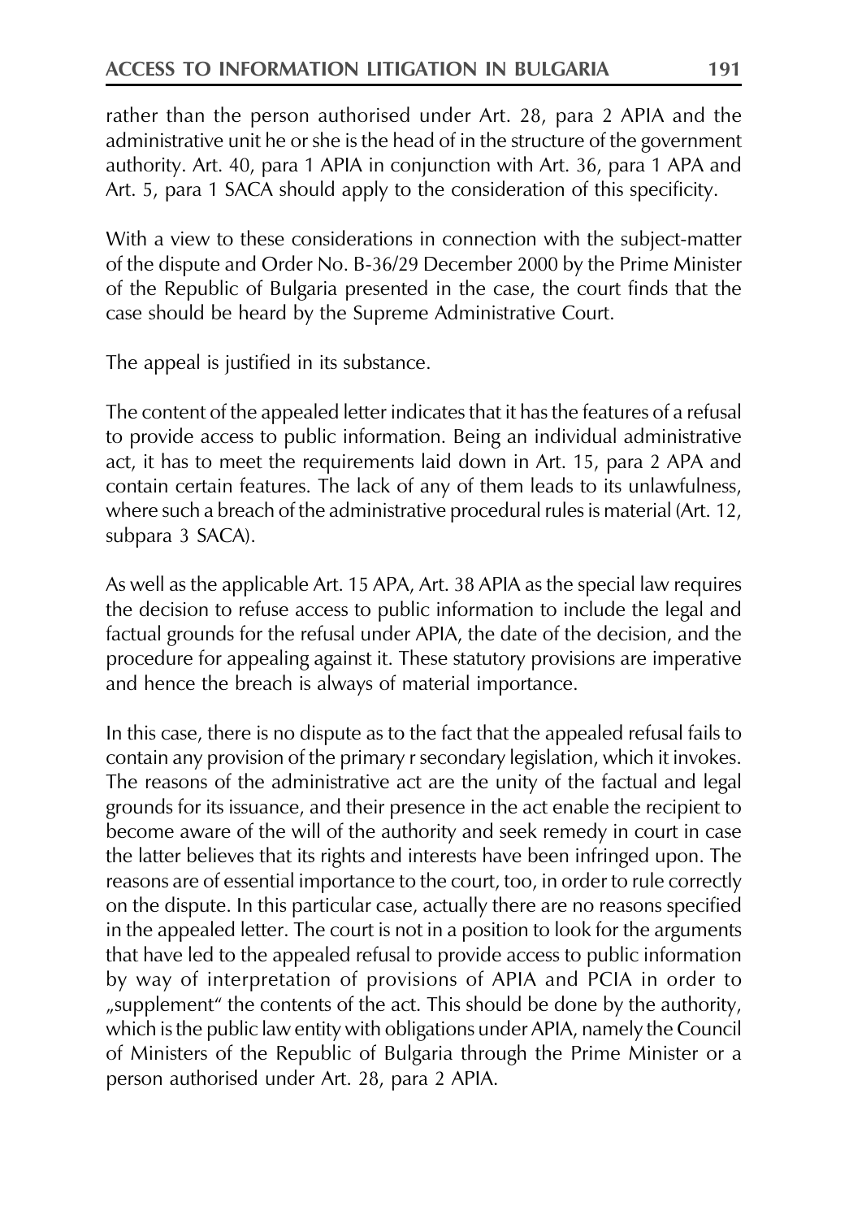rather than the person authorised under Art. 28, para 2 APIA and the administrative unit he or she is the head of in the structure of the government authority. Art. 40, para 1 APIA in conjunction with Art. 36, para 1 APA and Art. 5, para 1 SACA should apply to the consideration of this specificity.

With a view to these considerations in connection with the subject-matter of the dispute and Order No. B-36/29 December 2000 by the Prime Minister of the Republic of Bulgaria presented in the case, the court finds that the case should be heard by the Supreme Administrative Court.

The appeal is justified in its substance.

The content of the appealed letter indicates that it has the features of a refusal to provide access to public information. Being an individual administrative act, it has to meet the requirements laid down in Art. 15, para 2 APA and contain certain features. The lack of any of them leads to its unlawfulness, where such a breach of the administrative procedural rules is material (Art. 12, subpara 3 SACA).

As well as the applicable Art. 15 APA, Art. 38 APIA as the special law requires the decision to refuse access to public information to include the legal and factual grounds for the refusal under APIA, the date of the decision, and the procedure for appealing against it. These statutory provisions are imperative and hence the breach is always of material importance.

In this case, there is no dispute as to the fact that the appealed refusal fails to contain any provision of the primary r secondary legislation, which it invokes. The reasons of the administrative act are the unity of the factual and legal grounds for its issuance, and their presence in the act enable the recipient to become aware of the will of the authority and seek remedy in court in case the latter believes that its rights and interests have been infringed upon. The reasons are of essential importance to the court, too, in order to rule correctly on the dispute. In this particular case, actually there are no reasons specified in the appealed letter. The court is not in a position to look for the arguments that have led to the appealed refusal to provide access to public information by way of interpretation of provisions of APIA and PCIA in order to „supplement" the contents of the act. This should be done by the authority, which is the public law entity with obligations under APIA, namely the Council of Ministers of the Republic of Bulgaria through the Prime Minister or a person authorised under Art. 28, para 2 APIA.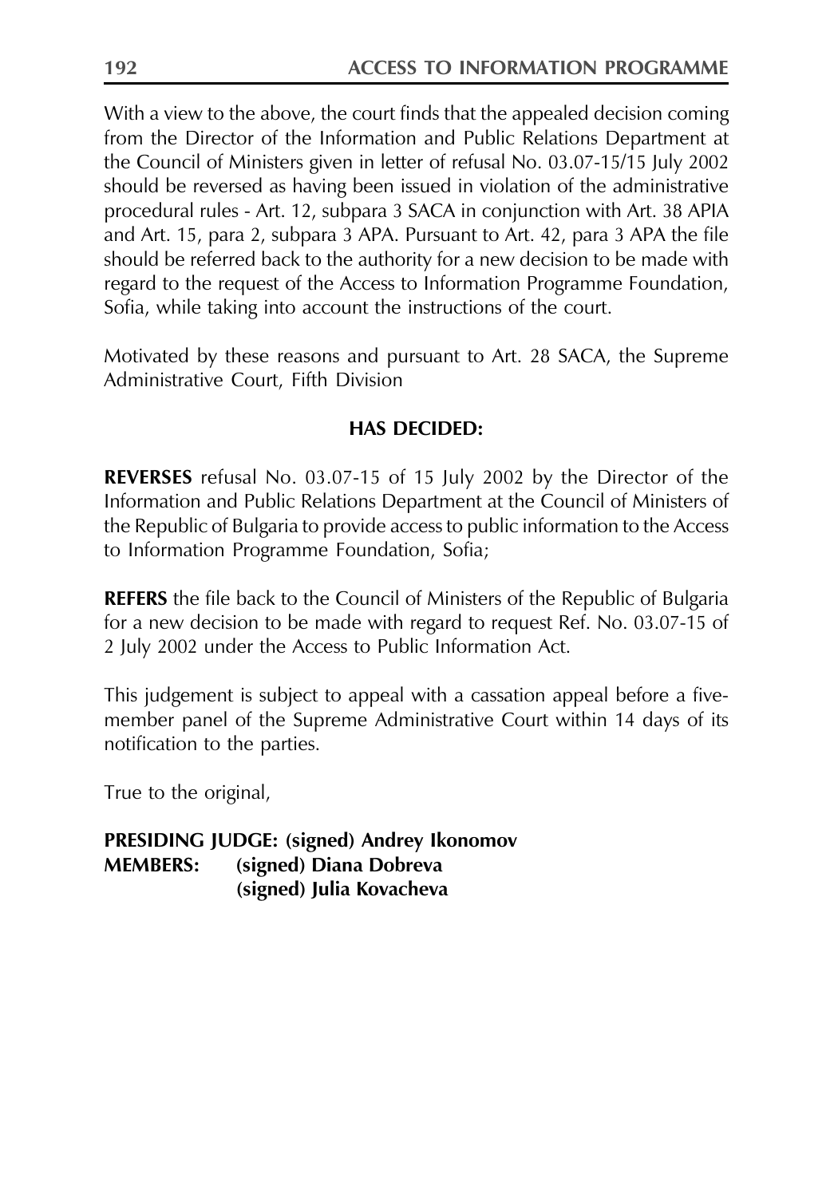With a view to the above, the court finds that the appealed decision coming from the Director of the Information and Public Relations Department at the Council of Ministers given in letter of refusal No. 03.07-15/15 July 2002 should be reversed as having been issued in violation of the administrative procedural rules - Art. 12, subpara 3 SACA in conjunction with Art. 38 APIA and Art. 15, para 2, subpara 3 APA. Pursuant to Art. 42, para 3 APA the file should be referred back to the authority for a new decision to be made with regard to the request of the Access to Information Programme Foundation, Sofia, while taking into account the instructions of the court.

Motivated by these reasons and pursuant to Art. 28 SACA, the Supreme Administrative Court, Fifth Division

**HAS DECIDED:**

**REVERSES** refusal No. 03.07-15 of 15 July 2002 by the Director of the Information and Public Relations Department at the Council of Ministers of the Republic of Bulgaria to provide access to public information to the Access to Information Programme Foundation, Sofia;

**REFERS** the file back to the Council of Ministers of the Republic of Bulgaria for a new decision to be made with regard to request Ref. No. 03.07-15 of 2 July 2002 under the Access to Public Information Act.

This judgement is subject to appeal with a cassation appeal before a five-member panel of the Supreme Administrative Court within 14 days of its notification to the parties.

True to the original,

**PRESIDING JUDGE: (signed) Andrey Ikonomov**
**MEMBERS: (signed) Diana Dobreva**
**(signed) Julia Kovacheva**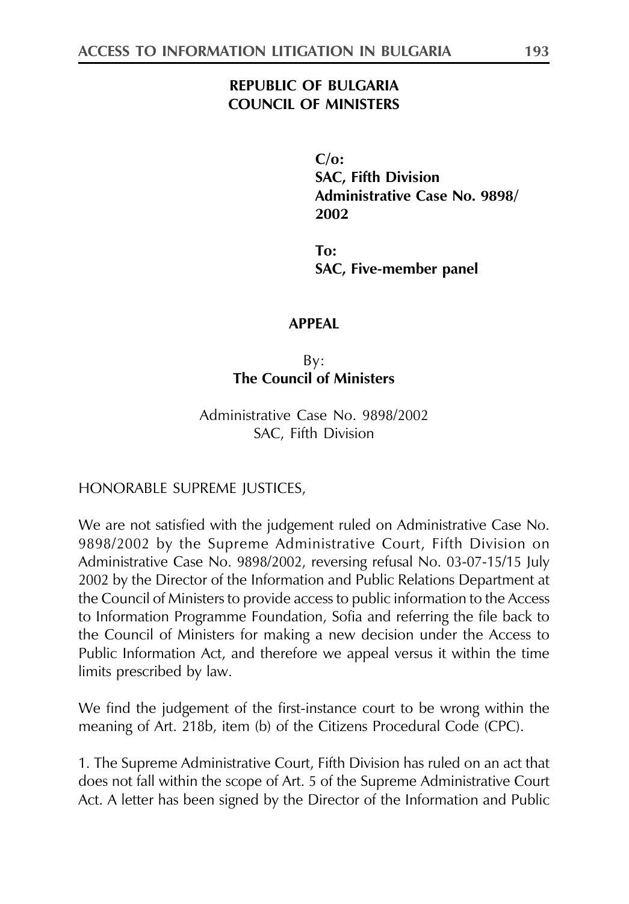**REPUBLIC OF BULGARIA**
**COUNCIL OF MINISTERS**

**C/o:**
**SAC, Fifth Division**
**Administrative Case No. 9898/ 2002**

**To:**
**SAC, Five-member panel**

**APPEAL**

By:
**The Council of Ministers**

Administrative Case No. 9898/2002
SAC, Fifth Division

HONORABLE SUPREME JUSTICES,

We are not satisfied with the judgement ruled on Administrative Case No. 9898/2002 by the Supreme Administrative Court, Fifth Division on Administrative Case No. 9898/2002, reversing refusal No. 03-07-15/15 July 2002 by the Director of the Information and Public Relations Department at the Council of Ministers to provide access to public information to the Access to Information Programme Foundation, Sofia and referring the file back to the Council of Ministers for making a new decision under the Access to Public Information Act, and therefore we appeal versus it within the time limits prescribed by law.

We find the judgement of the first-instance court to be wrong within the meaning of Art. 218b, item (b) of the Citizens Procedural Code (CPC).

1. The Supreme Administrative Court, Fifth Division has ruled on an act that does not fall within the scope of Art. 5 of the Supreme Administrative Court Act. A letter has been signed by the Director of the Information and Public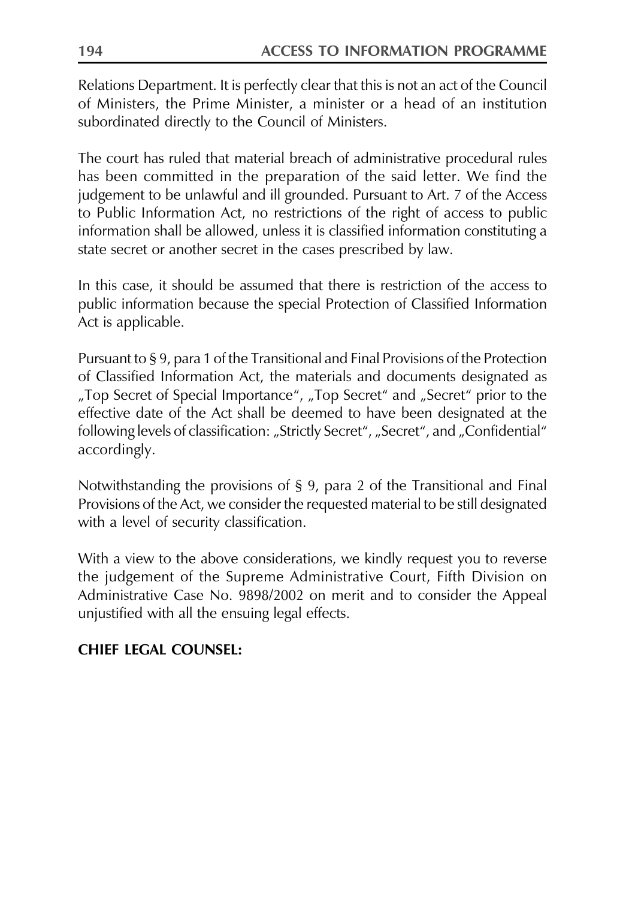Relations Department. It is perfectly clear that this is not an act of the Council of Ministers, the Prime Minister, a minister or a head of an institution subordinated directly to the Council of Ministers.

The court has ruled that material breach of administrative procedural rules has been committed in the preparation of the said letter. We find the judgement to be unlawful and ill grounded. Pursuant to Art. 7 of the Access to Public Information Act, no restrictions of the right of access to public information shall be allowed, unless it is classified information constituting a state secret or another secret in the cases prescribed by law.

In this case, it should be assumed that there is restriction of the access to public information because the special Protection of Classified Information Act is applicable.

Pursuant to § 9, para 1 of the Transitional and Final Provisions of the Protection of Classified Information Act, the materials and documents designated as „Top Secret of Special Importance", „Top Secret" and „Secret" prior to the effective date of the Act shall be deemed to have been designated at the following levels of classification: „Strictly Secret", „Secret", and „Confidential" accordingly.

Notwithstanding the provisions of § 9, para 2 of the Transitional and Final Provisions of the Act, we consider the requested material to be still designated with a level of security classification.

With a view to the above considerations, we kindly request you to reverse the judgement of the Supreme Administrative Court, Fifth Division on Administrative Case No. 9898/2002 on merit and to consider the Appeal unjustified with all the ensuing legal effects.

**CHIEF LEGAL COUNSEL:**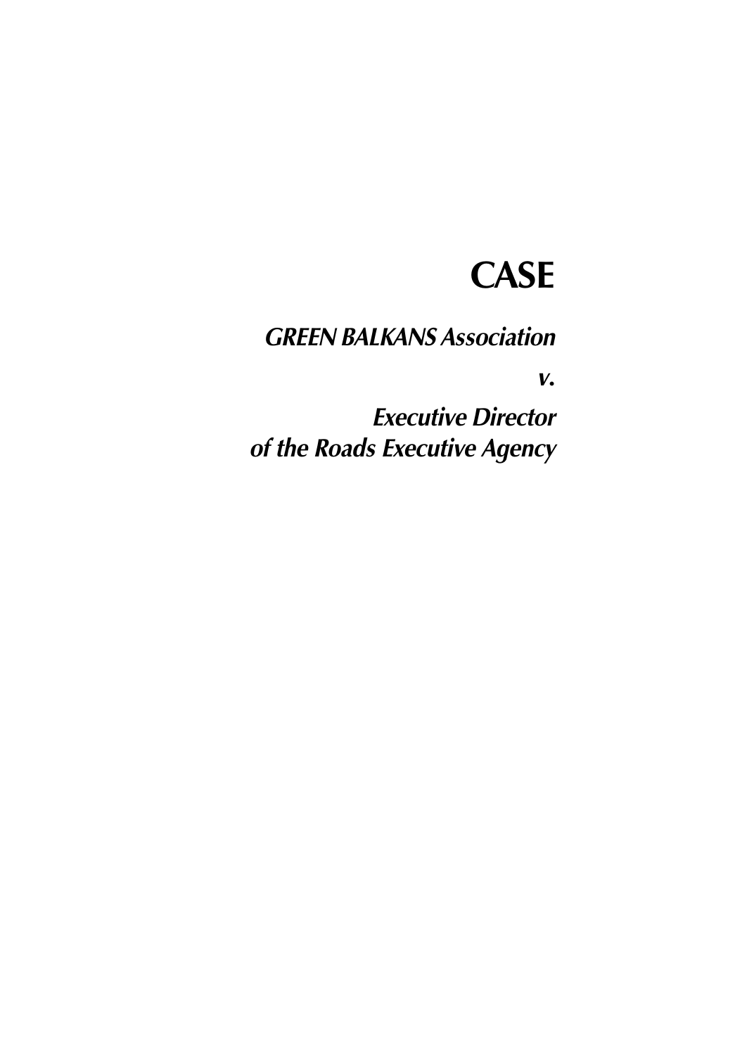# CASE

## *GREEN BALKANS Association*

## *v.*

## *Executive Director of the Roads Executive Agency*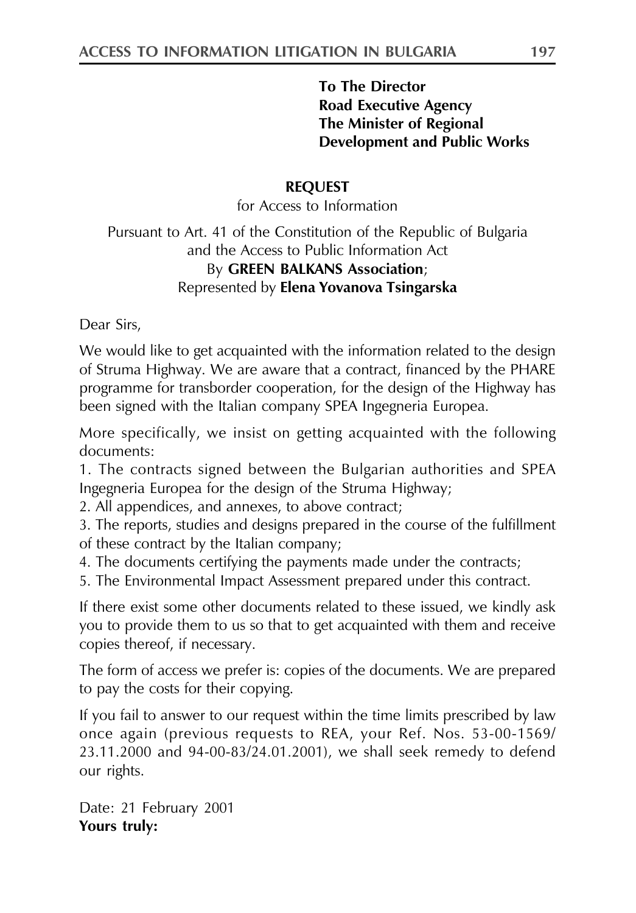**To The Director**
**Road Executive Agency**
**The Minister of Regional Development and Public Works**

**REQUEST**

for Access to Information

Pursuant to Art. 41 of the Constitution of the Republic of Bulgaria and the Access to Public Information Act
By **GREEN BALKANS Association**;
Represented by **Elena Yovanova Tsingarska**

Dear Sirs,

We would like to get acquainted with the information related to the design of Struma Highway. We are aware that a contract, financed by the PHARE programme for transborder cooperation, for the design of the Highway has been signed with the Italian company SPEA Ingegneria Europea.

More specifically, we insist on getting acquainted with the following documents:

1. The contracts signed between the Bulgarian authorities and SPEA Ingegneria Europea for the design of the Struma Highway;
2. All appendices, and annexes, to above contract;
3. The reports, studies and designs prepared in the course of the fulfillment of these contract by the Italian company;
4. The documents certifying the payments made under the contracts;
5. The Environmental Impact Assessment prepared under this contract.

If there exist some other documents related to these issued, we kindly ask you to provide them to us so that to get acquainted with them and receive copies thereof, if necessary.

The form of access we prefer is: copies of the documents. We are prepared to pay the costs for their copying.

If you fail to answer to our request within the time limits prescribed by law once again (previous requests to REA, your Ref. Nos. 53-00-1569/23.11.2000 and 94-00-83/24.01.2001), we shall seek remedy to defend our rights.

Date: 21 February 2001
**Yours truly:**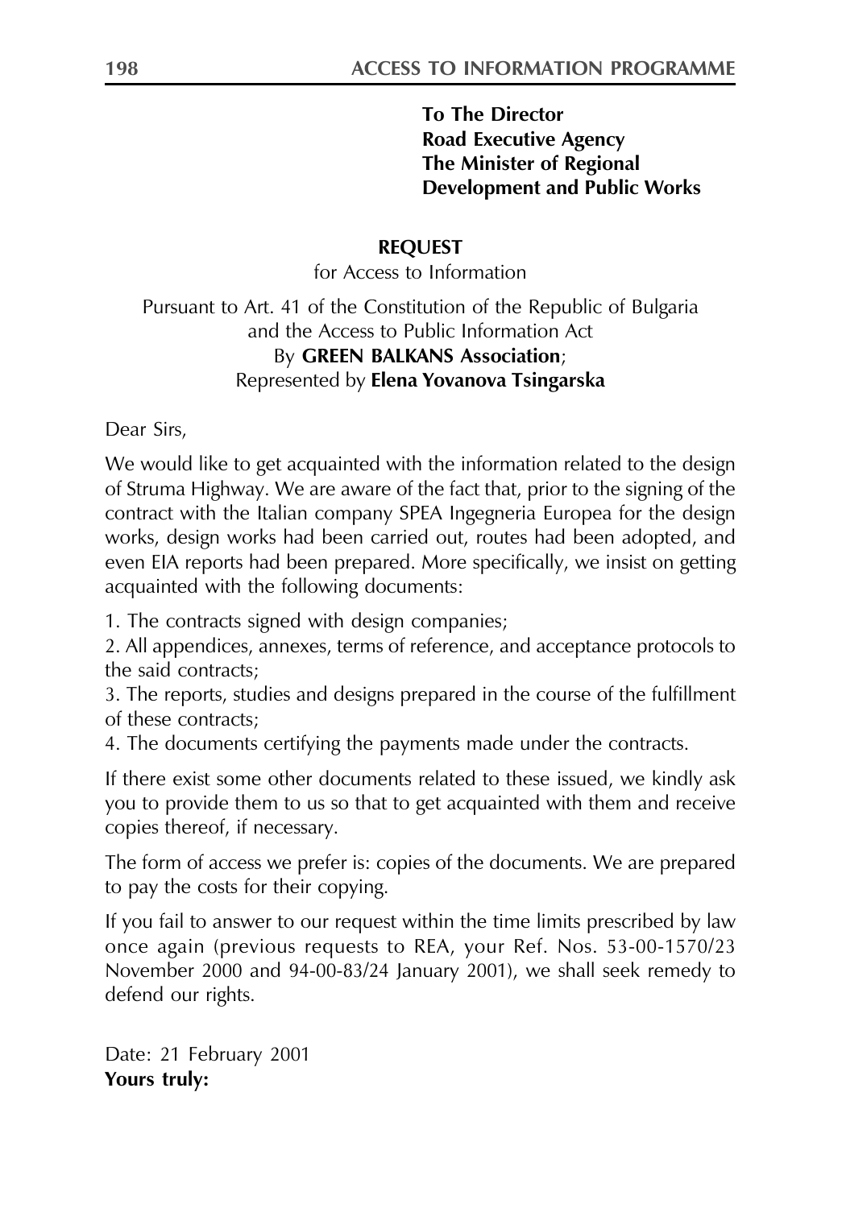**To The Director**
**Road Executive Agency**
**The Minister of Regional**
**Development and Public Works**

**REQUEST**

for Access to Information

Pursuant to Art. 41 of the Constitution of the Republic of Bulgaria and the Access to Public Information Act
By **GREEN BALKANS Association**;
Represented by **Elena Yovanova Tsingarska**

Dear Sirs,

We would like to get acquainted with the information related to the design of Struma Highway. We are aware of the fact that, prior to the signing of the contract with the Italian company SPEA Ingegneria Europea for the design works, design works had been carried out, routes had been adopted, and even EIA reports had been prepared. More specifically, we insist on getting acquainted with the following documents:

1. The contracts signed with design companies;
2. All appendices, annexes, terms of reference, and acceptance protocols to the said contracts;
3. The reports, studies and designs prepared in the course of the fulfillment of these contracts;
4. The documents certifying the payments made under the contracts.

If there exist some other documents related to these issued, we kindly ask you to provide them to us so that to get acquainted with them and receive copies thereof, if necessary.

The form of access we prefer is: copies of the documents. We are prepared to pay the costs for their copying.

If you fail to answer to our request within the time limits prescribed by law once again (previous requests to REA, your Ref. Nos. 53-00-1570/23 November 2000 and 94-00-83/24 January 2001), we shall seek remedy to defend our rights.

Date: 21 February 2001
**Yours truly:**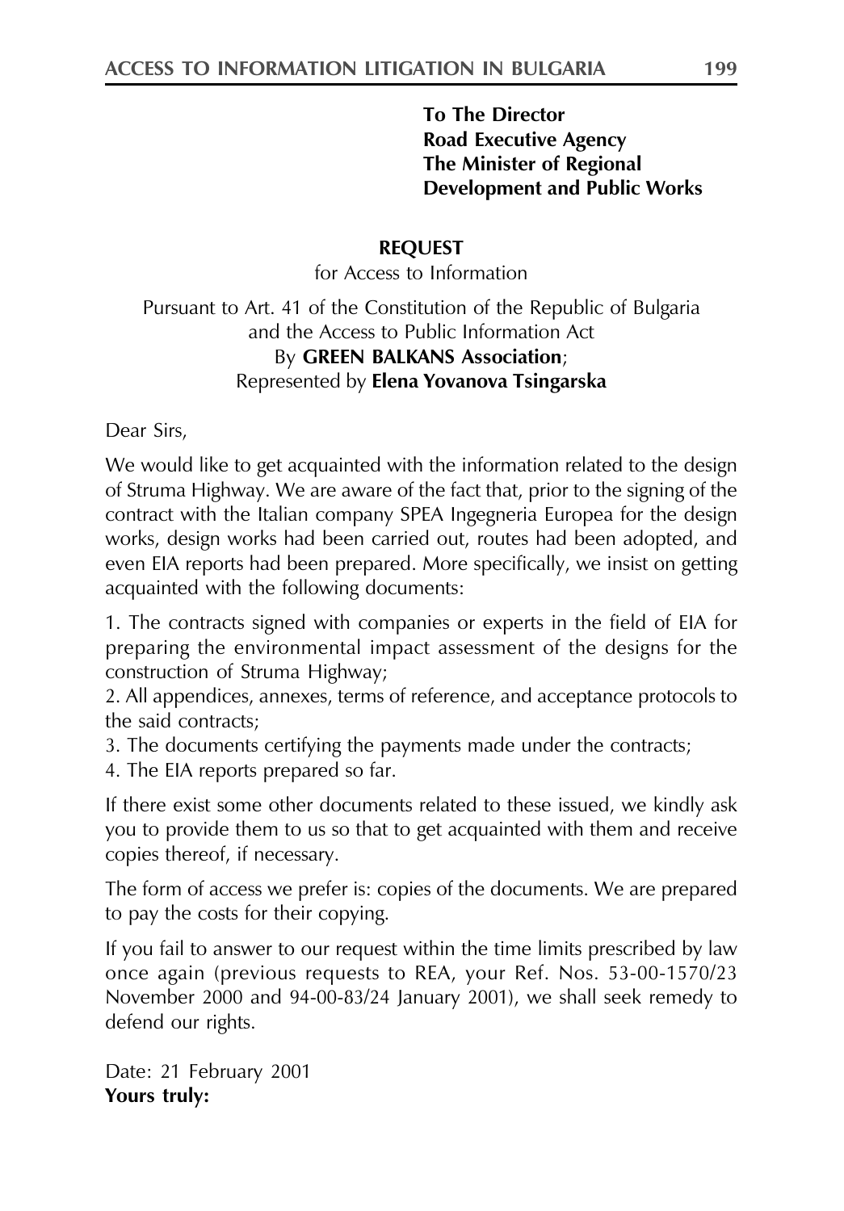**To The Director**
**Road Executive Agency**
**The Minister of Regional Development and Public Works**

**REQUEST**

for Access to Information

Pursuant to Art. 41 of the Constitution of the Republic of Bulgaria and the Access to Public Information Act
By **GREEN BALKANS Association**;
Represented by **Elena Yovanova Tsingarska**

Dear Sirs,

We would like to get acquainted with the information related to the design of Struma Highway. We are aware of the fact that, prior to the signing of the contract with the Italian company SPEA Ingegneria Europea for the design works, design works had been carried out, routes had been adopted, and even EIA reports had been prepared. More specifically, we insist on getting acquainted with the following documents:

1. The contracts signed with companies or experts in the field of EIA for preparing the environmental impact assessment of the designs for the construction of Struma Highway;
2. All appendices, annexes, terms of reference, and acceptance protocols to the said contracts;
3. The documents certifying the payments made under the contracts;
4. The EIA reports prepared so far.

If there exist some other documents related to these issued, we kindly ask you to provide them to us so that to get acquainted with them and receive copies thereof, if necessary.

The form of access we prefer is: copies of the documents. We are prepared to pay the costs for their copying.

If you fail to answer to our request within the time limits prescribed by law once again (previous requests to REA, your Ref. Nos. 53-00-1570/23 November 2000 and 94-00-83/24 January 2001), we shall seek remedy to defend our rights.

Date: 21 February 2001
**Yours truly:**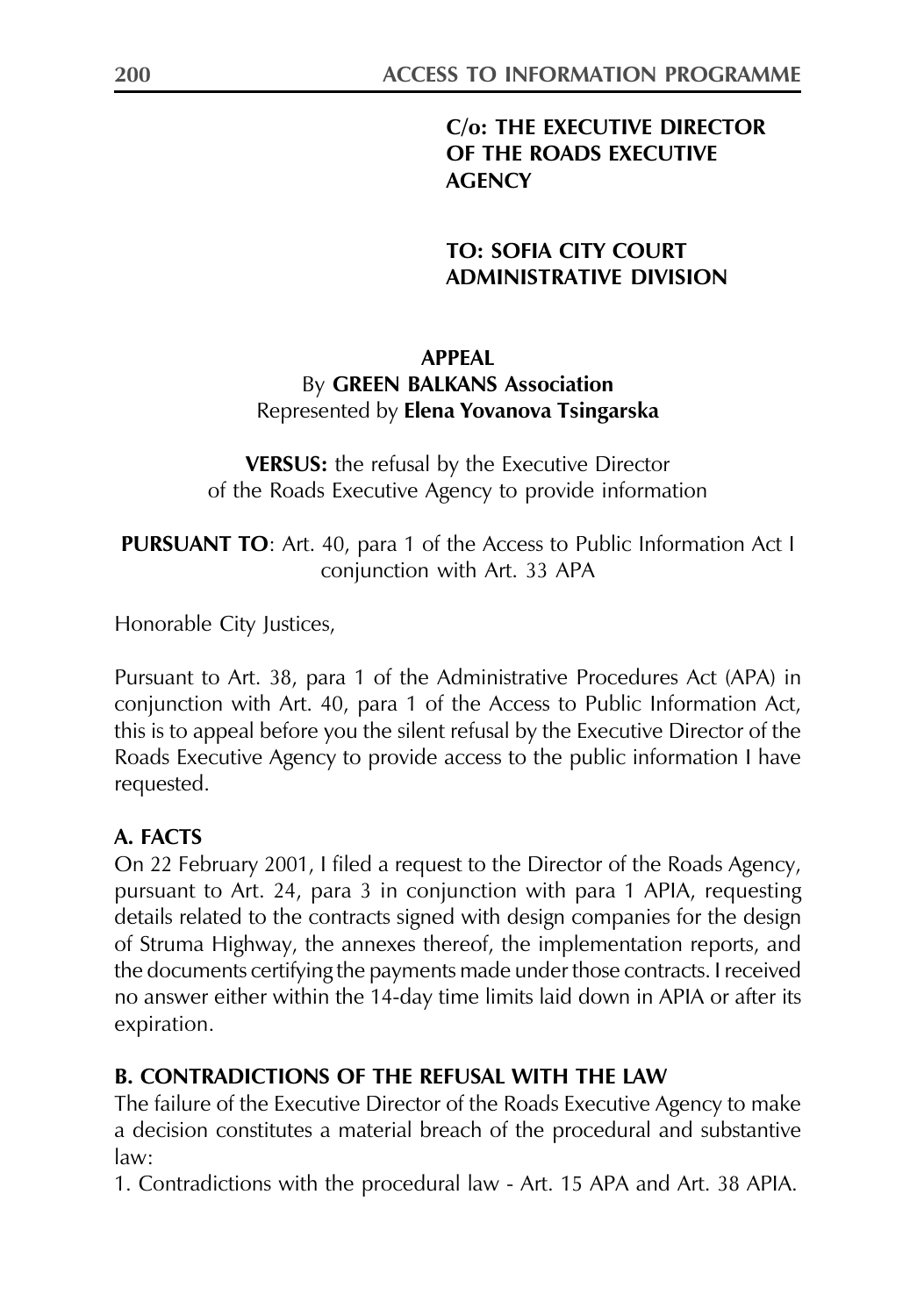**C/o: THE EXECUTIVE DIRECTOR OF THE ROADS EXECUTIVE AGENCY**

**TO: SOFIA CITY COURT ADMINISTRATIVE DIVISION**

**APPEAL**
By **GREEN BALKANS Association**
Represented by **Elena Yovanova Tsingarska**

**VERSUS:** the refusal by the Executive Director of the Roads Executive Agency to provide information

**PURSUANT TO**: Art. 40, para 1 of the Access to Public Information Act I conjunction with Art. 33 APA

Honorable City Justices,

Pursuant to Art. 38, para 1 of the Administrative Procedures Act (APA) in conjunction with Art. 40, para 1 of the Access to Public Information Act, this is to appeal before you the silent refusal by the Executive Director of the Roads Executive Agency to provide access to the public information I have requested.

**A. FACTS**

On 22 February 2001, I filed a request to the Director of the Roads Agency, pursuant to Art. 24, para 3 in conjunction with para 1 APIA, requesting details related to the contracts signed with design companies for the design of Struma Highway, the annexes thereof, the implementation reports, and the documents certifying the payments made under those contracts. I received no answer either within the 14-day time limits laid down in APIA or after its expiration.

**B. CONTRADICTIONS OF THE REFUSAL WITH THE LAW**

The failure of the Executive Director of the Roads Executive Agency to make a decision constitutes a material breach of the procedural and substantive law:

1. Contradictions with the procedural law - Art. 15 APA and Art. 38 APIA.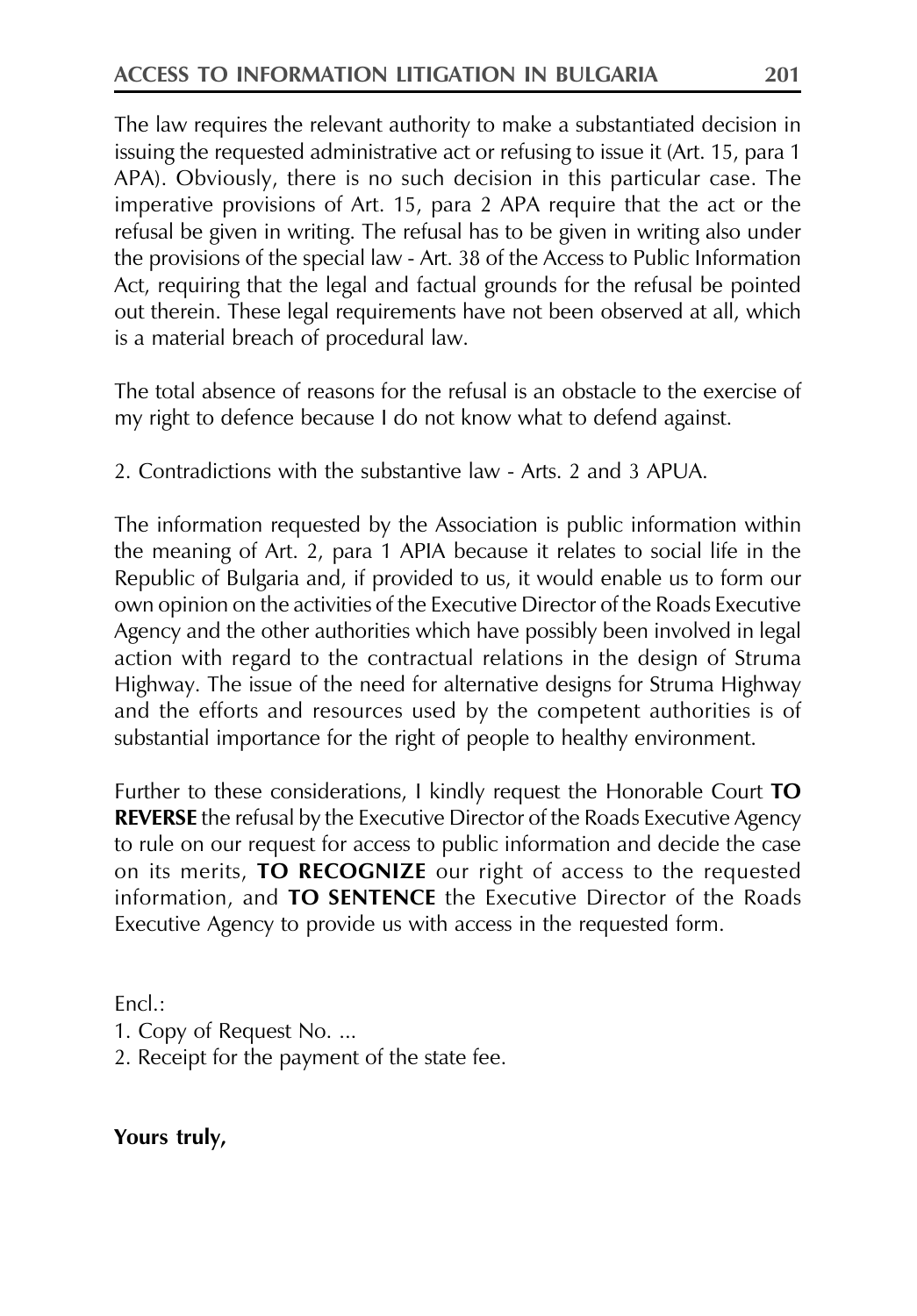The law requires the relevant authority to make a substantiated decision in issuing the requested administrative act or refusing to issue it (Art. 15, para 1 APA). Obviously, there is no such decision in this particular case. The imperative provisions of Art. 15, para 2 APA require that the act or the refusal be given in writing. The refusal has to be given in writing also under the provisions of the special law - Art. 38 of the Access to Public Information Act, requiring that the legal and factual grounds for the refusal be pointed out therein. These legal requirements have not been observed at all, which is a material breach of procedural law.

The total absence of reasons for the refusal is an obstacle to the exercise of my right to defence because I do not know what to defend against.

2. Contradictions with the substantive law - Arts. 2 and 3 APUA.

The information requested by the Association is public information within the meaning of Art. 2, para 1 APIA because it relates to social life in the Republic of Bulgaria and, if provided to us, it would enable us to form our own opinion on the activities of the Executive Director of the Roads Executive Agency and the other authorities which have possibly been involved in legal action with regard to the contractual relations in the design of Struma Highway. The issue of the need for alternative designs for Struma Highway and the efforts and resources used by the competent authorities is of substantial importance for the right of people to healthy environment.

Further to these considerations, I kindly request the Honorable Court **TO REVERSE** the refusal by the Executive Director of the Roads Executive Agency to rule on our request for access to public information and decide the case on its merits, **TO RECOGNIZE** our right of access to the requested information, and **TO SENTENCE** the Executive Director of the Roads Executive Agency to provide us with access in the requested form.

Encl.:

1. Copy of Request No. ...
2. Receipt for the payment of the state fee.

**Yours truly,**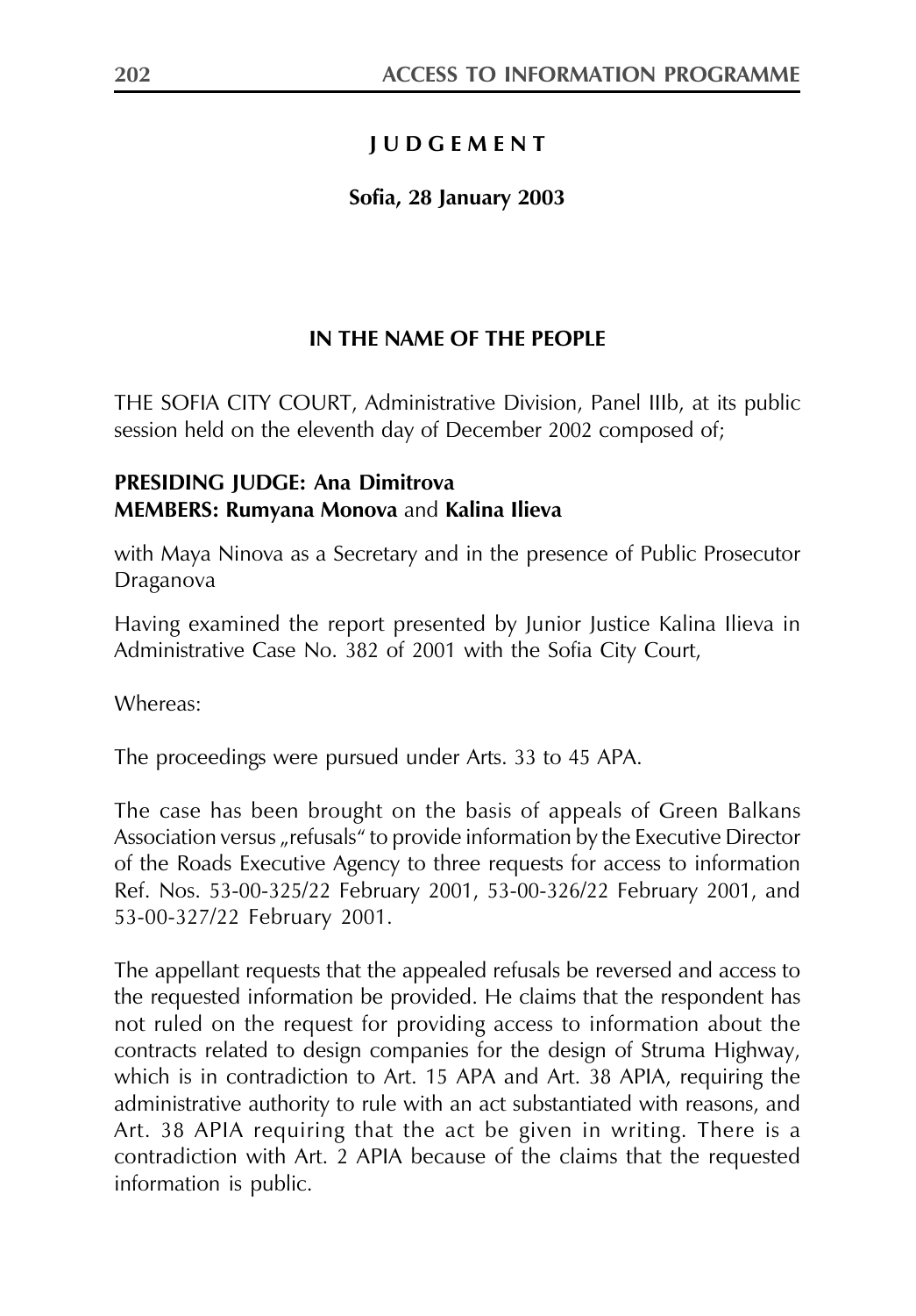## JUDGEMENT

**Sofia, 28 January 2003**

### IN THE NAME OF THE PEOPLE

THE SOFIA CITY COURT, Administrative Division, Panel IIIb, at its public session held on the eleventh day of December 2002 composed of;

**PRESIDING JUDGE: Ana Dimitrova**
**MEMBERS: Rumyana Monova** and **Kalina Ilieva**

with Maya Ninova as a Secretary and in the presence of Public Prosecutor Draganova

Having examined the report presented by Junior Justice Kalina Ilieva in Administrative Case No. 382 of 2001 with the Sofia City Court,

Whereas:

The proceedings were pursued under Arts. 33 to 45 APA.

The case has been brought on the basis of appeals of Green Balkans Association versus „refusals" to provide information by the Executive Director of the Roads Executive Agency to three requests for access to information Ref. Nos. 53-00-325/22 February 2001, 53-00-326/22 February 2001, and 53-00-327/22 February 2001.

The appellant requests that the appealed refusals be reversed and access to the requested information be provided. He claims that the respondent has not ruled on the request for providing access to information about the contracts related to design companies for the design of Struma Highway, which is in contradiction to Art. 15 APA and Art. 38 APIA, requiring the administrative authority to rule with an act substantiated with reasons, and Art. 38 APIA requiring that the act be given in writing. There is a contradiction with Art. 2 APIA because of the claims that the requested information is public.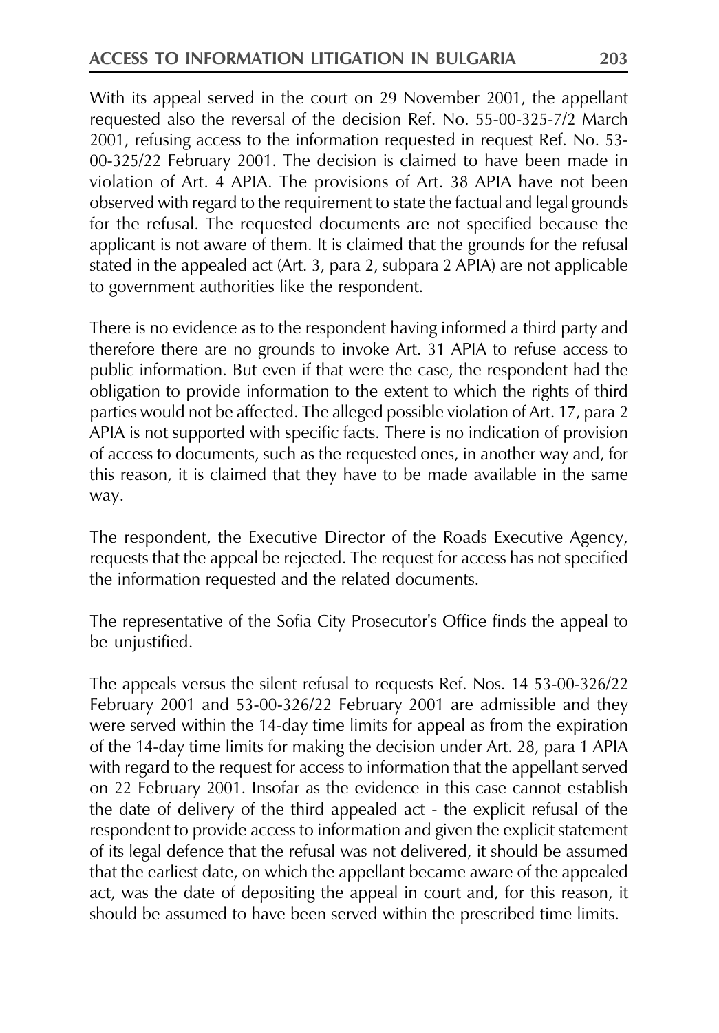With its appeal served in the court on 29 November 2001, the appellant requested also the reversal of the decision Ref. No. 55-00-325-7/2 March 2001, refusing access to the information requested in request Ref. No. 53-00-325/22 February 2001. The decision is claimed to have been made in violation of Art. 4 APIA. The provisions of Art. 38 APIA have not been observed with regard to the requirement to state the factual and legal grounds for the refusal. The requested documents are not specified because the applicant is not aware of them. It is claimed that the grounds for the refusal stated in the appealed act (Art. 3, para 2, subpara 2 APIA) are not applicable to government authorities like the respondent.

There is no evidence as to the respondent having informed a third party and therefore there are no grounds to invoke Art. 31 APIA to refuse access to public information. But even if that were the case, the respondent had the obligation to provide information to the extent to which the rights of third parties would not be affected. The alleged possible violation of Art. 17, para 2 APIA is not supported with specific facts. There is no indication of provision of access to documents, such as the requested ones, in another way and, for this reason, it is claimed that they have to be made available in the same way.

The respondent, the Executive Director of the Roads Executive Agency, requests that the appeal be rejected. The request for access has not specified the information requested and the related documents.

The representative of the Sofia City Prosecutor's Office finds the appeal to be unjustified.

The appeals versus the silent refusal to requests Ref. Nos. 14 53-00-326/22 February 2001 and 53-00-326/22 February 2001 are admissible and they were served within the 14-day time limits for appeal as from the expiration of the 14-day time limits for making the decision under Art. 28, para 1 APIA with regard to the request for access to information that the appellant served on 22 February 2001. Insofar as the evidence in this case cannot establish the date of delivery of the third appealed act - the explicit refusal of the respondent to provide access to information and given the explicit statement of its legal defence that the refusal was not delivered, it should be assumed that the earliest date, on which the appellant became aware of the appealed act, was the date of depositing the appeal in court and, for this reason, it should be assumed to have been served within the prescribed time limits.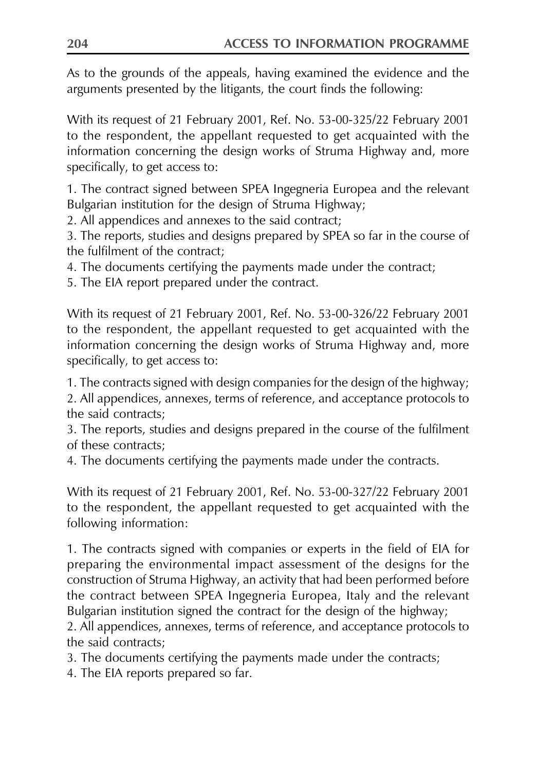As to the grounds of the appeals, having examined the evidence and the arguments presented by the litigants, the court finds the following:

With its request of 21 February 2001, Ref. No. 53-00-325/22 February 2001 to the respondent, the appellant requested to get acquainted with the information concerning the design works of Struma Highway and, more specifically, to get access to:

1. The contract signed between SPEA Ingegneria Europea and the relevant Bulgarian institution for the design of Struma Highway;
2. All appendices and annexes to the said contract;
3. The reports, studies and designs prepared by SPEA so far in the course of the fulfilment of the contract;
4. The documents certifying the payments made under the contract;
5. The EIA report prepared under the contract.

With its request of 21 February 2001, Ref. No. 53-00-326/22 February 2001 to the respondent, the appellant requested to get acquainted with the information concerning the design works of Struma Highway and, more specifically, to get access to:

1. The contracts signed with design companies for the design of the highway;
2. All appendices, annexes, terms of reference, and acceptance protocols to the said contracts;
3. The reports, studies and designs prepared in the course of the fulfilment of these contracts;
4. The documents certifying the payments made under the contracts.

With its request of 21 February 2001, Ref. No. 53-00-327/22 February 2001 to the respondent, the appellant requested to get acquainted with the following information:

1. The contracts signed with companies or experts in the field of EIA for preparing the environmental impact assessment of the designs for the construction of Struma Highway, an activity that had been performed before the contract between SPEA Ingegneria Europea, Italy and the relevant Bulgarian institution signed the contract for the design of the highway;
2. All appendices, annexes, terms of reference, and acceptance protocols to the said contracts;
3. The documents certifying the payments made under the contracts;
4. The EIA reports prepared so far.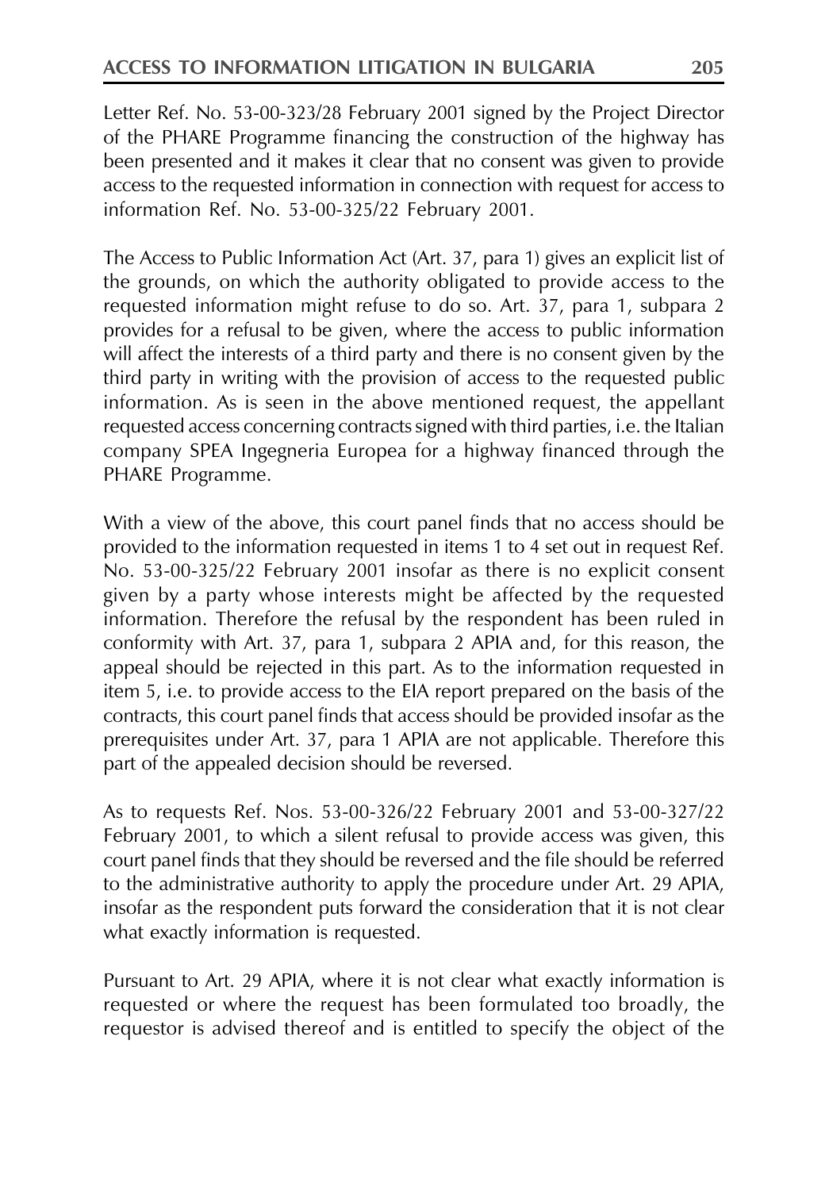Letter Ref. No. 53-00-323/28 February 2001 signed by the Project Director of the PHARE Programme financing the construction of the highway has been presented and it makes it clear that no consent was given to provide access to the requested information in connection with request for access to information Ref. No. 53-00-325/22 February 2001.

The Access to Public Information Act (Art. 37, para 1) gives an explicit list of the grounds, on which the authority obligated to provide access to the requested information might refuse to do so. Art. 37, para 1, subpara 2 provides for a refusal to be given, where the access to public information will affect the interests of a third party and there is no consent given by the third party in writing with the provision of access to the requested public information. As is seen in the above mentioned request, the appellant requested access concerning contracts signed with third parties, i.e. the Italian company SPEA Ingegneria Europea for a highway financed through the PHARE Programme.

With a view of the above, this court panel finds that no access should be provided to the information requested in items 1 to 4 set out in request Ref. No. 53-00-325/22 February 2001 insofar as there is no explicit consent given by a party whose interests might be affected by the requested information. Therefore the refusal by the respondent has been ruled in conformity with Art. 37, para 1, subpara 2 APIA and, for this reason, the appeal should be rejected in this part. As to the information requested in item 5, i.e. to provide access to the EIA report prepared on the basis of the contracts, this court panel finds that access should be provided insofar as the prerequisites under Art. 37, para 1 APIA are not applicable. Therefore this part of the appealed decision should be reversed.

As to requests Ref. Nos. 53-00-326/22 February 2001 and 53-00-327/22 February 2001, to which a silent refusal to provide access was given, this court panel finds that they should be reversed and the file should be referred to the administrative authority to apply the procedure under Art. 29 APIA, insofar as the respondent puts forward the consideration that it is not clear what exactly information is requested.

Pursuant to Art. 29 APIA, where it is not clear what exactly information is requested or where the request has been formulated too broadly, the requestor is advised thereof and is entitled to specify the object of the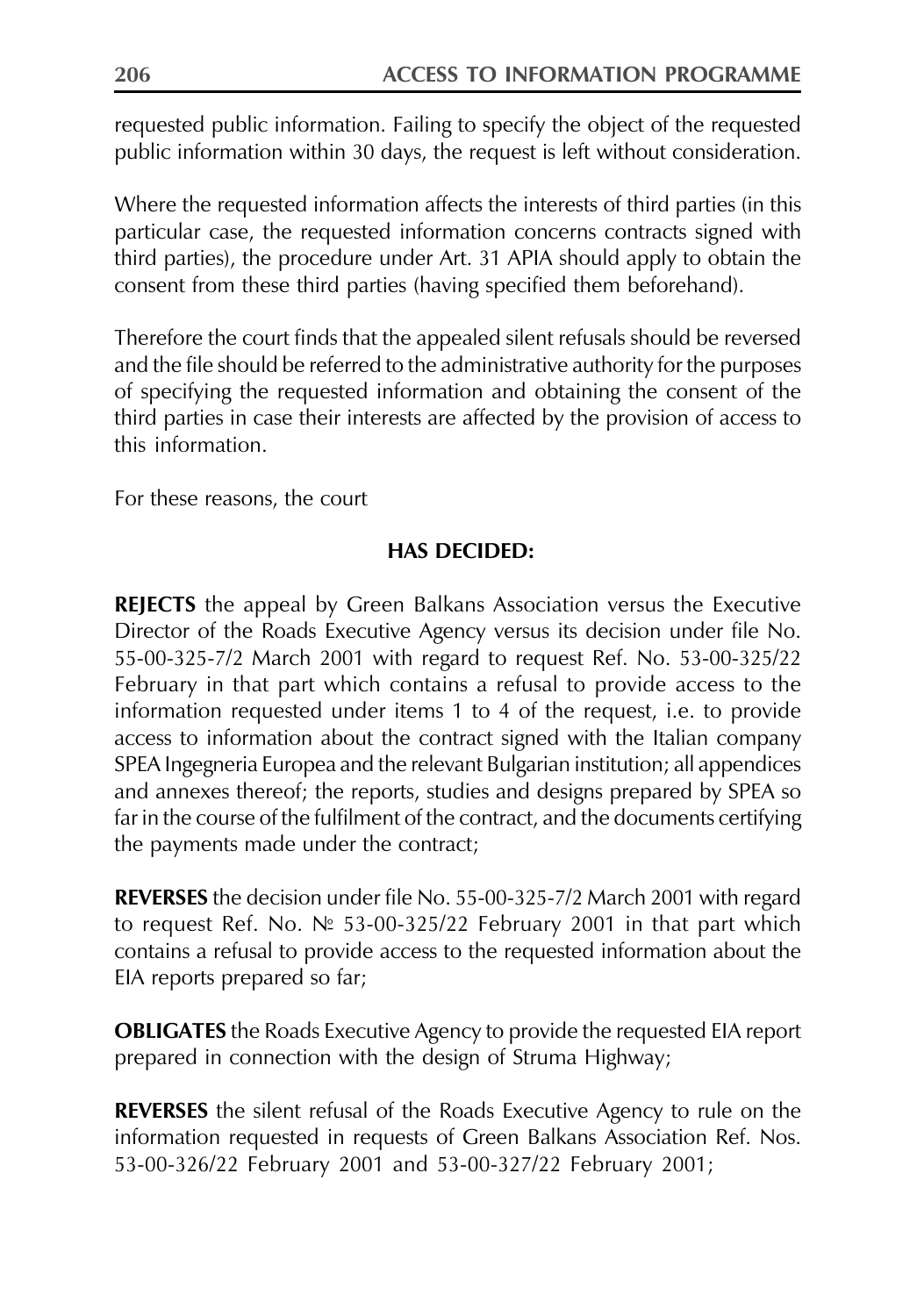requested public information. Failing to specify the object of the requested public information within 30 days, the request is left without consideration.

Where the requested information affects the interests of third parties (in this particular case, the requested information concerns contracts signed with third parties), the procedure under Art. 31 APIA should apply to obtain the consent from these third parties (having specified them beforehand).

Therefore the court finds that the appealed silent refusals should be reversed and the file should be referred to the administrative authority for the purposes of specifying the requested information and obtaining the consent of the third parties in case their interests are affected by the provision of access to this information.

For these reasons, the court

**HAS DECIDED:**

**REJECTS** the appeal by Green Balkans Association versus the Executive Director of the Roads Executive Agency versus its decision under file No. 55-00-325-7/2 March 2001 with regard to request Ref. No. 53-00-325/22 February in that part which contains a refusal to provide access to the information requested under items 1 to 4 of the request, i.e. to provide access to information about the contract signed with the Italian company SPEA Ingegneria Europea and the relevant Bulgarian institution; all appendices and annexes thereof; the reports, studies and designs prepared by SPEA so far in the course of the fulfilment of the contract, and the documents certifying the payments made under the contract;

**REVERSES** the decision under file No. 55-00-325-7/2 March 2001 with regard to request Ref. No. № 53-00-325/22 February 2001 in that part which contains a refusal to provide access to the requested information about the EIA reports prepared so far;

**OBLIGATES** the Roads Executive Agency to provide the requested EIA report prepared in connection with the design of Struma Highway;

**REVERSES** the silent refusal of the Roads Executive Agency to rule on the information requested in requests of Green Balkans Association Ref. Nos. 53-00-326/22 February 2001 and 53-00-327/22 February 2001;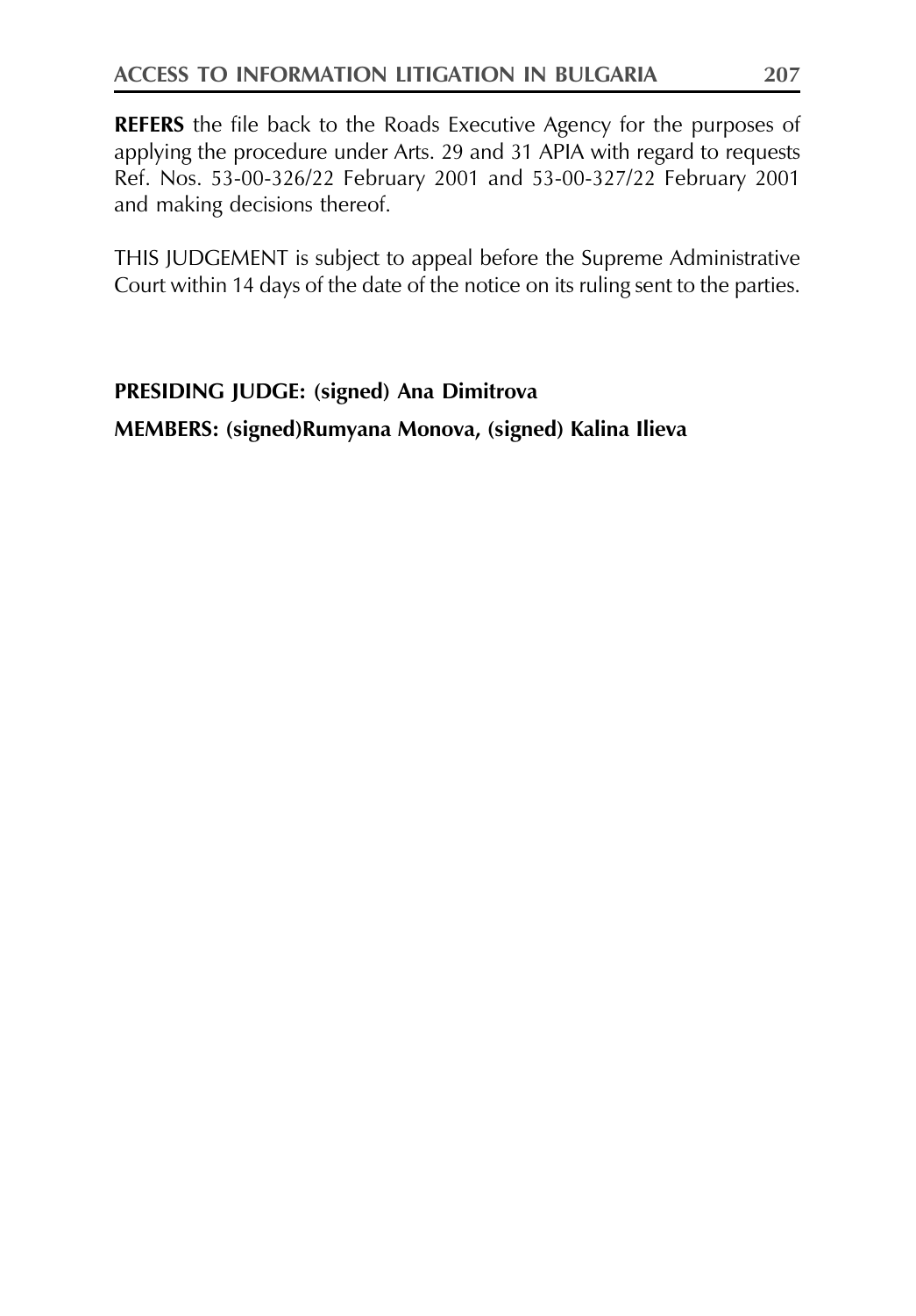**REFERS** the file back to the Roads Executive Agency for the purposes of applying the procedure under Arts. 29 and 31 APIA with regard to requests Ref. Nos. 53-00-326/22 February 2001 and 53-00-327/22 February 2001 and making decisions thereof.

THIS JUDGEMENT is subject to appeal before the Supreme Administrative Court within 14 days of the date of the notice on its ruling sent to the parties.

**PRESIDING JUDGE: (signed) Ana Dimitrova**

**MEMBERS: (signed)Rumyana Monova, (signed) Kalina Ilieva**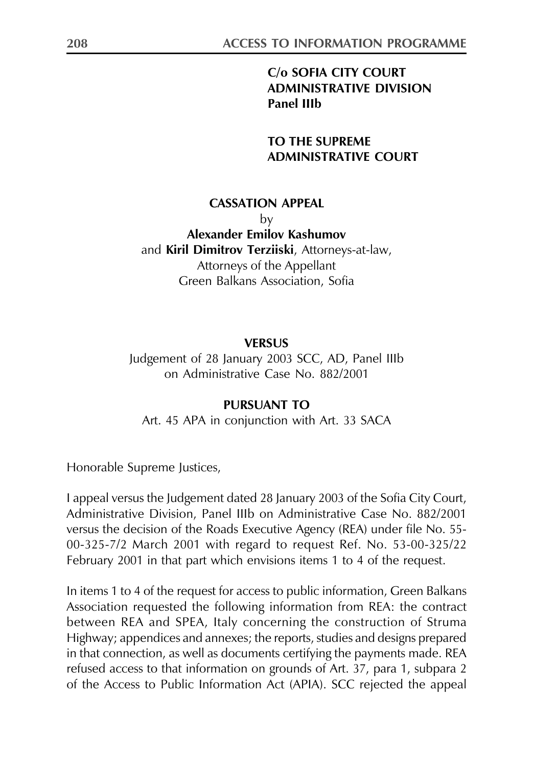**C/o SOFIA CITY COURT**
**ADMINISTRATIVE DIVISION**
**Panel IIIb**

**TO THE SUPREME**
**ADMINISTRATIVE COURT**

**CASSATION APPEAL**

by

**Alexander Emilov Kashumov**
and **Kiril Dimitrov Terziiski**, Attorneys-at-law,
Attorneys of the Appellant
Green Balkans Association, Sofia

**VERSUS**

Judgement of 28 January 2003 SCC, AD, Panel IIIb
on Administrative Case No. 882/2001

**PURSUANT TO**

Art. 45 APA in conjunction with Art. 33 SACA

Honorable Supreme Justices,

I appeal versus the Judgement dated 28 January 2003 of the Sofia City Court, Administrative Division, Panel IIIb on Administrative Case No. 882/2001 versus the decision of the Roads Executive Agency (REA) under file No. 55-00-325-7/2 March 2001 with regard to request Ref. No. 53-00-325/22 February 2001 in that part which envisions items 1 to 4 of the request.

In items 1 to 4 of the request for access to public information, Green Balkans Association requested the following information from REA: the contract between REA and SPEA, Italy concerning the construction of Struma Highway; appendices and annexes; the reports, studies and designs prepared in that connection, as well as documents certifying the payments made. REA refused access to that information on grounds of Art. 37, para 1, subpara 2 of the Access to Public Information Act (APIA). SCC rejected the appeal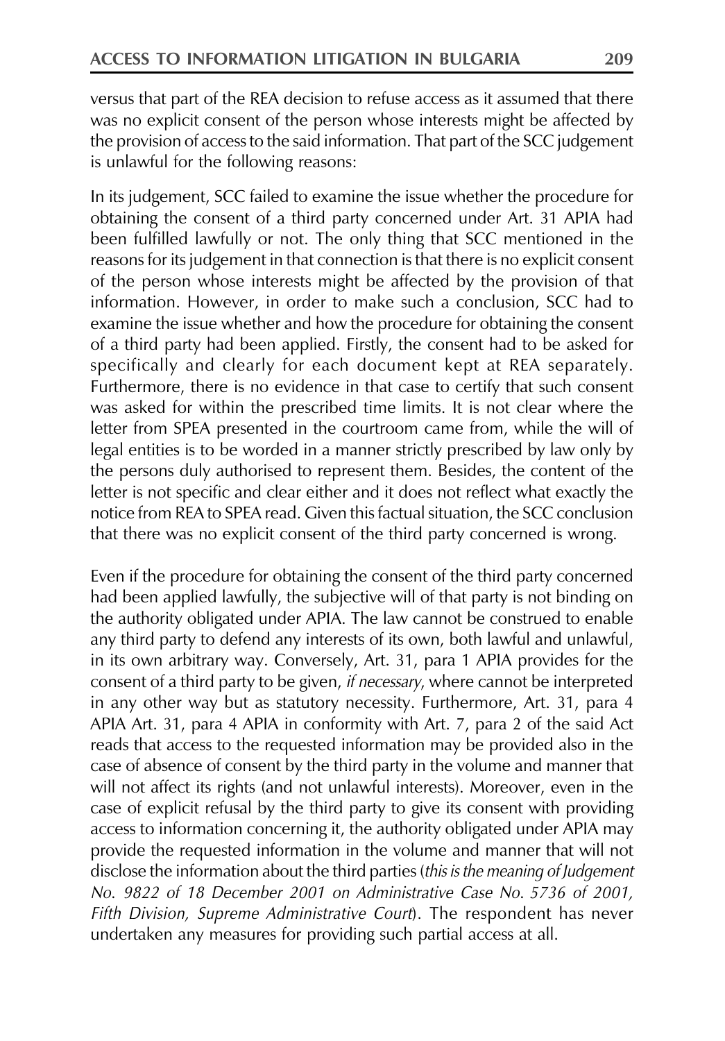versus that part of the REA decision to refuse access as it assumed that there was no explicit consent of the person whose interests might be affected by the provision of access to the said information. That part of the SCC judgement is unlawful for the following reasons:

In its judgement, SCC failed to examine the issue whether the procedure for obtaining the consent of a third party concerned under Art. 31 APIA had been fulfilled lawfully or not. The only thing that SCC mentioned in the reasons for its judgement in that connection is that there is no explicit consent of the person whose interests might be affected by the provision of that information. However, in order to make such a conclusion, SCC had to examine the issue whether and how the procedure for obtaining the consent of a third party had been applied. Firstly, the consent had to be asked for specifically and clearly for each document kept at REA separately. Furthermore, there is no evidence in that case to certify that such consent was asked for within the prescribed time limits. It is not clear where the letter from SPEA presented in the courtroom came from, while the will of legal entities is to be worded in a manner strictly prescribed by law only by the persons duly authorised to represent them. Besides, the content of the letter is not specific and clear either and it does not reflect what exactly the notice from REA to SPEA read. Given this factual situation, the SCC conclusion that there was no explicit consent of the third party concerned is wrong.

Even if the procedure for obtaining the consent of the third party concerned had been applied lawfully, the subjective will of that party is not binding on the authority obligated under APIA. The law cannot be construed to enable any third party to defend any interests of its own, both lawful and unlawful, in its own arbitrary way. Conversely, Art. 31, para 1 APIA provides for the consent of a third party to be given, *if necessary*, where cannot be interpreted in any other way but as statutory necessity. Furthermore, Art. 31, para 4 APIA Art. 31, para 4 APIA in conformity with Art. 7, para 2 of the said Act reads that access to the requested information may be provided also in the case of absence of consent by the third party in the volume and manner that will not affect its rights (and not unlawful interests). Moreover, even in the case of explicit refusal by the third party to give its consent with providing access to information concerning it, the authority obligated under APIA may provide the requested information in the volume and manner that will not disclose the information about the third parties (*this is the meaning of Judgement No. 9822 of 18 December 2001 on Administrative Case No. 5736 of 2001, Fifth Division, Supreme Administrative Court*). The respondent has never undertaken any measures for providing such partial access at all.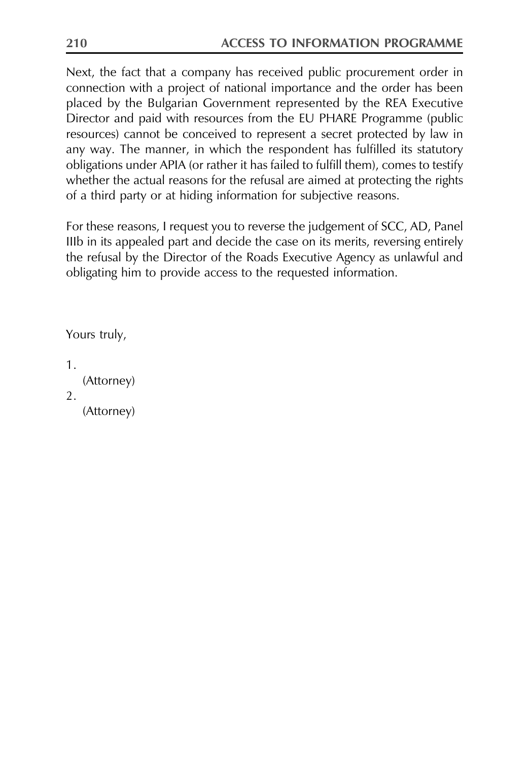Next, the fact that a company has received public procurement order in connection with a project of national importance and the order has been placed by the Bulgarian Government represented by the REA Executive Director and paid with resources from the EU PHARE Programme (public resources) cannot be conceived to represent a secret protected by law in any way. The manner, in which the respondent has fulfilled its statutory obligations under APIA (or rather it has failed to fulfill them), comes to testify whether the actual reasons for the refusal are aimed at protecting the rights of a third party or at hiding information for subjective reasons.

For these reasons, I request you to reverse the judgement of SCC, AD, Panel IIIb in its appealed part and decide the case on its merits, reversing entirely the refusal by the Director of the Roads Executive Agency as unlawful and obligating him to provide access to the requested information.

Yours truly,

1.
   (Attorney)
2.
   (Attorney)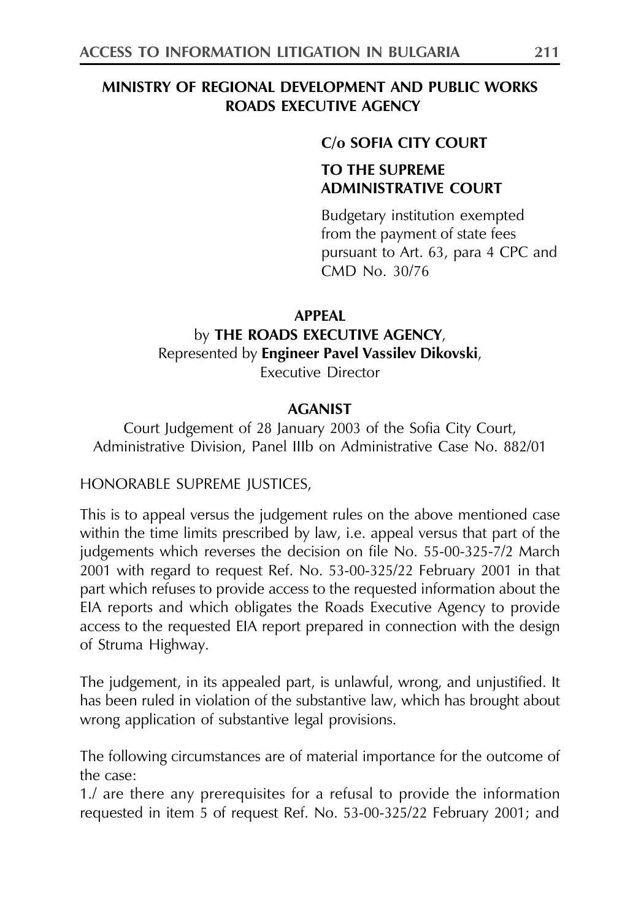**MINISTRY OF REGIONAL DEVELOPMENT AND PUBLIC WORKS**
**ROADS EXECUTIVE AGENCY**

**C/o SOFIA CITY COURT**

**TO THE SUPREME ADMINISTRATIVE COURT**

Budgetary institution exempted from the payment of state fees pursuant to Art. 63, para 4 CPC and CMD No. 30/76

**APPEAL**
by **THE ROADS EXECUTIVE AGENCY**,
Represented by **Engineer Pavel Vassilev Dikovski**,
Executive Director

**AGANIST**

Court Judgement of 28 January 2003 of the Sofia City Court, Administrative Division, Panel IIIb on Administrative Case No. 882/01

HONORABLE SUPREME JUSTICES,

This is to appeal versus the judgement rules on the above mentioned case within the time limits prescribed by law, i.e. appeal versus that part of the judgements which reverses the decision on file No. 55-00-325-7/2 March 2001 with regard to request Ref. No. 53-00-325/22 February 2001 in that part which refuses to provide access to the requested information about the EIA reports and which obligates the Roads Executive Agency to provide access to the requested EIA report prepared in connection with the design of Struma Highway.

The judgement, in its appealed part, is unlawful, wrong, and unjustified. It has been ruled in violation of the substantive law, which has brought about wrong application of substantive legal provisions.

The following circumstances are of material importance for the outcome of the case:
1./ are there any prerequisites for a refusal to provide the information requested in item 5 of request Ref. No. 53-00-325/22 February 2001; and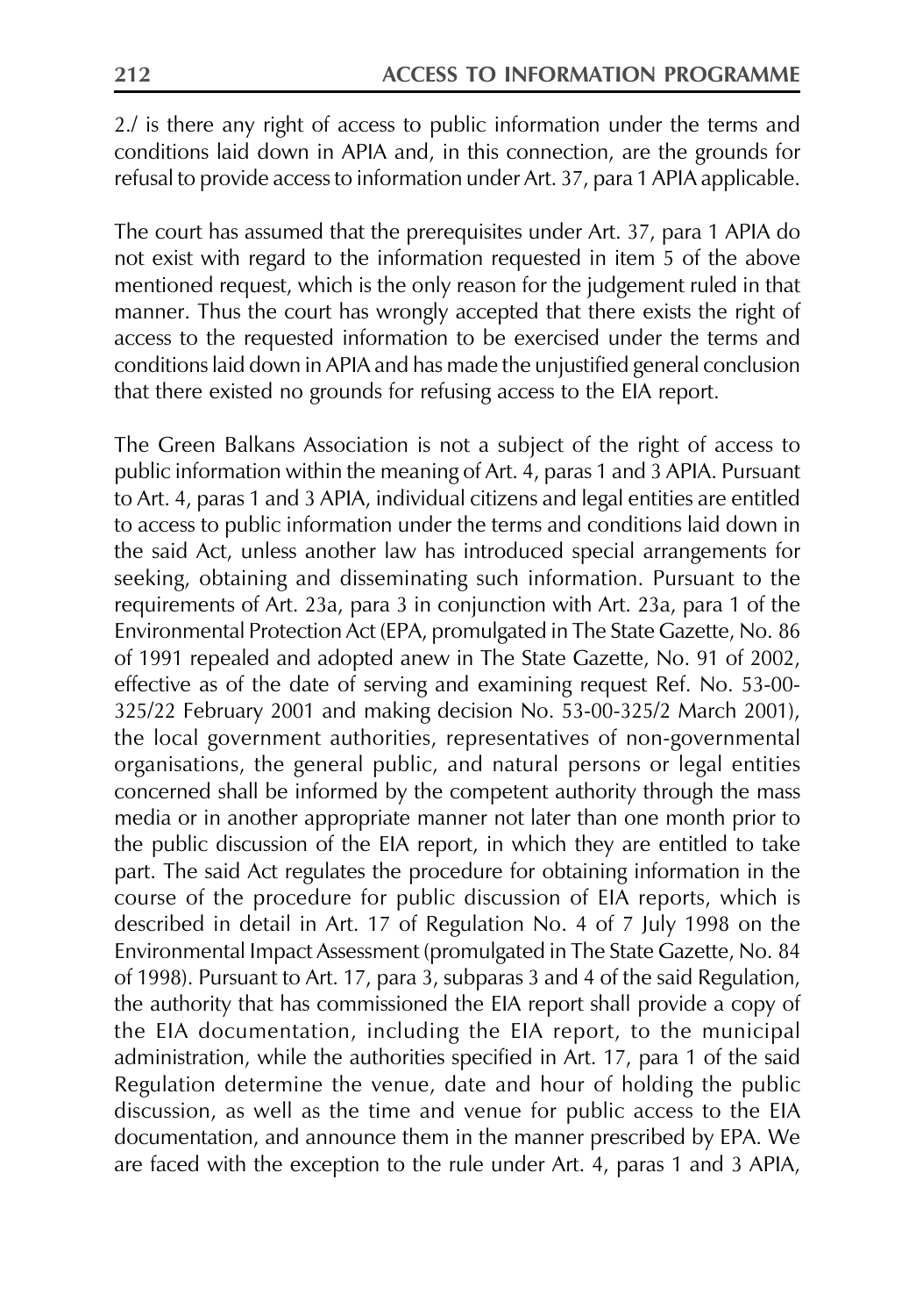2./ is there any right of access to public information under the terms and conditions laid down in APIA and, in this connection, are the grounds for refusal to provide access to information under Art. 37, para 1 APIA applicable.

The court has assumed that the prerequisites under Art. 37, para 1 APIA do not exist with regard to the information requested in item 5 of the above mentioned request, which is the only reason for the judgement ruled in that manner. Thus the court has wrongly accepted that there exists the right of access to the requested information to be exercised under the terms and conditions laid down in APIA and has made the unjustified general conclusion that there existed no grounds for refusing access to the EIA report.

The Green Balkans Association is not a subject of the right of access to public information within the meaning of Art. 4, paras 1 and 3 APIA. Pursuant to Art. 4, paras 1 and 3 APIA, individual citizens and legal entities are entitled to access to public information under the terms and conditions laid down in the said Act, unless another law has introduced special arrangements for seeking, obtaining and disseminating such information. Pursuant to the requirements of Art. 23a, para 3 in conjunction with Art. 23a, para 1 of the Environmental Protection Act (EPA, promulgated in The State Gazette, No. 86 of 1991 repealed and adopted anew in The State Gazette, No. 91 of 2002, effective as of the date of serving and examining request Ref. No. 53-00-325/22 February 2001 and making decision No. 53-00-325/2 March 2001), the local government authorities, representatives of non-governmental organisations, the general public, and natural persons or legal entities concerned shall be informed by the competent authority through the mass media or in another appropriate manner not later than one month prior to the public discussion of the EIA report, in which they are entitled to take part. The said Act regulates the procedure for obtaining information in the course of the procedure for public discussion of EIA reports, which is described in detail in Art. 17 of Regulation No. 4 of 7 July 1998 on the Environmental Impact Assessment (promulgated in The State Gazette, No. 84 of 1998). Pursuant to Art. 17, para 3, subparas 3 and 4 of the said Regulation, the authority that has commissioned the EIA report shall provide a copy of the EIA documentation, including the EIA report, to the municipal administration, while the authorities specified in Art. 17, para 1 of the said Regulation determine the venue, date and hour of holding the public discussion, as well as the time and venue for public access to the EIA documentation, and announce them in the manner prescribed by EPA. We are faced with the exception to the rule under Art. 4, paras 1 and 3 APIA,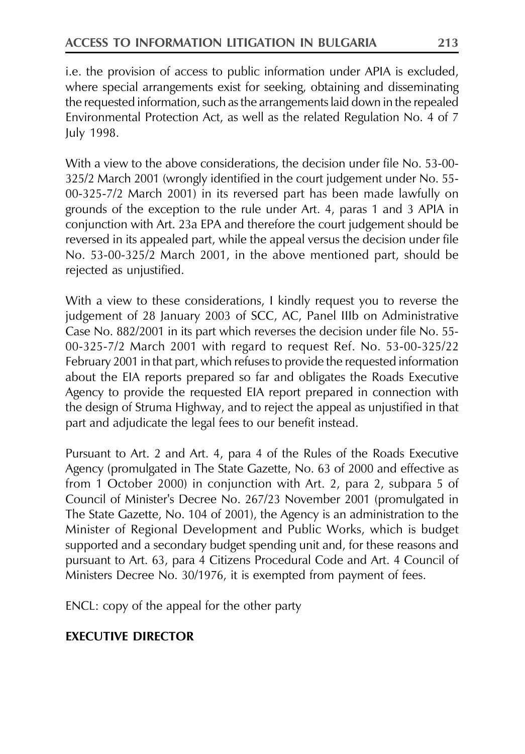i.e. the provision of access to public information under APIA is excluded, where special arrangements exist for seeking, obtaining and disseminating the requested information, such as the arrangements laid down in the repealed Environmental Protection Act, as well as the related Regulation No. 4 of 7 July 1998.

With a view to the above considerations, the decision under file No. 53-00-325/2 March 2001 (wrongly identified in the court judgement under No. 55-00-325-7/2 March 2001) in its reversed part has been made lawfully on grounds of the exception to the rule under Art. 4, paras 1 and 3 APIA in conjunction with Art. 23a EPA and therefore the court judgement should be reversed in its appealed part, while the appeal versus the decision under file No. 53-00-325/2 March 2001, in the above mentioned part, should be rejected as unjustified.

With a view to these considerations, I kindly request you to reverse the judgement of 28 January 2003 of SCC, AC, Panel IIIb on Administrative Case No. 882/2001 in its part which reverses the decision under file No. 55-00-325-7/2 March 2001 with regard to request Ref. No. 53-00-325/22 February 2001 in that part, which refuses to provide the requested information about the EIA reports prepared so far and obligates the Roads Executive Agency to provide the requested EIA report prepared in connection with the design of Struma Highway, and to reject the appeal as unjustified in that part and adjudicate the legal fees to our benefit instead.

Pursuant to Art. 2 and Art. 4, para 4 of the Rules of the Roads Executive Agency (promulgated in The State Gazette, No. 63 of 2000 and effective as from 1 October 2000) in conjunction with Art. 2, para 2, subpara 5 of Council of Minister's Decree No. 267/23 November 2001 (promulgated in The State Gazette, No. 104 of 2001), the Agency is an administration to the Minister of Regional Development and Public Works, which is budget supported and a secondary budget spending unit and, for these reasons and pursuant to Art. 63, para 4 Citizens Procedural Code and Art. 4 Council of Ministers Decree No. 30/1976, it is exempted from payment of fees.

ENCL: copy of the appeal for the other party

**EXECUTIVE DIRECTOR**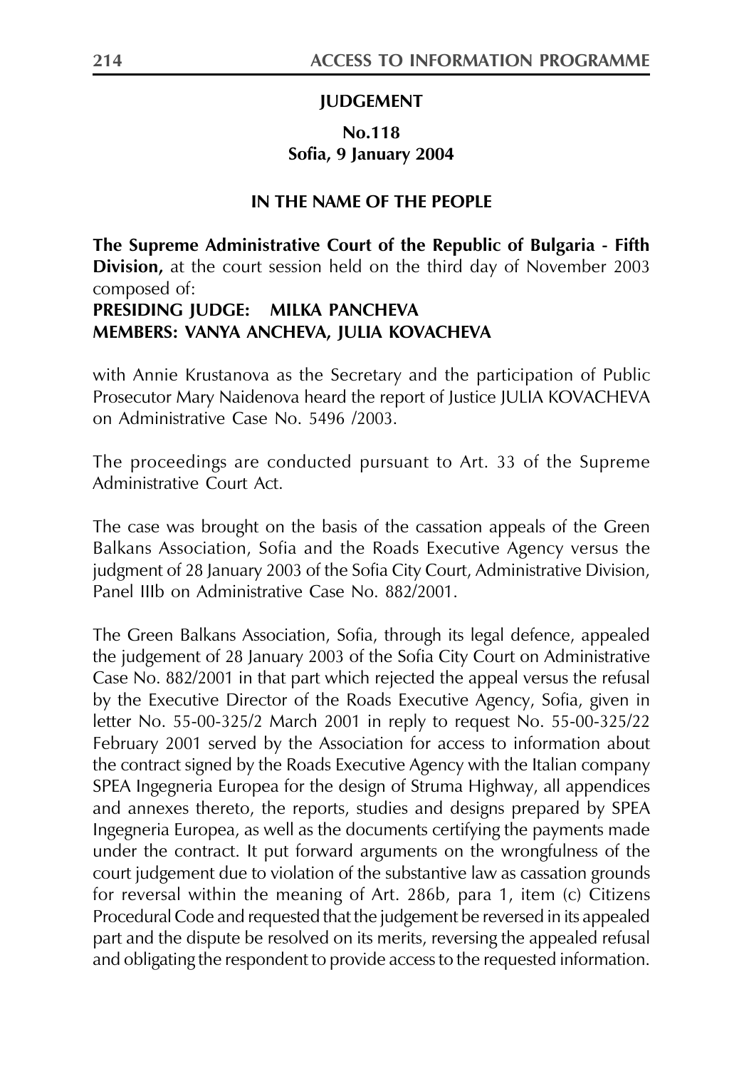**JUDGEMENT**

**No.118**
**Sofia, 9 January 2004**

**IN THE NAME OF THE PEOPLE**

**The Supreme Administrative Court of the Republic of Bulgaria - Fifth Division,** at the court session held on the third day of November 2003 composed of:
**PRESIDING JUDGE: MILKA PANCHEVA**
**MEMBERS: VANYA ANCHEVA, JULIA KOVACHEVA**

with Annie Krustanova as the Secretary and the participation of Public Prosecutor Mary Naidenova heard the report of Justice JULIA KOVACHEVA on Administrative Case No. 5496 /2003.

The proceedings are conducted pursuant to Art. 33 of the Supreme Administrative Court Act.

The case was brought on the basis of the cassation appeals of the Green Balkans Association, Sofia and the Roads Executive Agency versus the judgment of 28 January 2003 of the Sofia City Court, Administrative Division, Panel IIIb on Administrative Case No. 882/2001.

The Green Balkans Association, Sofia, through its legal defence, appealed the judgement of 28 January 2003 of the Sofia City Court on Administrative Case No. 882/2001 in that part which rejected the appeal versus the refusal by the Executive Director of the Roads Executive Agency, Sofia, given in letter No. 55-00-325/2 March 2001 in reply to request No. 55-00-325/22 February 2001 served by the Association for access to information about the contract signed by the Roads Executive Agency with the Italian company SPEA Ingegneria Europea for the design of Struma Highway, all appendices and annexes thereto, the reports, studies and designs prepared by SPEA Ingegneria Europea, as well as the documents certifying the payments made under the contract. It put forward arguments on the wrongfulness of the court judgement due to violation of the substantive law as cassation grounds for reversal within the meaning of Art. 286b, para 1, item (c) Citizens Procedural Code and requested that the judgement be reversed in its appealed part and the dispute be resolved on its merits, reversing the appealed refusal and obligating the respondent to provide access to the requested information.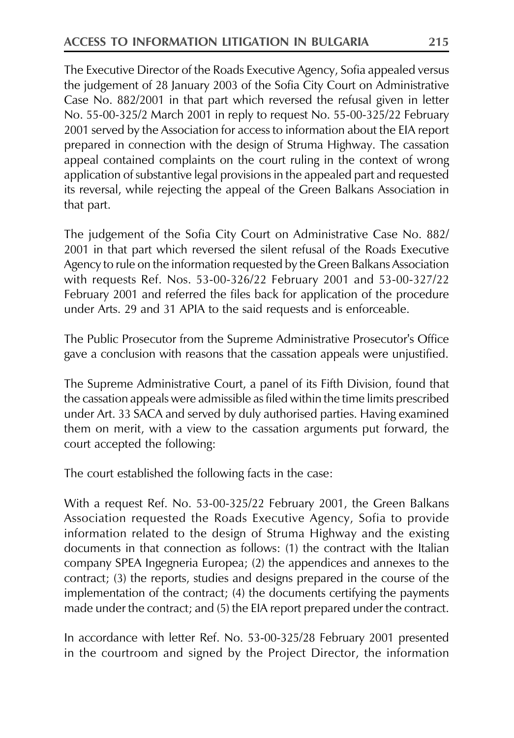The Executive Director of the Roads Executive Agency, Sofia appealed versus the judgement of 28 January 2003 of the Sofia City Court on Administrative Case No. 882/2001 in that part which reversed the refusal given in letter No. 55-00-325/2 March 2001 in reply to request No. 55-00-325/22 February 2001 served by the Association for access to information about the EIA report prepared in connection with the design of Struma Highway. The cassation appeal contained complaints on the court ruling in the context of wrong application of substantive legal provisions in the appealed part and requested its reversal, while rejecting the appeal of the Green Balkans Association in that part.

The judgement of the Sofia City Court on Administrative Case No. 882/2001 in that part which reversed the silent refusal of the Roads Executive Agency to rule on the information requested by the Green Balkans Association with requests Ref. Nos. 53-00-326/22 February 2001 and 53-00-327/22 February 2001 and referred the files back for application of the procedure under Arts. 29 and 31 APIA to the said requests and is enforceable.

The Public Prosecutor from the Supreme Administrative Prosecutor's Office gave a conclusion with reasons that the cassation appeals were unjustified.

The Supreme Administrative Court, a panel of its Fifth Division, found that the cassation appeals were admissible as filed within the time limits prescribed under Art. 33 SACA and served by duly authorised parties. Having examined them on merit, with a view to the cassation arguments put forward, the court accepted the following:

The court established the following facts in the case:

With a request Ref. No. 53-00-325/22 February 2001, the Green Balkans Association requested the Roads Executive Agency, Sofia to provide information related to the design of Struma Highway and the existing documents in that connection as follows: (1) the contract with the Italian company SPEA Ingegneria Europea; (2) the appendices and annexes to the contract; (3) the reports, studies and designs prepared in the course of the implementation of the contract; (4) the documents certifying the payments made under the contract; and (5) the EIA report prepared under the contract.

In accordance with letter Ref. No. 53-00-325/28 February 2001 presented in the courtroom and signed by the Project Director, the information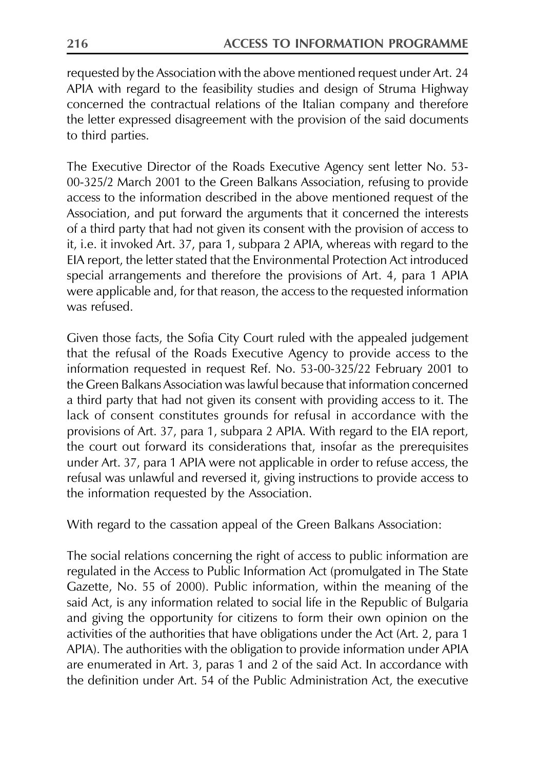requested by the Association with the above mentioned request under Art. 24 APIA with regard to the feasibility studies and design of Struma Highway concerned the contractual relations of the Italian company and therefore the letter expressed disagreement with the provision of the said documents to third parties.

The Executive Director of the Roads Executive Agency sent letter No. 53-00-325/2 March 2001 to the Green Balkans Association, refusing to provide access to the information described in the above mentioned request of the Association, and put forward the arguments that it concerned the interests of a third party that had not given its consent with the provision of access to it, i.e. it invoked Art. 37, para 1, subpara 2 APIA, whereas with regard to the EIA report, the letter stated that the Environmental Protection Act introduced special arrangements and therefore the provisions of Art. 4, para 1 APIA were applicable and, for that reason, the access to the requested information was refused.

Given those facts, the Sofia City Court ruled with the appealed judgement that the refusal of the Roads Executive Agency to provide access to the information requested in request Ref. No. 53-00-325/22 February 2001 to the Green Balkans Association was lawful because that information concerned a third party that had not given its consent with providing access to it. The lack of consent constitutes grounds for refusal in accordance with the provisions of Art. 37, para 1, subpara 2 APIA. With regard to the EIA report, the court out forward its considerations that, insofar as the prerequisites under Art. 37, para 1 APIA were not applicable in order to refuse access, the refusal was unlawful and reversed it, giving instructions to provide access to the information requested by the Association.

With regard to the cassation appeal of the Green Balkans Association:

The social relations concerning the right of access to public information are regulated in the Access to Public Information Act (promulgated in The State Gazette, No. 55 of 2000). Public information, within the meaning of the said Act, is any information related to social life in the Republic of Bulgaria and giving the opportunity for citizens to form their own opinion on the activities of the authorities that have obligations under the Act (Art. 2, para 1 APIA). The authorities with the obligation to provide information under APIA are enumerated in Art. 3, paras 1 and 2 of the said Act. In accordance with the definition under Art. 54 of the Public Administration Act, the executive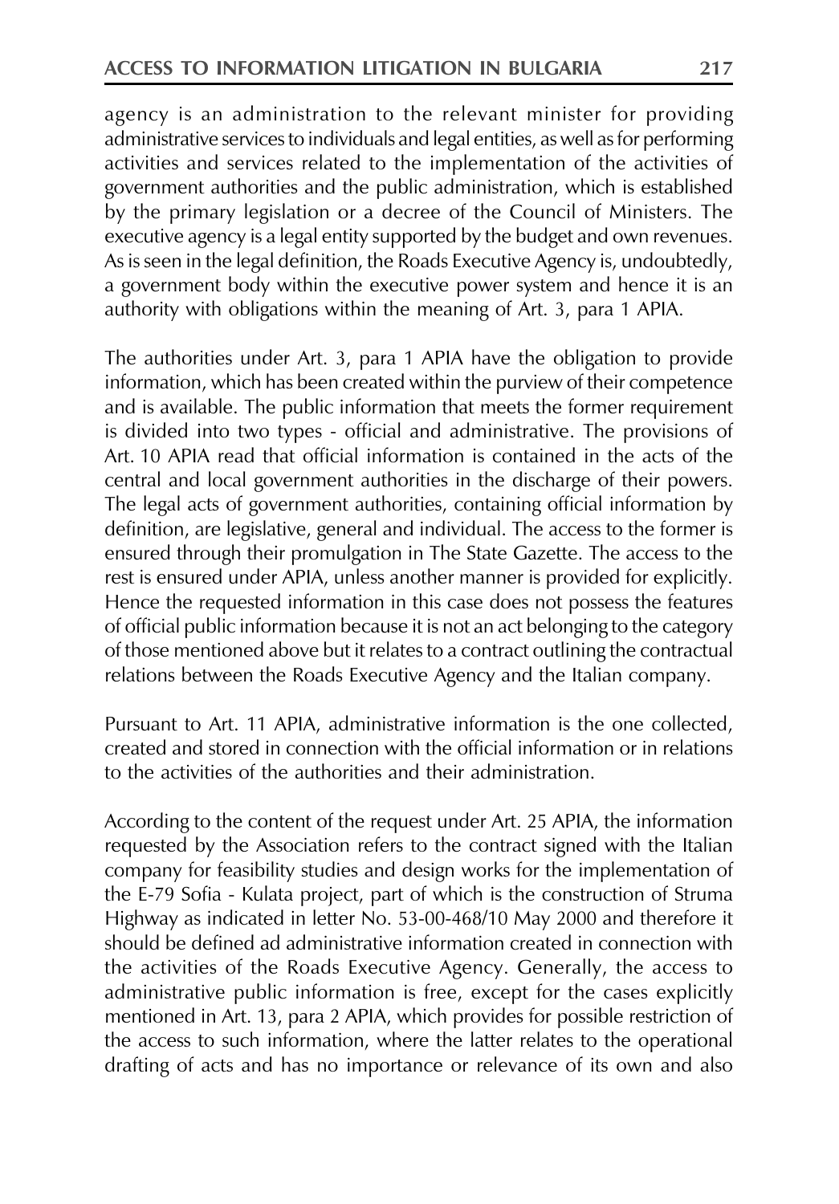agency is an administration to the relevant minister for providing administrative services to individuals and legal entities, as well as for performing activities and services related to the implementation of the activities of government authorities and the public administration, which is established by the primary legislation or a decree of the Council of Ministers. The executive agency is a legal entity supported by the budget and own revenues. As is seen in the legal definition, the Roads Executive Agency is, undoubtedly, a government body within the executive power system and hence it is an authority with obligations within the meaning of Art. 3, para 1 APIA.

The authorities under Art. 3, para 1 APIA have the obligation to provide information, which has been created within the purview of their competence and is available. The public information that meets the former requirement is divided into two types - official and administrative. The provisions of Art. 10 APIA read that official information is contained in the acts of the central and local government authorities in the discharge of their powers. The legal acts of government authorities, containing official information by definition, are legislative, general and individual. The access to the former is ensured through their promulgation in The State Gazette. The access to the rest is ensured under APIA, unless another manner is provided for explicitly. Hence the requested information in this case does not possess the features of official public information because it is not an act belonging to the category of those mentioned above but it relates to a contract outlining the contractual relations between the Roads Executive Agency and the Italian company.

Pursuant to Art. 11 APIA, administrative information is the one collected, created and stored in connection with the official information or in relations to the activities of the authorities and their administration.

According to the content of the request under Art. 25 APIA, the information requested by the Association refers to the contract signed with the Italian company for feasibility studies and design works for the implementation of the E-79 Sofia - Kulata project, part of which is the construction of Struma Highway as indicated in letter No. 53-00-468/10 May 2000 and therefore it should be defined ad administrative information created in connection with the activities of the Roads Executive Agency. Generally, the access to administrative public information is free, except for the cases explicitly mentioned in Art. 13, para 2 APIA, which provides for possible restriction of the access to such information, where the latter relates to the operational drafting of acts and has no importance or relevance of its own and also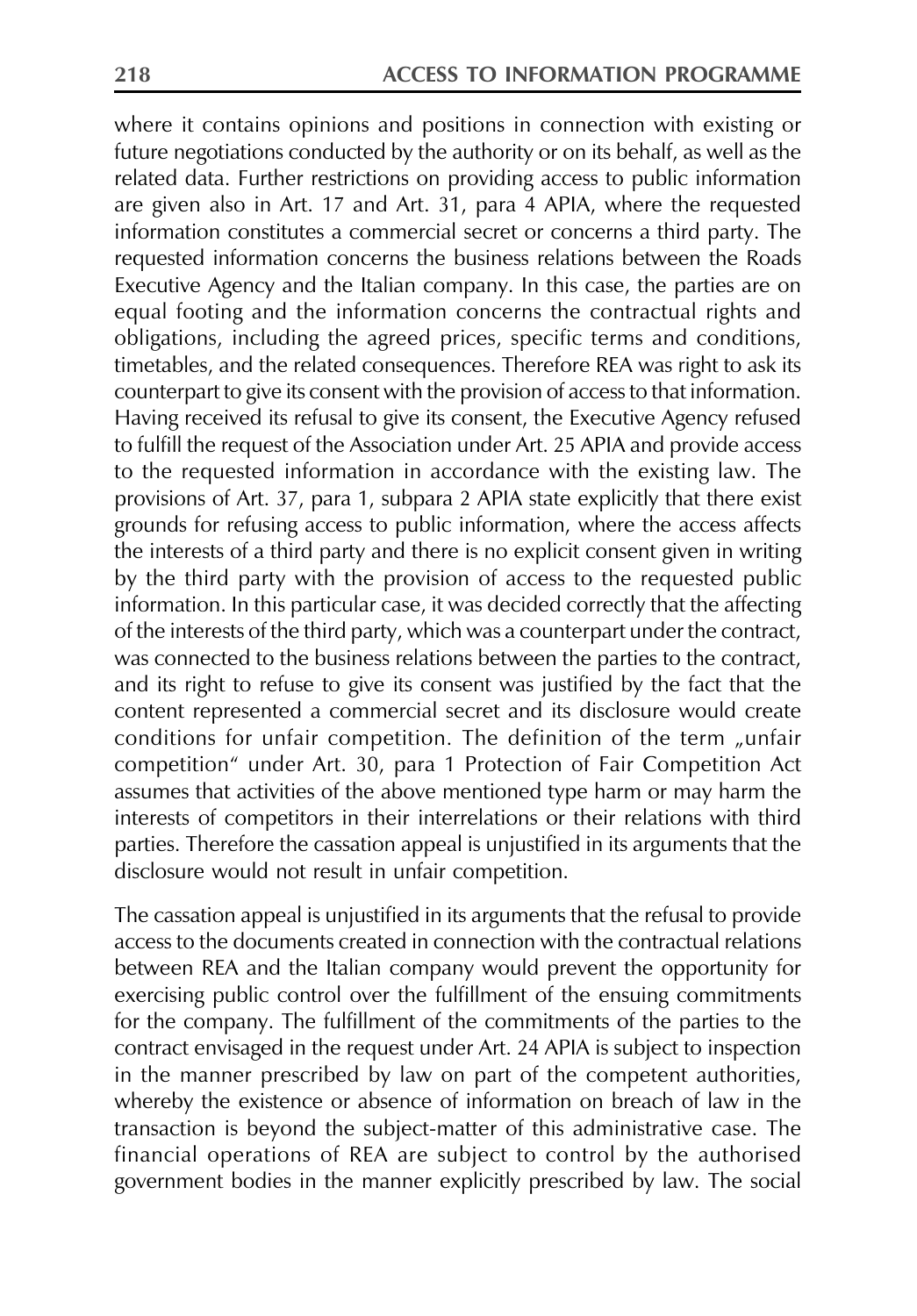where it contains opinions and positions in connection with existing or future negotiations conducted by the authority or on its behalf, as well as the related data. Further restrictions on providing access to public information are given also in Art. 17 and Art. 31, para 4 APIA, where the requested information constitutes a commercial secret or concerns a third party. The requested information concerns the business relations between the Roads Executive Agency and the Italian company. In this case, the parties are on equal footing and the information concerns the contractual rights and obligations, including the agreed prices, specific terms and conditions, timetables, and the related consequences. Therefore REA was right to ask its counterpart to give its consent with the provision of access to that information. Having received its refusal to give its consent, the Executive Agency refused to fulfill the request of the Association under Art. 25 APIA and provide access to the requested information in accordance with the existing law. The provisions of Art. 37, para 1, subpara 2 APIA state explicitly that there exist grounds for refusing access to public information, where the access affects the interests of a third party and there is no explicit consent given in writing by the third party with the provision of access to the requested public information. In this particular case, it was decided correctly that the affecting of the interests of the third party, which was a counterpart under the contract, was connected to the business relations between the parties to the contract, and its right to refuse to give its consent was justified by the fact that the content represented a commercial secret and its disclosure would create conditions for unfair competition. The definition of the term „unfair competition" under Art. 30, para 1 Protection of Fair Competition Act assumes that activities of the above mentioned type harm or may harm the interests of competitors in their interrelations or their relations with third parties. Therefore the cassation appeal is unjustified in its arguments that the disclosure would not result in unfair competition.

The cassation appeal is unjustified in its arguments that the refusal to provide access to the documents created in connection with the contractual relations between REA and the Italian company would prevent the opportunity for exercising public control over the fulfillment of the ensuing commitments for the company. The fulfillment of the commitments of the parties to the contract envisaged in the request under Art. 24 APIA is subject to inspection in the manner prescribed by law on part of the competent authorities, whereby the existence or absence of information on breach of law in the transaction is beyond the subject-matter of this administrative case. The financial operations of REA are subject to control by the authorised government bodies in the manner explicitly prescribed by law. The social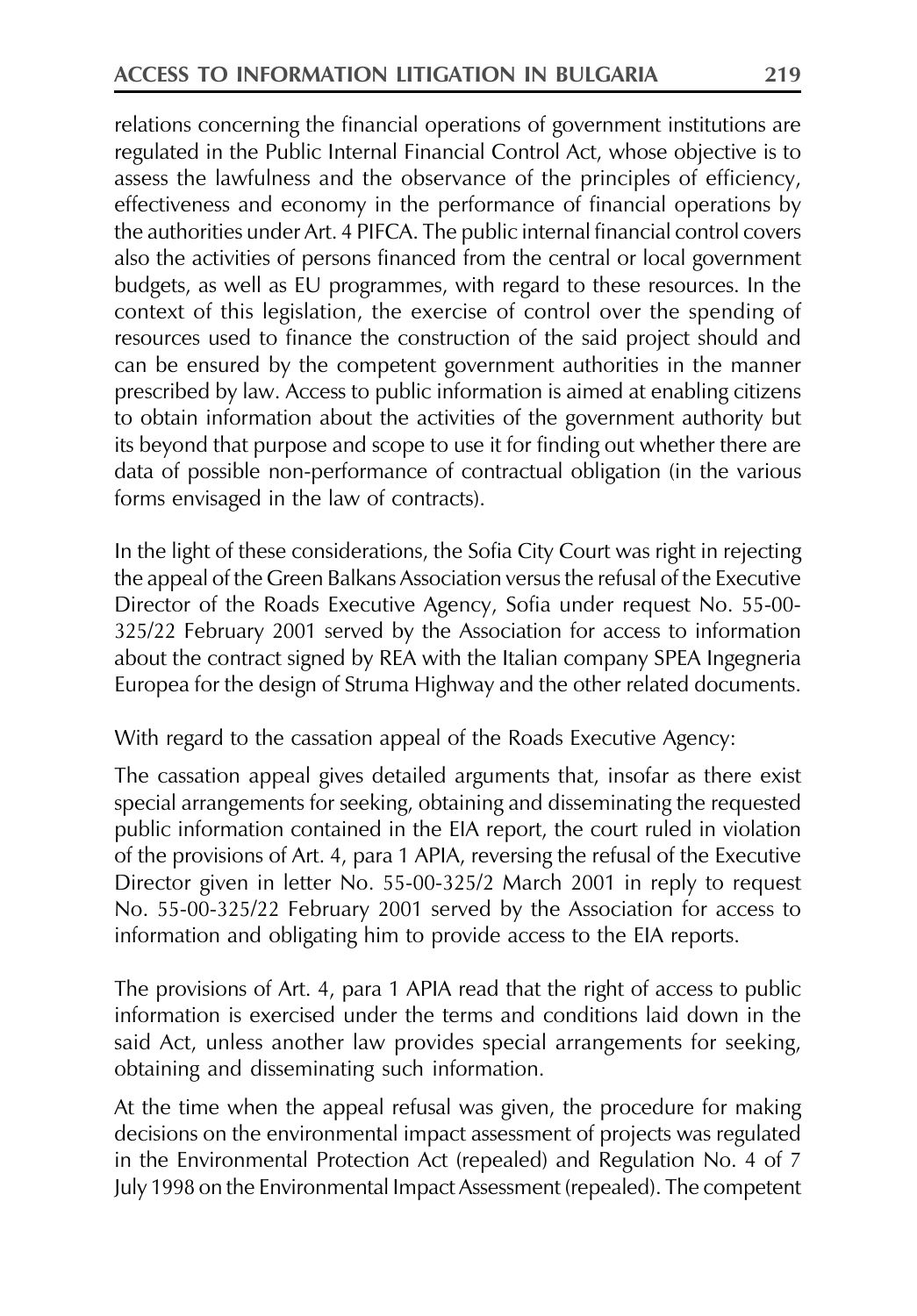relations concerning the financial operations of government institutions are regulated in the Public Internal Financial Control Act, whose objective is to assess the lawfulness and the observance of the principles of efficiency, effectiveness and economy in the performance of financial operations by the authorities under Art. 4 PIFCA. The public internal financial control covers also the activities of persons financed from the central or local government budgets, as well as EU programmes, with regard to these resources. In the context of this legislation, the exercise of control over the spending of resources used to finance the construction of the said project should and can be ensured by the competent government authorities in the manner prescribed by law. Access to public information is aimed at enabling citizens to obtain information about the activities of the government authority but its beyond that purpose and scope to use it for finding out whether there are data of possible non-performance of contractual obligation (in the various forms envisaged in the law of contracts).

In the light of these considerations, the Sofia City Court was right in rejecting the appeal of the Green Balkans Association versus the refusal of the Executive Director of the Roads Executive Agency, Sofia under request No. 55-00-325/22 February 2001 served by the Association for access to information about the contract signed by REA with the Italian company SPEA Ingegneria Europea for the design of Struma Highway and the other related documents.

With regard to the cassation appeal of the Roads Executive Agency:

The cassation appeal gives detailed arguments that, insofar as there exist special arrangements for seeking, obtaining and disseminating the requested public information contained in the EIA report, the court ruled in violation of the provisions of Art. 4, para 1 APIA, reversing the refusal of the Executive Director given in letter No. 55-00-325/2 March 2001 in reply to request No. 55-00-325/22 February 2001 served by the Association for access to information and obligating him to provide access to the EIA reports.

The provisions of Art. 4, para 1 APIA read that the right of access to public information is exercised under the terms and conditions laid down in the said Act, unless another law provides special arrangements for seeking, obtaining and disseminating such information.

At the time when the appeal refusal was given, the procedure for making decisions on the environmental impact assessment of projects was regulated in the Environmental Protection Act (repealed) and Regulation No. 4 of 7 July 1998 on the Environmental Impact Assessment (repealed). The competent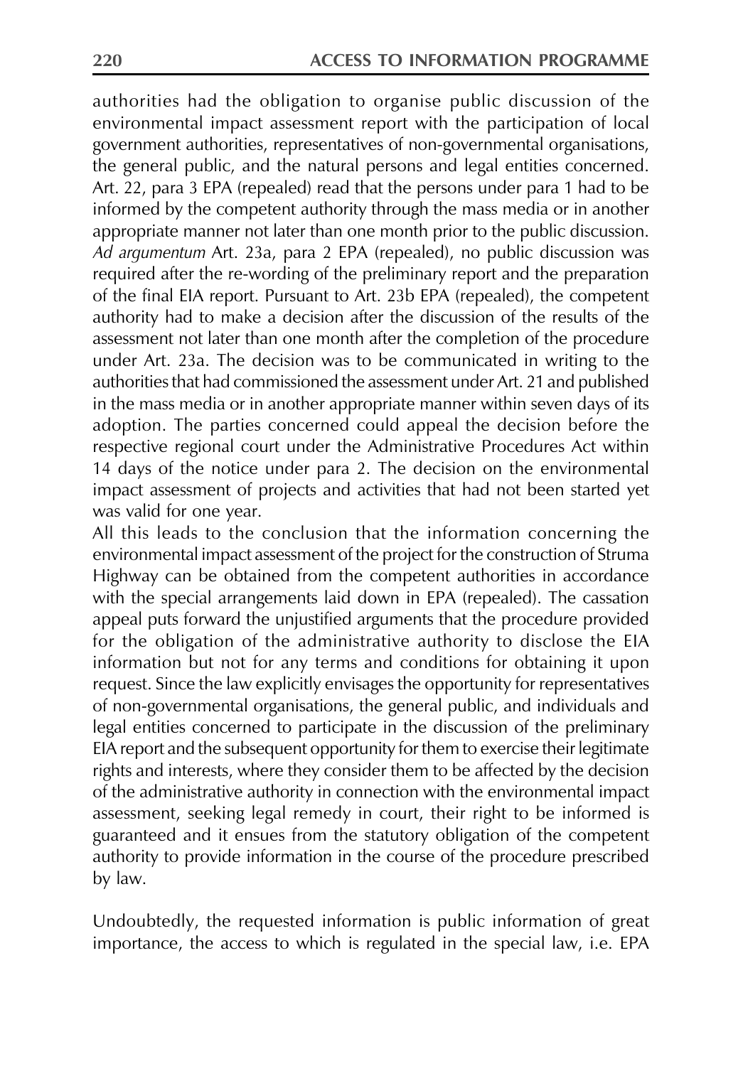authorities had the obligation to organise public discussion of the environmental impact assessment report with the participation of local government authorities, representatives of non-governmental organisations, the general public, and the natural persons and legal entities concerned. Art. 22, para 3 EPA (repealed) read that the persons under para 1 had to be informed by the competent authority through the mass media or in another appropriate manner not later than one month prior to the public discussion. *Ad argumentum* Art. 23a, para 2 EPA (repealed), no public discussion was required after the re-wording of the preliminary report and the preparation of the final EIA report. Pursuant to Art. 23b EPA (repealed), the competent authority had to make a decision after the discussion of the results of the assessment not later than one month after the completion of the procedure under Art. 23a. The decision was to be communicated in writing to the authorities that had commissioned the assessment under Art. 21 and published in the mass media or in another appropriate manner within seven days of its adoption. The parties concerned could appeal the decision before the respective regional court under the Administrative Procedures Act within 14 days of the notice under para 2. The decision on the environmental impact assessment of projects and activities that had not been started yet was valid for one year.

All this leads to the conclusion that the information concerning the environmental impact assessment of the project for the construction of Struma Highway can be obtained from the competent authorities in accordance with the special arrangements laid down in EPA (repealed). The cassation appeal puts forward the unjustified arguments that the procedure provided for the obligation of the administrative authority to disclose the EIA information but not for any terms and conditions for obtaining it upon request. Since the law explicitly envisages the opportunity for representatives of non-governmental organisations, the general public, and individuals and legal entities concerned to participate in the discussion of the preliminary EIA report and the subsequent opportunity for them to exercise their legitimate rights and interests, where they consider them to be affected by the decision of the administrative authority in connection with the environmental impact assessment, seeking legal remedy in court, their right to be informed is guaranteed and it ensues from the statutory obligation of the competent authority to provide information in the course of the procedure prescribed by law.

Undoubtedly, the requested information is public information of great importance, the access to which is regulated in the special law, i.e. EPA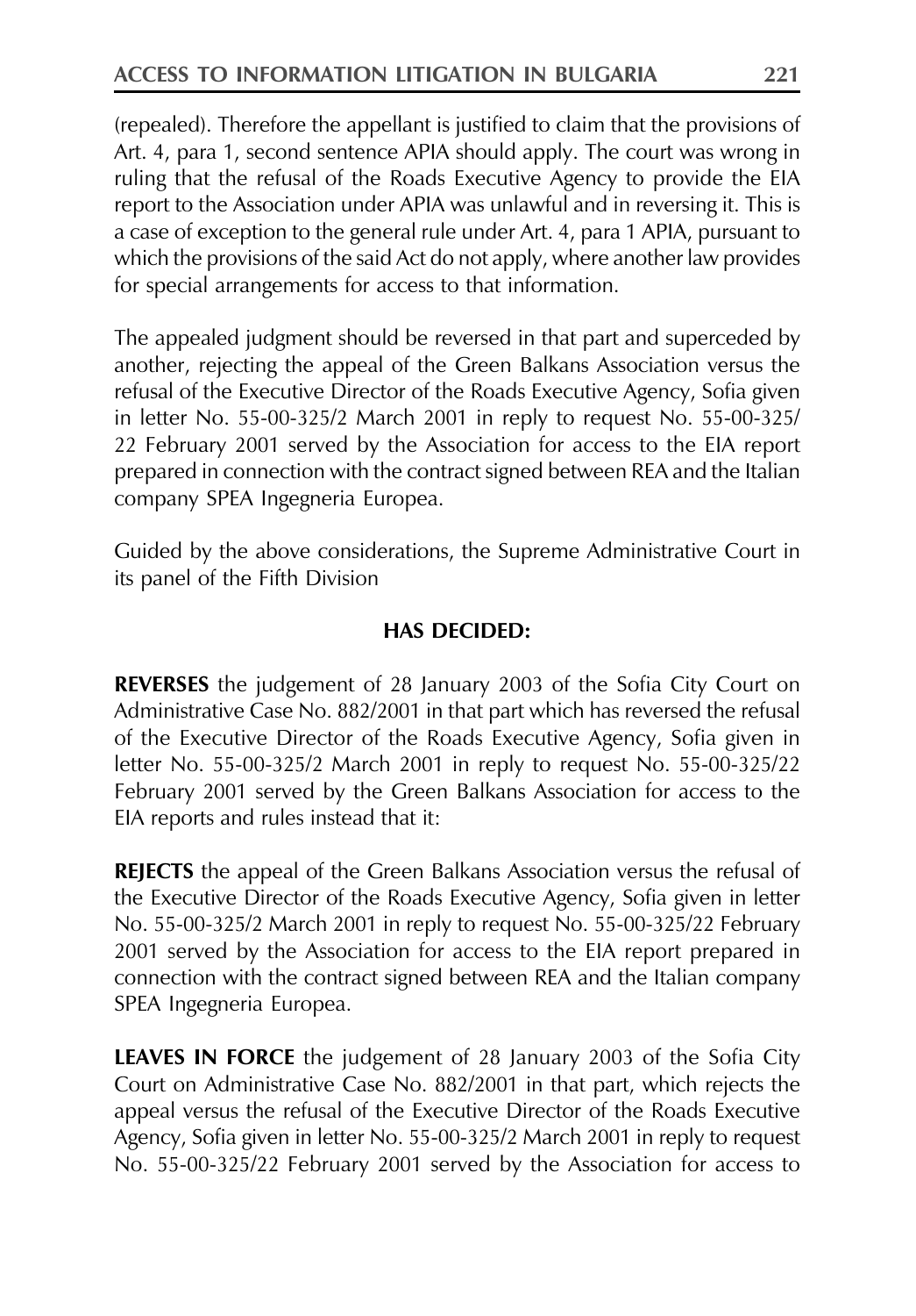(repealed). Therefore the appellant is justified to claim that the provisions of Art. 4, para 1, second sentence APIA should apply. The court was wrong in ruling that the refusal of the Roads Executive Agency to provide the EIA report to the Association under APIA was unlawful and in reversing it. This is a case of exception to the general rule under Art. 4, para 1 APIA, pursuant to which the provisions of the said Act do not apply, where another law provides for special arrangements for access to that information.

The appealed judgment should be reversed in that part and superceded by another, rejecting the appeal of the Green Balkans Association versus the refusal of the Executive Director of the Roads Executive Agency, Sofia given in letter No. 55-00-325/2 March 2001 in reply to request No. 55-00-325/22 February 2001 served by the Association for access to the EIA report prepared in connection with the contract signed between REA and the Italian company SPEA Ingegneria Europea.

Guided by the above considerations, the Supreme Administrative Court in its panel of the Fifth Division

**HAS DECIDED:**

**REVERSES** the judgement of 28 January 2003 of the Sofia City Court on Administrative Case No. 882/2001 in that part which has reversed the refusal of the Executive Director of the Roads Executive Agency, Sofia given in letter No. 55-00-325/2 March 2001 in reply to request No. 55-00-325/22 February 2001 served by the Green Balkans Association for access to the EIA reports and rules instead that it:

**REJECTS** the appeal of the Green Balkans Association versus the refusal of the Executive Director of the Roads Executive Agency, Sofia given in letter No. 55-00-325/2 March 2001 in reply to request No. 55-00-325/22 February 2001 served by the Association for access to the EIA report prepared in connection with the contract signed between REA and the Italian company SPEA Ingegneria Europea.

**LEAVES IN FORCE** the judgement of 28 January 2003 of the Sofia City Court on Administrative Case No. 882/2001 in that part, which rejects the appeal versus the refusal of the Executive Director of the Roads Executive Agency, Sofia given in letter No. 55-00-325/2 March 2001 in reply to request No. 55-00-325/22 February 2001 served by the Association for access to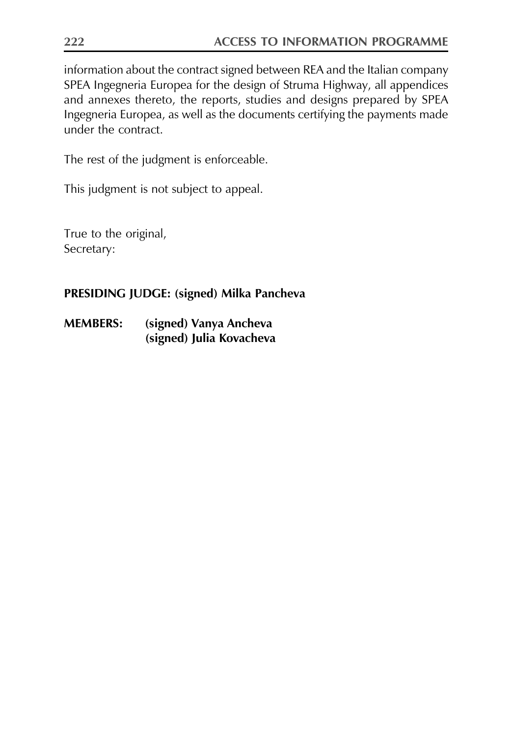information about the contract signed between REA and the Italian company SPEA Ingegneria Europea for the design of Struma Highway, all appendices and annexes thereto, the reports, studies and designs prepared by SPEA Ingegneria Europea, as well as the documents certifying the payments made under the contract.

The rest of the judgment is enforceable.

This judgment is not subject to appeal.

True to the original,
Secretary:

**PRESIDING JUDGE: (signed) Milka Pancheva**

**MEMBERS: (signed) Vanya Ancheva**
**(signed) Julia Kovacheva**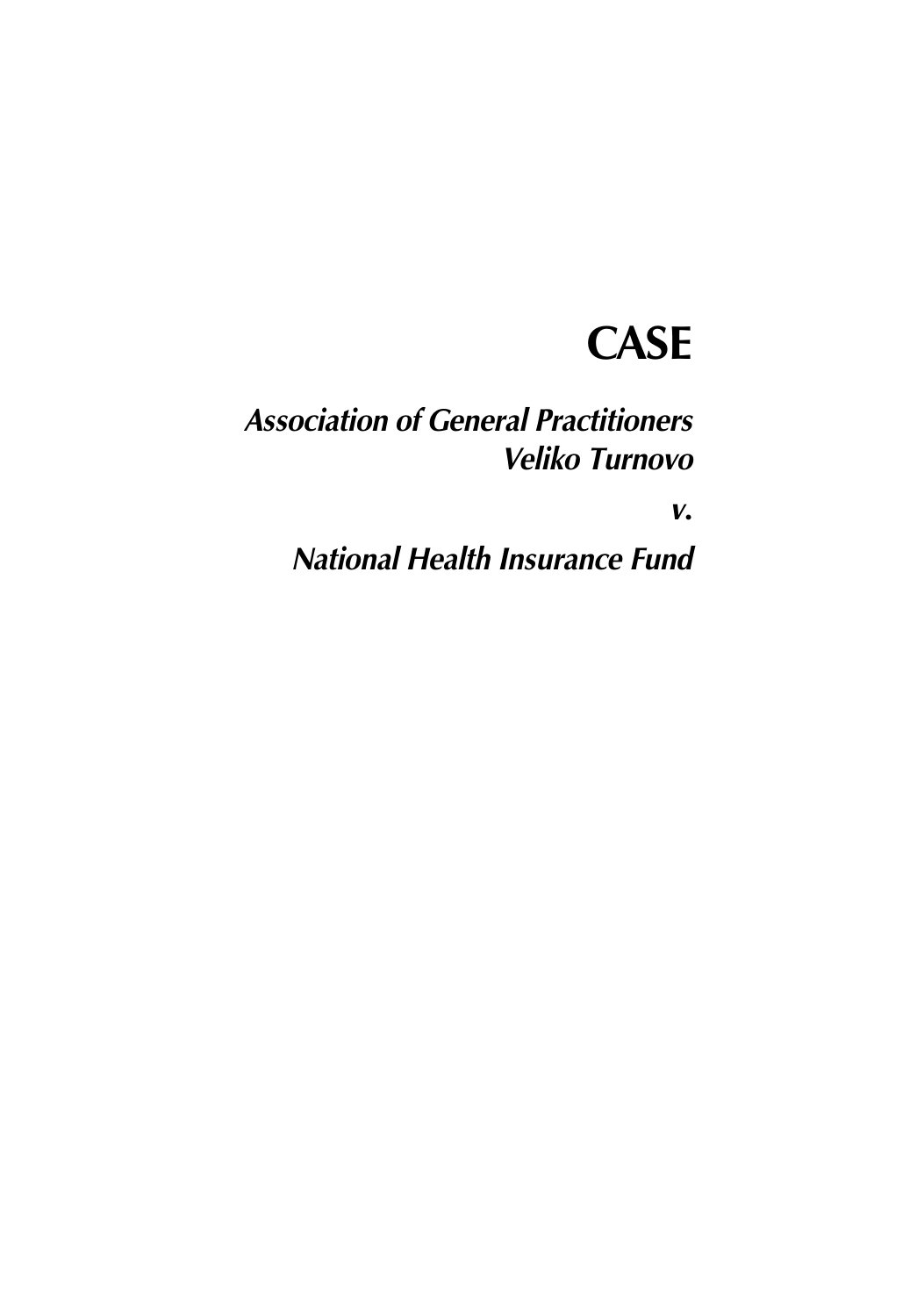# CASE

## *Association of General Practitioners Veliko Turnovo*

## *v.*

## *National Health Insurance Fund*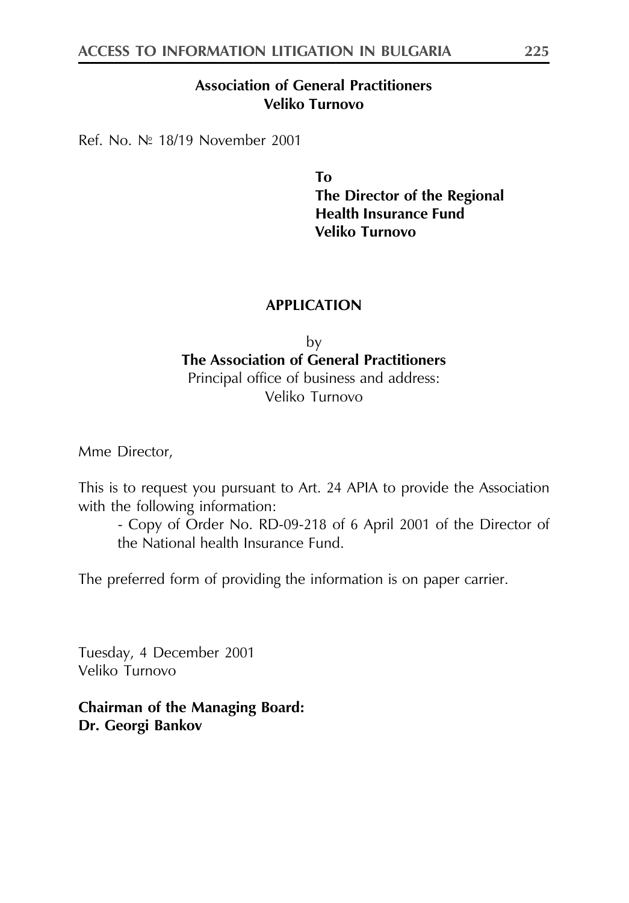**Association of General Practitioners**
**Veliko Turnovo**

Ref. No. № 18/19 November 2001

**To**
**The Director of the Regional Health Insurance Fund**
**Veliko Turnovo**

**APPLICATION**

by
**The Association of General Practitioners**
Principal office of business and address:
Veliko Turnovo

Mme Director,

This is to request you pursuant to Art. 24 APIA to provide the Association with the following information:

- Copy of Order No. RD-09-218 of 6 April 2001 of the Director of the National health Insurance Fund.

The preferred form of providing the information is on paper carrier.

Tuesday, 4 December 2001
Veliko Turnovo

**Chairman of the Managing Board:**
**Dr. Georgi Bankov**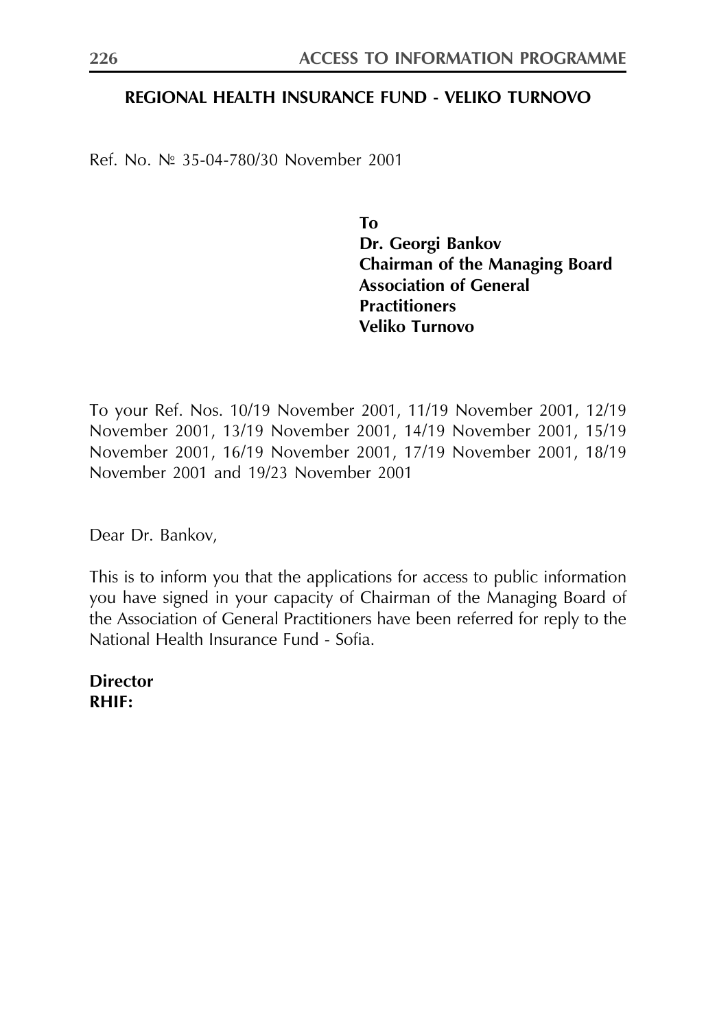**REGIONAL HEALTH INSURANCE FUND - VELIKO TURNOVO**

Ref. No. № 35-04-780/30 November 2001

**To**
**Dr. Georgi Bankov**
**Chairman of the Managing Board**
**Association of General Practitioners**
**Veliko Turnovo**

To your Ref. Nos. 10/19 November 2001, 11/19 November 2001, 12/19 November 2001, 13/19 November 2001, 14/19 November 2001, 15/19 November 2001, 16/19 November 2001, 17/19 November 2001, 18/19 November 2001 and 19/23 November 2001

Dear Dr. Bankov,

This is to inform you that the applications for access to public information you have signed in your capacity of Chairman of the Managing Board of the Association of General Practitioners have been referred for reply to the National Health Insurance Fund - Sofia.

**Director**
**RHIF:**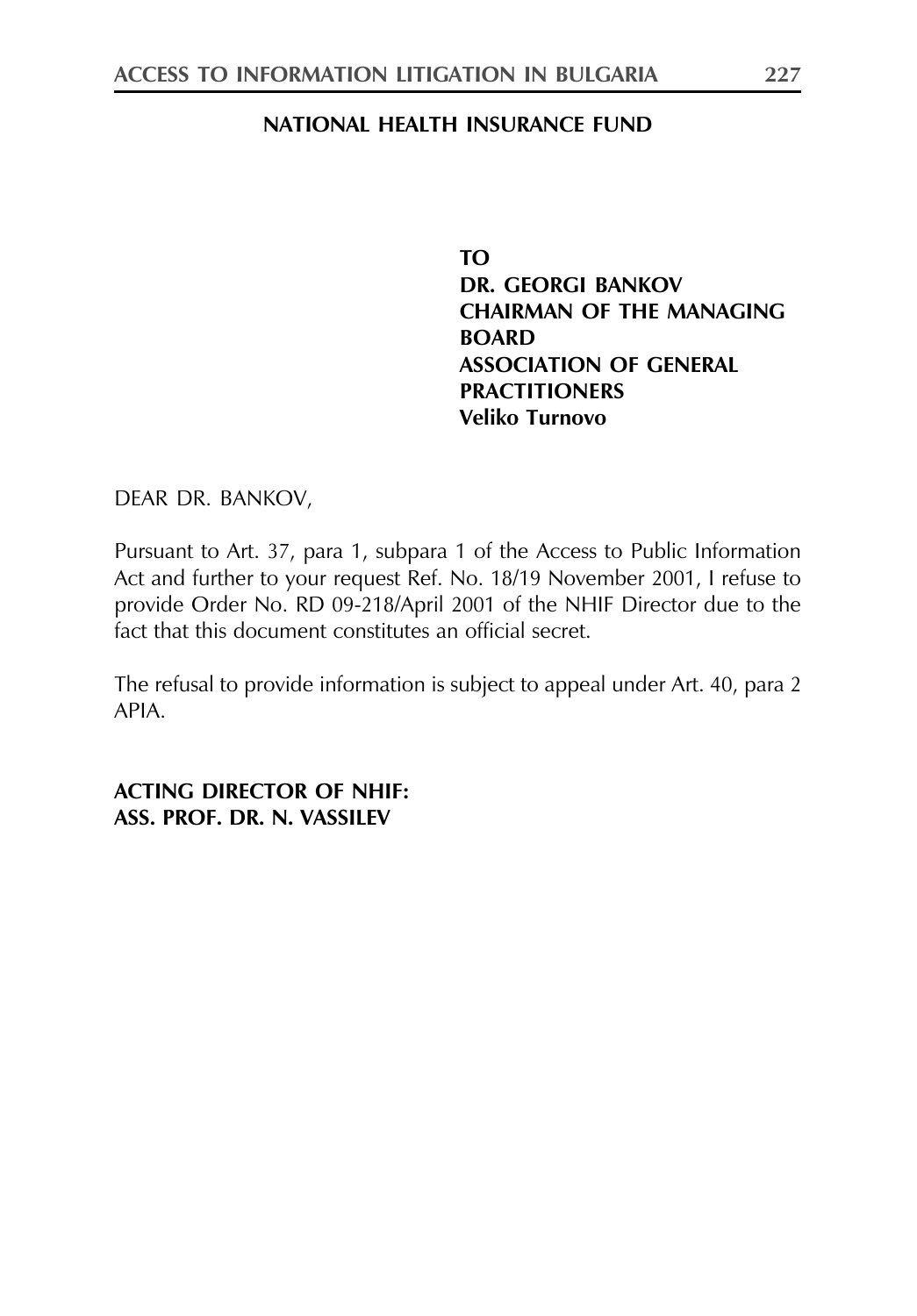**NATIONAL HEALTH INSURANCE FUND**

**TO**
**DR. GEORGI BANKOV**
**CHAIRMAN OF THE MANAGING BOARD**
**ASSOCIATION OF GENERAL PRACTITIONERS**
**Veliko Turnovo**

DEAR DR. BANKOV,

Pursuant to Art. 37, para 1, subpara 1 of the Access to Public Information Act and further to your request Ref. No. 18/19 November 2001, I refuse to provide Order No. RD 09-218/April 2001 of the NHIF Director due to the fact that this document constitutes an official secret.

The refusal to provide information is subject to appeal under Art. 40, para 2 APIA.

**ACTING DIRECTOR OF NHIF:**
**ASS. PROF. DR. N. VASSILEV**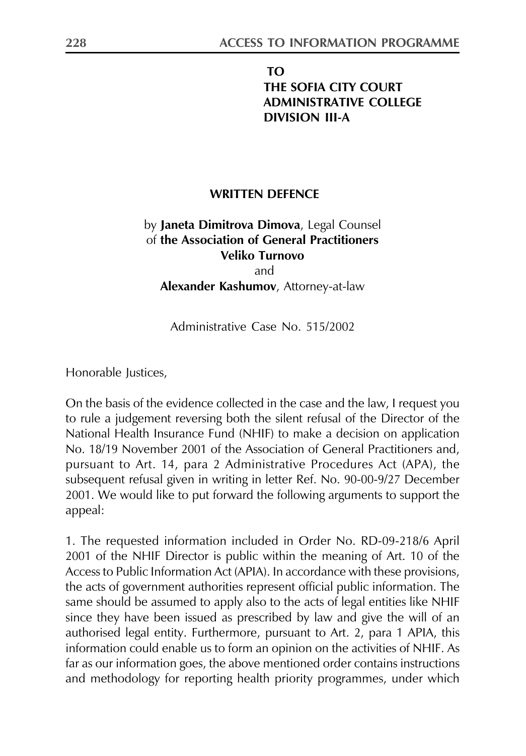**TO**
**THE SOFIA CITY COURT**
**ADMINISTRATIVE COLLEGE**
**DIVISION III-A**

## WRITTEN DEFENCE

by **Janeta Dimitrova Dimova**, Legal Counsel
of **the Association of General Practitioners**
**Veliko Turnovo**
and
**Alexander Kashumov**, Attorney-at-law

Administrative Case No. 515/2002

Honorable Justices,

On the basis of the evidence collected in the case and the law, I request you to rule a judgement reversing both the silent refusal of the Director of the National Health Insurance Fund (NHIF) to make a decision on application No. 18/19 November 2001 of the Association of General Practitioners and, pursuant to Art. 14, para 2 Administrative Procedures Act (APA), the subsequent refusal given in writing in letter Ref. No. 90-00-9/27 December 2001. We would like to put forward the following arguments to support the appeal:

1. The requested information included in Order No. RD-09-218/6 April 2001 of the NHIF Director is public within the meaning of Art. 10 of the Access to Public Information Act (APIA). In accordance with these provisions, the acts of government authorities represent official public information. The same should be assumed to apply also to the acts of legal entities like NHIF since they have been issued as prescribed by law and give the will of an authorised legal entity. Furthermore, pursuant to Art. 2, para 1 APIA, this information could enable us to form an opinion on the activities of NHIF. As far as our information goes, the above mentioned order contains instructions and methodology for reporting health priority programmes, under which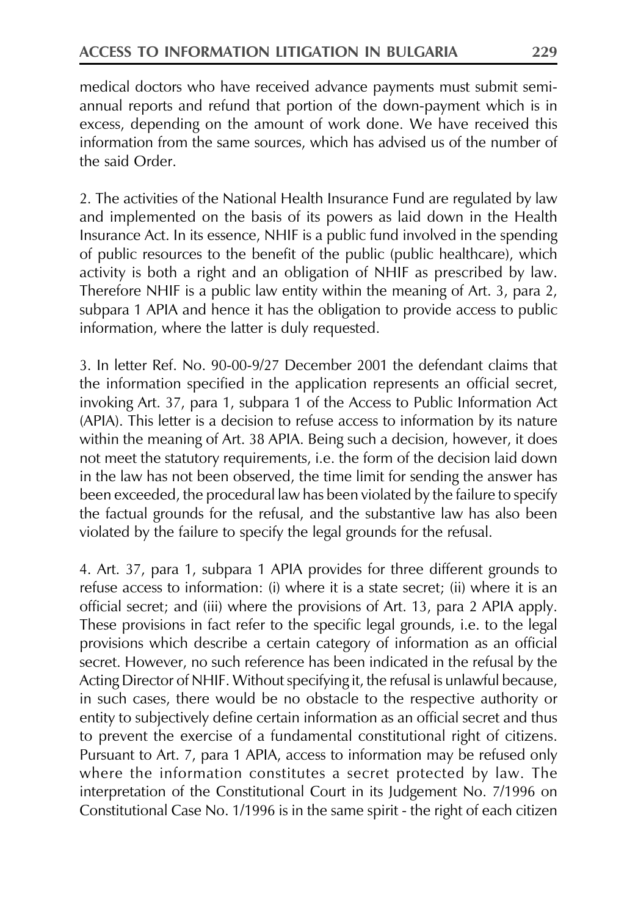medical doctors who have received advance payments must submit semi-annual reports and refund that portion of the down-payment which is in excess, depending on the amount of work done. We have received this information from the same sources, which has advised us of the number of the said Order.

2. The activities of the National Health Insurance Fund are regulated by law and implemented on the basis of its powers as laid down in the Health Insurance Act. In its essence, NHIF is a public fund involved in the spending of public resources to the benefit of the public (public healthcare), which activity is both a right and an obligation of NHIF as prescribed by law. Therefore NHIF is a public law entity within the meaning of Art. 3, para 2, subpara 1 APIA and hence it has the obligation to provide access to public information, where the latter is duly requested.

3. In letter Ref. No. 90-00-9/27 December 2001 the defendant claims that the information specified in the application represents an official secret, invoking Art. 37, para 1, subpara 1 of the Access to Public Information Act (APIA). This letter is a decision to refuse access to information by its nature within the meaning of Art. 38 APIA. Being such a decision, however, it does not meet the statutory requirements, i.e. the form of the decision laid down in the law has not been observed, the time limit for sending the answer has been exceeded, the procedural law has been violated by the failure to specify the factual grounds for the refusal, and the substantive law has also been violated by the failure to specify the legal grounds for the refusal.

4. Art. 37, para 1, subpara 1 APIA provides for three different grounds to refuse access to information: (i) where it is a state secret; (ii) where it is an official secret; and (iii) where the provisions of Art. 13, para 2 APIA apply. These provisions in fact refer to the specific legal grounds, i.e. to the legal provisions which describe a certain category of information as an official secret. However, no such reference has been indicated in the refusal by the Acting Director of NHIF. Without specifying it, the refusal is unlawful because, in such cases, there would be no obstacle to the respective authority or entity to subjectively define certain information as an official secret and thus to prevent the exercise of a fundamental constitutional right of citizens. Pursuant to Art. 7, para 1 APIA, access to information may be refused only where the information constitutes a secret protected by law. The interpretation of the Constitutional Court in its Judgement No. 7/1996 on Constitutional Case No. 1/1996 is in the same spirit - the right of each citizen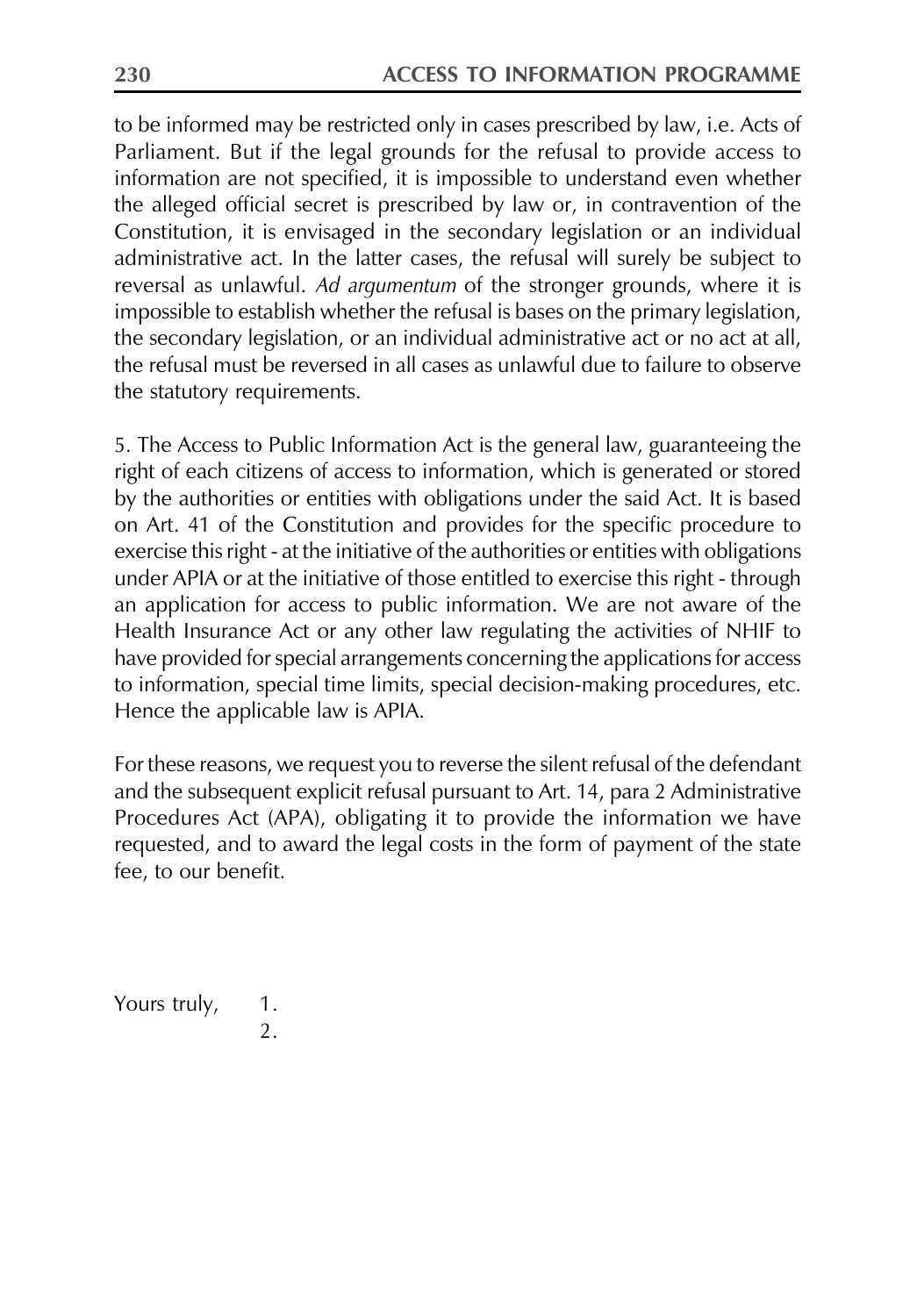to be informed may be restricted only in cases prescribed by law, i.e. Acts of Parliament. But if the legal grounds for the refusal to provide access to information are not specified, it is impossible to understand even whether the alleged official secret is prescribed by law or, in contravention of the Constitution, it is envisaged in the secondary legislation or an individual administrative act. In the latter cases, the refusal will surely be subject to reversal as unlawful. *Ad argumentum* of the stronger grounds, where it is impossible to establish whether the refusal is bases on the primary legislation, the secondary legislation, or an individual administrative act or no act at all, the refusal must be reversed in all cases as unlawful due to failure to observe the statutory requirements.

5. The Access to Public Information Act is the general law, guaranteeing the right of each citizens of access to information, which is generated or stored by the authorities or entities with obligations under the said Act. It is based on Art. 41 of the Constitution and provides for the specific procedure to exercise this right - at the initiative of the authorities or entities with obligations under APIA or at the initiative of those entitled to exercise this right - through an application for access to public information. We are not aware of the Health Insurance Act or any other law regulating the activities of NHIF to have provided for special arrangements concerning the applications for access to information, special time limits, special decision-making procedures, etc. Hence the applicable law is APIA.

For these reasons, we request you to reverse the silent refusal of the defendant and the subsequent explicit refusal pursuant to Art. 14, para 2 Administrative Procedures Act (APA), obligating it to provide the information we have requested, and to award the legal costs in the form of payment of the state fee, to our benefit.

Yours truly, 1.

2.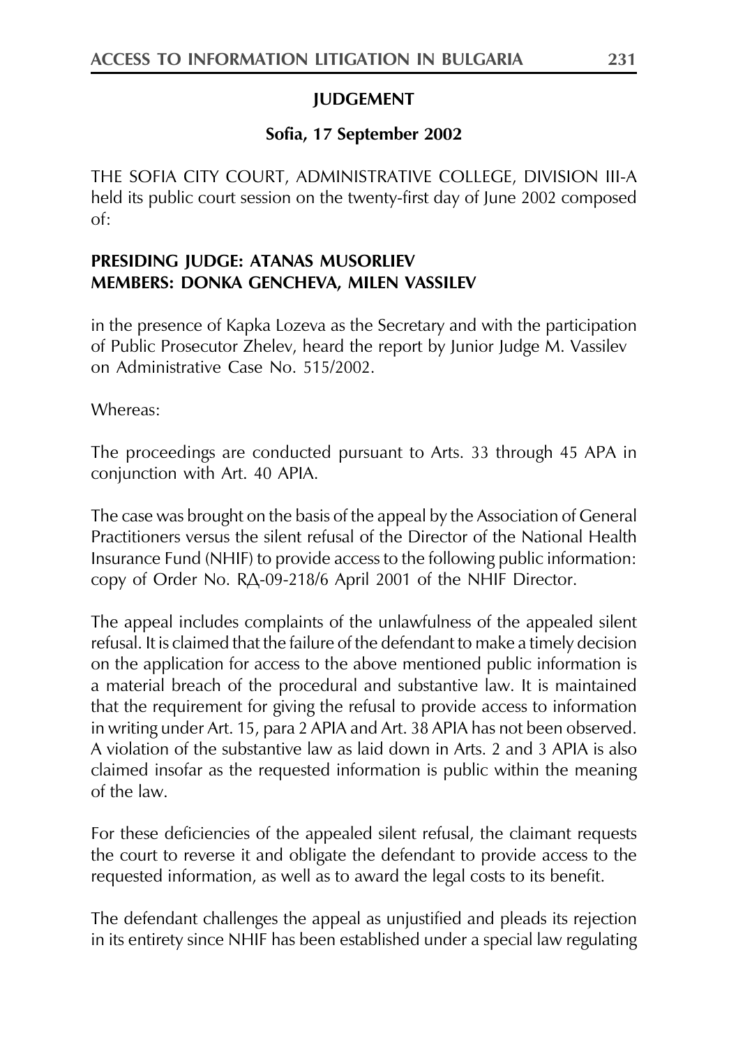**JUDGEMENT**

**Sofia, 17 September 2002**

THE SOFIA CITY COURT, ADMINISTRATIVE COLLEGE, DIVISION III-A held its public court session on the twenty-first day of June 2002 composed of:

**PRESIDING JUDGE: ATANAS MUSORLIEV**
**MEMBERS: DONKA GENCHEVA, MILEN VASSILEV**

in the presence of Kapka Lozeva as the Secretary and with the participation of Public Prosecutor Zhelev, heard the report by Junior Judge M. Vassilev on Administrative Case No. 515/2002.

Whereas:

The proceedings are conducted pursuant to Arts. 33 through 45 APA in conjunction with Art. 40 APIA.

The case was brought on the basis of the appeal by the Association of General Practitioners versus the silent refusal of the Director of the National Health Insurance Fund (NHIF) to provide access to the following public information: copy of Order No. RД-09-218/6 April 2001 of the NHIF Director.

The appeal includes complaints of the unlawfulness of the appealed silent refusal. It is claimed that the failure of the defendant to make a timely decision on the application for access to the above mentioned public information is a material breach of the procedural and substantive law. It is maintained that the requirement for giving the refusal to provide access to information in writing under Art. 15, para 2 APIA and Art. 38 APIA has not been observed. A violation of the substantive law as laid down in Arts. 2 and 3 APIA is also claimed insofar as the requested information is public within the meaning of the law.

For these deficiencies of the appealed silent refusal, the claimant requests the court to reverse it and obligate the defendant to provide access to the requested information, as well as to award the legal costs to its benefit.

The defendant challenges the appeal as unjustified and pleads its rejection in its entirety since NHIF has been established under a special law regulating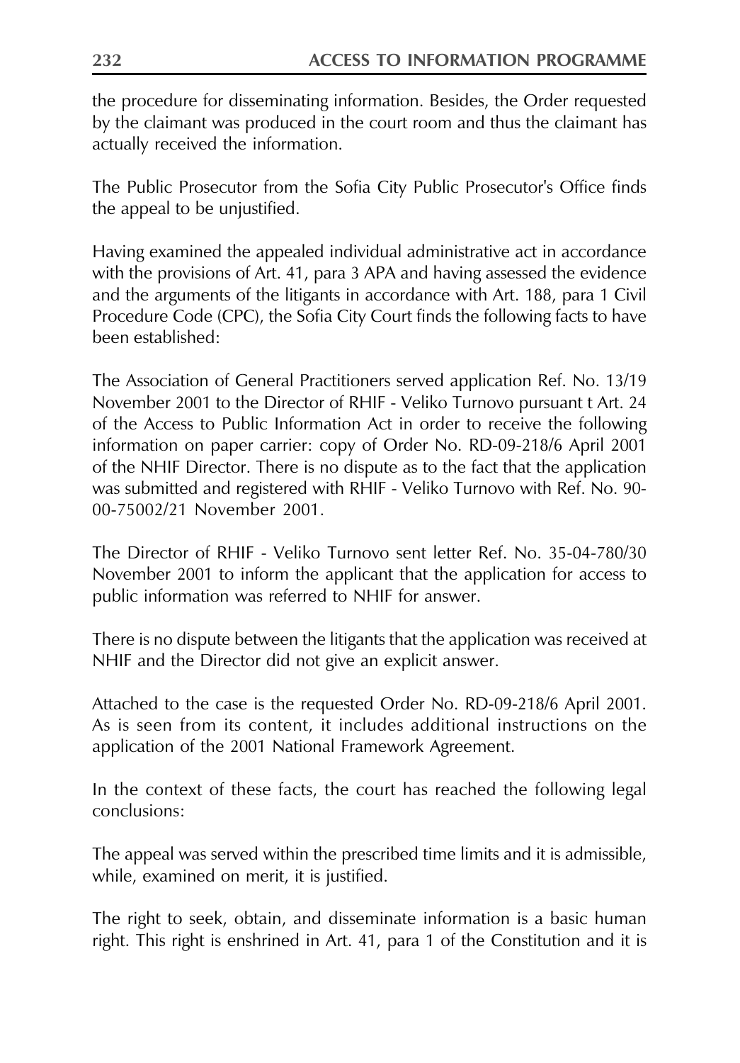the procedure for disseminating information. Besides, the Order requested by the claimant was produced in the court room and thus the claimant has actually received the information.

The Public Prosecutor from the Sofia City Public Prosecutor's Office finds the appeal to be unjustified.

Having examined the appealed individual administrative act in accordance with the provisions of Art. 41, para 3 APA and having assessed the evidence and the arguments of the litigants in accordance with Art. 188, para 1 Civil Procedure Code (CPC), the Sofia City Court finds the following facts to have been established:

The Association of General Practitioners served application Ref. No. 13/19 November 2001 to the Director of RHIF - Veliko Turnovo pursuant t Art. 24 of the Access to Public Information Act in order to receive the following information on paper carrier: copy of Order No. RD-09-218/6 April 2001 of the NHIF Director. There is no dispute as to the fact that the application was submitted and registered with RHIF - Veliko Turnovo with Ref. No. 90-00-75002/21 November 2001.

The Director of RHIF - Veliko Turnovo sent letter Ref. No. 35-04-780/30 November 2001 to inform the applicant that the application for access to public information was referred to NHIF for answer.

There is no dispute between the litigants that the application was received at NHIF and the Director did not give an explicit answer.

Attached to the case is the requested Order No. RD-09-218/6 April 2001. As is seen from its content, it includes additional instructions on the application of the 2001 National Framework Agreement.

In the context of these facts, the court has reached the following legal conclusions:

The appeal was served within the prescribed time limits and it is admissible, while, examined on merit, it is justified.

The right to seek, obtain, and disseminate information is a basic human right. This right is enshrined in Art. 41, para 1 of the Constitution and it is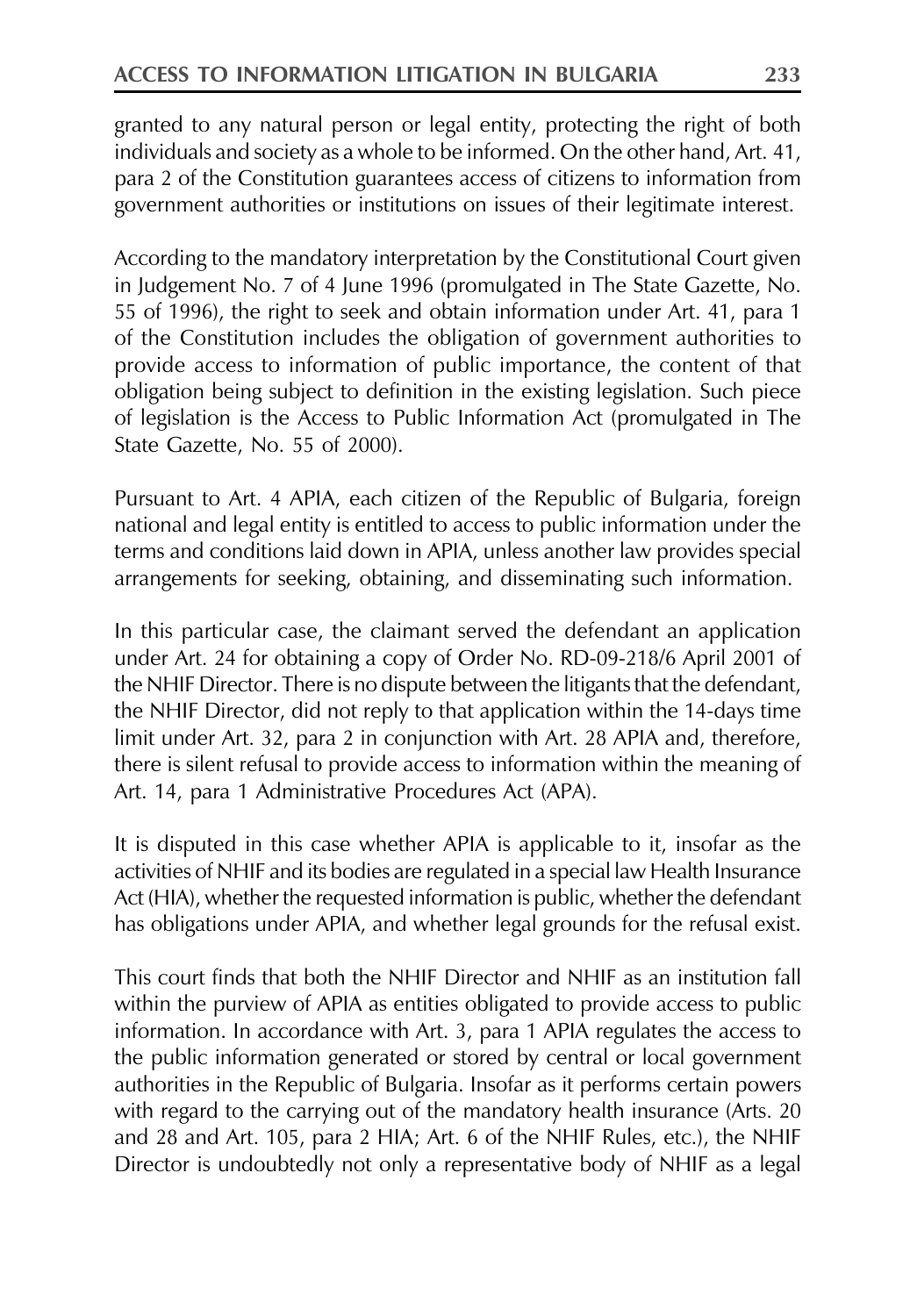granted to any natural person or legal entity, protecting the right of both individuals and society as a whole to be informed. On the other hand, Art. 41, para 2 of the Constitution guarantees access of citizens to information from government authorities or institutions on issues of their legitimate interest.

According to the mandatory interpretation by the Constitutional Court given in Judgement No. 7 of 4 June 1996 (promulgated in The State Gazette, No. 55 of 1996), the right to seek and obtain information under Art. 41, para 1 of the Constitution includes the obligation of government authorities to provide access to information of public importance, the content of that obligation being subject to definition in the existing legislation. Such piece of legislation is the Access to Public Information Act (promulgated in The State Gazette, No. 55 of 2000).

Pursuant to Art. 4 APIA, each citizen of the Republic of Bulgaria, foreign national and legal entity is entitled to access to public information under the terms and conditions laid down in APIA, unless another law provides special arrangements for seeking, obtaining, and disseminating such information.

In this particular case, the claimant served the defendant an application under Art. 24 for obtaining a copy of Order No. RD-09-218/6 April 2001 of the NHIF Director. There is no dispute between the litigants that the defendant, the NHIF Director, did not reply to that application within the 14-days time limit under Art. 32, para 2 in conjunction with Art. 28 APIA and, therefore, there is silent refusal to provide access to information within the meaning of Art. 14, para 1 Administrative Procedures Act (APA).

It is disputed in this case whether APIA is applicable to it, insofar as the activities of NHIF and its bodies are regulated in a special law Health Insurance Act (HIA), whether the requested information is public, whether the defendant has obligations under APIA, and whether legal grounds for the refusal exist.

This court finds that both the NHIF Director and NHIF as an institution fall within the purview of APIA as entities obligated to provide access to public information. In accordance with Art. 3, para 1 APIA regulates the access to the public information generated or stored by central or local government authorities in the Republic of Bulgaria. Insofar as it performs certain powers with regard to the carrying out of the mandatory health insurance (Arts. 20 and 28 and Art. 105, para 2 HIA; Art. 6 of the NHIF Rules, etc.), the NHIF Director is undoubtedly not only a representative body of NHIF as a legal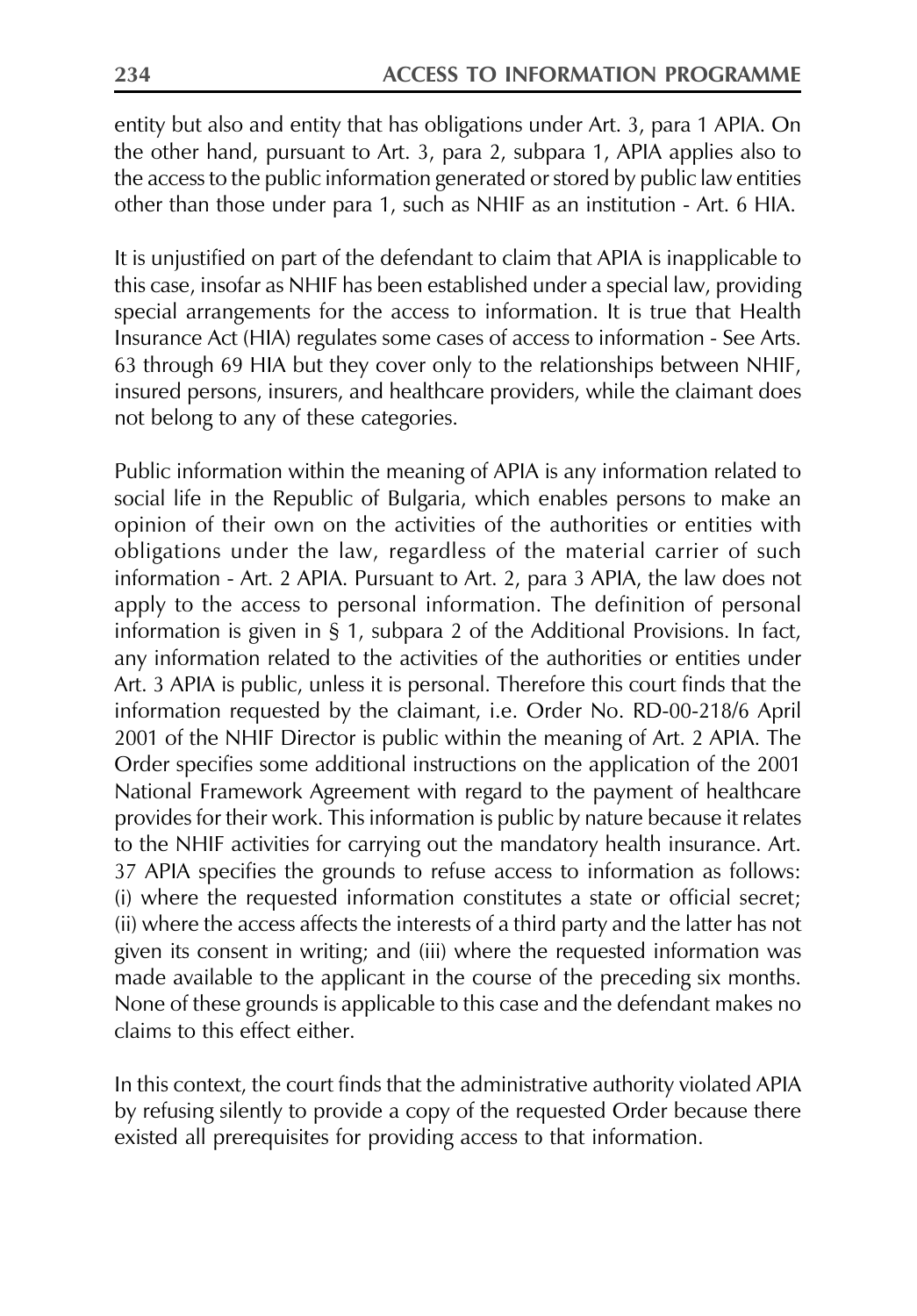entity but also and entity that has obligations under Art. 3, para 1 APIA. On the other hand, pursuant to Art. 3, para 2, subpara 1, APIA applies also to the access to the public information generated or stored by public law entities other than those under para 1, such as NHIF as an institution - Art. 6 HIA.

It is unjustified on part of the defendant to claim that APIA is inapplicable to this case, insofar as NHIF has been established under a special law, providing special arrangements for the access to information. It is true that Health Insurance Act (HIA) regulates some cases of access to information - See Arts. 63 through 69 HIA but they cover only to the relationships between NHIF, insured persons, insurers, and healthcare providers, while the claimant does not belong to any of these categories.

Public information within the meaning of APIA is any information related to social life in the Republic of Bulgaria, which enables persons to make an opinion of their own on the activities of the authorities or entities with obligations under the law, regardless of the material carrier of such information - Art. 2 APIA. Pursuant to Art. 2, para 3 APIA, the law does not apply to the access to personal information. The definition of personal information is given in § 1, subpara 2 of the Additional Provisions. In fact, any information related to the activities of the authorities or entities under Art. 3 APIA is public, unless it is personal. Therefore this court finds that the information requested by the claimant, i.e. Order No. RD-00-218/6 April 2001 of the NHIF Director is public within the meaning of Art. 2 APIA. The Order specifies some additional instructions on the application of the 2001 National Framework Agreement with regard to the payment of healthcare provides for their work. This information is public by nature because it relates to the NHIF activities for carrying out the mandatory health insurance. Art. 37 APIA specifies the grounds to refuse access to information as follows: (i) where the requested information constitutes a state or official secret; (ii) where the access affects the interests of a third party and the latter has not given its consent in writing; and (iii) where the requested information was made available to the applicant in the course of the preceding six months. None of these grounds is applicable to this case and the defendant makes no claims to this effect either.

In this context, the court finds that the administrative authority violated APIA by refusing silently to provide a copy of the requested Order because there existed all prerequisites for providing access to that information.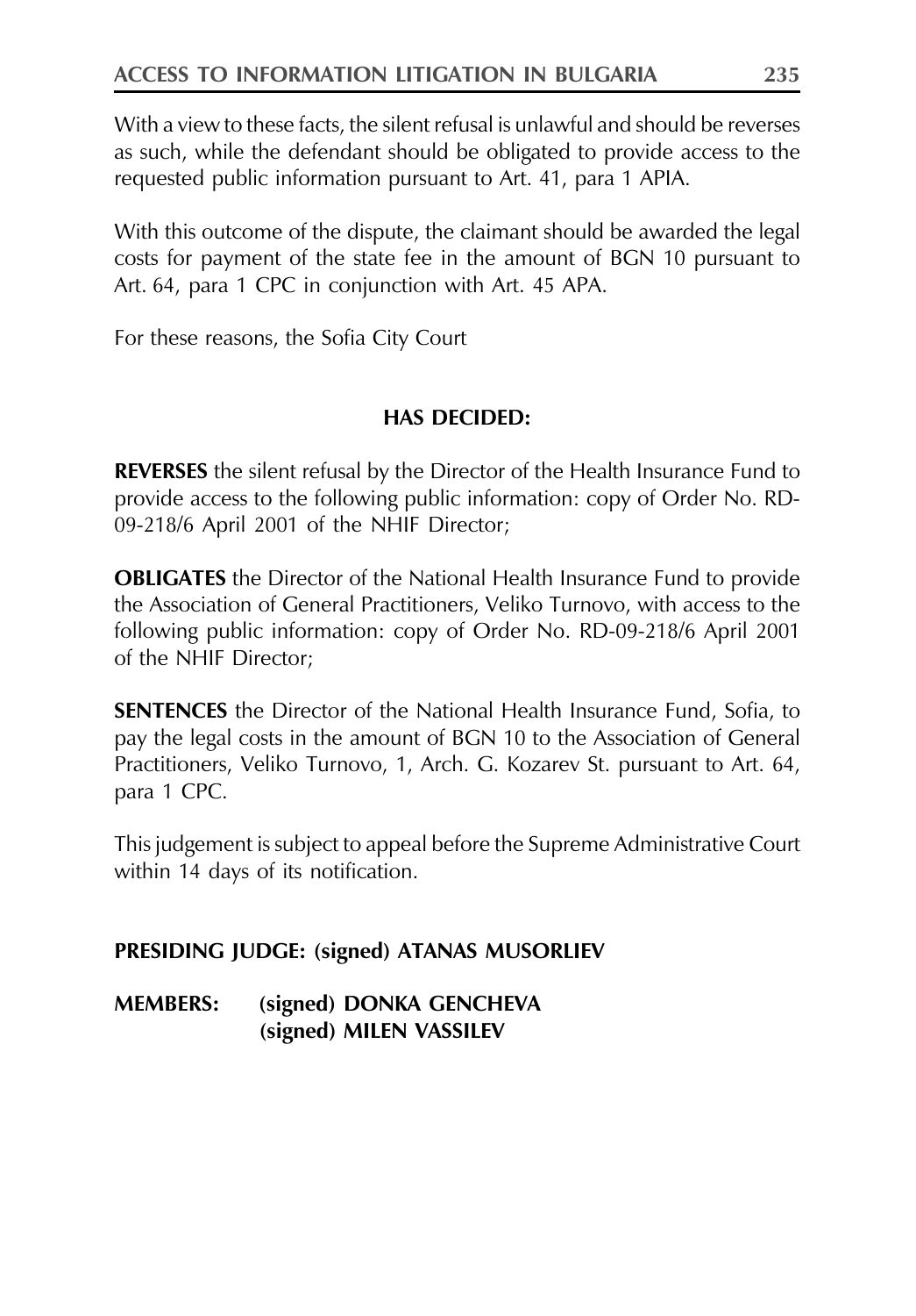With a view to these facts, the silent refusal is unlawful and should be reverses as such, while the defendant should be obligated to provide access to the requested public information pursuant to Art. 41, para 1 APIA.

With this outcome of the dispute, the claimant should be awarded the legal costs for payment of the state fee in the amount of BGN 10 pursuant to Art. 64, para 1 CPC in conjunction with Art. 45 APA.

For these reasons, the Sofia City Court

**HAS DECIDED:**

**REVERSES** the silent refusal by the Director of the Health Insurance Fund to provide access to the following public information: copy of Order No. RD-09-218/6 April 2001 of the NHIF Director;

**OBLIGATES** the Director of the National Health Insurance Fund to provide the Association of General Practitioners, Veliko Turnovo, with access to the following public information: copy of Order No. RD-09-218/6 April 2001 of the NHIF Director;

**SENTENCES** the Director of the National Health Insurance Fund, Sofia, to pay the legal costs in the amount of BGN 10 to the Association of General Practitioners, Veliko Turnovo, 1, Arch. G. Kozarev St. pursuant to Art. 64, para 1 CPC.

This judgement is subject to appeal before the Supreme Administrative Court within 14 days of its notification.

**PRESIDING JUDGE: (signed) ATANAS MUSORLIEV**

**MEMBERS: (signed) DONKA GENCHEVA**
**(signed) MILEN VASSILEV**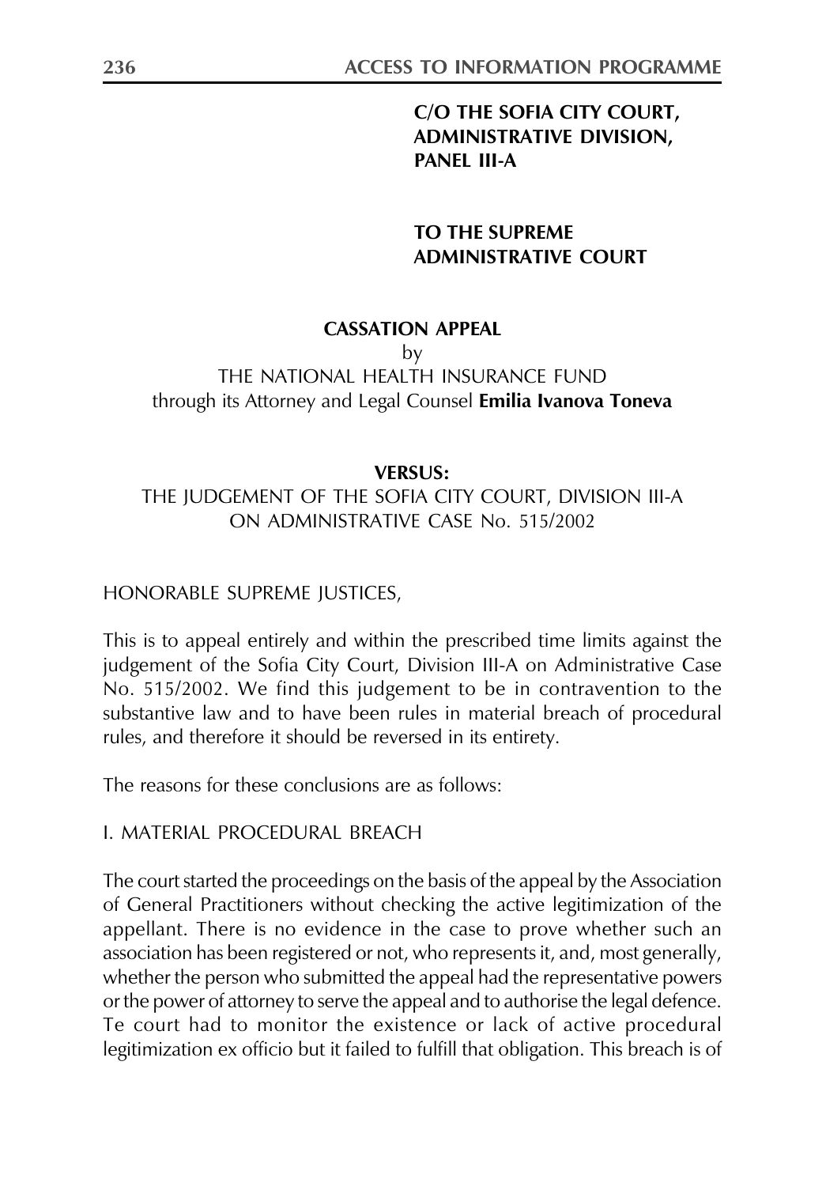**C/O THE SOFIA CITY COURT, ADMINISTRATIVE DIVISION, PANEL III-A**

**TO THE SUPREME ADMINISTRATIVE COURT**

**CASSATION APPEAL**

by

THE NATIONAL HEALTH INSURANCE FUND
through its Attorney and Legal Counsel **Emilia Ivanova Toneva**

**VERSUS:**

THE JUDGEMENT OF THE SOFIA CITY COURT, DIVISION III-A
ON ADMINISTRATIVE CASE No. 515/2002

HONORABLE SUPREME JUSTICES,

This is to appeal entirely and within the prescribed time limits against the judgement of the Sofia City Court, Division III-A on Administrative Case No. 515/2002. We find this judgement to be in contravention to the substantive law and to have been rules in material breach of procedural rules, and therefore it should be reversed in its entirety.

The reasons for these conclusions are as follows:

I. MATERIAL PROCEDURAL BREACH

The court started the proceedings on the basis of the appeal by the Association of General Practitioners without checking the active legitimization of the appellant. There is no evidence in the case to prove whether such an association has been registered or not, who represents it, and, most generally, whether the person who submitted the appeal had the representative powers or the power of attorney to serve the appeal and to authorise the legal defence. Te court had to monitor the existence or lack of active procedural legitimization ex officio but it failed to fulfill that obligation. This breach is of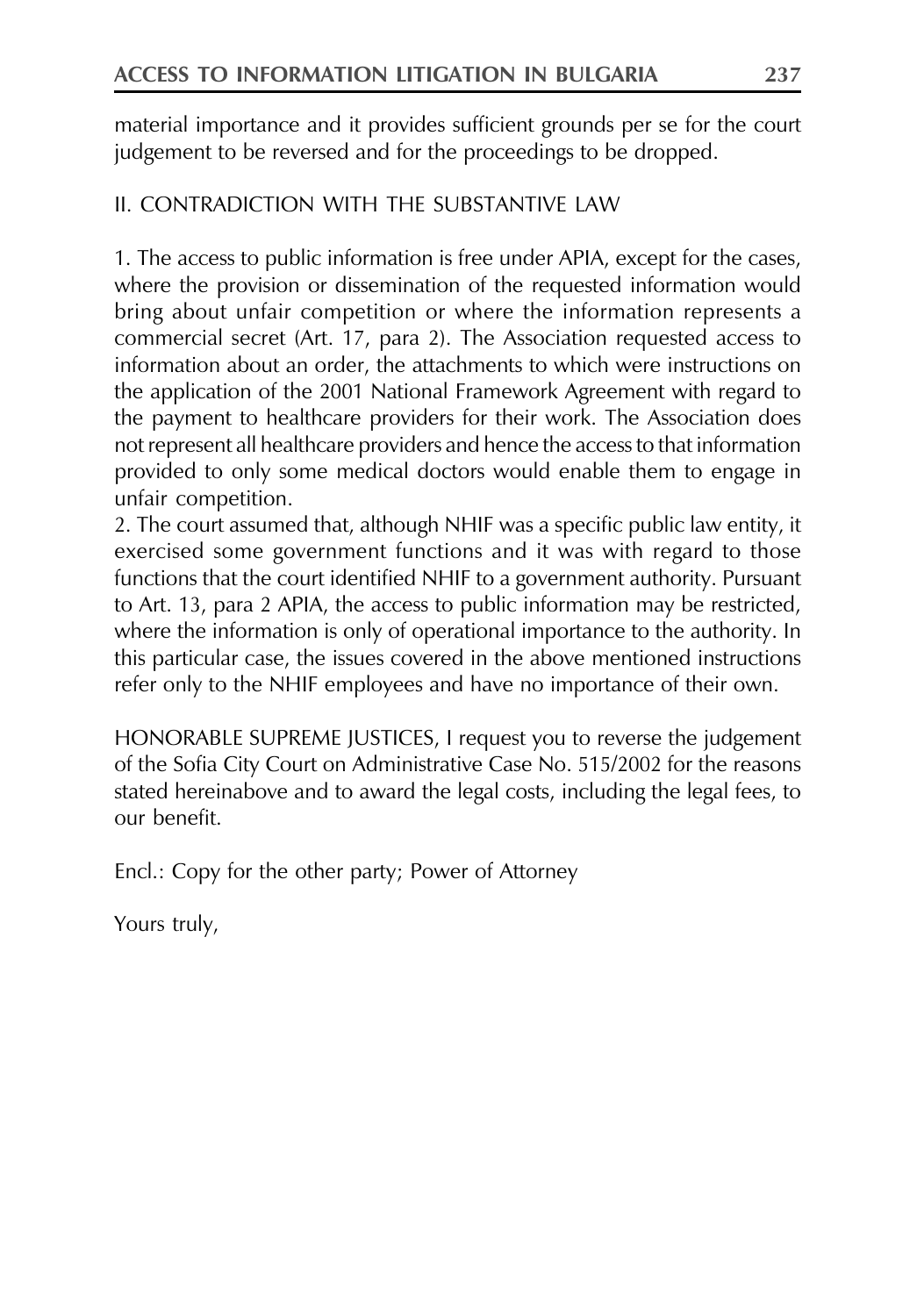material importance and it provides sufficient grounds per se for the court judgement to be reversed and for the proceedings to be dropped.

II. CONTRADICTION WITH THE SUBSTANTIVE LAW

1. The access to public information is free under APIA, except for the cases, where the provision or dissemination of the requested information would bring about unfair competition or where the information represents a commercial secret (Art. 17, para 2). The Association requested access to information about an order, the attachments to which were instructions on the application of the 2001 National Framework Agreement with regard to the payment to healthcare providers for their work. The Association does not represent all healthcare providers and hence the access to that information provided to only some medical doctors would enable them to engage in unfair competition.

2. The court assumed that, although NHIF was a specific public law entity, it exercised some government functions and it was with regard to those functions that the court identified NHIF to a government authority. Pursuant to Art. 13, para 2 APIA, the access to public information may be restricted, where the information is only of operational importance to the authority. In this particular case, the issues covered in the above mentioned instructions refer only to the NHIF employees and have no importance of their own.

HONORABLE SUPREME JUSTICES, I request you to reverse the judgement of the Sofia City Court on Administrative Case No. 515/2002 for the reasons stated hereinabove and to award the legal costs, including the legal fees, to our benefit.

Encl.: Copy for the other party; Power of Attorney

Yours truly,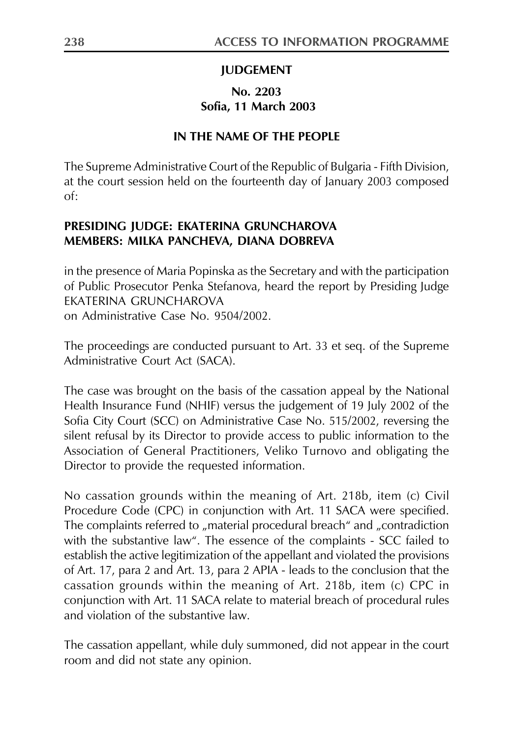**JUDGEMENT**

**No. 2203**
**Sofia, 11 March 2003**

**IN THE NAME OF THE PEOPLE**

The Supreme Administrative Court of the Republic of Bulgaria - Fifth Division, at the court session held on the fourteenth day of January 2003 composed of:

**PRESIDING JUDGE: EKATERINA GRUNCHAROVA**
**MEMBERS: MILKA PANCHEVA, DIANA DOBREVA**

in the presence of Maria Popinska as the Secretary and with the participation of Public Prosecutor Penka Stefanova, heard the report by Presiding Judge EKATERINA GRUNCHAROVA
on Administrative Case No. 9504/2002.

The proceedings are conducted pursuant to Art. 33 et seq. of the Supreme Administrative Court Act (SACA).

The case was brought on the basis of the cassation appeal by the National Health Insurance Fund (NHIF) versus the judgement of 19 July 2002 of the Sofia City Court (SCC) on Administrative Case No. 515/2002, reversing the silent refusal by its Director to provide access to public information to the Association of General Practitioners, Veliko Turnovo and obligating the Director to provide the requested information.

No cassation grounds within the meaning of Art. 218b, item (c) Civil Procedure Code (CPC) in conjunction with Art. 11 SACA were specified. The complaints referred to „material procedural breach" and „contradiction with the substantive law". The essence of the complaints - SCC failed to establish the active legitimization of the appellant and violated the provisions of Art. 17, para 2 and Art. 13, para 2 APIA - leads to the conclusion that the cassation grounds within the meaning of Art. 218b, item (c) CPC in conjunction with Art. 11 SACA relate to material breach of procedural rules and violation of the substantive law.

The cassation appellant, while duly summoned, did not appear in the court room and did not state any opinion.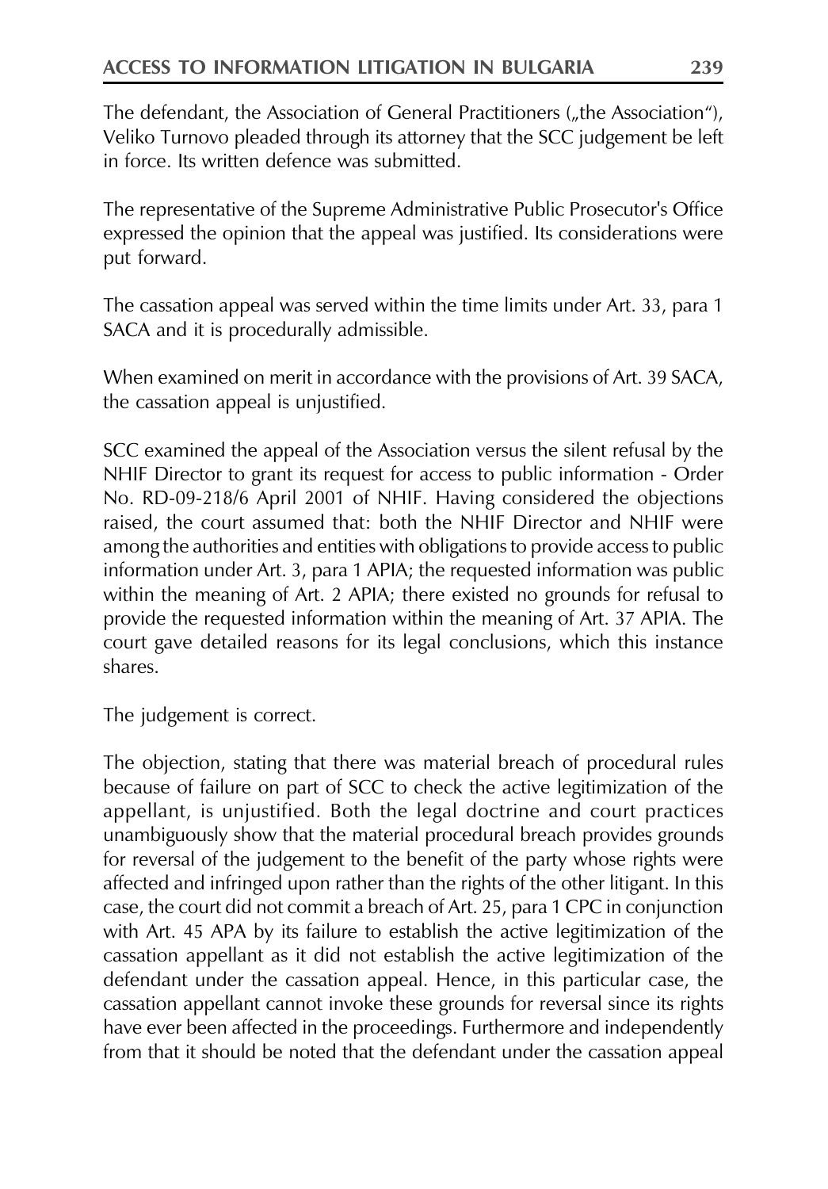The defendant, the Association of General Practitioners („the Association"), Veliko Turnovo pleaded through its attorney that the SCC judgement be left in force. Its written defence was submitted.

The representative of the Supreme Administrative Public Prosecutor's Office expressed the opinion that the appeal was justified. Its considerations were put forward.

The cassation appeal was served within the time limits under Art. 33, para 1 SACA and it is procedurally admissible.

When examined on merit in accordance with the provisions of Art. 39 SACA, the cassation appeal is unjustified.

SCC examined the appeal of the Association versus the silent refusal by the NHIF Director to grant its request for access to public information - Order No. RD-09-218/6 April 2001 of NHIF. Having considered the objections raised, the court assumed that: both the NHIF Director and NHIF were among the authorities and entities with obligations to provide access to public information under Art. 3, para 1 APIA; the requested information was public within the meaning of Art. 2 APIA; there existed no grounds for refusal to provide the requested information within the meaning of Art. 37 APIA. The court gave detailed reasons for its legal conclusions, which this instance shares.

The judgement is correct.

The objection, stating that there was material breach of procedural rules because of failure on part of SCC to check the active legitimization of the appellant, is unjustified. Both the legal doctrine and court practices unambiguously show that the material procedural breach provides grounds for reversal of the judgement to the benefit of the party whose rights were affected and infringed upon rather than the rights of the other litigant. In this case, the court did not commit a breach of Art. 25, para 1 CPC in conjunction with Art. 45 APA by its failure to establish the active legitimization of the cassation appellant as it did not establish the active legitimization of the defendant under the cassation appeal. Hence, in this particular case, the cassation appellant cannot invoke these grounds for reversal since its rights have ever been affected in the proceedings. Furthermore and independently from that it should be noted that the defendant under the cassation appeal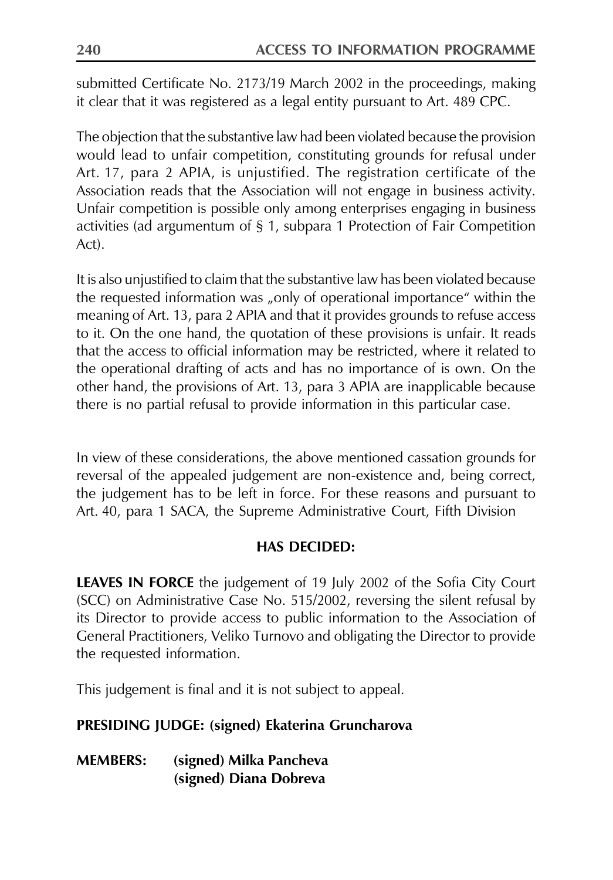submitted Certificate No. 2173/19 March 2002 in the proceedings, making it clear that it was registered as a legal entity pursuant to Art. 489 CPC.

The objection that the substantive law had been violated because the provision would lead to unfair competition, constituting grounds for refusal under Art. 17, para 2 APIA, is unjustified. The registration certificate of the Association reads that the Association will not engage in business activity. Unfair competition is possible only among enterprises engaging in business activities (ad argumentum of § 1, subpara 1 Protection of Fair Competition Act).

It is also unjustified to claim that the substantive law has been violated because the requested information was „only of operational importance" within the meaning of Art. 13, para 2 APIA and that it provides grounds to refuse access to it. On the one hand, the quotation of these provisions is unfair. It reads that the access to official information may be restricted, where it related to the operational drafting of acts and has no importance of is own. On the other hand, the provisions of Art. 13, para 3 APIA are inapplicable because there is no partial refusal to provide information in this particular case.

In view of these considerations, the above mentioned cassation grounds for reversal of the appealed judgement are non-existence and, being correct, the judgement has to be left in force. For these reasons and pursuant to Art. 40, para 1 SACA, the Supreme Administrative Court, Fifth Division

**HAS DECIDED:**

**LEAVES IN FORCE** the judgement of 19 July 2002 of the Sofia City Court (SCC) on Administrative Case No. 515/2002, reversing the silent refusal by its Director to provide access to public information to the Association of General Practitioners, Veliko Turnovo and obligating the Director to provide the requested information.

This judgement is final and it is not subject to appeal.

**PRESIDING JUDGE: (signed) Ekaterina Gruncharova**

**MEMBERS: (signed) Milka Pancheva**
**(signed) Diana Dobreva**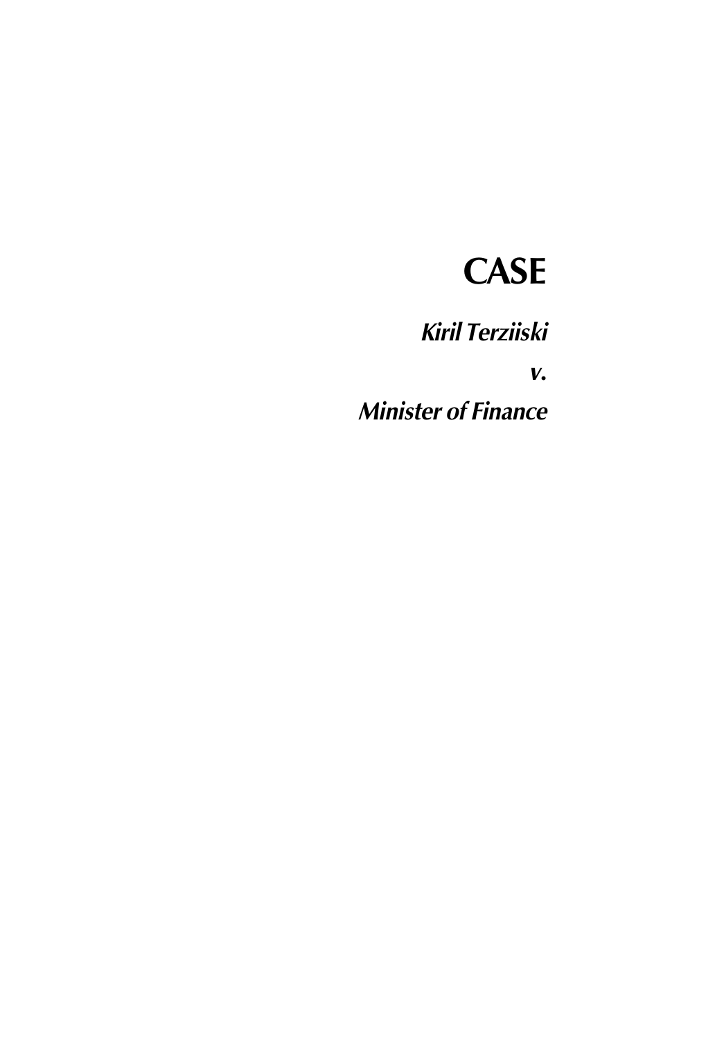# CASE

***Kiril Terziiski***

***v.***

***Minister of Finance***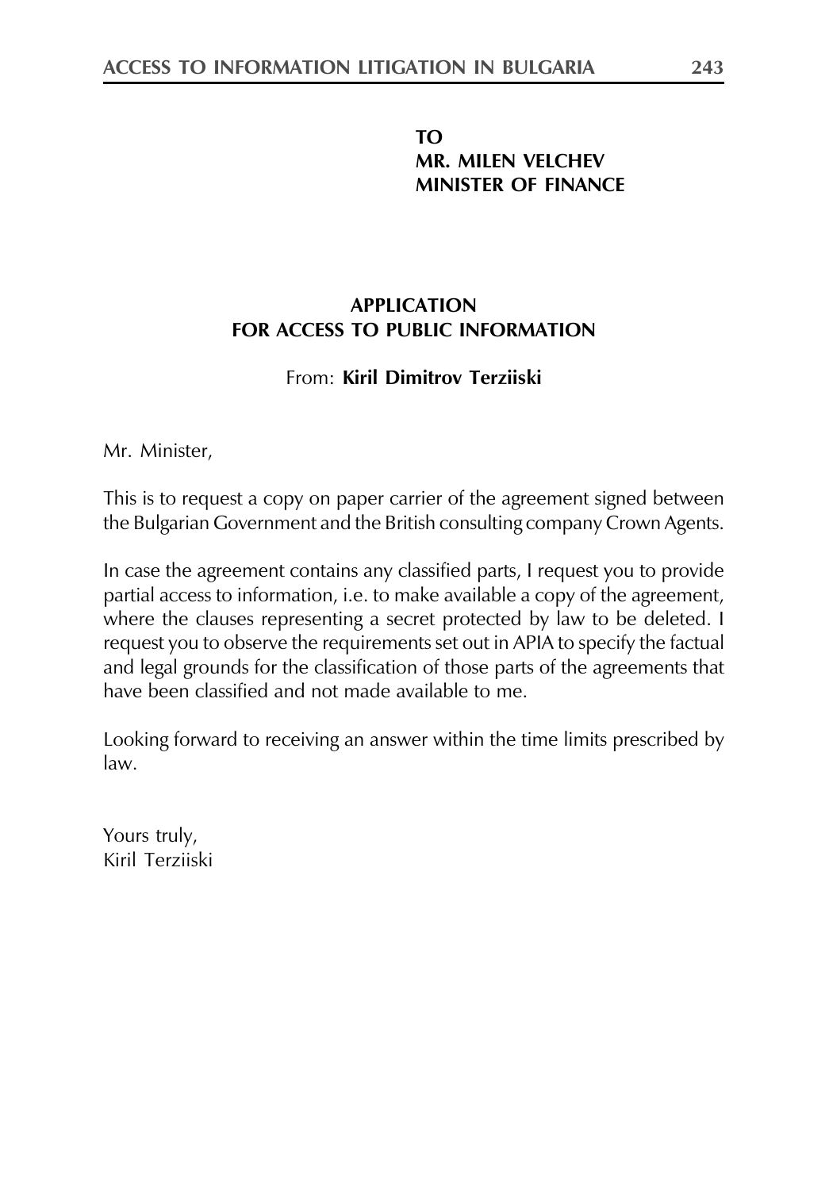**TO**
**MR. MILEN VELCHEV**
**MINISTER OF FINANCE**

**APPLICATION**
**FOR ACCESS TO PUBLIC INFORMATION**

From: **Kiril Dimitrov Terziiski**

Mr. Minister,

This is to request a copy on paper carrier of the agreement signed between the Bulgarian Government and the British consulting company Crown Agents.

In case the agreement contains any classified parts, I request you to provide partial access to information, i.e. to make available a copy of the agreement, where the clauses representing a secret protected by law to be deleted. I request you to observe the requirements set out in APIA to specify the factual and legal grounds for the classification of those parts of the agreements that have been classified and not made available to me.

Looking forward to receiving an answer within the time limits prescribed by law.

Yours truly,
Kiril Terziiski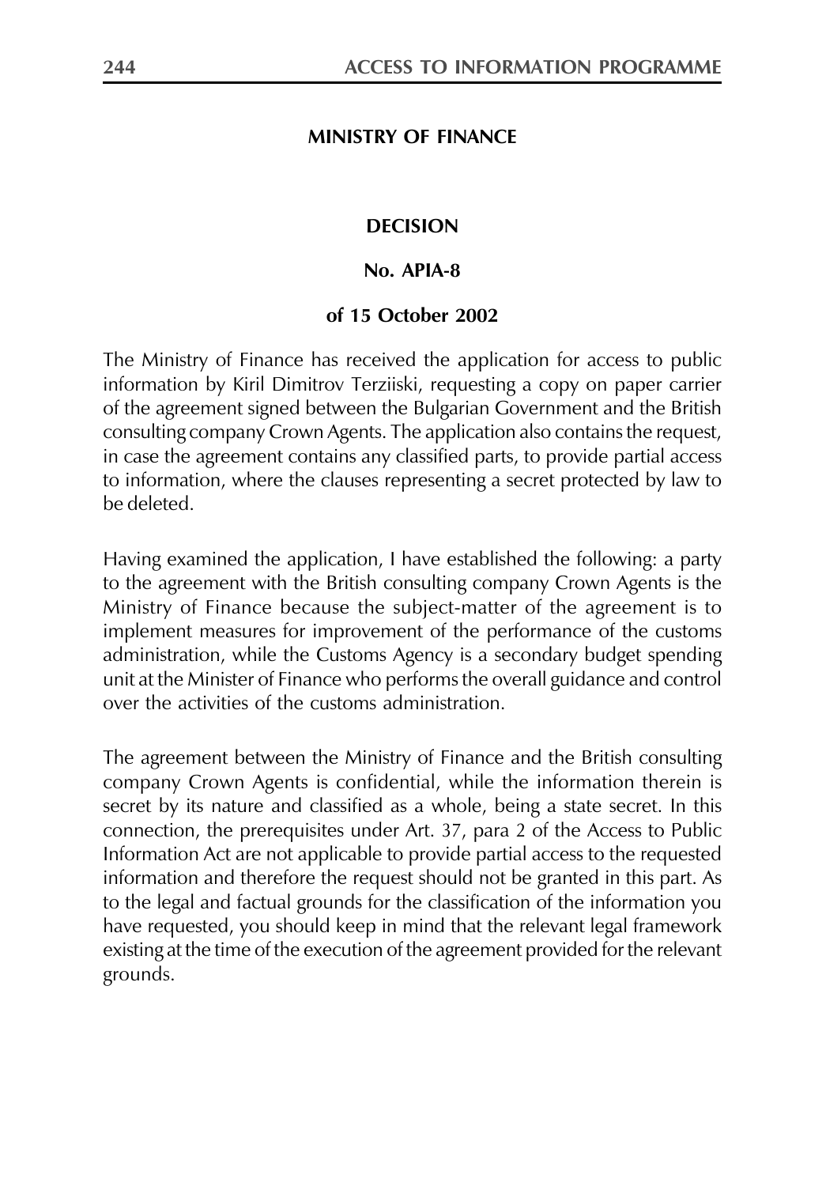**MINISTRY OF FINANCE**

**DECISION**

**No. APIA-8**

**of 15 October 2002**

The Ministry of Finance has received the application for access to public information by Kiril Dimitrov Terziiski, requesting a copy on paper carrier of the agreement signed between the Bulgarian Government and the British consulting company Crown Agents. The application also contains the request, in case the agreement contains any classified parts, to provide partial access to information, where the clauses representing a secret protected by law to be deleted.

Having examined the application, I have established the following: a party to the agreement with the British consulting company Crown Agents is the Ministry of Finance because the subject-matter of the agreement is to implement measures for improvement of the performance of the customs administration, while the Customs Agency is a secondary budget spending unit at the Minister of Finance who performs the overall guidance and control over the activities of the customs administration.

The agreement between the Ministry of Finance and the British consulting company Crown Agents is confidential, while the information therein is secret by its nature and classified as a whole, being a state secret. In this connection, the prerequisites under Art. 37, para 2 of the Access to Public Information Act are not applicable to provide partial access to the requested information and therefore the request should not be granted in this part. As to the legal and factual grounds for the classification of the information you have requested, you should keep in mind that the relevant legal framework existing at the time of the execution of the agreement provided for the relevant grounds.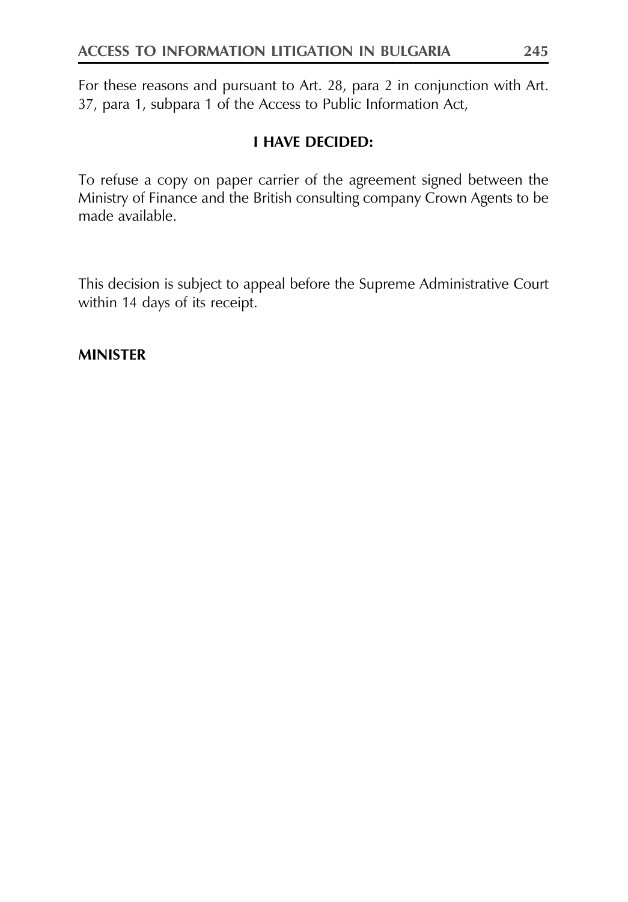For these reasons and pursuant to Art. 28, para 2 in conjunction with Art. 37, para 1, subpara 1 of the Access to Public Information Act,

**I HAVE DECIDED:**

To refuse a copy on paper carrier of the agreement signed between the Ministry of Finance and the British consulting company Crown Agents to be made available.

This decision is subject to appeal before the Supreme Administrative Court within 14 days of its receipt.

**MINISTER**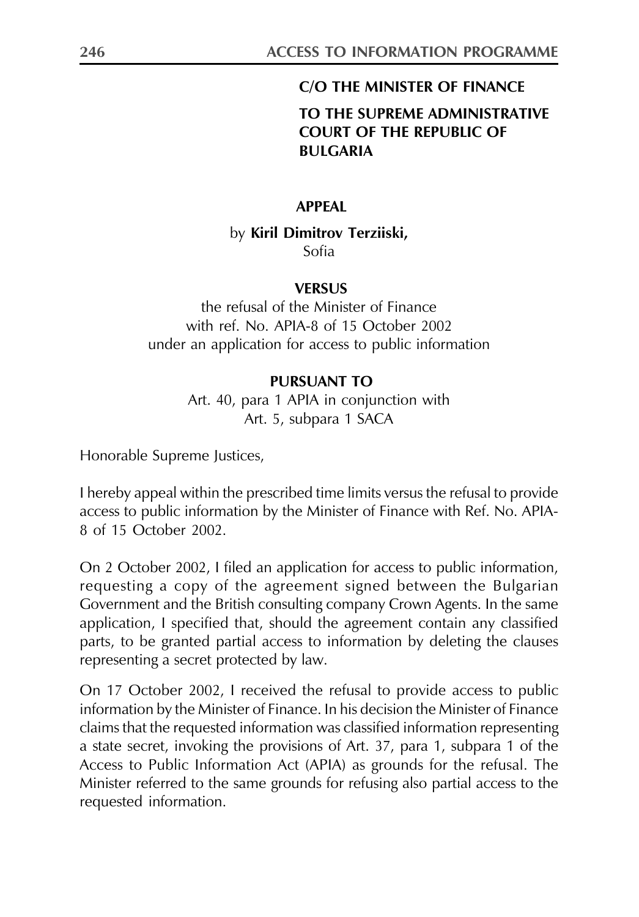**C/O THE MINISTER OF FINANCE**

**TO THE SUPREME ADMINISTRATIVE COURT OF THE REPUBLIC OF BULGARIA**

**APPEAL**

by **Kiril Dimitrov Terziiski,**
Sofia

**VERSUS**

the refusal of the Minister of Finance
with ref. No. APIA-8 of 15 October 2002
under an application for access to public information

**PURSUANT TO**

Art. 40, para 1 APIA in conjunction with
Art. 5, subpara 1 SACA

Honorable Supreme Justices,

I hereby appeal within the prescribed time limits versus the refusal to provide access to public information by the Minister of Finance with Ref. No. APIA-8 of 15 October 2002.

On 2 October 2002, I filed an application for access to public information, requesting a copy of the agreement signed between the Bulgarian Government and the British consulting company Crown Agents. In the same application, I specified that, should the agreement contain any classified parts, to be granted partial access to information by deleting the clauses representing a secret protected by law.

On 17 October 2002, I received the refusal to provide access to public information by the Minister of Finance. In his decision the Minister of Finance claims that the requested information was classified information representing a state secret, invoking the provisions of Art. 37, para 1, subpara 1 of the Access to Public Information Act (APIA) as grounds for the refusal. The Minister referred to the same grounds for refusing also partial access to the requested information.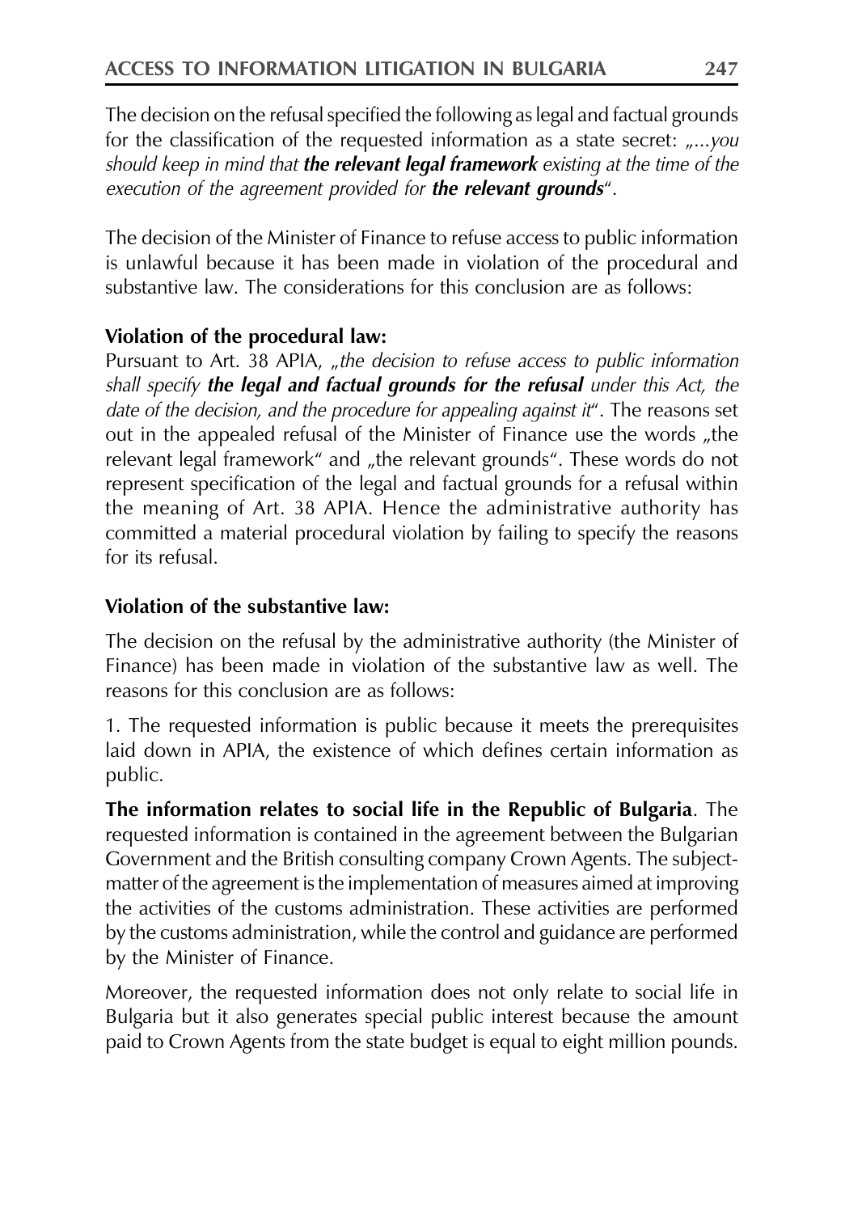The decision on the refusal specified the following as legal and factual grounds for the classification of the requested information as a state secret: „*...you should keep in mind that* ***the relevant legal framework*** *existing at the time of the execution of the agreement provided for* ***the relevant grounds***“.

The decision of the Minister of Finance to refuse access to public information is unlawful because it has been made in violation of the procedural and substantive law. The considerations for this conclusion are as follows:

**Violation of the procedural law:**
Pursuant to Art. 38 APIA, „*the decision to refuse access to public information shall specify* ***the legal and factual grounds for the refusal*** *under this Act, the date of the decision, and the procedure for appealing against it*“. The reasons set out in the appealed refusal of the Minister of Finance use the words „the relevant legal framework“ and „the relevant grounds“. These words do not represent specification of the legal and factual grounds for a refusal within the meaning of Art. 38 APIA. Hence the administrative authority has committed a material procedural violation by failing to specify the reasons for its refusal.

**Violation of the substantive law:**

The decision on the refusal by the administrative authority (the Minister of Finance) has been made in violation of the substantive law as well. The reasons for this conclusion are as follows:

1. The requested information is public because it meets the prerequisites laid down in APIA, the existence of which defines certain information as public.

**The information relates to social life in the Republic of Bulgaria**. The requested information is contained in the agreement between the Bulgarian Government and the British consulting company Crown Agents. The subject-matter of the agreement is the implementation of measures aimed at improving the activities of the customs administration. These activities are performed by the customs administration, while the control and guidance are performed by the Minister of Finance.

Moreover, the requested information does not only relate to social life in Bulgaria but it also generates special public interest because the amount paid to Crown Agents from the state budget is equal to eight million pounds.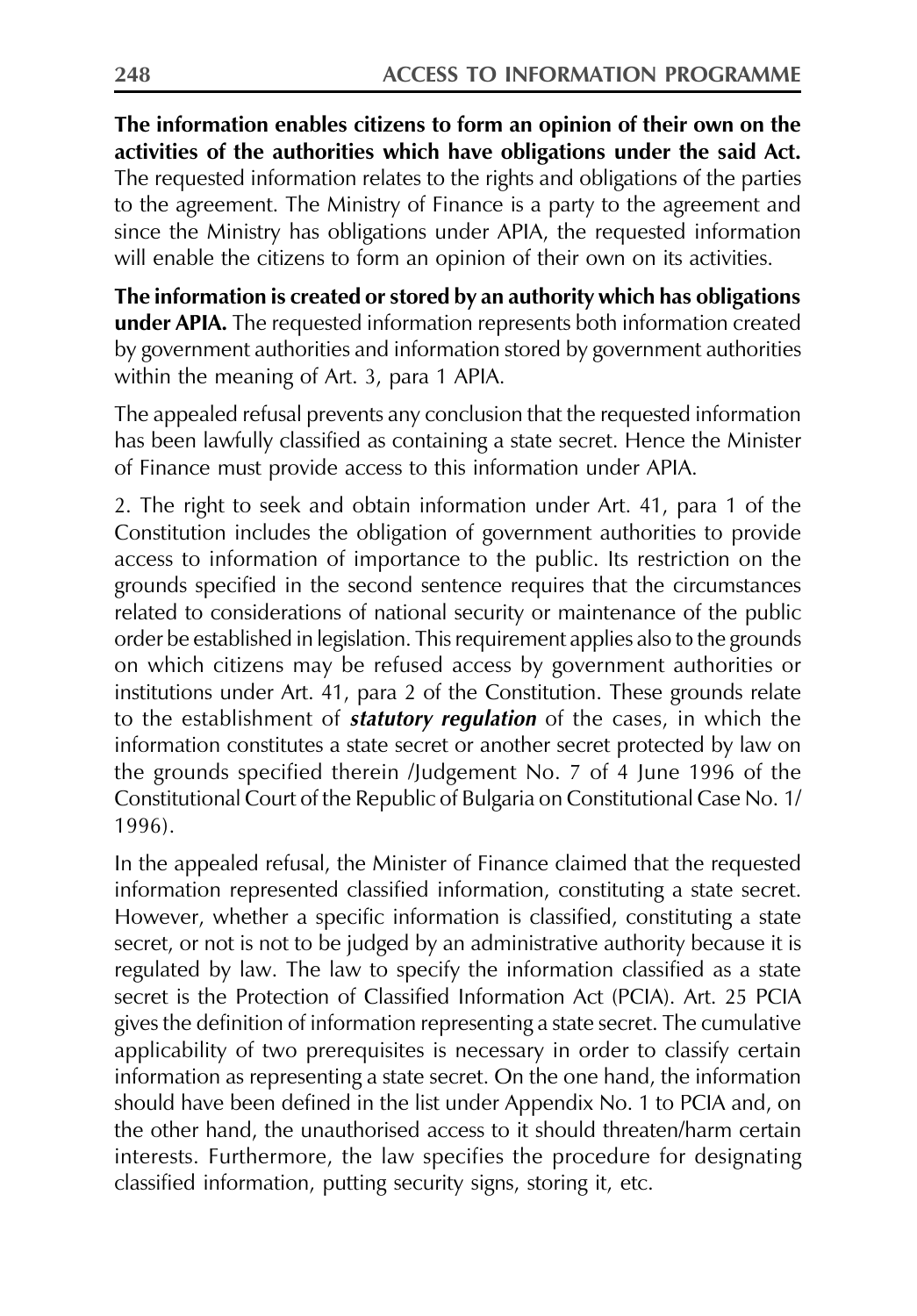**The information enables citizens to form an opinion of their own on the activities of the authorities which have obligations under the said Act.** The requested information relates to the rights and obligations of the parties to the agreement. The Ministry of Finance is a party to the agreement and since the Ministry has obligations under APIA, the requested information will enable the citizens to form an opinion of their own on its activities.

**The information is created or stored by an authority which has obligations under APIA.** The requested information represents both information created by government authorities and information stored by government authorities within the meaning of Art. 3, para 1 APIA.

The appealed refusal prevents any conclusion that the requested information has been lawfully classified as containing a state secret. Hence the Minister of Finance must provide access to this information under APIA.

2. The right to seek and obtain information under Art. 41, para 1 of the Constitution includes the obligation of government authorities to provide access to information of importance to the public. Its restriction on the grounds specified in the second sentence requires that the circumstances related to considerations of national security or maintenance of the public order be established in legislation. This requirement applies also to the grounds on which citizens may be refused access by government authorities or institutions under Art. 41, para 2 of the Constitution. These grounds relate to the establishment of ***statutory regulation*** of the cases, in which the information constitutes a state secret or another secret protected by law on the grounds specified therein /Judgement No. 7 of 4 June 1996 of the Constitutional Court of the Republic of Bulgaria on Constitutional Case No. 1/ 1996).

In the appealed refusal, the Minister of Finance claimed that the requested information represented classified information, constituting a state secret. However, whether a specific information is classified, constituting a state secret, or not is not to be judged by an administrative authority because it is regulated by law. The law to specify the information classified as a state secret is the Protection of Classified Information Act (PCIA). Art. 25 PCIA gives the definition of information representing a state secret. The cumulative applicability of two prerequisites is necessary in order to classify certain information as representing a state secret. On the one hand, the information should have been defined in the list under Appendix No. 1 to PCIA and, on the other hand, the unauthorised access to it should threaten/harm certain interests. Furthermore, the law specifies the procedure for designating classified information, putting security signs, storing it, etc.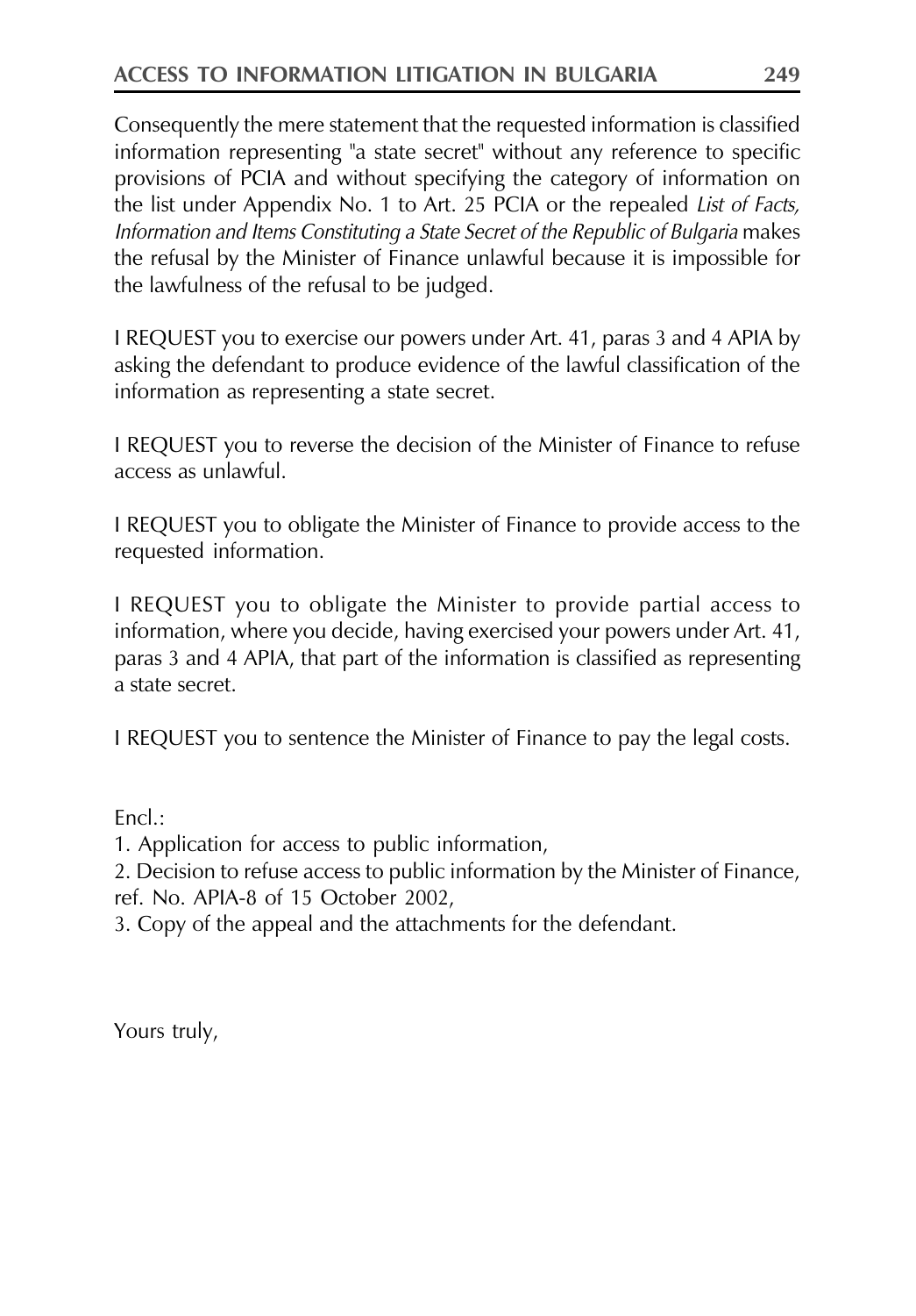Consequently the mere statement that the requested information is classified information representing "a state secret" without any reference to specific provisions of PCIA and without specifying the category of information on the list under Appendix No. 1 to Art. 25 PCIA or the repealed *List of Facts, Information and Items Constituting a State Secret of the Republic of Bulgaria* makes the refusal by the Minister of Finance unlawful because it is impossible for the lawfulness of the refusal to be judged.

I REQUEST you to exercise our powers under Art. 41, paras 3 and 4 APIA by asking the defendant to produce evidence of the lawful classification of the information as representing a state secret.

I REQUEST you to reverse the decision of the Minister of Finance to refuse access as unlawful.

I REQUEST you to obligate the Minister of Finance to provide access to the requested information.

I REQUEST you to obligate the Minister to provide partial access to information, where you decide, having exercised your powers under Art. 41, paras 3 and 4 APIA, that part of the information is classified as representing a state secret.

I REQUEST you to sentence the Minister of Finance to pay the legal costs.

Encl.:

1. Application for access to public information,
2. Decision to refuse access to public information by the Minister of Finance, ref. No. APIA-8 of 15 October 2002,
3. Copy of the appeal and the attachments for the defendant.

Yours truly,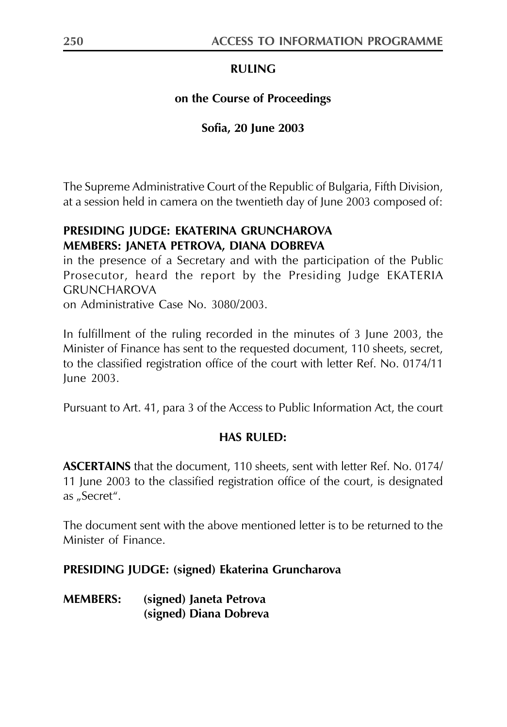**RULING**

**on the Course of Proceedings**

**Sofia, 20 June 2003**

The Supreme Administrative Court of the Republic of Bulgaria, Fifth Division, at a session held in camera on the twentieth day of June 2003 composed of:

**PRESIDING JUDGE: EKATERINA GRUNCHAROVA**
**MEMBERS: JANETA PETROVA, DIANA DOBREVA**
in the presence of a Secretary and with the participation of the Public Prosecutor, heard the report by the Presiding Judge EKATERIA GRUNCHAROVA
on Administrative Case No. 3080/2003.

In fulfillment of the ruling recorded in the minutes of 3 June 2003, the Minister of Finance has sent to the requested document, 110 sheets, secret, to the classified registration office of the court with letter Ref. No. 0174/11 June 2003.

Pursuant to Art. 41, para 3 of the Access to Public Information Act, the court

**HAS RULED:**

**ASCERTAINS** that the document, 110 sheets, sent with letter Ref. No. 0174/11 June 2003 to the classified registration office of the court, is designated as „Secret".

The document sent with the above mentioned letter is to be returned to the Minister of Finance.

**PRESIDING JUDGE: (signed) Ekaterina Gruncharova**

**MEMBERS: (signed) Janeta Petrova**
**(signed) Diana Dobreva**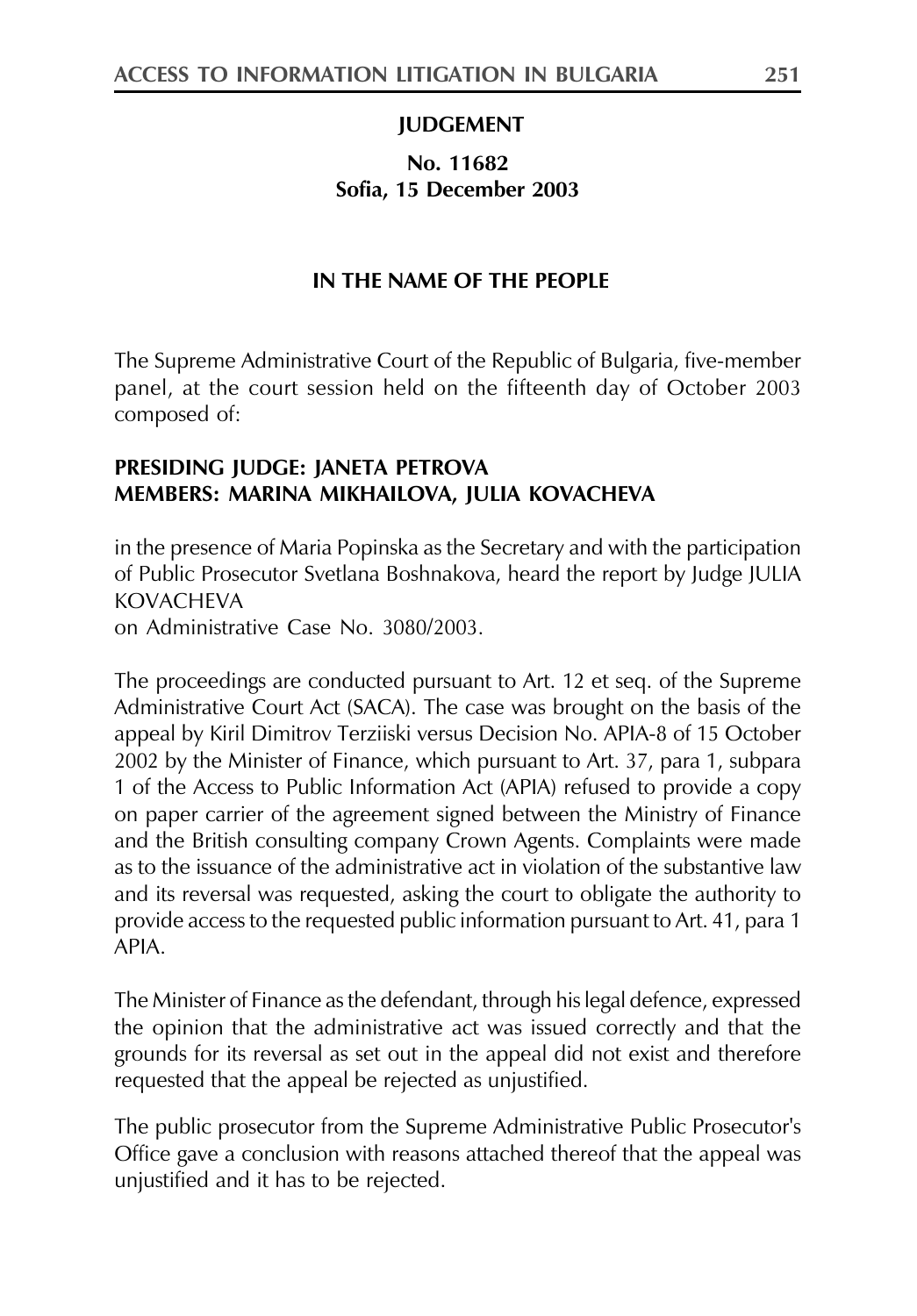**JUDGEMENT**

**No. 11682**
**Sofia, 15 December 2003**

**IN THE NAME OF THE PEOPLE**

The Supreme Administrative Court of the Republic of Bulgaria, five-member panel, at the court session held on the fifteenth day of October 2003 composed of:

**PRESIDING JUDGE: JANETA PETROVA**
**MEMBERS: MARINA MIKHAILOVA, JULIA KOVACHEVA**

in the presence of Maria Popinska as the Secretary and with the participation of Public Prosecutor Svetlana Boshnakova, heard the report by Judge JULIA KOVACHEVA
on Administrative Case No. 3080/2003.

The proceedings are conducted pursuant to Art. 12 et seq. of the Supreme Administrative Court Act (SACA). The case was brought on the basis of the appeal by Kiril Dimitrov Terziiski versus Decision No. APIA-8 of 15 October 2002 by the Minister of Finance, which pursuant to Art. 37, para 1, subpara 1 of the Access to Public Information Act (APIA) refused to provide a copy on paper carrier of the agreement signed between the Ministry of Finance and the British consulting company Crown Agents. Complaints were made as to the issuance of the administrative act in violation of the substantive law and its reversal was requested, asking the court to obligate the authority to provide access to the requested public information pursuant to Art. 41, para 1 APIA.

The Minister of Finance as the defendant, through his legal defence, expressed the opinion that the administrative act was issued correctly and that the grounds for its reversal as set out in the appeal did not exist and therefore requested that the appeal be rejected as unjustified.

The public prosecutor from the Supreme Administrative Public Prosecutor's Office gave a conclusion with reasons attached thereof that the appeal was unjustified and it has to be rejected.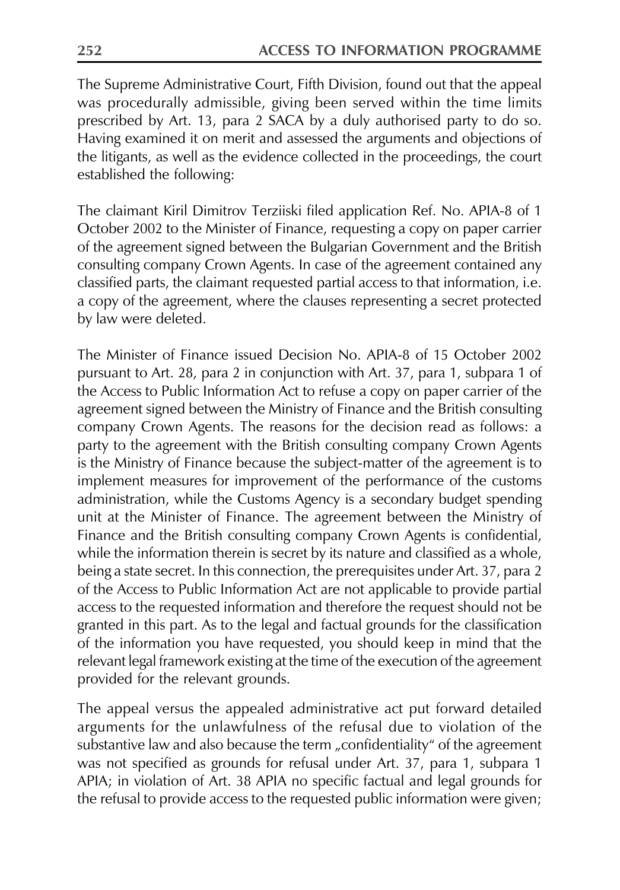The Supreme Administrative Court, Fifth Division, found out that the appeal was procedurally admissible, giving been served within the time limits prescribed by Art. 13, para 2 SACA by a duly authorised party to do so. Having examined it on merit and assessed the arguments and objections of the litigants, as well as the evidence collected in the proceedings, the court established the following:

The claimant Kiril Dimitrov Terziiski filed application Ref. No. APIA-8 of 1 October 2002 to the Minister of Finance, requesting a copy on paper carrier of the agreement signed between the Bulgarian Government and the British consulting company Crown Agents. In case of the agreement contained any classified parts, the claimant requested partial access to that information, i.e. a copy of the agreement, where the clauses representing a secret protected by law were deleted.

The Minister of Finance issued Decision No. APIA-8 of 15 October 2002 pursuant to Art. 28, para 2 in conjunction with Art. 37, para 1, subpara 1 of the Access to Public Information Act to refuse a copy on paper carrier of the agreement signed between the Ministry of Finance and the British consulting company Crown Agents. The reasons for the decision read as follows: a party to the agreement with the British consulting company Crown Agents is the Ministry of Finance because the subject-matter of the agreement is to implement measures for improvement of the performance of the customs administration, while the Customs Agency is a secondary budget spending unit at the Minister of Finance. The agreement between the Ministry of Finance and the British consulting company Crown Agents is confidential, while the information therein is secret by its nature and classified as a whole, being a state secret. In this connection, the prerequisites under Art. 37, para 2 of the Access to Public Information Act are not applicable to provide partial access to the requested information and therefore the request should not be granted in this part. As to the legal and factual grounds for the classification of the information you have requested, you should keep in mind that the relevant legal framework existing at the time of the execution of the agreement provided for the relevant grounds.

The appeal versus the appealed administrative act put forward detailed arguments for the unlawfulness of the refusal due to violation of the substantive law and also because the term „confidentiality" of the agreement was not specified as grounds for refusal under Art. 37, para 1, subpara 1 APIA; in violation of Art. 38 APIA no specific factual and legal grounds for the refusal to provide access to the requested public information were given;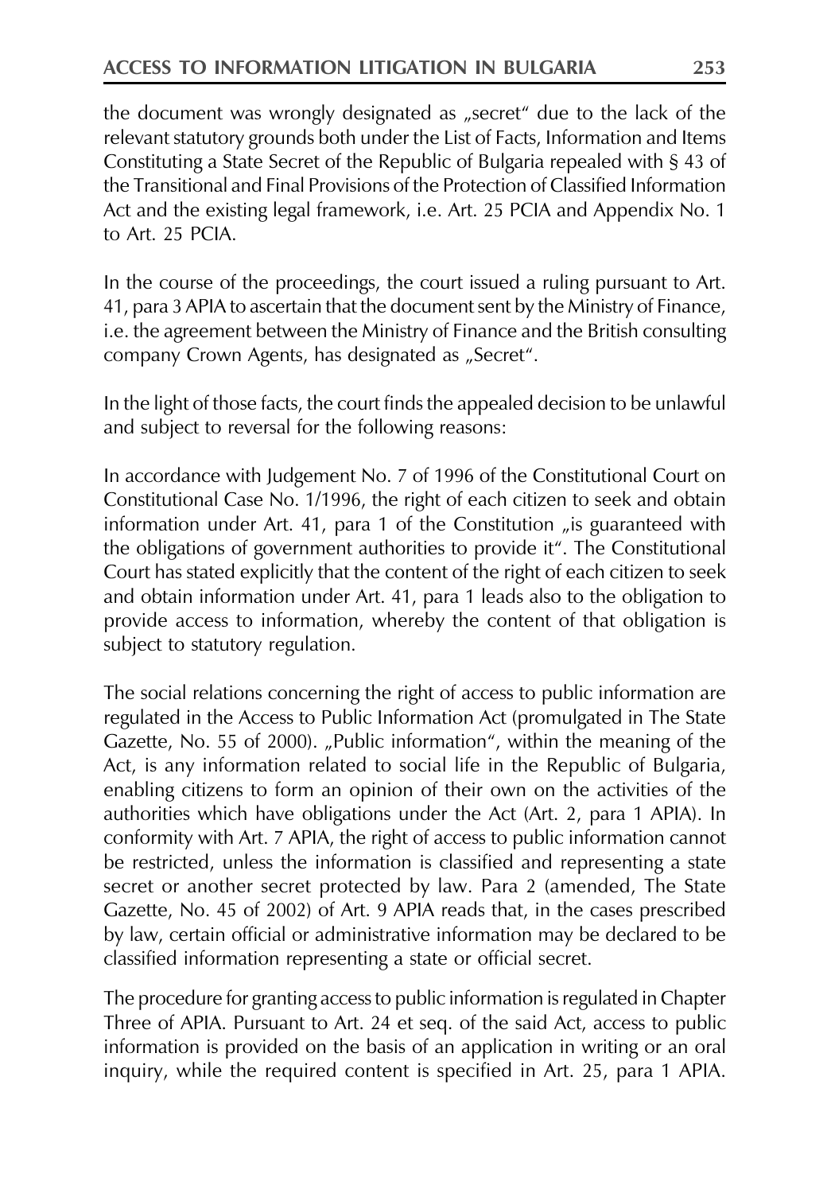the document was wrongly designated as „secret" due to the lack of the relevant statutory grounds both under the List of Facts, Information and Items Constituting a State Secret of the Republic of Bulgaria repealed with § 43 of the Transitional and Final Provisions of the Protection of Classified Information Act and the existing legal framework, i.e. Art. 25 PCIA and Appendix No. 1 to Art. 25 PCIA.

In the course of the proceedings, the court issued a ruling pursuant to Art. 41, para 3 APIA to ascertain that the document sent by the Ministry of Finance, i.e. the agreement between the Ministry of Finance and the British consulting company Crown Agents, has designated as „Secret".

In the light of those facts, the court finds the appealed decision to be unlawful and subject to reversal for the following reasons:

In accordance with Judgement No. 7 of 1996 of the Constitutional Court on Constitutional Case No. 1/1996, the right of each citizen to seek and obtain information under Art. 41, para 1 of the Constitution „is guaranteed with the obligations of government authorities to provide it". The Constitutional Court has stated explicitly that the content of the right of each citizen to seek and obtain information under Art. 41, para 1 leads also to the obligation to provide access to information, whereby the content of that obligation is subject to statutory regulation.

The social relations concerning the right of access to public information are regulated in the Access to Public Information Act (promulgated in The State Gazette, No. 55 of 2000). „Public information", within the meaning of the Act, is any information related to social life in the Republic of Bulgaria, enabling citizens to form an opinion of their own on the activities of the authorities which have obligations under the Act (Art. 2, para 1 APIA). In conformity with Art. 7 APIA, the right of access to public information cannot be restricted, unless the information is classified and representing a state secret or another secret protected by law. Para 2 (amended, The State Gazette, No. 45 of 2002) of Art. 9 APIA reads that, in the cases prescribed by law, certain official or administrative information may be declared to be classified information representing a state or official secret.

The procedure for granting access to public information is regulated in Chapter Three of APIA. Pursuant to Art. 24 et seq. of the said Act, access to public information is provided on the basis of an application in writing or an oral inquiry, while the required content is specified in Art. 25, para 1 APIA.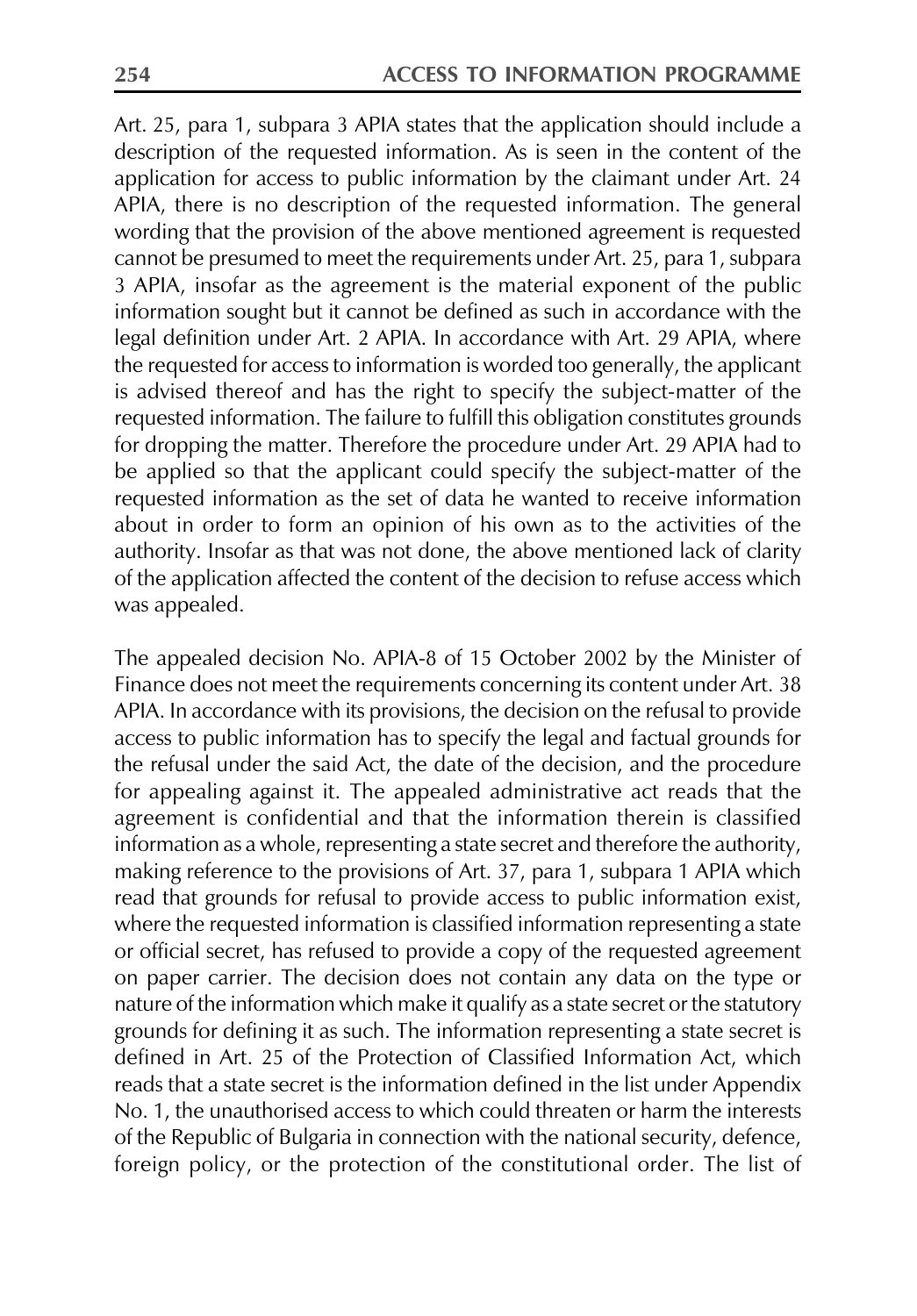Art. 25, para 1, subpara 3 APIA states that the application should include a description of the requested information. As is seen in the content of the application for access to public information by the claimant under Art. 24 APIA, there is no description of the requested information. The general wording that the provision of the above mentioned agreement is requested cannot be presumed to meet the requirements under Art. 25, para 1, subpara 3 APIA, insofar as the agreement is the material exponent of the public information sought but it cannot be defined as such in accordance with the legal definition under Art. 2 APIA. In accordance with Art. 29 APIA, where the requested for access to information is worded too generally, the applicant is advised thereof and has the right to specify the subject-matter of the requested information. The failure to fulfill this obligation constitutes grounds for dropping the matter. Therefore the procedure under Art. 29 APIA had to be applied so that the applicant could specify the subject-matter of the requested information as the set of data he wanted to receive information about in order to form an opinion of his own as to the activities of the authority. Insofar as that was not done, the above mentioned lack of clarity of the application affected the content of the decision to refuse access which was appealed.

The appealed decision No. APIA-8 of 15 October 2002 by the Minister of Finance does not meet the requirements concerning its content under Art. 38 APIA. In accordance with its provisions, the decision on the refusal to provide access to public information has to specify the legal and factual grounds for the refusal under the said Act, the date of the decision, and the procedure for appealing against it. The appealed administrative act reads that the agreement is confidential and that the information therein is classified information as a whole, representing a state secret and therefore the authority, making reference to the provisions of Art. 37, para 1, subpara 1 APIA which read that grounds for refusal to provide access to public information exist, where the requested information is classified information representing a state or official secret, has refused to provide a copy of the requested agreement on paper carrier. The decision does not contain any data on the type or nature of the information which make it qualify as a state secret or the statutory grounds for defining it as such. The information representing a state secret is defined in Art. 25 of the Protection of Classified Information Act, which reads that a state secret is the information defined in the list under Appendix No. 1, the unauthorised access to which could threaten or harm the interests of the Republic of Bulgaria in connection with the national security, defence, foreign policy, or the protection of the constitutional order. The list of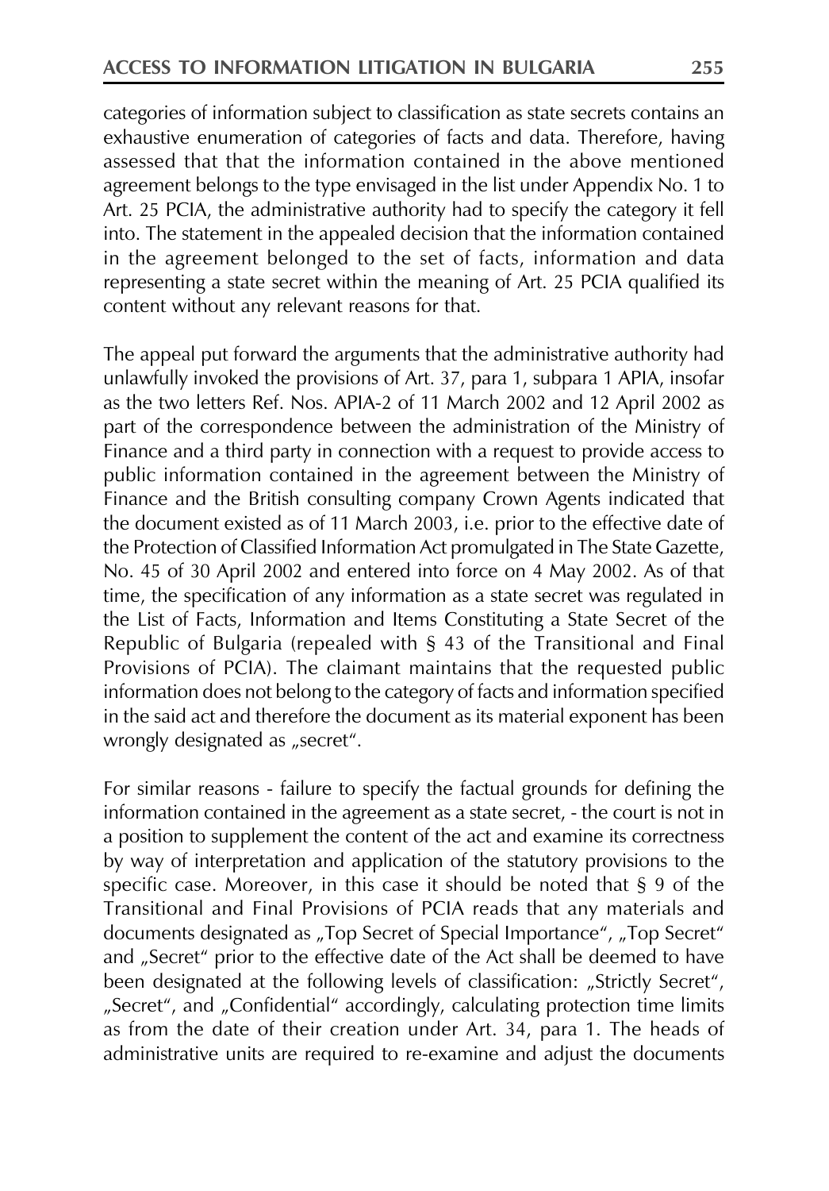categories of information subject to classification as state secrets contains an exhaustive enumeration of categories of facts and data. Therefore, having assessed that that the information contained in the above mentioned agreement belongs to the type envisaged in the list under Appendix No. 1 to Art. 25 PCIA, the administrative authority had to specify the category it fell into. The statement in the appealed decision that the information contained in the agreement belonged to the set of facts, information and data representing a state secret within the meaning of Art. 25 PCIA qualified its content without any relevant reasons for that.

The appeal put forward the arguments that the administrative authority had unlawfully invoked the provisions of Art. 37, para 1, subpara 1 APIA, insofar as the two letters Ref. Nos. APIA-2 of 11 March 2002 and 12 April 2002 as part of the correspondence between the administration of the Ministry of Finance and a third party in connection with a request to provide access to public information contained in the agreement between the Ministry of Finance and the British consulting company Crown Agents indicated that the document existed as of 11 March 2003, i.e. prior to the effective date of the Protection of Classified Information Act promulgated in The State Gazette, No. 45 of 30 April 2002 and entered into force on 4 May 2002. As of that time, the specification of any information as a state secret was regulated in the List of Facts, Information and Items Constituting a State Secret of the Republic of Bulgaria (repealed with § 43 of the Transitional and Final Provisions of PCIA). The claimant maintains that the requested public information does not belong to the category of facts and information specified in the said act and therefore the document as its material exponent has been wrongly designated as „secret".

For similar reasons - failure to specify the factual grounds for defining the information contained in the agreement as a state secret, - the court is not in a position to supplement the content of the act and examine its correctness by way of interpretation and application of the statutory provisions to the specific case. Moreover, in this case it should be noted that § 9 of the Transitional and Final Provisions of PCIA reads that any materials and documents designated as „Top Secret of Special Importance", „Top Secret" and „Secret" prior to the effective date of the Act shall be deemed to have been designated at the following levels of classification: „Strictly Secret", „Secret", and „Confidential" accordingly, calculating protection time limits as from the date of their creation under Art. 34, para 1. The heads of administrative units are required to re-examine and adjust the documents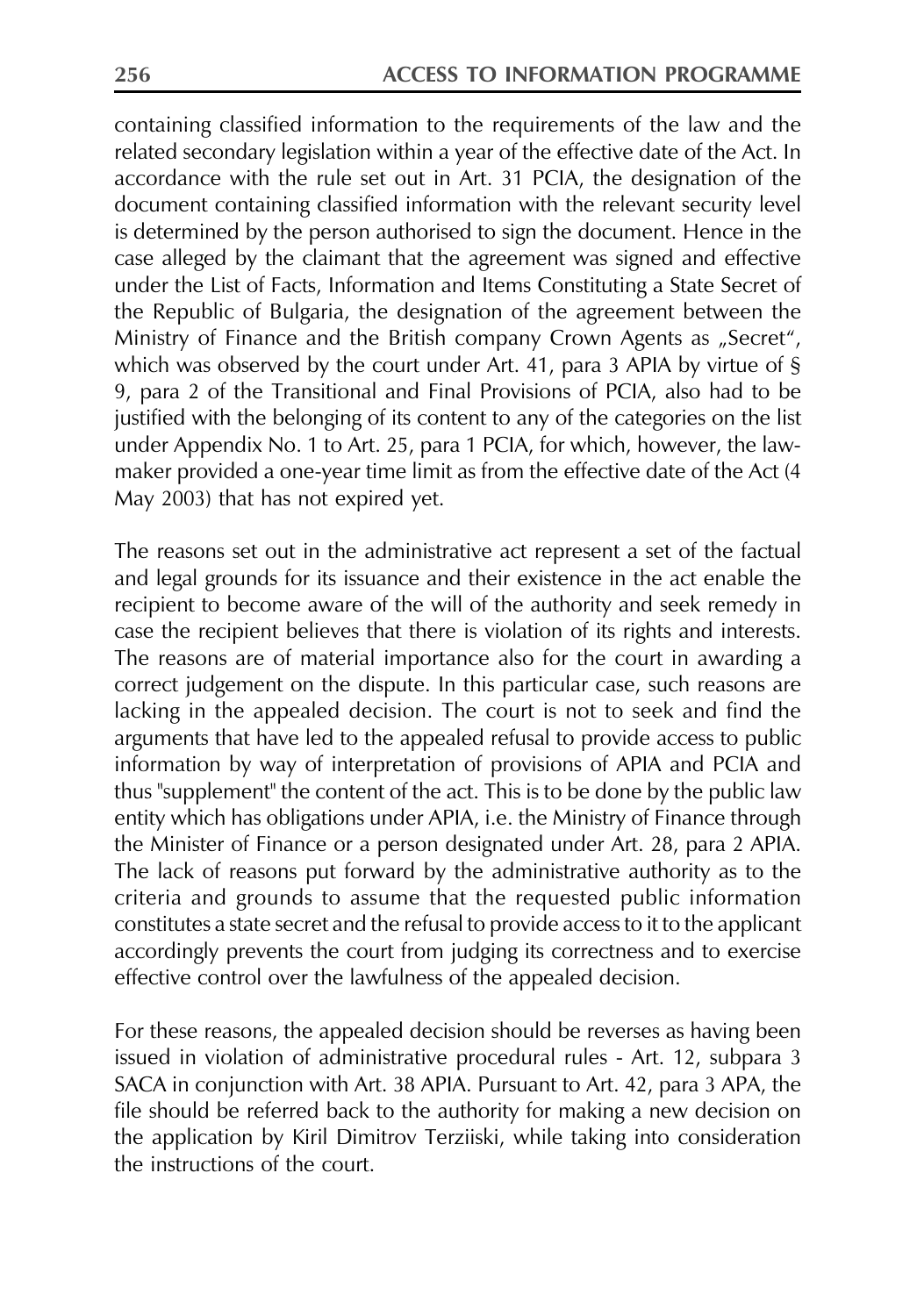containing classified information to the requirements of the law and the related secondary legislation within a year of the effective date of the Act. In accordance with the rule set out in Art. 31 PCIA, the designation of the document containing classified information with the relevant security level is determined by the person authorised to sign the document. Hence in the case alleged by the claimant that the agreement was signed and effective under the List of Facts, Information and Items Constituting a State Secret of the Republic of Bulgaria, the designation of the agreement between the Ministry of Finance and the British company Crown Agents as „Secret", which was observed by the court under Art. 41, para 3 APIA by virtue of § 9, para 2 of the Transitional and Final Provisions of PCIA, also had to be justified with the belonging of its content to any of the categories on the list under Appendix No. 1 to Art. 25, para 1 PCIA, for which, however, the law-maker provided a one-year time limit as from the effective date of the Act (4 May 2003) that has not expired yet.

The reasons set out in the administrative act represent a set of the factual and legal grounds for its issuance and their existence in the act enable the recipient to become aware of the will of the authority and seek remedy in case the recipient believes that there is violation of its rights and interests. The reasons are of material importance also for the court in awarding a correct judgement on the dispute. In this particular case, such reasons are lacking in the appealed decision. The court is not to seek and find the arguments that have led to the appealed refusal to provide access to public information by way of interpretation of provisions of APIA and PCIA and thus "supplement" the content of the act. This is to be done by the public law entity which has obligations under APIA, i.e. the Ministry of Finance through the Minister of Finance or a person designated under Art. 28, para 2 APIA. The lack of reasons put forward by the administrative authority as to the criteria and grounds to assume that the requested public information constitutes a state secret and the refusal to provide access to it to the applicant accordingly prevents the court from judging its correctness and to exercise effective control over the lawfulness of the appealed decision.

For these reasons, the appealed decision should be reverses as having been issued in violation of administrative procedural rules - Art. 12, subpara 3 SACA in conjunction with Art. 38 APIA. Pursuant to Art. 42, para 3 APA, the file should be referred back to the authority for making a new decision on the application by Kiril Dimitrov Terziiski, while taking into consideration the instructions of the court.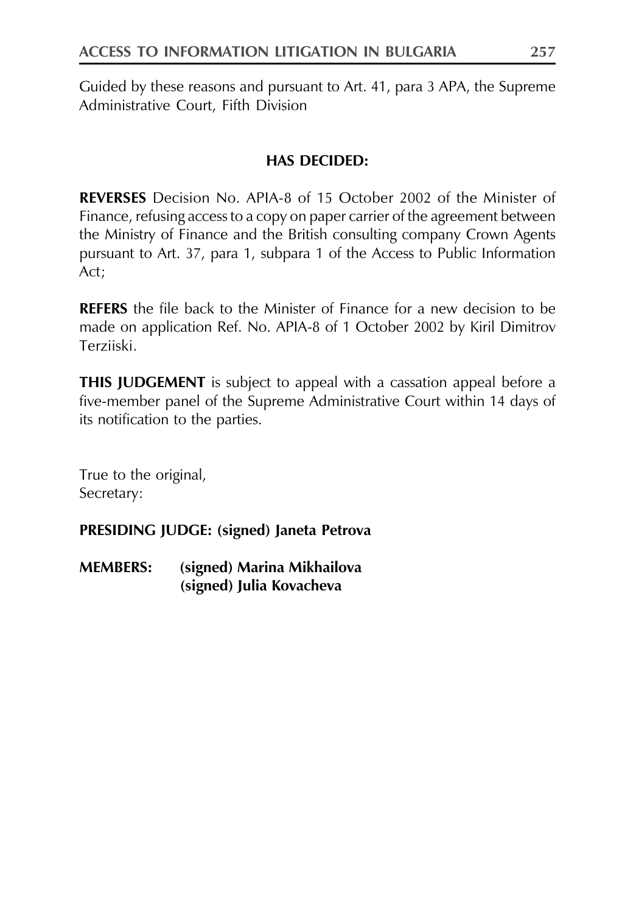Guided by these reasons and pursuant to Art. 41, para 3 APA, the Supreme Administrative Court, Fifth Division

**HAS DECIDED:**

**REVERSES** Decision No. APIA-8 of 15 October 2002 of the Minister of Finance, refusing access to a copy on paper carrier of the agreement between the Ministry of Finance and the British consulting company Crown Agents pursuant to Art. 37, para 1, subpara 1 of the Access to Public Information Act;

**REFERS** the file back to the Minister of Finance for a new decision to be made on application Ref. No. APIA-8 of 1 October 2002 by Kiril Dimitrov Terziiski.

**THIS JUDGEMENT** is subject to appeal with a cassation appeal before a five-member panel of the Supreme Administrative Court within 14 days of its notification to the parties.

True to the original,
Secretary:

**PRESIDING JUDGE: (signed) Janeta Petrova**

**MEMBERS: (signed) Marina Mikhailova**
**(signed) Julia Kovacheva**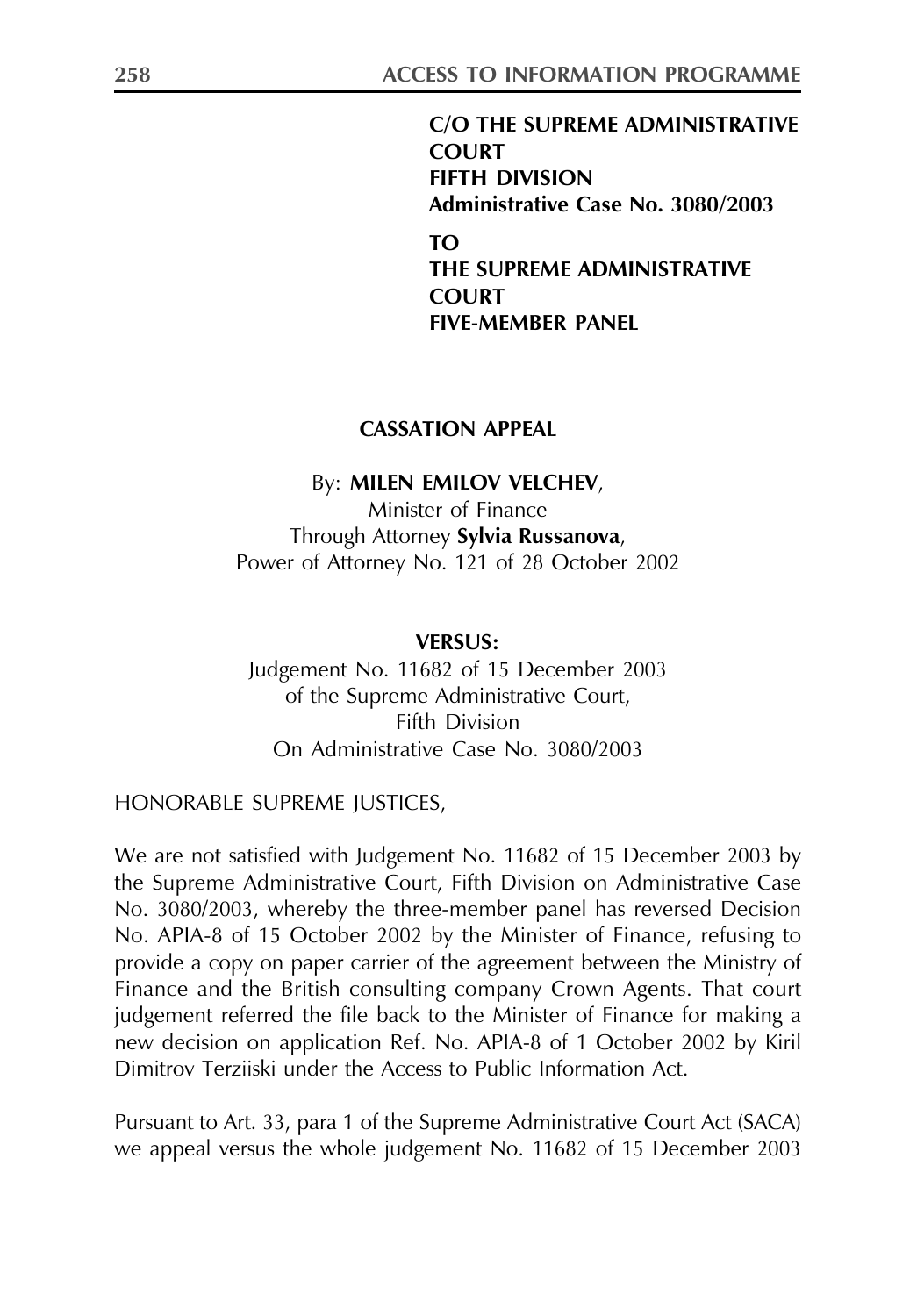**C/O THE SUPREME ADMINISTRATIVE COURT**
**FIFTH DIVISION**
**Administrative Case No. 3080/2003**

**TO**
**THE SUPREME ADMINISTRATIVE COURT**
**FIVE-MEMBER PANEL**

## CASSATION APPEAL

By: **MILEN EMILOV VELCHEV**,
Minister of Finance
Through Attorney **Sylvia Russanova**,
Power of Attorney No. 121 of 28 October 2002

**VERSUS:**

Judgement No. 11682 of 15 December 2003
of the Supreme Administrative Court,
Fifth Division
On Administrative Case No. 3080/2003

HONORABLE SUPREME JUSTICES,

We are not satisfied with Judgement No. 11682 of 15 December 2003 by the Supreme Administrative Court, Fifth Division on Administrative Case No. 3080/2003, whereby the three-member panel has reversed Decision No. APIA-8 of 15 October 2002 by the Minister of Finance, refusing to provide a copy on paper carrier of the agreement between the Ministry of Finance and the British consulting company Crown Agents. That court judgement referred the file back to the Minister of Finance for making a new decision on application Ref. No. APIA-8 of 1 October 2002 by Kiril Dimitrov Terziiski under the Access to Public Information Act.

Pursuant to Art. 33, para 1 of the Supreme Administrative Court Act (SACA) we appeal versus the whole judgement No. 11682 of 15 December 2003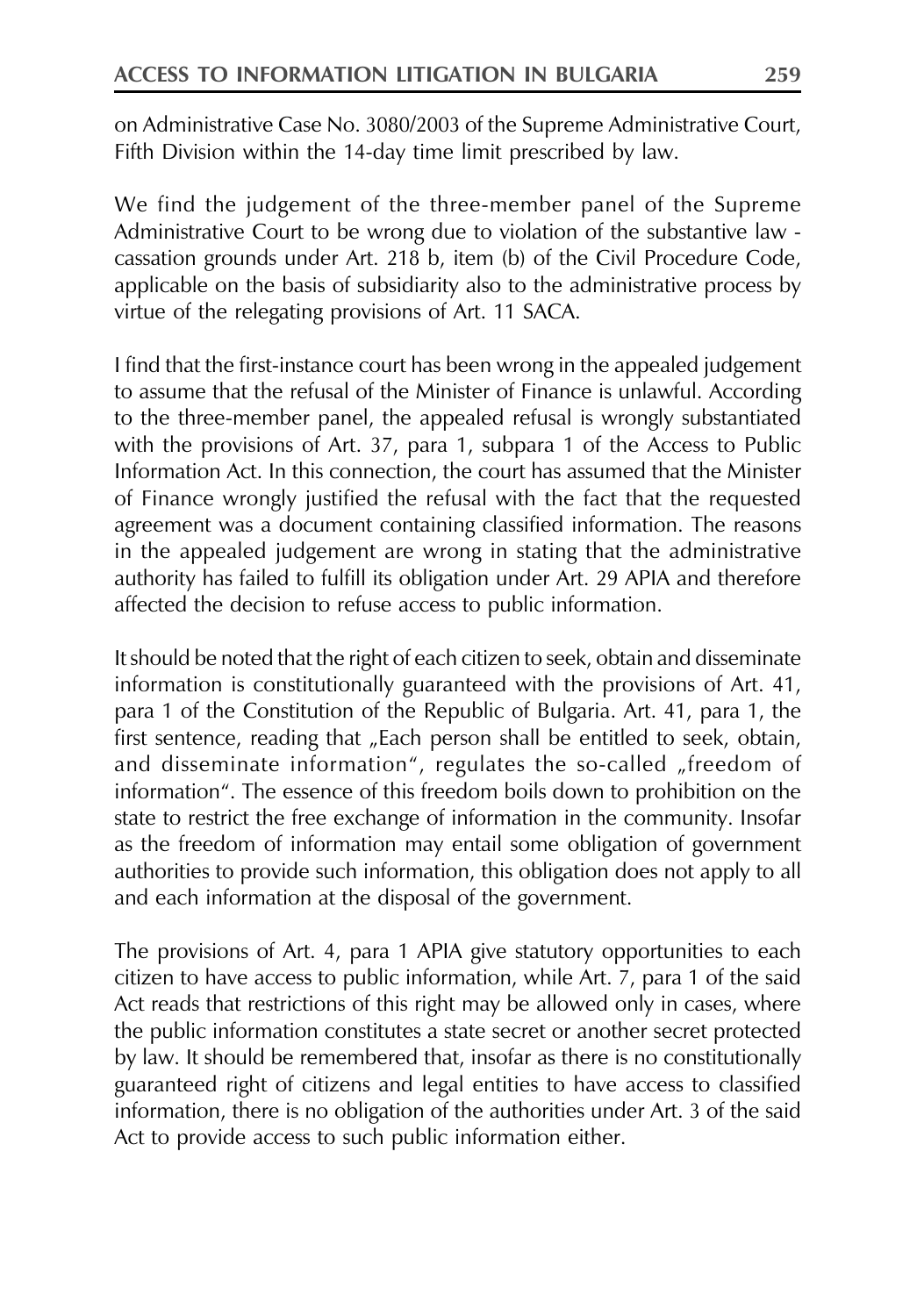on Administrative Case No. 3080/2003 of the Supreme Administrative Court, Fifth Division within the 14-day time limit prescribed by law.

We find the judgement of the three-member panel of the Supreme Administrative Court to be wrong due to violation of the substantive law - cassation grounds under Art. 218 b, item (b) of the Civil Procedure Code, applicable on the basis of subsidiarity also to the administrative process by virtue of the relegating provisions of Art. 11 SACA.

I find that the first-instance court has been wrong in the appealed judgement to assume that the refusal of the Minister of Finance is unlawful. According to the three-member panel, the appealed refusal is wrongly substantiated with the provisions of Art. 37, para 1, subpara 1 of the Access to Public Information Act. In this connection, the court has assumed that the Minister of Finance wrongly justified the refusal with the fact that the requested agreement was a document containing classified information. The reasons in the appealed judgement are wrong in stating that the administrative authority has failed to fulfill its obligation under Art. 29 APIA and therefore affected the decision to refuse access to public information.

It should be noted that the right of each citizen to seek, obtain and disseminate information is constitutionally guaranteed with the provisions of Art. 41, para 1 of the Constitution of the Republic of Bulgaria. Art. 41, para 1, the first sentence, reading that „Each person shall be entitled to seek, obtain, and disseminate information", regulates the so-called „freedom of information". The essence of this freedom boils down to prohibition on the state to restrict the free exchange of information in the community. Insofar as the freedom of information may entail some obligation of government authorities to provide such information, this obligation does not apply to all and each information at the disposal of the government.

The provisions of Art. 4, para 1 APIA give statutory opportunities to each citizen to have access to public information, while Art. 7, para 1 of the said Act reads that restrictions of this right may be allowed only in cases, where the public information constitutes a state secret or another secret protected by law. It should be remembered that, insofar as there is no constitutionally guaranteed right of citizens and legal entities to have access to classified information, there is no obligation of the authorities under Art. 3 of the said Act to provide access to such public information either.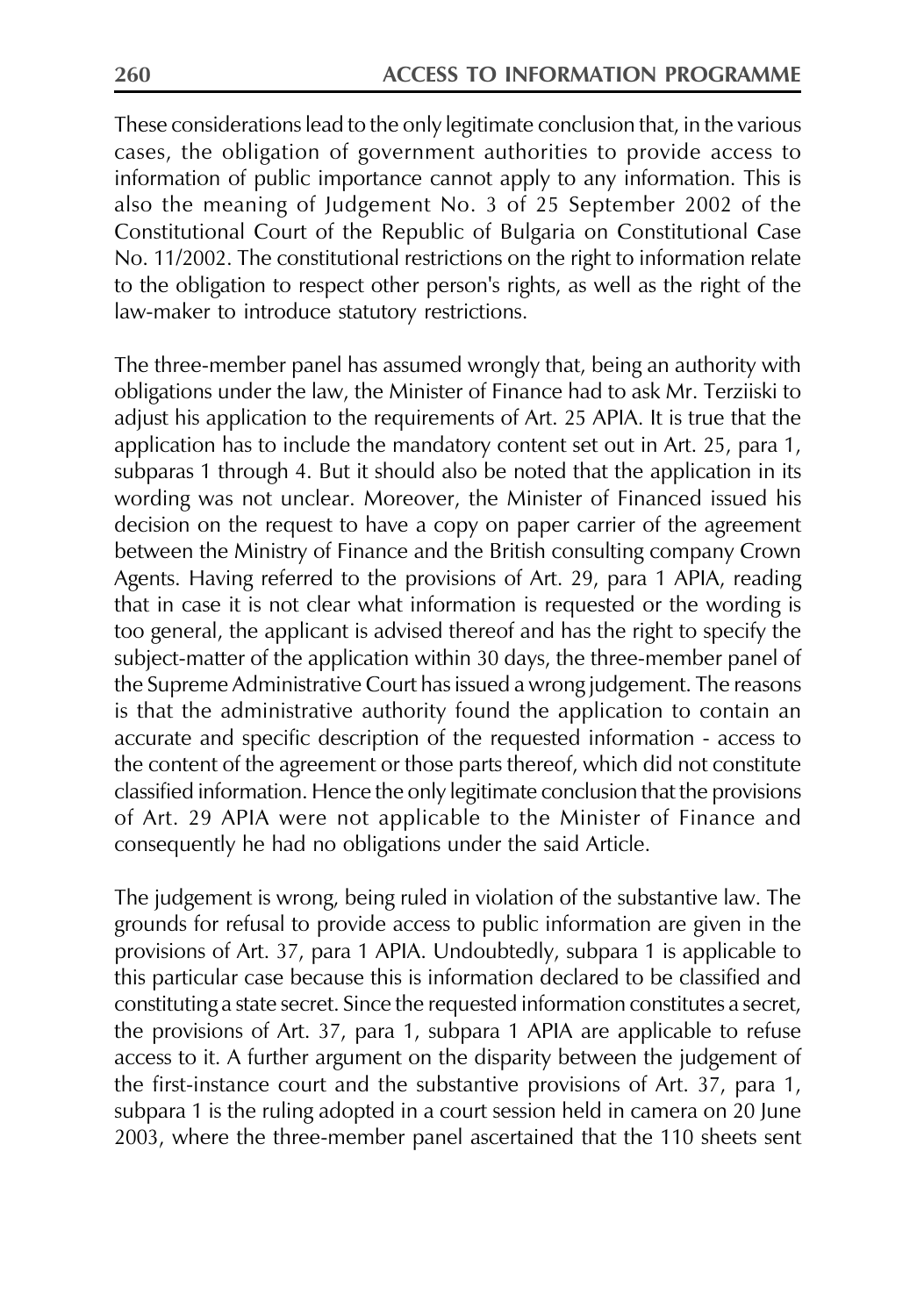These considerations lead to the only legitimate conclusion that, in the various cases, the obligation of government authorities to provide access to information of public importance cannot apply to any information. This is also the meaning of Judgement No. 3 of 25 September 2002 of the Constitutional Court of the Republic of Bulgaria on Constitutional Case No. 11/2002. The constitutional restrictions on the right to information relate to the obligation to respect other person's rights, as well as the right of the law-maker to introduce statutory restrictions.

The three-member panel has assumed wrongly that, being an authority with obligations under the law, the Minister of Finance had to ask Mr. Terziiski to adjust his application to the requirements of Art. 25 APIA. It is true that the application has to include the mandatory content set out in Art. 25, para 1, subparas 1 through 4. But it should also be noted that the application in its wording was not unclear. Moreover, the Minister of Financed issued his decision on the request to have a copy on paper carrier of the agreement between the Ministry of Finance and the British consulting company Crown Agents. Having referred to the provisions of Art. 29, para 1 APIA, reading that in case it is not clear what information is requested or the wording is too general, the applicant is advised thereof and has the right to specify the subject-matter of the application within 30 days, the three-member panel of the Supreme Administrative Court has issued a wrong judgement. The reasons is that the administrative authority found the application to contain an accurate and specific description of the requested information - access to the content of the agreement or those parts thereof, which did not constitute classified information. Hence the only legitimate conclusion that the provisions of Art. 29 APIA were not applicable to the Minister of Finance and consequently he had no obligations under the said Article.

The judgement is wrong, being ruled in violation of the substantive law. The grounds for refusal to provide access to public information are given in the provisions of Art. 37, para 1 APIA. Undoubtedly, subpara 1 is applicable to this particular case because this is information declared to be classified and constituting a state secret. Since the requested information constitutes a secret, the provisions of Art. 37, para 1, subpara 1 APIA are applicable to refuse access to it. A further argument on the disparity between the judgement of the first-instance court and the substantive provisions of Art. 37, para 1, subpara 1 is the ruling adopted in a court session held in camera on 20 June 2003, where the three-member panel ascertained that the 110 sheets sent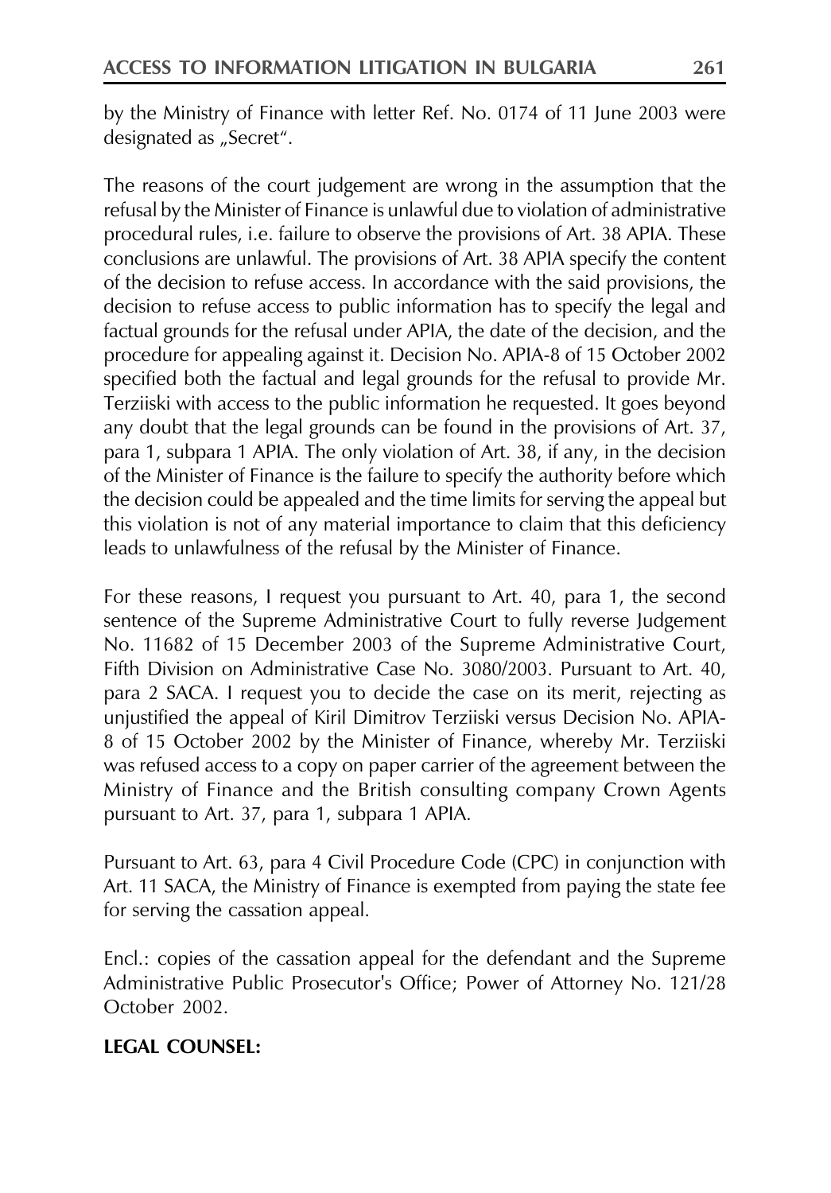by the Ministry of Finance with letter Ref. No. 0174 of 11 June 2003 were designated as „Secret".

The reasons of the court judgement are wrong in the assumption that the refusal by the Minister of Finance is unlawful due to violation of administrative procedural rules, i.e. failure to observe the provisions of Art. 38 APIA. These conclusions are unlawful. The provisions of Art. 38 APIA specify the content of the decision to refuse access. In accordance with the said provisions, the decision to refuse access to public information has to specify the legal and factual grounds for the refusal under APIA, the date of the decision, and the procedure for appealing against it. Decision No. APIA-8 of 15 October 2002 specified both the factual and legal grounds for the refusal to provide Mr. Terziiski with access to the public information he requested. It goes beyond any doubt that the legal grounds can be found in the provisions of Art. 37, para 1, subpara 1 APIA. The only violation of Art. 38, if any, in the decision of the Minister of Finance is the failure to specify the authority before which the decision could be appealed and the time limits for serving the appeal but this violation is not of any material importance to claim that this deficiency leads to unlawfulness of the refusal by the Minister of Finance.

For these reasons, I request you pursuant to Art. 40, para 1, the second sentence of the Supreme Administrative Court to fully reverse Judgement No. 11682 of 15 December 2003 of the Supreme Administrative Court, Fifth Division on Administrative Case No. 3080/2003. Pursuant to Art. 40, para 2 SACA. I request you to decide the case on its merit, rejecting as unjustified the appeal of Kiril Dimitrov Terziiski versus Decision No. APIA-8 of 15 October 2002 by the Minister of Finance, whereby Mr. Terziiski was refused access to a copy on paper carrier of the agreement between the Ministry of Finance and the British consulting company Crown Agents pursuant to Art. 37, para 1, subpara 1 APIA.

Pursuant to Art. 63, para 4 Civil Procedure Code (CPC) in conjunction with Art. 11 SACA, the Ministry of Finance is exempted from paying the state fee for serving the cassation appeal.

Encl.: copies of the cassation appeal for the defendant and the Supreme Administrative Public Prosecutor's Office; Power of Attorney No. 121/28 October 2002.

**LEGAL COUNSEL:**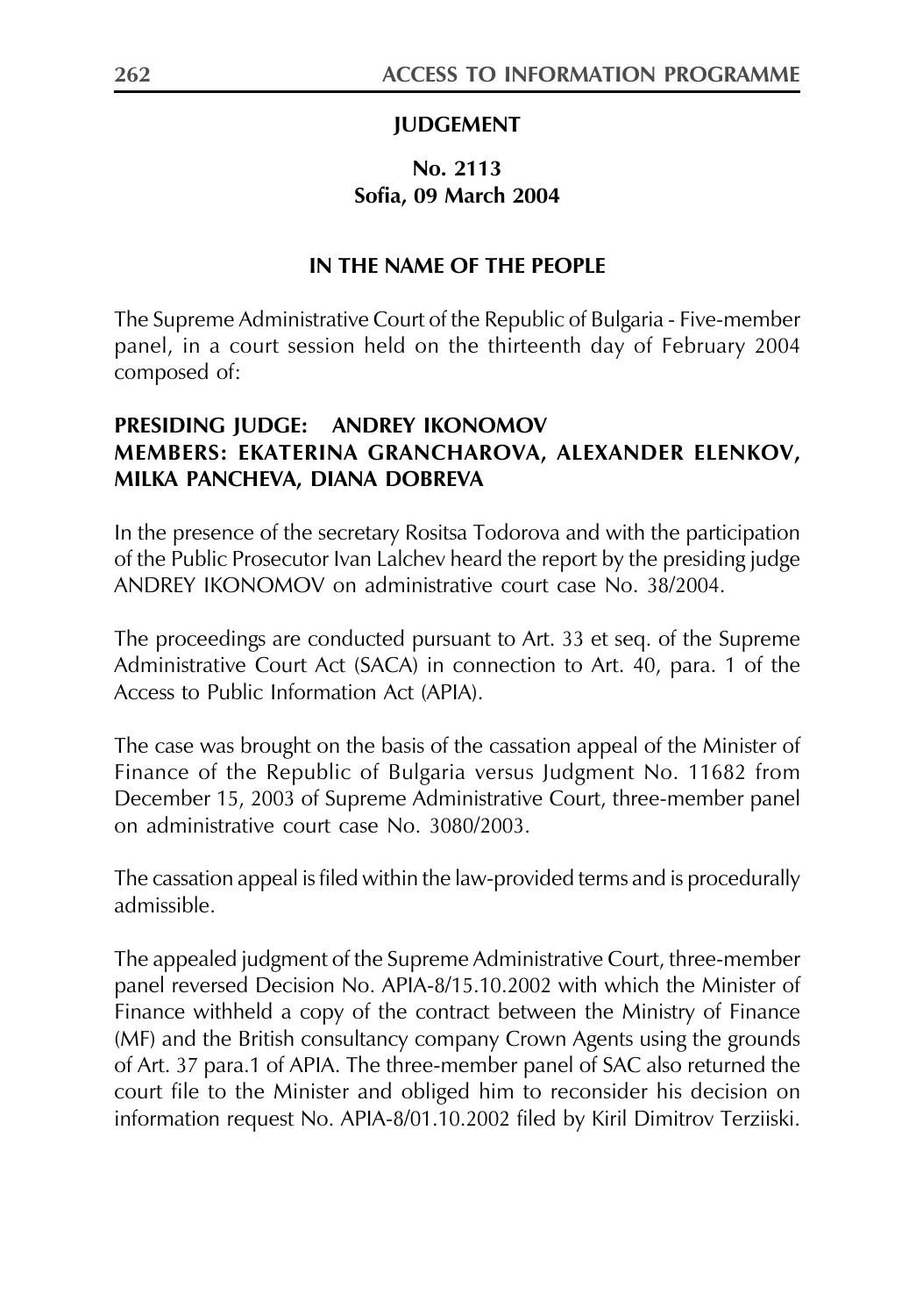**JUDGEMENT**

**No. 2113**
**Sofia, 09 March 2004**

**IN THE NAME OF THE PEOPLE**

The Supreme Administrative Court of the Republic of Bulgaria - Five-member panel, in a court session held on the thirteenth day of February 2004 composed of:

**PRESIDING JUDGE: ANDREY IKONOMOV**
**MEMBERS: EKATERINA GRANCHAROVA, ALEXANDER ELENKOV, MILKA PANCHEVA, DIANA DOBREVA**

In the presence of the secretary Rositsa Todorova and with the participation of the Public Prosecutor Ivan Lalchev heard the report by the presiding judge ANDREY IKONOMOV on administrative court case No. 38/2004.

The proceedings are conducted pursuant to Art. 33 et seq. of the Supreme Administrative Court Act (SACA) in connection to Art. 40, para. 1 of the Access to Public Information Act (APIA).

The case was brought on the basis of the cassation appeal of the Minister of Finance of the Republic of Bulgaria versus Judgment No. 11682 from December 15, 2003 of Supreme Administrative Court, three-member panel on administrative court case No. 3080/2003.

The cassation appeal is filed within the law-provided terms and is procedurally admissible.

The appealed judgment of the Supreme Administrative Court, three-member panel reversed Decision No. APIA-8/15.10.2002 with which the Minister of Finance withheld a copy of the contract between the Ministry of Finance (MF) and the British consultancy company Crown Agents using the grounds of Art. 37 para.1 of APIA. The three-member panel of SAC also returned the court file to the Minister and obliged him to reconsider his decision on information request No. APIA-8/01.10.2002 filed by Kiril Dimitrov Terziiski.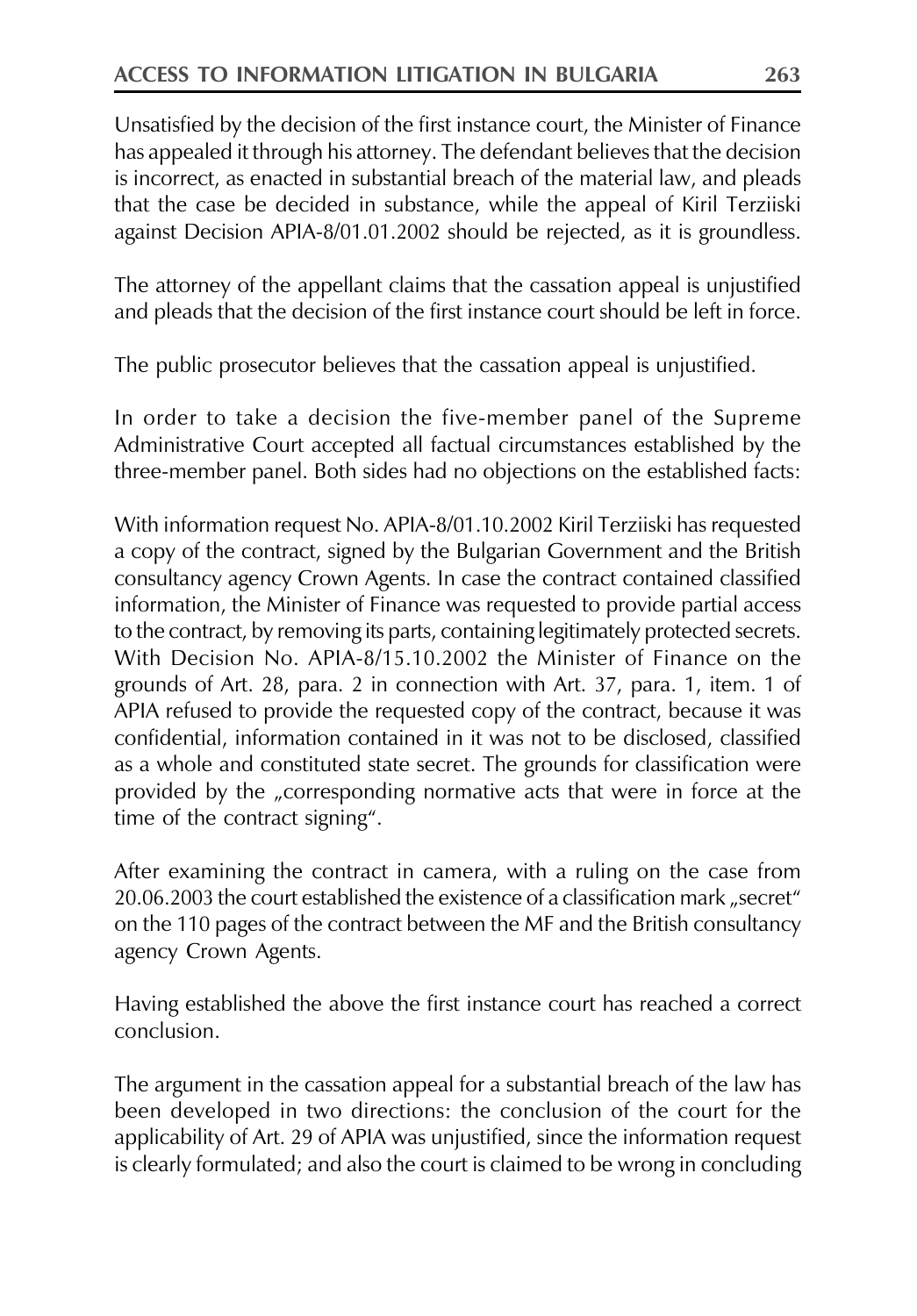Unsatisfied by the decision of the first instance court, the Minister of Finance has appealed it through his attorney. The defendant believes that the decision is incorrect, as enacted in substantial breach of the material law, and pleads that the case be decided in substance, while the appeal of Kiril Terziiski against Decision APIA-8/01.01.2002 should be rejected, as it is groundless.

The attorney of the appellant claims that the cassation appeal is unjustified and pleads that the decision of the first instance court should be left in force.

The public prosecutor believes that the cassation appeal is unjustified.

In order to take a decision the five-member panel of the Supreme Administrative Court accepted all factual circumstances established by the three-member panel. Both sides had no objections on the established facts:

With information request No. APIA-8/01.10.2002 Kiril Terziiski has requested a copy of the contract, signed by the Bulgarian Government and the British consultancy agency Crown Agents. In case the contract contained classified information, the Minister of Finance was requested to provide partial access to the contract, by removing its parts, containing legitimately protected secrets. With Decision No. APIA-8/15.10.2002 the Minister of Finance on the grounds of Art. 28, para. 2 in connection with Art. 37, para. 1, item. 1 of APIA refused to provide the requested copy of the contract, because it was confidential, information contained in it was not to be disclosed, classified as a whole and constituted state secret. The grounds for classification were provided by the „corresponding normative acts that were in force at the time of the contract signing".

After examining the contract in camera, with a ruling on the case from 20.06.2003 the court established the existence of a classification mark „secret" on the 110 pages of the contract between the MF and the British consultancy agency Crown Agents.

Having established the above the first instance court has reached a correct conclusion.

The argument in the cassation appeal for a substantial breach of the law has been developed in two directions: the conclusion of the court for the applicability of Art. 29 of APIA was unjustified, since the information request is clearly formulated; and also the court is claimed to be wrong in concluding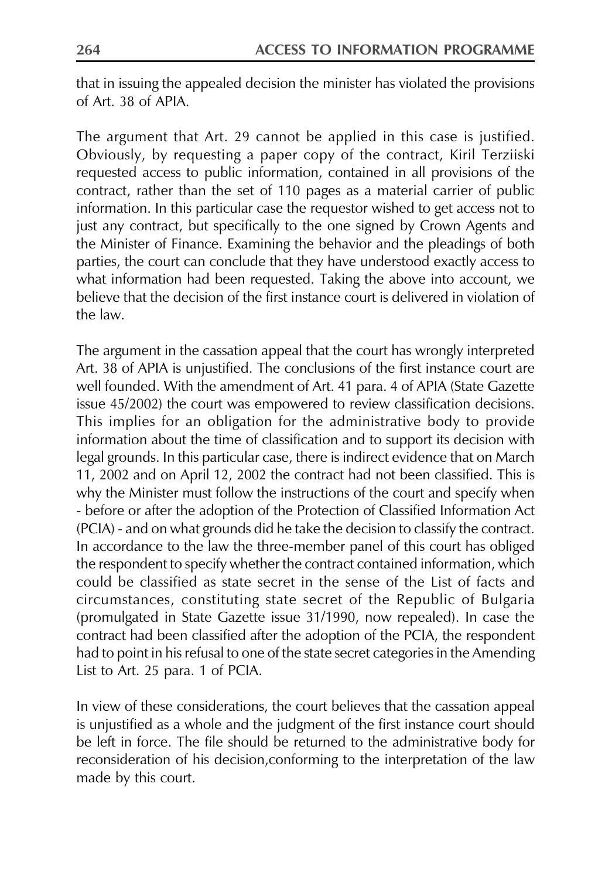that in issuing the appealed decision the minister has violated the provisions of Art. 38 of APIA.

The argument that Art. 29 cannot be applied in this case is justified. Obviously, by requesting a paper copy of the contract, Kiril Terziiski requested access to public information, contained in all provisions of the contract, rather than the set of 110 pages as a material carrier of public information. In this particular case the requestor wished to get access not to just any contract, but specifically to the one signed by Crown Agents and the Minister of Finance. Examining the behavior and the pleadings of both parties, the court can conclude that they have understood exactly access to what information had been requested. Taking the above into account, we believe that the decision of the first instance court is delivered in violation of the law.

The argument in the cassation appeal that the court has wrongly interpreted Art. 38 of APIA is unjustified. The conclusions of the first instance court are well founded. With the amendment of Art. 41 para. 4 of APIA (State Gazette issue 45/2002) the court was empowered to review classification decisions. This implies for an obligation for the administrative body to provide information about the time of classification and to support its decision with legal grounds. In this particular case, there is indirect evidence that on March 11, 2002 and on April 12, 2002 the contract had not been classified. This is why the Minister must follow the instructions of the court and specify when - before or after the adoption of the Protection of Classified Information Act (PCIA) - and on what grounds did he take the decision to classify the contract. In accordance to the law the three-member panel of this court has obliged the respondent to specify whether the contract contained information, which could be classified as state secret in the sense of the List of facts and circumstances, constituting state secret of the Republic of Bulgaria (promulgated in State Gazette issue 31/1990, now repealed). In case the contract had been classified after the adoption of the PCIA, the respondent had to point in his refusal to one of the state secret categories in the Amending List to Art. 25 para. 1 of PCIA.

In view of these considerations, the court believes that the cassation appeal is unjustified as a whole and the judgment of the first instance court should be left in force. The file should be returned to the administrative body for reconsideration of his decision,conforming to the interpretation of the law made by this court.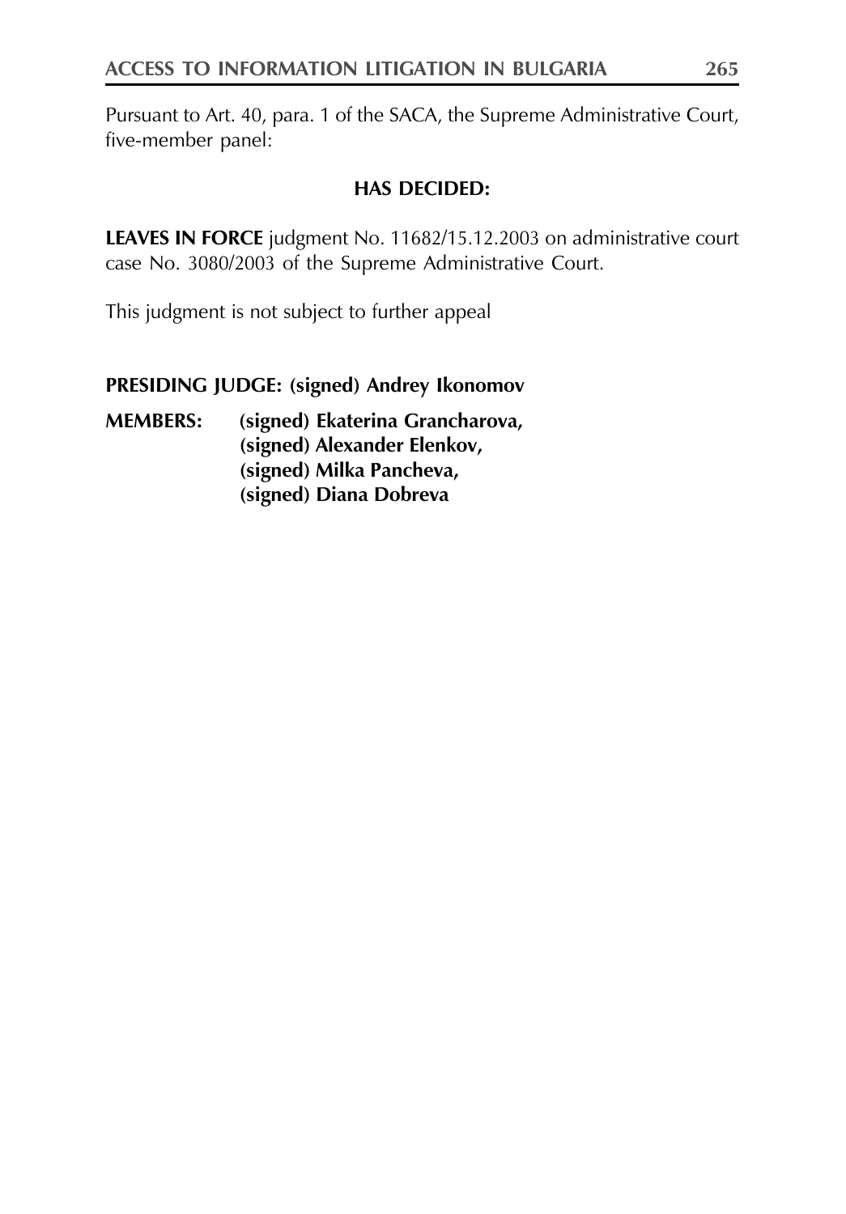Pursuant to Art. 40, para. 1 of the SACA, the Supreme Administrative Court, five-member panel:

**HAS DECIDED:**

**LEAVES IN FORCE** judgment No. 11682/15.12.2003 on administrative court case No. 3080/2003 of the Supreme Administrative Court.

This judgment is not subject to further appeal

**PRESIDING JUDGE: (signed) Andrey Ikonomov**

**MEMBERS: (signed) Ekaterina Grancharova,**
**(signed) Alexander Elenkov,**
**(signed) Milka Pancheva,**
**(signed) Diana Dobreva**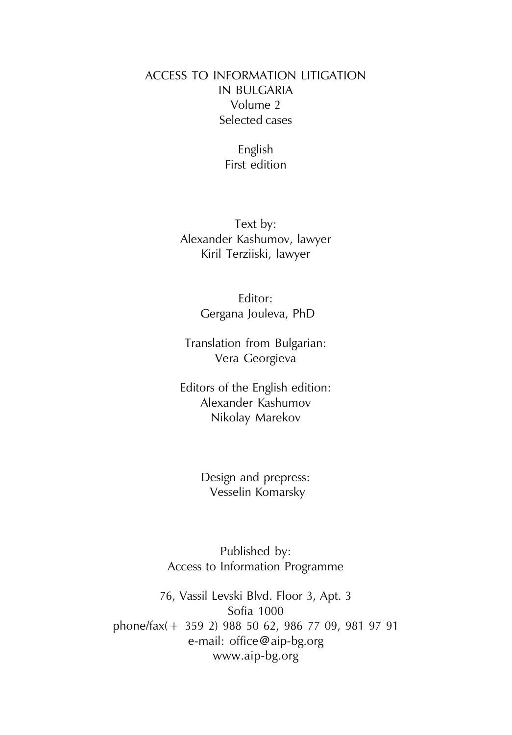ACCESS TO INFORMATION LITIGATION
IN BULGARIA
Volume 2
Selected cases

English
First edition

Text by:
Alexander Kashumov, lawyer
Kiril Terziiski, lawyer

Editor:
Gergana Jouleva, PhD

Translation from Bulgarian:
Vera Georgieva

Editors of the English edition:
Alexander Kashumov
Nikolay Marekov

Design and prepress:
Vesselin Komarsky

Published by:
Access to Information Programme

76, Vassil Levski Blvd. Floor 3, Apt. 3
Sofia 1000
phone/fax(+ 359 2) 988 50 62, 986 77 09, 981 97 91
e-mail: office@aip-bg.org
www.aip-bg.org